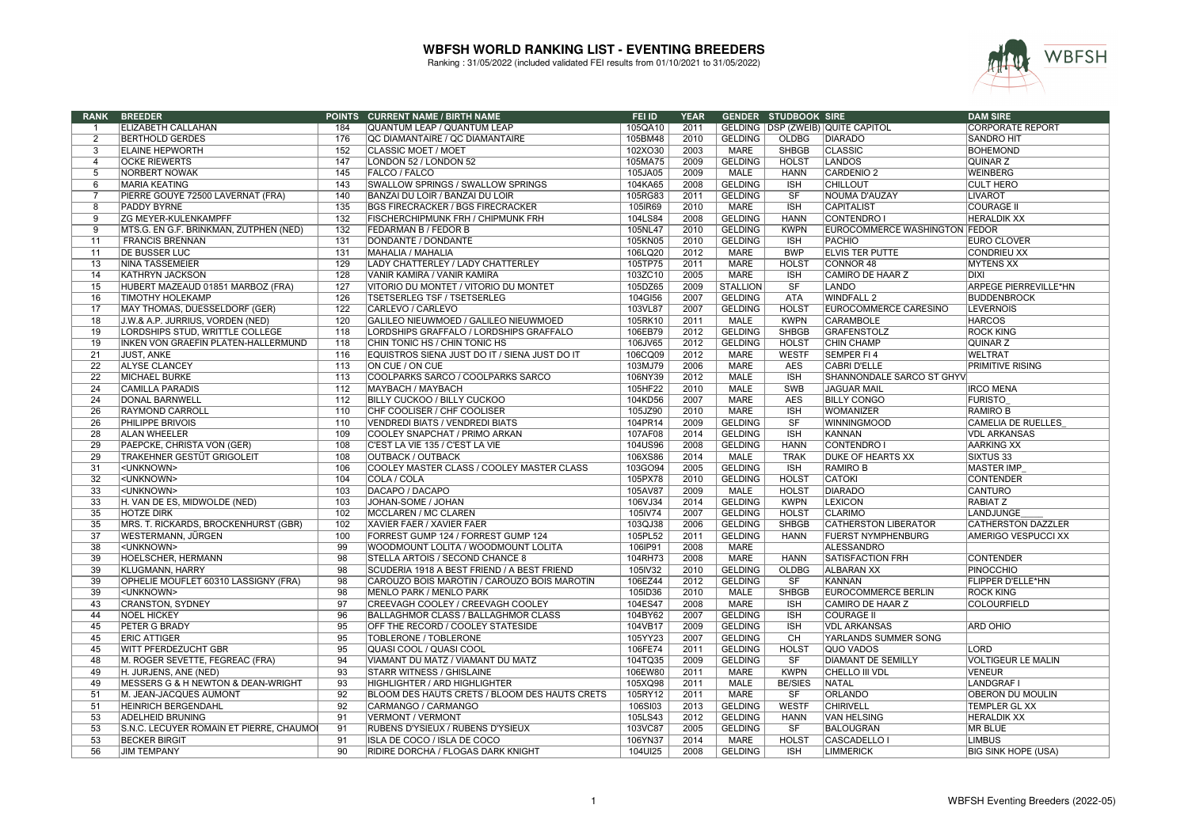# WBFSH WORLD RANKING LIST - EVENTING BREEDERS

Ranking : 31/05/2022 (included validated FEI results from 01/10/2021 to 31/05/2022)

| RANK | BREEDER | POINTS | CURRENT NAME / BIRTH NAME | FEI ID | YEAR | GENDER | STUDBOOK | SIRE | DAM SIRE |
|---|---|---|---|---|---|---|---|---|---|
| 1 | ELIZABETH CALLAHAN | 184 | QUANTUM LEAP / QUANTUM LEAP | 105QA10 | 2011 | GELDING | DSP (ZWEIB) | QUITE CAPITOL | CORPORATE REPORT |
| 2 | BERTHOLD GERDES | 176 | QC DIAMANTAIRE / QC DIAMANTAIRE | 105BM48 | 2010 | GELDING | OLDBG | DIARADO | SANDRO HIT |
| 3 | ELAINE HEPWORTH | 152 | CLASSIC MOET / MOET | 102XO30 | 2003 | MARE | SHBGB | CLASSIC | BOHEMOND |
| 4 | OCKE RIEWERTS | 147 | LONDON 52 / LONDON 52 | 105MA75 | 2009 | GELDING | HOLST | LANDOS | QUINAR Z |
| 5 | NORBERT NOWAK | 145 | FALCO / FALCO | 105JA05 | 2009 | MALE | HANN | CARDENIO 2 | WEINBERG |
| 6 | MARIA KEATING | 143 | SWALLOW SPRINGS / SWALLOW SPRINGS | 104KA65 | 2008 | GELDING | ISH | CHILLOUT | CULT HERO |
| 7 | PIERRE GOUYE 72500 LAVERNAT (FRA) | 140 | BANZAI DU LOIR / BANZAI DU LOIR | 105RG83 | 2011 | GELDING | SF | NOUMA D'AUZAY | LIVAROT |
| 8 | PADDY BYRNE | 135 | BGS FIRECRACKER / BGS FIRECRACKER | 105IR69 | 2010 | MARE | ISH | CAPITALIST | COURAGE II |
| 9 | ZG MEYER-KULENKAMPFF | 132 | FISCHERCHIPMUNK FRH / CHIPMUNK FRH | 104LS84 | 2008 | GELDING | HANN | CONTENDRO I | HERALDIK XX |
| 9 | MTS.G. EN G.F. BRINKMAN, ZUTPHEN (NED) | 132 | FEDARMAN B / FEDOR B | 105NL47 | 2010 | GELDING | KWPN | EUROCOMMERCE WASHINGTON | FEDOR |
| 11 | FRANCIS BRENNAN | 131 | DONDANTE / DONDANTE | 105KN05 | 2010 | GELDING | ISH | PACHIO | EURO CLOVER |
| 11 | DE BUSSER LUC | 131 | MAHALIA / MAHALIA | 106LQ20 | 2012 | MARE | BWP | ELVIS TER PUTTE | CONDRIEU XX |
| 13 | NINA TASSEMEIER | 129 | LADY CHATTERLEY / LADY CHATTERLEY | 105TP75 | 2011 | MARE | HOLST | CONNOR 48 | MYTENS XX |
| 14 | KATHRYN JACKSON | 128 | VANIR KAMIRA / VANIR KAMIRA | 103ZC10 | 2005 | MARE | ISH | CAMIRO DE HAAR Z | DIXI |
| 15 | HUBERT MAZEAUD 01851 MARBOZ (FRA) | 127 | VITORIO DU MONTET / VITORIO DU MONTET | 105DZ65 | 2009 | STALLION | SF | LANDO | ARPEGE PIERREVILLE*HN |
| 16 | TIMOTHY HOLEKAMP | 126 | TSETSERLEG TSF / TSETSERLEG | 104GI56 | 2007 | GELDING | ATA | WINDFALL 2 | BUDDENBROCK |
| 17 | MAY THOMAS, DUESSELDORF (GER) | 122 | CARLEVO / CARLEVO | 103VL87 | 2007 | GELDING | HOLST | EUROCOMMERCE CARESINO | LEVERNOIS |
| 18 | J.W.& A.P. JURRIUS, VORDEN (NED) | 120 | GALILEO NIEUWMOED / GALILEO NIEUWMOED | 105RK10 | 2011 | MALE | KWPN | CARAMBOLE | HARCOS |
| 19 | LORDSHIPS STUD, WRITTLE COLLEGE | 118 | LORDSHIPS GRAFFALO / LORDSHIPS GRAFFALO | 106EB79 | 2012 | GELDING | SHBGB | GRAFENSTOLZ | ROCK KING |
| 19 | INKEN VON GRAEFIN PLATEN-HALLERMUND | 118 | CHIN TONIC HS / CHIN TONIC HS | 106JV65 | 2012 | GELDING | HOLST | CHIN CHAMP | QUINAR Z |
| 21 | JUST, ANKE | 116 | EQUISTROS SIENA JUST DO IT / SIENA JUST DO IT | 106CQ09 | 2012 | MARE | WESTF | SEMPER FI 4 | WELTRAT |
| 22 | ALYSE CLANCEY | 113 | ON CUE / ON CUE | 103MJ79 | 2006 | MARE | AES | CABRI D'ELLE | PRIMITIVE RISING |
| 22 | MICHAEL BURKE | 113 | COOLPARKS SARCO / COOLPARKS SARCO | 106NY39 | 2012 | MALE | ISH | SHANNONDALE SARCO ST GHYV | |
| 24 | CAMILLA PARADIS | 112 | MAYBACH / MAYBACH | 105HF22 | 2010 | MALE | SWB | JAGUAR MAIL | IRCO MENA |
| 24 | DONAL BARNWELL | 112 | BILLY CUCKOO / BILLY CUCKOO | 104KD56 | 2007 | MARE | AES | BILLY CONGO | FURISTO_ |
| 26 | RAYMOND CARROLL | 110 | CHF COOLISER / CHF COOLISER | 105JZ90 | 2010 | MARE | ISH | WOMANIZER | RAMIRO B |
| 26 | PHILIPPE BRIVOIS | 110 | VENDREDI BIATS / VENDREDI BIATS | 104PR14 | 2009 | GELDING | SF | WINNINGMOOD | CAMELIA DE RUELLES_ |
| 28 | ALAN WHEELER | 109 | COOLEY SNAPCHAT / PRIMO ARKAN | 107AF08 | 2014 | GELDING | ISH | KANNAN | VDL ARKANSAS |
| 29 | PAEPCKE, CHRISTA VON (GER) | 108 | C'EST LA VIE 135 / C'EST LA VIE | 104US96 | 2008 | GELDING | HANN | CONTENDRO I | AARKING XX |
| 29 | TRAKEHNER GESTÜT GRIGOLEIT | 108 | OUTBACK / OUTBACK | 106XS86 | 2014 | MALE | TRAK | DUKE OF HEARTS XX | SIXTUS 33 |
| 31 | <UNKNOWN> | 106 | COOLEY MASTER CLASS / COOLEY MASTER CLASS | 103GO94 | 2005 | GELDING | ISH | RAMIRO B | MASTER IMP_ |
| 32 | <UNKNOWN> | 104 | COLA / COLA | 105PX78 | 2010 | GELDING | HOLST | CATOKI | CONTENDER |
| 33 | <UNKNOWN> | 103 | DACAPO / DACAPO | 105AV87 | 2009 | MALE | HOLST | DIARADO | CANTURO |
| 33 | H. VAN DE ES, MIDWOLDE (NED) | 103 | JOHAN-SOME / JOHAN | 106VJ34 | 2014 | GELDING | KWPN | LEXICON | RABIAT Z |
| 35 | HOTZE DIRK | 102 | MCCLAREN / MC CLAREN | 105IV74 | 2007 | GELDING | HOLST | CLARIMO | LANDJUNGE____ |
| 35 | MRS. T. RICKARDS, BROCKENHURST (GBR) | 102 | XAVIER FAER / XAVIER FAER | 103QJ38 | 2006 | GELDING | SHBGB | CATHERSTON LIBERATOR | CATHERSTON DAZZLER |
| 37 | WESTERMANN, JÜRGEN | 100 | FORREST GUMP 124 / FORREST GUMP 124 | 105PL52 | 2011 | GELDING | HANN | FUERST NYMPHENBURG | AMERIGO VESPUCCI XX |
| 38 | <UNKNOWN> | 99 | WOODMOUNT LOLITA / WOODMOUNT LOLITA | 106IP91 | 2008 | MARE | | ALESSANDRO | |
| 39 | HOELSCHER, HERMANN | 98 | STELLA ARTOIS / SECOND CHANCE 8 | 104RH73 | 2008 | MARE | HANN | SATISFACTION FRH | CONTENDER |
| 39 | KLUGMANN, HARRY | 98 | SCUDERIA 1918 A BEST FRIEND / A BEST FRIEND | 105IV32 | 2010 | GELDING | OLDBG | ALBARAN XX | PINOCCHIO |
| 39 | OPHELIE MOUFLET 60310 LASSIGNY (FRA) | 98 | CAROUZO BOIS MAROTIN / CAROUZO BOIS MAROTIN | 106EZ44 | 2012 | GELDING | SF | KANNAN | FLIPPER D'ELLE*HN |
| 39 | <UNKNOWN> | 98 | MENLO PARK / MENLO PARK | 105ID36 | 2010 | MALE | SHBGB | EUROCOMMERCE BERLIN | ROCK KING |
| 43 | CRANSTON, SYDNEY | 97 | CREEVAGH COOLEY / CREEVAGH COOLEY | 104ES47 | 2008 | MARE | ISH | CAMIRO DE HAAR Z | COLOURFIELD |
| 44 | NOEL HICKEY | 96 | BALLAGHMOR CLASS / BALLAGHMOR CLASS | 104BY62 | 2007 | GELDING | ISH | COURAGE II | |
| 45 | PETER G BRADY | 95 | OFF THE RECORD / COOLEY STATESIDE | 104VB17 | 2009 | GELDING | ISH | VDL ARKANSAS | ARD OHIO |
| 45 | ERIC ATTIGER | 95 | TOBLERONE / TOBLERONE | 105YY23 | 2007 | GELDING | CH | YARLANDS SUMMER SONG | |
| 45 | WITT PFERDEZUCHT GBR | 95 | QUASI COOL / QUASI COOL | 106FE74 | 2011 | GELDING | HOLST | QUO VADOS | LORD |
| 48 | M. ROGER SEVETTE, FEGREAC (FRA) | 94 | VIAMANT DU MATZ / VIAMANT DU MATZ | 104TQ35 | 2009 | GELDING | SF | DIAMANT DE SEMILLY | VOLTIGEUR LE MALIN |
| 49 | H. JURJENS, ANE (NED) | 93 | STARR WITNESS / GHISLAINE | 106EW80 | 2011 | MARE | KWPN | CHELLO III VDL | VENEUR |
| 49 | MESSERS G & H NEWTON & DEAN-WRIGHT | 93 | HIGHLIGHTER / ARD HIGHLIGHTER | 105XQ98 | 2011 | MALE | BE/SIES | NATAL | LANDGRAF I |
| 51 | M. JEAN-JACQUES AUMONT | 92 | BLOOM DES HAUTS CRETS / BLOOM DES HAUTS CRETS | 105RY12 | 2011 | MARE | SF | ORLANDO | OBERON DU MOULIN |
| 51 | HEINRICH BERGENDAHL | 92 | CARMANGO / CARMANGO | 106SI03 | 2013 | GELDING | WESTF | CHIRIVELL | TEMPLER GL XX |
| 53 | ADELHEID BRUNING | 91 | VERMONT / VERMONT | 105LS43 | 2012 | GELDING | HANN | VAN HELSING | HERALDIK XX |
| 53 | S.N.C. LECUYER ROMAIN ET PIERRE, CHAUMOI | 91 | RUBENS D'YSIEUX / RUBENS D'YSIEUX | 103VC87 | 2005 | GELDING | SF | BALOUGRAN | MR BLUE |
| 53 | BECKER BIRGIT | 91 | ISLA DE COCO / ISLA DE COCO | 106YN37 | 2014 | MARE | HOLST | CASCADELLO I | LIMBUS |
| 56 | JIM TEMPANY | 90 | RIDIRE DORCHA / FLOGAS DARK KNIGHT | 104UI25 | 2008 | GELDING | ISH | LIMMERICK | BIG SINK HOPE (USA) |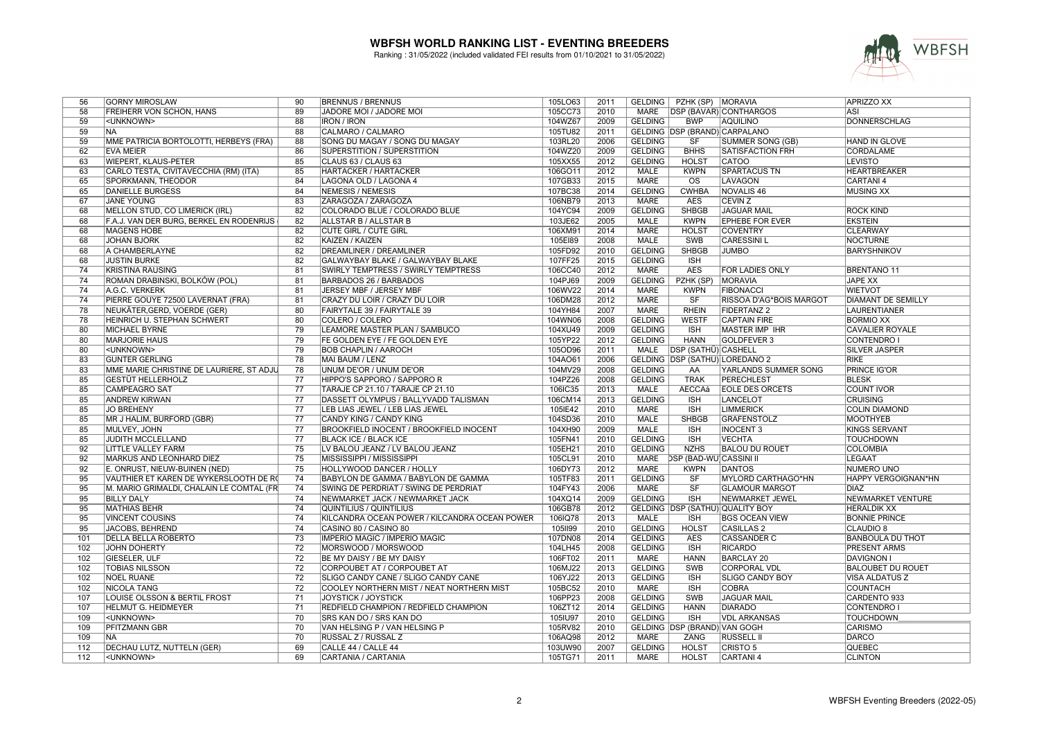# WBFSH WORLD RANKING LIST - EVENTING BREEDERS

Ranking : 31/05/2022 (included validated FEI results from 01/10/2021 to 31/05/2022)

| | | | | | | | | | |
|---|---|---|---|---|---|---|---|---|---|
| 56 | GORNY MIROSLAW | 90 | BRENNUS / BRENNUS | 105LO63 | 2011 | GELDING | PZHK (SP) | MORAVIA | APRIZZO XX |
| 58 | FREIHERR VON SCHON, HANS | 89 | JADORE MOI / JADORE MOI | 105CC73 | 2010 | MARE | DSP (BAVAR) | CONTHARGOS | ASI |
| 59 | <UNKNOWN> | 88 | IRON / IRON | 104WZ67 | 2009 | GELDING | BWP | AQUILINO | DONNERSCHLAG |
| 59 | NA | 88 | CALMARO / CALMARO | 105TU82 | 2011 | GELDING | DSP (BRAND) | CARPALANO | |
| 59 | MME PATRICIA BORTOLOTTI, HERBEYS (FRA) | 88 | SONG DU MAGAY / SONG DU MAGAY | 103RL20 | 2006 | GELDING | SF | SUMMER SONG (GB) | HAND IN GLOVE |
| 62 | EVA MEIER | 86 | SUPERSTITION / SUPERSTITION | 104WZ20 | 2009 | GELDING | BHHS | SATISFACTION FRH | CORDALAME |
| 63 | WIEPERT, KLAUS-PETER | 85 | CLAUS 63 / CLAUS 63 | 105XX55 | 2012 | GELDING | HOLST | CATOO | LEVISTO |
| 63 | CARLO TESTA, CIVITAVECCHIA (RM) (ITA) | 85 | HARTACKER / HARTACKER | 106GO11 | 2012 | MALE | KWPN | SPARTACUS TN | HEARTBREAKER |
| 65 | SPORKMANN, THEODOR | 84 | LAGONA OLD / LAGONA 4 | 107GB33 | 2015 | MARE | OS | LAVAGON | CARTANI 4 |
| 65 | DANIELLE BURGESS | 84 | NEMESIS / NEMESIS | 107BC38 | 2014 | GELDING | CWHBA | NOVALIS 46 | MUSING XX |
| 67 | JANE YOUNG | 83 | ZARAGOZA / ZARAGOZA | 106NB79 | 2013 | MARE | AES | CEVIN Z | |
| 68 | MELLON STUD, CO LIMERICK (IRL) | 82 | COLORADO BLUE / COLORADO BLUE | 104YC94 | 2009 | GELDING | SHBGB | JAGUAR MAIL | ROCK KIND |
| 68 | F.A.J. VAN DER BURG, BERKEL EN RODENRIJS | 82 | ALLSTAR B / ALLSTAR B | 103JE62 | 2005 | MALE | KWPN | EPHEBE FOR EVER | EKSTEIN |
| 68 | MAGENS HOBE | 82 | CUTE GIRL / CUTE GIRL | 106XM91 | 2014 | MARE | HOLST | COVENTRY | CLEARWAY |
| 68 | JOHAN BJORK | 82 | KAIZEN / KAIZEN | 105EI89 | 2008 | MALE | SWB | CARESSINI L | NOCTURNE |
| 68 | A CHAMBERLAYNE | 82 | DREAMLINER / DREAMLINER | 105FD92 | 2010 | GELDING | SHBGB | JUMBO | BARYSHNIKOV |
| 68 | JUSTIN BURKE | 82 | GALWAYBAY BLAKE / GALWAYBAY BLAKE | 107FF25 | 2015 | GELDING | ISH | | |
| 74 | KRISTINA RAUSING | 81 | SWIRLY TEMPTRESS / SWIRLY TEMPTRESS | 106CC40 | 2012 | MARE | AES | FOR LADIES ONLY | BRENTANO 11 |
| 74 | ROMAN DRABINSKI, BOLKÓW (POL) | 81 | BARBADOS 26 / BARBADOS | 104PJ69 | 2009 | GELDING | PZHK (SP) | MORAVIA | JAPE XX |
| 74 | A.G.C. VERKERK | 81 | JERSEY MBF / JERSEY MBF | 106WV22 | 2014 | MARE | KWPN | FIBONACCI | WIETVOT |
| 74 | PIERRE GOUYE 72500 LAVERNAT (FRA) | 81 | CRAZY DU LOIR / CRAZY DU LOIR | 106DM28 | 2012 | MARE | SF | RISSOA D'AG*BOIS MARGOT | DIAMANT DE SEMILLY |
| 78 | NEUKÄTER,GERD, VOERDE (GER) | 80 | FAIRYTALE 39 / FAIRYTALE 39 | 104YH84 | 2007 | MARE | RHEIN | FIDERTANZ 2 | LAURENTIANER |
| 78 | HEINRICH U. STEPHAN SCHWERT | 80 | COLERO / COLERO | 104WN06 | 2008 | GELDING | WESTF | CAPTAIN FIRE | BORMIO XX |
| 80 | MICHAEL BYRNE | 79 | LEAMORE MASTER PLAN / SAMBUCO | 104XU49 | 2009 | GELDING | ISH | MASTER IMP IHR | CAVALIER ROYALE |
| 80 | MARJORIE HAUS | 79 | FE GOLDEN EYE / FE GOLDEN EYE | 105YP22 | 2012 | GELDING | HANN | GOLDFEVER 3 | CONTENDRO I |
| 80 | <UNKNOWN> | 79 | BOB CHAPLIN / AAROCH | 105OD96 | 2011 | MALE | DSP (SATHÜ) | CASHELL | SILVER JASPER |
| 83 | GUNTER GERLING | 78 | MAI BAUM / LENZ | 104AO61 | 2006 | GELDING | DSP (SATHÜ) | LOREDANO 2 | RIKE |
| 83 | MME MARIE CHRISTINE DE LAURIERE, ST ADJU | 78 | UNUM DE'OR / UNUM DE'OR | 104MV29 | 2008 | GELDING | AA | YARLANDS SUMMER SONG | PRINCE IG'OR |
| 85 | GESTÜT HELLERHOLZ | 77 | HIPPO'S SAPPORO / SAPPORO R | 104PZ26 | 2008 | GELDING | TRAK | PERECHLEST | BLESK |
| 85 | CAMPEAGRO SAT | 77 | TARAJE CP 21.10 / TARAJE CP 21.10 | 106IC35 | 2013 | MALE | AECCAá | EOLE DES ORCETS | COUNT IVOR |
| 85 | ANDREW KIRWAN | 77 | DASSETT OLYMPUS / BALLYVADD TALISMAN | 106CM14 | 2013 | GELDING | ISH | LANCELOT | CRUISING |
| 85 | JO BREHENY | 77 | LEB LIAS JEWEL / LEB LIAS JEWEL | 105IE42 | 2010 | MARE | ISH | LIMMERICK | COLIN DIAMOND |
| 85 | MR J HALIM, BURFORD (GBR) | 77 | CANDY KING / CANDY KING | 104SD36 | 2010 | MALE | SHBGB | GRAFENSTOLZ | MOOTHYEB |
| 85 | MULVEY, JOHN | 77 | BROOKFIELD INOCENT / BROOKFIELD INOCENT | 104XH90 | 2009 | MALE | ISH | INOCENT 3 | KINGS SERVANT |
| 85 | JUDITH MCCLELLAND | 77 | BLACK ICE / BLACK ICE | 105FN41 | 2010 | GELDING | ISH | VECHTA | TOUCHDOWN |
| 92 | LITTLE VALLEY FARM | 75 | LV BALOU JEANZ / LV BALOU JEANZ | 105EH21 | 2010 | GELDING | NZHS | BALOU DU ROUET | COLOMBIA |
| 92 | MARKUS AND LEONHARD DIEZ | 75 | MISSISSIPPI / MISSISSIPPI | 105CL91 | 2010 | MARE | DSP (BAD-WU | CASSINI II | LEGAAT |
| 92 | E. ONRUST, NIEUW-BUINEN (NED) | 75 | HOLLYWOOD DANCER / HOLLY | 106DY73 | 2012 | MARE | KWPN | DANTOS | NUMERO UNO |
| 95 | VAUTHIER ET KAREN DE WYKERSLOOTH DE R( | 74 | BABYLON DE GAMMA / BABYLON DE GAMMA | 105TF83 | 2011 | GELDING | SF | MYLORD CARTHAGO*HN | HAPPY VERGOIGNAN*HN |
| 95 | M. MARIO GRIMALDI, CHALAIN LE COMTAL (FR | 74 | SWING DE PERDRIAT / SWING DE PERDRIAT | 104FY43 | 2006 | MARE | SF | GLAMOUR MARGOT | DIAZ |
| 95 | BILLY DALY | 74 | NEWMARKET JACK / NEWMARKET JACK | 104XQ14 | 2009 | GELDING | ISH | NEWMARKET JEWEL | NEWMARKET VENTURE |
| 95 | MATHIAS BEHR | 74 | QUINTILIUS / QUINTILIUS | 106GB78 | 2012 | GELDING | DSP (SATHÜ) | QUALITY BOY | HERALDIK XX |
| 95 | VINCENT COUSINS | 74 | KILCANDRA OCEAN POWER / KILCANDRA OCEAN POWER | 106IQ78 | 2013 | MALE | ISH | BGS OCEAN VIEW | BONNIE PRINCE |
| 95 | JACOBS, BEHREND | 74 | CASINO 80 / CASINO 80 | 105II99 | 2010 | GELDING | HOLST | CASILLAS 2 | CLAUDIO 8 |
| 101 | DELLA BELLA ROBERTO | 73 | IMPERIO MAGIC / IMPERIO MAGIC | 107DN08 | 2014 | GELDING | AES | CASSANDER C | BANBOULA DU THOT |
| 102 | JOHN DOHERTY | 72 | MORSWOOD / MORSWOOD | 104LH45 | 2008 | GELDING | ISH | RICARDO | PRESENT ARMS |
| 102 | GIESELER, ULF | 72 | BE MY DAISY / BE MY DAISY | 106FT02 | 2011 | MARE | HANN | BARCLAY 20 | DAVIGNON I |
| 102 | TOBIAS NILSSON | 72 | CORPOUBET AT / CORPOUBET AT | 106MJ22 | 2013 | GELDING | SWB | CORPORAL VDL | BALOUBET DU ROUET |
| 102 | NOEL RUANE | 72 | SLIGO CANDY CANE / SLIGO CANDY CANE | 106YJ22 | 2013 | GELDING | ISH | SLIGO CANDY BOY | VISA ALDATUS Z |
| 102 | NICOLA TANG | 72 | COOLEY NORTHERN MIST / NEAT NORTHERN MIST | 105BC52 | 2010 | MARE | ISH | COBRA | COUNTACH |
| 107 | LOUISE OLSSON & BERTIL FROST | 71 | JOYSTICK / JOYSTICK | 106PP23 | 2008 | GELDING | SWB | JAGUAR MAIL | CARDENTO 933 |
| 107 | HELMUT G. HEIDMEYER | 71 | REDFIELD CHAMPION / REDFIELD CHAMPION | 106ZT12 | 2014 | GELDING | HANN | DIARADO | CONTENDRO I |
| 109 | <UNKNOWN> | 70 | SRS KAN DO / SRS KAN DO | 105IU97 | 2010 | GELDING | ISH | VDL ARKANSAS | TOUCHDOWN |
| 109 | PFITZMANN GBR | 70 | VAN HELSING P / VAN HELSING P | 105RV82 | 2010 | GELDING | DSP (BRAND) | VAN GOGH | CARISMO |
| 109 | NA | 70 | RUSSAL Z / RUSSAL Z | 106AQ98 | 2012 | MARE | ZANG | RUSSELL II | DARCO |
| 112 | DECHAU LUTZ, NUTTELN (GER) | 69 | CALLE 44 / CALLE 44 | 103UW90 | 2007 | GELDING | HOLST | CRISTO 5 | QUEBEC |
| 112 | <UNKNOWN> | 69 | CARTANIA / CARTANIA | 105TG71 | 2011 | MARE | HOLST | CARTANI 4 | CLINTON |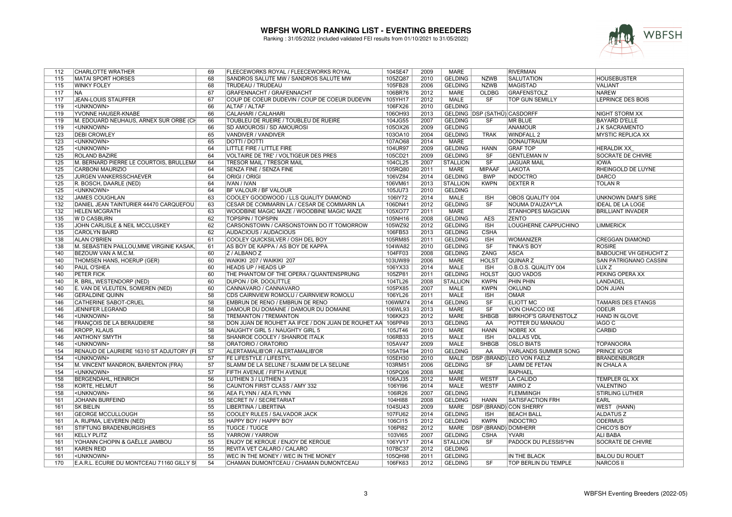# WBFSH WORLD RANKING LIST - EVENTING BREEDERS

Ranking : 31/05/2022 (included validated FEI results from 01/10/2021 to 31/05/2022)

| | | | | | | | | | |
|---|---|---|---|---|---|---|---|---|---|
| 112 | CHARLOTTE WRATHER | 69 | FLEECEWORKS ROYAL / FLEECEWORKS ROYAL | 104SE47 | 2009 | MARE | | RIVERMAN | |
| 115 | MATAI SPORT HORSES | 68 | SANDROS SALUTE MW / SANDROS SALUTE MW | 105ZQ87 | 2010 | GELDING | NZWB | SALUTATION | HOUSEBUSTER |
| 115 | WINKY FOLEY | 68 | TRUDEAU / TRUDEAU | 105FB28 | 2006 | GELDING | NZWB | MAGISTAD | VALIANT |
| 117 | NA | 67 | GRAFENNACHT / GRAFENNACHT | 106BR76 | 2012 | MARE | OLDBG | GRAFENSTOLZ | NAREW |
| 117 | JEAN-LOUIS STAUFFER | 67 | COUP DE COEUR DUDEVIN / COUP DE COEUR DUDEVIN | 105YH17 | 2012 | MALE | SF | TOP GUN SEMILLY | LEPRINCE DES BOIS |
| 119 | <UNKNOWN> | 66 | ALTAF / ALTAF | 106FX26 | 2010 | GELDING | | | |
| 119 | YVONNE HAUßER-KNABE | 66 | CALAHARI / CALAHARI | 106OH93 | 2013 | GELDING | DSP (SATHÜ) | CASDORFF | NIGHT STORM XX |
| 119 | M. EDOUARD NEUHAUS, ARNEX SUR ORBE (CH | 66 | TOUBLEU DE RUEIRE / TOUBLEU DE RUEIRE | 104JG55 | 2007 | GELDING | SF | MR BLUE | BAYARD D'ELLE |
| 119 | <UNKNOWN> | 66 | SD AMOUROSI / SD AMOUROSI | 105OX26 | 2009 | GELDING | | ANAMOUR | J K SACRAMENTO |
| 123 | DEBI CROWLEY | 65 | VANDIVER / VANDIVER | 103OA10 | 2004 | GELDING | TRAK | WINDFALL 2 | MYSTIC REPLICA XX |
| 123 | <UNKNOWN> | 65 | DOTTI / DOTTI | 107AO68 | 2014 | MARE | | DONAUTRAUM | |
| 125 | <UNKNOWN> | 64 | LITTLE FIRE / LITTLE FIRE | 104UR97 | 2009 | GELDING | HANN | GRAF TOP | HERALDIK XX_ |
| 125 | ROLAND BAZIRE | 64 | VOLTAIRE DE TRE' / VOLTIGEUR DES PRES | 105CD21 | 2009 | GELDING | SF | GENTLEMAN IV | SOCRATE DE CHIVRE |
| 125 | M. BERNARD PIERRE LE COURTOIS, BRULLEMA | 64 | TRESOR MAIL / TRESOR MAIL | 104CL25 | 2007 | STALLION | SF | JAGUAR MAIL | IOWA |
| 125 | CARBONI MAURIZIO | 64 | SENZA FINE / SENZA FINE | 105RQ80 | 2011 | MARE | MIPAAF | LAKOTA | RHEINGOLD DE LUYNE |
| 125 | JURGEN VANKERSSCHAEVER | 64 | ORIGI / ORIGI | 106VZ84 | 2014 | GELDING | BWP | INDOCTRO | DARCO |
| 125 | R. BOSCH, DAARLE (NED) | 64 | IVAN / IVAN | 106VM61 | 2013 | STALLION | KWPN | DEXTER R | TOLAN R |
| 125 | <UNKNOWN> | 64 | BF VALOUR / BF VALOUR | 105JU73 | 2010 | GELDING | | | |
| 132 | JAMES COUGHLAN | 63 | COOLEY GOODWOOD / LLS QUALITY DIAMOND | 106IY72 | 2014 | MALE | ISH | OBOS QUALITY 004 | UNKNOWN DAM'S SIRE |
| 132 | DANIEL JEAN TAINTURIER 44470 CARQUEFOU | 63 | CESAR DE COMMARIN LA / CESAR DE COMMARIN LA | 106DN41 | 2012 | GELDING | SF | NOUMA D'AUZAY*LA | IDEAL DE LA LOGE |
| 132 | HELEN MCGRATH | 63 | WOODBINE MAGIC MAZE / WOODBINE MAGIC MAZE | 105XO77 | 2011 | MARE | | STANHOPES MAGICIAN | BRILLIANT INVADER |
| 135 | W D CASBURN | 62 | TOPSPIN / TOPSPIN | 105NH16 | 2008 | GELDING | AES | ZENTO | |
| 135 | JOHN CARLISLE & NEIL MCCLUSKEY | 62 | CARSONSTOWN / CARSONSTOWN DO IT TOMORROW | 105WZ92 | 2012 | GELDING | ISH | LOUGHERNE CAPPUCHINO | LIMMERICK |
| 135 | CAROLYN BAIRD | 62 | AUDACIOUS / AUDACIOUS | 106FB53 | 2013 | GELDING | CSHA | | |
| 138 | ALAN O'BRIEN | 61 | COOLEY QUICKSILVER / OSH DEL BOY | 105RM85 | 2011 | GELDING | ISH | WOMANIZER | CREGGAN DIAMOND |
| 138 | M. SEBASTIEN PAILLOU,MME VIRGINIE KASAK, | 61 | AS BOY DE KAPPA / AS BOY DE KAPPA | 104WA82 | 2010 | GELDING | SF | TINKA'S BOY | ROSIRE |
| 140 | BEZOUW VAN A M.C.M. | 60 | Z / ALBANO Z | 104FF03 | 2008 | GELDING | ZANG | ASCA | BABOUCHE VH GEHUCHT Z |
| 140 | THOMSEN HANS, HOERUP (GER) | 60 | WAIKIKI 207 / WAIKIKI 207 | 103UW89 | 2006 | MARE | HOLST | QUINAR Z | SAN PATRIGNANO CASSINI |
| 140 | PAUL O'SHEA | 60 | HEADS UP / HEADS UP | 106YX33 | 2014 | MALE | ISH | O.B.O.S. QUALITY 004 | LUX Z |
| 140 | PETER FICK | 60 | THE PHANTOM OF THE OPERA / QUANTENSPRUNG | 105ZP81 | 2011 | GELDING | HOLST | QUO VADOS | PEKING OPERA XX |
| 140 | R. BRIL, WESTENDORP (NED) | 60 | DUPON / DR. DOOLITTLE | 104TL26 | 2008 | STALLION | KWPN | PHIN PHIN | LANDADEL |
| 140 | E. VAN DE VLEUTEN, SOMEREN (NED) | 60 | CANNAVARO / CANNAVARO | 105PX85 | 2007 | MALE | KWPN | OKLUND | DON JUAN |
| 146 | GERALDINE QUINN | 58 | CDS CAIRNVIEW ROMOLU / CAIRNVIEW ROMOLU | 106YL26 | 2011 | MALE | ISH | OMAR | |
| 146 | CATHERINE SABOT-CRUEL | 58 | EMBRUN DE RENO / EMBRUN DE RENO | 106WM74 | 2014 | GELDING | SF | ELIOTT MC | TAMARIS DES ETANGS |
| 146 | JENNIFER LEGRAND | 58 | DAMOUR DU DOMAINE / DAMOUR DU DOMAINE | 106WL93 | 2013 | MARE | SF | VON CHACCO IXE | ODEUR |
| 146 | <UNKNOWN> | 58 | TREMANTON / TREMANTON | 106KK23 | 2012 | MARE | SHBGB | BIRKHOF'S GRAFENSTOLZ | HAND IN GLOVE |
| 146 | FRANÇOIS DE LA BERAUDIERE | 58 | DON JUAN DE ROUHET AA IFCE / DON JUAN DE ROUHET AA | 106PP49 | 2013 | GELDING | AA | POTTER DU MANAOU | IAGO C |
| 146 | KROPP, KLAUS | 58 | NAUGHTY GIRL 5 / NAUGHTY GIRL 5 | 105JT46 | 2010 | MARE | HANN | NOBRE XX | CARBID |
| 146 | ANTHONY SMYTH | 58 | SHANROE COOLEY / SHANROE ITALK | 106RB33 | 2015 | MALE | ISH | DALLAS VDL | |
| 146 | <UNKNOWN> | 58 | ORATORIO / ORATORIO | 105AV47 | 2009 | MALE | SHBGB | OSLO BIATS | TOPANOORA |
| 154 | RENAUD DE LAURIERE 16310 ST ADJUTORY (FI | 57 | ALERTAMALIB'OR / ALERTAMALIB'OR | 105AT94 | 2010 | GELDING | AA | YARLANDS SUMMER SONG | PRINCE IG'OR |
| 154 | <UNKNOWN> | 57 | FE LIFESTYLE / LIFESTYL | 105EH30 | 2010 | MALE | DSP (BRAND) | LEO VON FAELZ | BRANDENBURGER |
| 154 | M. VINCENT MANDRON, BARENTON (FRA) | 57 | SLAMM DE LA SELUNE / SLAMM DE LA SELUNE | 103RM51 | 2006 | GELDING | SF | LAMM DE FETAN | IN CHALA A |
| 154 | <UNKNOWN> | 57 | FIFTH AVENUE / FIFTH AVENUE | 105PQ06 | 2008 | MARE | | RAPHAEL | |
| 158 | BERGENDAHL, HEINRICH | 56 | LUTHIEN 3 / LUTHIEN 3 | 106AJ35 | 2012 | MARE | WESTF | LA CALIDO | TEMPLER GL XX |
| 158 | KORTE, HELMUT | 56 | CAUNTON FIRST CLASS / AMY 332 | 106YI96 | 2014 | MALE | WESTF | AMIRO Z | VALENTINO |
| 158 | <UNKNOWN> | 56 | AEA FLYNN / AEA FLYNN | 106IR26 | 2007 | GELDING | | FLEMMINGH | STIRLING LUTHER |
| 161 | JOHANN BURFEIND | 55 | SECRET IV / SECRETARIAT | 104HI88 | 2008 | GELDING | HANN | SATISFACTION FRH | EARL |
| 161 | SK BIELIN | 55 | LIBERTINA / LIBERTINA | 104SU43 | 2009 | MARE | DSP (BRAND) | CON SHERRY | WEST (HANN) |
| 161 | GEORGE MCCULLOUGH | 55 | COOLEY RULES / SALVADOR JACK | 107FU62 | 2014 | GELDING | ISH | BEACH BALL | ALDATUS Z |
| 161 | A. RIJPMA, LIEVEREN (NED) | 55 | HAPPY BOY / HAPPY BOY | 106CI15 | 2012 | GELDING | KWPN | INDOCTRO | ODERMUS |
| 161 | STIFTUNG BRADENBURGISHES | 55 | TUGCE / TUGCE | 106PI82 | 2012 | MARE | DSP (BRAND) | DOMHERR | CHICO'S BOY |
| 161 | KELLY PLITZ | 55 | YARROW / YARROW | 103VI65 | 2007 | GELDING | CSHA | YVARI | ALI BABA |
| 161 | YOHANN CHOPIN & GAËLLE JAMBOU | 55 | ENJOY DE KEROUE / ENJOY DE KEROUE | 106YV17 | 2014 | STALLION | SF | PADOCK DU PLESSIS*HN | SOCRATE DE CHIVRE |
| 161 | KAREN REID | 55 | REVITA VET CALARO / CALARO | 107BC37 | 2012 | GELDING | | | |
| 161 | <UNKNOWN> | 55 | WEC IN THE MONEY / WEC IN THE MONEY | 105QH98 | 2011 | GELDING | | IN THE BLACK | BALOU DU ROUET |
| 170 | E.A.R.L. ECURIE DU MONTCEAU 71160 GILLY S | 54 | CHAMAN DUMONTCEAU / CHAMAN DUMONTCEAU | 106FK63 | 2012 | GELDING | SF | TOP BERLIN DU TEMPLE | NARCOS II |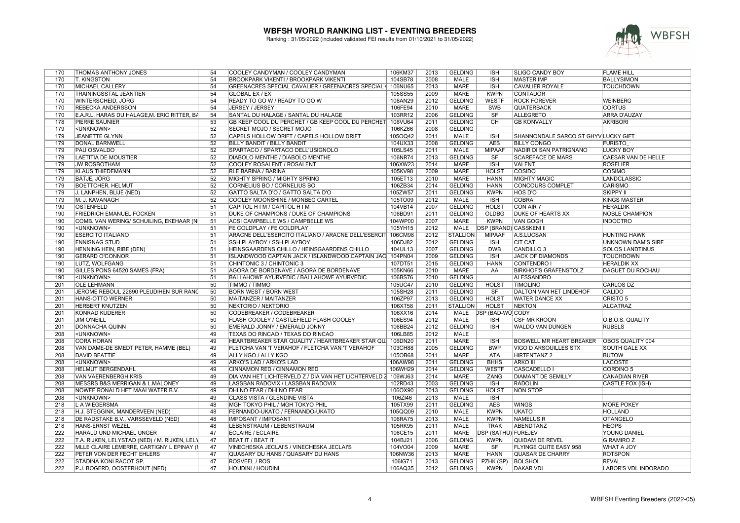# WBFSH WORLD RANKING LIST - EVENTING BREEDERS

Ranking : 31/05/2022 (included validated FEI results from 01/10/2021 to 31/05/2022)

| | | | | | | | | | | |
|---|---|---|---|---|---|---|---|---|---|---|
| 170 | THOMAS ANTHONY JONES | 54 | COOLEY CANDYMAN / COOLEY CANDYMAN | 106KM37 | 2013 | GELDING | ISH | SLIGO CANDY BOY | FLAME HILL |
| 170 | T. KINGSTON | 54 | BROOKPARK VIKENTI / BROOKPARK VIKENTI | 104SB78 | 2008 | MALE | ISH | MASTER IMP | BALLYSIMON |
| 170 | MICHAEL CALLERY | 54 | GREENACRES SPECIAL CAVALIER / GREENACRES SPECIAL ( | 106NU65 | 2013 | MARE | ISH | CAVALIER ROYALE | TOUCHDOWN |
| 170 | TRAININGSSTAL JEANTIEN | 54 | GLOBAL EX / EX | 105SS55 | 2009 | MARE | KWPN | CONTADOR | |
| 170 | WINTERSCHEID, JORG | 54 | READY TO GO W / READY TO GO W | 106AN29 | 2012 | GELDING | WESTF | ROCK FOREVER | WEINBERG |
| 170 | REBECKA ANDERSSON | 54 | JERSEY / JERSEY | 106FE94 | 2010 | MARE | SWB | QUATERBACK | CORTUS |
| 170 | E.A.R.L. HARAS DU HALAGE,M. ERIC RITTER, BA | 54 | SANTAL DU HALAGE / SANTAL DU HALAGE | 103RR12 | 2006 | GELDING | SF | ALLEGRETO | ARRA D'AUZAY |
| 178 | PIERRE SAUNIER | 53 | GB KEEP COOL DU PERCHET / GB KEEP COOL DU PERCHET | 106VU64 | 2011 | GELDING | CH | GB KONVALLY | AKRIBORI |
| 179 | <UNKNOWN> | 52 | SECRET MOJO / SECRET MOJO | 106KZ66 | 2008 | GELDING | | | |
| 179 | JEANETTE GLYNN | 52 | CAPELS HOLLOW DRIFT / CAPELS HOLLOW DRIFT | 105OQ42 | 2011 | MALE | ISH | SHANNONDALE SARCO ST GHYV | LUCKY GIFT |
| 179 | DONAL BARNWELL | 52 | BILLY BANDIT / BILLY BANDIT | 104UX33 | 2008 | GELDING | AES | BILLY CONGO | FURISTO_ |
| 179 | PAU OSVALDO | 52 | SPARTACO / SPARTACO DELL'USIGNOLO | 105LS45 | 2011 | MALE | MIPAAF | NADIR DI SAN PATRIGNANO | LUCKY BOY |
| 179 | LAETITIA DE MOUSTIER | 52 | DIABOLO MENTHE / DIABOLO MENTHE | 106NR74 | 2013 | GELDING | SF | SCAREFACE DE MARS | CAESAR VAN DE HELLE |
| 179 | JW ROSBOTHAM | 52 | COOLEY ROSALENT / ROSALENT | 106XW23 | 2014 | MARE | ISH | VALENT | ROSELIER |
| 179 | KLAUS THIEDEMANN | 52 | RLE BARINA / BARINA | 105KV98 | 2009 | MARE | HOLST | COSIDO | COSIMO |
| 179 | BÄTJE, JÖRG | 52 | MIGHTY SPRING / MIGHTY SPRING | 105ET13 | 2010 | MARE | HANN | MIGHTY MAGIC | LANDCLASSIC |
| 179 | BOETTCHER, HELMUT | 52 | CORNELIUS BO / CORNELIUS BO | 106ZB34 | 2014 | GELDING | HANN | CONCOURS COMPLET | CARISMO |
| 179 | J. LANPHEN, BLIJE (NED) | 52 | GATTO SALTA D'O / GATTO SALTA D'O | 105ZW57 | 2011 | GELDING | KWPN | HOS D'O | SKIPPY II |
| 179 | M. J. KAVANAGH | 52 | COOLEY MOONSHINE / MONBEG CARTEL | 105TO09 | 2012 | MALE | ISH | COBRA | KINGS MASTER |
| 190 | OSTENFELD | 51 | CAPITOL H I M / CAPITOL H I M | 104VB14 | 2007 | GELDING | HOLST | CON AIR 7 | HERALDIK |
| 190 | FRIEDRICH EMANUEL FOCKEN | 51 | DUKE OF CHAMPIONS / DUKE OF CHAMPIONS | 106BD91 | 2011 | GELDING | OLDBG | DUKE OF HEARTS XX | NOBLE CHAMPION |
| 190 | COMB. VAN WERING/ SCHUILING, EKEHAAR (N | 51 | ACSI CAMPBELLE WS / CAMPBELLE WS | 104WP00 | 2007 | MARE | KWPN | VAN GOGH | INDOCTRO |
| 190 | <UNKNOWN> | 51 | FE COLDPLAY / FE COLDPLAY | 105YH15 | 2012 | MALE | DSP (BRAND) | CASSKENI II | |
| 190 | ESERCITO ITALIANO | 51 | ARACNE DELL'ESERCITO ITALIANO / ARACNE DELL'ESERCIT | 106CM98 | 2012 | STALLION | MIPAAF | A.S.LUCSAN | HUNTING HAWK |
| 190 | ENNISNAG STUD | 51 | SSH PLAYBOY / SSH PLAYBOY | 106DJ82 | 2012 | GELDING | ISH | CIT CAT | UNKNOWN DAM'S SIRE |
| 190 | HENNING HEIN, RIBE (DEN) | 51 | HEINSGAARDENS CHILLO / HEINSGAARDENS CHILLO | 104UL13 | 2007 | GELDING | DWB | CANDILLO 3 | SOLOS LANDTINUS |
| 190 | GERARD O'CONNOR | 51 | ISLANDWOOD CAPTAIN JACK / ISLANDWOOD CAPTAIN JAC | 104PN04 | 2009 | GELDING | ISH | JACK OF DIAMONDS | TOUCHDOWN |
| 190 | LUTZ, WOLFGANG | 51 | CHINTONIC 3 / CHINTONIC 3 | 107DT51 | 2015 | GELDING | HANN | CONTENDRO I | HERALDIK XX |
| 190 | GILLES PONS 64520 SAMES (FRA) | 51 | AGORA DE BORDENAVE / AGORA DE BORDENAVE | 105KN66 | 2010 | MARE | AA | BIRKHOF'S GRAFENSTOLZ | DAGUET DU ROCHAU |
| 190 | <UNKNOWN> | 51 | BALLAHOWE AYURVEDIC / BALLAHOWE AYURVEDIC | 106BS76 | 2010 | GELDING | | ALESSANDRO | |
| 201 | OLE LEHMANN | 50 | TIMMO / TIMMO | 105UC47 | 2010 | GELDING | HOLST | TIMOLINO | CARLOS DZ |
| 201 | JEROME REBOUL 22690 PLEUDIHEN SUR RANC | 50 | BORN WEST / BORN WEST | 105SH28 | 2011 | GELDING | SF | DALTON VAN HET LINDEHOF | CALIDO |
| 201 | HANS-OTTO WERNER | 50 | MAITANZER / MAITANZER | 106ZP97 | 2013 | GELDING | HOLST | WATER DANCE XX | CRISTO 5 |
| 201 | HERBERT KNUTZEN | 50 | NEKTORIO / NEKTORIO | 106XT58 | 2011 | STALLION | HOLST | NEKTON | ALCATRAZ |
| 201 | KONRAD KUDERER | 50 | CODEBREAKER / CODEBREAKER | 106XX16 | 2014 | MALE | DSP (BAD-WÜ | CODY | |
| 201 | JIM O'NEILL | 50 | FLASH COOLEY / CASTLEFIELD FLASH COOLEY | 106ES94 | 2012 | MALE | ISH | CSF MR KROON | O.B.O.S. QUALITY |
| 201 | DONNACHA QUINN | 50 | EMERALD JONNY / EMERALD JONNY | 106BB24 | 2012 | GELDING | ISH | WALDO VAN DUNGEN | RUBELS |
| 208 | <UNKNOWN> | 49 | TEXAS DO RINCAO / TEXAS DO RINCAO | 106LB85 | 2012 | MALE | | | |
| 208 | CORA HORAN | 49 | HEARTBREAKER STAR QUALITY / HEARTBREAKER STAR QU | 106DN20 | 2011 | MARE | ISH | BOSWELL MR HEART BREAKER | OBOS QUALITY 004 |
| 208 | VAN DAME-DE SMEDT PETER, HAMME (BEL) | 49 | FLETCHA VAN 'T VERAHOF / FLETCHA VAN 'T VERAHOF | 103CH88 | 2005 | GELDING | BWP | VIGO D ARSOUILLES STX | SOUTH GALE XX |
| 208 | DAVID BEATTIE | 49 | ALLY KGO / ALLY KGO | 105OB68 | 2011 | MARE | ATA | HIRTENTANZ 2 | BUTOW |
| 208 | <UNKNOWN> | 49 | ARKO'S LAD / ARKO'S LAD | 106AW98 | 2011 | GELDING | BHHS | ARKO III | LACOSTE |
| 208 | HELMUT BERGENDAHL | 49 | CINNAMON RED / CINNAMON RED | 106WH29 | 2014 | GELDING | WESTF | CASCADELLO I | CORDINO 5 |
| 208 | VAN VAERENBERGH KRIS | 49 | DIA VAN HET LICHTERVELD Z / DIA VAN HET LICHTERVELD Z | 106WJ63 | 2014 | MARE | ZANG | DIAMANT DE SEMILLY | CANADIAN RIVER |
| 208 | MESSRS B&S MERRIGAN & L.MALONEY | 49 | LASSBAN RADOVIX / LASSBAN RADOVIX | 102RD43 | 2003 | GELDING | ISH | RADOLIN | CASTLE FOX (ISH) |
| 208 | NOWEE RONALD HET MAALWATER B.V. | 49 | DHI NO FEAR / DHI NO FEAR | 106OX90 | 2013 | GELDING | HOLST | NON STOP | |
| 208 | <UNKNOWN> | 49 | CLASS VISTA / GLENDINE VISTA | 106ZI46 | 2013 | MALE | ISH | | |
| 218 | L A WIEGERSMA | 48 | MGH TOKYO PHIL / MGH TOKYO PHIL | 105TX99 | 2011 | GELDING | AES | WINGS | MORE POKEY |
| 218 | H.J. STEGGINK, MANDERVEEN (NED) | 48 | FERNANDO-UKATO / FERNANDO-UKATO | 105QQ09 | 2010 | MALE | KWPN | UKATO | HOLLAND |
| 218 | DE RADSTAKE B.V., VARSSEVELD (NED) | 48 | IMPOSANT / IMPOSANT | 106RA75 | 2013 | MALE | KWPN | NAMELUS R | OTANGELO |
| 218 | HANS-ERNST WEZEL | 48 | LEBENSTRAUM / LEBENSTRAUM | 105RK95 | 2011 | MALE | TRAK | ABENDTANZ | HEOPS |
| 222 | HARALD UND MICHAEL UNGER | 47 | ECLAIRE / ECLAIRE | 106CE15 | 2011 | MARE | DSP (SATHU) | FUREJEV | YOUNG DANIEL |
| 222 | T.A. RIJKEN, LELYSTAD (NED) / M. RIJKEN, LELY | 47 | BEAT IT / BEAT IT | 104BJ21 | 2006 | GELDING | KWPN | QUIDAM DE REVEL | G RAMIRO Z |
| 222 | MLLE CLAIRE LEMERRE, CARTIGNY L EPINAY (F | 47 | VINECHESKA JECLAI'S / VINECHESKA JECLAI'S | 104VO04 | 2009 | MARE | SF | FLYINGE QUITE EASY 958 | WHAT A JOY |
| 222 | PETER VON DER FECHT EHLERS | 47 | QUASARY DU HANS / QUASARY DU HANS | 106NW36 | 2013 | MARE | HANN | QUASAR DE CHARRY | ROTSPON |
| 222 | STADINA KONI RACOT SP. | 47 | ROSVEEL / ROS | 106IG71 | 2013 | GELDING | PZHK (SP) | BOLSHOI | REVAL |
| 222 | P.J. BOGERD, OOSTERHOUT (NED) | 47 | HOUDINI / HOUDINI | 106AQ35 | 2012 | GELDING | KWPN | DAKAR VDL | LABOR'S VDL INDORADO |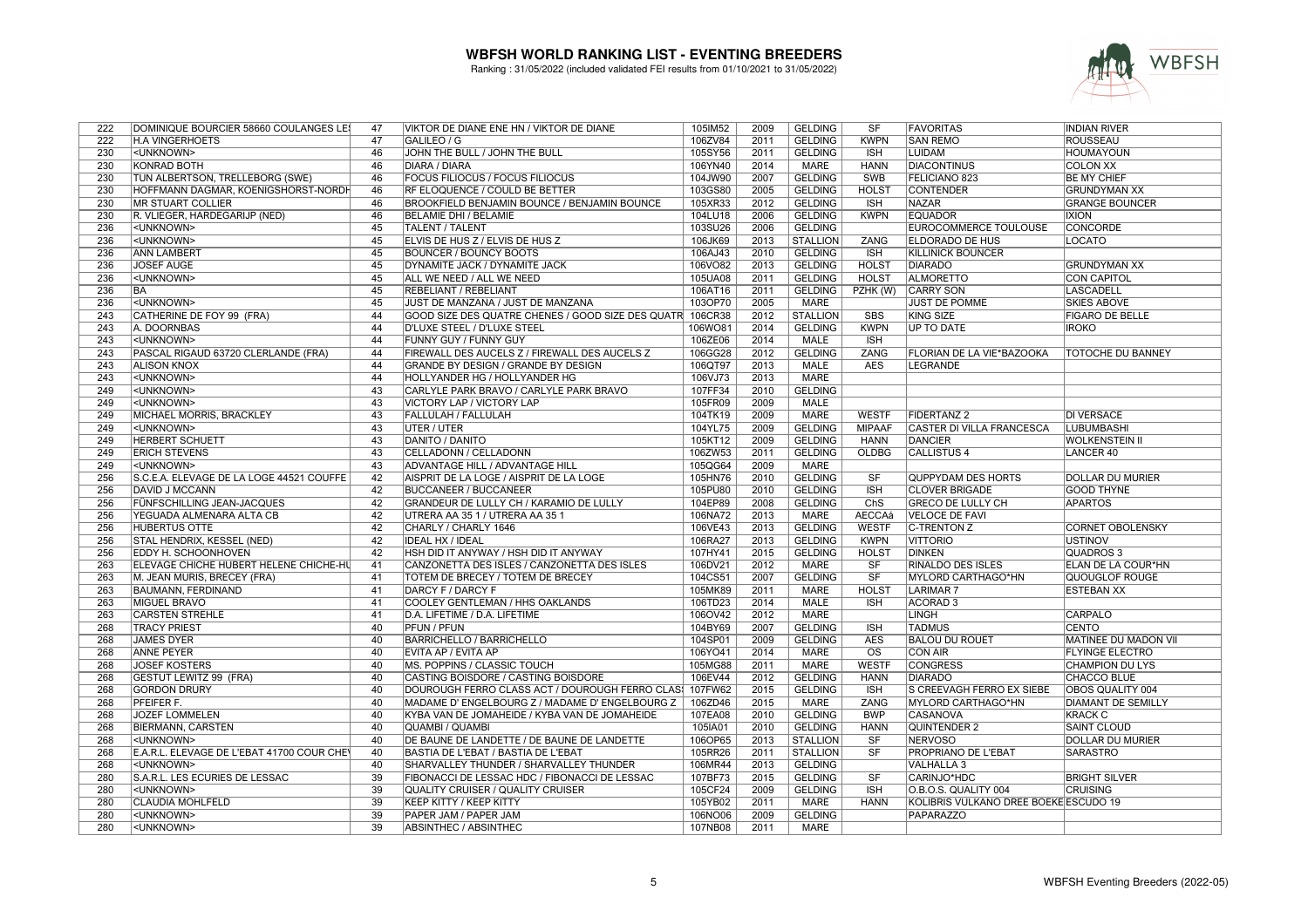# WBFSH WORLD RANKING LIST - EVENTING BREEDERS

Ranking : 31/05/2022 (included validated FEI results from 01/10/2021 to 31/05/2022)

| | | | | | | | | | |
|---|---|---|---|---|---|---|---|---|---|
| 222 | DOMINIQUE BOURCIER 58660 COULANGES LE! | 47 | VIKTOR DE DIANE ENE HN / VIKTOR DE DIANE | 105IM52 | 2009 | GELDING | SF | FAVORITAS | INDIAN RIVER |
| 222 | H.A VINGERHOETS | 47 | GALILEO / G | 106ZV84 | 2011 | GELDING | KWPN | SAN REMO | ROUSSEAU |
| 230 | <UNKNOWN> | 46 | JOHN THE BULL / JOHN THE BULL | 105SY56 | 2011 | GELDING | ISH | LUIDAM | HOUMAYOUN |
| 230 | KONRAD BOTH | 46 | DIARA / DIARA | 106YN40 | 2014 | MARE | HANN | DIACONTINUS | COLON XX |
| 230 | TUN ALBERTSON, TRELLEBORG (SWE) | 46 | FOCUS FILIOCUS / FOCUS FILIOCUS | 104JW90 | 2007 | GELDING | SWB | FELICIANO 823 | BE MY CHIEF |
| 230 | HOFFMANN DAGMAR, KOENIGSHORST-NORDH | 46 | RF ELOQUENCE / COULD BE BETTER | 103GS80 | 2005 | GELDING | HOLST | CONTENDER | GRUNDYMAN XX |
| 230 | MR STUART COLLIER | 46 | BROOKFIELD BENJAMIN BOUNCE / BENJAMIN BOUNCE | 105XR33 | 2012 | GELDING | ISH | NAZAR | GRANGE BOUNCER |
| 230 | R. VLIEGER, HARDEGARIJP (NED) | 46 | BELAMIE DHI / BELAMIE | 104LU18 | 2006 | GELDING | KWPN | EQUADOR | IXION |
| 236 | <UNKNOWN> | 45 | TALENT / TALENT | 103SU26 | 2006 | GELDING | | EUROCOMMERCE TOULOUSE | CONCORDE |
| 236 | <UNKNOWN> | 45 | ELVIS DE HUS Z / ELVIS DE HUS Z | 106JK69 | 2013 | STALLION | ZANG | ELDORADO DE HUS | LOCATO |
| 236 | ANN LAMBERT | 45 | BOUNCER / BOUNCY BOOTS | 106AJ43 | 2010 | GELDING | ISH | KILLINICK BOUNCER | |
| 236 | JOSEF AUGE | 45 | DYNAMITE JACK / DYNAMITE JACK | 106VO82 | 2013 | GELDING | HOLST | DIARADO | GRUNDYMAN XX |
| 236 | <UNKNOWN> | 45 | ALL WE NEED / ALL WE NEED | 105UA08 | 2011 | GELDING | HOLST | ALMORETTO | CON CAPITOL |
| 236 | BA | 45 | REBELIANT / REBELIANT | 106AT16 | 2011 | GELDING | PZHK (W) | CARRY SON | LASCADELL |
| 236 | <UNKNOWN> | 45 | JUST DE MANZANA / JUST DE MANZANA | 103OP70 | 2005 | MARE | | JUST DE POMME | SKIES ABOVE |
| 243 | CATHERINE DE FOY 99 (FRA) | 44 | GOOD SIZE DES QUATRE CHENES / GOOD SIZE DES QUATR | 106CR38 | 2012 | STALLION | SBS | KING SIZE | FIGARO DE BELLE |
| 243 | A. DOORNBAS | 44 | D'LUXE STEEL / D'LUXE STEEL | 106WO81 | 2014 | GELDING | KWPN | UP TO DATE | IROKO |
| 243 | <UNKNOWN> | 44 | FUNNY GUY / FUNNY GUY | 106ZE06 | 2014 | MALE | ISH | | |
| 243 | PASCAL RIGAUD 63720 CLERLANDE (FRA) | 44 | FIREWALL DES AUCELS Z / FIREWALL DES AUCELS Z | 106GG28 | 2012 | GELDING | ZANG | FLORIAN DE LA VIE*BAZOOKA | TOTOCHE DU BANNEY |
| 243 | ALISON KNOX | 44 | GRANDE BY DESIGN / GRANDE BY DESIGN | 106QT97 | 2013 | MALE | AES | LEGRANDE | |
| 243 | <UNKNOWN> | 44 | HOLLYANDER HG / HOLLYANDER HG | 106VJ73 | 2013 | MARE | | | |
| 249 | <UNKNOWN> | 43 | CARLYLE PARK BRAVO / CARLYLE PARK BRAVO | 107FF34 | 2010 | GELDING | | | |
| 249 | <UNKNOWN> | 43 | VICTORY LAP / VICTORY LAP | 105FR09 | 2009 | MALE | | | |
| 249 | MICHAEL MORRIS, BRACKLEY | 43 | FALLULAH / FALLULAH | 104TK19 | 2009 | MARE | WESTF | FIDERTANZ 2 | DI VERSACE |
| 249 | <UNKNOWN> | 43 | UTER / UTER | 104YL75 | 2009 | GELDING | MIPAAF | CASTER DI VILLA FRANCESCA | LUBUMBASHI |
| 249 | HERBERT SCHUETT | 43 | DANITO / DANITO | 105KT12 | 2009 | GELDING | HANN | DANCIER | WOLKENSTEIN II |
| 249 | ERICH STEVENS | 43 | CELLADONN / CELLADONN | 106ZW53 | 2011 | GELDING | OLDBG | CALLISTUS 4 | LANCER 40 |
| 249 | <UNKNOWN> | 43 | ADVANTAGE HILL / ADVANTAGE HILL | 105QG64 | 2009 | MARE | | | |
| 256 | S.C.E.A. ELEVAGE DE LA LOGE 44521 COUFFE | 42 | AISPRIT DE LA LOGE / AISPRIT DE LA LOGE | 105HN76 | 2010 | GELDING | SF | QUPPYDAM DES HORTS | DOLLAR DU MURIER |
| 256 | DAVID J MCCANN | 42 | BUCCANEER / BUCCANEER | 105PU80 | 2010 | GELDING | ISH | CLOVER BRIGADE | GOOD THYNE |
| 256 | FÜNFSCHILLING JEAN-JACQUES | 42 | GRANDEUR DE LULLY CH / KARAMIO DE LULLY | 104EP89 | 2008 | GELDING | ChS | GRECO DE LULLY CH | APARTOS |
| 256 | YEGUADA ALMENARA ALTA CB | 42 | UTRERA AA 35 1 / UTRERA AA 35 1 | 106NA72 | 2013 | MARE | AECCAá | VELOCE DE FAVI | |
| 256 | HUBERTUS OTTE | 42 | CHARLY / CHARLY 1646 | 106VE43 | 2013 | GELDING | WESTF | C-TRENTON Z | CORNET OBOLENSKY |
| 256 | STAL HENDRIX, KESSEL (NED) | 42 | IDEAL HX / IDEAL | 106RA27 | 2013 | GELDING | KWPN | VITTORIO | USTINOV |
| 256 | EDDY H. SCHOONHOVEN | 42 | HSH DID IT ANYWAY / HSH DID IT ANYWAY | 107HY41 | 2015 | GELDING | HOLST | DINKEN | QUADROS 3 |
| 263 | ELEVAGE CHICHE HUBERT HELENE CHICHE-HU | 41 | CANZONETTA DES ISLES / CANZONETTA DES ISLES | 106DV21 | 2012 | MARE | SF | RINALDO DES ISLES | ELAN DE LA COUR*HN |
| 263 | M. JEAN MURIS, BRECEY (FRA) | 41 | TOTEM DE BRECEY / TOTEM DE BRECEY | 104CS51 | 2007 | GELDING | SF | MYLORD CARTHAGO*HN | QUOUGLOF ROUGE |
| 263 | BAUMANN, FERDINAND | 41 | DARCY F / DARCY F | 105MK89 | 2011 | MARE | HOLST | LARIMAR 7 | ESTEBAN XX |
| 263 | MIGUEL BRAVO | 41 | COOLEY GENTLEMAN / HHS OAKLANDS | 106TD23 | 2014 | MALE | ISH | ACORAD 3 | |
| 263 | CARSTEN STREHLE | 41 | D.A. LIFETIME / D.A. LIFETIME | 106OV42 | 2012 | MARE | | LINGH | CARPALO |
| 268 | TRACY PRIEST | 40 | PFUN / PFUN | 104BY69 | 2007 | GELDING | ISH | TADMUS | CENTO |
| 268 | JAMES DYER | 40 | BARRICHELLO / BARRICHELLO | 104SP01 | 2009 | GELDING | AES | BALOU DU ROUET | MATINEE DU MADON VII |
| 268 | ANNE PEYER | 40 | EVITA AP / EVITA AP | 106YO41 | 2014 | MARE | OS | CON AIR | FLYINGE ELECTRO |
| 268 | JOSEF KOSTERS | 40 | MS. POPPINS / CLASSIC TOUCH | 105MG88 | 2011 | MARE | WESTF | CONGRESS | CHAMPION DU LYS |
| 268 | GESTUT LEWITZ 99 (FRA) | 40 | CASTING BOISDORE / CASTING BOISDORE | 106EV44 | 2012 | GELDING | HANN | DIARADO | CHACCO BLUE |
| 268 | GORDON DRURY | 40 | DOUROUGH FERRO CLASS ACT / DOUROUGH FERRO CLAS! | 107FW62 | 2015 | GELDING | ISH | S CREEVAGH FERRO EX SIEBE | OBOS QUALITY 004 |
| 268 | PFEIFER F. | 40 | MADAME D' ENGELBOURG Z / MADAME D' ENGELBOURG Z | 106ZD46 | 2015 | MARE | ZANG | MYLORD CARTHAGO*HN | DIAMANT DE SEMILLY |
| 268 | JOZEF LOMMELEN | 40 | KYBA VAN DE JOMAHEIDE / KYBA VAN DE JOMAHEIDE | 107EA08 | 2010 | GELDING | BWP | CASANOVA | KRACK C |
| 268 | BIERMANN, CARSTEN | 40 | QUAMBI / QUAMBI | 105IA01 | 2010 | GELDING | HANN | QUINTENDER 2 | SAINT CLOUD |
| 268 | <UNKNOWN> | 40 | DE BAUNE DE LANDETTE / DE BAUNE DE LANDETTE | 106OP65 | 2013 | STALLION | SF | NERVOSO | DOLLAR DU MURIER |
| 268 | E.A.R.L. ELEVAGE DE L'EBAT 41700 COUR CHE\ | 40 | BASTIA DE L'EBAT / BASTIA DE L'EBAT | 105RR26 | 2011 | STALLION | SF | PROPRIANO DE L'EBAT | SARASTRO |
| 268 | <UNKNOWN> | 40 | SHARVALLEY THUNDER / SHARVALLEY THUNDER | 106MR44 | 2013 | GELDING | | VALHALLA 3 | |
| 280 | S.A.R.L. LES ECURIES DE LESSAC | 39 | FIBONACCI DE LESSAC HDC / FIBONACCI DE LESSAC | 107BF73 | 2015 | GELDING | SF | CARINJO*HDC | BRIGHT SILVER |
| 280 | <UNKNOWN> | 39 | QUALITY CRUISER / QUALITY CRUISER | 105CF24 | 2009 | GELDING | ISH | O.B.O.S. QUALITY 004 | CRUISING |
| 280 | CLAUDIA MOHLFELD | 39 | KEEP KITTY / KEEP KITTY | 105YB02 | 2011 | MARE | HANN | KOLIBRIS VULKANO DREE BOEKE | ESCUDO 19 |
| 280 | <UNKNOWN> | 39 | PAPER JAM / PAPER JAM | 106NO06 | 2009 | GELDING | | PAPARAZZO | |
| 280 | <UNKNOWN> | 39 | ABSINTHEC / ABSINTHEC | 107NB08 | 2011 | MARE | | | |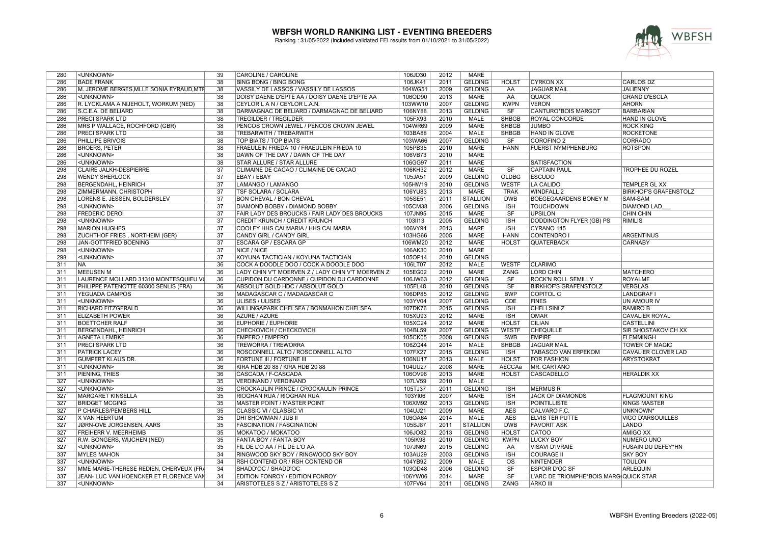# WBFSH WORLD RANKING LIST - EVENTING BREEDERS

Ranking : 31/05/2022 (included validated FEI results from 01/10/2021 to 31/05/2022)

| | | | | | | | | | |
|---|---|---|---|---|---|---|---|---|---|
| 280 | <UNKNOWN> | 39 | CAROLINE / CAROLINE | 106JD30 | 2012 | MARE | | | |
| 286 | BADE FRANK | 38 | BING BONG / BING BONG | 106JK41 | 2011 | GELDING | HOLST | CYRKON XX | CARLOS DZ |
| 286 | M. JEROME BERGES,MLLE SONIA EYRAUD,MTF | 38 | VASSILY DE LASSOS / VASSILY DE LASSOS | 104WG51 | 2009 | GELDING | AA | JAGUAR MAIL | JALIENNY |
| 286 | <UNKNOWN> | 38 | DOISY DAENE D'EPTE AA / DOISY DAENE D'EPTE AA | 106OD90 | 2013 | MARE | AA | QUACK | GRAND D'ESCLA |
| 286 | R. LYCKLAMA A NIJEHOLT, WORKUM (NED) | 38 | CEYLOR L A N / CEYLOR L.A.N. | 103WW10 | 2007 | GELDING | KWPN | VERON | AHORN |
| 286 | S.C.E.A. DE BELIARD | 38 | DARMAGNAC DE BELIARD / DARMAGNAC DE BELIARD | 106NY88 | 2013 | GELDING | SF | CANTURO*BOIS MARGOT | BARBARIAN |
| 286 | PRECI SPARK LTD | 38 | TREGILDER / TREGILDER | 105FX93 | 2010 | MALE | SHBGB | ROYAL CONCORDE | HAND IN GLOVE |
| 286 | MRS P WALLACE, ROCHFORD (GBR) | 38 | PENCOS CROWN JEWEL / PENCOS CROWN JEWEL | 104WR69 | 2009 | MARE | SHBGB | JUMBO | ROCK KING |
| 286 | PRECI SPARK LTD | 38 | TREBARWITH / TREBARWITH | 103BA88 | 2004 | MALE | SHBGB | HAND IN GLOVE | ROCKETONE |
| 286 | PHILLIPE BRIVOIS | 38 | TOP BIATS / TOP BIATS | 103WA66 | 2007 | GELDING | SF | COROFINO 2 | CORRADO |
| 286 | BROERS, PETER | 38 | FRAEULEIN FRIEDA 10 / FRAEULEIN FRIEDA 10 | 105PB35 | 2010 | MARE | HANN | FUERST NYMPHENBURG | ROTSPON |
| 286 | <UNKNOWN> | 38 | DAWN OF THE DAY / DAWN OF THE DAY | 106VB73 | 2010 | MARE | | | |
| 286 | <UNKNOWN> | 38 | STAR ALLURE / STAR ALLURE | 106GG97 | 2011 | MARE | | SATISFACTION | |
| 298 | CLAIRE JALKH-DESPIERRE | 37 | CLIMAINE DE CACAO / CLIMAINE DE CACAO | 106KH32 | 2012 | MARE | SF | CAPTAIN PAUL | TROPHEE DU ROZEL |
| 298 | WENDY SHERLOCK | 37 | EBAY / EBAY | 105JA51 | 2009 | GELDING | OLDBG | ESCUDO | |
| 298 | BERGENDAHL, HEINRICH | 37 | LAMANGO / LAMANGO | 105HW19 | 2010 | GELDING | WESTF | LA CALIDO | TEMPLER GL XX |
| 298 | ZIMMERMANN, CHRISTOPH | 37 | TSF SOLARA / SOLARA | 106YU83 | 2013 | MARE | TRAK | WINDFALL 2 | BIRKHOF'S GRAFENSTOLZ |
| 298 | LORENS E. JESSEN, BOLDERSLEV | 37 | BON CHEVAL / BON CHEVAL | 105SE51 | 2011 | STALLION | DWB | BOEGEGAARDENS BONEY M | SAM-SAM |
| 298 | <UNKNOWN> | 37 | DIAMOND BOBBY / DIAMOND BOBBY | 105CM38 | 2006 | GELDING | ISH | TOUCHDOWN | DIAMOND LAD___ |
| 298 | FREDERIC DEROI | 37 | FAIR LADY DES BROUCKS / FAIR LADY DES BROUCKS | 107JN95 | 2015 | MARE | SF | UPSILON | CHIN CHIN |
| 298 | <UNKNOWN> | 37 | CREDIT KRUNCH / CREDIT KRUNCH | 103II13 | 2005 | GELDING | ISH | DODDINGTON FLYER (GB) PS | RIMILIS |
| 298 | MARION HUGHES | 37 | COOLEY HHS CALMARIA / HHS CALMARIA | 106VY94 | 2013 | MARE | ISH | CYRANO 145 | |
| 298 | ZUCHTHOF FRIES , NORTHEIM (GER) | 37 | CANDY GIRL / CANDY GIRL | 103HG66 | 2005 | MARE | HANN | CONTENDRO I | ARGENTINUS |
| 298 | JAN-GOTTFRIED BOENING | 37 | ESCARA GP / ESCARA GP | 106WM20 | 2012 | MARE | HOLST | QUATERBACK | CARNABY |
| 298 | <UNKNOWN> | 37 | NICE / NICE | 106AK30 | 2010 | MARE | | | |
| 298 | <UNKNOWN> | 37 | KOYUNA TACTICIAN / KOYUNA TACTICIAN | 105OP14 | 2010 | GELDING | | | |
| 311 | NA | 36 | COCK A DOODLE DOO / COCK A DOODLE DOO | 106LT07 | 2012 | MALE | WESTF | CLARIMO | |
| 311 | MEEUSEN M | 36 | LADY CHIN V'T MOERVEN Z / LADY CHIN V'T MOERVEN Z | 105EG02 | 2010 | MARE | ZANG | LORD CHIN | MATCHERO |
| 311 | LAURENCE MOLLARD 31310 MONTESQUIEU V( | 36 | CUPIDON DU CARDONNE / CUPIDON DU CARDONNE | 106JW63 | 2012 | GELDING | SF | ROCK'N ROLL SEMILLY | ROYALME |
| 311 | PHILIPPE PATENOTTE 60300 SENLIS (FRA) | 36 | ABSOLUT GOLD HDC / ABSOLUT GOLD | 105FL48 | 2010 | GELDING | SF | BIRKHOF'S GRAFENSTOLZ | VERGLAS |
| 311 | YEGUADA CAMPOS | 36 | MADAGASCAR C / MADAGASCAR C | 106DP85 | 2012 | GELDING | BWP | COPITOL C | LANDGRAF I |
| 311 | <UNKNOWN> | 36 | ULISES / ULISES | 103YV04 | 2007 | GELDING | CDE | FINES | UN AMOUR IV |
| 311 | RICHARD FITZGERALD | 36 | WILLINGAPARK CHELSEA / BONMAHON CHELSEA | 107DK76 | 2015 | GELDING | ISH | CHELLSINI Z | RAMIRO B |
| 311 | ELIZABETH POWER | 36 | AZURE / AZURE | 105XU93 | 2012 | MARE | ISH | OMAR | CAVALIER ROYAL |
| 311 | BOETTCHER RALF | 36 | EUPHORIE / EUPHORIE | 105XC24 | 2012 | MARE | HOLST | CILIAN | CASTELLINI |
| 311 | BERGENDAHL, HEINRICH | 36 | CHECKOVICH / CHECKOVICH | 104BL59 | 2007 | GELDING | WESTF | CHEQUILLE | SIR SHOSTAKOVICH XX |
| 311 | AGNETA LEMBKE | 36 | EMPERO / EMPERO | 105CK05 | 2008 | GELDING | SWB | EMPIRE | FLEMMINGH |
| 311 | PRECI SPARK LTD | 36 | TREWORRA / TREWORRA | 106ZQ44 | 2014 | MALE | SHBGB | JAGUAR MAIL | TOWER OF MAGIC |
| 311 | PATRICK LACEY | 36 | ROSCONNELL ALTO / ROSCONNELL ALTO | 107FX27 | 2015 | GELDING | ISH | TABASCO VAN ERPEKOM | CAVALIER CLOVER LAD |
| 311 | GUMPERT KLAUS DR. | 36 | FORTUNE III / FORTUNE III | 106NU17 | 2013 | MALE | HOLST | FOR FASHION | ARYSTOKRAT |
| 311 | <UNKNOWN> | 36 | KIRA HDB 20 88 / KIRA HDB 20 88 | 104UU27 | 2008 | MARE | AECCAá | MR. CARTANO | |
| 311 | PIENING, THIES | 36 | CASCADA / F-CASCADA | 106OV96 | 2013 | MARE | HOLST | CASCADELLO | HERALDIK XX |
| 327 | <UNKNOWN> | 35 | VERDINAND / VERDINAND | 107LV59 | 2010 | MALE | | | |
| 327 | <UNKNOWN> | 35 | CROCKAULIN PRINCE / CROCKAULIN PRINCE | 105TJ37 | 2011 | GELDING | ISH | MERMUS R | |
| 327 | MARGARET KINSELLA | 35 | RIOGHAN RUA / RIOGHAN RUA | 103YI06 | 2007 | MARE | ISH | JACK OF DIAMONDS | FLAGMOUNT KING |
| 327 | BRIDGET MCGING | 35 | MASTER POINT / MASTER POINT | 106XM92 | 2013 | GELDING | ISH | POINTILLISTE | KINGS MASTER |
| 327 | P CHARLES/PEMBERS HILL | 35 | CLASSIC VI / CLASSIC VI | 104UJ21 | 2009 | MARE | AES | CALVARO F.C. | UNKNOWN* |
| 327 | X VAN HEERTUM | 35 | DHI SHOWMAN / JUB II | 106OA64 | 2014 | MALE | AES | ELVIS TER PUTTE | VIGO D'ARSOUILLES |
| 327 | JØRN-OVE JORGENSEN, AARS | 35 | FASCINATION / FASCINATION | 105SJ87 | 2011 | STALLION | DWB | FAVORIT ASK | LANDO |
| 327 | FREIHERR V. MEERHEIMB | 35 | MOKATOO / MOKATOO | 106JO82 | 2013 | GELDING | HOLST | CATOO | AMIGO XX |
| 327 | R.W. BONGERS, WIJCHEN (NED) | 35 | FANTA BOY / FANTA BOY | 105IK98 | 2010 | GELDING | KWPN | LUCKY BOY | NUMERO UNO |
| 327 | <UNKNOWN> | 35 | FIL DE L'O AA / FIL DE L'O AA | 107JN69 | 2015 | GELDING | AA | VISAVI D'IVRAIE | FUSAIN DU DEFEY*HN |
| 337 | MYLES MAHON | 34 | RINGWOOD SKY BOY / RINGWOOD SKY BOY | 103AU29 | 2003 | GELDING | ISH | COURAGE II | SKY BOY |
| 337 | <UNKNOWN> | 34 | RSH CONTEND OR / RSH CONTEND OR | 104YB92 | 2009 | MALE | OS | NINTENDER | TOULON |
| 337 | MME MARIE-THERESE REDIEN, CHERVEUX (FRA | 34 | SHADD'OC / SHADD'OC | 103QD48 | 2006 | GELDING | SF | ESPOIR D'OC SF | ARLEQUIN |
| 337 | JEAN- LUC VAN HOENCKER ET FLORENCE VAN | 34 | EDITION FONROY / EDITION FONROY | 106YW06 | 2014 | MARE | SF | L'ARC DE TRIOMPHE*BOIS MARG | QUICK STAR |
| 337 | <UNKNOWN> | 34 | ARISTOTELES S Z / ARISTOTELES S Z | 107FV64 | 2011 | GELDING | ZANG | ARKO III | |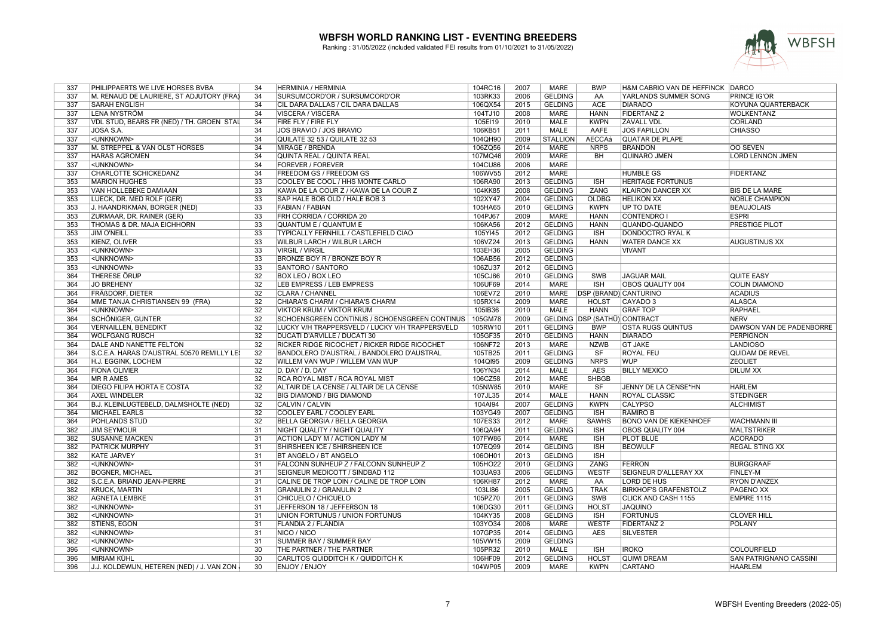# WBFSH WORLD RANKING LIST - EVENTING BREEDERS

Ranking : 31/05/2022 (included validated FEI results from 01/10/2021 to 31/05/2022)

| | | | | | | | | | |
|---|---|---|---|---|---|---|---|---|---|
| 337 | PHILIPPAERTS WE LIVE HORSES BVBA | 34 | HERMINIA / HERMINIA | 104RC16 | 2007 | MARE | BWP | H&M CABRIO VAN DE HEFFINCK | DARCO |
| 337 | M. RENAUD DE LAURIERE, ST ADJUTORY (FRA) | 34 | SURSUMCORD'OR / SURSUMCORD'OR | 103RK33 | 2006 | GELDING | AA | YARLANDS SUMMER SONG | PRINCE IG'OR |
| 337 | SARAH ENGLISH | 34 | CIL DARA DALLAS / CIL DARA DALLAS | 106QX54 | 2015 | GELDING | ACE | DIARADO | KOYUNA QUARTERBACK |
| 337 | LENA NYSTRÖM | 34 | VISCERA / VISCERA | 104TJ10 | 2008 | MARE | HANN | FIDERTANZ 2 | WOLKENTANZ |
| 337 | VDL STUD, BEARS FR (NED) / TH. GROEN STAL | 34 | FIRE FLY / FIRE FLY | 105EI19 | 2010 | MALE | KWPN | ZAVALL VDL | CORLAND |
| 337 | JOSA S.A. | 34 | JOS BRAVIO / JOS BRAVIO | 106KB51 | 2011 | MALE | AAFE | JOS FAPILLON | CHIASSO |
| 337 | <UNKNOWN> | 34 | QUILATE 32 53 / QUILATE 32 53 | 104QH90 | 2009 | STALLION | AECCAá | QUATAR DE PLAPE | |
| 337 | M. STREPPEL & VAN OLST HORSES | 34 | MIRAGE / BRENDA | 106ZQ56 | 2014 | MARE | NRPS | BRANDON | OO SEVEN |
| 337 | HARAS AGROMEN | 34 | QUINTA REAL / QUINTA REAL | 107MQ46 | 2009 | MARE | BH | QUINARO JMEN | LORD LENNON JMEN |
| 337 | <UNKNOWN> | 34 | FOREVER / FOREVER | 104CU86 | 2006 | MARE | | | |
| 337 | CHARLOTTE SCHICKEDANZ | 34 | FREEDOM GS / FREEDOM GS | 106WV55 | 2012 | MARE | | HUMBLE GS | FIDERTANZ |
| 353 | MARION HUGHES | 33 | COOLEY BE COOL / HHS MONTE CARLO | 106RA90 | 2013 | GELDING | ISH | HERITAGE FORTUNUS | |
| 353 | VAN HOLLEBEKE DAMIAAN | 33 | KAWA DE LA COUR Z / KAWA DE LA COUR Z | 104KK85 | 2008 | GELDING | ZANG | KLAIRON DANCER XX | BIS DE LA MARE |
| 353 | LUECK, DR. MED ROLF (GER) | 33 | SAP HALE BOB OLD / HALE BOB 3 | 102XY47 | 2004 | GELDING | OLDBG | HELIKON XX | NOBLE CHAMPION |
| 353 | J. HAANDRIKMAN, BORGER (NED) | 33 | FABIAN / FABIAN | 105HA65 | 2010 | GELDING | KWPN | UP TO DATE | BEAUJOLAIS |
| 353 | ZURMAAR, DR. RAINER (GER) | 33 | FRH CORRIDA / CORRIDA 20 | 104PJ67 | 2009 | MARE | HANN | CONTENDRO I | ESPRI |
| 353 | THOMAS & DR. MAJA EICHHORN | 33 | QUANTUM E / QUANTUM E | 106KA56 | 2012 | GELDING | HANN | QUANDO-QUANDO | PRESTIGE PILOT |
| 353 | JIM O'NEILL | 33 | TYPICALLY FERNHILL / CASTLEFIELD CIAO | 105YI45 | 2012 | GELDING | ISH | DONDOCTRO RYAL K | |
| 353 | KIENZ, OLIVER | 33 | WILBUR LARCH / WILBUR LARCH | 106VZ24 | 2013 | GELDING | HANN | WATER DANCE XX | AUGUSTINUS XX |
| 353 | <UNKNOWN> | 33 | VIRGIL / VIRGIL | 103EH36 | 2005 | GELDING | | VIVANT | |
| 353 | <UNKNOWN> | 33 | BRONZE BOY R / BRONZE BOY R | 106AB56 | 2012 | GELDING | | | |
| 353 | <UNKNOWN> | 33 | SANTORO / SANTORO | 106ZU37 | 2012 | GELDING | | | |
| 364 | THERESE ÖRUP | 32 | BOX LEO / BOX LEO | 105CJ66 | 2010 | GELDING | SWB | JAGUAR MAIL | QUITE EASY |
| 364 | JO BREHENY | 32 | LEB EMPRESS / LEB EMPRESS | 106UF69 | 2014 | MARE | ISH | OBOS QUALITY 004 | COLIN DIAMOND |
| 364 | FRßDORF, DIETER | 32 | CLARA / CHANNEL | 106EV72 | 2010 | MARE | DSP (BRAND) | CANTURINO | ACADIUS |
| 364 | MME TANJA CHRISTIANSEN 99 (FRA) | 32 | CHIARA'S CHARM / CHIARA'S CHARM | 105RX14 | 2009 | MARE | HOLST | CAYADO 3 | ALASCA |
| 364 | <UNKNOWN> | 32 | VIKTOR KRUM / VIKTOR KRUM | 105IB36 | 2010 | MALE | HANN | GRAF TOP | RAPHAEL |
| 364 | SCHÖNIGER, GUNTER | 32 | SCHOENSGREEN CONTINUS / SCHOENSGREEN CONTINUS | 105GM78 | 2009 | GELDING | DSP (SATHÜ) | CONTRACT | NERV |
| 364 | VERNAILLEN, BENEDIKT | 32 | LUCKY V/H TRAPPERSVELD / LUCKY V/H TRAPPERSVELD | 105RW10 | 2011 | GELDING | BWP | OSTA RUGS QUINTUS | DAWSON VAN DE PADENBORRE |
| 364 | WOLFGANG RÜSCH | 32 | DUCATI D'ARVILLE / DUCATI 30 | 105GF35 | 2010 | GELDING | HANN | DIARADO | PERPIGNON |
| 364 | DALE AND NANETTE FELTON | 32 | RICKER RIDGE RICOCHET / RICKER RIDGE RICOCHET | 106NF72 | 2013 | MARE | NZWB | GT JAKE | LANDIOSO |
| 364 | S.C.E.A. HARAS D'AUSTRAL 50570 REMILLY LE | 32 | BANDOLERO D'AUSTRAL / BANDOLERO D'AUSTRAL | 105TB25 | 2011 | GELDING | SF | ROYAL FEU | QUIDAM DE REVEL |
| 364 | H.J. EGGINK, LOCHEM | 32 | WILLEM VAN WUP / WILLEM VAN WUP | 104QI95 | 2009 | GELDING | NRPS | WUP | ZEOLIET |
| 364 | FIONA OLIVIER | 32 | D. DAY / D. DAY | 106YN34 | 2014 | MALE | AES | BILLY MEXICO | DILUM XX |
| 364 | MR R AMES | 32 | RCA ROYAL MIST / RCA ROYAL MIST | 106CZ58 | 2012 | MARE | SHBGB | | |
| 364 | DIEGO FILIPA HORTA E COSTA | 32 | ALTAIR DE LA CENSE / ALTAIR DE LA CENSE | 105NW85 | 2010 | MARE | SF | JENNY DE LA CENSE*HN | HARLEM |
| 364 | AXEL WINDELER | 32 | BIG DIAMOND / BIG DIAMOND | 107JL35 | 2014 | MALE | HANN | ROYAL CLASSIC | STEDINGER |
| 364 | B.J. KLEINLUGTEBELD, DALMSHOLTE (NED) | 32 | CALVIN / CALVIN | 104AI94 | 2007 | GELDING | KWPN | CALYPSO | ALCHIMIST |
| 364 | MICHAEL EARLS | 32 | COOLEY EARL / COOLEY EARL | 103YG49 | 2007 | GELDING | ISH | RAMIRO B | |
| 364 | POHLANDS STUD | 32 | BELLA GEORGIA / BELLA GEORGIA | 107ES33 | 2012 | MARE | SAWHS | BONO VAN DE KIEKENHOEF | WACHMANN III |
| 382 | JIM SEYMOUR | 31 | NIGHT QUALITY / NIGHT QUALITY | 106QA94 | 2011 | GELDING | ISH | OBOS QUALITY 004 | MALTSTRIKER |
| 382 | SUSANNE MACKEN | 31 | ACTION LADY M / ACTION LADY M | 107FW86 | 2014 | MARE | ISH | PLOT BLUE | ACORADO |
| 382 | PATRICK MURPHY | 31 | SHIRSHEEN ICE / SHIRSHEEN ICE | 107EQ99 | 2014 | GELDING | ISH | BEOWULF | REGAL STING XX |
| 382 | KATE JARVEY | 31 | BT ANGELO / BT ANGELO | 106OH01 | 2013 | GELDING | ISH | | |
| 382 | <UNKNOWN> | 31 | FALCONN SUNHEUP Z / FALCONN SUNHEUP Z | 105HO22 | 2010 | GELDING | ZANG | FERRON | BURGGRAAF |
| 382 | BOGNER, MICHAEL | 31 | SEIGNEUR MEDICOTT / SINDBAD 112 | 103UA93 | 2006 | GELDING | WESTF | SEIGNEUR D'ALLERAY XX | FINLEY-M |
| 382 | S.C.E.A. BRIAND JEAN-PIERRE | 31 | CALINE DE TROP LOIN / CALINE DE TROP LOIN | 106KH87 | 2012 | MARE | AA | LORD DE HUS | RYON D'ANZEX |
| 382 | KRUCK, MARTIN | 31 | GRANULIN 2 / GRANULIN 2 | 103LI86 | 2005 | GELDING | TRAK | BIRKHOF'S GRAFENSTOLZ | PAGENO XX |
| 382 | AGNETA LEMBKE | 31 | CHICUELO / CHICUELO | 105PZ70 | 2011 | GELDING | SWB | CLICK AND CASH 1155 | EMPIRE 1115 |
| 382 | <UNKNOWN> | 31 | JEFFERSON 18 / JEFFERSON 18 | 106DG30 | 2011 | GELDING | HOLST | JAQUINO | |
| 382 | <UNKNOWN> | 31 | UNION FORTUNUS / UNION FORTUNUS | 104KY35 | 2008 | GELDING | ISH | FORTUNUS | CLOVER HILL |
| 382 | STIENS, EGON | 31 | FLANDIA 2 / FLANDIA | 103YO34 | 2006 | MARE | WESTF | FIDERTANZ 2 | POLANY |
| 382 | <UNKNOWN> | 31 | NICO / NICO | 107GP35 | 2014 | GELDING | AES | SILVESTER | |
| 382 | <UNKNOWN> | 31 | SUMMER BAY / SUMMER BAY | 105VW15 | 2009 | GELDING | | | |
| 396 | <UNKNOWN> | 30 | THE PARTNER / THE PARTNER | 105PR32 | 2010 | MALE | ISH | IROKO | COLOURFIELD |
| 396 | MIRIAM KÜHL | 30 | CARLITOS QUIDDITCH K / QUIDDITCH K | 106HF09 | 2012 | GELDING | HOLST | QUIWI DREAM | SAN PATRIGNANO CASSINI |
| 396 | J.J. KOLDEWIJN, HETEREN (NED) / J. VAN ZON | 30 | ENJOY / ENJOY | 104WP05 | 2009 | MARE | KWPN | CARTANO | HAARLEM |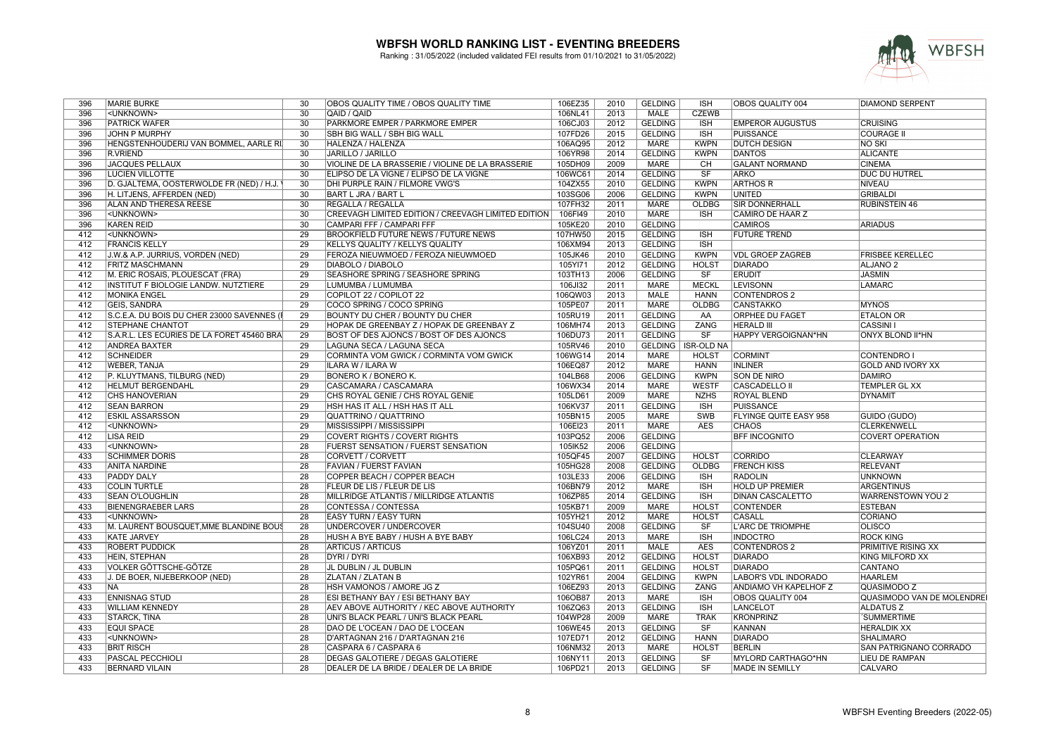# WBFSH WORLD RANKING LIST - EVENTING BREEDERS

Ranking : 31/05/2022 (included validated FEI results from 01/10/2021 to 31/05/2022)

| | | | | | | | | | |
|---|---|---|---|---|---|---|---|---|---|
| 396 | MARIE BURKE | 30 | OBOS QUALITY TIME / OBOS QUALITY TIME | 106EZ35 | 2010 | GELDING | ISH | OBOS QUALITY 004 | DIAMOND SERPENT |
| 396 | <UNKNOWN> | 30 | QAID / QAID | 106NL41 | 2013 | MALE | CZEWB | | |
| 396 | PATRICK WAFER | 30 | PARKMORE EMPER / PARKMORE EMPER | 106CJ03 | 2012 | GELDING | ISH | EMPEROR AUGUSTUS | CRUISING |
| 396 | JOHN P MURPHY | 30 | SBH BIG WALL / SBH BIG WALL | 107FD26 | 2015 | GELDING | ISH | PUISSANCE | COURAGE II |
| 396 | HENGSTENHOUDERIJ VAN BOMMEL, AARLE RI | 30 | HALENZA / HALENZA | 106AQ95 | 2012 | MARE | KWPN | DUTCH DESIGN | NO SKI |
| 396 | R.VRIEND | 30 | JARILLO / JARILLO | 106YR98 | 2014 | GELDING | KWPN | DANTOS | ALICANTE |
| 396 | JACQUES PELLAUX | 30 | VIOLINE DE LA BRASSERIE / VIOLINE DE LA BRASSERIE | 105DH09 | 2009 | MARE | CH | GALANT NORMAND | CINEMA |
| 396 | LUCIEN VILLOTTE | 30 | ELIPSO DE LA VIGNE / ELIPSO DE LA VIGNE | 106WC61 | 2014 | GELDING | SF | ARKO | DUC DU HUTREL |
| 396 | D. GJALTEMA, OOSTERWOLDE FR (NED) / H.J. | 30 | DHI PURPLE RAIN / FILMORE VWG'S | 104ZX55 | 2010 | GELDING | KWPN | ARTHOS R | NIVEAU |
| 396 | H. LITJENS, AFFERDEN (NED) | 30 | BART L JRA / BART L | 103SG06 | 2006 | GELDING | KWPN | UNITED | GRIBALDI |
| 396 | ALAN AND THERESA REESE | 30 | REGALLA / REGALLA | 107FH32 | 2011 | MARE | OLDBG | SIR DONNERHALL | RUBINSTEIN 46 |
| 396 | <UNKNOWN> | 30 | CREEVAGH LIMITED EDITION / CREEVAGH LIMITED EDITION | 106FI49 | 2010 | MARE | ISH | CAMIRO DE HAAR Z | |
| 396 | KAREN REID | 30 | CAMPARI FFF / CAMPARI FFF | 105KE20 | 2010 | GELDING | | CAMIROS | ARIADUS |
| 412 | <UNKNOWN> | 29 | BROOKFIELD FUTURE NEWS / FUTURE NEWS | 107HW50 | 2015 | GELDING | ISH | FUTURE TREND | |
| 412 | FRANCIS KELLY | 29 | KELLYS QUALITY / KELLYS QUALITY | 106XM94 | 2013 | GELDING | ISH | | |
| 412 | J.W.& A.P. JURRIUS, VORDEN (NED) | 29 | FEROZA NIEUWMOED / FEROZA NIEUWMOED | 105JK46 | 2010 | GELDING | KWPN | VDL GROEP ZAGREB | FRISBEE KERELLEC |
| 412 | FRITZ MASCHMANN | 29 | DIABOLO / DIABOLO | 105YI71 | 2012 | GELDING | HOLST | DIARADO | ALJANO 2 |
| 412 | M. ERIC ROSAIS, PLOUESCAT (FRA) | 29 | SEASHORE SPRING / SEASHORE SPRING | 103TH13 | 2006 | GELDING | SF | ERUDIT | JASMIN |
| 412 | INSTITUT F BIOLOGIE LANDW. NUTZTIERE | 29 | LUMUMBA / LUMUMBA | 106JI32 | 2011 | MARE | MECKL | LEVISONN | LAMARC |
| 412 | MONIKA ENGEL | 29 | COPILOT 22 / COPILOT 22 | 106QW03 | 2013 | MALE | HANN | CONTENDROS 2 | |
| 412 | GEIS, SANDRA | 29 | COCO SPRING / COCO SPRING | 105PE07 | 2011 | MARE | OLDBG | CANSTAKKO | MYNOS |
| 412 | S.C.E.A. DU BOIS DU CHER 23000 SAVENNES (I | 29 | BOUNTY DU CHER / BOUNTY DU CHER | 105RU19 | 2011 | GELDING | AA | ORPHEE DU FAGET | ETALON OR |
| 412 | STEPHANE CHANTOT | 29 | HOPAK DE GREENBAY Z / HOPAK DE GREENBAY Z | 106MH74 | 2013 | GELDING | ZANG | HERALD III | CASSINI I |
| 412 | S.A.R.L. LES ECURIES DE LA FORET 45460 BRA | 29 | BOST OF DES AJONCS / BOST OF DES AJONCS | 106DU73 | 2011 | GELDING | SF | HAPPY VERGOIGNAN*HN | ONYX BLOND II*HN |
| 412 | ANDREA BAXTER | 29 | LAGUNA SECA / LAGUNA SECA | 105RV46 | 2010 | GELDING | ISR-OLD NA | | |
| 412 | SCHNEIDER | 29 | CORMINTA VOM GWICK / CORMINTA VOM GWICK | 106WG14 | 2014 | MARE | HOLST | CORMINT | CONTENDRO I |
| 412 | WEBER, TANJA | 29 | ILARA W / ILARA W | 106EQ87 | 2012 | MARE | HANN | INLINER | GOLD AND IVORY XX |
| 412 | P. KLUYTMANS, TILBURG (NED) | 29 | BONERO K / BONERO K. | 104LB68 | 2006 | GELDING | KWPN | SON DE NIRO | DAMIRO |
| 412 | HELMUT BERGENDAHL | 29 | CASCAMARA / CASCAMARA | 106WX34 | 2014 | MARE | WESTF | CASCADELLO II | TEMPLER GL XX |
| 412 | CHS HANOVERIAN | 29 | CHS ROYAL GENIE / CHS ROYAL GENIE | 105LD61 | 2009 | MARE | NZHS | ROYAL BLEND | DYNAMIT |
| 412 | SEAN BARRON | 29 | HSH HAS IT ALL / HSH HAS IT ALL | 106KV37 | 2011 | GELDING | ISH | PUISSANCE | |
| 412 | ESKIL ASSARSSON | 29 | QUATTRINO / QUATTRINO | 105BN15 | 2005 | MARE | SWB | FLYINGE QUITE EASY 958 | GUIDO (GUDO) |
| 412 | <UNKNOWN> | 29 | MISSISSIPPI / MISSISSIPPI | 106EI23 | 2011 | MARE | AES | CHAOS | CLERKENWELL |
| 412 | LISA REID | 29 | COVERT RIGHTS / COVERT RIGHTS | 103PQ52 | 2006 | GELDING | | BFF INCOGNITO | COVERT OPERATION |
| 433 | <UNKNOWN> | 28 | FUERST SENSATION / FUERST SENSATION | 105IK52 | 2006 | GELDING | | | |
| 433 | SCHIMMER DORIS | 28 | CORVETT / CORVETT | 105QF45 | 2007 | GELDING | HOLST | CORRIDO | CLEARWAY |
| 433 | ANITA NARDINE | 28 | FAVIAN / FUERST FAVIAN | 105HG28 | 2008 | GELDING | OLDBG | FRENCH KISS | RELEVANT |
| 433 | PADDY DALY | 28 | COPPER BEACH / COPPER BEACH | 103LE33 | 2006 | GELDING | ISH | RADOLIN | UNKNOWN |
| 433 | COLIN TURTLE | 28 | FLEUR DE LIS / FLEUR DE LIS | 106BN79 | 2012 | MARE | ISH | HOLD UP PREMIER | ARGENTINUS |
| 433 | SEAN O'LOUGHLIN | 28 | MILLRIDGE ATLANTIS / MILLRIDGE ATLANTIS | 106ZP85 | 2014 | GELDING | ISH | DINAN CASCALETTO | WARRENSTOWN YOU 2 |
| 433 | BIENENGRAEBER LARS | 28 | CONTESSA / CONTESSA | 105KB71 | 2009 | MARE | HOLST | CONTENDER | ESTEBAN |
| 433 | <UNKNOWN> | 28 | EASY TURN / EASY TURN | 105YH21 | 2012 | MARE | HOLST | CASALL | CORIANO |
| 433 | M. LAURENT BOUSQUET,MME BLANDINE BOUS | 28 | UNDERCOVER / UNDERCOVER | 104SU40 | 2008 | GELDING | SF | L'ARC DE TRIOMPHE | OLISCO |
| 433 | KATE JARVEY | 28 | HUSH A BYE BABY / HUSH A BYE BABY | 106LC24 | 2013 | MARE | ISH | INDOCTRO | ROCK KING |
| 433 | ROBERT PUDDICK | 28 | ARTICUS / ARTICUS | 106YZ01 | 2011 | MALE | AES | CONTENDROS 2 | PRIMITIVE RISING XX |
| 433 | HEIN, STEPHAN | 28 | DYRI / DYRI | 106XB93 | 2012 | GELDING | HOLST | DIARADO | KING MILFORD XX |
| 433 | VOLKER GÖTTSCHE-GÖTZE | 28 | JL DUBLIN / JL DUBLIN | 105PQ61 | 2011 | GELDING | HOLST | DIARADO | CANTANO |
| 433 | J. DE BOER, NIJEBERKOOP (NED) | 28 | ZLATAN / ZLATAN B | 102YR61 | 2004 | GELDING | KWPN | LABOR'S VDL INDORADO | HAARLEM |
| 433 | NA | 28 | HSH VAMONOS / AMORE JG Z | 106EZ93 | 2013 | GELDING | ZANG | ANDIAMO VH KAPELHOF Z | QUASIMODO Z |
| 433 | ENNISNAG STUD | 28 | ESI BETHANY BAY / ESI BETHANY BAY | 106OB87 | 2013 | MARE | ISH | OBOS QUALITY 004 | QUASIMODO VAN DE MOLENDREI |
| 433 | WILLIAM KENNEDY | 28 | AEV ABOVE AUTHORITY / KEC ABOVE AUTHORITY | 106ZQ63 | 2013 | GELDING | ISH | LANCELOT | ALDATUS Z |
| 433 | STARCK, TINA | 28 | UNI'S BLACK PEARL / UNI'S BLACK PEARL | 104WP28 | 2009 | MARE | TRAK | KRONPRINZ | ´SUMMERTIME |
| 433 | EQUI SPACE | 28 | DAO DE L'OCEAN / DAO DE L'OCEAN | 106WE45 | 2013 | GELDING | SF | KANNAN | HERALDIK XX |
| 433 | <UNKNOWN> | 28 | D'ARTAGNAN 216 / D'ARTAGNAN 216 | 107ED71 | 2012 | GELDING | HANN | DIARADO | SHALIMARO |
| 433 | BRIT RISCH | 28 | CASPARA 6 / CASPARA 6 | 106NM32 | 2013 | MARE | HOLST | BERLIN | SAN PATRIGNANO CORRADO |
| 433 | PASCAL PECCHIOLI | 28 | DEGAS GALOTIERE / DEGAS GALOTIERE | 106NY11 | 2013 | GELDING | SF | MYLORD CARTHAGO*HN | LIEU DE RAMPAN |
| 433 | BERNARD VILAIN | 28 | DEALER DE LA BRIDE / DEALER DE LA BRIDE | 106PD21 | 2013 | GELDING | SF | MADE IN SEMILLY | CALVARO |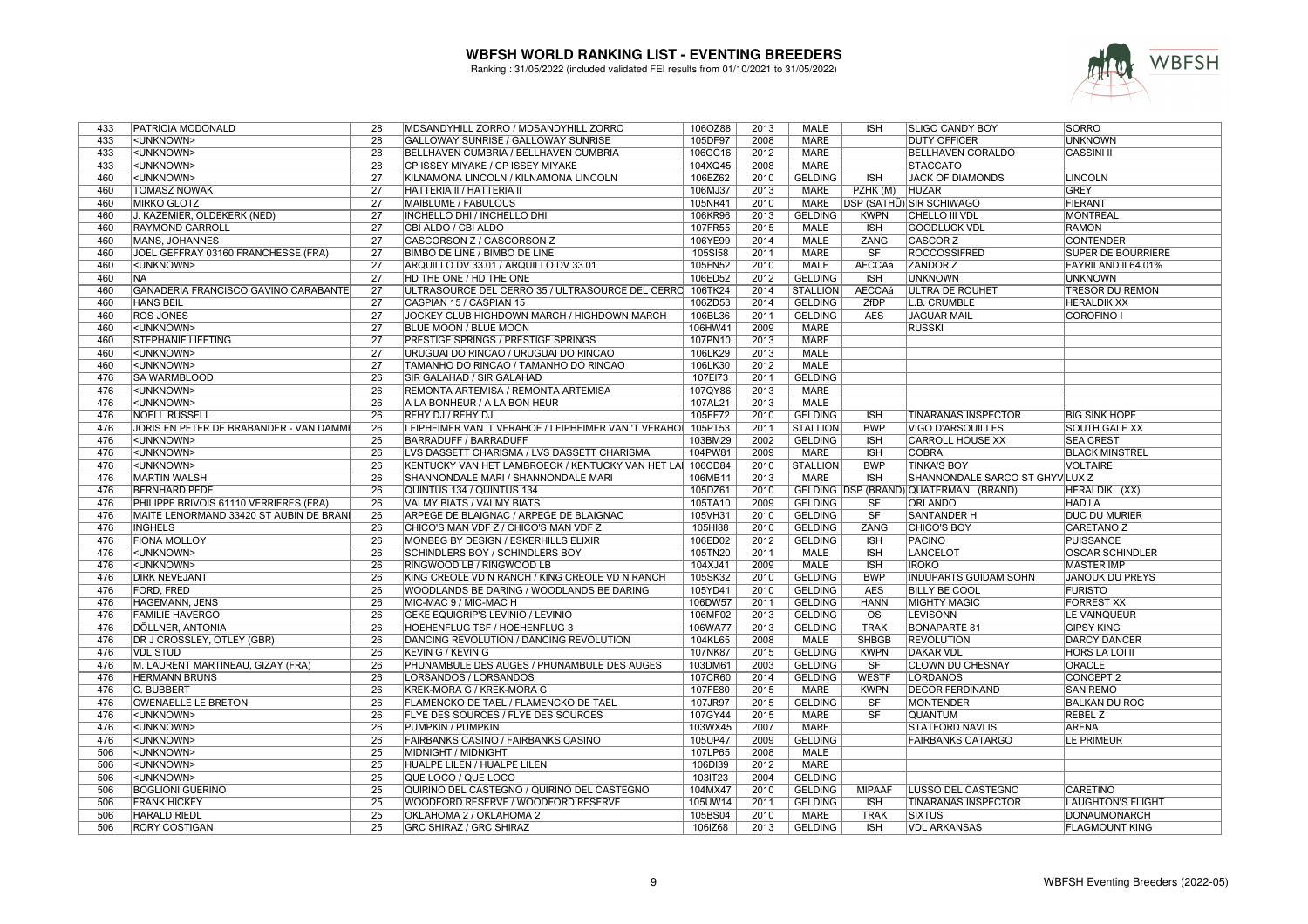# WBFSH WORLD RANKING LIST - EVENTING BREEDERS

Ranking : 31/05/2022 (included validated FEI results from 01/10/2021 to 31/05/2022)

| | | | | | | | | | | |
|---|---|---|---|---|---|---|---|---|---|---|
| 433 | PATRICIA MCDONALD | 28 | MDSANDYHILL ZORRO / MDSANDYHILL ZORRO | 106OZ88 | 2013 | MALE | ISH | SLIGO CANDY BOY | SORRO |
| 433 | <UNKNOWN> | 28 | GALLOWAY SUNRISE / GALLOWAY SUNRISE | 105DF97 | 2008 | MARE | | DUTY OFFICER | UNKNOWN |
| 433 | <UNKNOWN> | 28 | BELLHAVEN CUMBRIA / BELLHAVEN CUMBRIA | 106GC16 | 2012 | MARE | | BELLHAVEN CORALDO | CASSINI II |
| 433 | <UNKNOWN> | 28 | CP ISSEY MIYAKE / CP ISSEY MIYAKE | 104XQ45 | 2008 | MARE | | STACCATO | |
| 460 | <UNKNOWN> | 27 | KILNAMONA LINCOLN / KILNAMONA LINCOLN | 106EZ62 | 2010 | GELDING | ISH | JACK OF DIAMONDS | LINCOLN |
| 460 | TOMASZ NOWAK | 27 | HATTERIA II / HATTERIA II | 106MJ37 | 2013 | MARE | PZHK (M) | HUZAR | GREY |
| 460 | MIRKO GLOTZ | 27 | MAIBLUME / FABULOUS | 105NR41 | 2010 | MARE | DSP (SATHÜ) | SIR SCHIWAGO | FIERANT |
| 460 | J. KAZEMIER, OLDEKERK (NED) | 27 | INCHELLO DHI / INCHELLO DHI | 106KR96 | 2013 | GELDING | KWPN | CHELLO III VDL | MONTREAL |
| 460 | RAYMOND CARROLL | 27 | CBI ALDO / CBI ALDO | 107FR55 | 2015 | MALE | ISH | GOODLUCK VDL | RAMON |
| 460 | MANS, JOHANNES | 27 | CASCORSON Z / CASCORSON Z | 106YE99 | 2014 | MALE | ZANG | CASCOR Z | CONTENDER |
| 460 | JOEL GEFFRAY 03160 FRANCHESSE (FRA) | 27 | BIMBO DE LINE / BIMBO DE LINE | 105SI58 | 2011 | MARE | SF | ROCCOSSIFRED | SUPER DE BOURRIERE |
| 460 | <UNKNOWN> | 27 | ARQUILLO DV 33.01 / ARQUILLO DV 33.01 | 105FN52 | 2010 | MALE | AECCAá | ZANDOR Z | FAYRILAND II 64.01% |
| 460 | NA | 27 | HD THE ONE / HD THE ONE | 106ED52 | 2012 | GELDING | ISH | UNKNOWN | UNKNOWN |
| 460 | GANADERIA FRANCISCO GAVINO CARABANTE | 27 | ULTRASOURCE DEL CERRO 35 / ULTRASOURCE DEL CERRO | 106TK24 | 2014 | STALLION | AECCAá | ULTRA DE ROUHET | TRESOR DU REMON |
| 460 | HANS BEIL | 27 | CASPIAN 15 / CASPIAN 15 | 106ZD53 | 2014 | GELDING | ZfDP | L.B. CRUMBLE | HERALDIK XX |
| 460 | ROS JONES | 27 | JOCKEY CLUB HIGHDOWN MARCH / HIGHDOWN MARCH | 106BL36 | 2011 | GELDING | AES | JAGUAR MAIL | COROFINO I |
| 460 | <UNKNOWN> | 27 | BLUE MOON / BLUE MOON | 106HW41 | 2009 | MARE | | RUSSKI | |
| 460 | STEPHANIE LIEFTING | 27 | PRESTIGE SPRINGS / PRESTIGE SPRINGS | 107PN10 | 2013 | MARE | | | |
| 460 | <UNKNOWN> | 27 | URUGUAI DO RINCAO / URUGUAI DO RINCAO | 106LK29 | 2013 | MALE | | | |
| 460 | <UNKNOWN> | 27 | TAMANHO DO RINCAO / TAMANHO DO RINCAO | 106LK30 | 2012 | MALE | | | |
| 476 | SA WARMBLOOD | 26 | SIR GALAHAD / SIR GALAHAD | 107EI73 | 2011 | GELDING | | | |
| 476 | <UNKNOWN> | 26 | REMONTA ARTEMISA / REMONTA ARTEMISA | 107QY86 | 2013 | MARE | | | |
| 476 | <UNKNOWN> | 26 | A LA BONHEUR / A LA BON HEUR | 107AL21 | 2013 | MALE | | | |
| 476 | NOELL RUSSELL | 26 | REHY DJ / REHY DJ | 105EF72 | 2010 | GELDING | ISH | TINARANAS INSPECTOR | BIG SINK HOPE |
| 476 | JORIS EN PETER DE BRABANDER - VAN DAMME | 26 | LEIPHEIMER VAN 'T VERAHOF / LEIPHEIMER VAN 'T VERAHOF | 105PT53 | 2011 | STALLION | BWP | VIGO D'ARSOUILLES | SOUTH GALE XX |
| 476 | <UNKNOWN> | 26 | BARRADUFF / BARRADUFF | 103BM29 | 2002 | GELDING | ISH | CARROLL HOUSE XX | SEA CREST |
| 476 | <UNKNOWN> | 26 | LVS DASSETT CHARISMA / LVS DASSETT CHARISMA | 104PW81 | 2009 | MARE | ISH | COBRA | BLACK MINSTREL |
| 476 | <UNKNOWN> | 26 | KENTUCKY VAN HET LAMBROECK / KENTUCKY VAN HET LAI | 106CD84 | 2010 | STALLION | BWP | TINKA'S BOY | VOLTAIRE |
| 476 | MARTIN WALSH | 26 | SHANNONDALE MARI / SHANNONDALE MARI | 106MB11 | 2013 | MARE | ISH | SHANNONDALE SARCO ST GHYV | LUX Z |
| 476 | BERNHARD PEDE | 26 | QUINTUS 134 / QUINTUS 134 | 105DZ61 | 2010 | GELDING | DSP (BRAND) | QUATERMAN (BRAND) | HERALDIK (XX) |
| 476 | PHILIPPE BRIVOIS 61110 VERRIERES (FRA) | 26 | VALMY BIATS / VALMY BIATS | 105TA10 | 2009 | GELDING | SF | ORLANDO | HADJ A |
| 476 | MAITE LENORMAND 33420 ST AUBIN DE BRANE | 26 | ARPEGE DE BLAIGNAC / ARPEGE DE BLAIGNAC | 105VH31 | 2010 | GELDING | SF | SANTANDER H | DUC DU MURIER |
| 476 | INGHELS | 26 | CHICO'S MAN VDF Z / CHICO'S MAN VDF Z | 105HI88 | 2010 | GELDING | ZANG | CHICO'S BOY | CARETANO Z |
| 476 | FIONA MOLLOY | 26 | MONBEG BY DESIGN / ESKERHILLS ELIXIR | 106ED02 | 2012 | GELDING | ISH | PACINO | PUISSANCE |
| 476 | <UNKNOWN> | 26 | SCHINDLERS BOY / SCHINDLERS BOY | 105TN20 | 2011 | MALE | ISH | LANCELOT | OSCAR SCHINDLER |
| 476 | <UNKNOWN> | 26 | RINGWOOD LB / RINGWOOD LB | 104XJ41 | 2009 | MALE | ISH | IROKO | MASTER IMP |
| 476 | DIRK NEVEJANT | 26 | KING CREOLE VD N RANCH / KING CREOLE VD N RANCH | 105SK32 | 2010 | GELDING | BWP | INDUPARTS GUIDAM SOHN | JANOUK DU PREYS |
| 476 | FORD, FRED | 26 | WOODLANDS BE DARING / WOODLANDS BE DARING | 105YD41 | 2010 | GELDING | AES | BILLY BE COOL | FURISTO |
| 476 | HAGEMANN, JENS | 26 | MIC-MAC 9 / MIC-MAC H | 106DW57 | 2011 | GELDING | HANN | MIGHTY MAGIC | FORREST XX |
| 476 | FAMILIE HAVERGO | 26 | GEKE EQUIGRIP'S LEVINIO / LEVINIO | 106MF02 | 2013 | GELDING | OS | LEVISONN | LE VAINQUEUR |
| 476 | DÖLLNER, ANTONIA | 26 | HOEHENFLUG TSF / HOEHENFLUG 3 | 106WA77 | 2013 | GELDING | TRAK | BONAPARTE 81 | GIPSY KING |
| 476 | DR J CROSSLEY, OTLEY (GBR) | 26 | DANCING REVOLUTION / DANCING REVOLUTION | 104KL65 | 2008 | MALE | SHBGB | REVOLUTION | DARCY DANCER |
| 476 | VDL STUD | 26 | KEVIN G / KEVIN G | 107NK87 | 2015 | GELDING | KWPN | DAKAR VDL | HORS LA LOI II |
| 476 | M. LAURENT MARTINEAU, GIZAY (FRA) | 26 | PHUNAMBULE DES AUGES / PHUNAMBULE DES AUGES | 103DM61 | 2003 | GELDING | SF | CLOWN DU CHESNAY | ORACLE |
| 476 | HERMANN BRUNS | 26 | LORSANDOS / LORSANDOS | 107CR60 | 2014 | GELDING | WESTF | LORDANOS | CONCEPT 2 |
| 476 | C. BUBBERT | 26 | KREK-MORA G / KREK-MORA G | 107FE80 | 2015 | MARE | KWPN | DECOR FERDINAND | SAN REMO |
| 476 | GWENAELLE LE BRETON | 26 | FLAMENCKO DE TAEL / FLAMENCKO DE TAEL | 107JR97 | 2015 | GELDING | SF | MONTENDER | BALKAN DU ROC |
| 476 | <UNKNOWN> | 26 | FLYE DES SOURCES / FLYE DES SOURCES | 107GY44 | 2015 | MARE | SF | QUANTUM | REBEL Z |
| 476 | <UNKNOWN> | 26 | PUMPKIN / PUMPKIN | 103WX45 | 2007 | MARE | | STATFORD NAVLIS | ARENA |
| 476 | <UNKNOWN> | 26 | FAIRBANKS CASINO / FAIRBANKS CASINO | 105UP47 | 2009 | GELDING | | FAIRBANKS CATARGO | LE PRIMEUR |
| 506 | <UNKNOWN> | 25 | MIDNIGHT / MIDNIGHT | 107LP65 | 2008 | MALE | | | |
| 506 | <UNKNOWN> | 25 | HUALPE LILEN / HUALPE LILEN | 106DI39 | 2012 | MARE | | | |
| 506 | <UNKNOWN> | 25 | QUE LOCO / QUE LOCO | 103IT23 | 2004 | GELDING | | | |
| 506 | BOGLIONI GUERINO | 25 | QUIRINO DEL CASTEGNO / QUIRINO DEL CASTEGNO | 104MX47 | 2010 | GELDING | MIPAAF | LUSSO DEL CASTEGNO | CARETINO |
| 506 | FRANK HICKEY | 25 | WOODFORD RESERVE / WOODFORD RESERVE | 105UW14 | 2011 | GELDING | ISH | TINARANAS INSPECTOR | LAUGHTON'S FLIGHT |
| 506 | HARALD RIEDL | 25 | OKLAHOMA 2 / OKLAHOMA 2 | 105BS04 | 2010 | MARE | TRAK | SIXTUS | DONAUMONARCH |
| 506 | RORY COSTIGAN | 25 | GRC SHIRAZ / GRC SHIRAZ | 106IZ68 | 2013 | GELDING | ISH | VDL ARKANSAS | FLAGMOUNT KING |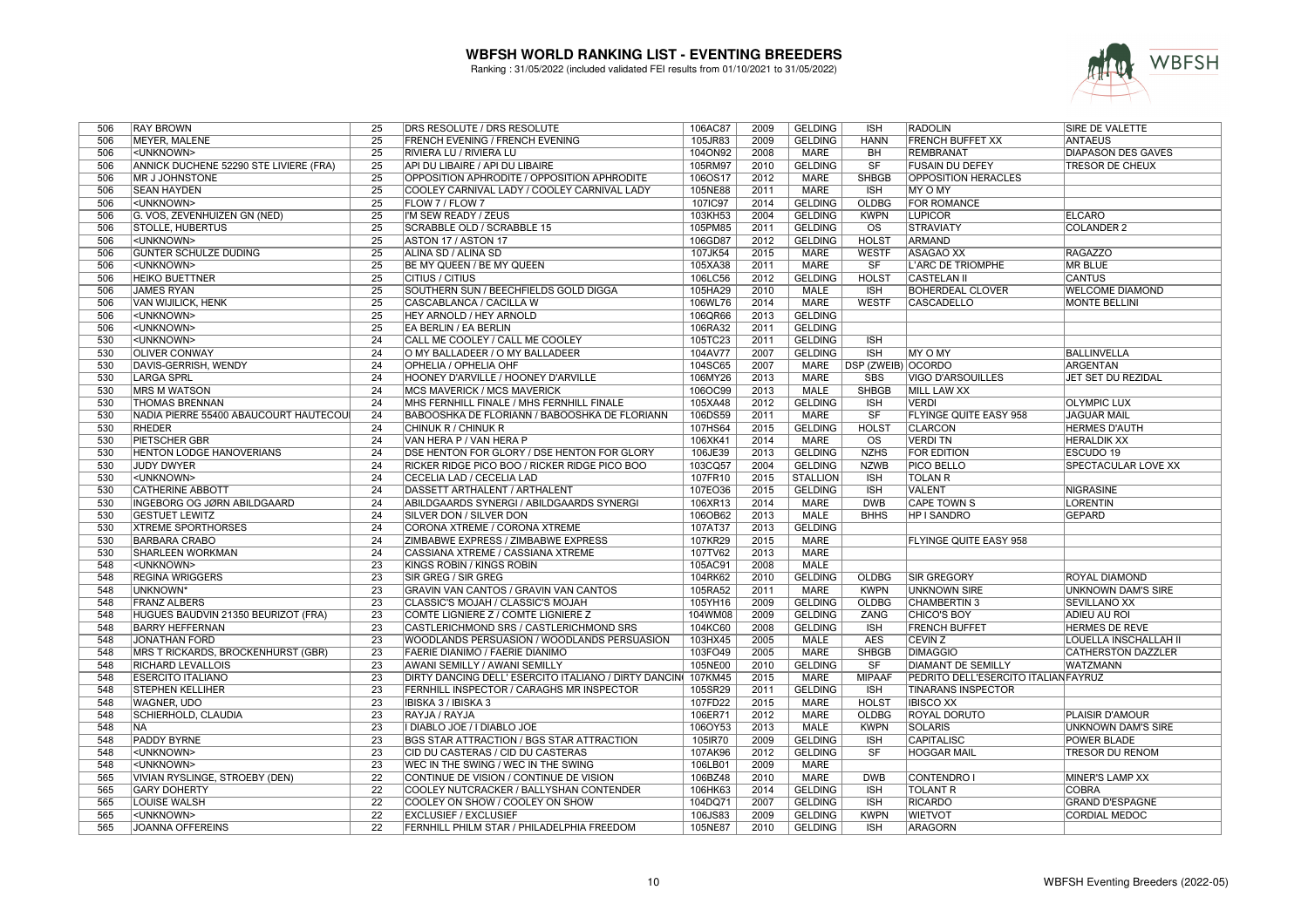# WBFSH WORLD RANKING LIST - EVENTING BREEDERS

Ranking : 31/05/2022 (included validated FEI results from 01/10/2021 to 31/05/2022)

| | | | | | | | | | |
|---|---|---|---|---|---|---|---|---|---|
| 506 | RAY BROWN | 25 | DRS RESOLUTE / DRS RESOLUTE | 106AC87 | 2009 | GELDING | ISH | RADOLIN | SIRE DE VALETTE |
| 506 | MEYER, MALENE | 25 | FRENCH EVENING / FRENCH EVENING | 105JR83 | 2009 | GELDING | HANN | FRENCH BUFFET XX | ANTAEUS |
| 506 | <UNKNOWN> | 25 | RIVIERA LU / RIVIERA LU | 104ON92 | 2008 | MARE | BH | REMBRANAT | DIAPASON DES GAVES |
| 506 | ANNICK DUCHENE 52290 STE LIVIERE (FRA) | 25 | API DU LIBAIRE / API DU LIBAIRE | 105RM97 | 2010 | GELDING | SF | FUSAIN DU DEFEY | TRESOR DE CHEUX |
| 506 | MR J JOHNSTONE | 25 | OPPOSITION APHRODITE / OPPOSITION APHRODITE | 106OS17 | 2012 | MARE | SHBGB | OPPOSITION HERACLES | |
| 506 | SEAN HAYDEN | 25 | COOLEY CARNIVAL LADY / COOLEY CARNIVAL LADY | 105NE88 | 2011 | MARE | ISH | MY O MY | |
| 506 | <UNKNOWN> | 25 | FLOW 7 / FLOW 7 | 107IC97 | 2014 | GELDING | OLDBG | FOR ROMANCE | |
| 506 | G. VOS, ZEVENHUIZEN GN (NED) | 25 | I'M SEW READY / ZEUS | 103KH53 | 2004 | GELDING | KWPN | LUPICOR | ELCARO |
| 506 | STOLLE, HUBERTUS | 25 | SCRABBLE OLD / SCRABBLE 15 | 105PM85 | 2011 | GELDING | OS | STRAVIATY | COLANDER 2 |
| 506 | <UNKNOWN> | 25 | ASTON 17 / ASTON 17 | 106GD87 | 2012 | GELDING | HOLST | ARMAND | |
| 506 | GUNTER SCHULZE DUDING | 25 | ALINA SD / ALINA SD | 107JK54 | 2015 | MARE | WESTF | ASAGAO XX | RAGAZZO |
| 506 | <UNKNOWN> | 25 | BE MY QUEEN / BE MY QUEEN | 105XA38 | 2011 | MARE | SF | L'ARC DE TRIOMPHE | MR BLUE |
| 506 | HEIKO BUETTNER | 25 | CITIUS / CITIUS | 106LC56 | 2012 | GELDING | HOLST | CASTELAN II | CANTUS |
| 506 | JAMES RYAN | 25 | SOUTHERN SUN / BEECHFIELDS GOLD DIGGA | 105HA29 | 2010 | MALE | ISH | BOHERDEAL CLOVER | WELCOME DIAMOND |
| 506 | VAN WIJILICK, HENK | 25 | CASCABLANCA / CACILLA W | 106WL76 | 2014 | MARE | WESTF | CASCADELLO | MONTE BELLINI |
| 506 | <UNKNOWN> | 25 | HEY ARNOLD / HEY ARNOLD | 106QR66 | 2013 | GELDING | | | |
| 506 | <UNKNOWN> | 25 | EA BERLIN / EA BERLIN | 106RA32 | 2011 | GELDING | | | |
| 530 | <UNKNOWN> | 24 | CALL ME COOLEY / CALL ME COOLEY | 105TC23 | 2011 | GELDING | ISH | | |
| 530 | OLIVER CONWAY | 24 | O MY BALLADEER / O MY BALLADEER | 104AV77 | 2007 | GELDING | ISH | MY O MY | BALLINVELLA |
| 530 | DAVIS-GERRISH, WENDY | 24 | OPHELIA / OPHELIA OHF | 104SC65 | 2007 | MARE | DSP (ZWEIB) | OCORDO | ARGENTAN |
| 530 | LARGA SPRL | 24 | HOONEY D'ARVILLE / HOONEY D'ARVILLE | 106MY26 | 2013 | MARE | SBS | VIGO D'ARSOUILLES | JET SET DU REZIDAL |
| 530 | MRS M WATSON | 24 | MCS MAVERICK / MCS MAVERICK | 106OC99 | 2013 | MALE | SHBGB | MILL LAW XX | |
| 530 | THOMAS BRENNAN | 24 | MHS FERNHILL FINALE / MHS FERNHILL FINALE | 105XA48 | 2012 | GELDING | ISH | VERDI | OLYMPIC LUX |
| 530 | NADIA PIERRE 55400 ABAUCOURT HAUTECOU | 24 | BABOOSHKA DE FLORIANN / BABOOSHKA DE FLORIANN | 106DS59 | 2011 | MARE | SF | FLYINGE QUITE EASY 958 | JAGUAR MAIL |
| 530 | RHEDER | 24 | CHINUK R / CHINUK R | 107HS64 | 2015 | GELDING | HOLST | CLARCON | HERMES D'AUTH |
| 530 | PIETSCHER GBR | 24 | VAN HERA P / VAN HERA P | 106XK41 | 2014 | MARE | OS | VERDI TN | HERALDIK XX |
| 530 | HENTON LODGE HANOVERIANS | 24 | DSE HENTON FOR GLORY / DSE HENTON FOR GLORY | 106JE39 | 2013 | GELDING | NZHS | FOR EDITION | ESCUDO 19 |
| 530 | JUDY DWYER | 24 | RICKER RIDGE PICO BOO / RICKER RIDGE PICO BOO | 103CQ57 | 2004 | GELDING | NZWB | PICO BELLO | SPECTACULAR LOVE XX |
| 530 | <UNKNOWN> | 24 | CECELIA LAD / CECELIA LAD | 107FR10 | 2015 | STALLION | ISH | TOLAN R | |
| 530 | CATHERINE ABBOTT | 24 | DASSETT ARTHALENT / ARTHALENT | 107EO36 | 2015 | GELDING | ISH | VALENT | NIGRASINE |
| 530 | INGEBORG OG JØRN ABILDGAARD | 24 | ABILDGAARDS SYNERGI / ABILDGAARDS SYNERGI | 106XR13 | 2014 | MARE | DWB | CAPE TOWN S | LORENTIN |
| 530 | GESTUET LEWITZ | 24 | SILVER DON / SILVER DON | 106OB62 | 2013 | MALE | BHHS | HP I SANDRO | GEPARD |
| 530 | XTREME SPORTHORSES | 24 | CORONA XTREME / CORONA XTREME | 107AT37 | 2013 | GELDING | | | |
| 530 | BARBARA CRABO | 24 | ZIMBABWE EXPRESS / ZIMBABWE EXPRESS | 107KR29 | 2015 | MARE | | FLYINGE QUITE EASY 958 | |
| 530 | SHARLEEN WORKMAN | 24 | CASSIANA XTREME / CASSIANA XTREME | 107TV62 | 2013 | MARE | | | |
| 548 | <UNKNOWN> | 23 | KINGS ROBIN / KINGS ROBIN | 105AC91 | 2008 | MALE | | | |
| 548 | REGINA WRIGGERS | 23 | SIR GREG / SIR GREG | 104RK62 | 2010 | GELDING | OLDBG | SIR GREGORY | ROYAL DIAMOND |
| 548 | UNKNOWN* | 23 | GRAVIN VAN CANTOS / GRAVIN VAN CANTOS | 105RA52 | 2011 | MARE | KWPN | UNKNOWN SIRE | UNKNOWN DAM'S SIRE |
| 548 | FRANZ ALBERS | 23 | CLASSIC'S MOJAH / CLASSIC'S MOJAH | 105YH16 | 2009 | GELDING | OLDBG | CHAMBERTIN 3 | SEVILLANO XX |
| 548 | HUGUES BAUDVIN 21350 BEURIZOT (FRA) | 23 | COMTE LIGNIERE Z / COMTE LIGNIERE Z | 104WM08 | 2009 | GELDING | ZANG | CHICO'S BOY | ADIEU AU ROI |
| 548 | BARRY HEFFERNAN | 23 | CASTLERICHMOND SRS / CASTLERICHMOND SRS | 104KC60 | 2008 | GELDING | ISH | FRENCH BUFFET | HERMES DE REVE |
| 548 | JONATHAN FORD | 23 | WOODLANDS PERSUASION / WOODLANDS PERSUASION | 103HX45 | 2005 | MALE | AES | CEVIN Z | LOUELLA INSCHALLAH II |
| 548 | MRS T RICKARDS, BROCKENHURST (GBR) | 23 | FAERIE DIANIMO / FAERIE DIANIMO | 103FO49 | 2005 | MARE | SHBGB | DIMAGGIO | CATHERSTON DAZZLER |
| 548 | RICHARD LEVALLOIS | 23 | AWANI SEMILLY / AWANI SEMILLY | 105NE00 | 2010 | GELDING | SF | DIAMANT DE SEMILLY | WATZMANN |
| 548 | ESERCITO ITALIANO | 23 | DIRTY DANCING DELL' ESERCITO ITALIANO / DIRTY DANCIN | 107KM45 | 2015 | MARE | MIPAAF | PEDRITO DELL'ESERCITO ITALIAN | FAYRUZ |
| 548 | STEPHEN KELLIHER | 23 | FERNHILL INSPECTOR / CARAGHS MR INSPECTOR | 105SR29 | 2011 | GELDING | ISH | TINARANS INSPECTOR | |
| 548 | WAGNER, UDO | 23 | IBISKA 3 / IBISKA 3 | 107FD22 | 2015 | MARE | HOLST | IBISCO XX | |
| 548 | SCHIERHOLD, CLAUDIA | 23 | RAYJA / RAYJA | 106ER71 | 2012 | MARE | OLDBG | ROYAL DORUTO | PLAISIR D'AMOUR |
| 548 | NA | 23 | I DIABLO JOE / I DIABLO JOE | 106OY53 | 2013 | MALE | KWPN | SOLARIS | UNKNOWN DAM'S SIRE |
| 548 | PADDY BYRNE | 23 | BGS STAR ATTRACTION / BGS STAR ATTRACTION | 105IR70 | 2009 | GELDING | ISH | CAPITALISC | POWER BLADE |
| 548 | <UNKNOWN> | 23 | CID DU CASTERAS / CID DU CASTERAS | 107AK96 | 2012 | GELDING | SF | HOGGAR MAIL | TRESOR DU RENOM |
| 548 | <UNKNOWN> | 23 | WEC IN THE SWING / WEC IN THE SWING | 106LB01 | 2009 | MARE | | | |
| 565 | VIVIAN RYSLINGE, STROEBY (DEN) | 22 | CONTINUE DE VISION / CONTINUE DE VISION | 106BZ48 | 2010 | MARE | DWB | CONTENDRO I | MINER'S LAMP XX |
| 565 | GARY DOHERTY | 22 | COOLEY NUTCRACKER / BALLYSHAN CONTENDER | 106HK63 | 2014 | GELDING | ISH | TOLANT R | COBRA |
| 565 | LOUISE WALSH | 22 | COOLEY ON SHOW / COOLEY ON SHOW | 104DQ71 | 2007 | GELDING | ISH | RICARDO | GRAND D'ESPAGNE |
| 565 | <UNKNOWN> | 22 | EXCLUSIEF / EXCLUSIEF | 106JS83 | 2009 | GELDING | KWPN | WIETVOT | CORDIAL MEDOC |
| 565 | JOANNA OFFEREINS | 22 | FERNHILL PHILM STAR / PHILADELPHIA FREEDOM | 105NE87 | 2010 | GELDING | ISH | ARAGORN | |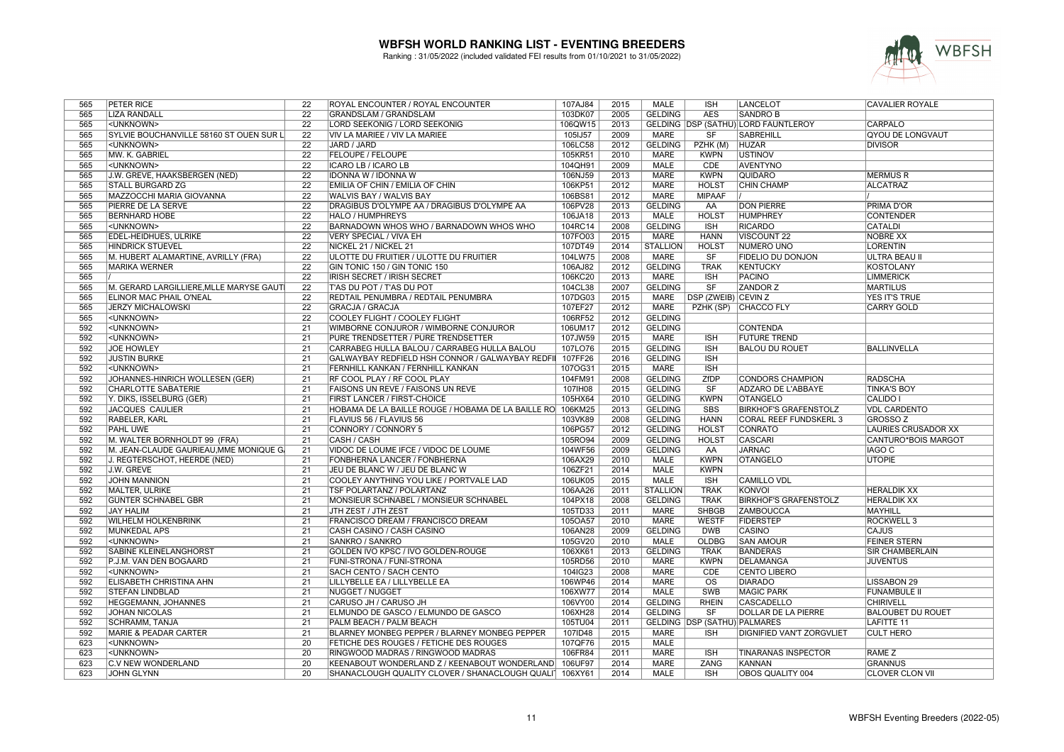# WBFSH WORLD RANKING LIST - EVENTING BREEDERS

Ranking : 31/05/2022 (included validated FEI results from 01/10/2021 to 31/05/2022)

| | | | | | | | | | | |
|---|---|---|---|---|---|---|---|---|---|---|
| 565 | PETER RICE | 22 | ROYAL ENCOUNTER / ROYAL ENCOUNTER | 107AJ84 | 2015 | MALE | ISH | LANCELOT | CAVALIER ROYALE |
| 565 | LIZA RANDALL | 22 | GRANDSLAM / GRANDSLAM | 103DK07 | 2005 | GELDING | AES | SANDRO B | |
| 565 | <UNKNOWN> | 22 | LORD SEEKONIG / LORD SEEKONIG | 106QW15 | 2013 | GELDING | DSP (SATHU) | LORD FAUNTLEROY | CARPALO |
| 565 | SYLVIE BOUCHANVILLE 58160 ST OUEN SUR L | 22 | VIV LA MARIEE / VIV LA MARIEE | 105IJ57 | 2009 | MARE | SF | SABREHILL | QYOU DE LONGVAUT |
| 565 | <UNKNOWN> | 22 | JARD / JARD | 106LC58 | 2012 | GELDING | PZHK (M) | HUZAR | DIVISOR |
| 565 | MW. K. GABRIEL | 22 | FELOUPE / FELOUPE | 105KR51 | 2010 | MARE | KWPN | USTINOV | |
| 565 | <UNKNOWN> | 22 | ICARO LB / ICARO LB | 104QH91 | 2009 | MALE | CDE | AVENTYNO | |
| 565 | J.W. GREVE, HAAKSBERGEN (NED) | 22 | IDONNA W / IDONNA W | 106NJ59 | 2013 | MARE | KWPN | QUIDARO | MERMUS R |
| 565 | STALL BURGARD ZG | 22 | EMILIA OF CHIN / EMILIA OF CHIN | 106KP51 | 2012 | MARE | HOLST | CHIN CHAMP | ALCATRAZ |
| 565 | MAZZOCCHI MARIA GIOVANNA | 22 | WALVIS BAY / WALVIS BAY | 106BS81 | 2012 | MARE | MIPAAF | / | / |
| 565 | PIERRE DE LA SERVE | 22 | DRAGIBUS D'OLYMPE AA / DRAGIBUS D'OLYMPE AA | 106PV28 | 2013 | GELDING | AA | DON PIERRE | PRIMA D'OR |
| 565 | BERNHARD HOBE | 22 | HALO / HUMPHREYS | 106JA18 | 2013 | MALE | HOLST | HUMPHREY | CONTENDER |
| 565 | <UNKNOWN> | 22 | BARNADOWN WHOS WHO / BARNADOWN WHOS WHO | 104RC14 | 2008 | GELDING | ISH | RICARDO | CATALDI |
| 565 | EDEL-HEIDHUES, ULRIKE | 22 | VERY SPECIAL / VIVA EH | 107FO03 | 2015 | MARE | HANN | VISCOUNT 22 | NOBRE XX |
| 565 | HINDRICK STUEVEL | 22 | NICKEL 21 / NICKEL 21 | 107DT49 | 2014 | STALLION | HOLST | NUMERO UNO | LORENTIN |
| 565 | M. HUBERT ALAMARTINE, AVRILLY (FRA) | 22 | ULOTTE DU FRUITIER / ULOTTE DU FRUITIER | 104LW75 | 2008 | MARE | SF | FIDELIO DU DONJON | ULTRA BEAU II |
| 565 | MARIKA WERNER | 22 | GIN TONIC 150 / GIN TONIC 150 | 106AJ82 | 2012 | GELDING | TRAK | KENTUCKY | KOSTOLANY |
| 565 | / | 22 | IRISH SECRET / IRISH SECRET | 106KC20 | 2013 | MARE | ISH | PACINO | LIMMERICK |
| 565 | M. GERARD LARGILLIERE,MLLE MARYSE GAUT | 22 | T'AS DU POT / T'AS DU POT | 104CL38 | 2007 | GELDING | SF | ZANDOR Z | MARTILUS |
| 565 | ELINOR MAC PHAIL O'NEAL | 22 | REDTAIL PENUMBRA / REDTAIL PENUMBRA | 107DG03 | 2015 | MARE | DSP (ZWEIB) | CEVIN Z | YES IT'S TRUE |
| 565 | JERZY MICHALOWSKI | 22 | GRACJA / GRACJA | 107EF27 | 2012 | MARE | PZHK (SP) | CHACCO FLY | CARRY GOLD |
| 565 | <UNKNOWN> | 22 | COOLEY FLIGHT / COOLEY FLIGHT | 106RF52 | 2012 | GELDING | | | |
| 592 | <UNKNOWN> | 21 | WIMBORNE CONJUROR / WIMBORNE CONJUROR | 106UM17 | 2012 | GELDING | | CONTENDA | |
| 592 | <UNKNOWN> | 21 | PURE TRENDSETTER / PURE TRENDSETTER | 107JW59 | 2015 | MARE | ISH | FUTURE TREND | |
| 592 | JOE HOWLEY | 21 | CARRABEG HULLA BALOU / CARRABEG HULLA BALOU | 107LO76 | 2015 | GELDING | ISH | BALOU DU ROUET | BALLINVELLA |
| 592 | JUSTIN BURKE | 21 | GALWAYBAY REDFIELD HSH CONNOR / GALWAYBAY REDFI | 107FF26 | 2016 | GELDING | ISH | | |
| 592 | <UNKNOWN> | 21 | FERNHILL KANKAN / FERNHILL KANKAN | 107OG31 | 2015 | MARE | ISH | | |
| 592 | JOHANNES-HINRICH WOLLESEN (GER) | 21 | RF COOL PLAY / RF COOL PLAY | 104FM91 | 2008 | GELDING | ZfDP | CONDORS CHAMPION | RADSCHA |
| 592 | CHARLOTTE SABATERIE | 21 | FAISONS UN REVE / FAISONS UN REVE | 107IH08 | 2015 | GELDING | SF | ADZARO DE L'ABBAYE | TINKA'S BOY |
| 592 | Y. DIKS, ISSELBURG (GER) | 21 | FIRST LANCER / FIRST-CHOICE | 105HX64 | 2010 | GELDING | KWPN | OTANGELO | CALIDO I |
| 592 | JACQUES CAULIER | 21 | HOBAMA DE LA BAILLE ROUGE / HOBAMA DE LA BAILLE RO | 106KM25 | 2013 | GELDING | SBS | BIRKHOF'S GRAFENSTOLZ | VDL CARDENTO |
| 592 | RABELER, KARL | 21 | FLAVIUS 56 / FLAVIUS 56 | 103VK89 | 2008 | GELDING | HANN | CORAL REEF FUNDSKERL 3 | GROSSO Z |
| 592 | PAHL UWE | 21 | CONNORY / CONNORY 5 | 106PG57 | 2012 | GELDING | HOLST | CONRATO | LAURIES CRUSADOR XX |
| 592 | M. WALTER BORNHOLDT 99 (FRA) | 21 | CASH / CASH | 105RO94 | 2009 | GELDING | HOLST | CASCARI | CANTURO*BOIS MARGOT |
| 592 | M. JEAN-CLAUDE GAURIEAU,MME MONIQUE G | 21 | VIDOC DE LOUME IFCE / VIDOC DE LOUME | 104WF56 | 2009 | GELDING | AA | JARNAC | IAGO C |
| 592 | J. REGTERSCHOT, HEERDE (NED) | 21 | FONBHERNA LANCER / FONBHERNA | 106AX29 | 2010 | MALE | KWPN | OTANGELO | UTOPIE |
| 592 | J.W. GREVE | 21 | JEU DE BLANC W / JEU DE BLANC W | 106ZF21 | 2014 | MALE | KWPN | | |
| 592 | JOHN MANNION | 21 | COOLEY ANYTHING YOU LIKE / PORTVALE LAD | 106UK05 | 2015 | MALE | ISH | CAMILLO VDL | |
| 592 | MALTER, ULRIKE | 21 | TSF POLARTANZ / POLARTANZ | 106AA26 | 2011 | STALLION | TRAK | KONVOI | HERALDIK XX |
| 592 | GUNTER SCHNABEL GBR | 21 | MONSIEUR SCHNABEL / MONSIEUR SCHNABEL | 104PX18 | 2008 | GELDING | TRAK | BIRKHOF'S GRAFENSTOLZ | HERALDIK XX |
| 592 | JAY HALIM | 21 | JTH ZEST / JTH ZEST | 105TD33 | 2011 | MARE | SHBGB | ZAMBOUCCA | MAYHILL |
| 592 | WILHELM HOLKENBRINK | 21 | FRANCISCO DREAM / FRANCISCO DREAM | 105OA57 | 2010 | MARE | WESTF | FIDERSTEP | ROCKWELL 3 |
| 592 | MUNKEDAL APS | 21 | CASH CASINO / CASH CASINO | 106AN28 | 2009 | GELDING | DWB | CASINO | CAJUS |
| 592 | <UNKNOWN> | 21 | SANKRO / SANKRO | 105GV20 | 2010 | MALE | OLDBG | SAN AMOUR | FEINER STERN |
| 592 | SABINE KLEINELANGHORST | 21 | GOLDEN IVO KPSC / IVO GOLDEN-ROUGE | 106XK61 | 2013 | GELDING | TRAK | BANDERAS | SIR CHAMBERLAIN |
| 592 | P.J.M. VAN DEN BOGAARD | 21 | FUNI-STRONA / FUNI-STRONA | 105RD56 | 2010 | MARE | KWPN | DELAMANGA | JUVENTUS |
| 592 | <UNKNOWN> | 21 | SACH CENTO / SACH CENTO | 104IG23 | 2008 | MARE | CDE | CENTO LIBERO | |
| 592 | ELISABETH CHRISTINA AHN | 21 | LILLYBELLE EA / LILLYBELLE EA | 106WP46 | 2014 | MARE | OS | DIARADO | LISSABON 29 |
| 592 | STEFAN LINDBLAD | 21 | NUGGET / NUGGET | 106XW77 | 2014 | MALE | SWB | MAGIC PARK | FUNAMBULE II |
| 592 | HEGGEMANN, JOHANNES | 21 | CARUSO JH / CARUSO JH | 106VY00 | 2014 | GELDING | RHEIN | CASCADELLO | CHIRIVELL |
| 592 | JOHAN NICOLAS | 21 | ELMUNDO DE GASCO / ELMUNDO DE GASCO | 106XH28 | 2014 | GELDING | SF | DOLLAR DE LA PIERRE | BALOUBET DU ROUET |
| 592 | SCHRAMM, TANJA | 21 | PALM BEACH / PALM BEACH | 105TU04 | 2011 | GELDING | DSP (SATHU) | PALMARES | LAFITTE 11 |
| 592 | MARIE & PEADAR CARTER | 21 | BLARNEY MONBEG PEPPER / BLARNEY MONBEG PEPPER | 107ID48 | 2015 | MARE | ISH | DIGNIFIED VAN'T ZORGVLIET | CULT HERO |
| 623 | <UNKNOWN> | 20 | FETICHE DES ROUGES / FETICHE DES ROUGES | 107QF76 | 2015 | MALE | | | |
| 623 | <UNKNOWN> | 20 | RINGWOOD MADRAS / RINGWOOD MADRAS | 106FR84 | 2011 | MARE | ISH | TINARANAS INSPECTOR | RAME Z |
| 623 | C.V NEW WONDERLAND | 20 | KEENABOUT WONDERLAND Z / KEENABOUT WONDERLAND | 106UF97 | 2014 | MARE | ZANG | KANNAN | GRANNUS |
| 623 | JOHN GLYNN | 20 | SHANACLOUGH QUALITY CLOVER / SHANACLOUGH QUALI | 106XY61 | 2014 | MALE | ISH | OBOS QUALITY 004 | CLOVER CLON VII |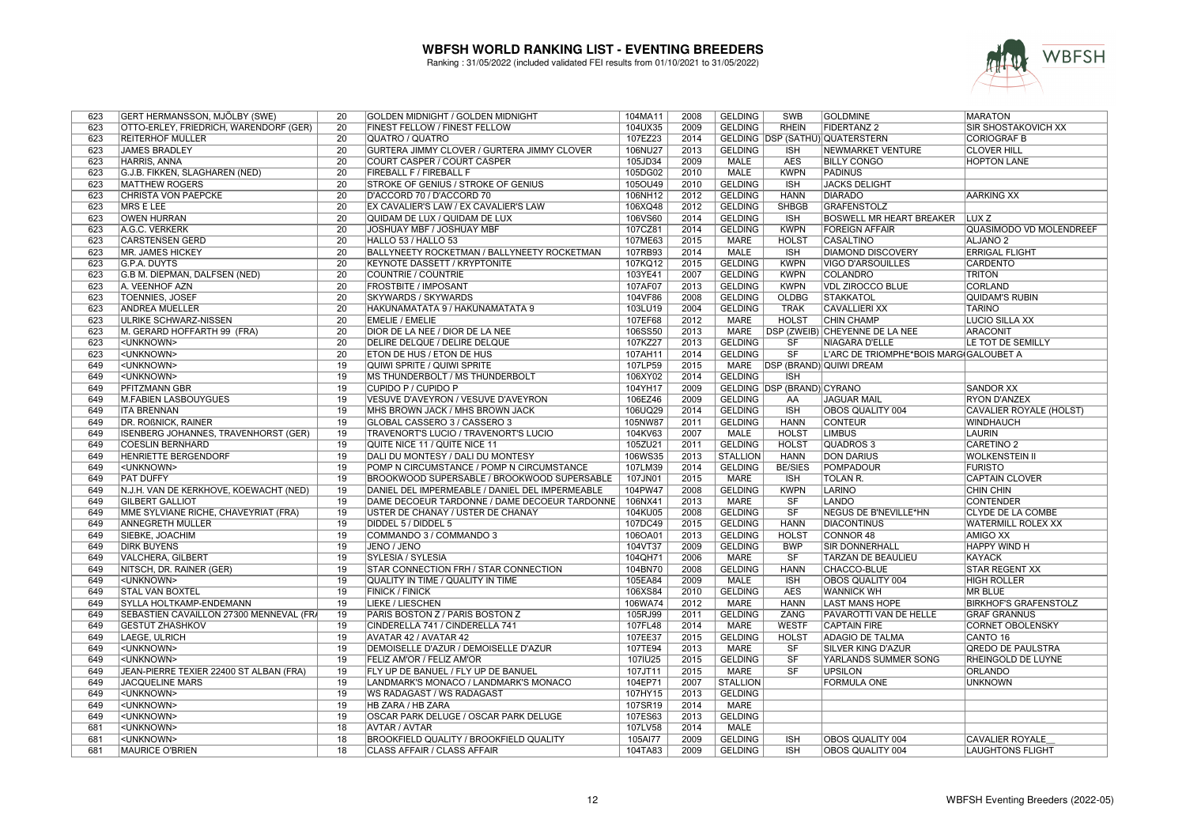# WBFSH WORLD RANKING LIST - EVENTING BREEDERS

Ranking : 31/05/2022 (included validated FEI results from 01/10/2021 to 31/05/2022)

| | | | | | | | | | |
|---|---|---|---|---|---|---|---|---|---|
| 623 | GERT HERMANSSON, MJÖLBY (SWE) | 20 | GOLDEN MIDNIGHT / GOLDEN MIDNIGHT | 104MA11 | 2008 | GELDING | SWB | GOLDMINE | MARATON |
| 623 | OTTO-ERLEY, FRIEDRICH, WARENDORF (GER) | 20 | FINEST FELLOW / FINEST FELLOW | 104UX35 | 2009 | GELDING | RHEIN | FIDERTANZ 2 | SIR SHOSTAKOVICH XX |
| 623 | REITERHOF MULLER | 20 | QUATRO / QUATRO | 107EZ23 | 2014 | GELDING | DSP (SATHU) | QUATERSTERN | CORIOGRAF B |
| 623 | JAMES BRADLEY | 20 | GURTERA JIMMY CLOVER / GURTERA JIMMY CLOVER | 106NU27 | 2013 | GELDING | ISH | NEWMARKET VENTURE | CLOVER HILL |
| 623 | HARRIS, ANNA | 20 | COURT CASPER / COURT CASPER | 105JD34 | 2009 | MALE | AES | BILLY CONGO | HOPTON LANE |
| 623 | G.J.B. FIKKEN, SLAGHAREN (NED) | 20 | FIREBALL F / FIREBALL F | 105DG02 | 2010 | MALE | KWPN | PADINUS | |
| 623 | MATTHEW ROGERS | 20 | STROKE OF GENIUS / STROKE OF GENIUS | 105OU49 | 2010 | GELDING | ISH | JACKS DELIGHT | |
| 623 | CHRISTA VON PAEPCKE | 20 | D'ACCORD 70 / D'ACCORD 70 | 106NH12 | 2012 | GELDING | HANN | DIARADO | AARKING XX |
| 623 | MRS E LEE | 20 | EX CAVALIER'S LAW / EX CAVALIER'S LAW | 106XQ48 | 2012 | GELDING | SHBGB | GRAFENSTOLZ | |
| 623 | OWEN HURRAN | 20 | QUIDAM DE LUX / QUIDAM DE LUX | 106VS60 | 2014 | GELDING | ISH | BOSWELL MR HEART BREAKER | LUX Z |
| 623 | A.G.C. VERKERK | 20 | JOSHUAY MBF / JOSHUAY MBF | 107CZ81 | 2014 | GELDING | KWPN | FOREIGN AFFAIR | QUASIMODO VD MOLENDREEF |
| 623 | CARSTENSEN GERD | 20 | HALLO 53 / HALLO 53 | 107ME63 | 2015 | MARE | HOLST | CASALTINO | ALJANO 2 |
| 623 | MR. JAMES HICKEY | 20 | BALLYNEETY ROCKETMAN / BALLYNEETY ROCKETMAN | 107RB93 | 2014 | MALE | ISH | DIAMOND DISCOVERY | ERRIGAL FLIGHT |
| 623 | G.P.A. DUYTS | 20 | KEYNOTE DASSETT / KRYPTONITE | 107KQ12 | 2015 | GELDING | KWPN | VIGO D'ARSOUILLES | CARDENTO |
| 623 | G.B M. DIEPMAN, DALFSEN (NED) | 20 | COUNTRIE / COUNTRIE | 103YE41 | 2007 | GELDING | KWPN | COLANDRO | TRITON |
| 623 | A. VEENHOF AZN | 20 | FROSTBITE / IMPOSANT | 107AF07 | 2013 | GELDING | KWPN | VDL ZIROCCO BLUE | CORLAND |
| 623 | TOENNIES, JOSEF | 20 | SKYWARDS / SKYWARDS | 104VF86 | 2008 | GELDING | OLDBG | STAKKATOL | QUIDAM'S RUBIN |
| 623 | ANDREA MUELLER | 20 | HAKUNAMATATA 9 / HAKUNAMATATA 9 | 103LU19 | 2004 | GELDING | TRAK | CAVALLIERI XX | TARINO |
| 623 | ULRIKE SCHWARZ-NISSEN | 20 | EMELIE / EMELIE | 107EF68 | 2012 | MARE | HOLST | CHIN CHAMP | LUCIO SILLA XX |
| 623 | M. GERARD HOFFARTH 99 (FRA) | 20 | DIOR DE LA NEE / DIOR DE LA NEE | 106SS50 | 2013 | MARE | DSP (ZWEIB) | CHEYENNE DE LA NEE | ARACONIT |
| 623 | <UNKNOWN> | 20 | DELIRE DELQUE / DELIRE DELQUE | 107KZ27 | 2013 | GELDING | SF | NIAGARA D'ELLE | LE TOT DE SEMILLY |
| 623 | <UNKNOWN> | 20 | ETON DE HUS / ETON DE HUS | 107AH11 | 2014 | GELDING | SF | L'ARC DE TRIOMPHE*BOIS MARG | GALOUBET A |
| 649 | <UNKNOWN> | 19 | QUIWI SPRITE / QUIWI SPRITE | 107LP59 | 2015 | MARE | DSP (BRAND) | QUIWI DREAM | |
| 649 | <UNKNOWN> | 19 | MS THUNDERBOLT / MS THUNDERBOLT | 106XY02 | 2014 | GELDING | ISH | | |
| 649 | PFITZMANN GBR | 19 | CUPIDO P / CUPIDO P | 104YH17 | 2009 | GELDING | DSP (BRAND) | CYRANO | SANDOR XX |
| 649 | M.FABIEN LASBOUYGUES | 19 | VESUVE D'AVEYRON / VESUVE D'AVEYRON | 106EZ46 | 2009 | GELDING | AA | JAGUAR MAIL | RYON D'ANZEX |
| 649 | ITA BRENNAN | 19 | MHS BROWN JACK / MHS BROWN JACK | 106UQ29 | 2014 | GELDING | ISH | OBOS QUALITY 004 | CAVALIER ROYALE (HOLST) |
| 649 | DR. ROßNICK, RAINER | 19 | GLOBAL CASSERO 3 / CASSERO 3 | 105NW87 | 2011 | GELDING | HANN | CONTEUR | WINDHAUCH |
| 649 | ISENBERG JOHANNES, TRAVENHORST (GER) | 19 | TRAVENORT'S LUCIO / TRAVENORT'S LUCIO | 104KV63 | 2007 | MALE | HOLST | LIMBUS | LAURIN |
| 649 | COESLIN BERNHARD | 19 | QUITE NICE 11 / QUITE NICE 11 | 105ZU21 | 2011 | GELDING | HOLST | QUADROS 3 | CARETINO 2 |
| 649 | HENRIETTE BERGENDORF | 19 | DALI DU MONTESY / DALI DU MONTESY | 106WS35 | 2013 | STALLION | HANN | DON DARIUS | WOLKENSTEIN II |
| 649 | <UNKNOWN> | 19 | POMP N CIRCUMSTANCE / POMP N CIRCUMSTANCE | 107LM39 | 2014 | GELDING | BE/SIES | POMPADOUR | FURISTO |
| 649 | PAT DUFFY | 19 | BROOKWOOD SUPERSABLE / BROOKWOOD SUPERSABLE | 107JN01 | 2015 | MARE | ISH | TOLAN R. | CAPTAIN CLOVER |
| 649 | N.J.H. VAN DE KERKHOVE, KOEWACHT (NED) | 19 | DANIEL DEL IMPERMEABLE / DANIEL DEL IMPERMEABLE | 104PW47 | 2008 | GELDING | KWPN | LARINO | CHIN CHIN |
| 649 | GILBERT GALLIOT | 19 | DAME DECOEUR TARDONNE / DAME DECOEUR TARDONNE | 106NX41 | 2013 | MARE | SF | LANDO | CONTENDER |
| 649 | MME SYLVIANE RICHE, CHAVEYRIAT (FRA) | 19 | USTER DE CHANAY / USTER DE CHANAY | 104KU05 | 2008 | GELDING | SF | NEGUS DE B'NEVILLE*HN | CLYDE DE LA COMBE |
| 649 | ANNEGRETH MULLER | 19 | DIDDEL 5 / DIDDEL 5 | 107DC49 | 2015 | GELDING | HANN | DIACONTINUS | WATERMILL ROLEX XX |
| 649 | SIEBKE, JOACHIM | 19 | COMMANDO 3 / COMMANDO 3 | 106OA01 | 2013 | GELDING | HOLST | CONNOR 48 | AMIGO XX |
| 649 | DIRK BUYENS | 19 | JENO / JENO | 104VT37 | 2009 | GELDING | BWP | SIR DONNERHALL | HAPPY WIND H |
| 649 | VALCHERA, GILBERT | 19 | SYLESIA / SYLESIA | 104QH71 | 2006 | MARE | SF | TARZAN DE BEAULIEU | KAYACK |
| 649 | NITSCH, DR. RAINER (GER) | 19 | STAR CONNECTION FRH / STAR CONNECTION | 104BN70 | 2008 | GELDING | HANN | CHACCO-BLUE | STAR REGENT XX |
| 649 | <UNKNOWN> | 19 | QUALITY IN TIME / QUALITY IN TIME | 105EA84 | 2009 | MALE | ISH | OBOS QUALITY 004 | HIGH ROLLER |
| 649 | STAL VAN BOXTEL | 19 | FINICK / FINICK | 106XS84 | 2010 | GELDING | AES | WANNICK WH | MR BLUE |
| 649 | SYLLA HOLTKAMP-ENDEMANN | 19 | LIEKE / LIESCHEN | 106WA74 | 2012 | MARE | HANN | LAST MANS HOPE | BIRKHOF'S GRAFENSTOLZ |
| 649 | SEBASTIEN CAVAILLON 27300 MENNEVAL (FRA | 19 | PARIS BOSTON Z / PARIS BOSTON Z | 105RJ99 | 2011 | GELDING | ZANG | PAVAROTTI VAN DE HELLE | GRAF GRANNUS |
| 649 | GESTUT ZHASHKOV | 19 | CINDERELLA 741 / CINDERELLA 741 | 107FL48 | 2014 | MARE | WESTF | CAPTAIN FIRE | CORNET OBOLENSKY |
| 649 | LAEGE, ULRICH | 19 | AVATAR 42 / AVATAR 42 | 107EE37 | 2015 | GELDING | HOLST | ADAGIO DE TALMA | CANTO 16 |
| 649 | <UNKNOWN> | 19 | DEMOISELLE D'AZUR / DEMOISELLE D'AZUR | 107TE94 | 2013 | MARE | SF | SILVER KING D'AZUR | QREDO DE PAULSTRA |
| 649 | <UNKNOWN> | 19 | FELIZ AM'OR / FELIZ AM'OR | 107IU25 | 2015 | GELDING | SF | YARLANDS SUMMER SONG | RHEINGOLD DE LUYNE |
| 649 | JEAN-PIERRE TEXIER 22400 ST ALBAN (FRA) | 19 | FLY UP DE BANUEL / FLY UP DE BANUEL | 107JT11 | 2015 | MARE | SF | UPSILON | ORLANDO |
| 649 | JACQUELINE MARS | 19 | LANDMARK'S MONACO / LANDMARK'S MONACO | 104EP71 | 2007 | STALLION | | FORMULA ONE | UNKNOWN |
| 649 | <UNKNOWN> | 19 | WS RADAGAST / WS RADAGAST | 107HY15 | 2013 | GELDING | | | |
| 649 | <UNKNOWN> | 19 | HB ZARA / HB ZARA | 107SR19 | 2014 | MARE | | | |
| 649 | <UNKNOWN> | 19 | OSCAR PARK DELUGE / OSCAR PARK DELUGE | 107ES63 | 2013 | GELDING | | | |
| 681 | <UNKNOWN> | 18 | AVTAR / AVTAR | 107LV58 | 2014 | MALE | | | |
| 681 | <UNKNOWN> | 18 | BROOKFIELD QUALITY / BROOKFIELD QUALITY | 105AI77 | 2009 | GELDING | ISH | OBOS QUALITY 004 | CAVALIER ROYALE__ |
| 681 | MAURICE O'BRIEN | 18 | CLASS AFFAIR / CLASS AFFAIR | 104TA83 | 2009 | GELDING | ISH | OBOS QUALITY 004 | LAUGHTONS FLIGHT |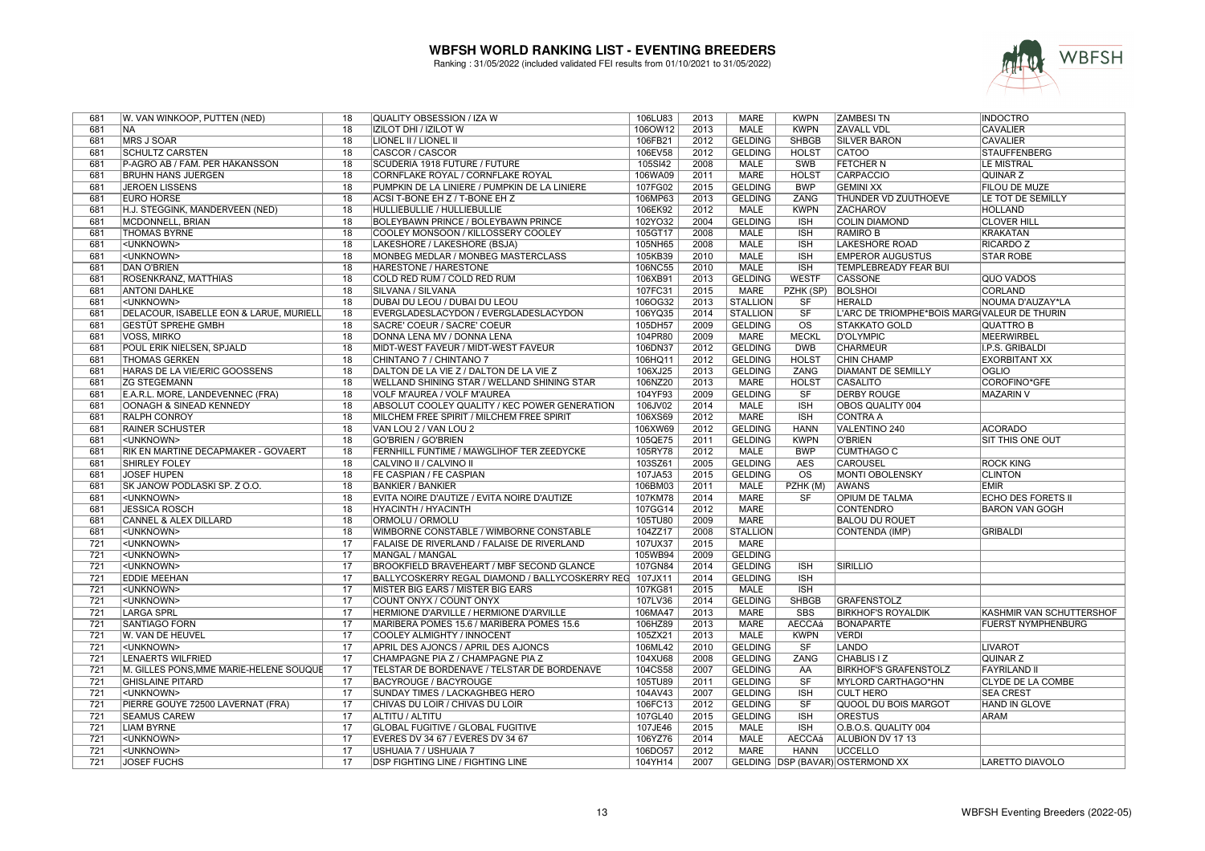# WBFSH WORLD RANKING LIST - EVENTING BREEDERS

Ranking : 31/05/2022 (included validated FEI results from 01/10/2021 to 31/05/2022)

| | | | | | | | | | | |
|---|---|---|---|---|---|---|---|---|---|---|
| 681 | W. VAN WINKOOP, PUTTEN (NED) | 18 | QUALITY OBSESSION / IZA W | 106LU83 | 2013 | MARE | KWPN | ZAMBESI TN | INDOCTRO |
| 681 | NA | 18 | IZILOT DHI / IZILOT W | 106OW12 | 2013 | MALE | KWPN | ZAVALL VDL | CAVALIER |
| 681 | MRS J SOAR | 18 | LIONEL II / LIONEL II | 106FB21 | 2012 | GELDING | SHBGB | SILVER BARON | CAVALIER |
| 681 | SCHULTZ CARSTEN | 18 | CASCOR / CASCOR | 106EV58 | 2012 | GELDING | HOLST | CATOO | STAUFFENBERG |
| 681 | P-AGRO AB / FAM. PER HÅKANSSON | 18 | SCUDERIA 1918 FUTURE / FUTURE | 105SI42 | 2008 | MALE | SWB | FETCHER N | LE MISTRAL |
| 681 | BRUHN HANS JUERGEN | 18 | CORNFLAKE ROYAL / CORNFLAKE ROYAL | 106WA09 | 2011 | MARE | HOLST | CARPACCIO | QUINAR Z |
| 681 | JEROEN LISSENS | 18 | PUMPKIN DE LA LINIERE / PUMPKIN DE LA LINIERE | 107FG02 | 2015 | GELDING | BWP | GEMINI XX | FILOU DE MUZE |
| 681 | EURO HORSE | 18 | ACSI T-BONE EH Z / T-BONE EH Z | 106MP63 | 2013 | GELDING | ZANG | THUNDER VD ZUUTHOEVE | LE TOT DE SEMILLY |
| 681 | H.J. STEGGINK, MANDERVEEN (NED) | 18 | HULLIEBULLIE / HULLIEBULLIE | 106EK92 | 2012 | MALE | KWPN | ZACHAROV | HOLLAND |
| 681 | MCDONNELL, BRIAN | 18 | BOLEYBAWN PRINCE / BOLEYBAWN PRINCE | 102YO32 | 2004 | GELDING | ISH | COLIN DIAMOND | CLOVER HILL |
| 681 | THOMAS BYRNE | 18 | COOLEY MONSOON / KILLOSSERY COOLEY | 105GT17 | 2008 | MALE | ISH | RAMIRO B | KRAKATAN |
| 681 | <UNKNOWN> | 18 | LAKESHORE / LAKESHORE (BSJA) | 105NH65 | 2008 | MALE | ISH | LAKESHORE ROAD | RICARDO Z |
| 681 | <UNKNOWN> | 18 | MONBEG MEDLAR / MONBEG MASTERCLASS | 105KB39 | 2010 | MALE | ISH | EMPEROR AUGUSTUS | STAR ROBE |
| 681 | DAN O'BRIEN | 18 | HARESTONE / HARESTONE | 106NC55 | 2010 | MALE | ISH | TEMPLEBREADY FEAR BUI | |
| 681 | ROSENKRANZ, MATTHIAS | 18 | COLD RED RUM / COLD RED RUM | 106XB91 | 2013 | GELDING | WESTF | CASSONE | QUO VADOS |
| 681 | ANTONI DAHLKE | 18 | SILVANA / SILVANA | 107FC31 | 2015 | MARE | PZHK (SP) | BOLSHOI | CORLAND |
| 681 | <UNKNOWN> | 18 | DUBAI DU LEOU / DUBAI DU LEOU | 106OG32 | 2013 | STALLION | SF | HERALD | NOUMA D'AUZAY*LA |
| 681 | DELACOUR, ISABELLE EON & LARUE, MURIELL | 18 | EVERGLADESLACYDON / EVERGLADESLACYDON | 106YQ35 | 2014 | STALLION | SF | L'ARC DE TRIOMPHE*BOIS MARG | VALEUR DE THURIN |
| 681 | GESTÜT SPREHE GMBH | 18 | SACRE' COEUR / SACRE' COEUR | 105DH57 | 2009 | GELDING | OS | STAKKATO GOLD | QUATTRO B |
| 681 | VOSS, MIRKO | 18 | DONNA LENA MV / DONNA LENA | 104PR80 | 2009 | MARE | MECKL | D'OLYMPIC | MEERWIRBEL |
| 681 | POUL ERIK NIELSEN, SPJALD | 18 | MIDT-WEST FAVEUR / MIDT-WEST FAVEUR | 106DN37 | 2012 | GELDING | DWB | CHARMEUR | I.P.S. GRIBALDI |
| 681 | THOMAS GERKEN | 18 | CHINTANO 7 / CHINTANO 7 | 106HQ11 | 2012 | GELDING | HOLST | CHIN CHAMP | EXORBITANT XX |
| 681 | HARAS DE LA VIE/ERIC GOOSSENS | 18 | DALTON DE LA VIE Z / DALTON DE LA VIE Z | 106XJ25 | 2013 | GELDING | ZANG | DIAMANT DE SEMILLY | OGLIO |
| 681 | ZG STEGEMANN | 18 | WELLAND SHINING STAR / WELLAND SHINING STAR | 106NZ20 | 2013 | MARE | HOLST | CASALITO | COROFINO*GFE |
| 681 | E.A.R.L. MORE, LANDEVENNEC (FRA) | 18 | VOLF M'AUREA / VOLF M'AUREA | 104YF93 | 2009 | GELDING | SF | DERBY ROUGE | MAZARIN V |
| 681 | OONAGH & SINEAD KENNEDY | 18 | ABSOLUT COOLEY QUALITY / KEC POWER GENERATION | 106JV02 | 2014 | MALE | ISH | OBOS QUALITY 004 | |
| 681 | RALPH CONROY | 18 | MILCHEM FREE SPIRIT / MILCHEM FREE SPIRIT | 106XS69 | 2012 | MARE | ISH | CONTRA A | |
| 681 | RAINER SCHUSTER | 18 | VAN LOU 2 / VAN LOU 2 | 106XW69 | 2012 | GELDING | HANN | VALENTINO 240 | ACORADO |
| 681 | <UNKNOWN> | 18 | GO'BRIEN / GO'BRIEN | 105QE75 | 2011 | GELDING | KWPN | O'BRIEN | SIT THIS ONE OUT |
| 681 | RIK EN MARTINE DECAPMAKER - GOVAERT | 18 | FERNHILL FUNTIME / MAWGLIHOF TER ZEEDYCKE | 105RY78 | 2012 | MALE | BWP | CUMTHAGO C | |
| 681 | SHIRLEY FOLEY | 18 | CALVINO II / CALVINO II | 103SZ61 | 2005 | GELDING | AES | CAROUSEL | ROCK KING |
| 681 | JOSEF HUPEN | 18 | FE CASPIAN / FE CASPIAN | 107JA53 | 2015 | GELDING | OS | MONTI OBOLENSKY | CLINTON |
| 681 | SK JANOW PODLASKI SP. Z O.O. | 18 | BANKIER / BANKIER | 106BM03 | 2011 | MALE | PZHK (M) | AWANS | EMIR |
| 681 | <UNKNOWN> | 18 | EVITA NOIRE D'AUTIZE / EVITA NOIRE D'AUTIZE | 107KM78 | 2014 | MARE | SF | OPIUM DE TALMA | ECHO DES FORETS II |
| 681 | JESSICA ROSCH | 18 | HYACINTH / HYACINTH | 107GG14 | 2012 | MARE | | CONTENDRO | BARON VAN GOGH |
| 681 | CANNEL & ALEX DILLARD | 18 | ORMOLU / ORMOLU | 105TU80 | 2009 | MARE | | BALOU DU ROUET | |
| 681 | <UNKNOWN> | 18 | WIMBORNE CONSTABLE / WIMBORNE CONSTABLE | 104ZZ17 | 2008 | STALLION | | CONTENDA (IMP) | GRIBALDI |
| 721 | <UNKNOWN> | 17 | FALAISE DE RIVERLAND / FALAISE DE RIVERLAND | 107UX37 | 2015 | MARE | | | |
| 721 | <UNKNOWN> | 17 | MANGAL / MANGAL | 105WB94 | 2009 | GELDING | | | |
| 721 | <UNKNOWN> | 17 | BROOKFIELD BRAVEHEART / MBF SECOND GLANCE | 107GN84 | 2014 | GELDING | ISH | SIRILLIO | |
| 721 | EDDIE MEEHAN | 17 | BALLYCOSKERRY REGAL DIAMOND / BALLYCOSKERRY REG | 107JX11 | 2014 | GELDING | ISH | | |
| 721 | <UNKNOWN> | 17 | MISTER BIG EARS / MISTER BIG EARS | 107KG81 | 2015 | MALE | ISH | | |
| 721 | <UNKNOWN> | 17 | COUNT ONYX / COUNT ONYX | 107LV36 | 2014 | GELDING | SHBGB | GRAFENSTOLZ | |
| 721 | LARGA SPRL | 17 | HERMIONE D'ARVILLE / HERMIONE D'ARVILLE | 106MA47 | 2013 | MARE | SBS | BIRKHOF'S ROYALDIK | KASHMIR VAN SCHUTTERSHOF |
| 721 | SANTIAGO FORN | 17 | MARIBERA POMES 15.6 / MARIBERA POMES 15.6 | 106HZ89 | 2013 | MARE | AECCAá | BONAPARTE | FUERST NYMPHENBURG |
| 721 | W. VAN DE HEUVEL | 17 | COOLEY ALMIGHTY / INNOCENT | 105ZX21 | 2013 | MALE | KWPN | VERDI | |
| 721 | <UNKNOWN> | 17 | APRIL DES AJONCS / APRIL DES AJONCS | 106ML42 | 2010 | GELDING | SF | LANDO | LIVAROT |
| 721 | LENAERTS WILFRIED | 17 | CHAMPAGNE PIA Z / CHAMPAGNE PIA Z | 104XU68 | 2008 | GELDING | ZANG | CHABLIS I Z | QUINAR Z |
| 721 | M. GILLES PONS,MME MARIE-HELENE SOUQUE | 17 | TELSTAR DE BORDENAVE / TELSTAR DE BORDENAVE | 104CS58 | 2007 | GELDING | AA | BIRKHOF'S GRAFENSTOLZ | FAYRILAND II |
| 721 | GHISLAINE PITARD | 17 | BACYROUGE / BACYROUGE | 105TU89 | 2011 | GELDING | SF | MYLORD CARTHAGO*HN | CLYDE DE LA COMBE |
| 721 | <UNKNOWN> | 17 | SUNDAY TIMES / LACKAGHBEG HERO | 104AV43 | 2007 | GELDING | ISH | CULT HERO | SEA CREST |
| 721 | PIERRE GOUYE 72500 LAVERNAT (FRA) | 17 | CHIVAS DU LOIR / CHIVAS DU LOIR | 106FC13 | 2012 | GELDING | SF | QUOOL DU BOIS MARGOT | HAND IN GLOVE |
| 721 | SEAMUS CAREW | 17 | ALTITU / ALTITU | 107GL40 | 2015 | GELDING | ISH | ORESTUS | ARAM |
| 721 | LIAM BYRNE | 17 | GLOBAL FUGITIVE / GLOBAL FUGITIVE | 107JE46 | 2015 | MALE | ISH | O.B.O.S. QUALITY 004 | |
| 721 | <UNKNOWN> | 17 | EVERES DV 34 67 / EVERES DV 34 67 | 106YZ76 | 2014 | MALE | AECCAá | ALUBION DV 17 13 | |
| 721 | <UNKNOWN> | 17 | USHUAIA 7 / USHUAIA 7 | 106DO57 | 2012 | MARE | HANN | UCCELLO | |
| 721 | JOSEF FUCHS | 17 | DSP FIGHTING LINE / FIGHTING LINE | 104YH14 | 2007 | GELDING | DSP (BAVAR) | OSTERMOND XX | LARETTO DIAVOLO |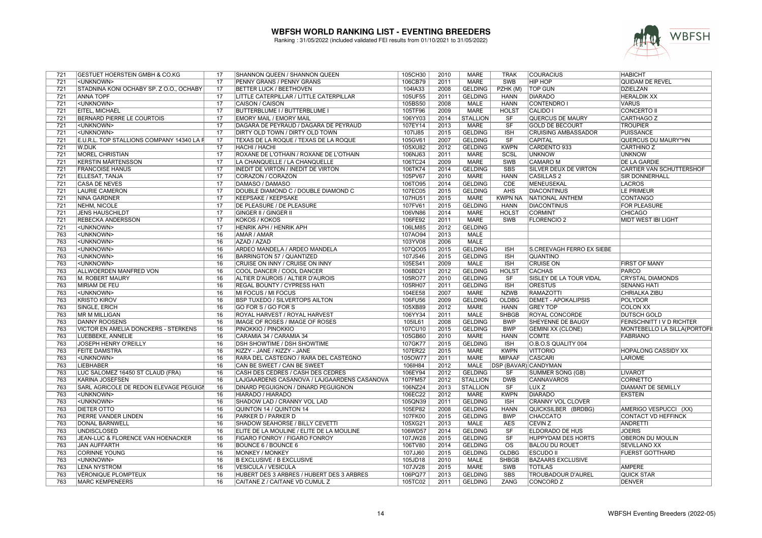# WBFSH WORLD RANKING LIST - EVENTING BREEDERS

Ranking : 31/05/2022 (included validated FEI results from 01/10/2021 to 31/05/2022)

| | | | | | | | | | |
|---|---|---|---|---|---|---|---|---|---|
| 721 | GESTUET HOERSTEIN GMBH & CO.KG | 17 | SHANNON QUEEN / SHANNON QUEEN | 105CH30 | 2010 | MARE | TRAK | COURACIUS | HABICHT |
| 721 | <UNKNOWN> | 17 | PENNY GRANS / PENNY GRANS | 106CB79 | 2011 | MARE | SWB | HIP HOP | QUIDAM DE REVEL |
| 721 | STADNINA KONI OCHABY SP. Z O.O., OCHABY | 17 | BETTER LUCK / BEETHOVEN | 104IA33 | 2008 | GELDING | PZHK (M) | TOP GUN | DZIELZAN |
| 721 | ANNA TOPF | 17 | LITTLE CATERPILLAR / LITTLE CATERPILLAR | 105UF55 | 2011 | GELDING | HANN | DIARADO | HERALDIK XX |
| 721 | <UNKNOWN> | 17 | CAISON / CAISON | 105BS50 | 2008 | MALE | HANN | CONTENDRO I | VARUS |
| 721 | EITEL, MICHAEL | 17 | BUTTERBLUME I / BUTTERBLUME I | 105TF96 | 2009 | MARE | HOLST | CALIDO I | CONCERTO II |
| 721 | BERNARD PIERRE LE COURTOIS | 17 | EMORY MAIL / EMORY MAIL | 106YY03 | 2014 | STALLION | SF | QUERCUS DE MAURY | CARTHAGO Z |
| 721 | <UNKNOWN> | 17 | DAGARA DE PEYRAUD / DAGARA DE PEYRAUD | 107EY14 | 2013 | MARE | SF | GOLD DE BECOURT | TROUPIER |
| 721 | <UNKNOWN> | 17 | DIRTY OLD TOWN / DIRTY OLD TOWN | 107IJ85 | 2015 | GELDING | ISH | CRUISING AMBASSADOR | PUISSANCE |
| 721 | E.U.R.L. TOP STALLIONS COMPANY 14340 LA F | 17 | TEXAS DE LA ROQUE / TEXAS DE LA ROQUE | 105GV61 | 2007 | GELDING | SF | CAPITAL | QUERCUS DU MAURY*HN |
| 721 | W.DIJK | 17 | HACHI / HACHI | 105XU82 | 2012 | GELDING | KWPN | CARDENTO 933 | CARTHINO Z |
| 721 | MOREL CHRISTIAN | 17 | ROXANE DE L'OTHAIN / ROXANE DE L'OTHAIN | 106NJ63 | 2011 | MARE | SCSL | UNKNOW | UNKNOW |
| 721 | KERSTIN MÅRTENSSON | 17 | LA CHANQUELLE / LA CHANQUELLE | 106TC24 | 2009 | MARE | SWB | CAMARO M | DE LA GARDIE |
| 721 | FRANCOISE HANUS | 17 | INEDIT DE VIRTON / INEDIT DE VIRTON | 106TK74 | 2014 | GELDING | SBS | SILVER DEUX DE VIRTON | CARTIER VAN SCHUTTERSHOF |
| 721 | ELLESAT, TANJA | 17 | CORAZON / CORAZON | 105PV67 | 2010 | MARE | HANN | CASILLAS 2 | SIR DONNERHALL |
| 721 | CASA DE NEVES | 17 | DAMASO / DAMASO | 106TO95 | 2014 | GELDING | CDE | MENEUSEKAL | LACROS |
| 721 | LAURIE CAMERON | 17 | DOUBLE DIAMOND C / DOUBLE DIAMOND C | 107EC05 | 2015 | GELDING | AHS | DIACONTINUS | LE PRIMEUR |
| 721 | NINA GARDNER | 17 | KEEPSAKE / KEEPSAKE | 107HU51 | 2015 | MARE | KWPN NA | NATIONAL ANTHEM | CONTANGO |
| 721 | NEHM, NICOLE | 17 | DE PLEASURE / DE PLEASURE | 107FV61 | 2015 | GELDING | HANN | DIACONTINUS | FOR PLEASURE |
| 721 | JENS HAUSCHILDT | 17 | GINGER II / GINGER II | 106VN86 | 2014 | MARE | HOLST | CORMINT | CHICAGO |
| 721 | REBECKA ANDERSSON | 17 | KOKOS / KOKOS | 106FE92 | 2011 | MARE | SWB | FLORENCIO 2 | MIDT WEST IBI LIGHT |
| 721 | <UNKNOWN> | 17 | HENRIK APH / HENRIK APH | 106LM85 | 2012 | GELDING | | | |
| 763 | <UNKNOWN> | 16 | AMAR / AMAR | 107AO94 | 2013 | MALE | | | |
| 763 | <UNKNOWN> | 16 | AZAD / AZAD | 103YV08 | 2006 | MALE | | | |
| 763 | <UNKNOWN> | 16 | ARDEO MANDELA / ARDEO MANDELA | 107QO05 | 2015 | GELDING | ISH | S.CREEVAGH FERRO EX SIEBE | |
| 763 | <UNKNOWN> | 16 | BARRINGTON 57 / QUANTIZED | 107JS46 | 2015 | GELDING | ISH | QUANTINO | |
| 763 | <UNKNOWN> | 16 | CRUISE ON INNY / CRUISE ON INNY | 105ES41 | 2009 | MALE | ISH | CRUISE ON | FIRST OF MANY |
| 763 | ALLWOERDEN MANFRED VON | 16 | COOL DANCER / COOL DANCER | 106BD21 | 2012 | GELDING | HOLST | CACHAS | PARCO |
| 763 | M. ROBERT MAURY | 16 | ALTIER D'AUROIS / ALTIER D'AUROIS | 105RO77 | 2010 | GELDING | SF | SISLEY DE LA TOUR VIDAL | CRYSTAL DIAMONDS |
| 763 | MIRIAM DE FEU | 16 | REGAL BOUNTY / CYPRESS HATI | 105RH07 | 2011 | GELDING | ISH | ORESTUS | SENANG HATI |
| 763 | <UNKNOWN> | 16 | MI FOCUS / MI FOCUS | 104EE58 | 2007 | MARE | NZWB | RAMAZOTTI | CHRIALKA ZIBU |
| 763 | KRISTO KIROV | 16 | BSP TUXEDO / SILVERTOPS AILTON | 106FU56 | 2009 | GELDING | OLDBG | DEMET - APOKALIPSIS | POLYDOR |
| 763 | SINGLE, ERICH | 16 | GO FOR S / GO FOR S | 105XB89 | 2012 | MARE | HANN | GREY TOP | COLON XX |
| 763 | MR M MILLIGAN | 16 | ROYAL HARVEST / ROYAL HARVEST | 106YY34 | 2011 | MALE | SHBGB | ROYAL CONCORDE | DUTSCH GOLD |
| 763 | DANNY ROOSENS | 16 | IMAGE OF ROSES / IMAGE OF ROSES | 105IL61 | 2008 | GELDING | BWP | SHEYENNE DE BAUGY | FEINSCHNITT I V D RICHTER |
| 763 | VICTOR EN AMELIA DONCKERS - STERKENS | 16 | PINOKKIO / PINOKKIO | 107CU10 | 2015 | GELDING | BWP | GEMINI XX (CLONE) | MONTEBELLO LA SILLA(PORTOFI |
| 763 | LUEBBEKE, ANNELIE | 16 | CARAMIA 34 / CARAMIA 34 | 105GB60 | 2010 | MARE | HANN | COMTE | FABRIANO |
| 763 | JOSEPH HENRY O'REILLY | 16 | DSH SHOWTIME / DSH SHOWTIME | 107GK77 | 2015 | GELDING | ISH | O.B.O.S QUALITY 004 | |
| 763 | FEITE DAMSTRA | 16 | KIZZY - JANE / KIZZY - JANE | 107ER22 | 2015 | MARE | KWPN | VITTORIO | HOPALONG CASSIDY XX |
| 763 | <UNKNOWN> | 16 | RARA DEL CASTEGNO / RARA DEL CASTEGNO | 105OW77 | 2011 | MARE | MIPAAF | CASCARI | LAROME |
| 763 | LIEBHABER | 16 | CAN BE SWEET / CAN BE SWEET | 106IH84 | 2012 | MALE | DSP (BAVAR) | CANDYMAN | |
| 763 | LUC SALOMEZ 16450 ST CLAUD (FRA) | 16 | CASH DES CEDRES / CASH DES CEDRES | 106EY94 | 2012 | GELDING | SF | SUMMER SONG (GB) | LIVAROT |
| 763 | KARINA JOSEFSEN | 16 | LAJGAARDENS CASANOVA / LAJGAARDENS CASANOVA | 107FM57 | 2012 | STALLION | DWB | CANNAVAROS | CORNETTO |
| 763 | SARL AGRICOLE DE REDON ELEVAGE PEGUIGN | 16 | DINARD PEGUIGNON / DINARD PEGUIGNON | 106NZ24 | 2013 | STALLION | SF | LUX Z | DIAMANT DE SEMILLY |
| 763 | <UNKNOWN> | 16 | HIARADO / HIARADO | 106EC22 | 2012 | MARE | KWPN | DIARADO | EKSTEIN |
| 763 | <UNKNOWN> | 16 | SHADOW LAD / CRANNY VOL LAD | 105QN39 | 2011 | GELDING | ISH | CRANNY VOL CLOVER | |
| 763 | DIETER OTTO | 16 | QUINTON 14 / QUINTON 14 | 105EP82 | 2008 | GELDING | HANN | QUICKSILBER (BRDBG) | AMERIGO VESPUCCI (XX) |
| 763 | PIERRE VANDER LINDEN | 16 | PARKER D / PARKER D | 107FK00 | 2015 | GELDING | BWP | CHACCATO | CONTACT VD HEFFINCK |
| 763 | DONAL BARNWELL | 16 | SHADOW SEAHORSE / BILLY CEVETTI | 105XG21 | 2013 | MALE | AES | CEVIN Z | ANDRETTI |
| 763 | UNDISCLOSED | 16 | ELITE DE LA MOULINE / ELITE DE LA MOULINE | 106WD57 | 2014 | GELDING | SF | ELDORADO DE HUS | JOERIS |
| 763 | JEAN-LUC & FLORENCE VAN HOENACKER | 16 | FIGARO FONROY / FIGARO FONROY | 107JW28 | 2015 | GELDING | SF | HUPPYDAM DES HORTS | OBERON DU MOULIN |
| 763 | JAN AUFFARTH | 16 | BOUNCE 6 / BOUNCE 6 | 106TV80 | 2014 | GELDING | OS | BALOU DU ROUET | SEVILLANO XX |
| 763 | CORINNE YOUNG | 16 | MONKEY / MONKEY | 107JJ60 | 2015 | GELDING | OLDBG | ESCUDO II | FUERST GOTTHARD |
| 763 | <UNKNOWN> | 16 | B EXCLUSIVE / B EXCLUSIVE | 105JD18 | 2010 | MALE | SHBGB | BAZAARS EXCLUSIVE | |
| 763 | LENA NYSTRÖM | 16 | VESICULA / VESICULA | 107JV28 | 2015 | MARE | SWB | TOTILAS | AMPERE |
| 763 | VÉRONIQUE PLOMPTEUX | 16 | HUBERT DES 3 ARBRES / HUBERT DES 3 ARBRES | 106PQ77 | 2013 | GELDING | SBS | TROUBADOUR D'AUREL | QUICK STAR |
| 763 | MARC KEMPENEERS | 16 | CAITANE Z / CAITANE VD CUMUL Z | 105TC02 | 2011 | GELDING | ZANG | CONCORD Z | DENVER |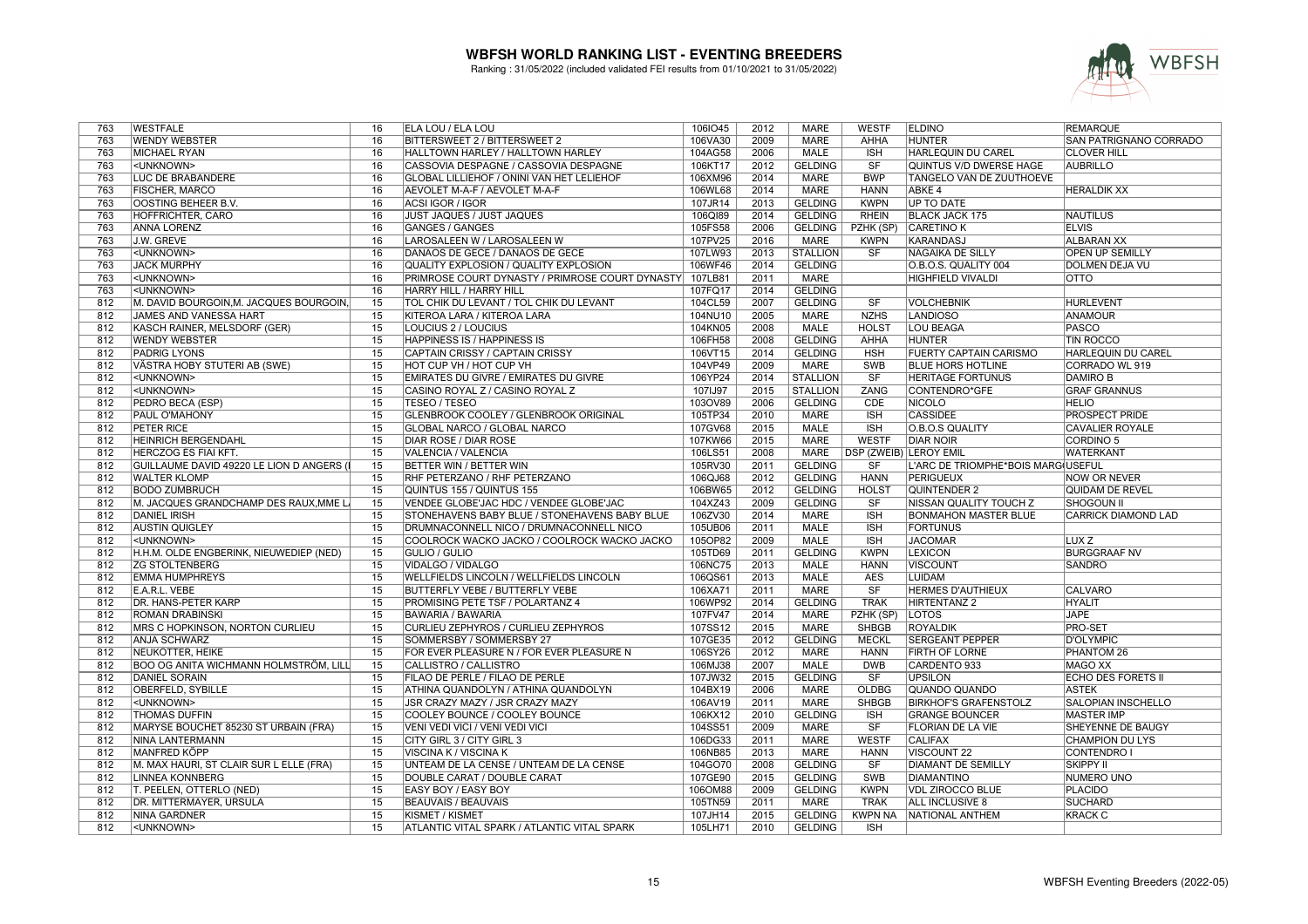# WBFSH WORLD RANKING LIST - EVENTING BREEDERS

Ranking : 31/05/2022 (included validated FEI results from 01/10/2021 to 31/05/2022)

| | | | | | | | | | |
|---|---|---|---|---|---|---|---|---|---|
| 763 | WESTFALE | 16 | ELA LOU / ELA LOU | 106IO45 | 2012 | MARE | WESTF | ELDINO | REMARQUE |
| 763 | WENDY WEBSTER | 16 | BITTERSWEET 2 / BITTERSWEET 2 | 106VA30 | 2009 | MARE | AHHA | HUNTER | SAN PATRIGNANO CORRADO |
| 763 | MICHAEL RYAN | 16 | HALLTOWN HARLEY / HALLTOWN HARLEY | 104AG58 | 2006 | MALE | ISH | HARLEQUIN DU CAREL | CLOVER HILL |
| 763 | <UNKNOWN> | 16 | CASSOVIA DESPAGNE / CASSOVIA DESPAGNE | 106KT17 | 2012 | GELDING | SF | QUINTUS V/D DWERSE HAGE | AUBRILLO |
| 763 | LUC DE BRABANDERE | 16 | GLOBAL LILLIEHOF / ONINI VAN HET LELIEHOF | 106XM96 | 2014 | MARE | BWP | TANGELO VAN DE ZUUTHOEVE | |
| 763 | FISCHER, MARCO | 16 | AEVOLET M-A-F / AEVOLET M-A-F | 106WL68 | 2014 | MARE | HANN | ABKE 4 | HERALDIK XX |
| 763 | OOSTING BEHEER B.V. | 16 | ACSI IGOR / IGOR | 107JR14 | 2013 | GELDING | KWPN | UP TO DATE | |
| 763 | HOFFRICHTER, CARO | 16 | JUST JAQUES / JUST JAQUES | 106QI89 | 2014 | GELDING | RHEIN | BLACK JACK 175 | NAUTILUS |
| 763 | ANNA LORENZ | 16 | GANGES / GANGES | 105FS58 | 2006 | GELDING | PZHK (SP) | CARETINO K | ELVIS |
| 763 | J.W. GREVE | 16 | LAROSALEEN W / LAROSALEEN W | 107PV25 | 2016 | MARE | KWPN | KARANDASJ | ALBARAN XX |
| 763 | <UNKNOWN> | 16 | DANAOS DE GECE / DANAOS DE GECE | 107LW93 | 2013 | STALLION | SF | NAGAIKA DE SILLY | OPEN UP SEMILLY |
| 763 | JACK MURPHY | 16 | QUALITY EXPLOSION / QUALITY EXPLOSION | 106WF46 | 2014 | GELDING | | O.B.O.S. QUALITY 004 | DOLMEN DEJA VU |
| 763 | <UNKNOWN> | 16 | PRIMROSE COURT DYNASTY / PRIMROSE COURT DYNASTY | 107LB81 | 2011 | MARE | | HIGHFIELD VIVALDI | OTTO |
| 763 | <UNKNOWN> | 16 | HARRY HILL / HARRY HILL | 107FQ17 | 2014 | GELDING | | | |
| 812 | M. DAVID BOURGOIN,M. JACQUES BOURGOIN, | 15 | TOL CHIK DU LEVANT / TOL CHIK DU LEVANT | 104CL59 | 2007 | GELDING | SF | VOLCHEBNIK | HURLEVENT |
| 812 | JAMES AND VANESSA HART | 15 | KITEROA LARA / KITEROA LARA | 104NU10 | 2005 | MARE | NZHS | LANDIOSO | ANAMOUR |
| 812 | KASCH RAINER, MELSDORF (GER) | 15 | LOUCIUS 2 / LOUCIUS | 104KN05 | 2008 | MALE | HOLST | LOU BEAGA | PASCO |
| 812 | WENDY WEBSTER | 15 | HAPPINESS IS / HAPPINESS IS | 106FH58 | 2008 | GELDING | AHHA | HUNTER | TIN ROCCO |
| 812 | PADRIG LYONS | 15 | CAPTAIN CRISSY / CAPTAIN CRISSY | 106VT15 | 2014 | GELDING | HSH | FUERTY CAPTAIN CARISMO | HARLEQUIN DU CAREL |
| 812 | VÄSTRA HOBY STUTERI AB (SWE) | 15 | HOT CUP VH / HOT CUP VH | 104VP49 | 2009 | MARE | SWB | BLUE HORS HOTLINE | CORRADO WL 919 |
| 812 | <UNKNOWN> | 15 | EMIRATES DU GIVRE / EMIRATES DU GIVRE | 106YP24 | 2014 | STALLION | SF | HERITAGE FORTUNUS | DAMIRO B |
| 812 | <UNKNOWN> | 15 | CASINO ROYAL Z / CASINO ROYAL Z | 107IJ97 | 2015 | STALLION | ZANG | CONTENDRO*GFE | GRAF GRANNUS |
| 812 | PEDRO BECA (ESP) | 15 | TESEO / TESEO | 103OV89 | 2006 | GELDING | CDE | NICOLO | HELIO |
| 812 | PAUL O'MAHONY | 15 | GLENBROOK COOLEY / GLENBROOK ORIGINAL | 105TP34 | 2010 | MARE | ISH | CASSIDEE | PROSPECT PRIDE |
| 812 | PETER RICE | 15 | GLOBAL NARCO / GLOBAL NARCO | 107GV68 | 2015 | MALE | ISH | O.B.O.S QUALITY | CAVALIER ROYALE |
| 812 | HEINRICH BERGENDAHL | 15 | DIAR ROSE / DIAR ROSE | 107KW66 | 2015 | MARE | WESTF | DIAR NOIR | CORDINO 5 |
| 812 | HERCZOG ES FIAI KFT. | 15 | VALENCIA / VALENCIA | 106LS51 | 2008 | MARE | DSP (ZWEIB) | LEROY EMIL | WATERKANT |
| 812 | GUILLAUME DAVID 49220 LE LION D ANGERS ( | 15 | BETTER WIN / BETTER WIN | 105RV30 | 2011 | GELDING | SF | L'ARC DE TRIOMPHE*BOIS MARG | USEFUL |
| 812 | WALTER KLOMP | 15 | RHF PETERZANO / RHF PETERZANO | 106QJ68 | 2012 | GELDING | HANN | PERIGUEUX | NOW OR NEVER |
| 812 | BODO ZUMBRUCH | 15 | QUINTUS 155 / QUINTUS 155 | 106BW65 | 2012 | GELDING | HOLST | QUINTENDER 2 | QUIDAM DE REVEL |
| 812 | M. JACQUES GRANDCHAMP DES RAUX,MME L | 15 | VENDEE GLOBE'JAC HDC / VENDEE GLOBE'JAC | 104XZ43 | 2009 | GELDING | SF | NISSAN QUALITY TOUCH Z | SHOGOUN II |
| 812 | DANIEL IRISH | 15 | STONEHAVENS BABY BLUE / STONEHAVENS BABY BLUE | 106ZV30 | 2014 | MARE | ISH | BONMAHON MASTER BLUE | CARRICK DIAMOND LAD |
| 812 | AUSTIN QUIGLEY | 15 | DRUMNACONNELL NICO / DRUMNACONNELL NICO | 105UB06 | 2011 | MALE | ISH | FORTUNUS | |
| 812 | <UNKNOWN> | 15 | COOLROCK WACKO JACKO / COOLROCK WACKO JACKO | 105OP82 | 2009 | MALE | ISH | JACOMAR | LUX Z |
| 812 | H.H.M. OLDE ENGBERINK, NIEUWEDIEP (NED) | 15 | GULIO / GULIO | 105TD69 | 2011 | GELDING | KWPN | LEXICON | BURGGRAAF NV |
| 812 | ZG STOLTENBERG | 15 | VIDALGO / VIDALGO | 106NC75 | 2013 | MALE | HANN | VISCOUNT | SANDRO |
| 812 | EMMA HUMPHREYS | 15 | WELLFIELDS LINCOLN / WELLFIELDS LINCOLN | 106QS61 | 2013 | MALE | AES | LUIDAM | |
| 812 | E.A.R.L. VEBE | 15 | BUTTERFLY VEBE / BUTTERFLY VEBE | 106XA71 | 2011 | MARE | SF | HERMES D'AUTHIEUX | CALVARO |
| 812 | DR. HANS-PETER KARP | 15 | PROMISING PETE TSF / POLARTANZ 4 | 106WP92 | 2014 | GELDING | TRAK | HIRTENTANZ 2 | HYALIT |
| 812 | ROMAN DRABINSKI | 15 | BAWARIA / BAWARIA | 107FV47 | 2014 | MARE | PZHK (SP) | LOTOS | JAPE |
| 812 | MRS C HOPKINSON, NORTON CURLIEU | 15 | CURLIEU ZEPHYROS / CURLIEU ZEPHYROS | 107SS12 | 2015 | MARE | SHBGB | ROYALDIK | PRO-SET |
| 812 | ANJA SCHWARZ | 15 | SOMMERSBY / SOMMERSBY 27 | 107GE35 | 2012 | GELDING | MECKL | SERGEANT PEPPER | D'OLYMPIC |
| 812 | NEUKÖTTER, HEIKE | 15 | FOR EVER PLEASURE N / FOR EVER PLEASURE N | 106SY26 | 2012 | MARE | HANN | FIRTH OF LORNE | PHANTOM 26 |
| 812 | BOO OG ANITA WICHMANN HOLMSTRÖM, LILL | 15 | CALLISTRO / CALLISTRO | 106MJ38 | 2007 | MALE | DWB | CARDENTO 933 | MAGO XX |
| 812 | DANIEL SORAIN | 15 | FILAO DE PERLE / FILAO DE PERLE | 107JW32 | 2015 | GELDING | SF | UPSILON | ECHO DES FORETS II |
| 812 | OBERFELD, SYBILLE | 15 | ATHINA QUANDOLYN / ATHINA QUANDOLYN | 104BX19 | 2006 | MARE | OLDBG | QUANDO QUANDO | ASTEK |
| 812 | <UNKNOWN> | 15 | JSR CRAZY MAZY / JSR CRAZY MAZY | 106AV19 | 2011 | MARE | SHBGB | BIRKHOF'S GRAFENSTOLZ | SALOPIAN INSCHELLO |
| 812 | THOMAS DUFFIN | 15 | COOLEY BOUNCE / COOLEY BOUNCE | 106KX12 | 2010 | GELDING | ISH | GRANGE BOUNCER | MASTER IMP |
| 812 | MARYSE BOUCHET 85230 ST URBAIN (FRA) | 15 | VENI VEDI VICI / VENI VEDI VICI | 104SS51 | 2009 | MARE | SF | FLORIAN DE LA VIE | SHEYENNE DE BAUGY |
| 812 | NINA LANTERMANN | 15 | CITY GIRL 3 / CITY GIRL 3 | 106DG33 | 2011 | MARE | WESTF | CALIFAX | CHAMPION DU LYS |
| 812 | MANFRED KÖPP | 15 | VISCINA K / VISCINA K | 106NB85 | 2013 | MARE | HANN | VISCOUNT 22 | CONTENDRO I |
| 812 | M. MAX HAURI, ST CLAIR SUR L ELLE (FRA) | 15 | UNTEAM DE LA CENSE / UNTEAM DE LA CENSE | 104GO70 | 2008 | GELDING | SF | DIAMANT DE SEMILLY | SKIPPY II |
| 812 | LINNEA KONNBERG | 15 | DOUBLE CARAT / DOUBLE CARAT | 107GE90 | 2015 | GELDING | SWB | DIAMANTINO | NUMERO UNO |
| 812 | T. PEELEN, OTTERLO (NED) | 15 | EASY BOY / EASY BOY | 106OM88 | 2009 | GELDING | KWPN | VDL ZIROCCO BLUE | PLACIDO |
| 812 | DR. MITTERMAYER, URSULA | 15 | BEAUVAIS / BEAUVAIS | 105TN59 | 2011 | MARE | TRAK | ALL INCLUSIVE 8 | SUCHARD |
| 812 | NINA GARDNER | 15 | KISMET / KISMET | 107JH14 | 2015 | GELDING | KWPN NA | NATIONAL ANTHEM | KRACK C |
| 812 | <UNKNOWN> | 15 | ATLANTIC VITAL SPARK / ATLANTIC VITAL SPARK | 105LH71 | 2010 | GELDING | ISH | | |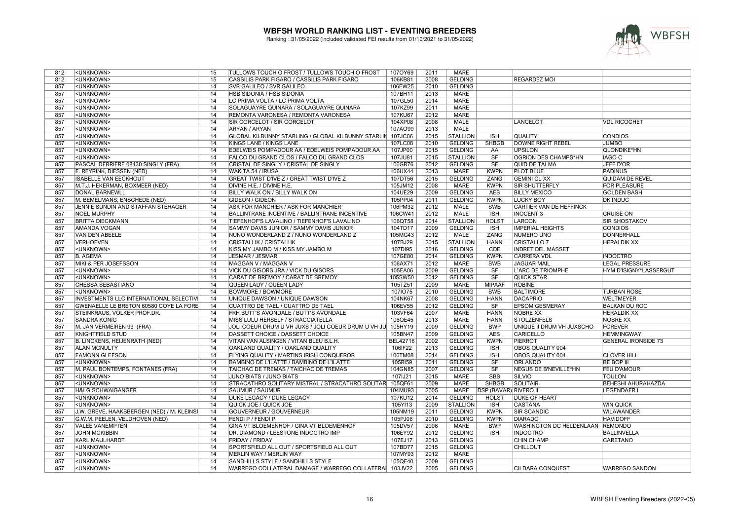# WBFSH WORLD RANKING LIST - EVENTING BREEDERS

Ranking : 31/05/2022 (included validated FEI results from 01/10/2021 to 31/05/2022)

| | | | | | | | | | | |
|---|---|---|---|---|---|---|---|---|---|---|
| 812 | <UNKNOWN> | 15 | TULLOWS TOUCH O FROST / TULLOWS TOUCH O FROST | 107OY69 | 2011 | MARE | | | | |
| 812 | <UNKNOWN> | 15 | CASSILIS PARK FIGARO / CASSILIS PARK FIGARO | 106KB81 | 2008 | GELDING | | REGARDEZ MOI | |
| 857 | <UNKNOWN> | 14 | SVR GALILEO / SVR GALILEO | 106EW25 | 2010 | GELDING | | | |
| 857 | <UNKNOWN> | 14 | HSB SIDONIA / HSB SIDONIA | 107BH11 | 2013 | MARE | | | |
| 857 | <UNKNOWN> | 14 | LC PRIMA VOLTA / LC PRIMA VOLTA | 107GL50 | 2014 | MARE | | | |
| 857 | <UNKNOWN> | 14 | SOLAGUAYRE QUINARA / SOLAGUAYRE QUINARA | 107KZ99 | 2011 | MARE | | | |
| 857 | <UNKNOWN> | 14 | REMONTA VARONESA / REMONTA VARONESA | 107KU67 | 2012 | MARE | | | |
| 857 | <UNKNOWN> | 14 | SIR CORCELOT / SIR CORCELOT | 104XP08 | 2008 | MALE | | LANCELOT | VDL RICOCHET |
| 857 | <UNKNOWN> | 14 | ARYAN / ARYAN | 107AO99 | 2013 | MALE | | | |
| 857 | <UNKNOWN> | 14 | GLOBAL KILBUNNY STARLING / GLOBAL KILBUNNY STARLIN | 107JC06 | 2015 | STALLION | ISH | QUALITY | CONDIOS |
| 857 | <UNKNOWN> | 14 | KINGS LANE / KINGS LANE | 107LC08 | 2010 | GELDING | SHBGB | DOWNE RIGHT REBEL | JUMBO |
| 857 | <UNKNOWN> | 14 | EDELWEIS POMPADOUR AA / EDELWEIS POMPADOUR AA | 107JP00 | 2015 | GELDING | AA | UPSILON | QLONDIKE*HN |
| 857 | <UNKNOWN> | 14 | FALCO DU GRAND CLOS / FALCO DU GRAND CLOS | 107JU81 | 2015 | STALLION | SF | OGRION DES CHAMPS*HN | IAGO C |
| 857 | PASCAL DERRIERE 08430 SINGLY (FRA) | 14 | CRISTAL DE SINGLY / CRISTAL DE SINGLY | 106GR76 | 2012 | GELDING | SF | QUID DE TALMA | JEFF D'OR |
| 857 | E. REYRINK, DIESSEN (NED) | 14 | WAKITA 54 / IRUSA | 106UX44 | 2013 | MARE | KWPN | PLOT BLUE | PADINUS |
| 857 | ISABELLE VAN EECKHOUT | 14 | GREAT TWIST D'IVE Z / GREAT TWIST D'IVE Z | 107DT56 | 2015 | GELDING | ZANG | GEMINI CL XX | QUIDAM DE REVEL |
| 857 | M.T.J. HEKERMAN, BOXMEER (NED) | 14 | DIVINE H.E. / DIVINE H.E. | 105JM12 | 2008 | MARE | KWPN | SIR SHUTTERFLY | FOR PLEASURE |
| 857 | DONAL BARNEWLL | 14 | BILLY WALK ON / BILLY WALK ON | 104UE29 | 2009 | GELDING | AES | BILLY MEXICO | GOLDEN BASH |
| 857 | M. BEMELMANS, ENSCHEDE (NED) | 14 | GIDEON / GIDEON | 105PP04 | 2011 | GELDING | KWPN | LUCKY BOY | DK INDUC |
| 857 | JENNIE SUNDIN AND STAFFAN STEHAGER | 14 | ASK FOR MANCHIER / ASK FOR MANCHIER | 106PM32 | 2012 | MALE | SWB | CARTIER VAN DE HEFFINCK | |
| 857 | NOEL MURPHY | 14 | BALLINTRANE INCENTIVE / BALLINTRANE INCENTIVE | 106CW41 | 2012 | MALE | ISH | INOCENT 3 | CRUISE ON |
| 857 | BRITTA DIECKMANN | 14 | TIEFENHOF'S LAVALINO / TIEFENHOF'S LAVALINO | 106QT58 | 2014 | STALLION | HOLST | LARCON | SIR SHOSTAKOV |
| 857 | AMANDA VOGAN | 14 | SAMMY DAVIS JUNIOR / SAMMY DAVIS JUNIOR | 104TD17 | 2009 | GELDING | ISH | IMPERIAL HEIGHTS | CONDIOS |
| 857 | VAN DEN ABEELE | 14 | NUNO WONDERLAND Z / NUNO WONDERLAND Z | 105MG43 | 2012 | MALE | ZANG | NUMERO UNO | DONNERHALL |
| 857 | VERHOEVEN | 14 | CRISTALLIK / CRISTALLIK | 107BJ29 | 2015 | STALLION | HANN | CRISTALLO 7 | HERALDIK XX |
| 857 | <UNKNOWN> | 14 | KISS MY JAMBO M / KISS MY JAMBO M | 107DI95 | 2016 | GELDING | CDE | INDRET DEL MASSET | |
| 857 | B. AGEMA | 14 | JESMAR / JESMAR | 107GE80 | 2014 | GELDING | KWPN | CARRERA VDL | INDOCTRO |
| 857 | MIKI & PER JOSEFSSON | 14 | MAGGAN V / MAGGAN V | 106AX71 | 2012 | MARE | SWB | JAGUAR MAIL | LEGAL PRESSURE |
| 857 | <UNKNOWN> | 14 | VICK DU GISORS JRA / VICK DU GISORS | 105EA06 | 2009 | GELDING | SF | L'ARC DE TRIOMPHE | HYM D'ISIGNY*LASSERGUT |
| 857 | <UNKNOWN> | 14 | CARAT DE BREMOY / CARAT DE BREMOY | 105SW50 | 2012 | GELDING | SF | QUICK STAR | |
| 857 | CHESSA SEBASTIANO | 14 | QUEEN LADY / QUEEN LADY | 105TZ51 | 2009 | MARE | MIPAAF | ROBINE | |
| 857 | <UNKNOWN> | 14 | BOWMORE / BOWMORE | 107IO75 | 2010 | GELDING | SWB | BALTIMORE | TURBAN ROSE |
| 857 | INVESTMENTS LLC INTERNATIONAL SELECTIV | 14 | UNIQUE DAWSON / UNIQUE DAWSON | 104NK67 | 2008 | GELDING | HANN | DACAPRIO | WELTMEYER |
| 857 | GWENAELLE LE BRETON 60580 COYE LA FORE | 14 | CUATTRO DE TAEL / CUATTRO DE TAEL | 106EV55 | 2012 | GELDING | SF | EPSOM GESMERAY | BALKAN DU ROC |
| 857 | STEINKRAUS, VOLKER PROF.DR. | 14 | FRH BUTT'S AVONDALE / BUTT'S AVONDALE | 103VF64 | 2007 | MARE | HANN | NOBRE XX | HERALDIK XX |
| 857 | SANDRA KONIG | 14 | MISS LULU HERSELF / STRACCIATELLA | 106QE45 | 2013 | MARE | HANN | STOLZENFELS | NOBRE XX |
| 857 | M. JAN VERMEIREN 99 (FRA) | 14 | JOLI COEUR DRUM U VH JUXS / JOLI COEUR DRUM U VH JU | 105HY19 | 2009 | GELDING | BWP | UNIQUE II DRUM VH JUXSCHO | FOREVER |
| 857 | KNIGHTFIELD STUD | 14 | DASSETT CHOICE / DASSETT CHOICE | 105BN47 | 2009 | GELDING | AES | CARICELLO | HEMMINGWAY |
| 857 | B. LINCKENS, HEIJENRATH (NED) | 14 | VITAN VAN ALSINGEN / VITAN BLEU B.L.H. | BEL42716 | 2002 | GELDING | KWPN | PIERROT | GENERAL IRONSIDE 73 |
| 857 | ALAN MCNULTY | 14 | OAKLAND QUALITY / OAKLAND QUALITY | 106IF22 | 2013 | GELDING | ISH | OBOS QUALITY 004 | |
| 857 | EAMONN GLEESON | 14 | FLYING QUALITY / MARTINS IRISH CONQUEROR | 106TM08 | 2014 | GELDING | ISH | OBOS QUALITY 004 | CLOVER HILL |
| 857 | <UNKNOWN> | 14 | BAMBINO DE L'ILATTE / BAMBINO DE L'ILATTE | 105RI59 | 2011 | GELDING | SF | ORLANDO | BE BOP III |
| 857 | M. PAUL BONTEMPS, FONTANES (FRA) | 14 | TAICHAC DE TREMAS / TAICHAC DE TREMAS | 104GN85 | 2007 | GELDING | SF | NEGUS DE B'NEVILLE*HN | FEU D'AMOUR |
| 857 | <UNKNOWN> | 14 | JUNO BIATS / JUNO BIATS | 107IJ21 | 2015 | MARE | SBS | SILVIO | TOULON |
| 857 | <UNKNOWN> | 14 | STRACATHRO SOLITARY MISTRAL / STRACATHRO SOLITAR | 105QF61 | 2009 | MARE | SHBGB | SOLITAIR | BEHESHI AHURAHAZDA |
| 857 | H&LG SCHWAIGANGER | 14 | SAUMUR / SAUMUR | 104MU93 | 2005 | MARE | DSP (BAVAR) | RIVERO II | LEGENDAER I |
| 857 | <UNKNOWN> | 14 | DUKE LEGACY / DUKE LEGACY | 107KU12 | 2014 | GELDING | HOLST | DUKE OF HEART | |
| 857 | <UNKNOWN> | 14 | QUICK JOE / QUICK JOE | 105YI13 | 2009 | STALLION | ISH | CASTANA | WIN QUICK |
| 857 | J.W. GREVE, HAAKSBERGEN (NED) / M. KLEINSI | 14 | GOUVERNEUR / GOUVERNEUR | 105NM19 | 2011 | GELDING | KWPN | SIR SCANDIC | WILAWANDER |
| 857 | G.W.M. PEELEN, VELDHOVEN (NED) | 14 | FENDI P / FENDI P | 105PJ08 | 2010 | GELDING | KWPN | DIARADO | HAVIDOFF |
| 857 | VALEE VANEMPTEN | 14 | GINA VT BLOEMENHOF / GINA VT BLOEMENHOF | 105DV57 | 2006 | MARE | BWP | WASHINGTON DC HELDENLAAN | REMONDO |
| 857 | JOHN MCKIBBIN | 14 | DR. DIAMOND / LEESTONE INDOCTRO IMP | 106EY92 | 2012 | GELDING | ISH | INDOCTRO | BALLINVELLA |
| 857 | KARL MAULHARDT | 14 | FRIDAY / FRIDAY | 107EJ17 | 2013 | GELDING | | CHIN CHAMP | CARETANO |
| 857 | <UNKNOWN> | 14 | SPORTSFIELD ALL OUT / SPORTSFIELD ALL OUT | 107BD77 | 2015 | GELDING | | CHILLOUT | |
| 857 | <UNKNOWN> | 14 | MERLIN WAY / MERLIN WAY | 107MY93 | 2012 | MARE | | | |
| 857 | <UNKNOWN> | 14 | SANDHILLS STYLE / SANDHILLS STYLE | 105QE40 | 2009 | GELDING | | | |
| 857 | <UNKNOWN> | 14 | WARREGO COLLATERAL DAMAGE / WARREGO COLLATERAL | 103JV22 | 2005 | GELDING | | CILDARA CONQUEST | WARREGO SANDON |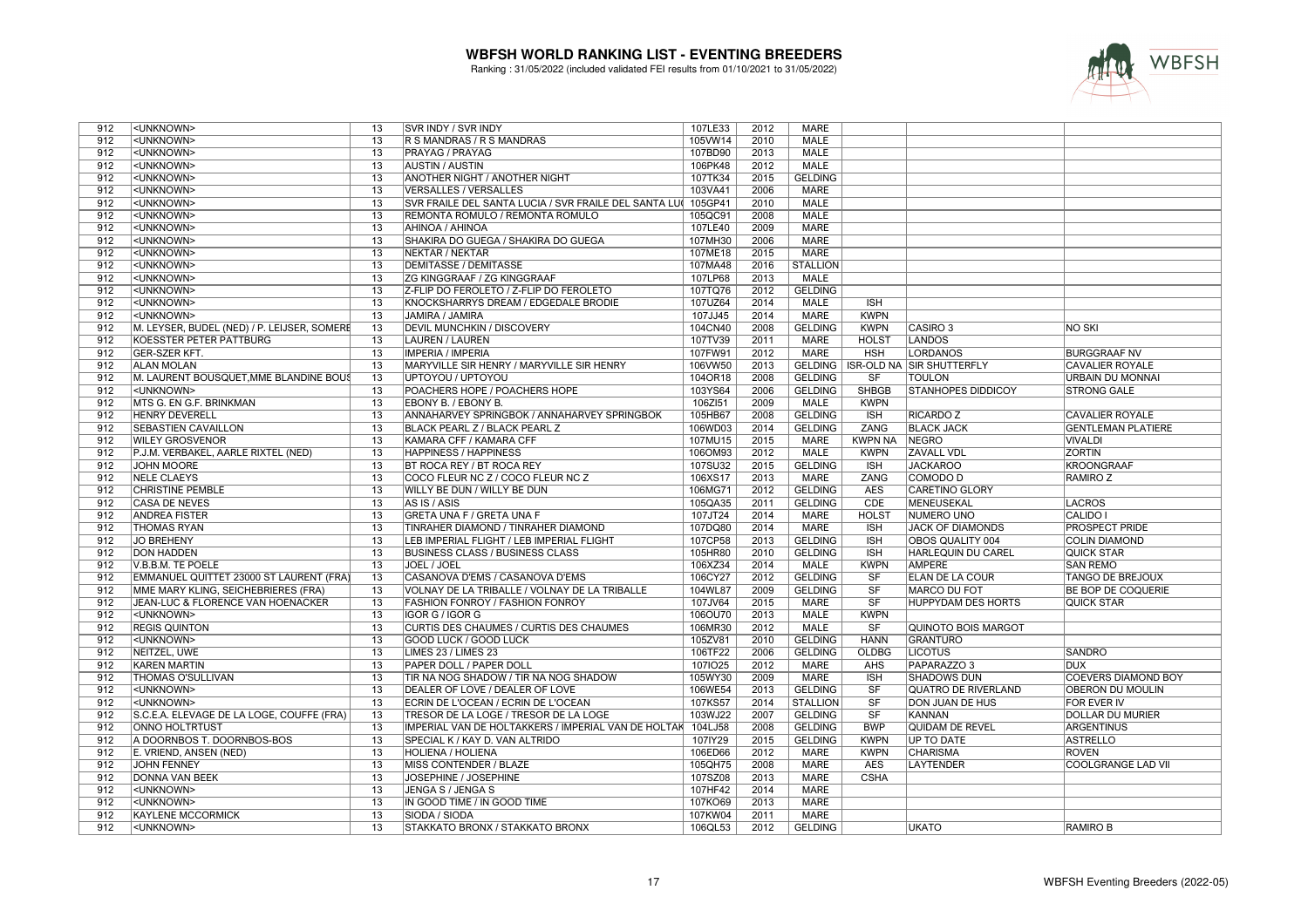# WBFSH WORLD RANKING LIST - EVENTING BREEDERS

Ranking : 31/05/2022 (included validated FEI results from 01/10/2021 to 31/05/2022)

| | | | | | | | | | |
|---|---|---|---|---|---|---|---|---|---|
| 912 | <UNKNOWN> | 13 | SVR INDY / SVR INDY | 107LE33 | 2012 | MARE | | | |
| 912 | <UNKNOWN> | 13 | R S MANDRAS / R S MANDRAS | 105VW14 | 2010 | MALE | | | |
| 912 | <UNKNOWN> | 13 | PRAYAG / PRAYAG | 107BD90 | 2013 | MALE | | | |
| 912 | <UNKNOWN> | 13 | AUSTIN / AUSTIN | 106PK48 | 2012 | MALE | | | |
| 912 | <UNKNOWN> | 13 | ANOTHER NIGHT / ANOTHER NIGHT | 107TK34 | 2015 | GELDING | | | |
| 912 | <UNKNOWN> | 13 | VERSALLES / VERSALLES | 103VA41 | 2006 | MARE | | | |
| 912 | <UNKNOWN> | 13 | SVR FRAILE DEL SANTA LUCIA / SVR FRAILE DEL SANTA LU( | 105GP41 | 2010 | MALE | | | |
| 912 | <UNKNOWN> | 13 | REMONTA ROMULO / REMONTA ROMULO | 105QC91 | 2008 | MALE | | | |
| 912 | <UNKNOWN> | 13 | AHINOA / AHINOA | 107LE40 | 2009 | MARE | | | |
| 912 | <UNKNOWN> | 13 | SHAKIRA DO GUEGA / SHAKIRA DO GUEGA | 107MH30 | 2006 | MARE | | | |
| 912 | <UNKNOWN> | 13 | NEKTAR / NEKTAR | 107ME18 | 2015 | MARE | | | |
| 912 | <UNKNOWN> | 13 | DEMITASSE / DEMITASSE | 107MA48 | 2016 | STALLION | | | |
| 912 | <UNKNOWN> | 13 | ZG KINGGRAAF / ZG KINGGRAAF | 107LP68 | 2013 | MALE | | | |
| 912 | <UNKNOWN> | 13 | Z-FLIP DO FEROLETO / Z-FLIP DO FEROLETO | 107TQ76 | 2012 | GELDING | | | |
| 912 | <UNKNOWN> | 13 | KNOCKSHARRYS DREAM / EDGEDALE BRODIE | 107UZ64 | 2014 | MALE | ISH | | |
| 912 | <UNKNOWN> | 13 | JAMIRA / JAMIRA | 107JJ45 | 2014 | MARE | KWPN | | |
| 912 | M. LEYSER, BUDEL (NED) / P. LEIJSER, SOMERE | 13 | DEVIL MUNCHKIN / DISCOVERY | 104CN40 | 2008 | GELDING | KWPN | CASIRO 3 | NO SKI |
| 912 | KOESSTER PETER PATTBURG | 13 | LAUREN / LAUREN | 107TV39 | 2011 | MARE | HOLST | LANDOS | |
| 912 | GER-SZER KFT. | 13 | IMPERIA / IMPERIA | 107FW91 | 2012 | MARE | HSH | LORDANOS | BURGGRAAF NV |
| 912 | ALAN MOLAN | 13 | MARYVILLE SIR HENRY / MARYVILLE SIR HENRY | 106VW50 | 2013 | GELDING | ISR-OLD NA | SIR SHUTTERFLY | CAVALIER ROYALE |
| 912 | M. LAURENT BOUSQUET,MME BLANDINE BOUS | 13 | UPTOYOU / UPTOYOU | 104OR18 | 2008 | GELDING | SF | TOULON | URBAIN DU MONNAI |
| 912 | <UNKNOWN> | 13 | POACHERS HOPE / POACHERS HOPE | 103YS64 | 2006 | GELDING | SHBGB | STANHOPES DIDDICOY | STRONG GALE |
| 912 | MTS G. EN G.F. BRINKMAN | 13 | EBONY B. / EBONY B. | 106ZI51 | 2009 | MALE | KWPN | | |
| 912 | HENRY DEVERELL | 13 | ANNAHARVEY SPRINGBOK / ANNAHARVEY SPRINGBOK | 105HB67 | 2008 | GELDING | ISH | RICARDO Z | CAVALIER ROYALE |
| 912 | SEBASTIEN CAVAILLON | 13 | BLACK PEARL Z / BLACK PEARL Z | 106WD03 | 2014 | GELDING | ZANG | BLACK JACK | GENTLEMAN PLATIERE |
| 912 | WILEY GROSVENOR | 13 | KAMARA CFF / KAMARA CFF | 107MU15 | 2015 | MARE | KWPN NA | NEGRO | VIVALDI |
| 912 | P.J.M. VERBAKEL, AARLE RIXTEL (NED) | 13 | HAPPINESS / HAPPINESS | 106OM93 | 2012 | MALE | KWPN | ZAVALL VDL | ZORTIN |
| 912 | JOHN MOORE | 13 | BT ROCA REY / BT ROCA REY | 107SU32 | 2015 | GELDING | ISH | JACKAROO | KROONGRAAF |
| 912 | NELE CLAEYS | 13 | COCO FLEUR NC Z / COCO FLEUR NC Z | 106XS17 | 2013 | MARE | ZANG | COMODO D | RAMIRO Z |
| 912 | CHRISTINE PEMBLE | 13 | WILLY BE DUN / WILLY BE DUN | 106MG71 | 2012 | GELDING | AES | CARETINO GLORY | |
| 912 | CASA DE NEVES | 13 | AS IS / ASIS | 105QA35 | 2011 | GELDING | CDE | MENEUSEKAL | LACROS |
| 912 | ANDREA FISTER | 13 | GRETA UNA F / GRETA UNA F | 107JT24 | 2014 | MARE | HOLST | NUMERO UNO | CALIDO I |
| 912 | THOMAS RYAN | 13 | TINRAHER DIAMOND / TINRAHER DIAMOND | 107DQ80 | 2014 | MARE | ISH | JACK OF DIAMONDS | PROSPECT PRIDE |
| 912 | JO BREHENY | 13 | LEB IMPERIAL FLIGHT / LEB IMPERIAL FLIGHT | 107CP58 | 2013 | GELDING | ISH | OBOS QUALITY 004 | COLIN DIAMOND |
| 912 | DON HADDEN | 13 | BUSINESS CLASS / BUSINESS CLASS | 105HR80 | 2010 | GELDING | ISH | HARLEQUIN DU CAREL | QUICK STAR |
| 912 | V.B.B.M. TE POELE | 13 | JOEL / JOEL | 106XZ34 | 2014 | MALE | KWPN | AMPERE | SAN REMO |
| 912 | EMMANUEL QUITTET 23000 ST LAURENT (FRA) | 13 | CASANOVA D'EMS / CASANOVA D'EMS | 106CY27 | 2012 | GELDING | SF | ELAN DE LA COUR | TANGO DE BREJOUX |
| 912 | MME MARY KLING, SEICHEBRIERES (FRA) | 13 | VOLNAY DE LA TRIBALLE / VOLNAY DE LA TRIBALLE | 104WL87 | 2009 | GELDING | SF | MARCO DU FOT | BE BOP DE COQUERIE |
| 912 | JEAN-LUC & FLORENCE VAN HOENACKER | 13 | FASHION FONROY / FASHION FONROY | 107JV64 | 2015 | MARE | SF | HUPPYDAM DES HORTS | QUICK STAR |
| 912 | <UNKNOWN> | 13 | IGOR G / IGOR G | 106OU70 | 2013 | MALE | KWPN | | |
| 912 | REGIS QUINTON | 13 | CURTIS DES CHAUMES / CURTIS DES CHAUMES | 106MR30 | 2012 | MALE | SF | QUINOTO BOIS MARGOT | |
| 912 | <UNKNOWN> | 13 | GOOD LUCK / GOOD LUCK | 105ZV81 | 2010 | GELDING | HANN | GRANTURO | |
| 912 | NEITZEL, UWE | 13 | LIMES 23 / LIMES 23 | 106TF22 | 2006 | GELDING | OLDBG | LICOTUS | SANDRO |
| 912 | KAREN MARTIN | 13 | PAPER DOLL / PAPER DOLL | 107IO25 | 2012 | MARE | AHS | PAPARAZZO 3 | DUX |
| 912 | THOMAS O'SULLIVAN | 13 | TIR NA NOG SHADOW / TIR NA NOG SHADOW | 105WY30 | 2009 | MARE | ISH | SHADOWS DUN | COEVERS DIAMOND BOY |
| 912 | <UNKNOWN> | 13 | DEALER OF LOVE / DEALER OF LOVE | 106WE54 | 2013 | GELDING | SF | QUATRO DE RIVERLAND | OBERON DU MOULIN |
| 912 | <UNKNOWN> | 13 | ECRIN DE L'OCEAN / ECRIN DE L'OCEAN | 107KS57 | 2014 | STALLION | SF | DON JUAN DE HUS | FOR EVER IV |
| 912 | S.C.E.A. ELEVAGE DE LA LOGE, COUFFE (FRA) | 13 | TRESOR DE LA LOGE / TRESOR DE LA LOGE | 103WJ22 | 2007 | GELDING | SF | KANNAN | DOLLAR DU MURIER |
| 912 | ONNO HOLTRTUST | 13 | IMPERIAL VAN DE HOLTAKKERS / IMPERIAL VAN DE HOLTAK | 104LJ58 | 2008 | GELDING | BWP | QUIDAM DE REVEL | ARGENTINUS |
| 912 | A DOORNBOS T. DOORNBOS-BOS | 13 | SPECIAL K / KAY D. VAN ALTRIDO | 107IY29 | 2015 | GELDING | KWPN | UP TO DATE | ASTRELLO |
| 912 | E. VRIEND, ANSEN (NED) | 13 | HOLIENA / HOLIENA | 106ED66 | 2012 | MARE | KWPN | CHARISMA | ROVEN |
| 912 | JOHN FENNEY | 13 | MISS CONTENDER / BLAZE | 105QH75 | 2008 | MARE | AES | LAYTENDER | COOLGRANGE LAD VII |
| 912 | DONNA VAN BEEK | 13 | JOSEPHINE / JOSEPHINE | 107SZ08 | 2013 | MARE | CSHA | | |
| 912 | <UNKNOWN> | 13 | JENGA S / JENGA S | 107HF42 | 2014 | MARE | | | |
| 912 | <UNKNOWN> | 13 | IN GOOD TIME / IN GOOD TIME | 107KO69 | 2013 | MARE | | | |
| 912 | KAYLENE MCCORMICK | 13 | SIODA / SIODA | 107KW04 | 2011 | MARE | | | |
| 912 | <UNKNOWN> | 13 | STAKKATO BRONX / STAKKATO BRONX | 106QL53 | 2012 | GELDING | | UKATO | RAMIRO B |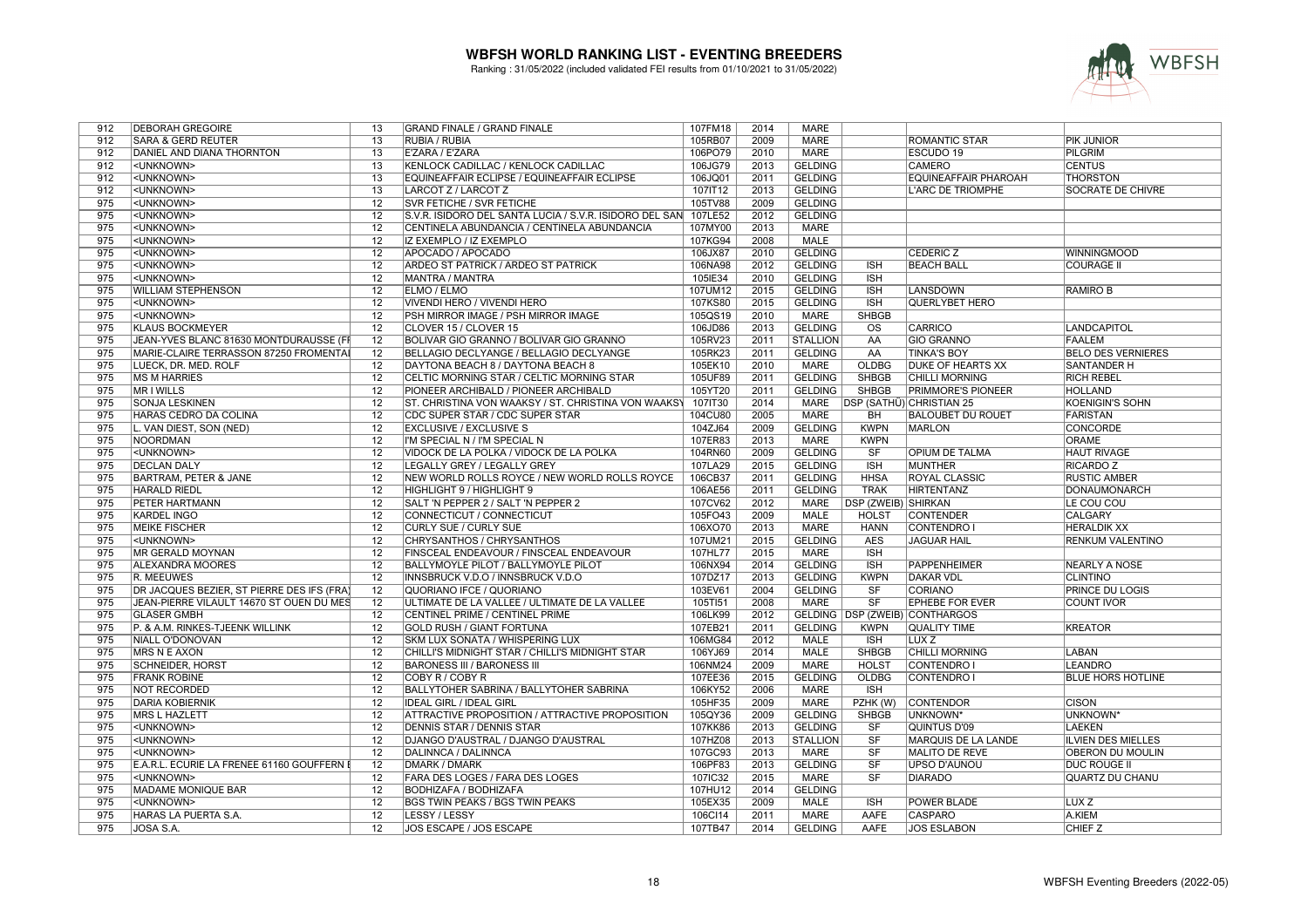# WBFSH WORLD RANKING LIST - EVENTING BREEDERS

Ranking : 31/05/2022 (included validated FEI results from 01/10/2021 to 31/05/2022)

| | | | | | | | | | |
|---|---|---|---|---|---|---|---|---|---|
| 912 | DEBORAH GREGOIRE | 13 | GRAND FINALE / GRAND FINALE | 107FM18 | 2014 | MARE | | | |
| 912 | SARA & GERD REUTER | 13 | RUBIA / RUBIA | 105RB07 | 2009 | MARE | | ROMANTIC STAR | PIK JUNIOR |
| 912 | DANIEL AND DIANA THORNTON | 13 | E'ZARA / E'ZARA | 106PO79 | 2010 | MARE | | ESCUDO 19 | PILGRIM |
| 912 | <UNKNOWN> | 13 | KENLOCK CADILLAC / KENLOCK CADILLAC | 106JG79 | 2013 | GELDING | | CAMERO | CENTUS |
| 912 | <UNKNOWN> | 13 | EQUINEAFFAIR ECLIPSE / EQUINEAFFAIR ECLIPSE | 106JQ01 | 2011 | GELDING | | EQUINEAFFAIR PHAROAH | THORSTON |
| 912 | <UNKNOWN> | 13 | LARCOT Z / LARCOT Z | 107IT12 | 2013 | GELDING | | L'ARC DE TRIOMPHE | SOCRATE DE CHIVRE |
| 975 | <UNKNOWN> | 12 | SVR FETICHE / SVR FETICHE | 105TV88 | 2009 | GELDING | | | |
| 975 | <UNKNOWN> | 12 | S.V.R. ISIDORO DEL SANTA LUCIA / S.V.R. ISIDORO DEL SAN | 107LE52 | 2012 | GELDING | | | |
| 975 | <UNKNOWN> | 12 | CENTINELA ABUNDANCIA / CENTINELA ABUNDANCIA | 107MY00 | 2013 | MARE | | | |
| 975 | <UNKNOWN> | 12 | IZ EXEMPLO / IZ EXEMPLO | 107KG94 | 2008 | MALE | | | |
| 975 | <UNKNOWN> | 12 | APOCADO / APOCADO | 106JX87 | 2010 | GELDING | | CEDERIC Z | WINNINGMOOD |
| 975 | <UNKNOWN> | 12 | ARDEO ST PATRICK / ARDEO ST PATRICK | 106NA98 | 2012 | GELDING | ISH | BEACH BALL | COURAGE II |
| 975 | <UNKNOWN> | 12 | MANTRA / MANTRA | 105IE34 | 2010 | GELDING | ISH | | |
| 975 | WILLIAM STEPHENSON | 12 | ELMO / ELMO | 107UM12 | 2015 | GELDING | ISH | LANSDOWN | RAMIRO B |
| 975 | <UNKNOWN> | 12 | VIVENDI HERO / VIVENDI HERO | 107KS80 | 2015 | GELDING | ISH | QUERLYBET HERO | |
| 975 | <UNKNOWN> | 12 | PSH MIRROR IMAGE / PSH MIRROR IMAGE | 105QS19 | 2010 | MARE | SHBGB | | |
| 975 | KLAUS BOCKMEYER | 12 | CLOVER 15 / CLOVER 15 | 106JD86 | 2013 | GELDING | OS | CARRICO | LANDCAPITOL |
| 975 | JEAN-YVES BLANC 81630 MONTDURAUSSE (FI | 12 | BOLIVAR GIO GRANNO / BOLIVAR GIO GRANNO | 105RV23 | 2011 | STALLION | AA | GIO GRANNO | FAALEM |
| 975 | MARIE-CLAIRE TERRASSON 87250 FROMENTAI | 12 | BELLAGIO DECLYANGE / BELLAGIO DECLYANGE | 105RK23 | 2011 | GELDING | AA | TINKA'S BOY | BELO DES VERNIERES |
| 975 | LUECK, DR. MED. ROLF | 12 | DAYTONA BEACH 8 / DAYTONA BEACH 8 | 105EK10 | 2010 | MARE | OLDBG | DUKE OF HEARTS XX | SANTANDER H |
| 975 | MS M HARRIES | 12 | CELTIC MORNING STAR / CELTIC MORNING STAR | 105UF89 | 2011 | GELDING | SHBGB | CHILLI MORNING | RICH REBEL |
| 975 | MR I WILLS | 12 | PIONEER ARCHIBALD / PIONEER ARCHIBALD | 105YT20 | 2011 | GELDING | SHBGB | PRIMMORE'S PIONEER | HOLLAND |
| 975 | SONJA LESKINEN | 12 | ST. CHRISTINA VON WAAKSY / ST. CHRISTINA VON WAAKSY | 107IT30 | 2014 | MARE | DSP (SATHÜ) | CHRISTIAN 25 | KOENIGIN'S SOHN |
| 975 | HARAS CEDRO DA COLINA | 12 | CDC SUPER STAR / CDC SUPER STAR | 104CU80 | 2005 | MARE | BH | BALOUBET DU ROUET | FARISTAN |
| 975 | L. VAN DIEST, SON (NED) | 12 | EXCLUSIVE / EXCLUSIVE S | 104ZJ64 | 2009 | GELDING | KWPN | MARLON | CONCORDE |
| 975 | NOORDMAN | 12 | I'M SPECIAL N / I'M SPECIAL N | 107ER83 | 2013 | MARE | KWPN | | ORAME |
| 975 | <UNKNOWN> | 12 | VIDOCK DE LA POLKA / VIDOCK DE LA POLKA | 104RN60 | 2009 | GELDING | SF | OPIUM DE TALMA | HAUT RIVAGE |
| 975 | DECLAN DALY | 12 | LEGALLY GREY / LEGALLY GREY | 107LA29 | 2015 | GELDING | ISH | MUNTHER | RICARDO Z |
| 975 | BARTRAM, PETER & JANE | 12 | NEW WORLD ROLLS ROYCE / NEW WORLD ROLLS ROYCE | 106CB37 | 2011 | GELDING | HHSA | ROYAL CLASSIC | RUSTIC AMBER |
| 975 | HARALD RIEDL | 12 | HIGHLIGHT 9 / HIGHLIGHT 9 | 106AE56 | 2011 | GELDING | TRAK | HIRTENTANZ | DONAUMONARCH |
| 975 | PETER HARTMANN | 12 | SALT 'N PEPPER 2 / SALT 'N PEPPER 2 | 107CV62 | 2012 | MARE | DSP (ZWEIB) | SHIRKAN | LE COU COU |
| 975 | KARDEL INGO | 12 | CONNECTICUT / CONNECTICUT | 105FO43 | 2009 | MALE | HOLST | CONTENDER | CALGARY |
| 975 | MEIKE FISCHER | 12 | CURLY SUE / CURLY SUE | 106XO70 | 2013 | MARE | HANN | CONTENDRO I | HERALDIK XX |
| 975 | <UNKNOWN> | 12 | CHRYSANTHOS / CHRYSANTHOS | 107UM21 | 2015 | GELDING | AES | JAGUAR HAIL | RENKUM VALENTINO |
| 975 | MR GERALD MOYNAN | 12 | FINSCEAL ENDEAVOUR / FINSCEAL ENDEAVOUR | 107HL77 | 2015 | MARE | ISH | | |
| 975 | ALEXANDRA MOORES | 12 | BALLYMOYLE PILOT / BALLYMOYLE PILOT | 106NX94 | 2014 | GELDING | ISH | PAPPENHEIMER | NEARLY A NOSE |
| 975 | R. MEEUWES | 12 | INNSBRUCK V.D.O / INNSBRUCK V.D.O | 107DZ17 | 2013 | GELDING | KWPN | DAKAR VDL | CLINTINO |
| 975 | DR JACQUES BEZIER, ST PIERRE DES IFS (FRA) | 12 | QUORIANO IFCE / QUORIANO | 103EV61 | 2004 | GELDING | SF | CORIANO | PRINCE DU LOGIS |
| 975 | JEAN-PIERRE VILAULT 14670 ST OUEN DU MES | 12 | ULTIMATE DE LA VALLEE / ULTIMATE DE LA VALLEE | 105TI51 | 2008 | MARE | SF | EPHEBE FOR EVER | COUNT IVOR |
| 975 | GLASER GMBH | 12 | CENTINEL PRIME / CENTINEL PRIME | 106LK99 | 2012 | GELDING | DSP (ZWEIB) | CONTHARGOS | |
| 975 | P. & A.M. RINKES-TJEENK WILLINK | 12 | GOLD RUSH / GIANT FORTUNA | 107EB21 | 2011 | GELDING | KWPN | QUALITY TIME | KREATOR |
| 975 | NIALL O'DONOVAN | 12 | SKM LUX SONATA / WHISPERING LUX | 106MG84 | 2012 | MALE | ISH | LUX Z | |
| 975 | MRS N E AXON | 12 | CHILLI'S MIDNIGHT STAR / CHILLI'S MIDNIGHT STAR | 106YJ69 | 2014 | MALE | SHBGB | CHILLI MORNING | LABAN |
| 975 | SCHNEIDER, HORST | 12 | BARONESS III / BARONESS III | 106NM24 | 2009 | MARE | HOLST | CONTENDRO I | LEANDRO |
| 975 | FRANK ROBINE | 12 | COBY R / COBY R | 107EE36 | 2015 | GELDING | OLDBG | CONTENDRO I | BLUE HORS HOTLINE |
| 975 | NOT RECORDED | 12 | BALLYTOHER SABRINA / BALLYTOHER SABRINA | 106KY52 | 2006 | MARE | ISH | | |
| 975 | DARIA KOBIERNIK | 12 | IDEAL GIRL / IDEAL GIRL | 105HF35 | 2009 | MARE | PZHK (W) | CONTENDOR | CISON |
| 975 | MRS L HAZLETT | 12 | ATTRACTIVE PROPOSITION / ATTRACTIVE PROPOSITION | 105QY36 | 2009 | GELDING | SHBGB | UNKNOWN* | UNKNOWN* |
| 975 | <UNKNOWN> | 12 | DENNIS STAR / DENNIS STAR | 107KK86 | 2013 | GELDING | SF | QUINTUS D'09 | LAEKEN |
| 975 | <UNKNOWN> | 12 | DJANGO D'AUSTRAL / DJANGO D'AUSTRAL | 107HZ08 | 2013 | STALLION | SF | MARQUIS DE LA LANDE | ILVIEN DES MIELLES |
| 975 | <UNKNOWN> | 12 | DALINNCA / DALINNCA | 107GC93 | 2013 | MARE | SF | MALITO DE REVE | OBERON DU MOULIN |
| 975 | E.A.R.L. ECURIE LA FRENEE 61160 GOUFFERN E | 12 | DMARK / DMARK | 106PF83 | 2013 | GELDING | SF | UPSO D'AUNOU | DUC ROUGE II |
| 975 | <UNKNOWN> | 12 | FARA DES LOGES / FARA DES LOGES | 107IC32 | 2015 | MARE | SF | DIARADO | QUARTZ DU CHANU |
| 975 | MADAME MONIQUE BAR | 12 | BODHIZAFA / BODHIZAFA | 107HU12 | 2014 | GELDING | | | |
| 975 | <UNKNOWN> | 12 | BGS TWIN PEAKS / BGS TWIN PEAKS | 105EX35 | 2009 | MALE | ISH | POWER BLADE | LUX Z |
| 975 | HARAS LA PUERTA S.A. | 12 | LESSY / LESSY | 106CI14 | 2011 | MARE | AAFE | CASPARO | A.KIEM |
| 975 | JOSA S.A. | 12 | JOS ESCAPE / JOS ESCAPE | 107TB47 | 2014 | GELDING | AAFE | JOS ESLABON | CHIEF Z |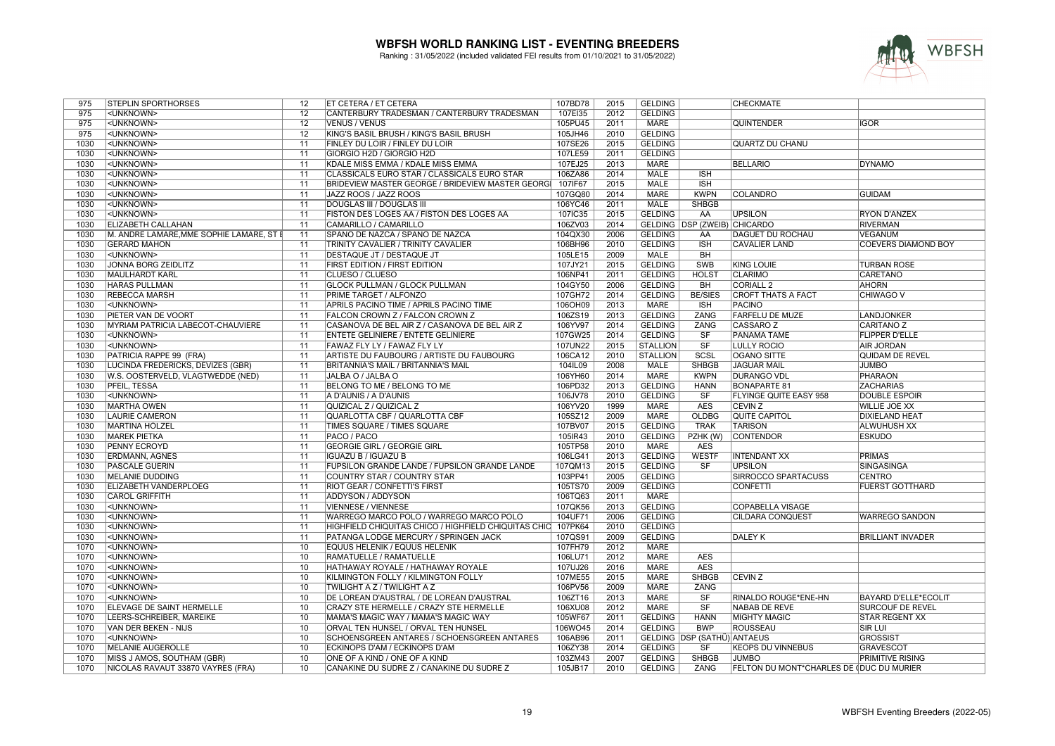# WBFSH WORLD RANKING LIST - EVENTING BREEDERS

Ranking : 31/05/2022 (included validated FEI results from 01/10/2021 to 31/05/2022)

| | | | | | | | | | | |
|---|---|---|---|---|---|---|---|---|---|---|
| 975 | STEPLIN SPORTHORSES | 12 | ET CETERA / ET CETERA | 107BD78 | 2015 | GELDING | | CHECKMATE | |
| 975 | <UNKNOWN> | 12 | CANTERBURY TRADESMAN / CANTERBURY TRADESMAN | 107EI35 | 2012 | GELDING | | | |
| 975 | <UNKNOWN> | 12 | VENUS / VENUS | 105PU45 | 2011 | MARE | | QUINTENDER | IGOR |
| 975 | <UNKNOWN> | 12 | KING'S BASIL BRUSH / KING'S BASIL BRUSH | 105JH46 | 2010 | GELDING | | | |
| 1030 | <UNKNOWN> | 11 | FINLEY DU LOIR / FINLEY DU LOIR | 107SE26 | 2015 | GELDING | | QUARTZ DU CHANU | |
| 1030 | <UNKNOWN> | 11 | GIORGIO H2D / GIORGIO H2D | 107LE59 | 2011 | GELDING | | | |
| 1030 | <UNKNOWN> | 11 | KDALE MISS EMMA / KDALE MISS EMMA | 107EJ25 | 2013 | MARE | | BELLARIO | DYNAMO |
| 1030 | <UNKNOWN> | 11 | CLASSICALS EURO STAR / CLASSICALS EURO STAR | 106ZA86 | 2014 | MALE | ISH | | |
| 1030 | <UNKNOWN> | 11 | BRIDEVIEW MASTER GEORGE / BRIDEVIEW MASTER GEORG | 107IF67 | 2015 | MALE | ISH | | |
| 1030 | <UNKNOWN> | 11 | JAZZ ROOS / JAZZ ROOS | 107GQ80 | 2014 | MARE | KWPN | COLANDRO | GUIDAM |
| 1030 | <UNKNOWN> | 11 | DOUGLAS III / DOUGLAS III | 106YC46 | 2011 | MALE | SHBGB | | |
| 1030 | <UNKNOWN> | 11 | FISTON DES LOGES AA / FISTON DES LOGES AA | 107IC35 | 2015 | GELDING | AA | UPSILON | RYON D'ANZEX |
| 1030 | ELIZABETH CALLAHAN | 11 | CAMARILLO / CAMARILLO | 106ZV03 | 2014 | GELDING | DSP (ZWEIB) | CHICARDO | RIVERMAN |
| 1030 | M. ANDRE LAMARE,MME SOPHIE LAMARE, ST E | 11 | SPANO DE NAZCA / SPANO DE NAZCA | 104QX30 | 2006 | GELDING | AA | DAGUET DU ROCHAU | VEGANUM |
| 1030 | GERARD MAHON | 11 | TRINITY CAVALIER / TRINITY CAVALIER | 106BH96 | 2010 | GELDING | ISH | CAVALIER LAND | COEVERS DIAMOND BOY |
| 1030 | <UNKNOWN> | 11 | DESTAQUE JT / DESTAQUE JT | 105LE15 | 2009 | MALE | BH | | |
| 1030 | JONNA BORG ZEIDLITZ | 11 | FIRST EDITION / FIRST EDITION | 107JY21 | 2015 | GELDING | SWB | KING LOUIE | TURBAN ROSE |
| 1030 | MAULHARDT KARL | 11 | CLUESO / CLUESO | 106NP41 | 2011 | GELDING | HOLST | CLARIMO | CARETANO |
| 1030 | HARAS PULLMAN | 11 | GLOCK PULLMAN / GLOCK PULLMAN | 104GY50 | 2006 | GELDING | BH | CORIALL 2 | AHORN |
| 1030 | REBECCA MARSH | 11 | PRIME TARGET / ALFONZO | 107GH72 | 2014 | GELDING | BE/SIES | CROFT THATS A FACT | CHIWAGO V |
| 1030 | <UNKNOWN> | 11 | APRILS PACINO TIME / APRILS PACINO TIME | 106OH09 | 2013 | MARE | ISH | PACINO | |
| 1030 | PIETER VAN DE VOORT | 11 | FALCON CROWN Z / FALCON CROWN Z | 106ZS19 | 2013 | GELDING | ZANG | FARFELU DE MUZE | LANDJONKER |
| 1030 | MYRIAM PATRICIA LABECOT-CHAUVIERE | 11 | CASANOVA DE BEL AIR Z / CASANOVA DE BEL AIR Z | 106YV97 | 2014 | GELDING | ZANG | CASSARO Z | CARITANO Z |
| 1030 | <UNKNOWN> | 11 | ENTETE GELINIERE / ENTETE GELINIERE | 107GW25 | 2014 | GELDING | SF | PANAMA TAME | FLIPPER D'ELLE |
| 1030 | <UNKNOWN> | 11 | FAWAZ FLY LY / FAWAZ FLY LY | 107UN22 | 2015 | STALLION | SF | LULLY ROCIO | AIR JORDAN |
| 1030 | PATRICIA RAPPE 99 (FRA) | 11 | ARTISTE DU FAUBOURG / ARTISTE DU FAUBOURG | 106CA12 | 2010 | STALLION | SCSL | OGANO SITTE | QUIDAM DE REVEL |
| 1030 | LUCINDA FREDERICKS, DEVIZES (GBR) | 11 | BRITANNIA'S MAIL / BRITANNIA'S MAIL | 104IL09 | 2008 | MALE | SHBGB | JAGUAR MAIL | JUMBO |
| 1030 | W.S. OOSTERVELD, VLAGTWEDDE (NED) | 11 | JALBA O / JALBA O | 106YH60 | 2014 | MARE | KWPN | DURANGO VDL | PHARAON |
| 1030 | PFEIL, TESSA | 11 | BELONG TO ME / BELONG TO ME | 106PD32 | 2013 | GELDING | HANN | BONAPARTE 81 | ZACHARIAS |
| 1030 | <UNKNOWN> | 11 | A D'AUNIS / A D'AUNIS | 106JV78 | 2010 | GELDING | SF | FLYINGE QUITE EASY 958 | DOUBLE ESPOIR |
| 1030 | MARTHA OWEN | 11 | QUIZICAL Z / QUIZICAL Z | 106YV20 | 1999 | MARE | AES | CEVIN Z | WILLIE JOE XX |
| 1030 | LAURIE CAMERON | 11 | QUARLOTTA CBF / QUARLOTTA CBF | 105SZ12 | 2009 | MARE | OLDBG | QUITE CAPITOL | DIXIELAND HEAT |
| 1030 | MARTINA HOLZEL | 11 | TIMES SQUARE / TIMES SQUARE | 107BV07 | 2015 | GELDING | TRAK | TARISON | ALWUHUSH XX |
| 1030 | MAREK PIETKA | 11 | PACO / PACO | 105IR43 | 2010 | GELDING | PZHK (W) | CONTENDOR | ESKUDO |
| 1030 | PENNY ECROYD | 11 | GEORGIE GIRL / GEORGIE GIRL | 105TP58 | 2010 | MARE | AES | | |
| 1030 | ERDMANN, AGNES | 11 | IGUAZU B / IGUAZU B | 106LG41 | 2013 | GELDING | WESTF | INTENDANT XX | PRIMAS |
| 1030 | PASCALE GUERIN | 11 | FUPSILON GRANDE LANDE / FUPSILON GRANDE LANDE | 107QM13 | 2015 | GELDING | SF | UPSILON | SINGASINGA |
| 1030 | MELANIE DUDDING | 11 | COUNTRY STAR / COUNTRY STAR | 103PP41 | 2005 | GELDING | | SIRROCCO SPARTACUSS | CENTRO |
| 1030 | ELIZABETH VANDERPLOEG | 11 | RIOT GEAR / CONFETTI'S FIRST | 105TS70 | 2009 | GELDING | | CONFETTI | FUERST GOTTHARD |
| 1030 | CAROL GRIFFITH | 11 | ADDYSON / ADDYSON | 106TQ63 | 2011 | MARE | | | |
| 1030 | <UNKNOWN> | 11 | VIENNESE / VIENNESE | 107QK56 | 2013 | GELDING | | COPABELLA VISAGE | |
| 1030 | <UNKNOWN> | 11 | WARREGO MARCO POLO / WARREGO MARCO POLO | 104UF71 | 2006 | GELDING | | CILDARA CONQUEST | WARREGO SANDON |
| 1030 | <UNKNOWN> | 11 | HIGHFIELD CHIQUITAS CHICO / HIGHFIELD CHIQUITAS CHIC | 107PK64 | 2010 | GELDING | | | |
| 1030 | <UNKNOWN> | 11 | PATANGA LODGE MERCURY / SPRINGEN JACK | 107QS91 | 2009 | GELDING | | DALEY K | BRILLIANT INVADER |
| 1070 | <UNKNOWN> | 10 | EQUUS HELENIK / EQUUS HELENIK | 107FH79 | 2012 | MARE | | | |
| 1070 | <UNKNOWN> | 10 | RAMATUELLE / RAMATUELLE | 106LU71 | 2012 | MARE | AES | | |
| 1070 | <UNKNOWN> | 10 | HATHAWAY ROYALE / HATHAWAY ROYALE | 107UJ26 | 2016 | MARE | AES | | |
| 1070 | <UNKNOWN> | 10 | KILMINGTON FOLLY / KILMINGTON FOLLY | 107ME55 | 2015 | MARE | SHBGB | CEVIN Z | |
| 1070 | <UNKNOWN> | 10 | TWILIGHT A Z / TWILIGHT A Z | 106PV56 | 2009 | MARE | ZANG | | |
| 1070 | <UNKNOWN> | 10 | DE LOREAN D'AUSTRAL / DE LOREAN D'AUSTRAL | 106ZT16 | 2013 | MARE | SF | RINALDO ROUGE*ENE-HN | BAYARD D'ELLE*ECOLIT |
| 1070 | ELEVAGE DE SAINT HERMELLE | 10 | CRAZY STE HERMELLE / CRAZY STE HERMELLE | 106XU08 | 2012 | MARE | SF | NABAB DE REVE | SURCOUF DE REVEL |
| 1070 | LEERS-SCHREIBER, MAREIKE | 10 | MAMA'S MAGIC WAY / MAMA'S MAGIC WAY | 105WF67 | 2011 | GELDING | HANN | MIGHTY MAGIC | STAR REGENT XX |
| 1070 | VAN DER BEKEN - NIJS | 10 | ORVAL TEN HUNSEL / ORVAL TEN HUNSEL | 106WO45 | 2014 | GELDING | BWP | ROUSSEAU | SIR LUI |
| 1070 | <UNKNOWN> | 10 | SCHOENSGREEN ANTARES / SCHOENSGREEN ANTARES | 106AB96 | 2011 | GELDING | DSP (SATHÜ) | ANTAEUS | GROSSIST |
| 1070 | MELANIE AUGEROLLE | 10 | ECKINOPS D'AM / ECKINOPS D'AM | 106ZY38 | 2014 | GELDING | SF | KEOPS DU VINNEBUS | GRAVESCOT |
| 1070 | MISS J AMOS, SOUTHAM (GBR) | 10 | ONE OF A KIND / ONE OF A KIND | 103ZM43 | 2007 | GELDING | SHBGB | JUMBO | PRIMITIVE RISING |
| 1070 | NICOLAS RAVAUT 33870 VAYRES (FRA) | 10 | CANAKINE DU SUDRE Z / CANAKINE DU SUDRE Z | 105JB17 | 2010 | GELDING | ZANG | FELTON DU MONT*CHARLES DE ( | DUC DU MURIER |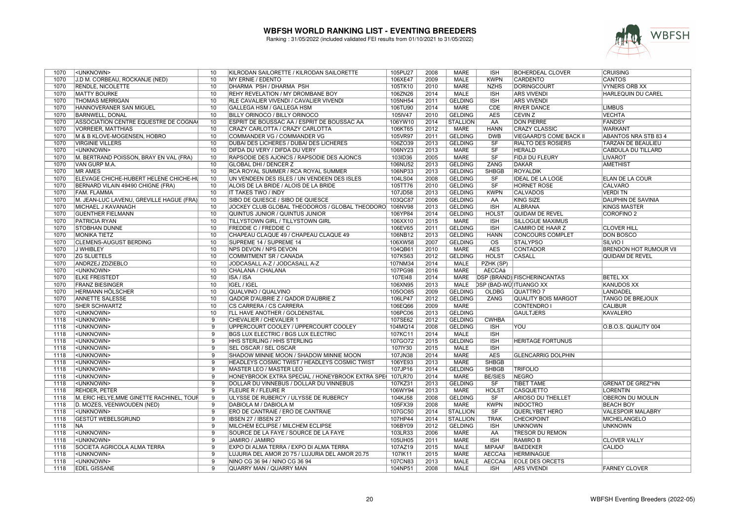# WBFSH WORLD RANKING LIST - EVENTING BREEDERS

Ranking : 31/05/2022 (included validated FEI results from 01/10/2021 to 31/05/2022)

| | | | | | | | | | | |
|---|---|---|---|---|---|---|---|---|---|---|
| 1070 | <UNKNOWN> | 10 | KILRODAN SAILORETTE / KILRODAN SAILORETTE | 105PU27 | 2008 | MARE | ISH | BOHERDEAL CLOVER | CRUISING |
| 1070 | J.D M. CORBEAU, ROCKANJE (NED) | 10 | MY ERNIE / EDENTO | 106XE47 | 2009 | MALE | KWPN | CARDENTO | CANTOS |
| 1070 | RENDLE, NICOLETTE | 10 | DHARMA PSH / DHARMA PSH | 105TK10 | 2010 | MARE | NZHS | DORINGCOURT | VYNERS ORB XX |
| 1070 | MATTY BOURKE | 10 | REHY REVELATION / MY DROMBANE BOY | 106ZN26 | 2014 | MALE | ISH | ARS VIVENDI | HARLEQUIN DU CAREL |
| 1070 | THOMAS MERRIGAN | 10 | RLE CAVALIER VIVENDI / CAVALIER VIVENDI | 105NH54 | 2011 | GELDING | ISH | ARS VIVENDI | |
| 1070 | HANNOVERANER SAN MIGUEL | 10 | GALLEGA HSM / GALLEGA HSM | 106TU90 | 2014 | MARE | CDE | RIVER DANCE | LIMBUS |
| 1070 | BARNWELL, DONAL | 10 | BILLY ORINOCO / BILLY ORINOCO | 105IV47 | 2010 | GELDING | AES | CEVIN Z | VECHTA |
| 1070 | ASSOCIATION CENTRE EQUESTRE DE COGNA( | 10 | ESPRIT DE BOUSSAC AA / ESPRIT DE BOUSSAC AA | 106YW10 | 2014 | STALLION | AA | DON PIERRE | FANDSY |
| 1070 | VORREIER, MATTHIAS | 10 | CRAZY CARLOTTA / CRAZY CARLOTTA | 106KT65 | 2012 | MARE | HANN | CRAZY CLASSIC | WARKANT |
| 1070 | M & B KLOVE-MOGENSEN, HOBRO | 10 | COMMANDER VG / COMMANDER VG | 105VR97 | 2011 | GELDING | DWB | VIEGAARD'S COME BACK II | ABANTOS NRA STB 83 4 |
| 1070 | VIRGINIE VILLERS | 10 | DUBAI DES LICHERES / DUBAI DES LICHERES | 106ZO39 | 2013 | GELDING | SF | RIALTO DES ROSIERS | TARZAN DE BEAULIEU |
| 1070 | <UNKNOWN> | 10 | DIFDA DU VERY / DIFDA DU VERY | 106NY23 | 2013 | MARE | SF | HERALD | CABDULA DU TILLARD |
| 1070 | M. BERTRAND POISSON, BRAY EN VAL (FRA) | 10 | RAPSODIE DES AJONCS / RAPSODIE DES AJONCS | 103ID36 | 2005 | MARE | SF | FIDJI DU FLEURY | LIVAROT |
| 1070 | VAN GURP M.A. | 10 | GLOBAL DHI / DENCER Z | 106NU52 | 2013 | GELDING | ZANG | DAKAR | AMETHIST |
| 1070 | MR AMES | 10 | RCA ROYAL SUMMER / RCA ROYAL SUMMER | 106NP33 | 2013 | GELDING | SHBGB | ROYALDIK | |
| 1070 | ELEVAGE CHICHE-HUBERT HELENE CHICHE-HU | 10 | UN VENDEEN DES ISLES / UN VENDEEN DES ISLES | 104LS04 | 2008 | GELDING | SF | IDEAL DE LA LOGE | ELAN DE LA COUR |
| 1070 | BERNARD VILAIN 49490 CHIGNE (FRA) | 10 | ALOIS DE LA BRIDE / ALOIS DE LA BRIDE | 105TT76 | 2010 | GELDING | SF | HORNET ROSE | CALVARO |
| 1070 | FAM. FLAMMA | 10 | IT TAKES TWO / INDY | 107JD58 | 2013 | GELDING | KWPN | CALVADOS | VERDI TN |
| 1070 | M. JEAN-LUC LAVENU, GREVILLE HAGUE (FRA) | 10 | SIBO DE QUIESCE / SIBO DE QUIESCE | 103QC87 | 2006 | GELDING | AA | KING SIZE | DAUPHIN DE SAVINIA |
| 1070 | MICHAEL J KAVANAGH | 10 | JOCKEY CLUB GLOBAL THEODOROS / GLOBAL THEODORO | 106NV98 | 2013 | GELDING | ISH | ALBRANA | KINGS MASTER |
| 1070 | GUENTHER FIELMANN | 10 | QUINTUS JUNIOR / QUINTUS JUNIOR | 106YP84 | 2014 | GELDING | HOLST | QUIDAM DE REVEL | COROFINO 2 |
| 1070 | PATRICIA RYAN | 10 | TILLYSTOWN GIRL / TILLYSTOWN GIRL | 106XX10 | 2015 | MARE | ISH | SILLOGUE MAXIMUS | |
| 1070 | STOBHAN DUNNE | 10 | FREDDIE C / FREDDIE C | 106EV65 | 2011 | GELDING | ISH | CAMIRO DE HAAR Z | CLOVER HILL |
| 1070 | MONIKA TIETZ | 10 | CHAPEAU CLAQUE 49 / CHAPEAU CLAQUE 49 | 106NB12 | 2013 | GELDING | HANN | CONCOURS COMPLET | DON BOSCO |
| 1070 | CLEMENS-AUGUST BERDING | 10 | SUPREME 14 / SUPREME 14 | 106XW58 | 2007 | GELDING | OS | STALYPSO | SILVIO I |
| 1070 | J WHIBLEY | 10 | NPS DEVON / NPS DEVON | 104QB61 | 2010 | MARE | AES | CONTADOR | BRENDON HOT RUMOUR VII |
| 1070 | ZG SLUETELS | 10 | COMMITMENT SR / CANADA | 107KS63 | 2012 | GELDING | HOLST | CASALL | QUIDAM DE REVEL |
| 1070 | ANDRZEJ ZDZIEBLO | 10 | JODCASALL A-Z / JODCASALL A-Z | 107NM34 | 2014 | MALE | PZHK (SP) | | |
| 1070 | <UNKNOWN> | 10 | CHALANA / CHALANA | 107PG98 | 2016 | MARE | AECCAá | | |
| 1070 | ELKE FREISTEDT | 10 | ISA / ISA | 107EI48 | 2014 | MARE | DSP (BRAND) | FISCHERINCANTAS | BETEL XX |
| 1070 | FRANZ BIESINGER | 10 | IGEL / IGEL | 106XN95 | 2013 | MALE | DSP (BAD-WÜ | ITUANGO XX | KANUDOS XX |
| 1070 | HERMANN HÖLSCHER | 10 | QUALVINO / QUALVINO | 105OO85 | 2009 | GELDING | OLDBG | QUATTRO 7 | LANDADEL |
| 1070 | ANNETTE SALESSE | 10 | QADOR D'AUBRIE Z / QADOR D'AUBRIE Z | 106LP47 | 2012 | GELDING | ZANG | QUALITY BOIS MARGOT | TANGO DE BREJOUX |
| 1070 | SHER SCHWARTZ | 10 | CS CARRERA / CS CARRERA | 106EQ66 | 2009 | MARE | | CONTENDRO I | CALIBUR |
| 1070 | <UNKNOWN> | 10 | I'LL HAVE ANOTHER / GOLDENSTAIL | 106PC06 | 2013 | GELDING | | GAULTJERS | KAVALERO |
| 1118 | <UNKNOWN> | 9 | CHEVALIER / CHEVALIER 1 | 107SE62 | 2012 | GELDING | CWHBA | | |
| 1118 | <UNKNOWN> | 9 | UPPERCOURT COOLEY / UPPERCOURT COOLEY | 104MQ14 | 2008 | GELDING | ISH | YOU | O.B.O.S. QUALITY 004 |
| 1118 | <UNKNOWN> | 9 | BGS LUX ELECTRIC / BGS LUX ELECTRIC | 107KC11 | 2014 | MALE | ISH | | |
| 1118 | <UNKNOWN> | 9 | HHS STERLING / HHS STERLING | 107GO72 | 2015 | GELDING | ISH | HERITAGE FORTUNUS | |
| 1118 | <UNKNOWN> | 9 | SEL OSCAR / SEL OSCAR | 107IY30 | 2015 | MALE | ISH | | |
| 1118 | <UNKNOWN> | 9 | SHADOW MINNIE MOON / SHADOW MINNIE MOON | 107JN38 | 2014 | MARE | AES | GLENCARRIG DOLPHIN | |
| 1118 | <UNKNOWN> | 9 | HEADLEYS COSMIC TWIST / HEADLEYS COSMIC TWIST | 106YE93 | 2013 | MARE | SHBGB | | |
| 1118 | <UNKNOWN> | 9 | MASTER LEO / MASTER LEO | 107JP16 | 2014 | GELDING | SHBGB | TRIFOLIO | |
| 1118 | <UNKNOWN> | 9 | HONEYBROOK EXTRA SPECIAL / HONEYBROOK EXTRA SPE( | 107LR70 | 2014 | MARE | BE/SIES | NEGRO | |
| 1118 | <UNKNOWN> | 9 | DOLLAR DU VINNEBUS / DOLLAR DU VINNEBUS | 107KZ31 | 2013 | GELDING | SF | TIBET TAME | GRENAT DE GREZ*HN |
| 1118 | REHDER, PETER | 9 | FLEURE R / FLEURE R | 106WY94 | 2013 | MARE | HOLST | CASQUETTO | LORENTIN |
| 1118 | M. ERIC HELYE,MME GINETTE RACHINEL, TOUR | 9 | ULYSSE DE RUBERCY / ULYSSE DE RUBERCY | 104KJ58 | 2008 | GELDING | SF | ARIOSO DU THEILLET | OBERON DU MOULIN |
| 1118 | D. MOZES, VEENWOUDEN (NED) | 9 | DABIOLA M / DABIOLA M | 105FX39 | 2008 | MARE | KWPN | INDOCTRO | BEACH BOY |
| 1118 | <UNKNOWN> | 9 | ERO DE CANTRAIE / ERO DE CANTRAIE | 107GC50 | 2014 | STALLION | SF | QUERLYBET HERO | VALESPOIR MALABRY |
| 1118 | GESTÜT WEBELSGRUND | 9 | IBSEN 27 / IBSEN 27 | 107HP44 | 2014 | STALLION | TRAK | CHECKPOINT | MICHELANGELO |
| 1118 | NA | 9 | MILCHEM ECLIPSE / MILCHEM ECLIPSE | 106BY09 | 2012 | GELDING | ISH | UNKNOWN | UNKNOWN |
| 1118 | <UNKNOWN> | 9 | SOURCE DE LA FAYE / SOURCE DE LA FAYE | 103LR33 | 2006 | MARE | AA | TRESOR DU REMON | |
| 1118 | <UNKNOWN> | 9 | JAMIRO / JAMIRO | 105UH05 | 2011 | MARE | ISH | RAMIRO B | CLOVER VALLY |
| 1118 | SOCIETA AGRICOLA ALMA TERRA | 9 | EXPO DI ALMA TERRA / EXPO DI ALMA TERRA | 107AZ19 | 2015 | MALE | MIPAAF | BAEDEKER | CALIDO |
| 1118 | <UNKNOWN> | 9 | LUJURIA DEL AMOR 20 75 / LUJURIA DEL AMOR 20.75 | 107IK11 | 2015 | MARE | AECCAá | HERMINAGUE | |
| 1118 | <UNKNOWN> | 9 | NINO CG 36 94 / NINO CG 36 94 | 107CN83 | 2013 | MALE | AECCAá | EOLE DES ORCETS | |
| 1118 | EDEL GISSANE | 9 | QUARRY MAN / QUARRY MAN | 104NP51 | 2008 | MALE | ISH | ARS VIVENDI | FARNEY CLOVER |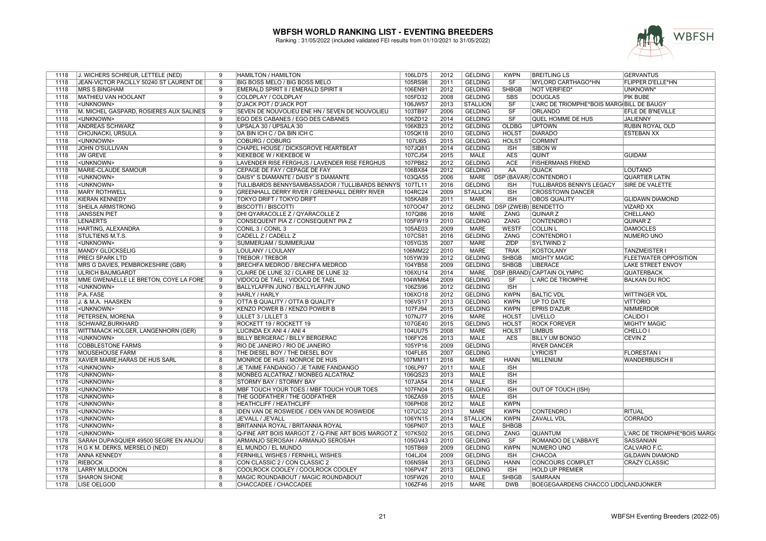# WBFSH WORLD RANKING LIST - EVENTING BREEDERS

Ranking : 31/05/2022 (included validated FEI results from 01/10/2021 to 31/05/2022)

| | | | | | | | | | | |
|---|---|---|---|---|---|---|---|---|---|---|
| 1118 | J. WICHERS SCHREUR, LETTELE (NED) | 9 | HAMILTON / HAMILTON | 106LD75 | 2012 | GELDING | KWPN | BREITLING LS | GERVANTUS |
| 1118 | JEAN-VICTOR PACILLY 50240 ST LAURENT DE | 9 | BIG BOSS MELO / BIG BOSS MELO | 105RS98 | 2011 | GELDING | SF | MYLORD CARTHAGO*HN | FLIPPER D'ELLE*HN |
| 1118 | MRS S BINGHAM | 9 | EMERALD SPIRIT II / EMERALD SPIRIT II | 106EN91 | 2012 | GELDING | SHBGB | NOT VERIFIED* | UNKNOWN* |
| 1118 | MATHIEU VAN HOOLANT | 9 | COLDPLAY / COLDPLAY | 105FD32 | 2008 | GELDING | SBS | DOUGLAS | PIK BUBE |
| 1118 | <UNKNOWN> | 9 | D'JACK POT / D'JACK POT | 106JW57 | 2013 | STALLION | SF | L'ARC DE TRIOMPHE*BOIS MARG | BILL DE BAUGY |
| 1118 | M. MICHEL GASPARD, ROSIERES AUX SALINES | 9 | SEVEN DE NOUVOLIEU ENE HN / SEVEN DE NOUVOLIEU | 103TB97 | 2006 | GELDING | SF | ORLANDO | EFLE DE B'NEVILLE |
| 1118 | <UNKNOWN> | 9 | EGO DES CABANES / EGO DES CABANES | 106ZD12 | 2014 | GELDING | SF | QUEL HOMME DE HUS | JALIENNY |
| 1118 | ANDREAS SCHWARZ | 9 | UPSALA 30 / UPSALA 30 | 106KB23 | 2012 | GELDING | OLDBG | UPTOWN | RUBIN ROYAL OLD |
| 1118 | CHOJNACKI, URSULA | 9 | DA BIN ICH C / DA BIN ICH C | 105QK18 | 2010 | GELDING | HOLST | DIARADO | ESTEBAN XX |
| 1118 | <UNKNOWN> | 9 | COBURG / COBURG | 107LI65 | 2015 | GELDING | HOLST | CORMINT | |
| 1118 | JOHN O'SULLIVAN | 9 | CHAPEL HOUSE / DICKSGROVE HEARTBEAT | 107JQ81 | 2014 | GELDING | ISH | SIBON W | |
| 1118 | JW GREVE | 9 | KIEKEBOE W / KIEKEBOE W | 107CJ54 | 2015 | MALE | AES | QUINT | GUIDAM |
| 1118 | <UNKNOWN> | 9 | LAVENDER RISE FERGHUS / LAVENDER RISE FERGHUS | 107PB82 | 2012 | GELDING | ACE | FISHERMANS FRIEND | |
| 1118 | MARIE-CLAUDE SAMOUR | 9 | CEPAGE DE FAY / CEPAGE DE FAY | 106BX84 | 2012 | GELDING | AA | QUACK | LOUTANO |
| 1118 | <UNKNOWN> | 9 | DAISY' S DIAMANTE / DAISY' S DIAMANTE | 103QA55 | 2006 | MARE | DSP (BAVAR) | CONTENDRO I | QUARTIER LATIN |
| 1118 | <UNKNOWN> | 9 | TULLIBARDS BENNYSAMBASSADOR / TULLIBARDS BENNYS | 107TL11 | 2016 | GELDING | ISH | TULLIBARDS BENNYS LEGACY | SIRE DE VALETTE |
| 1118 | MARY ROTHWELL | 9 | GREENHALL DERRY RIVER / GREENHALL DERRY RIVER | 104RC24 | 2009 | STALLION | ISH | CROSSTOWN DANCER | |
| 1118 | KIERAN KENNEDY | 9 | TOKYO DRIFT / TOKYO DRIFT | 105KA89 | 2011 | MARE | ISH | OBOS QUALITY | GLIDAWN DIAMOND |
| 1118 | SHEILA ARMSTRONG | 9 | BISCOTTI / BISCOTTI | 107OO47 | 2012 | GELDING | DSP (ZWEIB) | BENIDETTO | VIZARD XX |
| 1118 | JANSSEN PIET | 9 | DHI QYARACOLLE Z / QYARACOLLE Z | 107QI86 | 2016 | MARE | ZANG | QUINAR Z | CHELLANO |
| 1118 | LENAERTS | 9 | CONSEQUENT PIA Z / CONSEQUENT PIA Z | 105FW19 | 2010 | GELDING | ZANG | CONTENDRO I | QUINAR Z |
| 1118 | HARTING, ALEXANDRA | 9 | CONIL 3 / CONIL 3 | 105AE03 | 2009 | MARE | WESTF | COLLIN L | DAMOCLES |
| 1118 | STULTIENS M.T.S. | 9 | CADELL Z / CADELL Z | 107CS81 | 2016 | GELDING | ZANG | CONTENDRO I | NUMERO UNO |
| 1118 | <UNKNOWN> | 9 | SUMMERJAM / SUMMERJAM | 105YG35 | 2007 | MARE | ZfDP | SYLTWIND 2 | |
| 1118 | MANDY GLÜCKSELIG | 9 | LOULANY / LOULANY | 106MM22 | 2010 | MARE | TRAK | KOSTOLANY | TANZMEISTER I |
| 1118 | PRECI SPARK LTD | 9 | TREBOR / TREBOR | 105YW39 | 2012 | GELDING | SHBGB | MIGHTY MAGIC | FLEETWATER OPPOSITION |
| 1118 | MRS G DAVIES, PEMBROKESHIRE (GBR) | 9 | BRECHFA MEDROD / BRECHFA MEDROD | 104YB58 | 2009 | GELDING | SHBGB | LIBERACE | LAKE STREET ENVOY |
| 1118 | ULRICH BAUMGARDT | 9 | CLAIRE DE LUNE 32 / CLAIRE DE LUNE 32 | 106XU14 | 2014 | MARE | DSP (BRAND) | CAPTAIN OLYMPIC | QUATERBACK |
| 1118 | MME GWENAELLE LE BRETON, COYE LA FORE | 9 | VIDOCQ DE TAEL / VIDOCQ DE TAEL | 104WM64 | 2009 | GELDING | SF | L'ARC DE TRIOMPHE | BALKAN DU ROC |
| 1118 | <UNKNOWN> | 9 | BALLYLAFFIN JUNO / BALLYLAFFIN JUNO | 106ZS96 | 2012 | GELDING | ISH | | |
| 1118 | P.A. FASE | 9 | HARLY / HARLY | 106XO18 | 2012 | GELDING | KWPN | BALTIC VDL | WITTINGER VDL |
| 1118 | J. & M.A. HAASKEN | 9 | OTTA B QUALITY / OTTA B QUALITY | 106VS17 | 2013 | GELDING | KWPN | UP TO DATE | VITTORIO |
| 1118 | <UNKNOWN> | 9 | KENZO POWER B / KENZO POWER B | 107FJ94 | 2015 | GELDING | KWPN | EPRIS D'AZUR | NIMMERDOR |
| 1118 | PETERSEN, MORENA | 9 | LILLET 3 / LILLET 3 | 107NJ77 | 2016 | MARE | HOLST | LIVELLO | CALIDO I |
| 1118 | SCHWARZ,BURKHARD | 9 | ROCKETT 19 / ROCKETT 19 | 107GE40 | 2015 | GELDING | HOLST | ROCK FOREVER | MIGHTY MAGIC |
| 1118 | WITTMAACK HOLGER, LANGENHORN (GER) | 9 | LUCINDA EX ANI 4 / ANI 4 | 104UU75 | 2008 | MARE | HOLST | LIMBUS | CHELLO I |
| 1118 | <UNKNOWN> | 9 | BILLY BERGERAC / BILLY BERGERAC | 106FY26 | 2013 | MALE | AES | BILLY UM BONGO | CEVIN Z |
| 1118 | COBBLESTONE FARMS | 9 | RIO DE JANEIRO / RIO DE JANEIRO | 105YP16 | 2009 | GELDING | | RIVER DANCER | |
| 1178 | MOUSEHOUSE FARM | 8 | THE DIESEL BOY / THE DIESEL BOY | 104FL65 | 2007 | GELDING | | LYRICIST | FLORESTAN I |
| 1178 | XAVIER MARIE,HARAS DE HUS SARL | 8 | MONROE DE HUS / MONROE DE HUS | 107MM11 | 2016 | MARE | HANN | MILLENIUM | WANDERBUSCH II |
| 1178 | <UNKNOWN> | 8 | JE TAIME FANDANGO / JE TAIME FANDANGO | 106LP97 | 2011 | MALE | ISH | | |
| 1178 | <UNKNOWN> | 8 | MONBEG ALCATRAZ / MONBEG ALCATRAZ | 106QS23 | 2013 | MALE | ISH | | |
| 1178 | <UNKNOWN> | 8 | STORMY BAY / STORMY BAY | 107JA54 | 2014 | MALE | ISH | | |
| 1178 | <UNKNOWN> | 8 | MBF TOUCH YOUR TOES / MBF TOUCH YOUR TOES | 107FN04 | 2015 | GELDING | ISH | OUT OF TOUCH (ISH) | |
| 1178 | <UNKNOWN> | 8 | THE GODFATHER / THE GODFATHER | 106ZA59 | 2015 | MALE | ISH | | |
| 1178 | <UNKNOWN> | 8 | HEATHCLIFF / HEATHCLIFF | 106PH08 | 2012 | MALE | KWPN | | |
| 1178 | <UNKNOWN> | 8 | IDEN VAN DE ROSWEIDE / IDEN VAN DE ROSWEIDE | 107UC32 | 2013 | MARE | KWPN | CONTENDRO I | RITUAL |
| 1178 | <UNKNOWN> | 8 | JE'VALL / JE'VALL | 106YN15 | 2014 | STALLION | KWPN | ZAVALL VDL | CORRADO |
| 1178 | <UNKNOWN> | 8 | BRITANNIA ROYAL / BRITANNIA ROYAL | 106PN07 | 2013 | MALE | SHBGB | | |
| 1178 | <UNKNOWN> | 8 | Q-FINE ART BOIS MARGOT Z / Q-FINE ART BOIS MARGOT Z | 107KS02 | 2015 | GELDING | ZANG | QUANTUM | L'ARC DE TRIOMPHE*BOIS MARG |
| 1178 | SARAH DUPASQUIER 49500 SEGRE EN ANJOU | 8 | ARMANJO SEROSAH / ARMANJO SEROSAH | 105GV43 | 2010 | GELDING | SF | ROMANDO DE L'ABBAYE | SASSANIAN |
| 1178 | H.G K M. DERKS, MERSELO (NED) | 8 | EL MUNDO / EL MUNDO | 105TB69 | 2009 | GELDING | KWPN | NUMERO UNO | CALVARO F.C. |
| 1178 | ANNA KENNEDY | 8 | FERNHILL WISHES / FERNHILL WISHES | 104LJ04 | 2009 | GELDING | ISH | CHACOA | GILDAWN DIAMOND |
| 1178 | RIEBOCK | 8 | CON CLASSIC 2 / CON CLASSIC 2 | 106NS94 | 2013 | GELDING | HANN | CONCOURS COMPLET | CRAZY CLASSIC |
| 1178 | LARRY MULDOON | 8 | COOLROCK COOLEY / COOLROCK COOLEY | 106PV47 | 2013 | GELDING | ISH | HOLD UP PREMIER | |
| 1178 | SHARON SHONE | 8 | MAGIC ROUNDABOUT / MAGIC ROUNDABOUT | 105FW26 | 2010 | MALE | SHBGB | SAMRAAN | |
| 1178 | LISE OELGOD | 8 | CHACCADEE / CHACCADEE | 106ZF46 | 2015 | MARE | DWB | BOEGEGAARDENS CHACCO LIDO | LANDJONKER |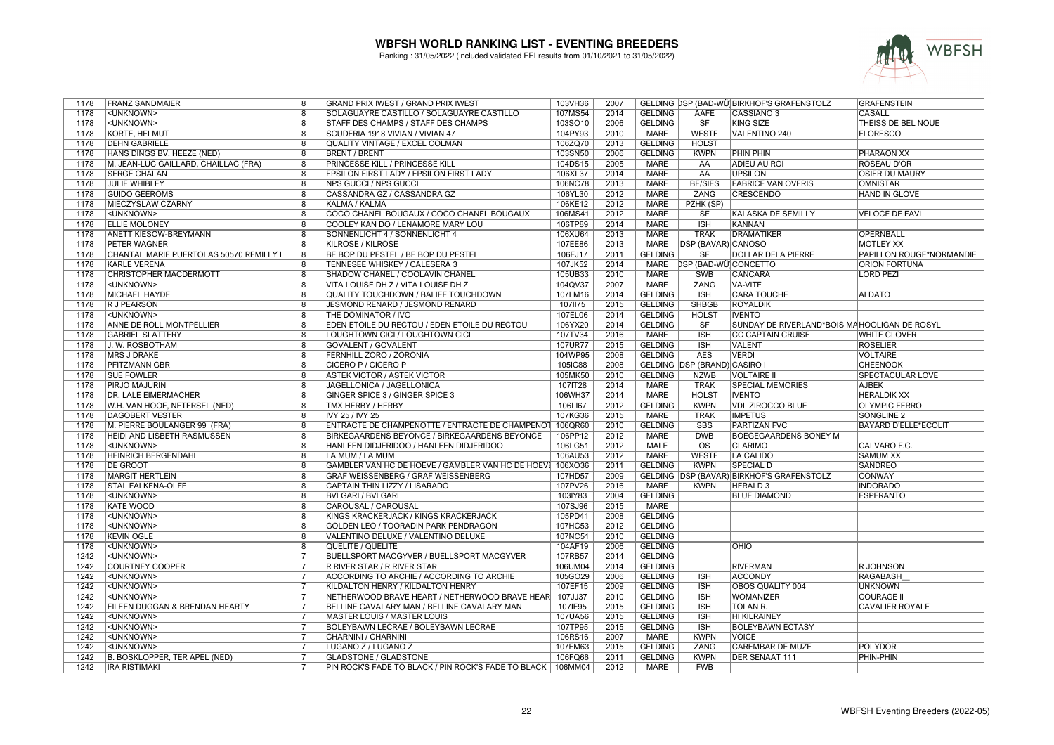# WBFSH WORLD RANKING LIST - EVENTING BREEDERS

Ranking : 31/05/2022 (included validated FEI results from 01/10/2021 to 31/05/2022)

| | | | | | | | | | | |
|---|---|---|---|---|---|---|---|---|---|---|
| 1178 | FRANZ SANDMAIER | 8 | GRAND PRIX IWEST / GRAND PRIX IWEST | 103VH36 | 2007 | GELDING | DSP (BAD-WÜ | BIRKHOF'S GRAFENSTOLZ | GRAFENSTEIN |
| 1178 | <UNKNOWN> | 8 | SOLAGUAYRE CASTILLO / SOLAGUAYRE CASTILLO | 107MS54 | 2014 | GELDING | AAFE | CASSIANO 3 | CASALL |
| 1178 | <UNKNOWN> | 8 | STAFF DES CHAMPS / STAFF DES CHAMPS | 103SO10 | 2006 | GELDING | SF | KING SIZE | THEISS DE BEL NOUE |
| 1178 | KORTE, HELMUT | 8 | SCUDERIA 1918 VIVIAN / VIVIAN 47 | 104PY93 | 2010 | MARE | WESTF | VALENTINO 240 | FLORESCO |
| 1178 | DEHN GABRIELE | 8 | QUALITY VINTAGE / EXCEL COLMAN | 106ZQ70 | 2013 | GELDING | HOLST | | |
| 1178 | HANS DINGS BV, HEEZE (NED) | 8 | BRENT / BRENT | 103SN50 | 2006 | GELDING | KWPN | PHIN PHIN | PHARAON XX |
| 1178 | M. JEAN-LUC GAILLARD, CHAILLAC (FRA) | 8 | PRINCESSE KILL / PRINCESSE KILL | 104DS15 | 2005 | MARE | AA | ADIEU AU ROI | ROSEAU D'OR |
| 1178 | SERGE CHALAN | 8 | EPSILON FIRST LADY / EPSILON FIRST LADY | 106XL37 | 2014 | MARE | AA | UPSILON | OSIER DU MAURY |
| 1178 | JULIE WHIBLEY | 8 | NPS GUCCI / NPS GUCCI | 106NC78 | 2013 | MARE | BE/SIES | FABRICE VAN OVERIS | OMNISTAR |
| 1178 | GUIDO GEEROMS | 8 | CASSANDRA GZ / CASSANDRA GZ | 106YL30 | 2012 | MARE | ZANG | CRESCENDO | HAND IN GLOVE |
| 1178 | MIECZYSLAW CZARNY | 8 | KALMA / KALMA | 106KE12 | 2012 | MARE | PZHK (SP) | | |
| 1178 | <UNKNOWN> | 8 | COCO CHANEL BOUGAUX / COCO CHANEL BOUGAUX | 106MS41 | 2012 | MARE | SF | KALASKA DE SEMILLY | VELOCE DE FAVI |
| 1178 | ELLIE MOLONEY | 8 | COOLEY KAN DO / LENAMORE MARY LOU | 106TP89 | 2014 | MARE | ISH | KANNAN | |
| 1178 | ANETT KIESOW-BREYMANN | 8 | SONNENLICHT 4 / SONNENLICHT 4 | 106XU64 | 2013 | MARE | TRAK | DRAMATIKER | OPERNBALL |
| 1178 | PETER WAGNER | 8 | KILROSE / KILROSE | 107EE86 | 2013 | MARE | DSP (BAVAR) | CANOSO | MOTLEY XX |
| 1178 | CHANTAL MARIE PUERTOLAS 50570 REMILLY L | 8 | BE BOP DU PESTEL / BE BOP DU PESTEL | 106EJ17 | 2011 | GELDING | SF | DOLLAR DELA PIERRE | PAPILLON ROUGE*NORMANDIE |
| 1178 | KARLE VERENA | 8 | TENNESEE WHISKEY / CALESERA 3 | 107JK52 | 2014 | MARE | DSP (BAD-WÜ | CONCETTO | ORION FORTUNA |
| 1178 | CHRISTOPHER MACDERMOTT | 8 | SHADOW CHANEL / COOLAVIN CHANEL | 105UB33 | 2010 | MARE | SWB | CANCARA | LORD PEZI |
| 1178 | <UNKNOWN> | 8 | VITA LOUISE DH Z / VITA LOUISE DH Z | 104QV37 | 2007 | MARE | ZANG | VA-VITE | |
| 1178 | MICHAEL HAYDE | 8 | QUALITY TOUCHDOWN / BALIEF TOUCHDOWN | 107LM16 | 2014 | GELDING | ISH | CARA TOUCHE | ALDATO |
| 1178 | R J PEARSON | 8 | JESMOND RENARD / JESMOND RENARD | 107II75 | 2015 | GELDING | SHBGB | ROYALDIK | |
| 1178 | <UNKNOWN> | 8 | THE DOMINATOR / IVO | 107EL06 | 2014 | GELDING | HOLST | IVENTO | |
| 1178 | ANNE DE ROLL MONTPELLIER | 8 | EDEN ETOILE DU RECTOU / EDEN ETOILE DU RECTOU | 106YX20 | 2014 | GELDING | SF | SUNDAY DE RIVERLAND*BOIS MA | HOOLIGAN DE ROSYL |
| 1178 | GABRIEL SLATTERY | 8 | LOUGHTOWN CICI / LOUGHTOWN CICI | 107TV34 | 2016 | MARE | ISH | CC CAPTAIN CRUISE | WHITE CLOVER |
| 1178 | J. W. ROSBOTHAM | 8 | GOVALENT / GOVALENT | 107UR77 | 2015 | GELDING | ISH | VALENT | ROSELIER |
| 1178 | MRS J DRAKE | 8 | FERNHILL ZORO / ZORONIA | 104WP95 | 2008 | GELDING | AES | VERDI | VOLTAIRE |
| 1178 | PFITZMANN GBR | 8 | CICERO P / CICERO P | 105IC88 | 2008 | GELDING | DSP (BRAND) | CASIRO I | CHEENOOK |
| 1178 | SUE FOWLER | 8 | ASTEK VICTOR / ASTEK VICTOR | 105MK50 | 2010 | GELDING | NZWB | VOLTAIRE II | SPECTACULAR LOVE |
| 1178 | PIRJO MAJURIN | 8 | JAGELLONICA / JAGELLONICA | 107IT28 | 2014 | MARE | TRAK | SPECIAL MEMORIES | AJBEK |
| 1178 | DR. LALE EIMERMACHER | 8 | GINGER SPICE 3 / GINGER SPICE 3 | 106WH37 | 2014 | MARE | HOLST | IVENTO | HERALDIK XX |
| 1178 | W.H. VAN HOOF, NETERSEL (NED) | 8 | TMX HERBY / HERBY | 106LI67 | 2012 | GELDING | KWPN | VDL ZIROCCO BLUE | OLYMPIC FERRO |
| 1178 | DAGOBERT VESTER | 8 | IVY 25 / IVY 25 | 107KG36 | 2015 | MARE | TRAK | IMPETUS | SONGLINE 2 |
| 1178 | M. PIERRE BOULANGER 99 (FRA) | 8 | ENTRACTE DE CHAMPENOTTE / ENTRACTE DE CHAMPENOT | 106QR60 | 2010 | GELDING | SBS | PARTIZAN FVC | BAYARD D'ELLE*ECOLIT |
| 1178 | HEIDI AND LISBETH RASMUSSEN | 8 | BIRKEGAARDENS BEYONCE / BIRKEGAARDENS BEYONCE | 106PP12 | 2012 | MARE | DWB | BOEGEGAARDENS BONEY M | |
| 1178 | <UNKNOWN> | 8 | HANLEEN DIDJERIDOO / HANLEEN DIDJERIDOO | 106LG51 | 2012 | MALE | OS | CLARIMO | CALVARO F.C. |
| 1178 | HEINRICH BERGENDAHL | 8 | LA MUM / LA MUM | 106AU53 | 2012 | MARE | WESTF | LA CALIDO | SAMUM XX |
| 1178 | DE GROOT | 8 | GAMBLER VAN HC DE HOEVE / GAMBLER VAN HC DE HOEVE | 106XO36 | 2011 | GELDING | KWPN | SPECIAL D | SANDREO |
| 1178 | MARGIT HERTLEIN | 8 | GRAF WEISSENBERG / GRAF WEISSENBERG | 107HD57 | 2009 | GELDING | DSP (BAVAR) | BIRKHOF'S GRAFENSTOLZ | CONWAY |
| 1178 | STAL FALKENA-OLFF | 8 | CAPTAIN THIN LIZZY / LISARADO | 107PV26 | 2016 | MARE | KWPN | HERALD 3 | INDORADO |
| 1178 | <UNKNOWN> | 8 | BVLGARI / BVLGARI | 103IY83 | 2004 | GELDING | | BLUE DIAMOND | ESPERANTO |
| 1178 | KATE WOOD | 8 | CAROUSAL / CAROUSAL | 107SJ96 | 2015 | MARE | | | |
| 1178 | <UNKNOWN> | 8 | KINGS KRACKERJACK / KINGS KRACKERJACK | 105PD41 | 2008 | GELDING | | | |
| 1178 | <UNKNOWN> | 8 | GOLDEN LEO / TOORADIN PARK PENDRAGON | 107HC53 | 2012 | GELDING | | | |
| 1178 | KEVIN OGLE | 8 | VALENTINO DELUXE / VALENTINO DELUXE | 107NC51 | 2010 | GELDING | | | |
| 1178 | <UNKNOWN> | 8 | QUELITE / QUELITE | 104AF19 | 2006 | GELDING | | OHIO | |
| 1242 | <UNKNOWN> | 7 | BUELLSPORT MACGYVER / BUELLSPORT MACGYVER | 107RB57 | 2014 | GELDING | | | |
| 1242 | COURTNEY COOPER | 7 | R RIVER STAR / R RIVER STAR | 106UM04 | 2014 | GELDING | | RIVERMAN | R JOHNSON |
| 1242 | <UNKNOWN> | 7 | ACCORDING TO ARCHIE / ACCORDING TO ARCHIE | 105GO29 | 2006 | GELDING | ISH | ACCONDY | RAGABASH__ |
| 1242 | <UNKNOWN> | 7 | KILDALTON HENRY / KILDALTON HENRY | 107EF15 | 2009 | GELDING | ISH | OBOS QUALITY 004 | UNKNOWN |
| 1242 | <UNKNOWN> | 7 | NETHERWOOD BRAVE HEART / NETHERWOOD BRAVE HEAR | 107JJ37 | 2010 | GELDING | ISH | WOMANIZER | COURAGE II |
| 1242 | EILEEN DUGGAN & BRENDAN HEARTY | 7 | BELLINE CAVALARY MAN / BELLINE CAVALARY MAN | 107IF95 | 2015 | GELDING | ISH | TOLAN R. | CAVALIER ROYALE |
| 1242 | <UNKNOWN> | 7 | MASTER LOUIS / MASTER LOUIS | 107UA56 | 2015 | GELDING | ISH | HI KILRAINEY | |
| 1242 | <UNKNOWN> | 7 | BOLEYBAWN LECRAE / BOLEYBAWN LECRAE | 107TP95 | 2015 | GELDING | ISH | BOLEYBAWN ECTASY | |
| 1242 | <UNKNOWN> | 7 | CHARNINI / CHARNINI | 106RS16 | 2007 | MARE | KWPN | VOICE | |
| 1242 | <UNKNOWN> | 7 | LUGANO Z / LUGANO Z | 107EM63 | 2015 | GELDING | ZANG | CAREMBAR DE MUZE | POLYDOR |
| 1242 | B. BOSKLOPPER, TER APEL (NED) | 7 | GLADSTONE / GLADSTONE | 106FQ66 | 2011 | GELDING | KWPN | DER SENAAT 111 | PHIN-PHIN |
| 1242 | IRA RISTIMÄKI | 7 | PIN ROCK'S FADE TO BLACK / PIN ROCK'S FADE TO BLACK | 106MM04 | 2012 | MARE | FWB | | |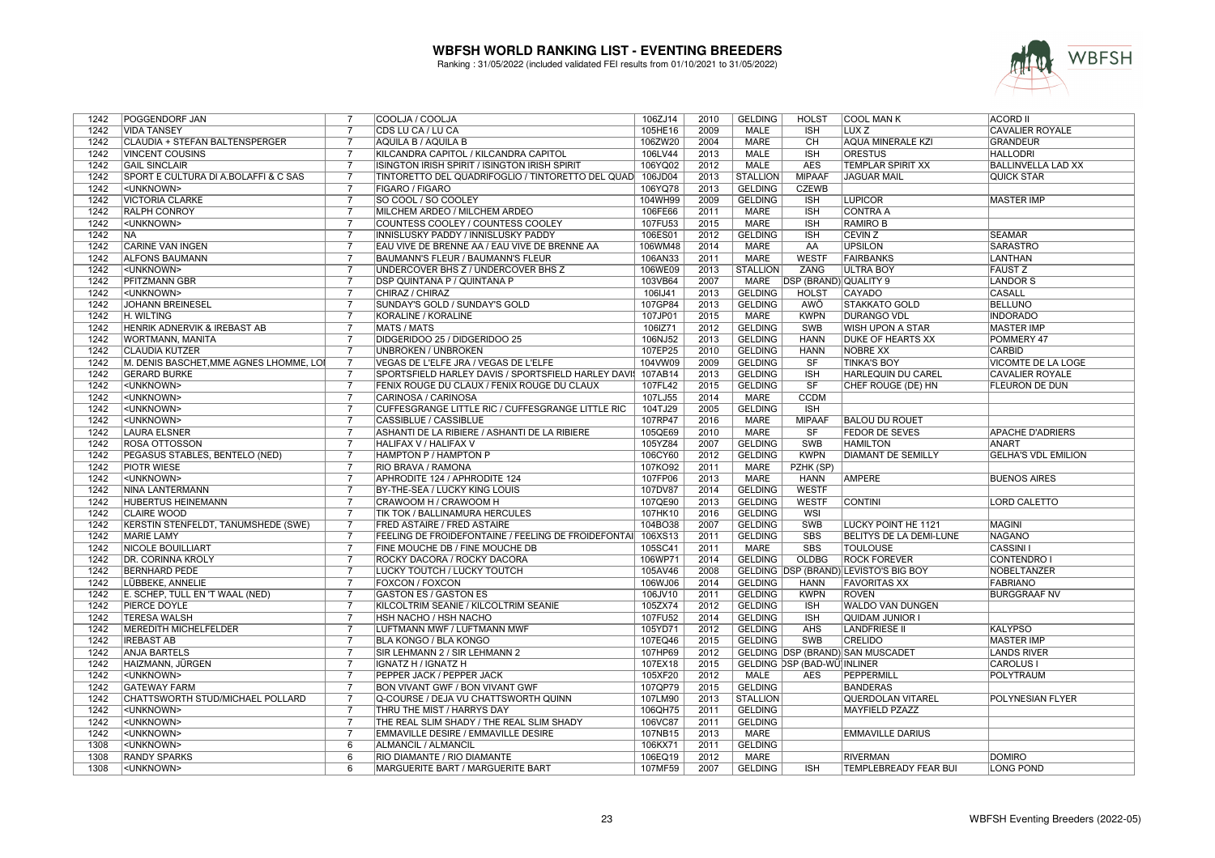# WBFSH WORLD RANKING LIST - EVENTING BREEDERS

Ranking : 31/05/2022 (included validated FEI results from 01/10/2021 to 31/05/2022)

| | | | | | | | | | | |
|---|---|---|---|---|---|---|---|---|---|---|
| 1242 | POGGENDORF JAN | 7 | COOLJA / COOLJA | 106ZJ14 | 2010 | GELDING | HOLST | COOL MAN K | ACORD II |
| 1242 | VIDA TANSEY | 7 | CDS LU CA / LU CA | 105HE16 | 2009 | MALE | ISH | LUX Z | CAVALIER ROYALE |
| 1242 | CLAUDIA + STEFAN BALTENSPERGER | 7 | AQUILA B / AQUILA B | 106ZW20 | 2004 | MARE | CH | AQUA MINERALE KZI | GRANDEUR |
| 1242 | VINCENT COUSINS | 7 | KILCANDRA CAPITOL / KILCANDRA CAPITOL | 106LV44 | 2013 | MALE | ISH | ORESTUS | HALLODRI |
| 1242 | GAIL SINCLAIR | 7 | ISINGTON IRISH SPIRIT / ISINGTON IRISH SPIRIT | 106YQ02 | 2012 | MALE | AES | TEMPLAR SPIRIT XX | BALLINVELLA LAD XX |
| 1242 | SPORT E CULTURA DI A.BOLAFFI & C SAS | 7 | TINTORETTO DEL QUADRIFOGLIO / TINTORETTO DEL QUAD | 106JD04 | 2013 | STALLION | MIPAAF | JAGUAR MAIL | QUICK STAR |
| 1242 | <UNKNOWN> | 7 | FIGARO / FIGARO | 106YQ78 | 2013 | GELDING | CZEWB | | |
| 1242 | VICTORIA CLARKE | 7 | SO COOL / SO COOLEY | 104WH99 | 2009 | GELDING | ISH | LUPICOR | MASTER IMP |
| 1242 | RALPH CONROY | 7 | MILCHEM ARDEO / MILCHEM ARDEO | 106FE66 | 2011 | MARE | ISH | CONTRA A | |
| 1242 | <UNKNOWN> | 7 | COUNTESS COOLEY / COUNTESS COOLEY | 107FU53 | 2015 | MARE | ISH | RAMIRO B | |
| 1242 | NA | 7 | INNISLUSKY PADDY / INNISLUSKY PADDY | 106ES01 | 2012 | GELDING | ISH | CEVIN Z | SEAMAR |
| 1242 | CARINE VAN INGEN | 7 | EAU VIVE DE BRENNE AA / EAU VIVE DE BRENNE AA | 106WM48 | 2014 | MARE | AA | UPSILON | SARASTRO |
| 1242 | ALFONS BAUMANN | 7 | BAUMANN'S FLEUR / BAUMANN'S FLEUR | 106AN33 | 2011 | MARE | WESTF | FAIRBANKS | LANTHAN |
| 1242 | <UNKNOWN> | 7 | UNDERCOVER BHS Z / UNDERCOVER BHS Z | 106WE09 | 2013 | STALLION | ZANG | ULTRA BOY | FAUST Z |
| 1242 | PFITZMANN GBR | 7 | DSP QUINTANA P / QUINTANA P | 103VB64 | 2007 | MARE | DSP (BRAND) | QUALITY 9 | LANDOR S |
| 1242 | <UNKNOWN> | 7 | CHIRAZ / CHIRAZ | 106IJ41 | 2013 | GELDING | HOLST | CAYADO | CASALL |
| 1242 | JOHANN BREINESEL | 7 | SUNDAY'S GOLD / SUNDAY'S GOLD | 107GP84 | 2013 | GELDING | AWÖ | STAKKATO GOLD | BELLUNO |
| 1242 | H. WILTING | 7 | KORALINE / KORALINE | 107JP01 | 2015 | MARE | KWPN | DURANGO VDL | INDORADO |
| 1242 | HENRIK ADNERVIK & IREBAST AB | 7 | MATS / MATS | 106IZ71 | 2012 | GELDING | SWB | WISH UPON A STAR | MASTER IMP |
| 1242 | WORTMANN, MANITA | 7 | DIDGERIDOO 25 / DIDGERIDOO 25 | 106NJ52 | 2013 | GELDING | HANN | DUKE OF HEARTS XX | POMMERY 47 |
| 1242 | CLAUDIA KUTZER | 7 | UNBROKEN / UNBROKEN | 107EP25 | 2010 | GELDING | HANN | NOBRE XX | CARBID |
| 1242 | M. DENIS BASCHET,MME AGNES LHOMME, LOI | 7 | VEGAS DE L'ELFE JRA / VEGAS DE L'ELFE | 104VW09 | 2009 | GELDING | SF | TINKA'S BOY | VICOMTE DE LA LOGE |
| 1242 | GERARD BURKE | 7 | SPORTSFIELD HARLEY DAVIS / SPORTSFIELD HARLEY DAVIS | 107AB14 | 2013 | GELDING | ISH | HARLEQUIN DU CAREL | CAVALIER ROYALE |
| 1242 | <UNKNOWN> | 7 | FENIX ROUGE DU CLAUX / FENIX ROUGE DU CLAUX | 107FL42 | 2015 | GELDING | SF | CHEF ROUGE (DE) HN | FLEURON DE DUN |
| 1242 | <UNKNOWN> | 7 | CARINOSA / CARINOSA | 107LJ55 | 2014 | MARE | CCDM | | |
| 1242 | <UNKNOWN> | 7 | CUFFESGRANGE LITTLE RIC / CUFFESGRANGE LITTLE RIC | 104TJ29 | 2005 | GELDING | ISH | | |
| 1242 | <UNKNOWN> | 7 | CASSIBLUE / CASSIBLUE | 107RP47 | 2016 | MARE | MIPAAF | BALOU DU ROUET | |
| 1242 | LAURA ELSNER | 7 | ASHANTI DE LA RIBIERE / ASHANTI DE LA RIBIERE | 105QE69 | 2010 | MARE | SF | FEDOR DE SEVES | APACHE D'ADRIERS |
| 1242 | ROSA OTTOSSON | 7 | HALIFAX V / HALIFAX V | 105YZ84 | 2007 | GELDING | SWB | HAMILTON | ANART |
| 1242 | PEGASUS STABLES, BENTELO (NED) | 7 | HAMPTON P / HAMPTON P | 106CY60 | 2012 | GELDING | KWPN | DIAMANT DE SEMILLY | GELHA'S VDL EMILION |
| 1242 | PIOTR WIESE | 7 | RIO BRAVA / RAMONA | 107KO92 | 2011 | MARE | PZHK (SP) | | |
| 1242 | <UNKNOWN> | 7 | APHRODITE 124 / APHRODITE 124 | 107FP06 | 2013 | MARE | HANN | AMPERE | BUENOS AIRES |
| 1242 | NINA LANTERMANN | 7 | BY-THE-SEA / LUCKY KING LOUIS | 107DV87 | 2014 | GELDING | WESTF | | |
| 1242 | HUBERTUS HEINEMANN | 7 | CRAWOOM H / CRAWOOM H | 107QE90 | 2013 | GELDING | WESTF | CONTINI | LORD CALETTO |
| 1242 | CLAIRE WOOD | 7 | TIK TOK / BALLINAMURA HERCULES | 107HK10 | 2016 | GELDING | WSI | | |
| 1242 | KERSTIN STENFELDT, TANUMSHEDE (SWE) | 7 | FRED ASTAIRE / FRED ASTAIRE | 104BO38 | 2007 | GELDING | SWB | LUCKY POINT HE 1121 | MAGINI |
| 1242 | MARIE LAMY | 7 | FEELING DE FROIDEFONTAINE / FEELING DE FROIDEFONTAI | 106XS13 | 2011 | GELDING | SBS | BELITYS DE LA DEMI-LUNE | NAGANO |
| 1242 | NICOLE BOUILLIART | 7 | FINE MOUCHE DB / FINE MOUCHE DB | 105SC41 | 2011 | MARE | SBS | TOULOUSE | CASSINI I |
| 1242 | DR. CORINNA KROLY | 7 | ROCKY DACORA / ROCKY DACORA | 106WP71 | 2014 | GELDING | OLDBG | ROCK FOREVER | CONTENDRO I |
| 1242 | BERNHARD PEDE | 7 | LUCKY TOUTCH / LUCKY TOUTCH | 105AV46 | 2008 | GELDING | DSP (BRAND) | LEVISTO'S BIG BOY | NOBELTÄNZER |
| 1242 | LÜBBEKE, ANNELIE | 7 | FOXCON / FOXCON | 106WJ06 | 2014 | GELDING | HANN | FAVORITAS XX | FABRIANO |
| 1242 | E. SCHEP, TULL EN 'T WAAL (NED) | 7 | GASTON ES / GASTON ES | 106JV10 | 2011 | GELDING | KWPN | ROVEN | BURGGRAAF NV |
| 1242 | PIERCE DOYLE | 7 | KILCOLTRIM SEANIE / KILCOLTRIM SEANIE | 105ZX74 | 2012 | GELDING | ISH | WALDO VAN DUNGEN | |
| 1242 | TERESA WALSH | 7 | HSH NACHO / HSH NACHO | 107FU52 | 2014 | GELDING | ISH | QUIDAM JUNIOR I | |
| 1242 | MEREDITH MICHELFELDER | 7 | LUFTMANN MWF / LUFTMANN MWF | 105YD71 | 2012 | GELDING | AHS | LANDFRIESE II | KALYPSO |
| 1242 | IREBAST AB | 7 | BLA KONGO / BLA KONGO | 107EQ46 | 2015 | GELDING | SWB | CRELIDO | MASTER IMP |
| 1242 | ANJA BARTELS | 7 | SIR LEHMANN 2 / SIR LEHMANN 2 | 107HP69 | 2012 | GELDING | DSP (BRAND) | SAN MUSCADET | LANDS RIVER |
| 1242 | HAIZMANN, JÜRGEN | 7 | IGNATZ H / IGNATZ H | 107EX18 | 2015 | GELDING | DSP (BAD-WÜ) | INLINER | CAROLUS I |
| 1242 | <UNKNOWN> | 7 | PEPPER JACK / PEPPER JACK | 105XF20 | 2012 | MALE | AES | PEPPERMILL | POLYTRAUM |
| 1242 | GATEWAY FARM | 7 | BON VIVANT GWF / BON VIVANT GWF | 107QP79 | 2015 | GELDING | | BANDERAS | |
| 1242 | CHATTSWORTH STUD/MICHAEL POLLARD | 7 | Q-COURSE / DEJA VU CHATTSWORTH QUINN | 107LM90 | 2013 | STALLION | | QUERDOLAN VITAREL | POLYNESIAN FLYER |
| 1242 | <UNKNOWN> | 7 | THRU THE MIST / HARRYS DAY | 106QH75 | 2011 | GELDING | | MAYFIELD PZAZZ | |
| 1242 | <UNKNOWN> | 7 | THE REAL SLIM SHADY / THE REAL SLIM SHADY | 106VC87 | 2011 | GELDING | | | |
| 1242 | <UNKNOWN> | 7 | EMMAVILLE DESIRE / EMMAVILLE DESIRE | 107NB15 | 2013 | MARE | | EMMAVILLE DARIUS | |
| 1308 | <UNKNOWN> | 6 | ALMANCIL / ALMANCIL | 106KX71 | 2011 | GELDING | | | |
| 1308 | RANDY SPARKS | 6 | RIO DIAMANTE / RIO DIAMANTE | 106EQ19 | 2012 | MARE | | RIVERMAN | DOMIRO |
| 1308 | <UNKNOWN> | 6 | MARGUERITE BART / MARGUERITE BART | 107MF59 | 2007 | GELDING | ISH | TEMPLEBREADY FEAR BUI | LONG POND |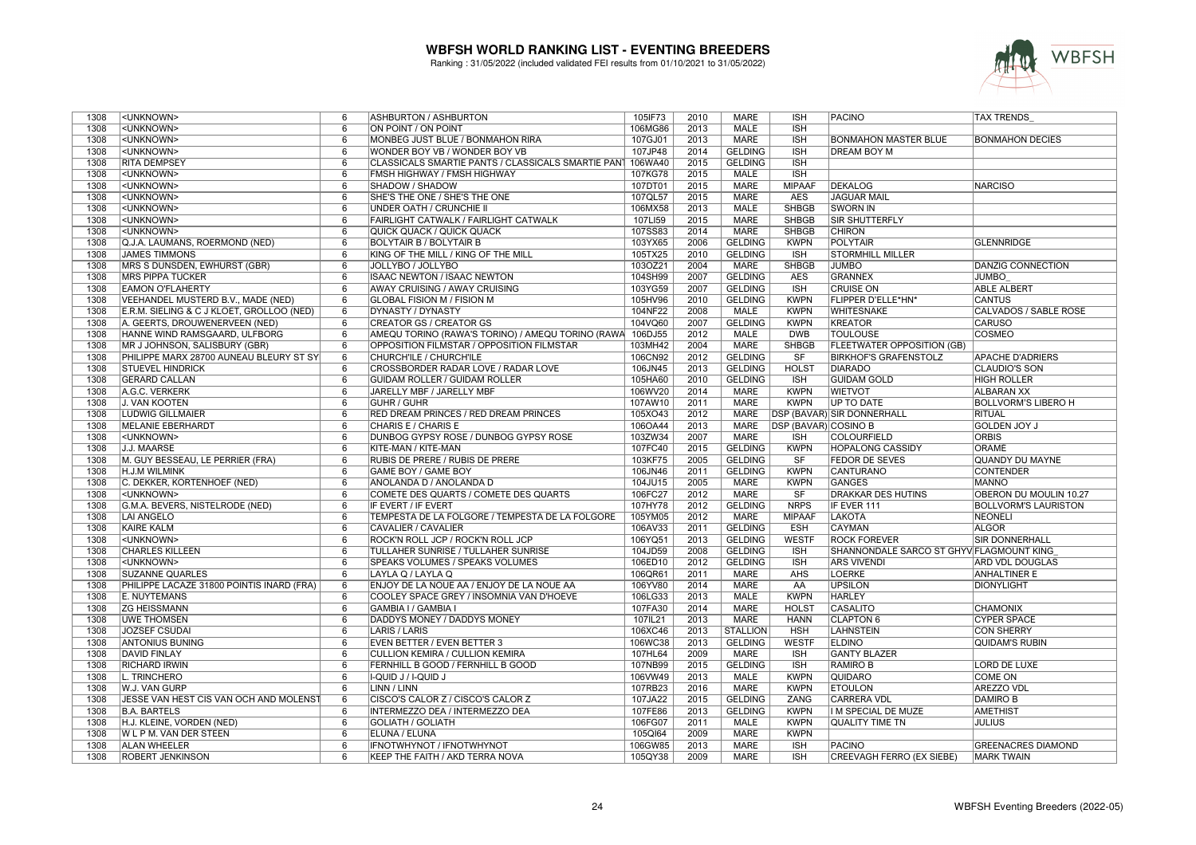# WBFSH WORLD RANKING LIST - EVENTING BREEDERS

Ranking : 31/05/2022 (included validated FEI results from 01/10/2021 to 31/05/2022)

| | | | | | | | | | |
|---|---|---|---|---|---|---|---|---|---|
| 1308 | <UNKNOWN> | 6 | ASHBURTON / ASHBURTON | 105IF73 | 2010 | MARE | ISH | PACINO | TAX TRENDS_ |
| 1308 | <UNKNOWN> | 6 | ON POINT / ON POINT | 106MG86 | 2013 | MALE | ISH | | |
| 1308 | <UNKNOWN> | 6 | MONBEG JUST BLUE / BONMAHON RIRA | 107GJ01 | 2013 | MARE | ISH | BONMAHON MASTER BLUE | BONMAHON DECIES |
| 1308 | <UNKNOWN> | 6 | WONDER BOY VB / WONDER BOY VB | 107JP48 | 2014 | GELDING | ISH | DREAM BOY M | |
| 1308 | RITA DEMPSEY | 6 | CLASSICALS SMARTIE PANTS / CLASSICALS SMARTIE PANT | 106WA40 | 2015 | GELDING | ISH | | |
| 1308 | <UNKNOWN> | 6 | FMSH HIGHWAY / FMSH HIGHWAY | 107KG78 | 2015 | MALE | ISH | | |
| 1308 | <UNKNOWN> | 6 | SHADOW / SHADOW | 107DT01 | 2015 | MARE | MIPAAF | DEKALOG | NARCISO |
| 1308 | <UNKNOWN> | 6 | SHE'S THE ONE / SHE'S THE ONE | 107QL57 | 2015 | MARE | AES | JAGUAR MAIL | |
| 1308 | <UNKNOWN> | 6 | UNDER OATH / CRUNCHIE II | 106MX58 | 2013 | MALE | SHBGB | SWORN IN | |
| 1308 | <UNKNOWN> | 6 | FAIRLIGHT CATWALK / FAIRLIGHT CATWALK | 107LI59 | 2015 | MARE | SHBGB | SIR SHUTTERFLY | |
| 1308 | <UNKNOWN> | 6 | QUICK QUACK / QUICK QUACK | 107SS83 | 2014 | MARE | SHBGB | CHIRON | |
| 1308 | Q.J.A. LAUMANS, ROERMOND (NED) | 6 | BOLYTAIR B / BOLYTAIR B | 103YX65 | 2006 | GELDING | KWPN | POLYTAIR | GLENNRIDGE |
| 1308 | JAMES TIMMONS | 6 | KING OF THE MILL / KING OF THE MILL | 105TX25 | 2010 | GELDING | ISH | STORMHILL MILLER | |
| 1308 | MRS S DUNSDEN, EWHURST (GBR) | 6 | JOLLYBO / JOLLYBO | 103OZ21 | 2004 | MARE | SHBGB | JUMBO | DANZIG CONNECTION |
| 1308 | MRS PIPPA TUCKER | 6 | ISAAC NEWTON / ISAAC NEWTON | 104SH99 | 2007 | GELDING | AES | GRANNEX | JUMBO_ |
| 1308 | EAMON O'FLAHERTY | 6 | AWAY CRUISING / AWAY CRUISING | 103YG59 | 2007 | GELDING | ISH | CRUISE ON | ABLE ALBERT |
| 1308 | VEEHANDEL MUSTERD B.V., MADE (NED) | 6 | GLOBAL FISION M / FISION M | 105HV96 | 2010 | GELDING | KWPN | FLIPPER D'ELLE*HN* | CANTUS |
| 1308 | E.R.M. SIELING & C J KLOET, GROLLOO (NED) | 6 | DYNASTY / DYNASTY | 104NF22 | 2008 | MALE | KWPN | WHITESNAKE | CALVADOS / SABLE ROSE |
| 1308 | A. GEERTS, DROUWENERVEEN (NED) | 6 | CREATOR GS / CREATOR GS | 104VQ60 | 2007 | GELDING | KWPN | KREATOR | CARUSO |
| 1308 | HANNE WIND RAMSGAARD, ULFBORG | 6 | AMEQU TORINO (RAWA'S TORINO) / AMEQU TORINO (RAWA | 106DJ55 | 2012 | MALE | DWB | TOULOUSE | COSMEO |
| 1308 | MR J JOHNSON, SALISBURY (GBR) | 6 | OPPOSITION FILMSTAR / OPPOSITION FILMSTAR | 103MH42 | 2004 | MARE | SHBGB | FLEETWATER OPPOSITION (GB) | |
| 1308 | PHILIPPE MARX 28700 AUNEAU BLEURY ST SY | 6 | CHURCH'ILE / CHURCH'ILE | 106CN92 | 2012 | GELDING | SF | BIRKHOF'S GRAFENSTOLZ | APACHE D'ADRIERS |
| 1308 | STUEVEL HINDRICK | 6 | CROSSBORDER RADAR LOVE / RADAR LOVE | 106JN45 | 2013 | GELDING | HOLST | DIARADO | CLAUDIO'S SON |
| 1308 | GERARD CALLAN | 6 | GUIDAM ROLLER / GUIDAM ROLLER | 105HA60 | 2010 | GELDING | ISH | GUIDAM GOLD | HIGH ROLLER |
| 1308 | A.G.C. VERKERK | 6 | JARELLY MBF / JARELLY MBF | 106WV20 | 2014 | MARE | KWPN | WIETVOT | ALBARAN XX |
| 1308 | J. VAN KOOTEN | 6 | GUHR / GUHR | 107AW10 | 2011 | MARE | KWPN | UP TO DATE | BOLLVORM'S LIBERO H |
| 1308 | LUDWIG GILLMAIER | 6 | RED DREAM PRINCES / RED DREAM PRINCES | 105XO43 | 2012 | MARE | DSP (BAVAR) | SIR DONNERHALL | RITUAL |
| 1308 | MELANIE EBERHARDT | 6 | CHARIS E / CHARIS E | 106OA44 | 2013 | MARE | DSP (BAVAR) | COSINO B | GOLDEN JOY J |
| 1308 | <UNKNOWN> | 6 | DUNBOG GYPSY ROSE / DUNBOG GYPSY ROSE | 103ZW34 | 2007 | MARE | ISH | COLOURFIELD | ORBIS |
| 1308 | J.J. MAARSE | 6 | KITE-MAN / KITE-MAN | 107FC40 | 2015 | GELDING | KWPN | HOPALONG CASSIDY | ORAME |
| 1308 | M. GUY BESSEAU, LE PERRIER (FRA) | 6 | RUBIS DE PRERE / RUBIS DE PRERE | 103KF75 | 2005 | GELDING | SF | FEDOR DE SEVES | QUANDY DU MAYNE |
| 1308 | H.J.M WILMINK | 6 | GAME BOY / GAME BOY | 106JN46 | 2011 | GELDING | KWPN | CANTURANO | CONTENDER |
| 1308 | C. DEKKER, KORTENHOEF (NED) | 6 | ANOLANDA D / ANOLANDA D | 104JU15 | 2005 | MARE | KWPN | GANGES | MANNO |
| 1308 | <UNKNOWN> | 6 | COMETE DES QUARTS / COMETE DES QUARTS | 106FC27 | 2012 | MARE | SF | DRAKKAR DES HUTINS | OBERON DU MOULIN 10.27 |
| 1308 | G.M.A. BEVERS, NISTELRODE (NED) | 6 | IF EVERT / IF EVERT | 107HY78 | 2012 | GELDING | NRPS | IF EVER 111 | BOLLVORM'S LAURISTON |
| 1308 | LAI ANGELO | 6 | TEMPESTA DE LA FOLGORE / TEMPESTA DE LA FOLGORE | 105YM05 | 2012 | MARE | MIPAAF | LAKOTA | NEONELI |
| 1308 | KAIRE KALM | 6 | CAVALIER / CAVALIER | 106AV33 | 2011 | GELDING | ESH | CAYMAN | ALGOR |
| 1308 | <UNKNOWN> | 6 | ROCK'N ROLL JCP / ROCK'N ROLL JCP | 106YQ51 | 2013 | GELDING | WESTF | ROCK FOREVER | SIR DONNERHALL |
| 1308 | CHARLES KILLEEN | 6 | TULLAHER SUNRISE / TULLAHER SUNRISE | 104JD59 | 2008 | GELDING | ISH | SHANNONDALE SARCO ST GHYV | FLAGMOUNT KING_ |
| 1308 | <UNKNOWN> | 6 | SPEAKS VOLUMES / SPEAKS VOLUMES | 106ED10 | 2012 | GELDING | ISH | ARS VIVENDI | ARD VDL DOUGLAS |
| 1308 | SUZANNE QUARLES | 6 | LAYLA Q / LAYLA Q | 106QR61 | 2011 | MARE | AHS | LOERKE | ANHALTINER E |
| 1308 | PHILIPPE LACAZE 31800 POINTIS INARD (FRA) | 6 | ENJOY DE LA NOUE AA / ENJOY DE LA NOUE AA | 106YV80 | 2014 | MARE | AA | UPSILON | DIONYLIGHT |
| 1308 | E. NUYTEMANS | 6 | COOLEY SPACE GREY / INSOMNIA VAN D'HOEVE | 106LG33 | 2013 | MALE | KWPN | HARLEY | |
| 1308 | ZG HEISSMANN | 6 | GAMBIA I / GAMBIA I | 107FA30 | 2014 | MARE | HOLST | CASALITO | CHAMONIX |
| 1308 | UWE THOMSEN | 6 | DADDYS MONEY / DADDYS MONEY | 107IL21 | 2013 | MARE | HANN | CLAPTON 6 | CYPER SPACE |
| 1308 | JOZSEF CSUDAI | 6 | LARIS / LARIS | 106XC46 | 2013 | STALLION | HSH | LAHNSTEIN | CON SHERRY |
| 1308 | ANTONIUS BUNING | 6 | EVEN BETTER / EVEN BETTER 3 | 106WC38 | 2013 | GELDING | WESTF | ELDINO | QUIDAM'S RUBIN |
| 1308 | DAVID FINLAY | 6 | CULLION KEMIRA / CULLION KEMIRA | 107HL64 | 2009 | MARE | ISH | GANTY BLAZER | |
| 1308 | RICHARD IRWIN | 6 | FERNHILL B GOOD / FERNHILL B GOOD | 107NB99 | 2015 | GELDING | ISH | RAMIRO B | LORD DE LUXE |
| 1308 | L. TRINCHERO | 6 | I-QUID J / I-QUID J | 106VW49 | 2013 | MALE | KWPN | QUIDARO | COME ON |
| 1308 | W.J. VAN GURP | 6 | LINN / LINN | 107RB23 | 2016 | MARE | KWPN | ETOULON | AREZZO VDL |
| 1308 | JESSE VAN HEST CIS VAN OCH AND MOLENST | 6 | CISCO'S CALOR Z / CISCO'S CALOR Z | 107JA22 | 2015 | GELDING | ZANG | CARRERA VDL | DAMIRO B |
| 1308 | B.A. BARTELS | 6 | INTERMEZZO DEA / INTERMEZZO DEA | 107FE86 | 2013 | GELDING | KWPN | I M SPECIAL DE MUZE | AMETHIST |
| 1308 | H.J. KLEINE, VORDEN (NED) | 6 | GOLIATH / GOLIATH | 106FG07 | 2011 | MALE | KWPN | QUALITY TIME TN | JULIUS |
| 1308 | W L P M. VAN DER STEEN | 6 | ELUNA / ELUNA | 105QI64 | 2009 | MARE | KWPN | | |
| 1308 | ALAN WHEELER | 6 | IFNOTWHYNOT / IFNOTWHYNOT | 106GW85 | 2013 | MARE | ISH | PACINO | GREENACRES DIAMOND |
| 1308 | ROBERT JENKINSON | 6 | KEEP THE FAITH / AKD TERRA NOVA | 105QY38 | 2009 | MARE | ISH | CREEVAGH FERRO (EX SIEBE) | MARK TWAIN |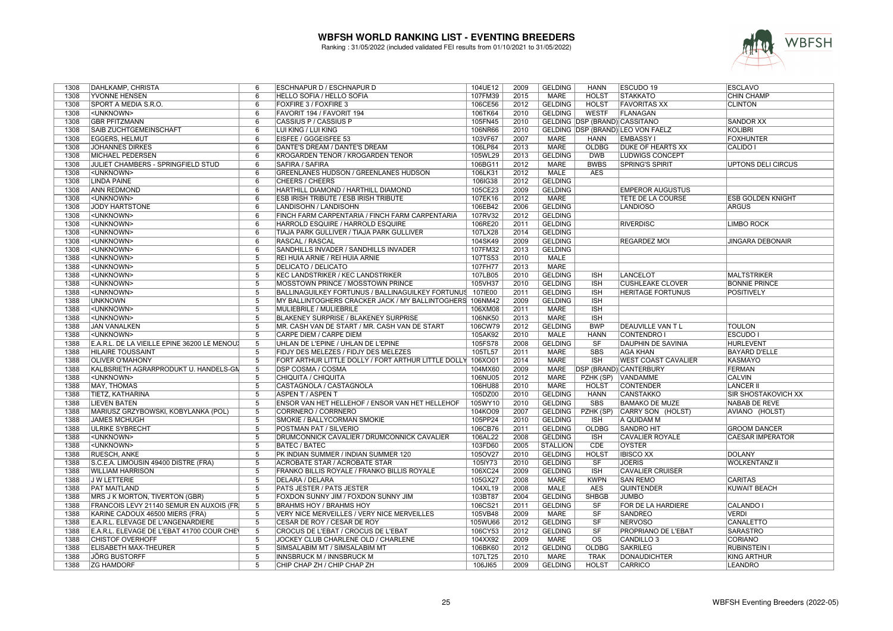# WBFSH WORLD RANKING LIST - EVENTING BREEDERS

Ranking : 31/05/2022 (included validated FEI results from 01/10/2021 to 31/05/2022)

| | | | | | | | | | | |
|---|---|---|---|---|---|---|---|---|---|---|
| 1308 | DAHLKAMP, CHRISTA | 6 | ESCHNAPUR D / ESCHNAPUR D | 104UE12 | 2009 | GELDING | HANN | ESCUDO 19 | ESCLAVO |
| 1308 | YVONNE HENSEN | 6 | HELLO SOFIA / HELLO SOFIA | 107FM39 | 2015 | MARE | HOLST | STAKKATO | CHIN CHAMP |
| 1308 | SPORT A MEDIA S.R.O. | 6 | FOXFIRE 3 / FOXFIRE 3 | 106CE56 | 2012 | GELDING | HOLST | FAVORITAS XX | CLINTON |
| 1308 | <UNKNOWN> | 6 | FAVORIT 194 / FAVORIT 194 | 106TK64 | 2010 | GELDING | WESTF | FLANAGAN | |
| 1308 | GBR PFITZMANN | 6 | CASSIUS P / CASSIUS P | 105FN45 | 2010 | GELDING | DSP (BRAND) | CASSITANO | SANDOR XX |
| 1308 | SAIB ZUCHTGEMEINSCHAFT | 6 | LUI KING / LUI KING | 106NR66 | 2010 | GELDING | DSP (BRAND) | LEO VON FAELZ | KOLIBRI |
| 1308 | EGGERS, HELMUT | 6 | EISFEE / GGGEISFEE 53 | 103VF67 | 2007 | MARE | HANN | EMBASSY I | FOXHUNTER |
| 1308 | JOHANNES DIRKES | 6 | DANTE'S DREAM / DANTE'S DREAM | 106LP84 | 2013 | MARE | OLDBG | DUKE OF HEARTS XX | CALIDO I |
| 1308 | MICHAEL PEDERSEN | 6 | KROGARDEN TENOR / KROGARDEN TENOR | 105WL29 | 2013 | GELDING | DWB | LUDWIGS CONCEPT | |
| 1308 | JULIET CHAMBERS - SPRINGFIELD STUD | 6 | SAFIRA / SAFIRA | 106BG11 | 2012 | MARE | BWBS | SPRING'S SPIRIT | UPTONS DELI CIRCUS |
| 1308 | <UNKNOWN> | 6 | GREENLANES HUDSON / GREENLANES HUDSON | 106LK31 | 2012 | MALE | AES | | |
| 1308 | LINDA PAINE | 6 | CHEERS / CHEERS | 106IG38 | 2012 | GELDING | | | |
| 1308 | ANN REDMOND | 6 | HARTHILL DIAMOND / HARTHILL DIAMOND | 105CE23 | 2009 | GELDING | | EMPEROR AUGUSTUS | |
| 1308 | <UNKNOWN> | 6 | ESB IRISH TRIBUTE / ESB IRISH TRIBUTE | 107EK16 | 2012 | MARE | | TETE DE LA COURSE | ESB GOLDEN KNIGHT |
| 1308 | JODY HARTSTONE | 6 | LANDISOHN / LANDISOHN | 106EB42 | 2006 | GELDING | | LANDIOSO | ARGUS |
| 1308 | <UNKNOWN> | 6 | FINCH FARM CARPENTARIA / FINCH FARM CARPENTARIA | 107RV32 | 2012 | GELDING | | | |
| 1308 | <UNKNOWN> | 6 | HARROLD ESQUIRE / HARROLD ESQUIRE | 106RE20 | 2011 | GELDING | | RIVERDISC | LIMBO ROCK |
| 1308 | <UNKNOWN> | 6 | TIAJA PARK GULLIVER / TIAJA PARK GULLIVER | 107LX28 | 2014 | GELDING | | | |
| 1308 | <UNKNOWN> | 6 | RASCAL / RASCAL | 104SK49 | 2009 | GELDING | | REGARDEZ MOI | JINGARA DEBONAIR |
| 1308 | <UNKNOWN> | 6 | SANDHILLS INVADER / SANDHILLS INVADER | 107FM32 | 2013 | GELDING | | | |
| 1388 | <UNKNOWN> | 5 | REI HUIA ARNIE / REI HUIA ARNIE | 107TS53 | 2010 | MALE | | | |
| 1388 | <UNKNOWN> | 5 | DELICATO / DELICATO | 107FH77 | 2013 | MARE | | | |
| 1388 | <UNKNOWN> | 5 | KEC LANDSTRIKER / KEC LANDSTRIKER | 107LB05 | 2010 | GELDING | ISH | LANCELOT | MALTSTRIKER |
| 1388 | <UNKNOWN> | 5 | MOSSTOWN PRINCE / MOSSTOWN PRINCE | 105VH37 | 2010 | GELDING | ISH | CUSHLEAKE CLOVER | BONNIE PRINCE |
| 1388 | <UNKNOWN> | 5 | BALLINAGUILKEY FORTUNUS / BALLINAGUILKEY FORTUNUS | 107IE00 | 2011 | GELDING | ISH | HERITAGE FORTUNUS | POSITIVELY |
| 1388 | UNKNOWN | 5 | MY BALLINTOGHERS CRACKER JACK / MY BALLINTOGHERS | 106NM42 | 2009 | GELDING | ISH | | |
| 1388 | <UNKNOWN> | 5 | MULIEBRILE / MULIEBRILE | 106XM08 | 2011 | MARE | ISH | | |
| 1388 | <UNKNOWN> | 5 | BLAKENEY SURPRISE / BLAKENEY SURPRISE | 106NK50 | 2013 | MARE | ISH | | |
| 1388 | JAN VANALKEN | 5 | MR. CASH VAN DE START / MR. CASH VAN DE START | 106CW79 | 2012 | GELDING | BWP | DEAUVILLE VAN T L | TOULON |
| 1388 | <UNKNOWN> | 5 | CARPE DIEM / CARPE DIEM | 105AK92 | 2010 | MALE | HANN | CONTENDRO I | ESCUDO I |
| 1388 | E.A.R.L. DE LA VIEILLE EPINE 36200 LE MENOUX | 5 | UHLAN DE L'EPINE / UHLAN DE L'EPINE | 105FS78 | 2008 | GELDING | SF | DAUPHIN DE SAVINIA | HURLEVENT |
| 1388 | HILAIRE TOUSSAINT | 5 | FIDJY DES MELEZES / FIDJY DES MELEZES | 105TL57 | 2011 | MARE | SBS | AGA KHAN | BAYARD D'ELLE |
| 1388 | OLIVER O'MAHONY | 5 | FORT ARTHUR LITTLE DOLLY / FORT ARTHUR LITTLE DOLLY | 106XO01 | 2014 | MARE | ISH | WEST COAST CAVALIER | KASMAYO |
| 1388 | KALBSRIETH AGRARPRODUKT U. HANDELS-GM | 5 | DSP COSMA / COSMA | 104MX60 | 2009 | MARE | DSP (BRAND) | CANTERBURY | FERMAN |
| 1388 | <UNKNOWN> | 5 | CHIQUITA / CHIQUITA | 106NU05 | 2012 | MARE | PZHK (SP) | VANDAMME | CALVIN |
| 1388 | MAY, THOMAS | 5 | CASTAGNOLA / CASTAGNOLA | 106HU88 | 2010 | MARE | HOLST | CONTENDER | LANCER II |
| 1388 | TIETZ, KATHARINA | 5 | ASPEN T / ASPEN T | 105DZ00 | 2010 | GELDING | HANN | CANSTAKKO | SIR SHOSTAKOVICH XX |
| 1388 | LIEVEN BATEN | 5 | ENSOR VAN HET HELLEHOF / ENSOR VAN HET HELLEHOF | 105WY10 | 2010 | GELDING | SBS | BAMAKO DE MUZE | NABAB DE REVE |
| 1388 | MARIUSZ GRZYBOWSKI, KOBYLANKA (POL) | 5 | CORRNERO / CORRNERO | 104KO09 | 2007 | GELDING | PZHK (SP) | CARRY SON (HOLST) | AVIANO (HOLST) |
| 1388 | JAMES MCHUGH | 5 | SMOKIE / BALLYCORMAN SMOKIE | 105PP24 | 2010 | GELDING | ISH | A QUIDAM M | |
| 1388 | ULRIKE SYBRECHT | 5 | POSTMAN PAT / SILVERIO | 106CB76 | 2011 | GELDING | OLDBG | SANDRO HIT | GROOM DANCER |
| 1388 | <UNKNOWN> | 5 | DRUMCONNICK CAVALIER / DRUMCONNICK CAVALIER | 106AL22 | 2008 | GELDING | ISH | CAVALIER ROYALE | CAESAR IMPERATOR |
| 1388 | <UNKNOWN> | 5 | BATEC / BATEC | 103FD60 | 2005 | STALLION | CDE | OYSTER | |
| 1388 | RUESCH, ANKE | 5 | PK INDIAN SUMMER / INDIAN SUMMER 120 | 105OV27 | 2010 | GELDING | HOLST | IBISCO XX | DOLANY |
| 1388 | S.C.E.A. LIMOUSIN 49400 DISTRE (FRA) | 5 | ACROBATE STAR / ACROBATE STAR | 105IY73 | 2010 | GELDING | SF | JOERIS | WOLKENTANZ II |
| 1388 | WILLIAM HARRISON | 5 | FRANKO BILLIS ROYALE / FRANKO BILLIS ROYALE | 106XC24 | 2009 | GELDING | ISH | CAVALIER CRUISER | |
| 1388 | J W LETTERIE | 5 | DELARA / DELARA | 105GX27 | 2008 | MARE | KWPN | SAN REMO | CARITAS |
| 1388 | PAT MAITLAND | 5 | PATS JESTER / PATS JESTER | 104XL19 | 2008 | MALE | AES | QUINTENDER | KUWAIT BEACH |
| 1388 | MRS J K MORTON, TIVERTON (GBR) | 5 | FOXDON SUNNY JIM / FOXDON SUNNY JIM | 103BT87 | 2004 | GELDING | SHBGB | JUMBO | |
| 1388 | FRANCOIS LEVY 21140 SEMUR EN AUXOIS (FRA | 5 | BRAHMS HOY / BRAHMS HOY | 106CS21 | 2011 | GELDING | SF | FOR DE LA HARDIERE | CALANDO I |
| 1388 | KARINE CADOUX 46500 MIERS (FRA) | 5 | VERY NICE MERVEILLES / VERY NICE MERVEILLES | 105VB48 | 2009 | MARE | SF | SANDREO | VERDI |
| 1388 | E.A.R.L. ELEVAGE DE L'ANGENARDIERE | 5 | CESAR DE ROY / CESAR DE ROY | 105WU66 | 2012 | GELDING | SF | NERVOSO | CANALETTO |
| 1388 | E.A.R.L. ELEVAGE DE L'EBAT 41700 COUR CHEV | 5 | CROCUS DE L'EBAT / CROCUS DE L'EBAT | 106CY53 | 2012 | GELDING | SF | PROPRIANO DE L'EBAT | SARASTRO |
| 1388 | CHISTOF OVERHOFF | 5 | JOCKEY CLUB CHARLENE OLD / CHARLENE | 104XX92 | 2009 | MARE | OS | CANDILLO 3 | CORIANO |
| 1388 | ELISABETH MAX-THEURER | 5 | SIMSALABIM MT / SIMSALABIM MT | 106BK60 | 2012 | GELDING | OLDBG | SAKRILEG | RUBINSTEIN I |
| 1388 | JÖRG BUSTORFF | 5 | INNSBRUCK M / INNSBRUCK M | 107LT25 | 2010 | MARE | TRAK | DONAUDICHTER | KING ARTHUR |
| 1388 | ZG HAMDORF | 5 | CHIP CHAP ZH / CHIP CHAP ZH | 106JI65 | 2009 | GELDING | HOLST | CARRICO | LEANDRO |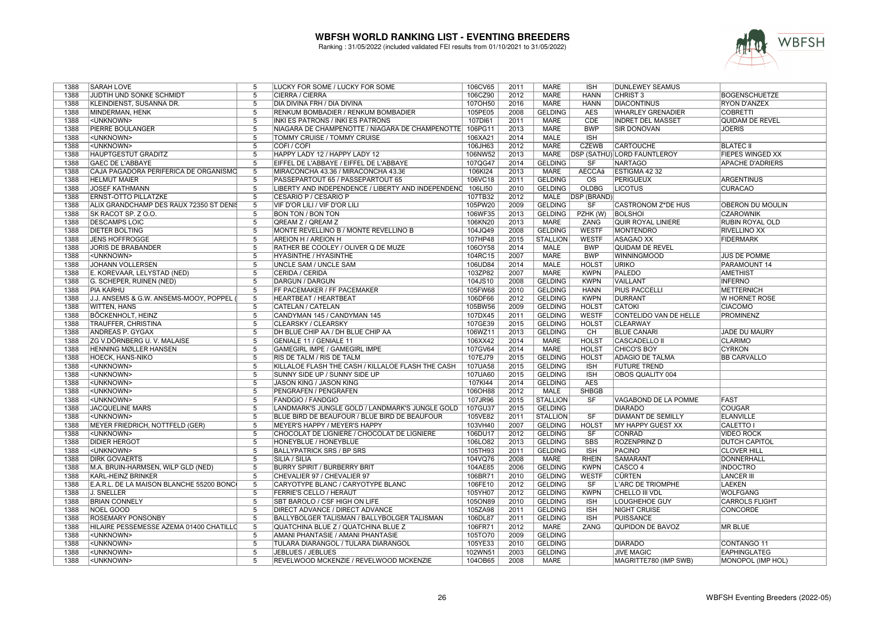# WBFSH WORLD RANKING LIST - EVENTING BREEDERS

Ranking : 31/05/2022 (included validated FEI results from 01/10/2021 to 31/05/2022)

| | | | | | | | | | | |
|---|---|---|---|---|---|---|---|---|---|---|
| 1388 | SARAH LOVE | 5 | LUCKY FOR SOME / LUCKY FOR SOME | 106CV65 | 2011 | MARE | ISH | DUNLEWEY SEAMUS | |
| 1388 | JUDTIH UND SONKE SCHMIDT | 5 | CIERRA / CIERRA | 106CZ90 | 2012 | MARE | HANN | CHRIST 3 | BOGENSCHUETZE |
| 1388 | KLEINDIENST, SUSANNA DR. | 5 | DIA DIVINA FRH / DIA DIVINA | 107OH50 | 2016 | MARE | HANN | DIACONTINUS | RYON D'ANZEX |
| 1388 | MINDERMAN, HENK | 5 | RENKUM BOMBADIER / RENKUM BOMBADIER | 105PE05 | 2008 | GELDING | AES | WHARLEY GRENADIER | COBRETTI |
| 1388 | <UNKNOWN> | 5 | INKI ES PATRONS / INKI ES PATRONS | 107DI61 | 2011 | MARE | CDE | INDRET DEL MASSET | QUIDAM DE REVEL |
| 1388 | PIERRE BOULANGER | 5 | NIAGARA DE CHAMPENOTTE / NIAGARA DE CHAMPENOTTE | 106PG11 | 2013 | MARE | BWP | SIR DONOVAN | JOERIS |
| 1388 | <UNKNOWN> | 5 | TOMMY CRUISE / TOMMY CRUISE | 106XA21 | 2014 | MALE | ISH | | |
| 1388 | <UNKNOWN> | 5 | COFI / COFI | 106JH63 | 2012 | MARE | CZEWB | CARTOUCHE | BLATEC II |
| 1388 | HAUPTGESTUT GRADITZ | 5 | HAPPY LADY 12 / HAPPY LADY 12 | 106NW52 | 2013 | MARE | DSP (SATHU) | LORD FAUNTLEROY | FIEPES WINGED XX |
| 1388 | GAEC DE L'ABBAYE | 5 | EIFFEL DE L'ABBAYE / EIFFEL DE L'ABBAYE | 107QG47 | 2014 | GELDING | SF | NARTAGO | APACHE D'ADRIERS |
| 1388 | CAJA PAGADORA PERIFERICA DE ORGANISMO | 5 | MIRACONCHA 43.36 / MIRACONCHA 43.36 | 106KI24 | 2013 | MARE | AECCAá | ESTIGMA 42 32 | |
| 1388 | HELMUT MAIER | 5 | PASSEPARTOUT 65 / PASSEPARTOUT 65 | 106VC18 | 2011 | GELDING | OS | PERIGUEUX | ARGENTINUS |
| 1388 | JOSEF KATHMANN | 5 | LIBERTY AND INDEPENDENCE / LIBERTY AND INDEPENDENC | 106LI50 | 2010 | GELDING | OLDBG | LICOTUS | CURACAO |
| 1388 | ERNST-OTTO PILLATZKE | 5 | CESARIO P / CESARIO P | 107TB32 | 2012 | MALE | DSP (BRAND) | | |
| 1388 | ALIX GRANDCHAMP DES RAUX 72350 ST DENIS | 5 | VIF D'OR LILI / VIF D'OR LILI | 105PW20 | 2009 | GELDING | SF | CASTRONOM Z*DE HUS | OBERON DU MOULIN |
| 1388 | SK RACOT SP. Z O.O. | 5 | BON TON / BON TON | 106WF35 | 2013 | GELDING | PZHK (W) | BOLSHOI | CZAROWNIK |
| 1388 | DESCAMPS LOIC | 5 | QREAM Z / QREAM Z | 106KN20 | 2013 | MARE | ZANG | QUIR ROYAL LINIERE | RUBIN ROYAL OLD |
| 1388 | DIETER BOLTING | 5 | MONTE REVELLINO B / MONTE REVELLINO B | 104JQ49 | 2008 | GELDING | WESTF | MONTENDRO | RIVELLINO XX |
| 1388 | JENS HOFFROGGE | 5 | AREION H / AREION H | 107HP48 | 2015 | STALLION | WESTF | ASAGAO XX | FIDERMARK |
| 1388 | JORIS DE BRABANDER | 5 | RATHER BE COOLEY / OLIVER Q DE MUZE | 106OY58 | 2014 | MALE | BWP | QUIDAM DE REVEL | |
| 1388 | <UNKNOWN> | 5 | HYASINTHE / HYASINTHE | 104RC15 | 2007 | MARE | BWP | WINNINGMOOD | JUS DE POMME |
| 1388 | JOHANN VOLLERSEN | 5 | UNCLE SAM / UNCLE SAM | 106UD84 | 2014 | MALE | HOLST | URIKO | PARAMOUNT 14 |
| 1388 | E. KOREVAAR, LELYSTAD (NED) | 5 | CERIDA / CERIDA | 103ZP82 | 2007 | MARE | KWPN | PALEDO | AMETHIST |
| 1388 | G. SCHEPER, RUINEN (NED) | 5 | DARGUN / DARGUN | 104JS10 | 2008 | GELDING | KWPN | VAILLANT | INFERNO |
| 1388 | PIA KARHU | 5 | FF PACEMAKER / FF PACEMAKER | 105FW68 | 2010 | GELDING | HANN | PIUS PACCELLI | METTERNICH |
| 1388 | J.J. ANSEMS & G.W. ANSEMS-MOOY, POPPEL ( | 5 | HEARTBEAT / HEARTBEAT | 106DF66 | 2012 | GELDING | KWPN | DURRANT | W HORNET ROSE |
| 1388 | WITTEN, HANS | 5 | CATELAN / CATELAN | 105BW56 | 2009 | GELDING | HOLST | CATOKI | CIACOMO |
| 1388 | BÖCKENHOLT, HEINZ | 5 | CANDYMAN 145 / CANDYMAN 145 | 107DX45 | 2011 | GELDING | WESTF | CONTELIDO VAN DE HELLE | PROMINENZ |
| 1388 | TRAUFFER, CHRISTINA | 5 | CLEARSKY / CLEARSKY | 107GE39 | 2015 | GELDING | HOLST | CLEARWAY | |
| 1388 | ANDREAS P. GYGAX | 5 | DH BLUE CHIP AA / DH BLUE CHIP AA | 106WZ11 | 2013 | GELDING | CH | BLUE CANARI | JADE DU MAURY |
| 1388 | ZG V.DÖRNBERG U. V. MALAISE | 5 | GENIALE 11 / GENIALE 11 | 106XX42 | 2014 | MARE | HOLST | CASCADELLO II | CLARIMO |
| 1388 | HENNING MØLLER HANSEN | 5 | GAMEGIRL IMPE / GAMEGIRL IMPE | 107GV64 | 2014 | MARE | HOLST | CHICO'S BOY | CYRKON |
| 1388 | HOECK, HANS-NIKO | 5 | RIS DE TALM / RIS DE TALM | 107EJ79 | 2015 | GELDING | HOLST | ADAGIO DE TALMA | BB CARVALLO |
| 1388 | <UNKNOWN> | 5 | KILLALOE FLASH THE CASH / KILLALOE FLASH THE CASH | 107UA58 | 2015 | GELDING | ISH | FUTURE TREND | |
| 1388 | <UNKNOWN> | 5 | SUNNY SIDE UP / SUNNY SIDE UP | 107UA60 | 2015 | GELDING | ISH | OBOS QUALITY 004 | |
| 1388 | <UNKNOWN> | 5 | JASON KING / JASON KING | 107KI44 | 2014 | GELDING | AES | | |
| 1388 | <UNKNOWN> | 5 | PENGRAFEN / PENGRAFEN | 106OH88 | 2012 | MALE | SHBGB | | |
| 1388 | <UNKNOWN> | 5 | FANDGIO / FANDGIO | 107JR96 | 2015 | STALLION | SF | VAGABOND DE LA POMME | FAST |
| 1388 | JACQUELINE MARS | 5 | LANDMARK'S JUNGLE GOLD / LANDMARK'S JUNGLE GOLD | 107GU37 | 2015 | GELDING | | DIARADO | COUGAR |
| 1388 | <UNKNOWN> | 5 | BLUE BIRD DE BEAUFOUR / BLUE BIRD DE BEAUFOUR | 105VE82 | 2011 | STALLION | SF | DIAMANT DE SEMILLY | ELANVILLE |
| 1388 | MEYER FRIEDRICH, NOTTFELD (GER) | 5 | MEYER'S HAPPY / MEYER'S HAPPY | 103VH40 | 2007 | GELDING | HOLST | MY HAPPY GUEST XX | CALETTO I |
| 1388 | <UNKNOWN> | 5 | CHOCOLAT DE LIGNIERE / CHOCOLAT DE LIGNIERE | 106DU17 | 2012 | GELDING | SF | CONRAD | VIDEO ROCK |
| 1388 | DIDIER HERGOT | 5 | HONEYBLUE / HONEYBLUE | 106LO82 | 2013 | GELDING | SBS | ROZENPRINZ D | DUTCH CAPITOL |
| 1388 | <UNKNOWN> | 5 | BALLYPATRICK SRS / BP SRS | 105TH93 | 2011 | GELDING | ISH | PACINO | CLOVER HILL |
| 1388 | DIRK GOVAERTS | 5 | SILIA / SILIA | 104VQ76 | 2008 | MARE | RHEIN | SAMARANT | DONNERHALL |
| 1388 | M.A. BRUIN-HARMSEN, WILP GLD (NED) | 5 | BURRY SPIRIT / BURBERRY BRIT | 104AE85 | 2006 | GELDING | KWPN | CASCO 4 | INDOCTRO |
| 1388 | KARL-HEINZ BRINKER | 5 | CHEVALIER 97 / CHEVALIER 97 | 106BR71 | 2010 | GELDING | WESTF | CÜRTEN | LANCER III |
| 1388 | E.A.R.L. DE LA MAISON BLANCHE 55200 BONC | 5 | CARYOTYPE BLANC / CARYOTYPE BLANC | 106FE10 | 2012 | GELDING | SF | L'ARC DE TRIOMPHE | LAEKEN |
| 1388 | J. SNELLER | 5 | FERRIE'S CELLO / HERAUT | 105YH07 | 2012 | GELDING | KWPN | CHELLO III VDL | WOLFGANG |
| 1388 | BRIAN CONNELY | 5 | SBT BAROLO / CSF HIGH ON LIFE | 105ON89 | 2010 | GELDING | ISH | LOUGHEHOE GUY | CARROLS FLIGHT |
| 1388 | NOEL GOOD | 5 | DIRECT ADVANCE / DIRECT ADVANCE | 105ZA98 | 2011 | GELDING | ISH | NIGHT CRUISE | CONCORDE |
| 1388 | ROSEMARY PONSONBY | 5 | BALLYBOLGER TALISMAN / BALLYBOLGER TALISMAN | 106DL87 | 2011 | GELDING | ISH | PUISSANCE | |
| 1388 | HILAIRE PESSEMESSE AZEMA 01400 CHATILLO | 5 | QUATCHINA BLUE Z / QUATCHINA BLUE Z | 106FR71 | 2012 | MARE | ZANG | QUPIDON DE BAVOZ | MR BLUE |
| 1388 | <UNKNOWN> | 5 | AMANI PHANTASIE / AMANI PHANTASIE | 105TO70 | 2009 | GELDING | | | |
| 1388 | <UNKNOWN> | 5 | TULARA DIARANGOL / TULARA DIARANGOL | 105YE33 | 2010 | GELDING | | DIARADO | CONTANGO 11 |
| 1388 | <UNKNOWN> | 5 | JEBLUES / JEBLUES | 102WN51 | 2003 | GELDING | | JIVE MAGIC | EAPHINGLATEG |
| 1388 | <UNKNOWN> | 5 | REVELWOOD MCKENZIE / REVELWOOD MCKENZIE | 104OB65 | 2008 | MARE | | MAGRITTE780 (IMP SWB) | MONOPOL (IMP HOL) |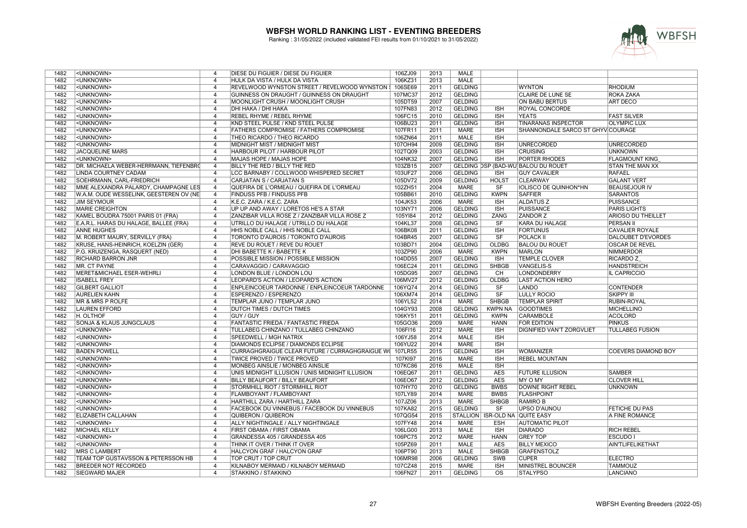# WBFSH WORLD RANKING LIST - EVENTING BREEDERS

Ranking : 31/05/2022 (included validated FEI results from 01/10/2021 to 31/05/2022)

| | | | | | | | | | |
|---|---|---|---|---|---|---|---|---|---|
| 1482 | <UNKNOWN> | 4 | DIESE DU FIGUIER / DIESE DU FIGUIER | 106ZJ09 | 2013 | MALE | | | |
| 1482 | <UNKNOWN> | 4 | HULK DA VISTA / HULK DA VISTA | 106KZ31 | 2013 | MALE | | | |
| 1482 | <UNKNOWN> | 4 | REVELWOOD WYNSTON STREET / REVELWOOD WYNSTON | 106SE69 | 2011 | GELDING | | WYNTON | RHODIUM |
| 1482 | <UNKNOWN> | 4 | GUINNESS ON DRAUGHT / GUINNESS ON DRAUGHT | 107MC37 | 2012 | GELDING | | CLAIRE DE LUNE SE | ROKA ZAKA |
| 1482 | <UNKNOWN> | 4 | MOONLIGHT CRUSH / MOONLIGHT CRUSH | 105DT59 | 2007 | GELDING | | ON BABU BERTUS | ART DECO |
| 1482 | <UNKNOWN> | 4 | DHI HAKA / DHI HAKA | 107FN83 | 2012 | GELDING | ISH | ROYAL CONCORDE | |
| 1482 | <UNKNOWN> | 4 | REBEL RHYME / REBEL RHYME | 106FC15 | 2010 | GELDING | ISH | YEATS | FAST SILVER |
| 1482 | <UNKNOWN> | 4 | KND STEEL PULSE / KND STEEL PULSE | 106BU23 | 2011 | GELDING | ISH | TINARANAS INSPECTOR | OLYMPIC LUX |
| 1482 | <UNKNOWN> | 4 | FATHERS COMPROMISE / FATHERS COMPROMISE | 107FR11 | 2011 | MARE | ISH | SHANNONDALE SARCO ST GHYV | COURAGE |
| 1482 | <UNKNOWN> | 4 | THEO RICARDO / THEO RICARDO | 106ZN64 | 2011 | MALE | ISH | | |
| 1482 | <UNKNOWN> | 4 | MIDNIGHT MIST / MIDNIGHT MIST | 107OH94 | 2009 | GELDING | ISH | UNRECORDED | UNRECORDED |
| 1482 | JACQUELINE MARS | 4 | HARBOUR PILOT / HARBOUR PILOT | 102TQ09 | 2003 | GELDING | ISH | CRUISING | UNKNOWN |
| 1482 | <UNKNOWN> | 4 | MAJAS HOPE / MAJAS HOPE | 104NK32 | 2007 | GELDING | ISH | PORTER RHODES | FLAGMOUNT KING_ |
| 1482 | DR. MICHAELA WEBER-HERRMANN, TIEFENBRO | 4 | BILLY THE RED / BILLY THE RED | 103ZB15 | 2007 | GELDING | DSP (BAD-WU | BALOU DU ROUET | STAN THE MAN XX |
| 1482 | LINDA COURTNEY CADAM | 4 | LCC BARNABY / COLLWOOD WHISPERED SECRET | 103UF27 | 2006 | GELDING | ISH | GUY CAVALIER | RAFAEL |
| 1482 | SOEHRMANN, CARL-FRIEDRICH | 4 | CARJATAN S / CARJATAN S | 105DV72 | 2009 | GELDING | HOLST | CLEARWAY | GALANT VERT |
| 1482 | MME ALEXANDRA PALARDY, CHAMPAGNE LES | 4 | QUEFIRA DE L'ORMEAU / QUEFIRA DE L'ORMEAU | 102ZH51 | 2004 | MARE | SF | IOLISCO DE QUINHON*HN | BEAUSEJOUR IV |
| 1482 | W.A.M. OUDE WESSELINK, GEESTEREN OV (NE | 4 | FINDUSS PFB / FINDUSS PFB | 105BB61 | 2010 | GELDING | KWPN | SAFFIER | SARANTOS |
| 1482 | JIM SEYMOUR | 4 | K.E.C. ZARA / K.E.C. ZARA | 104JK53 | 2006 | MARE | ISH | ALDATUS Z | PUISSANCE |
| 1482 | MARIE CREIGHTON | 4 | UP UP AND AWAY / LORETOS HE'S A STAR | 103NY71 | 2006 | GELDING | ISH | PUISSANCE | PARIS LIGHTS |
| 1482 | KAMEL BOUDRA 75001 PARIS 01 (FRA) | 4 | ZANZIBAR VILLA ROSE Z / ZANZIBAR VILLA ROSE Z | 105YI84 | 2012 | GELDING | ZANG | ZANDOR Z | ARIOSO DU THEILLET |
| 1482 | E.A.R.L. HARAS DU HALAGE, BALLEE (FRA) | 4 | UTRILLO DU HALAGE / UTRILLO DU HALAGE | 104KL37 | 2008 | GELDING | SF | KARA DU HALAGE | PERSAN II |
| 1482 | ANNE HUGHES | 4 | HHS NOBLE CALL / HHS NOBLE CALL | 106BK08 | 2011 | GELDING | ISH | FORTUNUS | CAVALIER ROYALE |
| 1482 | M. ROBERT MAURY, SERVILLY (FRA) | 4 | TORONTO D'AUROIS / TORONTO D'AUROIS | 104BR45 | 2007 | GELDING | SF | POLACK II | DALOUBET D'EVORDES |
| 1482 | KRUSE, HANS-HEINRICH, KOELZIN (GER) | 4 | REVE DU ROUET / REVE DU ROUET | 103BD71 | 2004 | GELDING | OLDBG | BALOU DU ROUET | OSCAR DE REVEL |
| 1482 | P.G. KRUIZENGA, RASQUERT (NED) | 4 | DHI BABETTE K / BABETTE K | 103ZP90 | 2006 | MARE | KWPN | MARLON | NIMMERDOR |
| 1482 | RICHARD BARRON JNR | 4 | POSSIBLE MISSION / POSSIBLE MISSION | 104DD55 | 2007 | GELDING | ISH | TEMPLE CLOVER | RICARDO Z_ |
| 1482 | MR. CT PAYNE | 4 | CARAVAGGIO / CARAVAGGIO | 106EC24 | 2011 | GELDING | SHBGB | VANGELIS-S | HANDSTREICH |
| 1482 | MERET&MICHAEL ESER-WEHRLI | 4 | LONDON BLUE / LONDON LOU | 105DG95 | 2007 | GELDING | CH | LONDONDERRY | IL CAPRICCIO |
| 1482 | ISABELL FREY | 4 | LEOPARD'S ACTION / LEOPARD'S ACTION | 106MV27 | 2012 | GELDING | OLDBG | LAST ACTION HERO | |
| 1482 | GILBERT GALLIOT | 4 | ENPLEINCOEUR TARDONNE / ENPLEINCOEUR TARDONNE | 106YQ74 | 2014 | GELDING | SF | LANDO | CONTENDER |
| 1482 | AURELIEN KAHN | 4 | ESPERENZO / ESPERENZO | 106XM74 | 2014 | GELDING | SF | LULLY ROCIO | SKIPPY III |
| 1482 | MR & MRS P ROLFE | 4 | TEMPLAR JUNO / TEMPLAR JUNO | 106YL52 | 2014 | MARE | SHBGB | TEMPLAR SPIRIT | RUBIN-ROYAL |
| 1482 | LAUREN EFFORD | 4 | DUTCH TIMES / DUTCH TIMES | 104GY93 | 2008 | GELDING | KWPN NA | GOODTIMES | MICHELLINO |
| 1482 | H. OLTHOF | 4 | GUY / GUY | 106KY51 | 2011 | GELDING | KWPN | CARAMBOLE | ACOLORD |
| 1482 | SONJA & KLAUS JUNGCLAUS | 4 | FANTASTIC FRIEDA / FANTASTIC FRIEDA | 105GO36 | 2009 | MARE | HANN | FOR EDITION | PINKUS |
| 1482 | <UNKNOWN> | 4 | TULLABEG CHINZANO / TULLABEG CHINZANO | 106FI16 | 2012 | MARE | ISH | DIGNIFIED VAN'T ZORGVLIET | TULLABEG FUSION |
| 1482 | <UNKNOWN> | 4 | SPEEDWELL / MGH NATRIX | 106YJ58 | 2014 | MALE | ISH | | |
| 1482 | <UNKNOWN> | 4 | DIAMONDS ECLIPSE / DIAMONDS ECLIPSE | 106YU22 | 2014 | MARE | ISH | | |
| 1482 | BADEN POWELL | 4 | CURRAGHGRAIGUE CLEAR FUTURE / CURRAGHGRAIGUE W | 107LR55 | 2015 | GELDING | ISH | WOMANIZER | COEVERS DIAMOND BOY |
| 1482 | <UNKNOWN> | 4 | TWICE PROVED / TWICE PROVED | 107KI97 | 2016 | MARE | ISH | REBEL MOUNTAIN | |
| 1482 | <UNKNOWN> | 4 | MONBEG AINSLIE / MONBEG AINSLIE | 107KC86 | 2016 | MALE | ISH | | |
| 1482 | <UNKNOWN> | 4 | UNIS MIDNIGHT ILLUSION / UNIS MIDNIGHT ILLUSION | 106EQ67 | 2011 | GELDING | AES | FUTURE ILLUSION | SAMBER |
| 1482 | <UNKNOWN> | 4 | BILLY BEAUFORT / BILLY BEAUFORT | 106EO67 | 2012 | GELDING | AES | MY O MY | CLOVER HILL |
| 1482 | <UNKNOWN> | 4 | STORMHILL RIOT / STORMHILL RIOT | 107HY70 | 2010 | GELDING | BWBS | DOWNE RIGHT REBEL | UNKNOWN |
| 1482 | <UNKNOWN> | 4 | FLAMBOYANT / FLAMBOYANT | 107LY89 | 2014 | MARE | BWBS | FLASHPOINT | |
| 1482 | <UNKNOWN> | 4 | HARTHILL ZARA / HARTHILL ZARA | 107JZ06 | 2013 | MARE | SHBGB | RAMIRO B | |
| 1482 | <UNKNOWN> | 4 | FACEBOOK DU VINNEBUS / FACEBOOK DU VINNEBUS | 107KA82 | 2015 | GELDING | SF | UPSO D'AUNOU | FETICHE DU PAS |
| 1482 | ELIZABETH CALLAHAN | 4 | QUIBERON / QUIBERON | 107QG54 | 2015 | STALLION | ISR-OLD NA | QUITE EASY | A FINE ROMANCE |
| 1482 | <UNKNOWN> | 4 | ALLY NIGHTINGALE / ALLY NIGHTINGALE | 107FY48 | 2014 | MARE | ESH | AUTOMATIC PILOT | |
| 1482 | MICHAEL KELLY | 4 | FIRST OBAMA / FIRST OBAMA | 106LG00 | 2013 | MALE | ISH | DIARADO | RICH REBEL |
| 1482 | <UNKNOWN> | 4 | GRANDESSA 405 / GRANDESSA 405 | 106PC75 | 2012 | MARE | HANN | GREY TOP | ESCUDO I |
| 1482 | <UNKNOWN> | 4 | THINK IT OVER / THINK IT OVER | 105PZ69 | 2011 | MALE | AES | BILLY MEXICO | AIN'TLIFELIKETHAT |
| 1482 | MRS C LAMBERT | 4 | HALCYON GRAF / HALCYON GRAF | 106PT90 | 2013 | MALE | SHBGB | GRAFENSTOLZ | |
| 1482 | TEAM TOP GUSTAVSSON & PETERSSON HB | 4 | TOP CRUT / TOP CRUT | 106MR98 | 2006 | GELDING | SWB | CUPER | ELECTRO |
| 1482 | BREEDER NOT RECORDED | 4 | KILNABOY MERMAID / KILNABOY MERMAID | 107CZ48 | 2015 | MARE | ISH | MINISTREL BOUNCER | TAMMOUZ |
| 1482 | SIEGWARD MAJER | 4 | STAKKINO / STAKKINO | 106FN27 | 2011 | GELDING | OS | STALYPSO | LANCIANO |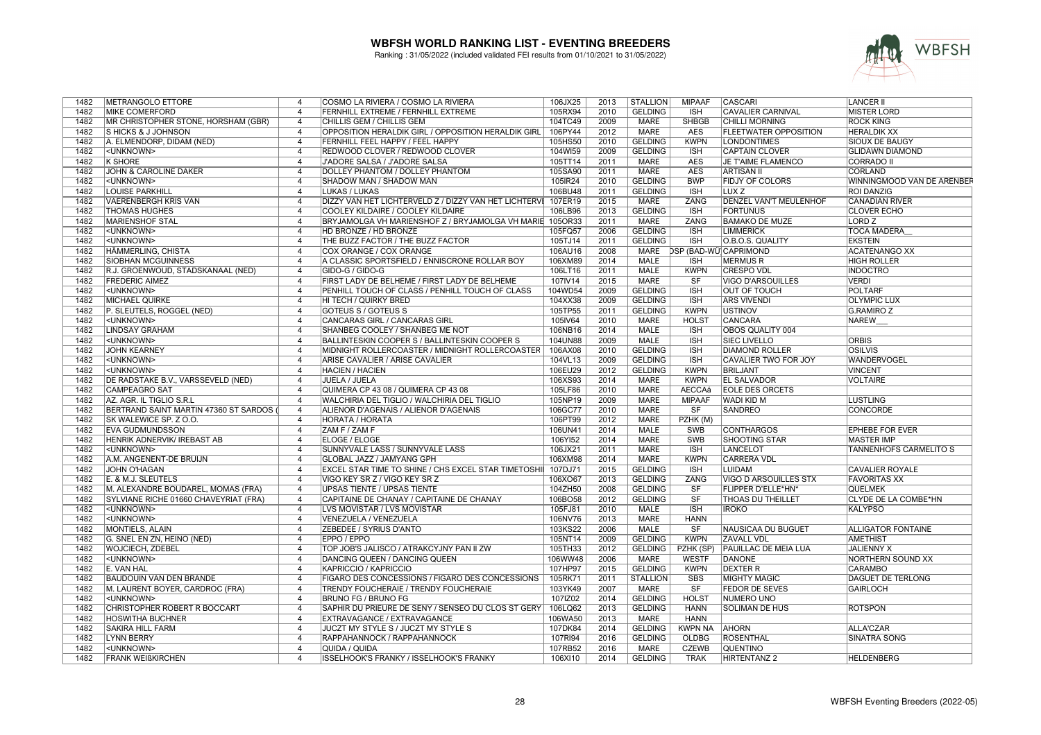# WBFSH WORLD RANKING LIST - EVENTING BREEDERS

Ranking : 31/05/2022 (included validated FEI results from 01/10/2021 to 31/05/2022)

| | | | | | | | | | | |
|---|---|---|---|---|---|---|---|---|---|---|
| 1482 | METRANGOLO ETTORE | 4 | COSMO LA RIVIERA / COSMO LA RIVIERA | 106JX25 | 2013 | STALLION | MIPAAF | CASCARI | LANCER II |
| 1482 | MIKE COMERFORD | 4 | FERNHILL EXTREME / FERNHILL EXTREME | 105RX94 | 2010 | GELDING | ISH | CAVALIER CARNIVAL | MISTER LORD |
| 1482 | MR CHRISTOPHER STONE, HORSHAM (GBR) | 4 | CHILLIS GEM / CHILLIS GEM | 104TC49 | 2009 | MARE | SHBGB | CHILLI MORNING | ROCK KING |
| 1482 | S HICKS & J JOHNSON | 4 | OPPOSITION HERALDIK GIRL / OPPOSITION HERALDIK GIRL | 106PY44 | 2012 | MARE | AES | FLEETWATER OPPOSITION | HERALDIK XX |
| 1482 | A. ELMENDORP, DIDAM (NED) | 4 | FERNHILL FEEL HAPPY / FEEL HAPPY | 105HS50 | 2010 | GELDING | KWPN | LONDONTIMES | SIOUX DE BAUGY |
| 1482 | <UNKNOWN> | 4 | REDWOOD CLOVER / REDWOOD CLOVER | 104WI59 | 2009 | GELDING | ISH | CAPTAIN CLOVER | GLIDAWN DIAMOND |
| 1482 | K SHORE | 4 | J'ADORE SALSA / J'ADORE SALSA | 105TT14 | 2011 | MARE | AES | JE T'AIME FLAMENCO | CORRADO II |
| 1482 | JOHN & CAROLINE DAKER | 4 | DOLLEY PHANTOM / DOLLEY PHANTOM | 105SA90 | 2011 | MARE | AES | ARTISAN II | CORLAND |
| 1482 | <UNKNOWN> | 4 | SHADOW MAN / SHADOW MAN | 105IR24 | 2010 | GELDING | BWP | FIDJY OF COLORS | WINNINGMOOD VAN DE ARENBER |
| 1482 | LOUISE PARKHILL | 4 | LUKAS / LUKAS | 106BU48 | 2011 | GELDING | ISH | LUX Z | ROI DANZIG |
| 1482 | VAERENBERGH KRIS VAN | 4 | DIZZY VAN HET LICHTERVELD Z / DIZZY VAN HET LICHTERVI | 107ER19 | 2015 | MARE | ZANG | DENZEL VAN'T MEULENHOF | CANADIAN RIVER |
| 1482 | THOMAS HUGHES | 4 | COOLEY KILDAIRE / COOLEY KILDAIRE | 106LB96 | 2013 | GELDING | ISH | FORTUNUS | CLOVER ECHO |
| 1482 | MARIENSHOF STAL | 4 | BRYJAMOLGA VH MARIENSHOF Z / BRYJAMOLGA VH MARIE | 105OR33 | 2011 | MARE | ZANG | BAMAKO DE MUZE | LORD Z |
| 1482 | <UNKNOWN> | 4 | HD BRONZE / HD BRONZE | 105FQ57 | 2006 | GELDING | ISH | LIMMERICK | TOCA MADERA__ |
| 1482 | <UNKNOWN> | 4 | THE BUZZ FACTOR / THE BUZZ FACTOR | 105TJ14 | 2011 | GELDING | ISH | O.B.O.S. QUALITY | EKSTEIN |
| 1482 | HÄMMERLING, CHISTA | 4 | COX ORANGE / COX ORANGE | 106AU16 | 2008 | MARE | DSP (BAD-WÜ | CAPRIMOND | ACATENANGO XX |
| 1482 | SIOBHAN MCGUINNESS | 4 | A CLASSIC SPORTSFIELD / ENNISCRONE ROLLAR BOY | 106XM89 | 2014 | MALE | ISH | MERMUS R | HIGH ROLLER |
| 1482 | R.J. GROENWOUD, STADSKANAAL (NED) | 4 | GIDO-G / GIDO-G | 106LT16 | 2011 | MALE | KWPN | CRESPO VDL | INDOCTRO |
| 1482 | FREDERIC AIMEZ | 4 | FIRST LADY DE BELHEME / FIRST LADY DE BELHEME | 107IV14 | 2015 | MARE | SF | VIGO D'ARSOUILLES | VERDI |
| 1482 | <UNKNOWN> | 4 | PENHILL TOUCH OF CLASS / PENHILL TOUCH OF CLASS | 104WD54 | 2009 | GELDING | ISH | OUT OF TOUCH | POLTARF |
| 1482 | MICHAEL QUIRKE | 4 | HI TECH / QUIRKY BRED | 104XX38 | 2009 | GELDING | ISH | ARS VIVENDI | OLYMPIC LUX |
| 1482 | P. SLEUTELS, ROGGEL (NED) | 4 | GOTEUS S / GOTEUS S | 105TP55 | 2011 | GELDING | KWPN | USTINOV | G.RAMIRO Z |
| 1482 | <UNKNOWN> | 4 | CANCARAS GIRL / CANCARAS GIRL | 105IV64 | 2010 | MARE | HOLST | CANCARA | NAREW__ |
| 1482 | LINDSAY GRAHAM | 4 | SHANBEG COOLEY / SHANBEG ME NOT | 106NB16 | 2014 | MALE | ISH | OBOS QUALITY 004 | |
| 1482 | <UNKNOWN> | 4 | BALLINTESKIN COOPER S / BALLINTESKIN COOPER S | 104UN88 | 2009 | MALE | ISH | SIEC LIVELLO | ORBIS |
| 1482 | JOHN KEARNEY | 4 | MIDNIGHT ROLLERCOASTER / MIDNIGHT ROLLERCOASTER | 106AX08 | 2010 | GELDING | ISH | DIAMOND ROLLER | OSILVIS |
| 1482 | <UNKNOWN> | 4 | ARISE CAVALIER / ARISE CAVALIER | 104VL13 | 2009 | GELDING | ISH | CAVALIER TWO FOR JOY | WANDERVOGEL |
| 1482 | <UNKNOWN> | 4 | HACIEN / HACIEN | 106EU29 | 2012 | GELDING | KWPN | BRILJANT | VINCENT |
| 1482 | DE RADSTAKE B.V., VARSSEVELD (NED) | 4 | JUELA / JUELA | 106XS93 | 2014 | MARE | KWPN | EL SALVADOR | VOLTAIRE |
| 1482 | CAMPEAGRO SAT | 4 | QUIMERA CP 43 08 / QUIMERA CP 43 08 | 105LF86 | 2010 | MARE | AECCAá | EOLE DES ORCETS | |
| 1482 | AZ. AGR. IL TIGLIO S.R.L | 4 | WALCHIRIA DEL TIGLIO / WALCHIRIA DEL TIGLIO | 105NP19 | 2009 | MARE | MIPAAF | WADI KID M | LUSTLING |
| 1482 | BERTRAND SAINT MARTIN 47360 ST SARDOS ( | 4 | ALIENOR D'AGENAIS / ALIENOR D'AGENAIS | 106GC77 | 2010 | MARE | SF | SANDREO | CONCORDE |
| 1482 | SK WALEWICE SP. Z O.O. | 4 | HORATA / HORATA | 106PT99 | 2012 | MARE | PZHK (M) | | |
| 1482 | EVA GUDMUNDSSON | 4 | ZAM F / ZAM F | 106UN41 | 2014 | MALE | SWB | CONTHARGOS | EPHEBE FOR EVER |
| 1482 | HENRIK ADNERVIK/ IREBAST AB | 4 | ELOGE / ELOGE | 106YI52 | 2014 | MARE | SWB | SHOOTING STAR | MASTER IMP |
| 1482 | <UNKNOWN> | 4 | SUNNYVALE LASS / SUNNYVALE LASS | 106JX21 | 2011 | MARE | ISH | LANCELOT | TANNENHOFS CARMELITO S |
| 1482 | A.M. ANGENENT-DE BRUIJN | 4 | GLOBAL JAZZ / JAMYANG GPH | 106XM98 | 2014 | MARE | KWPN | CARRERA VDL | |
| 1482 | JOHN O'HAGAN | 4 | EXCEL STAR TIME TO SHINE / CHS EXCEL STAR TIMETOSHI | 107DJ71 | 2015 | GELDING | ISH | LUIDAM | CAVALIER ROYALE |
| 1482 | E. & M.J. SLEUTELS | 4 | VIGO KEY SR Z / VIGO KEY SR Z | 106XO67 | 2013 | GELDING | ZANG | VIGO D ARSOUILLES STX | FAVORITAS XX |
| 1482 | M. ALEXANDRE BOUDAREL, MOMAS (FRA) | 4 | UPSAS TIENTE / UPSAS TIENTE | 104ZH50 | 2008 | GELDING | SF | FLIPPER D'ELLE*HN* | QUELMEK |
| 1482 | SYLVIANE RICHE 01660 CHAVEYRIAT (FRA) | 4 | CAPITAINE DE CHANAY / CAPITAINE DE CHANAY | 106BO58 | 2012 | GELDING | SF | THOAS DU THEILLET | CLYDE DE LA COMBE*HN |
| 1482 | <UNKNOWN> | 4 | LVS MOVISTAR / LVS MOVISTAR | 105FJ81 | 2010 | MALE | ISH | IROKO | KALYPSO |
| 1482 | <UNKNOWN> | 4 | VENEZUELA / VENEZUELA | 106NV76 | 2013 | MARE | HANN | | |
| 1482 | MONTIELS, ALAIN | 4 | ZEBEDEE / SYRIUS D'ANTO | 103KS22 | 2006 | MALE | SF | NAUSICAA DU BUGUET | ALLIGATOR FONTAINE |
| 1482 | G. SNEL EN ZN, HEINO (NED) | 4 | EPPO / EPPO | 105NT14 | 2009 | GELDING | KWPN | ZAVALL VDL | AMETHIST |
| 1482 | WOJCIECH, ZDEBEL | 4 | TOP JOB'S JALISCO / ATRAKCYJNY PAN II ZW | 105TH33 | 2012 | GELDING | PZHK (SP) | PAUILLAC DE MEIA LUA | JALIENNY X |
| 1482 | <UNKNOWN> | 4 | DANCING QUEEN / DANCING QUEEN | 106WW48 | 2006 | MARE | WESTF | DANONE | NORTHERN SOUND XX |
| 1482 | E. VAN HAL | 4 | KAPRICCIO / KAPRICCIO | 107HP97 | 2015 | GELDING | KWPN | DEXTER R | CARAMBO |
| 1482 | BAUDOUIN VAN DEN BRANDE | 4 | FIGARO DES CONCESSIONS / FIGARO DES CONCESSIONS | 105RK71 | 2011 | STALLION | SBS | MIGHTY MAGIC | DAGUET DE TERLONG |
| 1482 | M. LAURENT BOYER, CARDROC (FRA) | 4 | TRENDY FOUCHERAIE / TRENDY FOUCHERAIE | 103YK49 | 2007 | MARE | SF | FEDOR DE SEVES | GAIRLOCH |
| 1482 | <UNKNOWN> | 4 | BRUNO FG / BRUNO FG | 107IZ02 | 2014 | GELDING | HOLST | NUMERO UNO | |
| 1482 | CHRISTOPHER ROBERT R BOCCART | 4 | SAPHIR DU PRIEURE DE SENY / SENSEO DU CLOS ST GERY | 106LQ62 | 2013 | GELDING | HANN | SOLIMAN DE HUS | ROTSPON |
| 1482 | HOSWITHA BUCHNER | 4 | EXTRAVAGANCE / EXTRAVAGANCE | 106WA50 | 2013 | MARE | HANN | | |
| 1482 | SAKIRA HILL FARM | 4 | JUCZT MY STYLE S / JUCZT MY STYLE S | 107DK84 | 2014 | GELDING | KWPN NA | AHORN | ALLA'CZAR |
| 1482 | LYNN BERRY | 4 | RAPPAHANNOCK / RAPPAHANNOCK | 107RI94 | 2016 | GELDING | OLDBG | ROSENTHAL | SINATRA SONG |
| 1482 | <UNKNOWN> | 4 | QUIDA / QUIDA | 107RB52 | 2016 | MARE | CZEWB | QUENTINO | |
| 1482 | FRANK WEIßKIRCHEN | 4 | ISSELHOOK'S FRANKY / ISSELHOOK'S FRANKY | 106XI10 | 2014 | GELDING | TRAK | HIRTENTANZ 2 | HELDENBERG |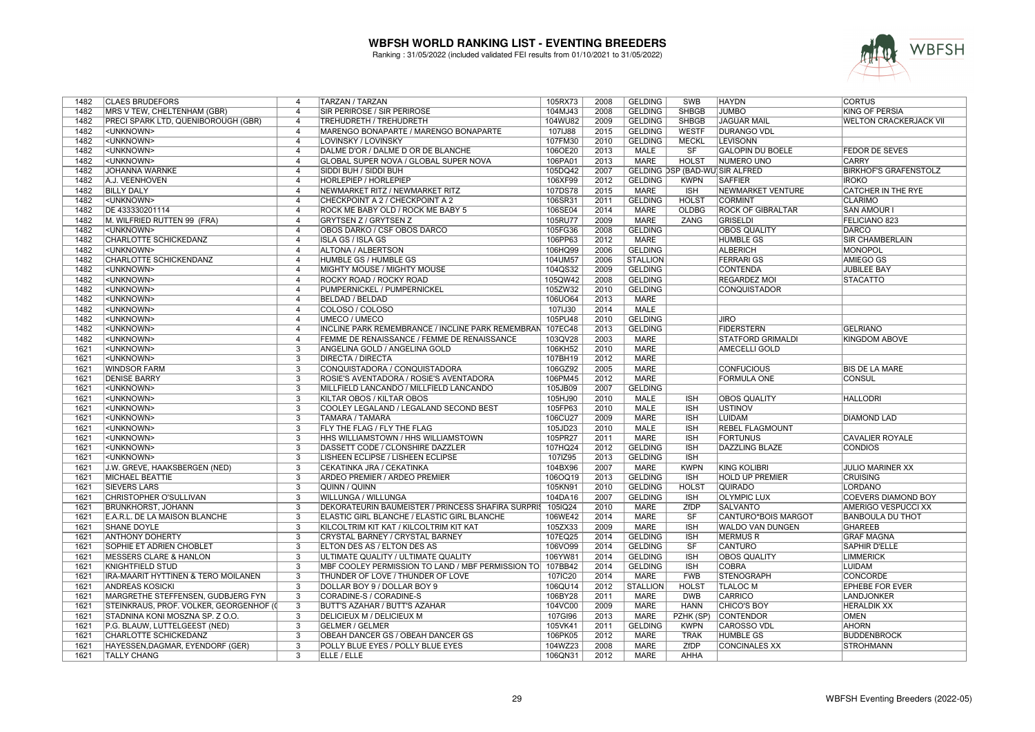# WBFSH WORLD RANKING LIST - EVENTING BREEDERS

Ranking : 31/05/2022 (included validated FEI results from 01/10/2021 to 31/05/2022)

| | | | | | | | | | | |
|---|---|---|---|---|---|---|---|---|---|---|
| 1482 | CLAES BRUDEFORS | 4 | TARZAN / TARZAN | 105RX73 | 2008 | GELDING | SWB | HAYDN | CORTUS |
| 1482 | MRS V TEW, CHELTENHAM (GBR) | 4 | SIR PERIROSE / SIR PERIROSE | 104MJ43 | 2008 | GELDING | SHBGB | JUMBO | KING OF PERSIA |
| 1482 | PRECI SPARK LTD, QUENIBOROUGH (GBR) | 4 | TREHUDRETH / TREHUDRETH | 104WU82 | 2009 | GELDING | SHBGB | JAGUAR MAIL | WELTON CRACKERJACK VII |
| 1482 | <UNKNOWN> | 4 | MARENGO BONAPARTE / MARENGO BONAPARTE | 107IJ88 | 2015 | GELDING | WESTF | DURANGO VDL | |
| 1482 | <UNKNOWN> | 4 | LOVINSKY / LOVINSKY | 107FM30 | 2010 | GELDING | MECKL | LEVISONN | |
| 1482 | <UNKNOWN> | 4 | DALME D'OR / DALME D OR DE BLANCHE | 106OE20 | 2013 | MALE | SF | GALOPIN DU BOELE | FEDOR DE SEVES |
| 1482 | <UNKNOWN> | 4 | GLOBAL SUPER NOVA / GLOBAL SUPER NOVA | 106PA01 | 2013 | MARE | HOLST | NUMERO UNO | CARRY |
| 1482 | JOHANNA WARNKE | 4 | SIDDI BUH / SIDDI BUH | 105DQ42 | 2007 | GELDING | DSP (BAD-WU | SIR ALFRED | BIRKHOF'S GRAFENSTOLZ |
| 1482 | A.J. VEENHOVEN | 4 | HORLEPIEP / HORLEPIEP | 106XF99 | 2012 | GELDING | KWPN | SAFFIER | IROKO |
| 1482 | BILLY DALY | 4 | NEWMARKET RITZ / NEWMARKET RITZ | 107DS78 | 2015 | MARE | ISH | NEWMARKET VENTURE | CATCHER IN THE RYE |
| 1482 | <UNKNOWN> | 4 | CHECKPOINT A 2 / CHECKPOINT A 2 | 106SR31 | 2011 | GELDING | HOLST | CORMINT | CLARIMO |
| 1482 | DE 433330201114 | 4 | ROCK ME BABY OLD / ROCK ME BABY 5 | 106SE04 | 2014 | MARE | OLDBG | ROCK OF GIBRALTAR | SAN AMOUR I |
| 1482 | M. WILFRIED RUTTEN 99 (FRA) | 4 | GRYTSEN Z / GRYTSEN Z | 105RU77 | 2009 | MARE | ZANG | GRISELDI | FELICIANO 823 |
| 1482 | <UNKNOWN> | 4 | OBOS DARKO / CSF OBOS DARCO | 105FG36 | 2008 | GELDING | | OBOS QUALITY | DARCO |
| 1482 | CHARLOTTE SCHICKEDANZ | 4 | ISLA GS / ISLA GS | 106PP63 | 2012 | MARE | | HUMBLE GS | SIR CHAMBERLAIN |
| 1482 | <UNKNOWN> | 4 | ALTONA / ALBERTSON | 106HQ99 | 2006 | GELDING | | ALBERICH | MONOPOL |
| 1482 | CHARLOTTE SCHICKEDANZ | 4 | HUMBLE GS / HUMBLE GS | 104UM57 | 2006 | STALLION | | FERRARI GS | AMIEGO GS |
| 1482 | <UNKNOWN> | 4 | MIGHTY MOUSE / MIGHTY MOUSE | 104QS32 | 2009 | GELDING | | CONTENDA | JUBILEE BAY |
| 1482 | <UNKNOWN> | 4 | ROCKY ROAD / ROCKY ROAD | 105QW42 | 2008 | GELDING | | REGARDEZ MOI | STACATTO |
| 1482 | <UNKNOWN> | 4 | PUMPERNICKEL / PUMPERNICKEL | 105ZW32 | 2010 | GELDING | | CONQUISTADOR | |
| 1482 | <UNKNOWN> | 4 | BELDAD / BELDAD | 106UO64 | 2013 | MARE | | | |
| 1482 | <UNKNOWN> | 4 | COLOSO / COLOSO | 107IJ30 | 2014 | MALE | | | |
| 1482 | <UNKNOWN> | 4 | UMECO / UMECO | 105PU48 | 2010 | GELDING | | JIRO | |
| 1482 | <UNKNOWN> | 4 | INCLINE PARK REMEMBRANCE / INCLINE PARK REMEMBRAN | 107EC48 | 2013 | GELDING | | FIDERSTERN | GELRIANO |
| 1482 | <UNKNOWN> | 4 | FEMME DE RENAISSANCE / FEMME DE RENAISSANCE | 103QV28 | 2003 | MARE | | STATFORD GRIMALDI | KINGDOM ABOVE |
| 1621 | <UNKNOWN> | 3 | ANGELINA GOLD / ANGELINA GOLD | 106KH52 | 2010 | MARE | | AMECELLI GOLD | |
| 1621 | <UNKNOWN> | 3 | DIRECTA / DIRECTA | 107BH19 | 2012 | MARE | | | |
| 1621 | WINDSOR FARM | 3 | CONQUISTADORA / CONQUISTADORA | 106GZ92 | 2005 | MARE | | CONFUCIOUS | BIS DE LA MARE |
| 1621 | DENISE BARRY | 3 | ROSIE'S AVENTADORA / ROSIE'S AVENTADORA | 106PM45 | 2012 | MARE | | FORMULA ONE | CONSUL |
| 1621 | <UNKNOWN> | 3 | MILLFIELD LANCANDO / MILLFIELD LANCANDO | 105JB09 | 2007 | GELDING | | | |
| 1621 | <UNKNOWN> | 3 | KILTAR OBOS / KILTAR OBOS | 105HJ90 | 2010 | MALE | ISH | OBOS QUALITY | HALLODRI |
| 1621 | <UNKNOWN> | 3 | COOLEY LEGALAND / LEGALAND SECOND BEST | 105FP63 | 2010 | MALE | ISH | USTINOV | |
| 1621 | <UNKNOWN> | 3 | TAMARA / TAMARA | 106CU27 | 2009 | MARE | ISH | LUIDAM | DIAMOND LAD |
| 1621 | <UNKNOWN> | 3 | FLY THE FLAG / FLY THE FLAG | 105JD23 | 2010 | MALE | ISH | REBEL FLAGMOUNT | |
| 1621 | <UNKNOWN> | 3 | HHS WILLIAMSTOWN / HHS WILLIAMSTOWN | 105PR27 | 2011 | MARE | ISH | FORTUNUS | CAVALIER ROYALE |
| 1621 | <UNKNOWN> | 3 | DASSETT CODE / CLONSHIRE DAZZLER | 107HQ24 | 2012 | GELDING | ISH | DAZZLING BLAZE | CONDIOS |
| 1621 | <UNKNOWN> | 3 | LISHEEN ECLIPSE / LISHEEN ECLIPSE | 107IZ95 | 2013 | GELDING | ISH | | |
| 1621 | J.W. GREVE, HAAKSBERGEN (NED) | 3 | CEKATINKA JRA / CEKATINKA | 104BX96 | 2007 | MARE | KWPN | KING KOLIBRI | JULIO MARINER XX |
| 1621 | MICHAEL BEATTIE | 3 | ARDEO PREMIER / ARDEO PREMIER | 106OQ19 | 2013 | GELDING | ISH | HOLD UP PREMIER | CRUISING |
| 1621 | SIEVERS LARS | 3 | QUINN / QUINN | 105KN91 | 2010 | GELDING | HOLST | QUIRADO | LORDANO |
| 1621 | CHRISTOPHER O'SULLIVAN | 3 | WILLUNGA / WILLUNGA | 104DA16 | 2007 | GELDING | ISH | OLYMPIC LUX | COEVERS DIAMOND BOY |
| 1621 | BRUNKHORST, JOHANN | 3 | DEKORATEURIN BAUMEISTER / PRINCESS SHAFIRA SURPRIS | 105IQ24 | 2010 | MARE | ZfDP | SALVANTO | AMERIGO VESPUCCI XX |
| 1621 | E.A.R.L. DE LA MAISON BLANCHE | 3 | ELASTIC GIRL BLANCHE / ELASTIC GIRL BLANCHE | 106WE42 | 2014 | MARE | SF | CANTURO*BOIS MARGOT | BANBOULA DU THOT |
| 1621 | SHANE DOYLE | 3 | KILCOLTRIM KIT KAT / KILCOLTRIM KIT KAT | 105ZX33 | 2009 | MARE | ISH | WALDO VAN DUNGEN | GHAREEB |
| 1621 | ANTHONY DOHERTY | 3 | CRYSTAL BARNEY / CRYSTAL BARNEY | 107EQ25 | 2014 | GELDING | ISH | MERMUS R | GRAF MAGNA |
| 1621 | SOPHIE ET ADRIEN CHOBLET | 3 | ELTON DES AS / ELTON DES AS | 106VO99 | 2014 | GELDING | SF | CANTURO | SAPHIR D'ELLE |
| 1621 | MESSERS CLARE & HANLON | 3 | ULTIMATE QUALITY / ULTIMATE QUALITY | 106YW81 | 2014 | GELDING | ISH | OBOS QUALITY | LIMMERICK |
| 1621 | KNIGHTFIELD STUD | 3 | MBF COOLEY PERMISSION TO LAND / MBF PERMISSION TO | 107BB42 | 2014 | GELDING | ISH | COBRA | LUIDAM |
| 1621 | IRA-MAARIT HYTTINEN & TERO MOILANEN | 3 | THUNDER OF LOVE / THUNDER OF LOVE | 107IC20 | 2014 | MARE | FWB | STENOGRAPH | CONCORDE |
| 1621 | ANDREAS KOSICKI | 3 | DOLLAR BOY 9 / DOLLAR BOY 9 | 106QU14 | 2012 | STALLION | HOLST | TLALOC M | EPHEBE FOR EVER |
| 1621 | MARGRETHE STEFFENSEN, GUDBJERG FYN | 3 | CORADINE-S / CORADINE-S | 106BY28 | 2011 | MARE | DWB | CARRICO | LANDJONKER |
| 1621 | STEINKRAUS, PROF. VOLKER, GEORGENHOF (( | 3 | BUTT'S AZAHAR / BUTT'S AZAHAR | 104VC00 | 2009 | MARE | HANN | CHICO'S BOY | HERALDIK XX |
| 1621 | STADNINA KONI MOSZNA SP. Z O.O. | 3 | DELICIEUX M / DELICIEUX M | 107GI96 | 2013 | MARE | PZHK (SP) | CONTENDOR | OMEN |
| 1621 | P.G. BLAUW, LUTTELGEEST (NED) | 3 | GELMER / GELMER | 105VK41 | 2011 | GELDING | KWPN | CAROSSO VDL | AHORN |
| 1621 | CHARLOTTE SCHICKEDANZ | 3 | OBEAH DANCER GS / OBEAH DANCER GS | 106PK05 | 2012 | MARE | TRAK | HUMBLE GS | BUDDENBROCK |
| 1621 | HAYESSEN,DAGMAR, EYENDORF (GER) | 3 | POLLY BLUE EYES / POLLY BLUE EYES | 104WZ23 | 2008 | MARE | ZfDP | CONCINALES XX | STROHMANN |
| 1621 | TALLY CHANG | 3 | ELLE / ELLE | 106QN31 | 2012 | MARE | AHHA | | |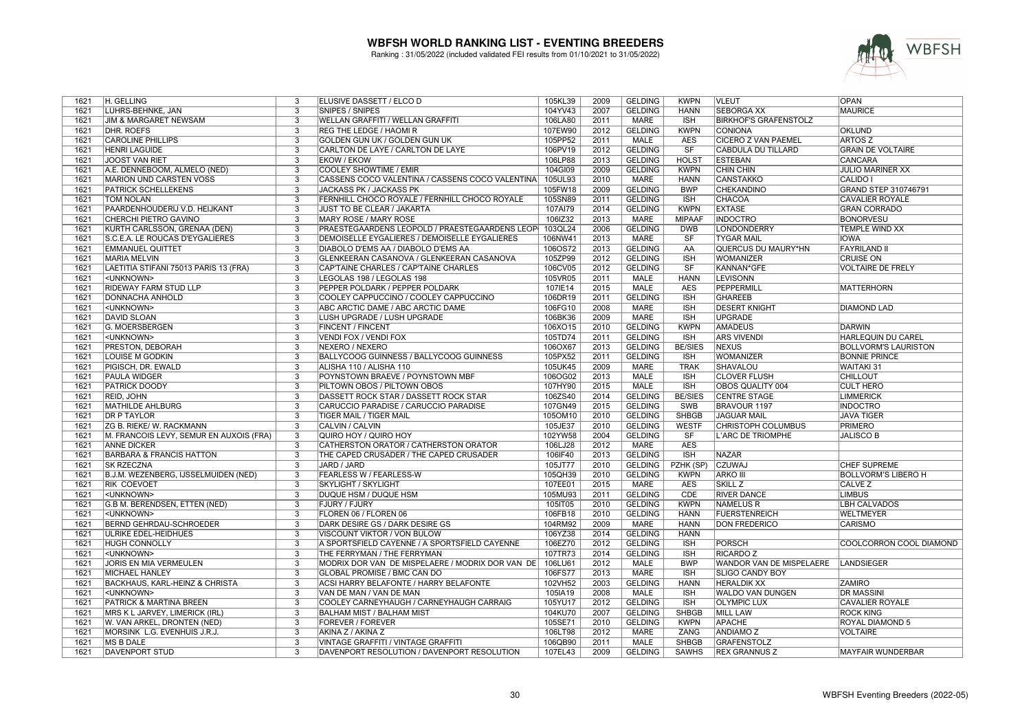# WBFSH WORLD RANKING LIST - EVENTING BREEDERS

Ranking : 31/05/2022 (included validated FEI results from 01/10/2021 to 31/05/2022)

| | | | | | | | | | |
|---|---|---|---|---|---|---|---|---|---|
| 1621 | H. GELLING | 3 | ELUSIVE DASSETT / ELCO D | 105KL39 | 2009 | GELDING | KWPN | VLEUT | OPAN |
| 1621 | LUHRS-BEHNKE, JAN | 3 | SNIPES / SNIPES | 104YV43 | 2007 | GELDING | HANN | SEBORGA XX | MAURICE |
| 1621 | JIM & MARGARET NEWSAM | 3 | WELLAN GRAFFITI / WELLAN GRAFFITI | 106LA80 | 2011 | MARE | ISH | BIRKHOF'S GRAFENSTOLZ | |
| 1621 | DHR. ROEFS | 3 | REG THE LEDGE / HAOMI R | 107EW90 | 2012 | GELDING | KWPN | CONIONA | OKLUND |
| 1621 | CAROLINE PHILLIPS | 3 | GOLDEN GUN UK / GOLDEN GUN UK | 105PP52 | 2011 | MALE | AES | CICERO Z VAN PAEMEL | ARTOS Z |
| 1621 | HENRI LAGUIDE | 3 | CARLTON DE LAYE / CARLTON DE LAYE | 106PV19 | 2012 | GELDING | SF | CABDULA DU TILLARD | GRAIN DE VOLTAIRE |
| 1621 | JOOST VAN RIET | 3 | EKOW / EKOW | 106LP88 | 2013 | GELDING | HOLST | ESTEBAN | CANCARA |
| 1621 | A.E. DENNEBOOM, ALMELO (NED) | 3 | COOLEY SHOWTIME / EMIR | 104GI09 | 2009 | GELDING | KWPN | CHIN CHIN | JULIO MARINER XX |
| 1621 | MARION UND CARSTEN VOSS | 3 | CASSENS COCO VALENTINA / CASSENS COCO VALENTINA | 105UL93 | 2010 | MARE | HANN | CANSTAKKO | CALIDO I |
| 1621 | PATRICK SCHELLEKENS | 3 | JACKASS PK / JACKASS PK | 105FW18 | 2009 | GELDING | BWP | CHEKANDINO | GRAND STEP 310746791 |
| 1621 | TOM NOLAN | 3 | FERNHILL CHOCO ROYALE / FERNHILL CHOCO ROYALE | 105SN89 | 2011 | GELDING | ISH | CHACOA | CAVALIER ROYALE |
| 1621 | PAARDENHOUDERIJ V.D. HEIJKANT | 3 | JUST TO BE CLEAR / JAKARTA | 107AI79 | 2014 | GELDING | KWPN | EXTASE | GRAN CORRADO |
| 1621 | CHERCHI PIETRO GAVINO | 3 | MARY ROSE / MARY ROSE | 106IZ32 | 2013 | MARE | MIPAAF | INDOCTRO | BONORVESU |
| 1621 | KURTH CARLSSON, GRENAA (DEN) | 3 | PRAESTEGAARDENS LEOPOLD / PRAESTEGAARDENS LEOP | 103QL24 | 2006 | GELDING | DWB | LONDONDERRY | TEMPLE WIND XX |
| 1621 | S.C.E.A. LE ROUCAS D'EYGALIERES | 3 | DEMOISELLE EYGALIERES / DEMOISELLE EYGALIERES | 106NW41 | 2013 | MARE | SF | TYGAR MAIL | IOWA |
| 1621 | EMMANUEL QUITTET | 3 | DIABOLO D'EMS AA / DIABOLO D'EMS AA | 106OS72 | 2013 | GELDING | AA | QUERCUS DU MAURY*HN | FAYRILAND II |
| 1621 | MARIA MELVIN | 3 | GLENKEERAN CASANOVA / GLENKEERAN CASANOVA | 105ZP99 | 2012 | GELDING | ISH | WOMANIZER | CRUISE ON |
| 1621 | LAETITIA STIFANI 75013 PARIS 13 (FRA) | 3 | CAP'TAINE CHARLES / CAP'TAINE CHARLES | 106CV05 | 2012 | GELDING | SF | KANNAN*GFE | VOLTAIRE DE FRELY |
| 1621 | <UNKNOWN> | 3 | LEGOLAS 198 / LEGOLAS 198 | 105VR05 | 2011 | MALE | HANN | LEVISONN | |
| 1621 | RIDEWAY FARM STUD LLP | 3 | PEPPER POLDARK / PEPPER POLDARK | 107IE14 | 2015 | MALE | AES | PEPPERMILL | MATTERHORN |
| 1621 | DONNACHA ANHOLD | 3 | COOLEY CAPPUCCINO / COOLEY CAPPUCCINO | 106DR19 | 2011 | GELDING | ISH | GHAREEB | |
| 1621 | <UNKNOWN> | 3 | ABC ARCTIC DAME / ABC ARCTIC DAME | 106FG10 | 2008 | MARE | ISH | DESERT KNIGHT | DIAMOND LAD |
| 1621 | DAVID SLOAN | 3 | LUSH UPGRADE / LUSH UPGRADE | 106BK36 | 2009 | MARE | ISH | UPGRADE | |
| 1621 | G. MOERSBERGEN | 3 | FINCENT / FINCENT | 106XO15 | 2010 | GELDING | KWPN | AMADEUS | DARWIN |
| 1621 | <UNKNOWN> | 3 | VENDI FOX / VENDI FOX | 105TD74 | 2011 | GELDING | ISH | ARS VIVENDI | HARLEQUIN DU CAREL |
| 1621 | PRESTON, DEBORAH | 3 | NEXERO / NEXERO | 106OX67 | 2013 | GELDING | BE/SIES | NEXUS | BOLLVORM'S LAURISTON |
| 1621 | LOUISE M GODKIN | 3 | BALLYCOOG GUINNESS / BALLYCOOG GUINNESS | 105PX52 | 2011 | GELDING | ISH | WOMANIZER | BONNIE PRINCE |
| 1621 | PIGISCH, DR. EWALD | 3 | ALISHA 110 / ALISHA 110 | 105UK45 | 2009 | MARE | TRAK | SHAVALOU | WAITAKI 31 |
| 1621 | PAULA WIDGER | 3 | POYNSTOWN BRAEVE / POYNSTOWN MBF | 106OG02 | 2013 | MALE | ISH | CLOVER FLUSH | CHILLOUT |
| 1621 | PATRICK DOODY | 3 | PILTOWN OBOS / PILTOWN OBOS | 107HY90 | 2015 | MALE | ISH | OBOS QUALITY 004 | CULT HERO |
| 1621 | REID, JOHN | 3 | DASSETT ROCK STAR / DASSETT ROCK STAR | 106ZS40 | 2014 | GELDING | BE/SIES | CENTRE STAGE | LIMMERICK |
| 1621 | MATHILDE AHLBURG | 3 | CARUCCIO PARADISE / CARUCCIO PARADISE | 107GN49 | 2015 | GELDING | SWB | BRAVOUR 1197 | INDOCTRO |
| 1621 | DR P TAYLOR | 3 | TIGER MAIL / TIGER MAIL | 105OM10 | 2010 | GELDING | SHBGB | JAGUAR MAIL | JAVA TIGER |
| 1621 | ZG B. RIEKE/ W. RACKMANN | 3 | CALVIN / CALVIN | 105JE37 | 2010 | GELDING | WESTF | CHRISTOPH COLUMBUS | PRIMERO |
| 1621 | M. FRANCOIS LEVY, SEMUR EN AUXOIS (FRA) | 3 | QUIRO HOY / QUIRO HOY | 102YW58 | 2004 | GELDING | SF | L'ARC DE TRIOMPHE | JALISCO B |
| 1621 | ANNE DICKER | 3 | CATHERSTON ORATOR / CATHERSTON ORATOR | 106LJ28 | 2012 | MARE | AES | | |
| 1621 | BARBARA & FRANCIS HATTON | 3 | THE CAPED CRUSADER / THE CAPED CRUSADER | 106IF40 | 2013 | GELDING | ISH | NAZAR | |
| 1621 | SK RZECZNA | 3 | JARD / JARD | 105JT77 | 2010 | GELDING | PZHK (SP) | CZUWAJ | CHEF SUPREME |
| 1621 | B.J.M. WEZENBERG, IJSSELMUIDEN (NED) | 3 | FEARLESS W / FEARLESS-W | 105QH39 | 2010 | GELDING | KWPN | ARKO III | BOLLVORM'S LIBERO H |
| 1621 | RIK COEVOET | 3 | SKYLIGHT / SKYLIGHT | 107EE01 | 2015 | MARE | AES | SKILL Z | CALVE Z |
| 1621 | <UNKNOWN> | 3 | DUQUE HSM / DUQUE HSM | 105MU93 | 2011 | GELDING | CDE | RIVER DANCE | LIMBUS |
| 1621 | G.B M. BERENDSEN, ETTEN (NED) | 3 | FJURY / FJURY | 105IT05 | 2010 | GELDING | KWPN | NAMELUS R | LBH CALVADOS |
| 1621 | <UNKNOWN> | 3 | FLOREN 06 / FLOREN 06 | 106FB18 | 2010 | GELDING | HANN | FUERSTENREICH | WELTMEYER |
| 1621 | BERND GEHRDAU-SCHROEDER | 3 | DARK DESIRE GS / DARK DESIRE GS | 104RM92 | 2009 | MARE | HANN | DON FREDERICO | CARISMO |
| 1621 | ULRIKE EDEL-HEIDHUES | 3 | VISCOUNT VIKTOR / VON BULOW | 106YZ38 | 2014 | GELDING | HANN | | |
| 1621 | HUGH CONNOLLY | 3 | A SPORTSFIELD CAYENNE / A SPORTSFIELD CAYENNE | 106EZ70 | 2012 | GELDING | ISH | PORSCH | COOLCORRON COOL DIAMOND |
| 1621 | <UNKNOWN> | 3 | THE FERRYMAN / THE FERRYMAN | 107TR73 | 2014 | GELDING | ISH | RICARDO Z | |
| 1621 | JORIS EN MIA VERMEULEN | 3 | MODRIX DOR VAN DE MISPELAERE / MODRIX DOR VAN DE | 106LU61 | 2012 | MALE | BWP | WANDOR VAN DE MISPELAERE | LANDSIEGER |
| 1621 | MICHAEL HANLEY | 3 | GLOBAL PROMISE / BMC CAN DO | 106FS77 | 2013 | MARE | ISH | SLIGO CANDY BOY | |
| 1621 | BACKHAUS, KARL-HEINZ & CHRISTA | 3 | ACSI HARRY BELAFONTE / HARRY BELAFONTE | 102VH52 | 2003 | GELDING | HANN | HERALDIK XX | ZAMIRO |
| 1621 | <UNKNOWN> | 3 | VAN DE MAN / VAN DE MAN | 105IA19 | 2008 | MALE | ISH | WALDO VAN DUNGEN | DR MASSINI |
| 1621 | PATRICK & MARTINA BREEN | 3 | COOLEY CARNEYHAUGH / CARNEYHAUGH CARRAIG | 105YU17 | 2012 | GELDING | ISH | OLYMPIC LUX | CAVALIER ROYALE |
| 1621 | MRS K L JARVEY, LIMERICK (IRL) | 3 | BALHAM MIST / BALHAM MIST | 104KU70 | 2007 | GELDING | SHBGB | MILL LAW | ROCK KING |
| 1621 | W. VAN ARKEL, DRONTEN (NED) | 3 | FOREVER / FOREVER | 105SE71 | 2010 | GELDING | KWPN | APACHE | ROYAL DIAMOND 5 |
| 1621 | MORSINK L.G. EVENHUIS J.R.J. | 3 | AKINA Z / AKINA Z | 106LT98 | 2012 | MARE | ZANG | ANDIAMO Z | VOLTAIRE |
| 1621 | MS B DALE | 3 | VINTAGE GRAFFITI / VINTAGE GRAFFITI | 106QB90 | 2011 | MALE | SHBGB | GRAFENSTOLZ | |
| 1621 | DAVENPORT STUD | 3 | DAVENPORT RESOLUTION / DAVENPORT RESOLUTION | 107EL43 | 2009 | GELDING | SAWHS | REX GRANNUS Z | MAYFAIR WUNDERBAR |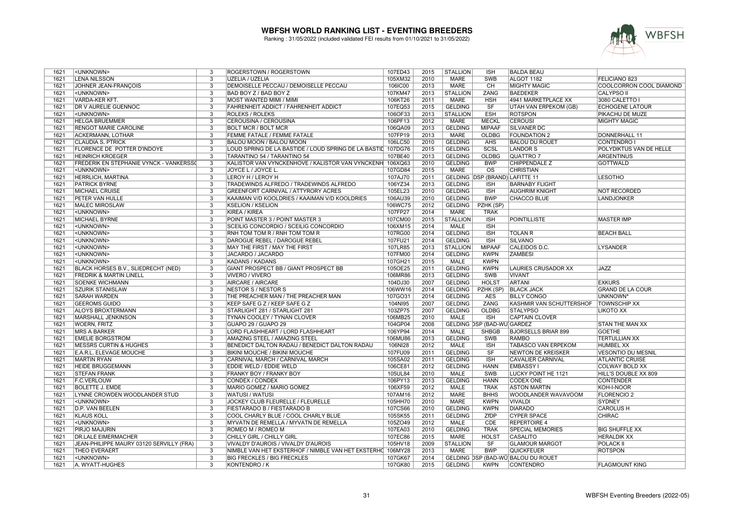# WBFSH WORLD RANKING LIST - EVENTING BREEDERS

Ranking : 31/05/2022 (included validated FEI results from 01/10/2021 to 31/05/2022)

| | | | | | | | | | | |
|---|---|---|---|---|---|---|---|---|---|---|
| 1621 | <UNKNOWN> | 3 | ROGERSTOWN / ROGERSTOWN | 107ED43 | 2015 | STALLION | ISH | BALDA BEAU | |
| 1621 | LENA NILSSON | 3 | UZELIA / UZELIA | 105XM32 | 2010 | MARE | SWB | ALGOT 1182 | FELICIANO 823 |
| 1621 | JOHNER JEAN-FRANÇOIS | 3 | DEMOISELLE PECCAU / DEMOISELLE PECCAU | 106IC00 | 2013 | MARE | CH | MIGHTY MAGIC | COOLCORRON COOL DIAMOND |
| 1621 | <UNKNOWN> | 3 | BAD BOY Z / BAD BOY Z | 107KM47 | 2013 | STALLION | ZANG | BAEDEKER | CALYPSO II |
| 1621 | VARDA-KER KFT. | 3 | MOST WANTED MIMI / MIMI | 106KT26 | 2011 | MARE | HSH | 4941 MARKETPLACE XX | 3080 CALETTO I |
| 1621 | DR V AURELIE GUENNOC | 3 | FAHRENHEIT ADDICT / FAHRENHEIT ADDICT | 107EQ53 | 2015 | GELDING | SF | UTAH VAN ERPEKOM (GB) | ECHOGENE LATOUR |
| 1621 | <UNKNOWN> | 3 | ROLEKS / ROLEKS | 106OF33 | 2013 | STALLION | ESH | ROTSPON | PIKACHU DE MUZE |
| 1621 | HELGA BRUEMMER | 3 | CEROUSINA / CEROUSINA | 106PF13 | 2012 | MARE | MECKL | CEROUSI | MIGHTY MAGIC |
| 1621 | RENGOT MARIE CAROLINE | 3 | BOLT MCR / BOLT MCR | 106QA09 | 2013 | GELDING | MIPAAF | SILVANER DC | |
| 1621 | ACKERMANN, LOTHAR | 3 | FEMME FATALE / FEMME FATALE | 107FP19 | 2013 | MARE | OLDBG | FOUNDATION 2 | DONNERHALL 11 |
| 1621 | CLAUDIA S. PTRICK | 3 | BALOU MOON / BALOU MOON | 106LC50 | 2010 | GELDING | AHS | BALOU DU ROUET | CONTENDRO I |
| 1621 | FLORENCE DE POTTER D'INDOYE | 3 | LOUD SPRING DE LA BASTIDE / LOUD SPRING DE LA BASTID | 107DG76 | 2015 | GELDING | SCSL | LANDOR S | POLYDIKTUS VAN DE HELLE |
| 1621 | HEINRICH KROEGER | 3 | TARANTINO 54 / TARANTINO 54 | 107BE40 | 2013 | GELDING | OLDBG | QUATTRO 7 | ARGENTINUS |
| 1621 | FREDERIK EN STEPHANIE VYNCK - VANKERSS( | 3 | KALISTOR VAN VYNCKENHOVE / KALISTOR VAN VYNCKENH | 106XQ63 | 2010 | GELDING | BWP | CHIPPENDALE Z | GOTTWALD |
| 1621 | <UNKNOWN> | 3 | JOYCE L / JOYCE L. | 107GD84 | 2015 | MARE | OS | CHRISTIAN | |
| 1621 | HERRLICH, MARTINA | 3 | LEROY H / LEROY H | 107AJ70 | 2011 | GELDING | DSP (BRAND) | LAFITTE 11 | LESOTHO |
| 1621 | PATRICK BYRNE | 3 | TRADEWINDS ALFREDO / TRADEWINDS ALFREDO | 106YZ34 | 2013 | GELDING | ISH | BARNABY FLIGHT | |
| 1621 | MICHAEL CRUISE | 3 | GREENFORT CARNIVAL / ATTYRORY ACRES | 105EL23 | 2010 | GELDING | ISH | AUGHRIM KNIGHT | NOT RECORDED |
| 1621 | PETER VAN HULLE | 3 | KAAIMAN V/D KOOLDRIES / KAAIMAN V/D KOOLDRIES | 106AU39 | 2010 | GELDING | BWP | CHACCO BLUE | LANDJONKER |
| 1621 | MALEC MIROSLAW | 3 | KSELION / KSELION | 106WC75 | 2012 | GELDING | PZHK (SP) | | |
| 1621 | <UNKNOWN> | 3 | KIREA / KIREA | 107FP27 | 2014 | MARE | TRAK | | |
| 1621 | MICHAEL BYRNE | 3 | POINT MASTER 3 / POINT MASTER 3 | 107CM00 | 2015 | STALLION | ISH | POINTILLISTE | MASTER IMP |
| 1621 | <UNKNOWN> | 3 | SCEILIG CONCORDIO / SCEILIG CONCORDIO | 106XM15 | 2014 | MALE | ISH | | |
| 1621 | <UNKNOWN> | 3 | RNH TOM TOM R / RNH TOM TOM R | 107RG00 | 2014 | GELDING | ISH | TOLAN R | BEACH BALL |
| 1621 | <UNKNOWN> | 3 | DAROGUE REBEL / DAROGUE REBEL | 107FU21 | 2014 | GELDING | ISH | SILVANO | |
| 1621 | <UNKNOWN> | 3 | MAY THE FIRST / MAY THE FIRST | 107LR85 | 2013 | STALLION | MIPAAF | CALEIDOS D.C. | LYSANDER |
| 1621 | <UNKNOWN> | 3 | JACARDO / JACARDO | 107FM00 | 2014 | GELDING | KWPN | ZAMBESI | |
| 1621 | <UNKNOWN> | 3 | KADANS / KADANS | 107GH21 | 2015 | MALE | KWPN | | |
| 1621 | BLACK HORSES B.V., SLIEDRECHT (NED) | 3 | GIANT PROSPECT BB / GIANT PROSPECT BB | 105OE25 | 2011 | GELDING | KWPN | LAURIES CRUSADOR XX | JAZZ |
| 1621 | FREDRIK & MARTIN LINELL | 3 | VIVERO / VIVERO | 106MR86 | 2013 | GELDING | SWB | VIVANT | |
| 1621 | SOENKE WICHMANN | 3 | AIRCARE / AIRCARE | 104DJ30 | 2007 | GELDING | HOLST | ARTANI | EXKURS |
| 1621 | SZURIK STANISLAW | 3 | NESTOR S / NESTOR S | 106WW16 | 2014 | GELDING | PZHK (SP) | BLACK JACK | GRAND DE LA COUR |
| 1621 | SARAH WARDEN | 3 | THE PREACHER MAN / THE PREACHER MAN | 107GO31 | 2014 | GELDING | AES | BILLY CONGO | UNKNOWN* |
| 1621 | GEEROMS GUIDO | 3 | KEEP SAFE G Z / KEEP SAFE G Z | 104NI95 | 2007 | GELDING | ZANG | KASHMIR VAN SCHUTTERSHOF | TOWNSCHIP XX |
| 1621 | ALOYS BROXTERMANN | 3 | STARLIGHT 281 / STARLIGHT 281 | 103ZP75 | 2007 | GELDING | OLDBG | STALYPSO | LIKOTO XX |
| 1621 | MARSHALL JENKINSON | 3 | TYNAN COOLEY / TYNAN CLOVER | 106MB25 | 2010 | MALE | ISH | CAPTAIN CLOVER | |
| 1621 | WOERN, FRITZ | 3 | GUAPO 29 / GUAPO 29 | 104GP04 | 2008 | GELDING | DSP (BAD-WU | GARDEZ | STAN THE MAN XX |
| 1621 | MRS A BARKER | 3 | LORD FLASHHEART / LORD FLASHHEART | 106YP94 | 2014 | MALE | SHBGB | BJORSELLS BRIAR 899 | GOETHE |
| 1621 | EMELIE BORGSTROM | 3 | AMAZING STEEL / AMAZING STEEL | 106MU86 | 2013 | GELDING | SWB | RAMBO | TERTULLIAN XX |
| 1621 | MESSRS CURTIN & HUGHES | 3 | BENEDICT DALTON RADAU / BENEDICT DALTON RADAU | 106NI28 | 2012 | MALE | ISH | TABASCO VAN ERPEKOM | HUMBEL XX |
| 1621 | E.A.R.L. ELEVAGE MOUCHE | 3 | BIKINI MOUCHE / BIKINI MOUCHE | 107FU09 | 2011 | GELDING | SF | NEWTON DE KREISKER | VESONTIO DU MESNIL |
| 1621 | MARTIN RYAN | 3 | CARNIVAL MARCH / CARNIVAL MARCH | 105SA02 | 2011 | GELDING | ISH | CAVALIER CARNIVAL | ATLANTIC CRUISE |
| 1621 | HEIDE BRUGGEMANN | 3 | EDDIE WELD / EDDIE WELD | 106CE81 | 2012 | GELDING | HANN | EMBASSY I | COLWAY BOLD XX |
| 1621 | STEFAN FRANK | 3 | FRANKY BOY / FRANKY BOY | 105UL84 | 2010 | MALE | SWB | LUCKY POINT HE 1121 | HILL'S DOUBLE XX 809 |
| 1621 | F.C.VERLOUW | 3 | CONDEX / CONDEX | 106PY13 | 2013 | GELDING | HANN | CODEX ONE | CONTENDER |
| 1621 | BOLETTE J. EMDE | 3 | MARIO GOMEZ / MARIO GOMEZ | 106XF59 | 2012 | MALE | TRAK | ASTON MARTIN | KOH-I-NOOR |
| 1621 | LYNNE CROWDEN WOODLANDER STUD | 3 | WATUSI / WATUSI | 107AM16 | 2012 | MARE | BHHS | WOODLANDER WAVAVOOM | FLORENCIO 2 |
| 1621 | <UNKNOWN> | 3 | JOCKEY CLUB FLEURELLE / FLEURELLE | 105HH70 | 2010 | MARE | KWPN | VIVALDI | SYDNEY |
| 1621 | D.P. VAN BEELEN | 3 | FIESTARADO B / FIESTARADO B | 107CS66 | 2010 | GELDING | KWPN | DIARADO | CAROLUS H |
| 1621 | KLAUS KOLL | 3 | COOL CHARLY BLUE / COOL CHARLY BLUE | 105SK55 | 2011 | GELDING | ZfDP | CYPER SPACE | CHIRAC |
| 1621 | <UNKNOWN> | 3 | MYVATN DE REMELLA / MYVATN DE REMELLA | 105ZO49 | 2012 | MALE | CDE | REPERTOIRE 4 | |
| 1621 | PIRJO MAJURIN | 3 | ROMEO M / ROMEO M | 107EA03 | 2010 | GELDING | TRAK | SPECIAL MEMORIES | BIG SHUFFLE XX |
| 1621 | DR.LALE EIMERMACHER | 3 | CHILLY GIRL / CHILLY GIRL | 107EC86 | 2015 | MARE | HOLST | CASALITO | HERALDIK XX |
| 1621 | JEAN-PHILIPPE MAURY 03120 SERVILLY (FRA) | 3 | VIVALDY D'AUROIS / VIVALDY D'AUROIS | 105HV18 | 2009 | STALLION | SF | GLAMOUR MARGOT | POLACK II |
| 1621 | THEO EVERAERT | 3 | NIMBLE VAN HET EKSTERHOF / NIMBLE VAN HET EKSTERHC | 106MY28 | 2013 | MARE | BWP | QUICKFEUER | ROTSPON |
| 1621 | <UNKNOWN> | 3 | BIG FRECKLES / BIG FRECKLES | 107GK67 | 2014 | GELDING | DSP (BAD-WÜ | BALOU DU ROUET | |
| 1621 | A. WYATT-HUGHES | 3 | KONTENDRO / K | 107GK80 | 2015 | GELDING | KWPN | CONTENDRO | FLAGMOUNT KING |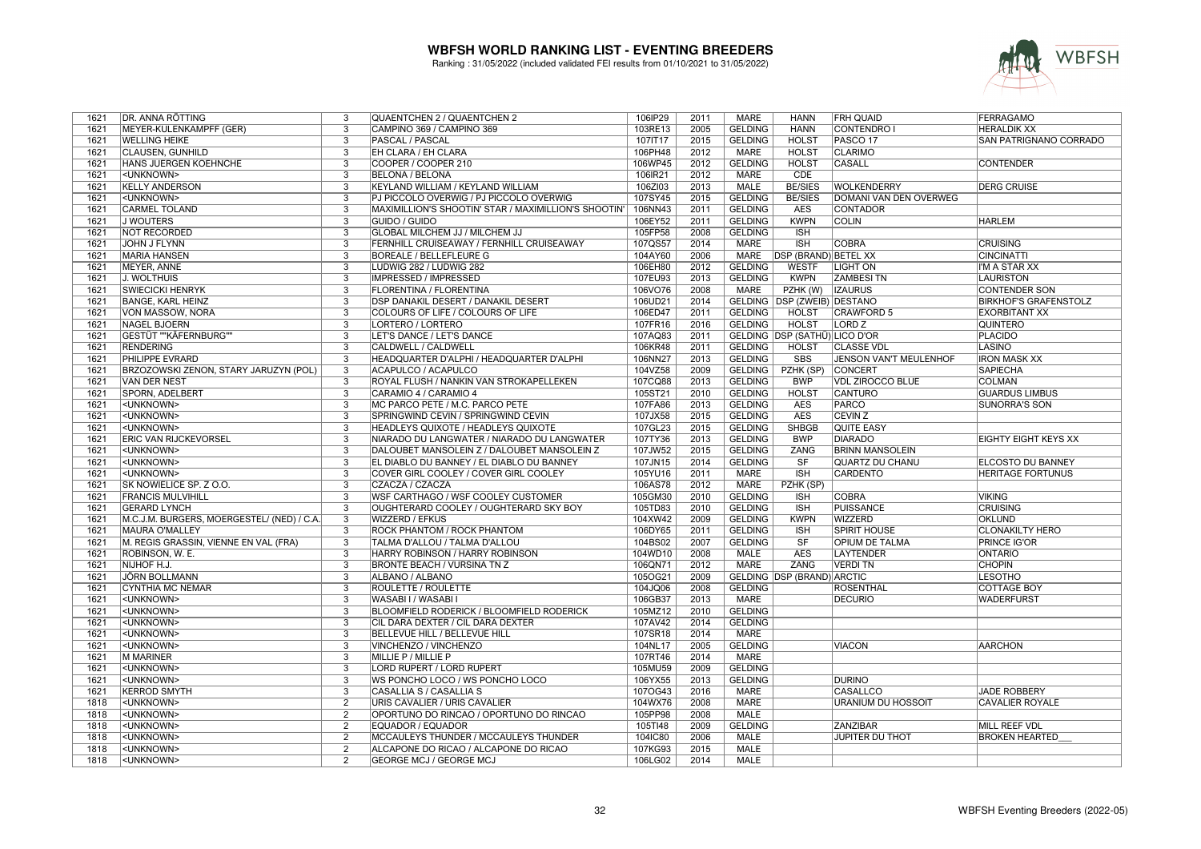# WBFSH WORLD RANKING LIST - EVENTING BREEDERS

Ranking : 31/05/2022 (included validated FEI results from 01/10/2021 to 31/05/2022)

| | | | | | | | | | | |
|---|---|---|---|---|---|---|---|---|---|---|
| 1621 | DR. ANNA RÖTTING | 3 | QUAENTCHEN 2 / QUAENTCHEN 2 | 106IP29 | 2011 | MARE | HANN | FRH QUAID | FERRAGAMO |
| 1621 | MEYER-KULENKAMPFF (GER) | 3 | CAMPINO 369 / CAMPINO 369 | 103RE13 | 2005 | GELDING | HANN | CONTENDRO I | HERALDIK XX |
| 1621 | WELLING HEIKE | 3 | PASCAL / PASCAL | 107IT17 | 2015 | GELDING | HOLST | PASCO 17 | SAN PATRIGNANO CORRADO |
| 1621 | CLAUSEN, GUNHILD | 3 | EH CLARA / EH CLARA | 106PH48 | 2012 | MARE | HOLST | CLARIMO | |
| 1621 | HANS JUERGEN KOEHNCHE | 3 | COOPER / COOPER 210 | 106WP45 | 2012 | GELDING | HOLST | CASALL | CONTENDER |
| 1621 | <UNKNOWN> | 3 | BELONA / BELONA | 106IR21 | 2012 | MARE | CDE | | |
| 1621 | KELLY ANDERSON | 3 | KEYLAND WILLIAM / KEYLAND WILLIAM | 106ZI03 | 2013 | MALE | BE/SIES | WOLKENDERRY | DERG CRUISE |
| 1621 | <UNKNOWN> | 3 | PJ PICCOLO OVERWIG / PJ PICCOLO OVERWIG | 107SY45 | 2015 | GELDING | BE/SIES | DOMANI VAN DEN OVERWEG | |
| 1621 | CARMEL TOLAND | 3 | MAXIMILLION'S SHOOTIN' STAR / MAXIMILLION'S SHOOTIN' | 106NN43 | 2011 | GELDING | AES | CONTADOR | |
| 1621 | J WOUTERS | 3 | GUIDO / GUIDO | 106EY52 | 2011 | GELDING | KWPN | COLIN | HARLEM |
| 1621 | NOT RECORDED | 3 | GLOBAL MILCHEM JJ / MILCHEM JJ | 105FP58 | 2008 | GELDING | ISH | | |
| 1621 | JOHN J FLYNN | 3 | FERNHILL CRUISEAWAY / FERNHILL CRUISEAWAY | 107QS57 | 2014 | MARE | ISH | COBRA | CRUISING |
| 1621 | MARIA HANSEN | 3 | BOREALE / BELLEFLEURE G | 104AY60 | 2006 | MARE | DSP (BRAND) | BETEL XX | CINCINATTI |
| 1621 | MEYER, ANNE | 3 | LUDWIG 282 / LUDWIG 282 | 106EH80 | 2012 | GELDING | WESTF | LIGHT ON | I'M A STAR XX |
| 1621 | J. WOLTHUIS | 3 | IMPRESSED / IMPRESSED | 107EU93 | 2013 | GELDING | KWPN | ZAMBESI TN | LAURISTON |
| 1621 | SWIECICKI HENRYK | 3 | FLORENTINA / FLORENTINA | 106VO76 | 2008 | MARE | PZHK (W) | IZAURUS | CONTENDER SON |
| 1621 | BANGE, KARL HEINZ | 3 | DSP DANAKIL DESERT / DANAKIL DESERT | 106UD21 | 2014 | GELDING | DSP (ZWEIB) | DESTANO | BIRKHOF'S GRAFENSTOLZ |
| 1621 | VON MASSOW, NORA | 3 | COLOURS OF LIFE / COLOURS OF LIFE | 106ED47 | 2011 | GELDING | HOLST | CRAWFORD 5 | EXORBITANT XX |
| 1621 | NAGEL BJOERN | 3 | LORTERO / LORTERO | 107FR16 | 2016 | GELDING | HOLST | LORD Z | QUINTERO |
| 1621 | GESTÜT ""KÄFERNBURG"" | 3 | LET'S DANCE / LET'S DANCE | 107AQ83 | 2011 | GELDING | DSP (SATHÜ) | LICO D'OR | PLACIDO |
| 1621 | RENDERING | 3 | CALDWELL / CALDWELL | 106KR48 | 2011 | GELDING | HOLST | CLASSE VDL | LASINO |
| 1621 | PHILIPPE EVRARD | 3 | HEADQUARTER D'ALPHI / HEADQUARTER D'ALPHI | 106NN27 | 2013 | GELDING | SBS | JENSON VAN'T MEULENHOF | IRON MASK XX |
| 1621 | BRZOZOWSKI ZENON, STARY JARUZYN (POL) | 3 | ACAPULCO / ACAPULCO | 104VZ58 | 2009 | GELDING | PZHK (SP) | CONCERT | SAPIECHA |
| 1621 | VAN DER NEST | 3 | ROYAL FLUSH / NANKIN VAN STROKAPELLEKEN | 107CQ88 | 2013 | GELDING | BWP | VDL ZIROCCO BLUE | COLMAN |
| 1621 | SPORN, ADELBERT | 3 | CARAMIO 4 / CARAMIO 4 | 105ST21 | 2010 | GELDING | HOLST | CANTURO | GUARDUS LIMBUS |
| 1621 | <UNKNOWN> | 3 | MC PARCO PETE / M.C. PARCO PETE | 107FA86 | 2013 | GELDING | AES | PARCO | SUNORRA'S SON |
| 1621 | <UNKNOWN> | 3 | SPRINGWIND CEVIN / SPRINGWIND CEVIN | 107JX58 | 2015 | GELDING | AES | CEVIN Z | |
| 1621 | <UNKNOWN> | 3 | HEADLEYS QUIXOTE / HEADLEYS QUIXOTE | 107GL23 | 2015 | GELDING | SHBGB | QUITE EASY | |
| 1621 | ERIC VAN RIJCKEVORSEL | 3 | NIARADO DU LANGWATER / NIARADO DU LANGWATER | 107TY36 | 2013 | GELDING | BWP | DIARADO | EIGHTY EIGHT KEYS XX |
| 1621 | <UNKNOWN> | 3 | DALOUBET MANSOLEIN Z / DALOUBET MANSOLEIN Z | 107JW52 | 2015 | GELDING | ZANG | BRINN MANSOLEIN | |
| 1621 | <UNKNOWN> | 3 | EL DIABLO DU BANNEY / EL DIABLO DU BANNEY | 107JN15 | 2014 | GELDING | SF | QUARTZ DU CHANU | ELCOSTO DU BANNEY |
| 1621 | <UNKNOWN> | 3 | COVER GIRL COOLEY / COVER GIRL COOLEY | 105YU16 | 2011 | MARE | ISH | CARDENTO | HERITAGE FORTUNUS |
| 1621 | SK NOWIELICE SP. Z O.O. | 3 | CZACZA / CZACZA | 106AS78 | 2012 | MARE | PZHK (SP) | | |
| 1621 | FRANCIS MULVIHILL | 3 | WSF CARTHAGO / WSF COOLEY CUSTOMER | 105GM30 | 2010 | GELDING | ISH | COBRA | VIKING |
| 1621 | GERARD LYNCH | 3 | OUGHTERARD COOLEY / OUGHTERARD SKY BOY | 105TD83 | 2010 | GELDING | ISH | PUISSANCE | CRUISING |
| 1621 | M.C.J.M. BURGERS, MOERGESTEL/ (NED) / C.A. | 3 | WIZZERD / EFKUS | 104XW42 | 2009 | GELDING | KWPN | WIZZERD | OKLUND |
| 1621 | MAURA O'MALLEY | 3 | ROCK PHANTOM / ROCK PHANTOM | 106DY65 | 2011 | GELDING | ISH | SPIRIT HOUSE | CLONAKILTY HERO |
| 1621 | M. REGIS GRASSIN, VIENNE EN VAL (FRA) | 3 | TALMA D'ALLOU / TALMA D'ALLOU | 104BS02 | 2007 | GELDING | SF | OPIUM DE TALMA | PRINCE IG'OR |
| 1621 | ROBINSON, W. E. | 3 | HARRY ROBINSON / HARRY ROBINSON | 104WD10 | 2008 | MALE | AES | LAYTENDER | ONTARIO |
| 1621 | NIJHOF H.J. | 3 | BRONTE BEACH / VURSINA TN Z | 106QN71 | 2012 | MARE | ZANG | VERDI TN | CHOPIN |
| 1621 | JÖRN BOLLMANN | 3 | ALBANO / ALBANO | 105OG21 | 2009 | GELDING | DSP (BRAND) | ARCTIC | LESOTHO |
| 1621 | CYNTHIA MC NEMAR | 3 | ROULETTE / ROULETTE | 104JQ06 | 2008 | GELDING | | ROSENTHAL | COTTAGE BOY |
| 1621 | <UNKNOWN> | 3 | WASABI I / WASABI I | 106GB37 | 2013 | MARE | | DECURIO | WADERFURST |
| 1621 | <UNKNOWN> | 3 | BLOOMFIELD RODERICK / BLOOMFIELD RODERICK | 105MZ12 | 2010 | GELDING | | | |
| 1621 | <UNKNOWN> | 3 | CIL DARA DEXTER / CIL DARA DEXTER | 107AV42 | 2014 | GELDING | | | |
| 1621 | <UNKNOWN> | 3 | BELLEVUE HILL / BELLEVUE HILL | 107SR18 | 2014 | MARE | | | |
| 1621 | <UNKNOWN> | 3 | VINCHENZO / VINCHENZO | 104NL17 | 2005 | GELDING | | VIACON | AARCHON |
| 1621 | M MARINER | 3 | MILLIE P / MILLIE P | 107RT46 | 2014 | MARE | | | |
| 1621 | <UNKNOWN> | 3 | LORD RUPERT / LORD RUPERT | 105MU59 | 2009 | GELDING | | | |
| 1621 | <UNKNOWN> | 3 | WS PONCHO LOCO / WS PONCHO LOCO | 106YX55 | 2013 | GELDING | | DURINO | |
| 1621 | KERROD SMYTH | 3 | CASALLIA S / CASALLIA S | 107OG43 | 2016 | MARE | | CASALLCO | JADE ROBBERY |
| 1818 | <UNKNOWN> | 2 | URIS CAVALIER / URIS CAVALIER | 104WX76 | 2008 | MARE | | URANIUM DU HOSSOIT | CAVALIER ROYALE |
| 1818 | <UNKNOWN> | 2 | OPORTUNO DO RINCAO / OPORTUNO DO RINCAO | 105PP98 | 2008 | MALE | | | |
| 1818 | <UNKNOWN> | 2 | EQUADOR / EQUADOR | 105TI48 | 2009 | GELDING | | ZANZIBAR | MILL REEF VDL |
| 1818 | <UNKNOWN> | 2 | MCCAULEYS THUNDER / MCCAULEYS THUNDER | 104IC80 | 2006 | MALE | | JUPITER DU THOT | BROKEN HEARTED___ |
| 1818 | <UNKNOWN> | 2 | ALCAPONE DO RICAO / ALCAPONE DO RICAO | 107KG93 | 2015 | MALE | | | |
| 1818 | <UNKNOWN> | 2 | GEORGE MCJ / GEORGE MCJ | 106LG02 | 2014 | MALE | | | |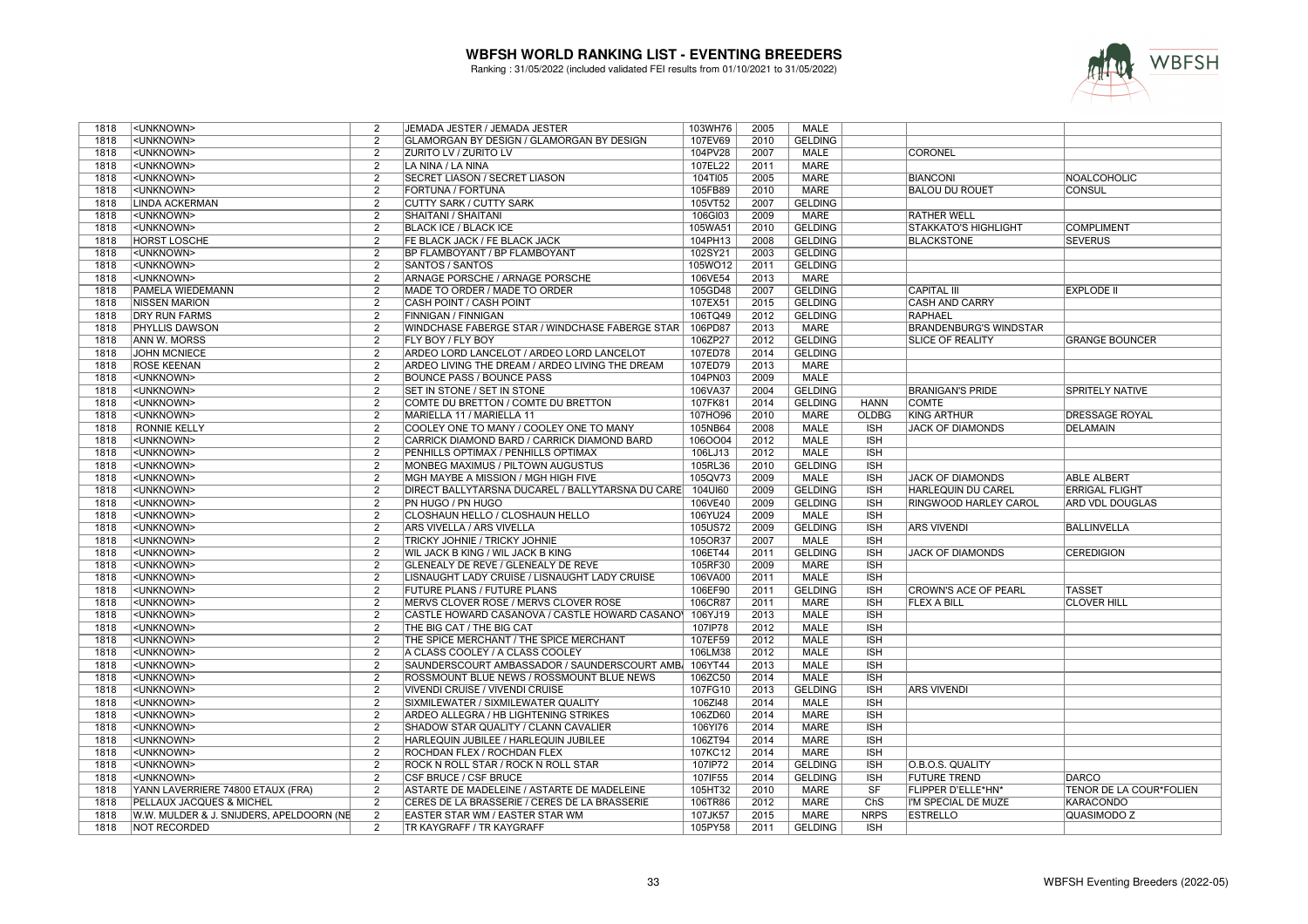# WBFSH WORLD RANKING LIST - EVENTING BREEDERS

Ranking : 31/05/2022 (included validated FEI results from 01/10/2021 to 31/05/2022)

| | | | | | | | | | |
|---|---|---|---|---|---|---|---|---|---|
| 1818 | <UNKNOWN> | 2 | JEMADA JESTER / JEMADA JESTER | 103WH76 | 2005 | MALE | | | |
| 1818 | <UNKNOWN> | 2 | GLAMORGAN BY DESIGN / GLAMORGAN BY DESIGN | 107EV69 | 2010 | GELDING | | | |
| 1818 | <UNKNOWN> | 2 | ZURITO LV / ZURITO LV | 104PV28 | 2007 | MALE | | CORONEL | |
| 1818 | <UNKNOWN> | 2 | LA NINA / LA NINA | 107EL22 | 2011 | MARE | | | |
| 1818 | <UNKNOWN> | 2 | SECRET LIASON / SECRET LIASON | 104TI05 | 2005 | MARE | | BIANCONI | NOALCOHOLIC |
| 1818 | <UNKNOWN> | 2 | FORTUNA / FORTUNA | 105FB89 | 2010 | MARE | | BALOU DU ROUET | CONSUL |
| 1818 | LINDA ACKERMAN | 2 | CUTTY SARK / CUTTY SARK | 105VT52 | 2007 | GELDING | | | |
| 1818 | <UNKNOWN> | 2 | SHAITANI / SHAITANI | 106GI03 | 2009 | MARE | | RATHER WELL | |
| 1818 | <UNKNOWN> | 2 | BLACK ICE / BLACK ICE | 105WA51 | 2010 | GELDING | | STAKKATO'S HIGHLIGHT | COMPLIMENT |
| 1818 | HORST LOSCHE | 2 | FE BLACK JACK / FE BLACK JACK | 104PH13 | 2008 | GELDING | | BLACKSTONE | SEVERUS |
| 1818 | <UNKNOWN> | 2 | BP FLAMBOYANT / BP FLAMBOYANT | 102SY21 | 2003 | GELDING | | | |
| 1818 | <UNKNOWN> | 2 | SANTOS / SANTOS | 105WO12 | 2011 | GELDING | | | |
| 1818 | <UNKNOWN> | 2 | ARNAGE PORSCHE / ARNAGE PORSCHE | 106VE54 | 2013 | MARE | | | |
| 1818 | PAMELA WIEDEMANN | 2 | MADE TO ORDER / MADE TO ORDER | 105GD48 | 2007 | GELDING | | CAPITAL III | EXPLODE II |
| 1818 | NISSEN MARION | 2 | CASH POINT / CASH POINT | 107EX51 | 2015 | GELDING | | CASH AND CARRY | |
| 1818 | DRY RUN FARMS | 2 | FINNIGAN / FINNIGAN | 106TQ49 | 2012 | GELDING | | RAPHAEL | |
| 1818 | PHYLLIS DAWSON | 2 | WINDCHASE FABERGE STAR / WINDCHASE FABERGE STAR | 106PD87 | 2013 | MARE | | BRANDENBURG'S WINDSTAR | |
| 1818 | ANN W. MORSS | 2 | FLY BOY / FLY BOY | 106ZP27 | 2012 | GELDING | | SLICE OF REALITY | GRANGE BOUNCER |
| 1818 | JOHN MCNIECE | 2 | ARDEO LORD LANCELOT / ARDEO LORD LANCELOT | 107ED78 | 2014 | GELDING | | | |
| 1818 | ROSE KEENAN | 2 | ARDEO LIVING THE DREAM / ARDEO LIVING THE DREAM | 107ED79 | 2013 | MARE | | | |
| 1818 | <UNKNOWN> | 2 | BOUNCE PASS / BOUNCE PASS | 104PN03 | 2009 | MALE | | | |
| 1818 | <UNKNOWN> | 2 | SET IN STONE / SET IN STONE | 106VA37 | 2004 | GELDING | | BRANIGAN'S PRIDE | SPRITELY NATIVE |
| 1818 | <UNKNOWN> | 2 | COMTE DU BRETTON / COMTE DU BRETTON | 107FK81 | 2014 | GELDING | HANN | COMTE | |
| 1818 | <UNKNOWN> | 2 | MARIELLA 11 / MARIELLA 11 | 107HO96 | 2010 | MARE | OLDBG | KING ARTHUR | DRESSAGE ROYAL |
| 1818 | RONNIE KELLY | 2 | COOLEY ONE TO MANY / COOLEY ONE TO MANY | 105NB64 | 2008 | MALE | ISH | JACK OF DIAMONDS | DELAMAIN |
| 1818 | <UNKNOWN> | 2 | CARRICK DIAMOND BARD / CARRICK DIAMOND BARD | 106OO04 | 2012 | MALE | ISH | | |
| 1818 | <UNKNOWN> | 2 | PENHILLS OPTIMAX / PENHILLS OPTIMAX | 106LJ13 | 2012 | MALE | ISH | | |
| 1818 | <UNKNOWN> | 2 | MONBEG MAXIMUS / PILTOWN AUGUSTUS | 105RL36 | 2010 | GELDING | ISH | | |
| 1818 | <UNKNOWN> | 2 | MGH MAYBE A MISSION / MGH HIGH FIVE | 105QV73 | 2009 | MALE | ISH | JACK OF DIAMONDS | ABLE ALBERT |
| 1818 | <UNKNOWN> | 2 | DIRECT BALLYTARSNA DUCAREL / BALLYTARSNA DU CARE | 104UI60 | 2009 | GELDING | ISH | HARLEQUIN DU CAREL | ERRIGAL FLIGHT |
| 1818 | <UNKNOWN> | 2 | PN HUGO / PN HUGO | 106VE40 | 2009 | GELDING | ISH | RINGWOOD HARLEY CAROL | ARD VDL DOUGLAS |
| 1818 | <UNKNOWN> | 2 | CLOSHAUN HELLO / CLOSHAUN HELLO | 106YU24 | 2009 | MALE | ISH | | |
| 1818 | <UNKNOWN> | 2 | ARS VIVELLA / ARS VIVELLA | 105US72 | 2009 | GELDING | ISH | ARS VIVENDI | BALLINVELLA |
| 1818 | <UNKNOWN> | 2 | TRICKY JOHNIE / TRICKY JOHNIE | 105OR37 | 2007 | MALE | ISH | | |
| 1818 | <UNKNOWN> | 2 | WIL JACK B KING / WIL JACK B KING | 106ET44 | 2011 | GELDING | ISH | JACK OF DIAMONDS | CEREDIGION |
| 1818 | <UNKNOWN> | 2 | GLENEALY DE REVE / GLENEALY DE REVE | 105RF30 | 2009 | MARE | ISH | | |
| 1818 | <UNKNOWN> | 2 | LISNAUGHT LADY CRUISE / LISNAUGHT LADY CRUISE | 106VA00 | 2011 | MALE | ISH | | |
| 1818 | <UNKNOWN> | 2 | FUTURE PLANS / FUTURE PLANS | 106EF90 | 2011 | GELDING | ISH | CROWN'S ACE OF PEARL | TASSET |
| 1818 | <UNKNOWN> | 2 | MERVS CLOVER ROSE / MERVS CLOVER ROSE | 106CR87 | 2011 | MARE | ISH | FLEX A BILL | CLOVER HILL |
| 1818 | <UNKNOWN> | 2 | CASTLE HOWARD CASANOVA / CASTLE HOWARD CASANO\ | 106YJ19 | 2013 | MALE | ISH | | |
| 1818 | <UNKNOWN> | 2 | THE BIG CAT / THE BIG CAT | 107IP78 | 2012 | MALE | ISH | | |
| 1818 | <UNKNOWN> | 2 | THE SPICE MERCHANT / THE SPICE MERCHANT | 107EF59 | 2012 | MALE | ISH | | |
| 1818 | <UNKNOWN> | 2 | A CLASS COOLEY / A CLASS COOLEY | 106LM38 | 2012 | MALE | ISH | | |
| 1818 | <UNKNOWN> | 2 | SAUNDERSCOURT AMBASSADOR / SAUNDERSCOURT AMB/ | 106YT44 | 2013 | MALE | ISH | | |
| 1818 | <UNKNOWN> | 2 | ROSSMOUNT BLUE NEWS / ROSSMOUNT BLUE NEWS | 106ZC50 | 2014 | MALE | ISH | | |
| 1818 | <UNKNOWN> | 2 | VIVENDI CRUISE / VIVENDI CRUISE | 107FG10 | 2013 | GELDING | ISH | ARS VIVENDI | |
| 1818 | <UNKNOWN> | 2 | SIXMILEWATER / SIXMILEWATER QUALITY | 106ZI48 | 2014 | MALE | ISH | | |
| 1818 | <UNKNOWN> | 2 | ARDEO ALLEGRA / HB LIGHTENING STRIKES | 106ZD60 | 2014 | MARE | ISH | | |
| 1818 | <UNKNOWN> | 2 | SHADOW STAR QUALITY / CLANN CAVALIER | 106YI76 | 2014 | MARE | ISH | | |
| 1818 | <UNKNOWN> | 2 | HARLEQUIN JUBILEE / HARLEQUIN JUBILEE | 106ZT94 | 2014 | MARE | ISH | | |
| 1818 | <UNKNOWN> | 2 | ROCHDAN FLEX / ROCHDAN FLEX | 107KC12 | 2014 | MARE | ISH | | |
| 1818 | <UNKNOWN> | 2 | ROCK N ROLL STAR / ROCK N ROLL STAR | 107IP72 | 2014 | GELDING | ISH | O.B.O.S. QUALITY | |
| 1818 | <UNKNOWN> | 2 | CSF BRUCE / CSF BRUCE | 107IF55 | 2014 | GELDING | ISH | FUTURE TREND | DARCO |
| 1818 | YANN LAVERRIERE 74800 ETAUX (FRA) | 2 | ASTARTE DE MADELEINE / ASTARTE DE MADELEINE | 105HT32 | 2010 | MARE | SF | FLIPPER D'ELLE*HN* | TENOR DE LA COUR*FOLIEN |
| 1818 | PELLAUX JACQUES & MICHEL | 2 | CERES DE LA BRASSERIE / CERES DE LA BRASSERIE | 106TR86 | 2012 | MARE | ChS | I'M SPECIAL DE MUZE | KARACONDO |
| 1818 | W.W. MULDER & J. SNIJDERS, APELDOORN (NE | 2 | EASTER STAR WM / EASTER STAR WM | 107JK57 | 2015 | MARE | NRPS | ESTRELLO | QUASIMODO Z |
| 1818 | NOT RECORDED | 2 | TR KAYGRAFF / TR KAYGRAFF | 105PY58 | 2011 | GELDING | ISH | | |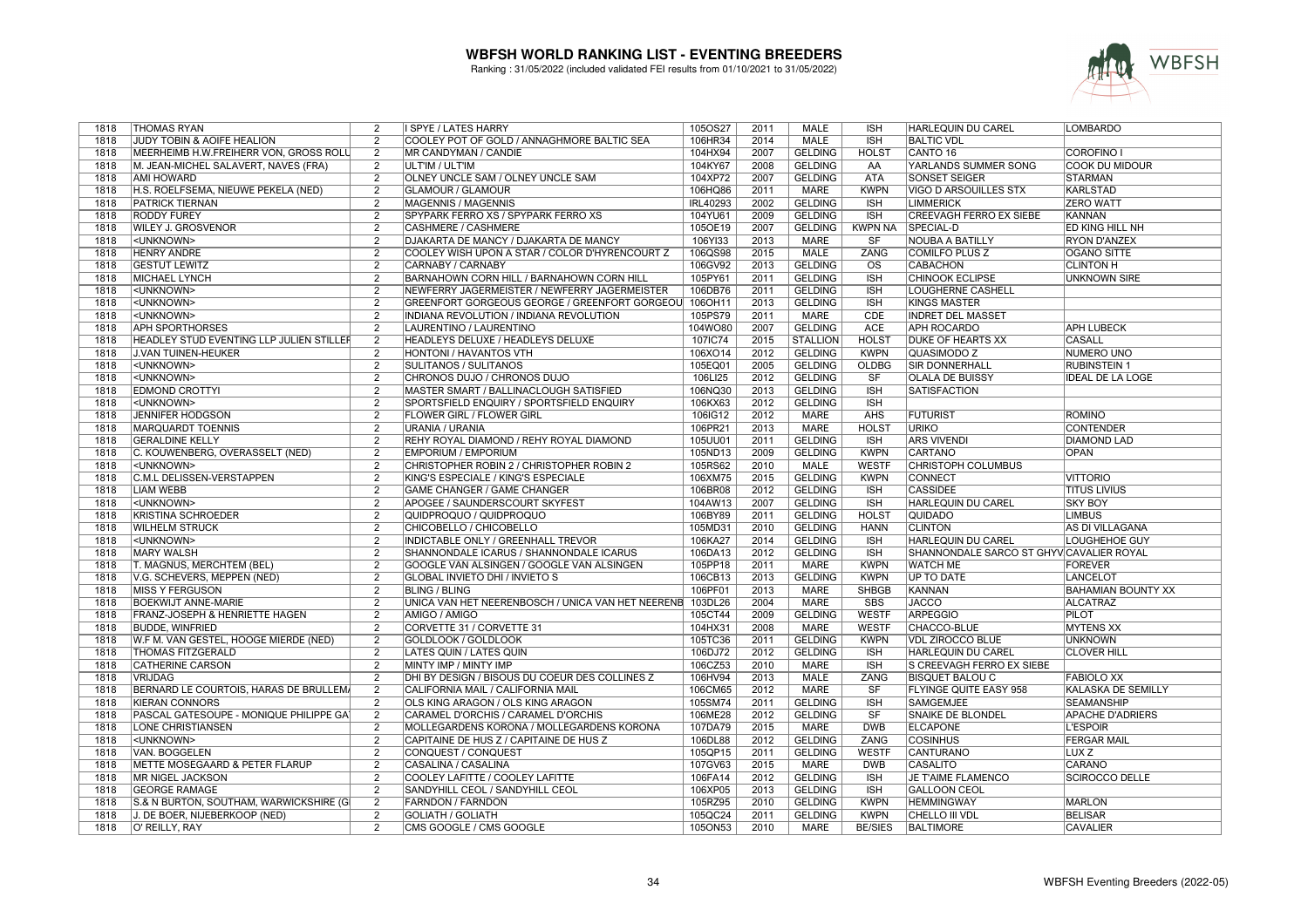# WBFSH WORLD RANKING LIST - EVENTING BREEDERS

Ranking : 31/05/2022 (included validated FEI results from 01/10/2021 to 31/05/2022)

| | | | | | | | | | |
|---|---|---|---|---|---|---|---|---|---|
| 1818 | THOMAS RYAN | 2 | I SPYE / LATES HARRY | 105OS27 | 2011 | MALE | ISH | HARLEQUIN DU CAREL | LOMBARDO |
| 1818 | JUDY TOBIN & AOIFE HEALION | 2 | COOLEY POT OF GOLD / ANNAGHMORE BALTIC SEA | 106HR34 | 2014 | MALE | ISH | BALTIC VDL | |
| 1818 | MEERHEIMB H.W.FREIHERR VON, GROSS ROLU | 2 | MR CANDYMAN / CANDIE | 104HX94 | 2007 | GELDING | HOLST | CANTO 16 | COROFINO I |
| 1818 | M. JEAN-MICHEL SALAVERT, NAVES (FRA) | 2 | ULT'IM / ULT'IM | 104KY67 | 2008 | GELDING | AA | YARLANDS SUMMER SONG | COOK DU MIDOUR |
| 1818 | AMI HOWARD | 2 | OLNEY UNCLE SAM / OLNEY UNCLE SAM | 104XP72 | 2007 | GELDING | ATA | SONSET SEIGER | STARMAN |
| 1818 | H.S. ROELFSEMA, NIEUWE PEKELA (NED) | 2 | GLAMOUR / GLAMOUR | 106HQ86 | 2011 | MARE | KWPN | VIGO D ARSOUILLES STX | KARLSTAD |
| 1818 | PATRICK TIERNAN | 2 | MAGENNIS / MAGENNIS | IRL40293 | 2002 | GELDING | ISH | LIMMERICK | ZERO WATT |
| 1818 | RODDY FUREY | 2 | SPYPARK FERRO XS / SPYPARK FERRO XS | 104YU61 | 2009 | GELDING | ISH | CREEVAGH FERRO EX SIEBE | KANNAN |
| 1818 | WILEY J. GROSVENOR | 2 | CASHMERE / CASHMERE | 105OE19 | 2007 | GELDING | KWPN NA | SPECIAL-D | ED KING HILL NH |
| 1818 | <UNKNOWN> | 2 | DJAKARTA DE MANCY / DJAKARTA DE MANCY | 106YI33 | 2013 | MARE | SF | NOUBA A BATILLY | RYON D'ANZEX |
| 1818 | HENRY ANDRE | 2 | COOLEY WISH UPON A STAR / COLOR D'HYRENCOURT Z | 106QS98 | 2015 | MALE | ZANG | COMILFO PLUS Z | OGANO SITTE |
| 1818 | GESTUT LEWITZ | 2 | CARNABY / CARNABY | 106GV92 | 2013 | GELDING | OS | CABACHON | CLINTON H |
| 1818 | MICHAEL LYNCH | 2 | BARNAHOWN CORN HILL / BARNAHOWN CORN HILL | 105PY61 | 2011 | GELDING | ISH | CHINOOK ECLIPSE | UNKNOWN SIRE |
| 1818 | <UNKNOWN> | 2 | NEWFERRY JAGERMEISTER / NEWFERRY JAGERMEISTER | 106DB76 | 2011 | GELDING | ISH | LOUGHERNE CASHELL | |
| 1818 | <UNKNOWN> | 2 | GREENFORT GORGEOUS GEORGE / GREENFORT GORGEOU | 106OH11 | 2013 | GELDING | ISH | KINGS MASTER | |
| 1818 | <UNKNOWN> | 2 | INDIANA REVOLUTION / INDIANA REVOLUTION | 105PS79 | 2011 | MARE | CDE | INDRET DEL MASSET | |
| 1818 | APH SPORTHORSES | 2 | LAURENTINO / LAURENTINO | 104WO80 | 2007 | GELDING | ACE | APH ROCARDO | APH LUBECK |
| 1818 | HEADLEY STUD EVENTING LLP JULIEN STILLEF | 2 | HEADLEYS DELUXE / HEADLEYS DELUXE | 107IC74 | 2015 | STALLION | HOLST | DUKE OF HEARTS XX | CASALL |
| 1818 | J.VAN TUINEN-HEUKER | 2 | HONTONI / HAVANTOS VTH | 106XO14 | 2012 | GELDING | KWPN | QUASIMODO Z | NUMERO UNO |
| 1818 | <UNKNOWN> | 2 | SULITANOS / SULITANOS | 105EQ01 | 2005 | GELDING | OLDBG | SIR DONNERHALL | RUBINSTEIN 1 |
| 1818 | <UNKNOWN> | 2 | CHRONOS DUJO / CHRONOS DUJO | 106LI25 | 2012 | GELDING | SF | OLALA DE BUISSY | IDEAL DE LA LOGE |
| 1818 | EDMOND CROTTYI | 2 | MASTER SMART / BALLINACLOUGH SATISFIED | 106NQ30 | 2013 | GELDING | ISH | SATISFACTION | |
| 1818 | <UNKNOWN> | 2 | SPORTSFIELD ENQUIRY / SPORTSFIELD ENQUIRY | 106KX63 | 2012 | GELDING | ISH | | |
| 1818 | JENNIFER HODGSON | 2 | FLOWER GIRL / FLOWER GIRL | 106IG12 | 2012 | MARE | AHS | FUTURIST | ROMINO |
| 1818 | MARQUARDT TOENNIS | 2 | URANIA / URANIA | 106PR21 | 2013 | MARE | HOLST | URIKO | CONTENDER |
| 1818 | GERALDINE KELLY | 2 | REHY ROYAL DIAMOND / REHY ROYAL DIAMOND | 105UU01 | 2011 | GELDING | ISH | ARS VIVENDI | DIAMOND LAD |
| 1818 | C. KOUWENBERG, OVERASSELT (NED) | 2 | EMPORIUM / EMPORIUM | 105ND13 | 2009 | GELDING | KWPN | CARTANO | OPAN |
| 1818 | <UNKNOWN> | 2 | CHRISTOPHER ROBIN 2 / CHRISTOPHER ROBIN 2 | 105RS62 | 2010 | MALE | WESTF | CHRISTOPH COLUMBUS | |
| 1818 | C.M.L DELISSEN-VERSTAPPEN | 2 | KING'S ESPECIALE / KING'S ESPECIALE | 106XM75 | 2015 | GELDING | KWPN | CONNECT | VITTORIO |
| 1818 | LIAM WEBB | 2 | GAME CHANGER / GAME CHANGER | 106BR08 | 2012 | GELDING | ISH | CASSIDEE | TITUS LIVIUS |
| 1818 | <UNKNOWN> | 2 | APOGEE / SAUNDERSCOURT SKYFEST | 104AW13 | 2007 | GELDING | ISH | HARLEQUIN DU CAREL | SKY BOY |
| 1818 | KRISTINA SCHROEDER | 2 | QUIDPROQUO / QUIDPROQUO | 106BY89 | 2011 | GELDING | HOLST | QUIDADO | LIMBUS |
| 1818 | WILHELM STRUCK | 2 | CHICOBELLO / CHICOBELLO | 105MD31 | 2010 | GELDING | HANN | CLINTON | AS DI VILLAGANA |
| 1818 | <UNKNOWN> | 2 | INDICTABLE ONLY / GREENHALL TREVOR | 106KA27 | 2014 | GELDING | ISH | HARLEQUIN DU CAREL | LOUGHEHOE GUY |
| 1818 | MARY WALSH | 2 | SHANNONDALE ICARUS / SHANNONDALE ICARUS | 106DA13 | 2012 | GELDING | ISH | SHANNONDALE SARCO ST GHYV | CAVALIER ROYAL |
| 1818 | T. MAGNUS, MERCHTEM (BEL) | 2 | GOOGLE VAN ALSINGEN / GOOGLE VAN ALSINGEN | 105PP18 | 2011 | MARE | KWPN | WATCH ME | FOREVER |
| 1818 | V.G. SCHEVERS, MEPPEN (NED) | 2 | GLOBAL INVIETO DHI / INVIETO S | 106CB13 | 2013 | GELDING | KWPN | UP TO DATE | LANCELOT |
| 1818 | MISS Y FERGUSON | 2 | BLING / BLING | 106PF01 | 2013 | MARE | SHBGB | KANNAN | BAHAMIAN BOUNTY XX |
| 1818 | BOEKWIJT ANNE-MARIE | 2 | UNICA VAN HET NEERENBOSCH / UNICA VAN HET NEERENB | 103DL26 | 2004 | MARE | SBS | JACCO | ALCATRAZ |
| 1818 | FRANZ-JOSEPH & HENRIETTE HAGEN | 2 | AMIGO / AMIGO | 105CT44 | 2009 | GELDING | WESTF | ARPEGGIO | PILOT |
| 1818 | BUDDE, WINFRIED | 2 | CORVETTE 31 / CORVETTE 31 | 104HX31 | 2008 | MARE | WESTF | CHACCO-BLUE | MYTENS XX |
| 1818 | W.F M. VAN GESTEL, HOOGE MIERDE (NED) | 2 | GOLDLOOK / GOLDLOOK | 105TC36 | 2011 | GELDING | KWPN | VDL ZIROCCO BLUE | UNKNOWN |
| 1818 | THOMAS FITZGERALD | 2 | LATES QUIN / LATES QUIN | 106DJ72 | 2012 | GELDING | ISH | HARLEQUIN DU CAREL | CLOVER HILL |
| 1818 | CATHERINE CARSON | 2 | MINTY IMP / MINTY IMP | 106CZ53 | 2010 | MARE | ISH | S CREEVAGH FERRO EX SIEBE | |
| 1818 | VRIJDAG | 2 | DHI BY DESIGN / BISOUS DU COEUR DES COLLINES Z | 106HV94 | 2013 | MALE | ZANG | BISQUET BALOU C | FABIOLO XX |
| 1818 | BERNARD LE COURTOIS, HARAS DE BRULLEM/ | 2 | CALIFORNIA MAIL / CALIFORNIA MAIL | 106CM65 | 2012 | MARE | SF | FLYINGE QUITE EASY 958 | KALASKA DE SEMILLY |
| 1818 | KIERAN CONNORS | 2 | OLS KING ARAGON / OLS KING ARAGON | 105SM74 | 2011 | GELDING | ISH | SAMGEMJEE | SEAMANSHIP |
| 1818 | PASCAL GATESOUPE - MONIQUE PHILIPPE GA | 2 | CARAMEL D'ORCHIS / CARAMEL D'ORCHIS | 106ME28 | 2012 | GELDING | SF | SNAIKE DE BLONDEL | APACHE D'ADRIERS |
| 1818 | LONE CHRISTIANSEN | 2 | MOLLEGARDENS KORONA / MOLLEGARDENS KORONA | 107DA79 | 2015 | MARE | DWB | ELCAPONE | L'ESPOIR |
| 1818 | <UNKNOWN> | 2 | CAPITAINE DE HUS Z / CAPITAINE DE HUS Z | 106DL88 | 2012 | GELDING | ZANG | COSINHUS | FERGAR MAIL |
| 1818 | VAN. BOGGELEN | 2 | CONQUEST / CONQUEST | 105QP15 | 2011 | GELDING | WESTF | CANTURANO | LUX Z |
| 1818 | METTE MOSEGAARD & PETER FLARUP | 2 | CASALINA / CASALINA | 107GV63 | 2015 | MARE | DWB | CASALITO | CARANO |
| 1818 | MR NIGEL JACKSON | 2 | COOLEY LAFITTE / COOLEY LAFITTE | 106FA14 | 2012 | GELDING | ISH | JE T'AIME FLAMENCO | SCIROCCO DELLE |
| 1818 | GEORGE RAMAGE | 2 | SANDYHILL CEOL / SANDYHILL CEOL | 106XP05 | 2013 | GELDING | ISH | GALLOON CEOL | |
| 1818 | S.& N BURTON, SOUTHAM, WARWICKSHIRE (G | 2 | FARNDON / FARNDON | 105RZ95 | 2010 | GELDING | KWPN | HEMMINGWAY | MARLON |
| 1818 | J. DE BOER, NIJEBERKOOP (NED) | 2 | GOLIATH / GOLIATH | 105QC24 | 2011 | GELDING | KWPN | CHELLO III VDL | BELISAR |
| 1818 | O' REILLY, RAY | 2 | CMS GOOGLE / CMS GOOGLE | 105ON53 | 2010 | MARE | BE/SIES | BALTIMORE | CAVALIER |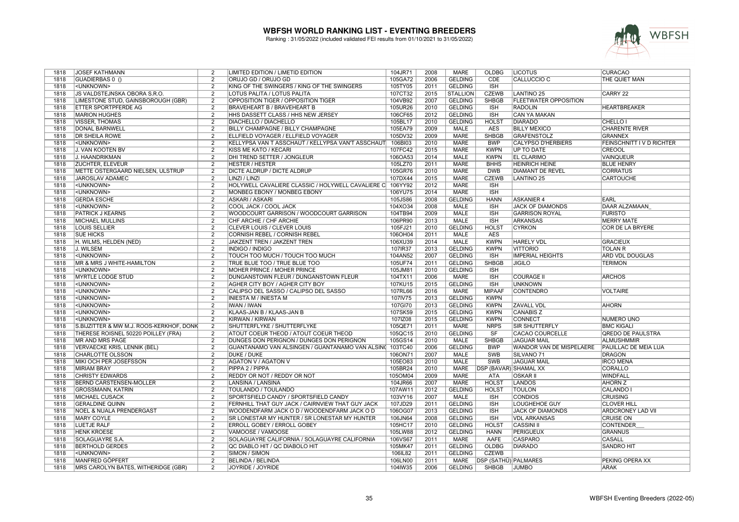# WBFSH WORLD RANKING LIST - EVENTING BREEDERS

Ranking : 31/05/2022 (included validated FEI results from 01/10/2021 to 31/05/2022)

| | | | | | | | | | | |
|---|---|---|---|---|---|---|---|---|---|---|
| 1818 | JOSEF KATHMANN | 2 | LIMITED EDITION / LIMETID EDITION | 104JR71 | 2008 | MARE | OLDBG | LICOTUS | CURACAO |
| 1818 | GUADIERBAS 0 () | 2 | ORUJO GD / ORUJO GD | 105GA72 | 2006 | GELDING | CDE | CALLUCCIO C | THE QUIET MAN |
| 1818 | <UNKNOWN> | 2 | KING OF THE SWINGERS / KING OF THE SWINGERS | 105TY05 | 2011 | GELDING | ISH | | |
| 1818 | JS VALDSTEJNSKA OBORA S.R.O. | 2 | LOTUS PALITA / LOTUS PALITA | 107CT32 | 2015 | STALLION | CZEWB | LANTINO 25 | CARRY 22 |
| 1818 | LIMESTONE STUD, GAINSBOROUGH (GBR) | 2 | OPPOSITION TIGER / OPPOSITION TIGER | 104VB92 | 2007 | GELDING | SHBGB | FLEETWATER OPPOSITION | |
| 1818 | ETTER SPORTPFERDE AG | 2 | BRAVEHEART B / BRAVEHEART B | 105UR26 | 2010 | GELDING | ISH | RADOLIN | HEARTBREAKER |
| 1818 | MARION HUGHES | 2 | HHS DASSETT CLASS / HHS NEW JERSEY | 106CF65 | 2012 | GELDING | ISH | CAN YA MAKAN | |
| 1818 | VISSER, THOMAS | 2 | DIACHELLO / DIACHELLO | 105BL17 | 2010 | GELDING | HOLST | DIARADO | CHELLO I |
| 1818 | DONAL BARNWELL | 2 | BILLY CHAMPAGNE / BILLY CHAMPAGNE | 105EA79 | 2009 | MALE | AES | BILLY MEXICO | CHARENTE RIVER |
| 1818 | DR SHEILA ROWE | 2 | ELLFIELD VOYAGER / ELLFIELD VOYAGER | 105DV32 | 2009 | MARE | SHBGB | GRAFENSTOLZ | GRANNEX |
| 1818 | <UNKNOWN> | 2 | KELLYPSA VAN T ASSCHAUT / KELLYPSA VAN'T ASSCHAUT | 106BI03 | 2010 | MARE | BWP | CALYPSO D'HERBIERS | FEINSCHNITT I V D RICHTER |
| 1818 | J. VAN KOOTEN BV | 2 | KISS ME KATO / KECARI | 107FC42 | 2015 | MARE | KWPN | UP TO DATE | CREOOL |
| 1818 | J. HAANDRIKMAN | 2 | DHI TREND SETTER / JONGLEUR | 106OA53 | 2014 | MALE | KWPN | EL CLARIMO | VAINQUEUR |
| 1818 | ZUCHTER, ELEVEUR | 2 | HESTER / HESTER | 105LZ70 | 2011 | MARE | BHHS | HEINRICH HEINE | BLUE HENRY |
| 1818 | METTE OSTERGAARD NIELSEN, ULSTRUP | 2 | DICTE ALDRUP / DICTE ALDRUP | 105GR76 | 2010 | MARE | DWB | DIAMANT DE REVEL | CORRATUS |
| 1818 | JAROSLAV ADAMEC | 2 | LINZI / LINZI | 107DX44 | 2015 | MARE | CZEWB | LANTINO 25 | CARTOUCHE |
| 1818 | <UNKNOWN> | 2 | HOLYWELL CAVALIERE CLASSIC / HOLYWELL CAVALIERE C | 106YY92 | 2012 | MARE | ISH | | |
| 1818 | <UNKNOWN> | 2 | MONBEG EBONY / MONBEG EBONY | 106YU75 | 2014 | MARE | ISH | | |
| 1818 | GERDA ESCHE | 2 | ASKARI / ASKARI | 105JS86 | 2008 | GELDING | HANN | ASKANIER 4 | EARL |
| 1818 | <UNKNOWN> | 2 | COOL JACK / COOL JACK | 104XO34 | 2008 | MALE | ISH | JACK OF DIAMONDS | DAAR ALZAMAAN_ |
| 1818 | PATRICK J KEARNS | 2 | WOODCOURT GARRISON / WOODCOURT GARRISON | 104TB94 | 2009 | MALE | ISH | GARRISON ROYAL | FURISTO |
| 1818 | MICHAEL MULLINS | 2 | CHF ARCHIE / CHF ARCHIE | 106PR90 | 2013 | MALE | ISH | ARKANSAS | MERRY MATE |
| 1818 | LOUIS SELLIER | 2 | CLEVER LOUIS / CLEVER LOUIS | 105FJ21 | 2010 | GELDING | HOLST | CYRKON | COR DE LA BRYERE |
| 1818 | SUE HICKS | 2 | CORNISH REBEL / CORNISH REBEL | 106OH04 | 2011 | MALE | AES | | |
| 1818 | H. WILMS, HELDEN (NED) | 2 | JAKZENT TREN / JAKZENT TREN | 106XU39 | 2014 | MALE | KWPN | HARELY VDL | GRACIEUX |
| 1818 | J. WILSEM | 2 | INDIGO / INDIGO | 107IR37 | 2013 | GELDING | KWPN | VITTORIO | TOLAN R |
| 1818 | <UNKNOWN> | 2 | TOUCH TOO MUCH / TOUCH TOO MUCH | 104AN52 | 2007 | GELDING | ISH | IMPERIAL HEIGHTS | ARD VDL DOUGLAS |
| 1818 | MR & MRS J WHITE-HAMILTON | 2 | TRUE BLUE TOO / TRUE BLUE TOO | 105UF74 | 2011 | GELDING | SHBGB | JIGILO | TERIMON |
| 1818 | <UNKNOWN> | 2 | MOHER PRINCE / MOHER PRINCE | 105JM81 | 2010 | GELDING | ISH | | |
| 1818 | MYRTLE LODGE STUD | 2 | DUNGANSTOWN FLEUR / DUNGANSTOWN FLEUR | 104TX11 | 2006 | MARE | ISH | COURAGE II | ARCHOS |
| 1818 | <UNKNOWN> | 2 | AGHER CITY BOY / AGHER CITY BOY | 107KU15 | 2015 | GELDING | ISH | UNKNOWN | |
| 1818 | <UNKNOWN> | 2 | CALIPSO DEL SASSO / CALIPSO DEL SASSO | 107RL66 | 2016 | MARE | MIPAAF | CONTENDRO | VOLTAIRE |
| 1818 | <UNKNOWN> | 2 | INIESTA M / INIESTA M | 107IV75 | 2013 | GELDING | KWPN | | |
| 1818 | <UNKNOWN> | 2 | IWAN / IWAN | 107GI70 | 2013 | GELDING | KWPN | ZAVALL VDL | AHORN |
| 1818 | <UNKNOWN> | 2 | KLAAS-JAN B / KLAAS-JAN B | 107SK59 | 2015 | GELDING | KWPN | CANABIS Z | |
| 1818 | <UNKNOWN> | 2 | KIRWAN / KIRWAN | 107IZ08 | 2015 | GELDING | KWPN | CONNECT | NUMERO UNO |
| 1818 | S.BIJZITTER & MW M.J. ROOS-KERKHOF, DONK | 2 | SHUTTERFLYKE / SHUTTERFLYKE | 105QE71 | 2011 | MARE | NRPS | SIR SHUTTERFLY | BMC KIGALI |
| 1818 | THERESE ROISNEL 50220 POILLEY (FRA) | 2 | ATOUT COEUR THEOD / ATOUT COEUR THEOD | 105QC15 | 2010 | GELDING | SF | CACAO COURCELLE | QREDO DE PAULSTRA |
| 1818 | MR AND MRS PAGE | 2 | DUNGES DON PERIGNON / DUNGES DON PERIGNON | 105GS14 | 2010 | MALE | SHBGB | JAGUAR MAIL | ALMUSHMMIR |
| 1818 | VERVAECKE KRIS, LENNIK (BEL) | 2 | GUANTANAMO VAN ALSINGEN / GUANTANAMO VAN ALSING | 103TC40 | 2006 | GELDING | BWP | WANDOR VAN DE MISPELAERE | PAUILLAC DE MEIA LUA |
| 1818 | CHARLOTTE OLSSON | 2 | DUKE / DUKE | 106ON71 | 2007 | MALE | SWB | SILVANO 71 | DRAGON |
| 1818 | MIKI OCH PER JOSEFSSON | 2 | AGATON V / AGATON V | 105EO83 | 2010 | MALE | SWB | JAGUAR MAIL | IRCO MENA |
| 1818 | MIRIAM BRAY | 2 | PIPPA 2 / PIPPA | 105BR24 | 2010 | MARE | DSP (BAVAR) | SHAMAL XX | CORALLO |
| 1818 | CHRISTY EDWARDS | 2 | REDDY OR NOT / REDDY OR NOT | 105OM04 | 2009 | MARE | ATA | OSKAR II | WINDFALL |
| 1818 | BERND CARSTENSEN-MÖLLER | 2 | LANSINA / LANSINA | 104JR66 | 2007 | MARE | HOLST | LANDOS | AHORN Z |
| 1818 | GROSSMANN, KATRIN | 2 | TOULANDO / TOULANDO | 107AW11 | 2012 | GELDING | HOLST | TOULON | CALANDO I |
| 1818 | MICHAEL CUSACK | 2 | SPORTSFIELD CANDY / SPORTSFIELD CANDY | 103VY16 | 2007 | MALE | ISH | CONDIOS | CRUISING |
| 1818 | GERALDINE QUINN | 2 | FERNHILL THAT GUY JACK / CAIRNVIEW THAT GUY JACK | 107JD29 | 2011 | GELDING | ISH | LOUGHEHOE GUY | CLOVER HILL |
| 1818 | NOEL & NUALA PRENDERGAST | 2 | WOODENDFARM JACK O D / WOODENDFARM JACK O D | 106OG07 | 2013 | GELDING | ISH | JACK OF DIAMONDS | ARDCRONEY LAD VII |
| 1818 | MARY COYLE | 2 | SR LONESTAR MY HUNTER / SR LONESTAR MY HUNTER | 106JN64 | 2008 | GELDING | ISH | VDL ARKANSAS | CRUISE ON |
| 1818 | LUETJE RALF | 2 | ERROLL GOBEY / ERROLL GOBEY | 105HC17 | 2010 | GELDING | HOLST | CASSINI II | CONTENDER___ |
| 1818 | HENK KROESE | 2 | VAMOOSE / VAMOOSE | 105LW88 | 2012 | GELDING | HANN | PERIGUEUX | GRANNUS |
| 1818 | SOLAGUAYRE S.A. | 2 | SOLAGUAYRE CALIFORNIA / SOLAGUAYRE CALIFORNIA | 106VS67 | 2011 | MARE | AAFE | CASPARO | CASALL |
| 1818 | BERTHOLD GERDES | 2 | QC DIABLO HIT / QC DIABOLO HIT | 105MK47 | 2011 | GELDING | OLDBG | DIARADO | SANDRO HIT |
| 1818 | <UNKNOWN> | 2 | SIMON / SIMON | 106IL82 | 2011 | GELDING | CZEWB | | |
| 1818 | MANFRED GÖPFERT | 2 | BELINDA / BELINDA | 106LN00 | 2011 | MARE | DSP (SATHÜ) | PALMARES | PEKING OPERA XX |
| 1818 | MRS CAROLYN BATES, WITHERIDGE (GBR) | 2 | JOYRIDE / JOYRIDE | 104IW35 | 2006 | GELDING | SHBGB | JUMBO | ARAK |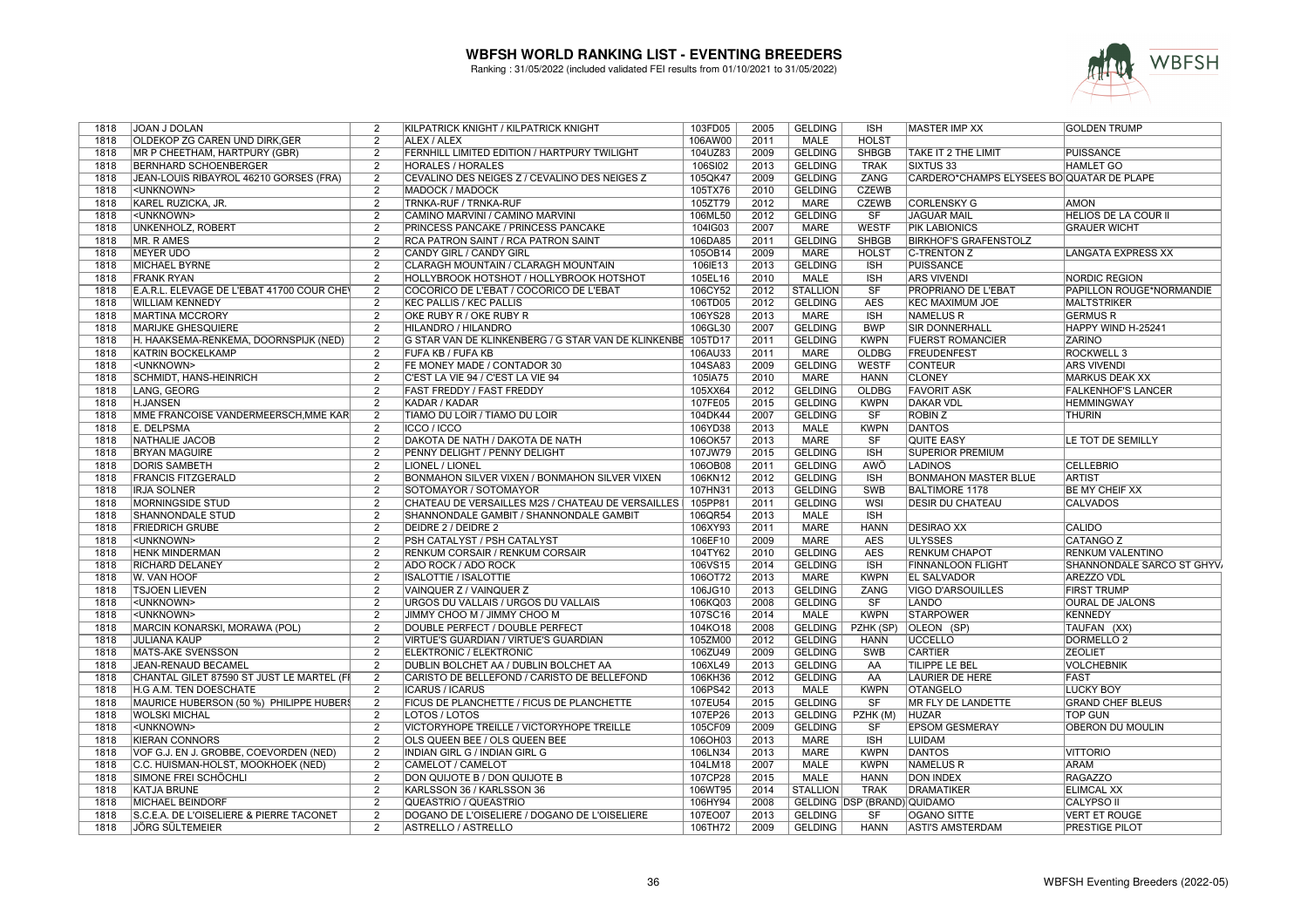# WBFSH WORLD RANKING LIST - EVENTING BREEDERS

Ranking : 31/05/2022 (included validated FEI results from 01/10/2021 to 31/05/2022)

| | | | | | | | | | |
|---|---|---|---|---|---|---|---|---|---|
| 1818 | JOAN J DOLAN | 2 | KILPATRICK KNIGHT / KILPATRICK KNIGHT | 103FD05 | 2005 | GELDING | ISH | MASTER IMP XX | GOLDEN TRUMP |
| 1818 | OLDEKOP ZG CAREN UND DIRK,GER | 2 | ALEX / ALEX | 106AW00 | 2011 | MALE | HOLST | | |
| 1818 | MR P CHEETHAM, HARTPURY (GBR) | 2 | FERNHILL LIMITED EDITION / HARTPURY TWILIGHT | 104UZ83 | 2009 | GELDING | SHBGB | TAKE IT 2 THE LIMIT | PUISSANCE |
| 1818 | BERNHARD SCHOENBERGER | 2 | HORALES / HORALES | 106SI02 | 2013 | GELDING | TRAK | SIXTUS 33 | HAMLET GO |
| 1818 | JEAN-LOUIS RIBAYROL 46210 GORSES (FRA) | 2 | CEVALINO DES NEIGES Z / CEVALINO DES NEIGES Z | 105QK47 | 2009 | GELDING | ZANG | CARDERO*CHAMPS ELYSEES BO | QUATAR DE PLAPE |
| 1818 | <UNKNOWN> | 2 | MADOCK / MADOCK | 105TX76 | 2010 | GELDING | CZEWB | | |
| 1818 | KAREL RUZICKA, JR. | 2 | TRNKA-RUF / TRNKA-RUF | 105ZT79 | 2012 | MARE | CZEWB | CORLENSKY G | AMON |
| 1818 | <UNKNOWN> | 2 | CAMINO MARVINI / CAMINO MARVINI | 106ML50 | 2012 | GELDING | SF | JAGUAR MAIL | HELIOS DE LA COUR II |
| 1818 | UNKENHOLZ, ROBERT | 2 | PRINCESS PANCAKE / PRINCESS PANCAKE | 104IG03 | 2007 | MARE | WESTF | PIK LABIONICS | GRAUER WICHT |
| 1818 | MR. R AMES | 2 | RCA PATRON SAINT / RCA PATRON SAINT | 106DA85 | 2011 | GELDING | SHBGB | BIRKHOF'S GRAFENSTOLZ | |
| 1818 | MEYER UDO | 2 | CANDY GIRL / CANDY GIRL | 105OB14 | 2009 | MARE | HOLST | C-TRENTON Z | LANGATA EXPRESS XX |
| 1818 | MICHAEL BYRNE | 2 | CLARAGH MOUNTAIN / CLARAGH MOUNTAIN | 106IE13 | 2013 | GELDING | ISH | PUISSANCE | |
| 1818 | FRANK RYAN | 2 | HOLLYBROOK HOTSHOT / HOLLYBROOK HOTSHOT | 105EL16 | 2010 | MALE | ISH | ARS VIVENDI | NORDIC REGION |
| 1818 | E.A.R.L. ELEVAGE DE L'EBAT 41700 COUR CHE | 2 | COCORICO DE L'EBAT / COCORICO DE L'EBAT | 106CY52 | 2012 | STALLION | SF | PROPRIANO DE L'EBAT | PAPILLON ROUGE*NORMANDIE |
| 1818 | WILLIAM KENNEDY | 2 | KEC PALLIS / KEC PALLIS | 106TD05 | 2012 | GELDING | AES | KEC MAXIMUM JOE | MALTSTRIKER |
| 1818 | MARTINA MCCRORY | 2 | OKE RUBY R / OKE RUBY R | 106YS28 | 2013 | MARE | ISH | NAMELUS R | GERMUS R |
| 1818 | MARIJKE GHESQUIERE | 2 | HILANDRO / HILANDRO | 106GL30 | 2007 | GELDING | BWP | SIR DONNERHALL | HAPPY WIND H-25241 |
| 1818 | H. HAAKSEMA-RENKEMA, DOORNSPIJK (NED) | 2 | G STAR VAN DE KLINKENBERG / G STAR VAN DE KLINKENBE | 105TD17 | 2011 | GELDING | KWPN | FUERST ROMANCIER | ZARINO |
| 1818 | KATRIN BOCKELKAMP | 2 | FUFA KB / FUFA KB | 106AU33 | 2011 | MARE | OLDBG | FREUDENFEST | ROCKWELL 3 |
| 1818 | <UNKNOWN> | 2 | FE MONEY MADE / CONTADOR 30 | 104SA83 | 2009 | GELDING | WESTF | CONTEUR | ARS VIVENDI |
| 1818 | SCHMIDT, HANS-HEINRICH | 2 | C'EST LA VIE 94 / C'EST LA VIE 94 | 105IA75 | 2010 | MARE | HANN | CLONEY | MARKUS DEAK XX |
| 1818 | LANG, GEORG | 2 | FAST FREDDY / FAST FREDDY | 105XX64 | 2012 | GELDING | OLDBG | FAVORIT ASK | FALKENHOF'S LANCER |
| 1818 | H.JANSEN | 2 | KADAR / KADAR | 107FE05 | 2015 | GELDING | KWPN | DAKAR VDL | HEMMINGWAY |
| 1818 | MME FRANCOISE VANDERMEERSCH,MME KAR | 2 | TIAMO DU LOIR / TIAMO DU LOIR | 104DK44 | 2007 | GELDING | SF | ROBIN Z | THURIN |
| 1818 | E. DELPSMA | 2 | ICCO / ICCO | 106YD38 | 2013 | MALE | KWPN | DANTOS | |
| 1818 | NATHALIE JACOB | 2 | DAKOTA DE NATH / DAKOTA DE NATH | 106OK57 | 2013 | MARE | SF | QUITE EASY | LE TOT DE SEMILLY |
| 1818 | BRYAN MAGUIRE | 2 | PENNY DELIGHT / PENNY DELIGHT | 107JW79 | 2015 | GELDING | ISH | SUPERIOR PREMIUM | |
| 1818 | DORIS SAMBETH | 2 | LIONEL / LIONEL | 106OB08 | 2011 | GELDING | AWÖ | LADINOS | CELLEBRIO |
| 1818 | FRANCIS FITZGERALD | 2 | BONMAHON SILVER VIXEN / BONMAHON SILVER VIXEN | 106KN12 | 2012 | GELDING | ISH | BONMAHON MASTER BLUE | ARTIST |
| 1818 | IRJA SOLNER | 2 | SOTOMAYOR / SOTOMAYOR | 107HN31 | 2013 | GELDING | SWB | BALTIMORE 1178 | BE MY CHEIF XX |
| 1818 | MORNINGSIDE STUD | 2 | CHATEAU DE VERSAILLES M2S / CHATEAU DE VERSAILLES | 105PP81 | 2011 | GELDING | WSI | DESIR DU CHATEAU | CALVADOS |
| 1818 | SHANNONDALE STUD | 2 | SHANNONDALE GAMBIT / SHANNONDALE GAMBIT | 106QR54 | 2013 | MALE | ISH | | |
| 1818 | FRIEDRICH GRUBE | 2 | DEIDRE 2 / DEIDRE 2 | 106XY93 | 2011 | MARE | HANN | DESIRAO XX | CALIDO |
| 1818 | <UNKNOWN> | 2 | PSH CATALYST / PSH CATALYST | 106EF10 | 2009 | MARE | AES | ULYSSES | CATANGO Z |
| 1818 | HENK MINDERMAN | 2 | RENKUM CORSAIR / RENKUM CORSAIR | 104TY62 | 2010 | GELDING | AES | RENKUM CHAPOT | RENKUM VALENTINO |
| 1818 | RICHARD DELANEY | 2 | ADO ROCK / ADO ROCK | 106VS15 | 2014 | GELDING | ISH | FINNANLOON FLIGHT | SHANNONDALE SARCO ST GHYV |
| 1818 | W. VAN HOOF | 2 | ISALOTTIE / ISALOTTIE | 106OT72 | 2013 | MARE | KWPN | EL SALVADOR | AREZZO VDL |
| 1818 | TSJOEN LIEVEN | 2 | VAINQUER Z / VAINQUER Z | 106JG10 | 2013 | GELDING | ZANG | VIGO D'ARSOUILLES | FIRST TRUMP |
| 1818 | <UNKNOWN> | 2 | URGOS DU VALLAIS / URGOS DU VALLAIS | 106KQ03 | 2008 | GELDING | SF | LANDO | OURAL DE JALONS |
| 1818 | <UNKNOWN> | 2 | JIMMY CHOO M / JIMMY CHOO M | 107SC16 | 2014 | MALE | KWPN | STARPOWER | KENNEDY |
| 1818 | MARCIN KONARSKI, MORAWA (POL) | 2 | DOUBLE PERFECT / DOUBLE PERFECT | 104KO18 | 2008 | GELDING | PZHK (SP) | OLEON (SP) | TAUFAN (XX) |
| 1818 | JULIANA KAUP | 2 | VIRTUE'S GUARDIAN / VIRTUE'S GUARDIAN | 105ZM00 | 2012 | GELDING | HANN | UCCELLO | DORMELLO 2 |
| 1818 | MATS-ÅKE SVENSSON | 2 | ELEKTRONIC / ELEKTRONIC | 106ZU49 | 2009 | GELDING | SWB | CARTIER | ZEOLIET |
| 1818 | JEAN-RENAUD BECAMEL | 2 | DUBLIN BOLCHET AA / DUBLIN BOLCHET AA | 106XL49 | 2013 | GELDING | AA | TILIPPE LE BEL | VOLCHEBNIK |
| 1818 | CHANTAL GILET 87590 ST JUST LE MARTEL (FI | 2 | CARISTO DE BELLEFOND / CARISTO DE BELLEFOND | 106KH36 | 2012 | GELDING | AA | LAURIER DE HERE | FAST |
| 1818 | H.G A.M. TEN DOESCHATE | 2 | ICARUS / ICARUS | 106PS42 | 2013 | MALE | KWPN | OTANGELO | LUCKY BOY |
| 1818 | MAURICE HUBERSON (50 %) PHILIPPE HUBERS | 2 | FICUS DE PLANCHETTE / FICUS DE PLANCHETTE | 107EU54 | 2015 | GELDING | SF | MR FLY DE LANDETTE | GRAND CHEF BLEUS |
| 1818 | WOLSKI MICHAL | 2 | LOTOS / LOTOS | 107EP26 | 2013 | GELDING | PZHK (M) | HUZAR | TOP GUN |
| 1818 | <UNKNOWN> | 2 | VICTORYHOPE TREILLE / VICTORYHOPE TREILLE | 105CF09 | 2009 | GELDING | SF | EPSOM GESMERAY | OBERON DU MOULIN |
| 1818 | KIERAN CONNORS | 2 | OLS QUEEN BEE / OLS QUEEN BEE | 106OH03 | 2013 | MARE | ISH | LUIDAM | |
| 1818 | VOF G.J. EN J. GROBBE, COEVORDEN (NED) | 2 | INDIAN GIRL G / INDIAN GIRL G | 106LN34 | 2013 | MARE | KWPN | DANTOS | VITTORIO |
| 1818 | C.C. HUISMAN-HOLST, MOOKHOEK (NED) | 2 | CAMELOT / CAMELOT | 104LM18 | 2007 | MALE | KWPN | NAMELUS R | ARAM |
| 1818 | SIMONE FREI SCHÖCHLI | 2 | DON QUIJOTE B / DON QUIJOTE B | 107CP28 | 2015 | MALE | HANN | DON INDEX | RAGAZZO |
| 1818 | KATJA BRUNE | 2 | KARLSSON 36 / KARLSSON 36 | 106WT95 | 2014 | STALLION | TRAK | DRAMATIKER | ELIMCAL XX |
| 1818 | MICHAEL BEINDORF | 2 | QUEASTRIO / QUEASTRIO | 106HY94 | 2008 | GELDING | DSP (BRAND) | QUIDAMO | CALYPSO II |
| 1818 | S.C.E.A. DE L'OISELIERE & PIERRE TACONET | 2 | DOGANO DE L'OISELIERE / DOGANO DE L'OISELIERE | 107EO07 | 2013 | GELDING | SF | OGANO SITTE | VERT ET ROUGE |
| 1818 | JÖRG SÜLTEMEIER | 2 | ASTRELLO / ASTRELLO | 106TH72 | 2009 | GELDING | HANN | ASTI'S AMSTERDAM | PRESTIGE PILOT |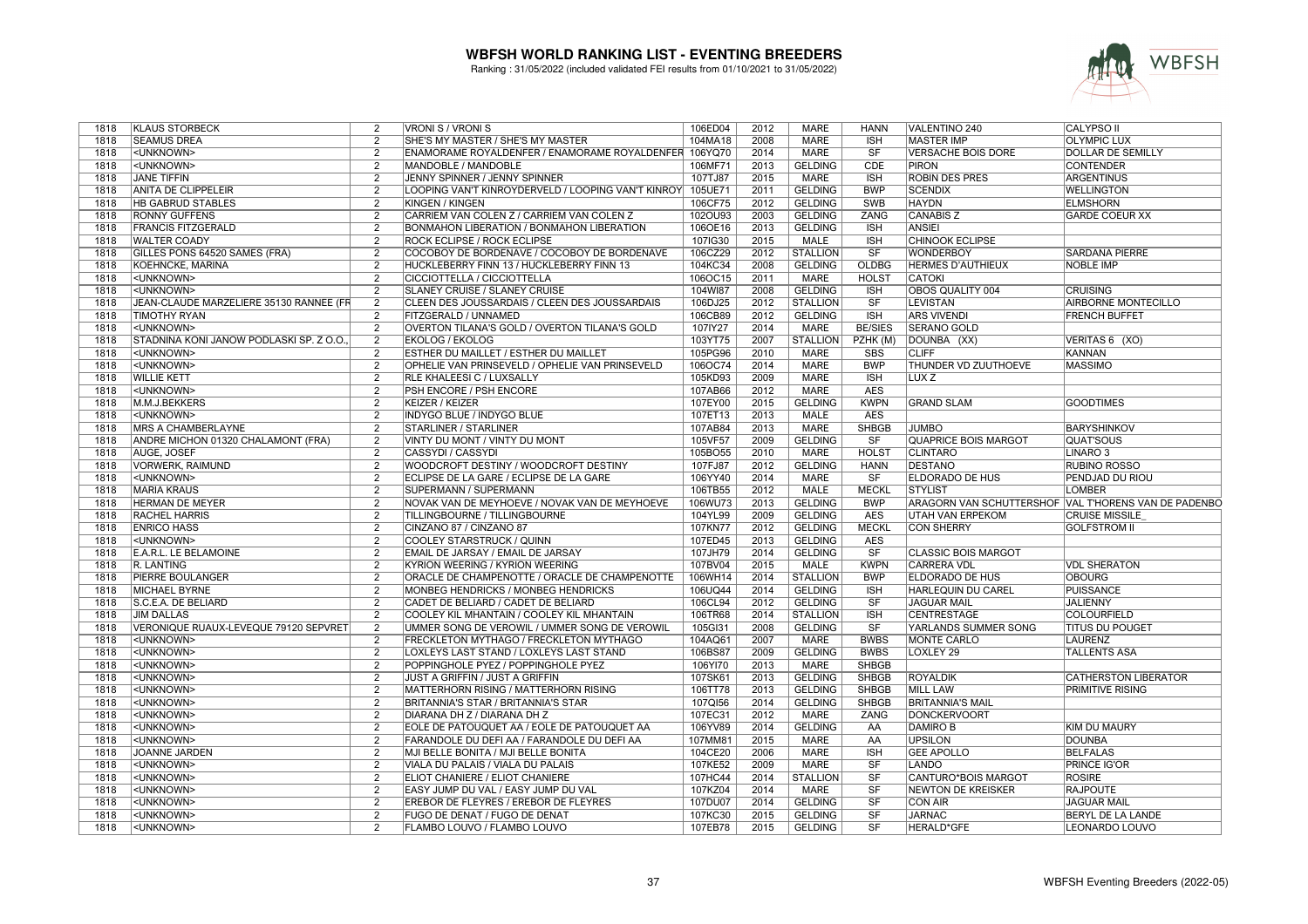# WBFSH WORLD RANKING LIST - EVENTING BREEDERS

Ranking : 31/05/2022 (included validated FEI results from 01/10/2021 to 31/05/2022)

| | | | | | | | | | | |
|---|---|---|---|---|---|---|---|---|---|---|
| 1818 | KLAUS STORBECK | 2 | VRONI S / VRONI S | 106ED04 | 2012 | MARE | HANN | VALENTINO 240 | CALYPSO II |
| 1818 | SEAMUS DREA | 2 | SHE'S MY MASTER / SHE'S MY MASTER | 104MA18 | 2008 | MARE | ISH | MASTER IMP | OLYMPIC LUX |
| 1818 | <UNKNOWN> | 2 | ENAMORAME ROYALDENFER / ENAMORAME ROYALDENFER | 106YQ70 | 2014 | MARE | SF | VERSACHE BOIS DORE | DOLLAR DE SEMILLY |
| 1818 | <UNKNOWN> | 2 | MANDOBLE / MANDOBLE | 106MF71 | 2013 | GELDING | CDE | PIRON | CONTENDER |
| 1818 | JANE TIFFIN | 2 | JENNY SPINNER / JENNY SPINNER | 107TJ87 | 2015 | MARE | ISH | ROBIN DES PRES | ARGENTINUS |
| 1818 | ANITA DE CLIPPELEIR | 2 | LOOPING VAN'T KINROYDERVELD / LOOPING VAN'T KINROY | 105UE71 | 2011 | GELDING | BWP | SCENDIX | WELLINGTON |
| 1818 | HB GABRUD STABLES | 2 | KINGEN / KINGEN | 106CF75 | 2012 | GELDING | SWB | HAYDN | ELMSHORN |
| 1818 | RONNY GUFFENS | 2 | CARRIEM VAN COLEN Z / CARRIEM VAN COLEN Z | 102OU93 | 2003 | GELDING | ZANG | CANABIS Z | GARDE COEUR XX |
| 1818 | FRANCIS FITZGERALD | 2 | BONMAHON LIBERATION / BONMAHON LIBERATION | 106OE16 | 2013 | GELDING | ISH | ANSIEI | |
| 1818 | WALTER COADY | 2 | ROCK ECLIPSE / ROCK ECLIPSE | 107IG30 | 2015 | MALE | ISH | CHINOOK ECLIPSE | |
| 1818 | GILLES PONS 64520 SAMES (FRA) | 2 | COCOBOY DE BORDENAVE / COCOBOY DE BORDENAVE | 106CZ29 | 2012 | STALLION | SF | WONDERBOY | SARDANA PIERRE |
| 1818 | KOEHNCKE, MARINA | 2 | HUCKLEBERRY FINN 13 / HUCKLEBERRY FINN 13 | 104KC34 | 2008 | GELDING | OLDBG | HERMES D'AUTHIEUX | NOBLE IMP |
| 1818 | <UNKNOWN> | 2 | CICCIOTTELLA / CICCIOTTELLA | 106OC15 | 2011 | MARE | HOLST | CATOKI | |
| 1818 | <UNKNOWN> | 2 | SLANEY CRUISE / SLANEY CRUISE | 104WI87 | 2008 | GELDING | ISH | OBOS QUALITY 004 | CRUISING |
| 1818 | JEAN-CLAUDE MARZELIERE 35130 RANNEE (FR | 2 | CLEEN DES JOUSSARDAIS / CLEEN DES JOUSSARDAIS | 106DJ25 | 2012 | STALLION | SF | LEVISTAN | AIRBORNE MONTECILLO |
| 1818 | TIMOTHY RYAN | 2 | FITZGERALD / UNNAMED | 106CB89 | 2012 | GELDING | ISH | ARS VIVENDI | FRENCH BUFFET |
| 1818 | <UNKNOWN> | 2 | OVERTON TILANA'S GOLD / OVERTON TILANA'S GOLD | 107IY27 | 2014 | MARE | BE/SIES | SERANO GOLD | |
| 1818 | STADNINA KONI JANOW PODLASKI SP. Z O.O., | 2 | EKOLOG / EKOLOG | 103YT75 | 2007 | STALLION | PZHK (M) | DOUNBA (XX) | VERITAS 6 (XO) |
| 1818 | <UNKNOWN> | 2 | ESTHER DU MAILLET / ESTHER DU MAILLET | 105PG96 | 2010 | MARE | SBS | CLIFF | KANNAN |
| 1818 | <UNKNOWN> | 2 | OPHELIE VAN PRINSEVELD / OPHELIE VAN PRINSEVELD | 106OC74 | 2014 | MARE | BWP | THUNDER VD ZUUTHOEVE | MASSIMO |
| 1818 | WILLIE KETT | 2 | RLE KHALEESI C / LUXSALLY | 105KD93 | 2009 | MARE | ISH | LUX Z | |
| 1818 | <UNKNOWN> | 2 | PSH ENCORE / PSH ENCORE | 107AB66 | 2012 | MARE | AES | | |
| 1818 | M.M.J.BEKKERS | 2 | KEIZER / KEIZER | 107EY00 | 2015 | GELDING | KWPN | GRAND SLAM | GOODTIMES |
| 1818 | <UNKNOWN> | 2 | INDYGO BLUE / INDYGO BLUE | 107ET13 | 2013 | MALE | AES | | |
| 1818 | MRS A CHAMBERLAYNE | 2 | STARLINER / STARLINER | 107AB84 | 2013 | MARE | SHBGB | JUMBO | BARYSHINKOV |
| 1818 | ANDRE MICHON 01320 CHALAMONT (FRA) | 2 | VINTY DU MONT / VINTY DU MONT | 105VF57 | 2009 | GELDING | SF | QUAPRICE BOIS MARGOT | QUAT'SOUS |
| 1818 | AUGE, JOSEF | 2 | CASSYDI / CASSYDI | 105BO55 | 2010 | MARE | HOLST | CLINTARO | LINARO 3 |
| 1818 | VORWERK, RAIMUND | 2 | WOODCROFT DESTINY / WOODCROFT DESTINY | 107FJ87 | 2012 | GELDING | HANN | DESTANO | RUBINO ROSSO |
| 1818 | <UNKNOWN> | 2 | ECLIPSE DE LA GARE / ECLIPSE DE LA GARE | 106YY40 | 2014 | MARE | SF | ELDORADO DE HUS | PENDJAD DU RIOU |
| 1818 | MARIA KRAUS | 2 | SUPERMANN / SUPERMANN | 106TB55 | 2012 | MALE | MECKL | STYLIST | LOMBER |
| 1818 | HERMAN DE MEYER | 2 | NOVAK VAN DE MEYHOEVE / NOVAK VAN DE MEYHOEVE | 106WU73 | 2013 | GELDING | BWP | ARAGORN VAN SCHUTTERSHOF | VAL T'HORENS VAN DE PADENBO |
| 1818 | RACHEL HARRIS | 2 | TILLINGBOURNE / TILLINGBOURNE | 104YL99 | 2009 | GELDING | AES | UTAH VAN ERPEKOM | CRUISE MISSILE_ |
| 1818 | ENRICO HASS | 2 | CINZANO 87 / CINZANO 87 | 107KN77 | 2012 | GELDING | MECKL | CON SHERRY | GOLFSTROM II |
| 1818 | <UNKNOWN> | 2 | COOLEY STARSTRUCK / QUINN | 107ED45 | 2013 | GELDING | AES | | |
| 1818 | E.A.R.L. LE BELAMOINE | 2 | EMAIL DE JARSAY / EMAIL DE JARSAY | 107JH79 | 2014 | GELDING | SF | CLASSIC BOIS MARGOT | |
| 1818 | R. LANTING | 2 | KYRION WEERING / KYRION WEERING | 107BV04 | 2015 | MALE | KWPN | CARRERA VDL | VDL SHERATON |
| 1818 | PIERRE BOULANGER | 2 | ORACLE DE CHAMPENOTTE / ORACLE DE CHAMPENOTTE | 106WH14 | 2014 | STALLION | BWP | ELDORADO DE HUS | OBOURG |
| 1818 | MICHAEL BYRNE | 2 | MONBEG HENDRICKS / MONBEG HENDRICKS | 106UQ44 | 2014 | GELDING | ISH | HARLEQUIN DU CAREL | PUISSANCE |
| 1818 | S.C.E.A. DE BELIARD | 2 | CADET DE BELIARD / CADET DE BELIARD | 106CL94 | 2012 | GELDING | SF | JAGUAR MAIL | JALIENNY |
| 1818 | JIM DALLAS | 2 | COOLEY KIL MHANTAIN / COOLEY KIL MHANTAIN | 106TR68 | 2014 | STALLION | ISH | CENTRESTAGE | COLOURFIELD |
| 1818 | VERONIQUE RUAUX-LEVEQUE 79120 SEPVRET | 2 | UMMER SONG DE VEROWIL / UMMER SONG DE VEROWIL | 105GI31 | 2008 | GELDING | SF | YARLANDS SUMMER SONG | TITUS DU POUGET |
| 1818 | <UNKNOWN> | 2 | FRECKLETON MYTHAGO / FRECKLETON MYTHAGO | 104AQ61 | 2007 | MARE | BWBS | MONTE CARLO | LAURENZ |
| 1818 | <UNKNOWN> | 2 | LOXLEYS LAST STAND / LOXLEYS LAST STAND | 106BS87 | 2009 | GELDING | BWBS | LOXLEY 29 | TALLENTS ASA |
| 1818 | <UNKNOWN> | 2 | POPPINGHOLE PYEZ / POPPINGHOLE PYEZ | 106YI70 | 2013 | MARE | SHBGB | | |
| 1818 | <UNKNOWN> | 2 | JUST A GRIFFIN / JUST A GRIFFIN | 107SK61 | 2013 | GELDING | SHBGB | ROYALDIK | CATHERSTON LIBERATOR |
| 1818 | <UNKNOWN> | 2 | MATTERHORN RISING / MATTERHORN RISING | 106TT78 | 2013 | GELDING | SHBGB | MILL LAW | PRIMITIVE RISING |
| 1818 | <UNKNOWN> | 2 | BRITANNIA'S STAR / BRITANNIA'S STAR | 107QI56 | 2014 | GELDING | SHBGB | BRITANNIA'S MAIL | |
| 1818 | <UNKNOWN> | 2 | DIARANA DH Z / DIARANA DH Z | 107EC31 | 2012 | MARE | ZANG | DONCKERVOORT | |
| 1818 | <UNKNOWN> | 2 | EOLE DE PATOUQUET AA / EOLE DE PATOUQUET AA | 106YV89 | 2014 | GELDING | AA | DAMIRO B | KIM DU MAURY |
| 1818 | <UNKNOWN> | 2 | FARANDOLE DU DEFI AA / FARANDOLE DU DEFI AA | 107MM81 | 2015 | MARE | AA | UPSILON | DOUNBA |
| 1818 | JOANNE JARDEN | 2 | MJI BELLE BONITA / MJI BELLE BONITA | 104CE20 | 2006 | MARE | ISH | GEE APOLLO | BELFALAS |
| 1818 | <UNKNOWN> | 2 | VIALA DU PALAIS / VIALA DU PALAIS | 107KE52 | 2009 | MARE | SF | LANDO | PRINCE IG'OR |
| 1818 | <UNKNOWN> | 2 | ELIOT CHANIERE / ELIOT CHANIERE | 107HC44 | 2014 | STALLION | SF | CANTURO*BOIS MARGOT | ROSIRE |
| 1818 | <UNKNOWN> | 2 | EASY JUMP DU VAL / EASY JUMP DU VAL | 107KZ04 | 2014 | MARE | SF | NEWTON DE KREISKER | RAJPOUTE |
| 1818 | <UNKNOWN> | 2 | EREBOR DE FLEYRES / EREBOR DE FLEYRES | 107DU07 | 2014 | GELDING | SF | CON AIR | JAGUAR MAIL |
| 1818 | <UNKNOWN> | 2 | FUGO DE DENAT / FUGO DE DENAT | 107KC30 | 2015 | GELDING | SF | JARNAC | BERYL DE LA LANDE |
| 1818 | <UNKNOWN> | 2 | FLAMBO LOUVO / FLAMBO LOUVO | 107EB78 | 2015 | GELDING | SF | HERALD*GFE | LEONARDO LOUVO |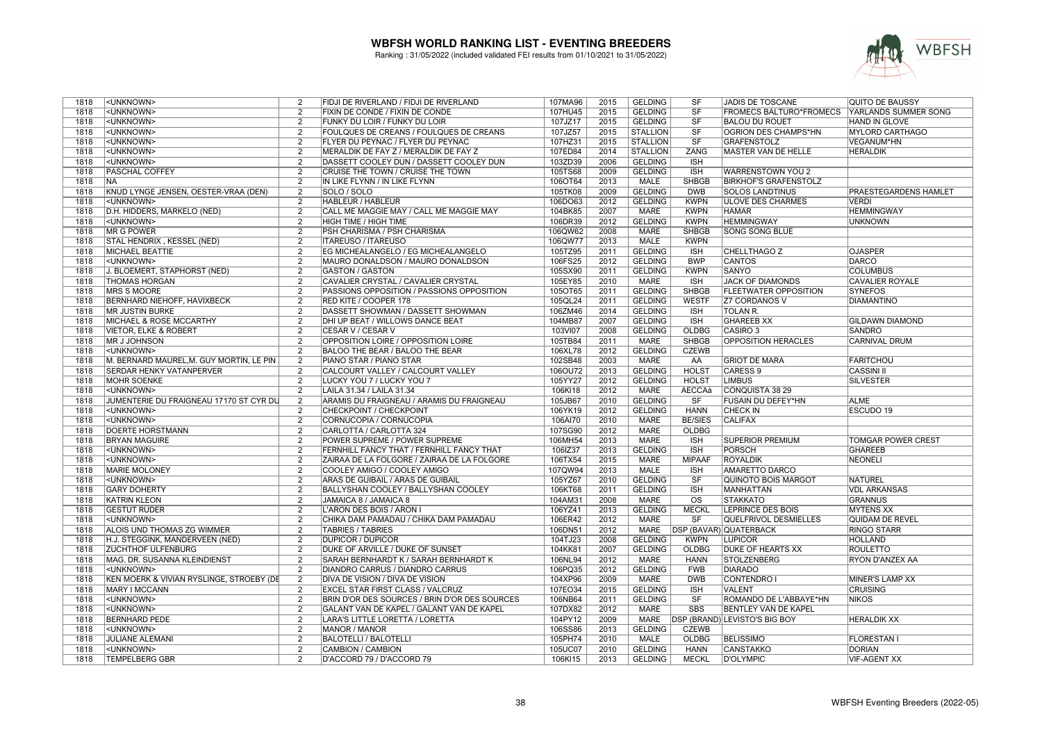# WBFSH WORLD RANKING LIST - EVENTING BREEDERS

Ranking : 31/05/2022 (included validated FEI results from 01/10/2021 to 31/05/2022)

| | | | | | | | | | |
|---|---|---|---|---|---|---|---|---|---|
| 1818 | <UNKNOWN> | 2 | FIDJI DE RIVERLAND / FIDJI DE RIVERLAND | 107MA96 | 2015 | GELDING | SF | JADIS DE TOSCANE | QUITO DE BAUSSY |
| 1818 | <UNKNOWN> | 2 | FIXIN DE CONDE / FIXIN DE CONDE | 107HU45 | 2015 | GELDING | SF | FROMECS BALTURO*FROMECS | YARLANDS SUMMER SONG |
| 1818 | <UNKNOWN> | 2 | FUNKY DU LOIR / FUNKY DU LOIR | 107JZ17 | 2015 | GELDING | SF | BALOU DU ROUET | HAND IN GLOVE |
| 1818 | <UNKNOWN> | 2 | FOULQUES DE CREANS / FOULQUES DE CREANS | 107JZ57 | 2015 | STALLION | SF | OGRION DES CHAMPS*HN | MYLORD CARTHAGO |
| 1818 | <UNKNOWN> | 2 | FLYER DU PEYNAC / FLYER DU PEYNAC | 107HZ31 | 2015 | STALLION | SF | GRAFENSTOLZ | VEGANUM*HN |
| 1818 | <UNKNOWN> | 2 | MERALDIK DE FAY Z / MERALDIK DE FAY Z | 107ED84 | 2014 | STALLION | ZANG | MASTER VAN DE HELLE | HERALDIK |
| 1818 | <UNKNOWN> | 2 | DASSETT COOLEY DUN / DASSETT COOLEY DUN | 103ZD39 | 2006 | GELDING | ISH | | |
| 1818 | PASCHAL COFFEY | 2 | CRUISE THE TOWN / CRUISE THE TOWN | 105TS68 | 2009 | GELDING | ISH | WARRENSTOWN YOU 2 | |
| 1818 | NA | 2 | IN LIKE FLYNN / IN LIKE FLYNN | 106OT64 | 2013 | MALE | SHBGB | BIRKHOF'S GRAFENSTOLZ | |
| 1818 | KNUD LYNGE JENSEN, OESTER-VRAA (DEN) | 2 | SOLO / SOLO | 105TK08 | 2009 | GELDING | DWB | SOLOS LANDTINUS | PRAESTEGARDENS HAMLET |
| 1818 | <UNKNOWN> | 2 | HABLEUR / HABLEUR | 106DO63 | 2012 | GELDING | KWPN | ULOVE DES CHARMES | VERDI |
| 1818 | D.H. HIDDERS, MARKELO (NED) | 2 | CALL ME MAGGIE MAY / CALL ME MAGGIE MAY | 104BK85 | 2007 | MARE | KWPN | HAMAR | HEMMINGWAY |
| 1818 | <UNKNOWN> | 2 | HIGH TIME / HIGH TIME | 106DR39 | 2012 | GELDING | KWPN | HEMMINGWAY | UNKNOWN |
| 1818 | MR G POWER | 2 | PSH CHARISMA / PSH CHARISMA | 106QW62 | 2008 | MARE | SHBGB | SONG SONG BLUE | |
| 1818 | STAL HENDRIX , KESSEL (NED) | 2 | ITAREUSO / ITAREUSO | 106QW77 | 2013 | MALE | KWPN | | |
| 1818 | MICHAEL BEATTIE | 2 | EG MICHEALANGELO / EG MICHEALANGELO | 105TZ95 | 2011 | GELDING | ISH | CHELLTHAGO Z | OJASPER |
| 1818 | <UNKNOWN> | 2 | MAURO DONALDSON / MAURO DONALDSON | 106FS25 | 2012 | GELDING | BWP | CANTOS | DARCO |
| 1818 | J. BLOEMERT, STAPHORST (NED) | 2 | GASTON / GASTON | 105SX90 | 2011 | GELDING | KWPN | SANYO | COLUMBUS |
| 1818 | THOMAS HORGAN | 2 | CAVALIER CRYSTAL / CAVALIER CRYSTAL | 105EY85 | 2010 | MARE | ISH | JACK OF DIAMONDS | CAVALIER ROYALE |
| 1818 | MRS S MOORE | 2 | PASSIONS OPPOSITION / PASSIONS OPPOSITION | 105OT65 | 2011 | GELDING | SHBGB | FLEETWATER OPPOSITION | SYNEFOS |
| 1818 | BERNHARD NIEHOFF, HAVIXBECK | 2 | RED KITE / COOPER 178 | 105QL24 | 2011 | GELDING | WESTF | Z7 CORDANOS V | DIAMANTINO |
| 1818 | MR JUSTIN BURKE | 2 | DASSETT SHOWMAN / DASSETT SHOWMAN | 106ZM46 | 2014 | GELDING | ISH | TOLAN R. | |
| 1818 | MICHAEL & ROSE MCCARTHY | 2 | DHI UP BEAT / WILLOWS DANCE BEAT | 104MB87 | 2007 | GELDING | ISH | GHAREEB XX | GILDAWN DIAMOND |
| 1818 | VIETOR, ELKE & ROBERT | 2 | CESAR V / CESAR V | 103VI07 | 2008 | GELDING | OLDBG | CASIRO 3 | SANDRO |
| 1818 | MR J JOHNSON | 2 | OPPOSITION LOIRE / OPPOSITION LOIRE | 105TB84 | 2011 | MARE | SHBGB | OPPOSITION HERACLES | CARNIVAL DRUM |
| 1818 | <UNKNOWN> | 2 | BALOO THE BEAR / BALOO THE BEAR | 106XL78 | 2012 | GELDING | CZEWB | | |
| 1818 | M. BERNARD MAUREL,M. GUY MORTIN, LE PIN | 2 | PIANO STAR / PIANO STAR | 102SB48 | 2003 | MARE | AA | GRIOT DE MARA | FARITCHOU |
| 1818 | SERDAR HENKY VATANPERVER | 2 | CALCOURT VALLEY / CALCOURT VALLEY | 106OU72 | 2013 | GELDING | HOLST | CARESS 9 | CASSINI II |
| 1818 | MOHR SOENKE | 2 | LUCKY YOU 7 / LUCKY YOU 7 | 105YY27 | 2012 | GELDING | HOLST | LIMBUS | SILVESTER |
| 1818 | <UNKNOWN> | 2 | LAILA 31.34 / LAILA 31.34 | 106KI18 | 2012 | MARE | AECCAá | CONQUISTA 38 29 | |
| 1818 | JUMENTERIE DU FRAIGNEAU 17170 ST CYR DU | 2 | ARAMIS DU FRAIGNEAU / ARAMIS DU FRAIGNEAU | 105JB67 | 2010 | GELDING | SF | FUSAIN DU DEFEY*HN | ALME |
| 1818 | <UNKNOWN> | 2 | CHECKPOINT / CHECKPOINT | 106YK19 | 2012 | GELDING | HANN | CHECK IN | ESCUDO 19 |
| 1818 | <UNKNOWN> | 2 | CORNUCOPIA / CORNUCOPIA | 106AI70 | 2010 | MARE | BE/SIES | CALIFAX | |
| 1818 | DOERTE HORSTMANN | 2 | CARLOTTA / CARLOTTA 324 | 107SG90 | 2012 | MARE | OLDBG | | |
| 1818 | BRYAN MAGUIRE | 2 | POWER SUPREME / POWER SUPREME | 106MH54 | 2013 | MARE | ISH | SUPERIOR PREMIUM | TOMGAR POWER CREST |
| 1818 | <UNKNOWN> | 2 | FERNHILL FANCY THAT / FERNHILL FANCY THAT | 106IZ37 | 2013 | GELDING | ISH | PORSCH | GHAREEB |
| 1818 | <UNKNOWN> | 2 | ZAIRAA DE LA FOLGORE / ZAIRAA DE LA FOLGORE | 106TX54 | 2015 | MARE | MIPAAF | ROYALDIK | NEONELI |
| 1818 | MARIE MOLONEY | 2 | COOLEY AMIGO / COOLEY AMIGO | 107QW94 | 2013 | MALE | ISH | AMARETTO DARCO | |
| 1818 | <UNKNOWN> | 2 | ARAS DE GUIBAIL / ARAS DE GUIBAIL | 105YZ67 | 2010 | GELDING | SF | QUINOTO BOIS MARGOT | NATUREL |
| 1818 | GARY DOHERTY | 2 | BALLYSHAN COOLEY / BALLYSHAN COOLEY | 106KT68 | 2011 | GELDING | ISH | MANHATTAN | VDL ARKANSAS |
| 1818 | KATRIN KLEON | 2 | JAMAICA 8 / JAMAICA 8 | 104AM31 | 2008 | MARE | OS | STAKKATO | GRANNUS |
| 1818 | GESTUT RUDER | 2 | L'ARON DES BOIS / ARON I | 106YZ41 | 2013 | GELDING | MECKL | LEPRINCE DES BOIS | MYTENS XX |
| 1818 | <UNKNOWN> | 2 | CHIKA DAM PAMADAU / CHIKA DAM PAMADAU | 106ER42 | 2012 | MARE | SF | QUELFRIVOL DESMIELLES | QUIDAM DE REVEL |
| 1818 | ALOIS UND THOMAS ZG WIMMER | 2 | TABRIES / TABRIES | 106DN51 | 2012 | MARE | DSP (BAVAR) | QUATERBACK | RINGO STARR |
| 1818 | H.J. STEGGINK, MANDERVEEN (NED) | 2 | DUPICOR / DUPICOR | 104TJ23 | 2008 | GELDING | KWPN | LUPICOR | HOLLAND |
| 1818 | ZUCHTHOF ULFENBURG | 2 | DUKE OF ARVILLE / DUKE OF SUNSET | 104KK81 | 2007 | GELDING | OLDBG | DUKE OF HEARTS XX | ROULETTO |
| 1818 | MAG. DR. SUSANNA KLEINDIENST | 2 | SARAH BERNHARDT K / SARAH BERNHARDT K | 106NL94 | 2012 | MARE | HANN | STOLZENBERG | RYON D'ANZEX AA |
| 1818 | <UNKNOWN> | 2 | DIANDRO CARRUS / DIANDRO CARRUS | 106PQ35 | 2012 | GELDING | FWB | DIARADO | |
| 1818 | KEN MOERK & VIVIAN RYSLINGE, STROEBY (DE | 2 | DIVA DE VISION / DIVA DE VISION | 104XP96 | 2009 | MARE | DWB | CONTENDRO I | MINER'S LAMP XX |
| 1818 | MARY I MCCANN | 2 | EXCEL STAR FIRST CLASS / VALCRUZ | 107EO34 | 2015 | GELDING | ISH | VALENT | CRUISING |
| 1818 | <UNKNOWN> | 2 | BRIN D'OR DES SOURCES / BRIN D'OR DES SOURCES | 106NB64 | 2011 | GELDING | SF | ROMANDO DE L'ABBAYE*HN | NIKOS |
| 1818 | <UNKNOWN> | 2 | GALANT VAN DE KAPEL / GALANT VAN DE KAPEL | 107DX82 | 2012 | MARE | SBS | BENTLEY VAN DE KAPEL | |
| 1818 | BERNHARD PEDE | 2 | LARA'S LITTLE LORETTA / LORETTA | 104PY12 | 2009 | MARE | DSP (BRAND) | LEVISTO'S BIG BOY | HERALDIK XX |
| 1818 | <UNKNOWN> | 2 | MANOR / MANOR | 106SS86 | 2013 | GELDING | CZEWB | | |
| 1818 | JULIANE ALEMANI | 2 | BALOTELLI / BALOTELLI | 105PH74 | 2010 | MALE | OLDBG | BELISSIMO | FLORESTAN I |
| 1818 | <UNKNOWN> | 2 | CAMBION / CAMBION | 105UC07 | 2010 | GELDING | HANN | CANSTAKKO | DORIAN |
| 1818 | TEMPELBERG GBR | 2 | D'ACCORD 79 / D'ACCORD 79 | 106KI15 | 2013 | GELDING | MECKL | D'OLYMPIC | VIF-AGENT XX |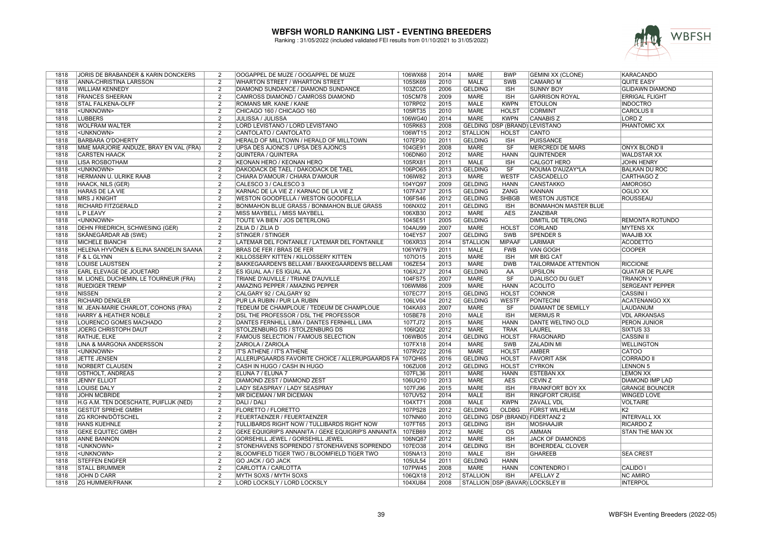# WBFSH WORLD RANKING LIST - EVENTING BREEDERS

Ranking : 31/05/2022 (included validated FEI results from 01/10/2021 to 31/05/2022)

| | | | | | | | | | | |
|---|---|---|---|---|---|---|---|---|---|---|
| 1818 | JORIS DE BRABANDER & KARIN DONCKERS | 2 | OOGAPPEL DE MUZE / OOGAPPEL DE MUZE | 106WX68 | 2014 | MARE | BWP | GEMINI XX (CLONE) | KARACANDO |
| 1818 | ANNA-CHRISTINA LARSSON | 2 | WHARTON STREET / WHARTON STREET | 105SK69 | 2010 | MALE | SWB | CAMARO M | QUITE EASY |
| 1818 | WILLIAM KENNEDY | 2 | DIAMOND SUNDANCE / DIAMOND SUNDANCE | 103ZC05 | 2006 | GELDING | ISH | SUNNY BOY | GLIDAWN DIAMOND |
| 1818 | FRANCES SHEERAN | 2 | CAMROSS DIAMOND / CAMROSS DIAMOND | 105CM78 | 2009 | MARE | ISH | GARRISON ROYAL | ERRIGAL FLIGHT |
| 1818 | STAL FALKENA-OLFF | 2 | ROMANS MR. KANE / KANE | 107RP02 | 2015 | MALE | KWPN | ETOULON | INDOCTRO |
| 1818 | <UNKNOWN> | 2 | CHICAGO 160 / CHICAGO 160 | 105RT35 | 2010 | MARE | HOLST | CORMINT | CAROLUS II |
| 1818 | LUBBERS | 2 | JULISSA / JULISSA | 106WG40 | 2014 | MARE | KWPN | CANABIS Z | LORD Z |
| 1818 | WOLFRAM WALTER | 2 | LORD LEVISTANO / LORD LEVISTANO | 105RK63 | 2008 | GELDING | DSP (BRAND) | LEVISTANO | PHANTOMIC XX |
| 1818 | <UNKNOWN> | 2 | CANTOLATO / CANTOLATO | 106WT15 | 2012 | STALLION | HOLST | CANTO | |
| 1818 | BARBARA O'DOHERTY | 2 | HERALD OF MILLTOWN / HERALD OF MILLTOWN | 107EP30 | 2011 | GELDING | ISH | PUISSANCE | |
| 1818 | MME MARJORIE ANDUZE, BRAY EN VAL (FRA) | 2 | UPSA DES AJONCS / UPSA DES AJONCS | 104GE91 | 2008 | MARE | SF | MERCREDI DE MARS | ONYX BLOND II |
| 1818 | CARSTEN HAACK | 2 | QUINTERA / QUINTERA | 106DN60 | 2012 | MARE | HANN | QUINTENDER | WALDSTAR XX |
| 1818 | LISA ROSBOTHAM | 2 | KEONAN HERO / KEONAN HERO | 105RX81 | 2011 | MALE | ISH | CALGOT HERO | JOHN HENRY |
| 1818 | <UNKNOWN> | 2 | DAKODACK DE TAEL / DAKODACK DE TAEL | 106PO65 | 2013 | GELDING | SF | NOUMA D'AUZAY*LA | BALKAN DU ROC |
| 1818 | HERMANN U. ULRIKE RAAB | 2 | CHIARA D'AMOUR / CHIARA D'AMOUR | 106IW82 | 2013 | MARE | WESTF | CASCADELLO | CARTHAGO Z |
| 1818 | HAACK, NILS (GER) | 2 | CALESCO 3 / CALESCO 3 | 104YQ97 | 2009 | GELDING | HANN | CANSTAKKO | AMOROSO |
| 1818 | HARAS DE LA VIE | 2 | KARNAC DE LA VIE Z / KARNAC DE LA VIE Z | 107FA37 | 2015 | GELDING | ZANG | KANNAN | OGLIO XX |
| 1818 | MRS J KNIGHT | 2 | WESTON GOODFELLA / WESTON GOODFELLA | 106FS46 | 2012 | GELDING | SHBGB | WESTON JUSTICE | ROUSSEAU |
| 1818 | RICHARD FITZGERALD | 2 | BONMAHON BLUE GRASS / BONMAHON BLUE GRASS | 106NX02 | 2011 | GELDING | ISH | BONMAHON MASTER BLUE | |
| 1818 | L P LEAVY | 2 | MISS MAYBELL / MISS MAYBELL | 106XB30 | 2012 | MARE | AES | ZANZIBAR | |
| 1818 | <UNKNOWN> | 2 | TOUTE VA BIEN / JOS DETERLONG | 104SE51 | 2005 | GELDING | | DIMITIL DE TERLONG | REMONTA ROTUNDO |
| 1818 | DEHN FRIEDRICH, SCHWESING (GER) | 2 | ZILIA D / ZILIA D | 104AU99 | 2007 | MARE | HOLST | CORLAND | MYTENS XX |
| 1818 | SKÅNEGÅRDAR AB (SWE) | 2 | STINGER / STINGER | 104EY57 | 2007 | GELDING | SWB | SPENDER S | WAAJIB XX |
| 1818 | MICHELE BIANCHI | 2 | LATEMAR DEL FONTANILE / LATEMAR DEL FONTANILE | 106XR33 | 2014 | STALLION | MIPAAF | LARIMAR | ACODETTO |
| 1818 | HELENA HYVÖNEN & ELINA SANDELIN SAANA | 2 | BRAS DE FER / BRAS DE FER | 106YW79 | 2011 | MALE | FWB | VAN GOGH | COOPER |
| 1818 | F & L GLYNN | 2 | KILLOSSERY KITTEN / KILLOSSERY KITTEN | 107IO15 | 2015 | MARE | ISH | MR BIG CAT | |
| 1818 | LOUISE LAUSTSEN | 2 | BAKKEGAARDEN'S BELLAMI / BAKKEGAARDEN'S BELLAMI | 106ZE54 | 2013 | MARE | DWB | TAILORMADE ATTENTION | RICCIONE |
| 1818 | EARL ELEVAGE DE JOUETARD | 2 | ES IGUAL AA / ES IGUAL AA | 106XL27 | 2014 | GELDING | AA | UPSILON | QUATAR DE PLAPE |
| 1818 | M. LIONEL DUCHEMIN, LE TOURNEUR (FRA) | 2 | TRIANE D'AUVILLE / TRIANE D'AUVILLE | 104FS75 | 2007 | MARE | SF | DJALISCO DU GUET | TRIANON V |
| 1818 | RUEDIGER TREMP | 2 | AMAZING PEPPER / AMAZING PEPPER | 106WM86 | 2009 | MARE | HANN | ACOLITO | SERGEANT PEPPER |
| 1818 | NISSEN | 2 | CALGARY 92 / CALGARY 92 | 107EC77 | 2015 | GELDING | HOLST | CONNOR | CASSINI I |
| 1818 | RICHARD DENGLER | 2 | PUR LA RUBIN / PUR LA RUBIN | 106LV04 | 2012 | GELDING | WESTF | PONTECINI | ACATENANGO XX |
| 1818 | M. JEAN-MARIE CHARLOT, COHONS (FRA) | 2 | TEDEUM DE CHAMPLOUE / TEDEUM DE CHAMPLOUE | 104KA93 | 2007 | MARE | SF | DIAMANT DE SEMILLY | LAUDANUM |
| 1818 | HARRY & HEATHER NOBLE | 2 | DSL THE PROFESSOR / DSL THE PROFESSOR | 105BE78 | 2010 | MALE | ISH | MERMUS R | VDL ARKANSAS |
| 1818 | LOURENCO GOMES MACHADO | 2 | DANTES FERNHILL LIMA / DANTES FERNHILL LIMA | 107TJ72 | 2015 | MARE | HANN | DANTE WELTINO OLD | PERON JUNIOR |
| 1818 | JOERG CHRISTOPH DAUT | 2 | STOLZENBURG DS / STOLZENBURG DS | 106IQ02 | 2012 | MARE | TRAK | LAUREL | SIXTUS 33 |
| 1818 | RATHJE, ELKE | 2 | FAMOUS SELECTION / FAMOUS SELECTION | 106WB05 | 2014 | GELDING | HOLST | FRAGONARD | CASSINI II |
| 1818 | LINA & MARGONA ANDERSSON | 2 | ZARIOLA / ZARIOLA | 107FX18 | 2014 | MARE | SWB | ZALADIN MI | WELLINGTON |
| 1818 | <UNKNOWN> | 2 | IT'S ATHENE / IT'S ATHENE | 107RV22 | 2016 | MARE | HOLST | AMBER | CATOO |
| 1818 | JETTE JENSEN | 2 | ALLERUPGAARDS FAVORITE CHOICE / ALLERUPGAARDS FA | 107QH65 | 2016 | GELDING | HOLST | FAVORIT ASK | CORRADO II |
| 1818 | NORBERT CLAUSEN | 2 | CASH IN HUGO / CASH IN HUGO | 106ZU08 | 2012 | GELDING | HOLST | CYRKON | LENNON 5 |
| 1818 | OSTHOLT, ANDREAS | 2 | ELUNA 7 / ELUNA 7 | 107FL36 | 2011 | MARE | HANN | ESTEBAN XX | LEMON XX |
| 1818 | JENNY ELLIOT | 2 | DIAMOND ZEST / DIAMOND ZEST | 106UQ10 | 2013 | MARE | AES | CEVIN Z | DIAMOND IMP LAD |
| 1818 | LOUISE DALY | 2 | LADY SEASPRAY / LADY SEASPRAY | 107FJ96 | 2015 | MARE | ISH | FRANKFORT BOY XX | GRANGE BOUNCER |
| 1818 | JOHN MCBRIDE | 2 | MR DICEMAN / MR DICEMAN | 107UV52 | 2014 | MALE | ISH | RINGFORT CRUISE | WINGED LOVE |
| 1818 | H.G A.M. TEN DOESCHATE, PUIFLIJK (NED) | 2 | DALI / DALI | 104XT71 | 2008 | MALE | KWPN | ZAVALL VDL | VOLTAIRE |
| 1818 | GESTÜT SPREHE GMBH | 2 | FLORETTO / FLORETTO | 107PS28 | 2012 | GELDING | OLDBG | FÜRST WILHELM | K2 |
| 1818 | ZG KROHN/DÖTSCHEL | 2 | FEUERTAENZER / FEUERTAENZER | 107NN60 | 2010 | GELDING | DSP (BRAND) | FIDERTANZ 2 | INTERVALL XX |
| 1818 | HANS KUEHNLE | 2 | TULLIBARDS RIGHT NOW / TULLIBARDS RIGHT NOW | 107FT65 | 2013 | GELDING | ISH | MOSHAAJIR | RICARDO Z |
| 1818 | GEKE EQUITEC GMBH | 2 | GEKE EQUIGRIP'S ANNANITA / GEKE EQUIGRIP'S ANNANITA | 107EB69 | 2012 | MARE | OS | AMMAN | STAN THE MAN XX |
| 1818 | ANNE BANNON | 2 | GORSEHILL JEWEL / GORSEHILL JEWEL | 106NQ87 | 2012 | MARE | ISH | JACK OF DIAMONDS | |
| 1818 | <UNKNOWN> | 2 | STONEHAVENS SOPRENDO / STONEHAVENS SOPRENDO | 107EO38 | 2014 | GELDING | ISH | BOHERDEAL CLOVER | |
| 1818 | <UNKNOWN> | 2 | BLOOMFIELD TIGER TWO / BLOOMFIELD TIGER TWO | 105NA13 | 2010 | MALE | ISH | GHAREEB | SEA CREST |
| 1818 | STEFFEN ENGFER | 2 | GO JACK / GO JACK | 105UL54 | 2011 | GELDING | HANN | | |
| 1818 | STALL BRUMMER | 2 | CARLOTTA / CARLOTTA | 107PW45 | 2008 | MARE | HANN | CONTENDRO I | CALIDO I |
| 1818 | JOHN D CARR | 2 | MYTH SOXS / MYTH SOXS | 106QX18 | 2012 | STALLION | ISH | AFELLAY Z | NC AMIRO |
| 1818 | ZG HUMMER/FRANK | 2 | LORD LOCKSLY / LORD LOCKSLY | 104XU84 | 2008 | STALLION | DSP (BAVAR) | LOCKSLEY III | INTERPOL |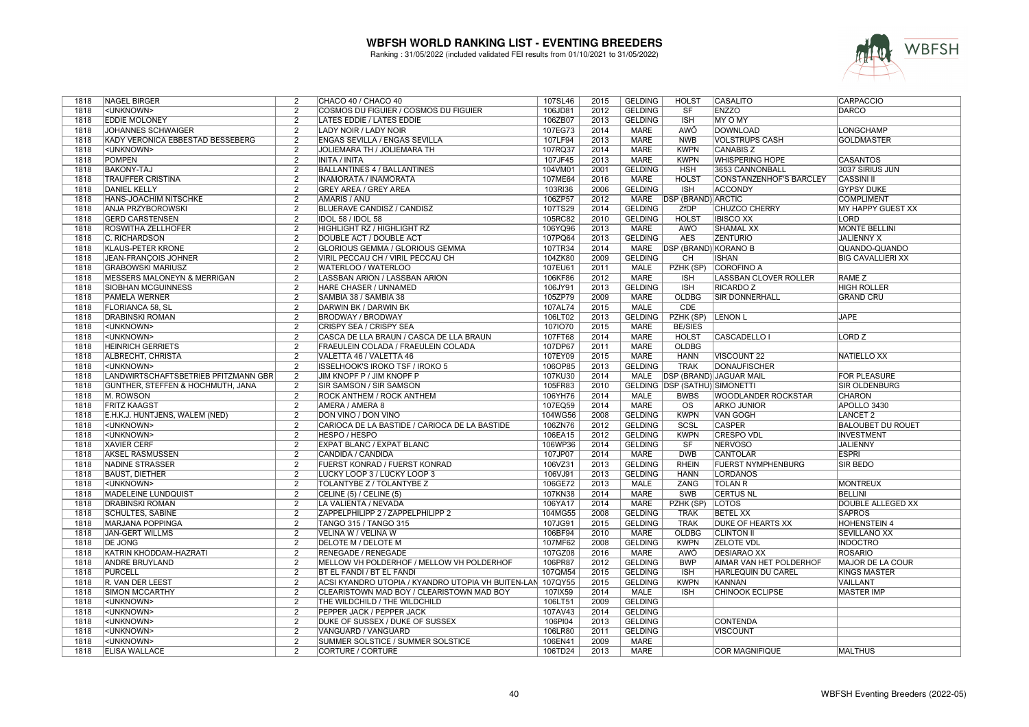# WBFSH WORLD RANKING LIST - EVENTING BREEDERS

Ranking : 31/05/2022 (included validated FEI results from 01/10/2021 to 31/05/2022)

| | | | | | | | | | |
|---|---|---|---|---|---|---|---|---|---|
| 1818 | NAGEL BIRGER | 2 | CHACO 40 / CHACO 40 | 107SL46 | 2015 | GELDING | HOLST | CASALITO | CARPACCIO |
| 1818 | <UNKNOWN> | 2 | COSMOS DU FIGUIER / COSMOS DU FIGUIER | 106JD81 | 2012 | GELDING | SF | ENZZO | DARCO |
| 1818 | EDDIE MOLONEY | 2 | LATES EDDIE / LATES EDDIE | 106ZB07 | 2013 | GELDING | ISH | MY O MY | |
| 1818 | JOHANNES SCHWAIGER | 2 | LADY NOIR / LADY NOIR | 107EG73 | 2014 | MARE | AWÖ | DOWNLOAD | LONGCHAMP |
| 1818 | KADY VERONICA EBBESTAD BESSEBERG | 2 | ENGAS SEVILLA / ENGAS SEVILLA | 107LF94 | 2013 | MARE | NWB | VOLSTRUPS CASH | GOLDMASTER |
| 1818 | <UNKNOWN> | 2 | JOLIEMARA TH / JOLIEMARA TH | 107RQ37 | 2014 | MARE | KWPN | CANABIS Z | |
| 1818 | POMPEN | 2 | INITA / INITA | 107JF45 | 2013 | MARE | KWPN | WHISPERING HOPE | CASANTOS |
| 1818 | BAKONY-TAJ | 2 | BALLANTINES 4 / BALLANTINES | 104VM01 | 2001 | GELDING | HSH | 3653 CANNONBALL | 3037 SIRIUS JUN |
| 1818 | TRAUFFER CRISTINA | 2 | INAMORATA / INAMORATA | 107ME64 | 2016 | MARE | HOLST | CONSTANZENHOF'S BARCLEY | CASSINI II |
| 1818 | DANIEL KELLY | 2 | GREY AREA / GREY AREA | 103RI36 | 2006 | GELDING | ISH | ACCONDY | GYPSY DUKE |
| 1818 | HANS-JOACHIM NITSCHKE | 2 | AMARIS / ANU | 106ZP57 | 2012 | MARE | DSP (BRAND) | ARCTIC | COMPLIMENT |
| 1818 | ANJA PRZYBOROWSKI | 2 | BLUERAVE CANDISZ / CANDISZ | 107TS29 | 2014 | GELDING | ZfDP | CHUZCO CHERRY | MY HAPPY GUEST XX |
| 1818 | GERD CARSTENSEN | 2 | IDOL 58 / IDOL 58 | 105RC82 | 2010 | GELDING | HOLST | IBISCO XX | LORD |
| 1818 | ROSWITHA ZELLHOFER | 2 | HIGHLIGHT RZ / HIGHLIGHT RZ | 106YQ96 | 2013 | MARE | AWÖ | SHAMAL XX | MONTE BELLINI |
| 1818 | C. RICHARDSON | 2 | DOUBLE ACT / DOUBLE ACT | 107PQ64 | 2013 | GELDING | AES | ZENTURIO | JALIENNY X |
| 1818 | KLAUS-PETER KRONE | 2 | GLORIOUS GEMMA / GLORIOUS GEMMA | 107TR34 | 2014 | MARE | DSP (BRAND) | KORANO B | QUANDO-QUANDO |
| 1818 | JEAN-FRANÇOIS JOHNER | 2 | VIRIL PECCAU CH / VIRIL PECCAU CH | 104ZK80 | 2009 | GELDING | CH | ISHAN | BIG CAVALLIERI XX |
| 1818 | GRABOWSKI MARIUSZ | 2 | WATERLOO / WATERLOO | 107EU61 | 2011 | MALE | PZHK (SP) | COROFINO A | |
| 1818 | MESSERS MALONEYN & MERRIGAN | 2 | LASSBAN ARION / LASSBAN ARION | 106KF86 | 2012 | MARE | ISH | LASSBAN CLOVER ROLLER | RAME Z |
| 1818 | SIOBHAN MCGUINNESS | 2 | HARE CHASER / UNNAMED | 106JY91 | 2013 | GELDING | ISH | RICARDO Z | HIGH ROLLER |
| 1818 | PAMELA WERNER | 2 | SAMBIA 38 / SAMBIA 38 | 105ZP79 | 2009 | MARE | OLDBG | SIR DONNERHALL | GRAND CRU |
| 1818 | FLORIANCA 58, SL | 2 | DARWIN BK / DARWIN BK | 107AL74 | 2015 | MALE | CDE | | |
| 1818 | DRABINSKI ROMAN | 2 | BRODWAY / BRODWAY | 106LT02 | 2013 | GELDING | PZHK (SP) | LENON L | JAPE |
| 1818 | <UNKNOWN> | 2 | CRISPY SEA / CRISPY SEA | 107IO70 | 2015 | MARE | BE/SIES | | |
| 1818 | <UNKNOWN> | 2 | CASCA DE LLA BRAUN / CASCA DE LLA BRAUN | 107FT68 | 2014 | MARE | HOLST | CASCADELLO I | LORD Z |
| 1818 | HEINRICH GERRIETS | 2 | FRAEULEIN COLADA / FRAEULEIN COLADA | 107DP67 | 2011 | MARE | OLDBG | | |
| 1818 | ALBRECHT, CHRISTA | 2 | VALETTA 46 / VALETTA 46 | 107EY09 | 2015 | MARE | HANN | VISCOUNT 22 | NATIELLO XX |
| 1818 | <UNKNOWN> | 2 | ISSELHOOK'S IROKO TSF / IROKO 5 | 106OP85 | 2013 | GELDING | TRAK | DONAUFISCHER | |
| 1818 | LANDWIRTSCHAFTSBETRIEB PFITZMANN GBR | 2 | JIM KNOPF P / JIM KNOPF P | 107KU30 | 2014 | MALE | DSP (BRAND) | JAGUAR MAIL | FOR PLEASURE |
| 1818 | GUNTHER, STEFFEN & HOCHMUTH, JANA | 2 | SIR SAMSON / SIR SAMSON | 105FR83 | 2010 | GELDING | DSP (SATHÜ) | SIMONETTI | SIR OLDENBURG |
| 1818 | M. ROWSON | 2 | ROCK ANTHEM / ROCK ANTHEM | 106YH76 | 2014 | MALE | BWBS | WOODLANDER ROCKSTAR | CHARON |
| 1818 | FRITZ KAAGST | 2 | AMERA / AMERA 8 | 107EQ59 | 2014 | MARE | OS | ARKO JUNIOR | APOLLO 3430 |
| 1818 | E.H.K.J. HUNTJENS, WALEM (NED) | 2 | DON VINO / DON VINO | 104WG56 | 2008 | GELDING | KWPN | VAN GOGH | LANCET 2 |
| 1818 | <UNKNOWN> | 2 | CARIOCA DE LA BASTIDE / CARIOCA DE LA BASTIDE | 106ZN76 | 2012 | GELDING | SCSL | CASPER | BALOUBET DU ROUET |
| 1818 | <UNKNOWN> | 2 | HESPO / HESPO | 106EA15 | 2012 | GELDING | KWPN | CRESPO VDL | INVESTMENT |
| 1818 | XAVIER CERF | 2 | EXPAT BLANC / EXPAT BLANC | 106WP36 | 2014 | GELDING | SF | NERVOSO | JALIENNY |
| 1818 | AKSEL RASMUSSEN | 2 | CANDIDA / CANDIDA | 107JP07 | 2014 | MARE | DWB | CANTOLAR | ESPRI |
| 1818 | NADINE STRASSER | 2 | FUERST KONRAD / FUERST KONRAD | 106VZ31 | 2013 | GELDING | RHEIN | FUERST NYMPHENBURG | SIR BEDO |
| 1818 | BAUST, DIETHER | 2 | LUCKY LOOP 3 / LUCKY LOOP 3 | 106VJ91 | 2013 | GELDING | HANN | LORDANOS | |
| 1818 | <UNKNOWN> | 2 | TOLANTYBE Z / TOLANTYBE Z | 106GE72 | 2013 | MALE | ZANG | TOLAN R | MONTREUX |
| 1818 | MADELEINE LUNDQUIST | 2 | CELINE (5) / CELINE (5) | 107KN38 | 2014 | MARE | SWB | CERTUS NL | BELLINI |
| 1818 | DRABINSKI ROMAN | 2 | LA VALIENTA / NEVADA | 106YA17 | 2014 | MARE | PZHK (SP) | LOTOS | DOUBLE ALLEGED XX |
| 1818 | SCHULTES, SABINE | 2 | ZAPPELPHILIPP 2 / ZAPPELPHILIPP 2 | 104MG55 | 2008 | GELDING | TRAK | BETEL XX | SAPROS |
| 1818 | MARJANA POPPINGA | 2 | TANGO 315 / TANGO 315 | 107JG91 | 2015 | GELDING | TRAK | DUKE OF HEARTS XX | HOHENSTEIN 4 |
| 1818 | JAN-GERT WILLMS | 2 | VELINA W / VELINA W | 106BF94 | 2010 | MARE | OLDBG | CLINTON II | SEVILLANO XX |
| 1818 | DE JONG | 2 | DELOTE M / DELOTE M | 107MF62 | 2008 | GELDING | KWPN | ZELOTE VDL | INDOCTRO |
| 1818 | KATRIN KHODDAM-HAZRATI | 2 | RENEGADE / RENEGADE | 107GZ08 | 2016 | MARE | AWÖ | DESIARAO XX | ROSARIO |
| 1818 | ANDRE BRUYLAND | 2 | MELLOW VH POLDERHOF / MELLOW VH POLDERHOF | 106PR87 | 2012 | GELDING | BWP | AIMAR VAN HET POLDERHOF | MAJOR DE LA COUR |
| 1818 | PURCELL | 2 | BT EL FANDI / BT EL FANDI | 107QM54 | 2015 | GELDING | ISH | HARLEQUIN DU CAREL | KINGS MASTER |
| 1818 | R. VAN DER LEEST | 2 | ACSI KYANDRO UTOPIA / KYANDRO UTOPIA VH BUITEN-LAN | 107QY55 | 2015 | GELDING | KWPN | KANNAN | VAILLANT |
| 1818 | SIMON MCCARTHY | 2 | CLEARISTOWN MAD BOY / CLEARISTOWN MAD BOY | 107IX59 | 2014 | MALE | ISH | CHINOOK ECLIPSE | MASTER IMP |
| 1818 | <UNKNOWN> | 2 | THE WILDCHILD / THE WILDCHILD | 106LT51 | 2009 | GELDING | | | |
| 1818 | <UNKNOWN> | 2 | PEPPER JACK / PEPPER JACK | 107AV43 | 2014 | GELDING | | | |
| 1818 | <UNKNOWN> | 2 | DUKE OF SUSSEX / DUKE OF SUSSEX | 106PI04 | 2013 | GELDING | | CONTENDA | |
| 1818 | <UNKNOWN> | 2 | VANGUARD / VANGUARD | 106LR80 | 2011 | GELDING | | VISCOUNT | |
| 1818 | <UNKNOWN> | 2 | SUMMER SOLSTICE / SUMMER SOLSTICE | 106EN41 | 2009 | MARE | | | |
| 1818 | ELISA WALLACE | 2 | CORTURE / CORTURE | 106TD24 | 2013 | MARE | | COR MAGNIFIQUE | MALTHUS |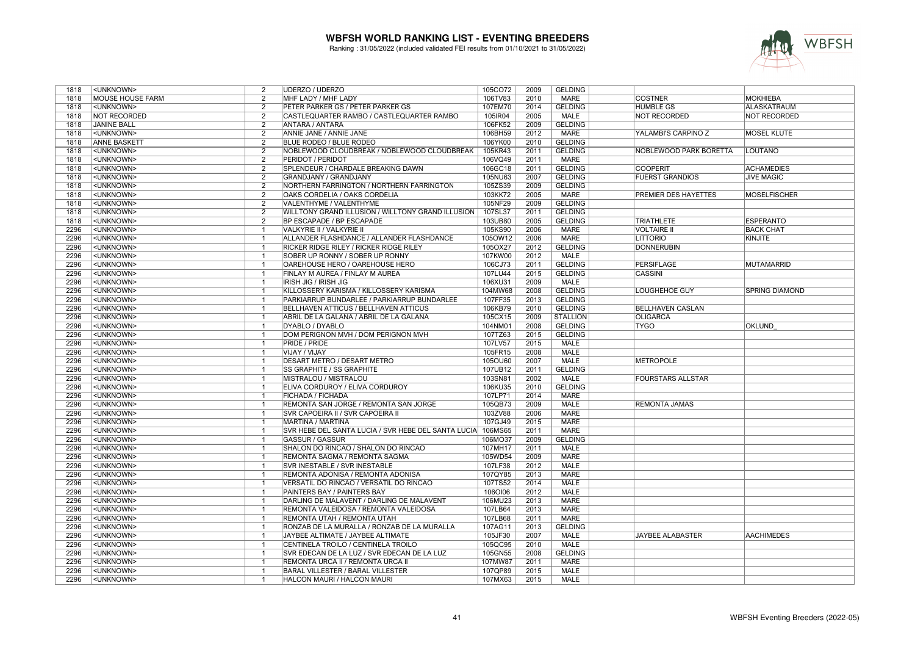# WBFSH WORLD RANKING LIST - EVENTING BREEDERS

Ranking : 31/05/2022 (included validated FEI results from 01/10/2021 to 31/05/2022)

| | | | | | | | | | |
|---|---|---|---|---|---|---|---|---|---|
| 1818 | <UNKNOWN> | 2 | UDERZO / UDERZO | 105CO72 | 2009 | GELDING | | | |
| 1818 | MOUSE HOUSE FARM | 2 | MHF LADY / MHF LADY | 106TV83 | 2010 | MARE | | COSTNER | MOKHIEBA |
| 1818 | <UNKNOWN> | 2 | PETER PARKER GS / PETER PARKER GS | 107EM70 | 2014 | GELDING | | HUMBLE GS | ALASKATRAUM |
| 1818 | NOT RECORDED | 2 | CASTLEQUARTER RAMBO / CASTLEQUARTER RAMBO | 105IR04 | 2005 | MALE | | NOT RECORDED | NOT RECORDED |
| 1818 | JANINE BALL | 2 | ANTARA / ANTARA | 106FK52 | 2009 | GELDING | | | |
| 1818 | <UNKNOWN> | 2 | ANNIE JANE / ANNIE JANE | 106BH59 | 2012 | MARE | | YALAMBI'S CARPINO Z | MOSEL KLUTE |
| 1818 | ANNE BASKETT | 2 | BLUE RODEO / BLUE RODEO | 106YK00 | 2010 | GELDING | | | |
| 1818 | <UNKNOWN> | 2 | NOBLEWOOD CLOUDBREAK / NOBLEWOOD CLOUDBREAK | 105KR43 | 2011 | GELDING | | NOBLEWOOD PARK BORETTA | LOUTANO |
| 1818 | <UNKNOWN> | 2 | PERIDOT / PERIDOT | 106VQ49 | 2011 | MARE | | | |
| 1818 | <UNKNOWN> | 2 | SPLENDEUR / CHARDALE BREAKING DAWN | 106GC18 | 2011 | GELDING | | COOPERIT | ACHAMEDIES |
| 1818 | <UNKNOWN> | 2 | GRANDJANY / GRANDJANY | 105NU63 | 2007 | GELDING | | FUERST GRANDIOS | JIVE MAGIC |
| 1818 | <UNKNOWN> | 2 | NORTHERN FARRINGTON / NORTHERN FARRINGTON | 105ZS39 | 2009 | GELDING | | | |
| 1818 | <UNKNOWN> | 2 | OAKS CORDELIA / OAKS CORDELIA | 103KK72 | 2005 | MARE | | PREMIER DES HAYETTES | MOSELFISCHER |
| 1818 | <UNKNOWN> | 2 | VALENTHYME / VALENTHYME | 105NF29 | 2009 | GELDING | | | |
| 1818 | <UNKNOWN> | 2 | WILLTONY GRAND ILLUSION / WILLTONY GRAND ILLUSION | 107SL37 | 2011 | GELDING | | | |
| 1818 | <UNKNOWN> | 2 | BP ESCAPADE / BP ESCAPADE | 103UB80 | 2005 | GELDING | | TRIATHLETE | ESPERANTO |
| 2296 | <UNKNOWN> | 1 | VALKYRIE II / VALKYRIE II | 105KS90 | 2006 | MARE | | VOLTAIRE II | BACK CHAT |
| 2296 | <UNKNOWN> | 1 | ALLANDER FLASHDANCE / ALLANDER FLASHDANCE | 105OW12 | 2006 | MARE | | LITTORIO | KINJITE |
| 2296 | <UNKNOWN> | 1 | RICKER RIDGE RILEY / RICKER RIDGE RILEY | 105OX27 | 2012 | GELDING | | DONNERUBIN | |
| 2296 | <UNKNOWN> | 1 | SOBER UP RONNY / SOBER UP RONNY | 107KW00 | 2012 | MALE | | | |
| 2296 | <UNKNOWN> | 1 | OAREHOUSE HERO / OAREHOUSE HERO | 106CJ73 | 2011 | GELDING | | PERSIFLAGE | MUTAMARRID |
| 2296 | <UNKNOWN> | 1 | FINLAY M AUREA / FINLAY M AUREA | 107LU44 | 2015 | GELDING | | CASSINI | |
| 2296 | <UNKNOWN> | 1 | IRISH JIG / IRISH JIG | 106XU31 | 2009 | MALE | | | |
| 2296 | <UNKNOWN> | 1 | KILLOSSERY KARISMA / KILLOSSERY KARISMA | 104MW68 | 2008 | GELDING | | LOUGHEHOE GUY | SPRING DIAMOND |
| 2296 | <UNKNOWN> | 1 | PARKIARRUP BUNDARLEE / PARKIARRUP BUNDARLEE | 107FF35 | 2013 | GELDING | | | |
| 2296 | <UNKNOWN> | 1 | BELLHAVEN ATTICUS / BELLHAVEN ATTICUS | 106KB79 | 2010 | GELDING | | BELLHAVEN CASLAN | |
| 2296 | <UNKNOWN> | 1 | ABRIL DE LA GALANA / ABRIL DE LA GALANA | 105CX15 | 2009 | STALLION | | OLIGARCA | |
| 2296 | <UNKNOWN> | 1 | DYABLO / DYABLO | 104NM01 | 2008 | GELDING | | TYGO | OKLUND_ |
| 2296 | <UNKNOWN> | 1 | DOM PERIGNON MVH / DOM PERIGNON MVH | 107TZ63 | 2015 | GELDING | | | |
| 2296 | <UNKNOWN> | 1 | PRIDE / PRIDE | 107LV57 | 2015 | MALE | | | |
| 2296 | <UNKNOWN> | 1 | VIJAY / VIJAY | 105FR15 | 2008 | MALE | | | |
| 2296 | <UNKNOWN> | 1 | DESART METRO / DESART METRO | 105OU60 | 2007 | MALE | | METROPOLE | |
| 2296 | <UNKNOWN> | 1 | SS GRAPHITE / SS GRAPHITE | 107UB12 | 2011 | GELDING | | | |
| 2296 | <UNKNOWN> | 1 | MISTRALOU / MISTRALOU | 103SN81 | 2002 | MALE | | FOURSTARS ALLSTAR | |
| 2296 | <UNKNOWN> | 1 | ELIVA CORDUROY / ELIVA CORDUROY | 106KU35 | 2010 | GELDING | | | |
| 2296 | <UNKNOWN> | 1 | FICHADA / FICHADA | 107LP71 | 2014 | MARE | | | |
| 2296 | <UNKNOWN> | 1 | REMONTA SAN JORGE / REMONTA SAN JORGE | 105QB73 | 2009 | MALE | | REMONTA JAMAS | |
| 2296 | <UNKNOWN> | 1 | SVR CAPOEIRA II / SVR CAPOEIRA II | 103ZV88 | 2006 | MARE | | | |
| 2296 | <UNKNOWN> | 1 | MARTINA / MARTINA | 107GJ49 | 2015 | MARE | | | |
| 2296 | <UNKNOWN> | 1 | SVR HEBE DEL SANTA LUCIA / SVR HEBE DEL SANTA LUCIA | 106MS65 | 2011 | MARE | | | |
| 2296 | <UNKNOWN> | 1 | GASSUR / GASSUR | 106MO37 | 2009 | GELDING | | | |
| 2296 | <UNKNOWN> | 1 | SHALON DO RINCAO / SHALON DO RINCAO | 107MH17 | 2011 | MALE | | | |
| 2296 | <UNKNOWN> | 1 | REMONTA SAGMA / REMONTA SAGMA | 105WD54 | 2009 | MARE | | | |
| 2296 | <UNKNOWN> | 1 | SVR INESTABLE / SVR INESTABLE | 107LF38 | 2012 | MALE | | | |
| 2296 | <UNKNOWN> | 1 | REMONTA ADONISA / REMONTA ADONISA | 107QY85 | 2013 | MARE | | | |
| 2296 | <UNKNOWN> | 1 | VERSATIL DO RINCAO / VERSATIL DO RINCAO | 107TS52 | 2014 | MALE | | | |
| 2296 | <UNKNOWN> | 1 | PAINTERS BAY / PAINTERS BAY | 106OI06 | 2012 | MALE | | | |
| 2296 | <UNKNOWN> | 1 | DARLING DE MALAVENT / DARLING DE MALAVENT | 106MU23 | 2013 | MARE | | | |
| 2296 | <UNKNOWN> | 1 | REMONTA VALEIDOSA / REMONTA VALEIDOSA | 107LB64 | 2013 | MARE | | | |
| 2296 | <UNKNOWN> | 1 | REMONTA UTAH / REMONTA UTAH | 107LB68 | 2011 | MARE | | | |
| 2296 | <UNKNOWN> | 1 | RONZAB DE LA MURALLA / RONZAB DE LA MURALLA | 107AG11 | 2013 | GELDING | | | |
| 2296 | <UNKNOWN> | 1 | JAYBEE ALTIMATE / JAYBEE ALTIMATE | 105JF30 | 2007 | MALE | | JAYBEE ALABASTER | AACHIMEDES |
| 2296 | <UNKNOWN> | 1 | CENTINELA TROILO / CENTINELA TROILO | 105QC95 | 2010 | MALE | | | |
| 2296 | <UNKNOWN> | 1 | SVR EDECAN DE LA LUZ / SVR EDECAN DE LA LUZ | 105GN55 | 2008 | GELDING | | | |
| 2296 | <UNKNOWN> | 1 | REMONTA URCA II / REMONTA URCA II | 107MW87 | 2011 | MARE | | | |
| 2296 | <UNKNOWN> | 1 | BARAL VILLESTER / BARAL VILLESTER | 107QP89 | 2015 | MALE | | | |
| 2296 | <UNKNOWN> | 1 | HALCON MAURI / HALCON MAURI | 107MX63 | 2015 | MALE | | | |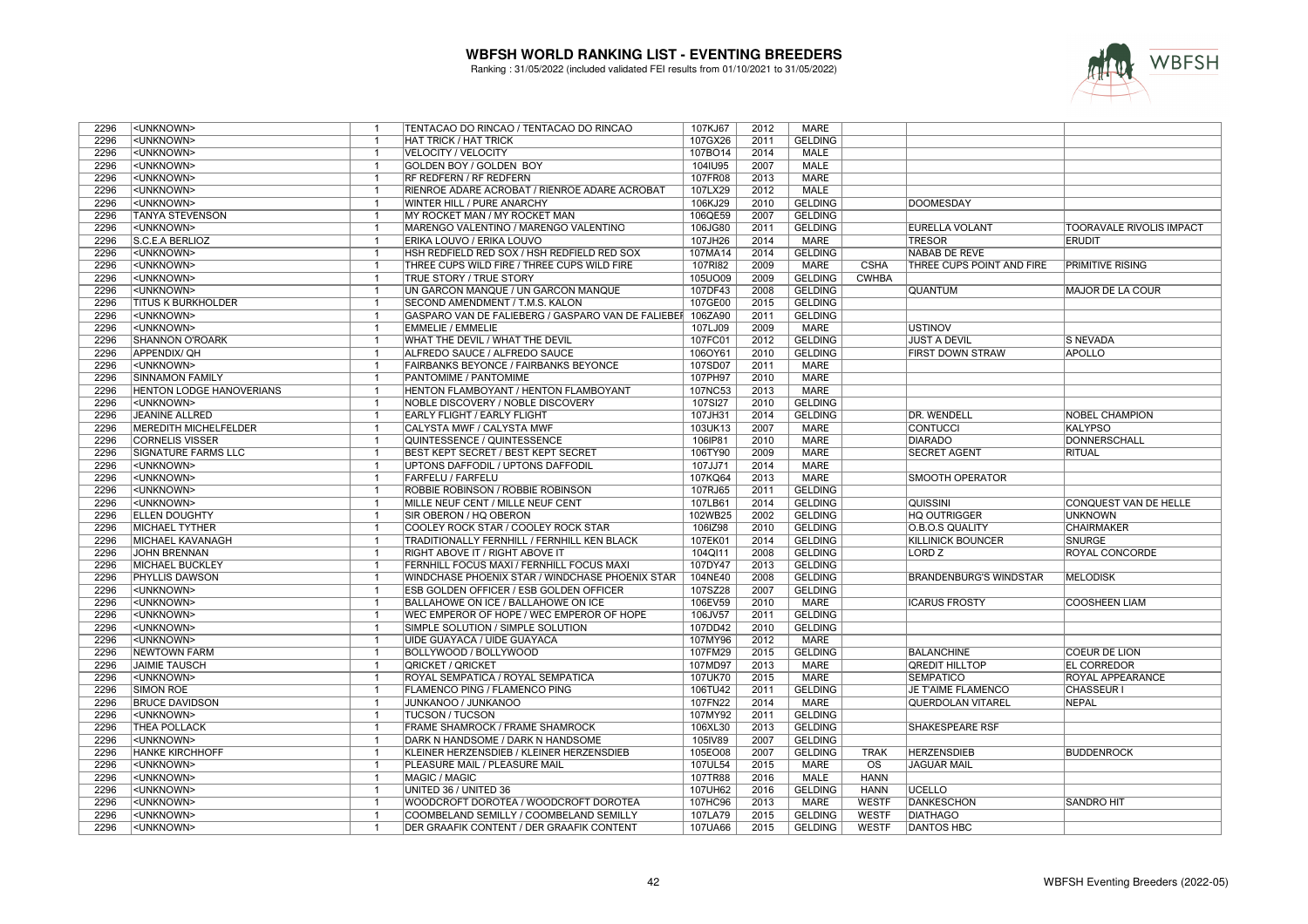# WBFSH WORLD RANKING LIST - EVENTING BREEDERS

Ranking : 31/05/2022 (included validated FEI results from 01/10/2021 to 31/05/2022)

| | | | | | | | | | |
|---|---|---|---|---|---|---|---|---|---|
| 2296 | <UNKNOWN> | 1 | TENTACAO DO RINCAO / TENTACAO DO RINCAO | 107KJ67 | 2012 | MARE | | | |
| 2296 | <UNKNOWN> | 1 | HAT TRICK / HAT TRICK | 107GX26 | 2011 | GELDING | | | |
| 2296 | <UNKNOWN> | 1 | VELOCITY / VELOCITY | 107BO14 | 2014 | MALE | | | |
| 2296 | <UNKNOWN> | 1 | GOLDEN BOY / GOLDEN BOY | 104IU95 | 2007 | MALE | | | |
| 2296 | <UNKNOWN> | 1 | RF REDFERN / RF REDFERN | 107FR08 | 2013 | MARE | | | |
| 2296 | <UNKNOWN> | 1 | RIENROE ADARE ACROBAT / RIENROE ADARE ACROBAT | 107LX29 | 2012 | MALE | | | |
| 2296 | <UNKNOWN> | 1 | WINTER HILL / PURE ANARCHY | 106KJ29 | 2010 | GELDING | | DOOMESDAY | |
| 2296 | TANYA STEVENSON | 1 | MY ROCKET MAN / MY ROCKET MAN | 106QE59 | 2007 | GELDING | | | |
| 2296 | <UNKNOWN> | 1 | MARENGO VALENTINO / MARENGO VALENTINO | 106JG80 | 2011 | GELDING | | EURELLA VOLANT | TOORAVALE RIVOLIS IMPACT |
| 2296 | S.C.E.A BERLIOZ | 1 | ERIKA LOUVO / ERIKA LOUVO | 107JH26 | 2014 | MARE | | TRESOR | ERUDIT |
| 2296 | <UNKNOWN> | 1 | HSH REDFIELD RED SOX / HSH REDFIELD RED SOX | 107MA14 | 2014 | GELDING | | NABAB DE REVE | |
| 2296 | <UNKNOWN> | 1 | THREE CUPS WILD FIRE / THREE CUPS WILD FIRE | 107RI82 | 2009 | MARE | CSHA | THREE CUPS POINT AND FIRE | PRIMITIVE RISING |
| 2296 | <UNKNOWN> | 1 | TRUE STORY / TRUE STORY | 105UO09 | 2009 | GELDING | CWHBA | | |
| 2296 | <UNKNOWN> | 1 | UN GARCON MANQUE / UN GARCON MANQUE | 107DF43 | 2008 | GELDING | | QUANTUM | MAJOR DE LA COUR |
| 2296 | TITUS K BURKHOLDER | 1 | SECOND AMENDMENT / T.M.S. KALON | 107GE00 | 2015 | GELDING | | | |
| 2296 | <UNKNOWN> | 1 | GASPARO VAN DE FALIEBERG / GASPARO VAN DE FALIEBEF | 106ZA90 | 2011 | GELDING | | | |
| 2296 | <UNKNOWN> | 1 | EMMELIE / EMMELIE | 107LJ09 | 2009 | MARE | | USTINOV | |
| 2296 | SHANNON O'ROARK | 1 | WHAT THE DEVIL / WHAT THE DEVIL | 107FC01 | 2012 | GELDING | | JUST A DEVIL | S NEVADA |
| 2296 | APPENDIX/ QH | 1 | ALFREDO SAUCE / ALFREDO SAUCE | 106OY61 | 2010 | GELDING | | FIRST DOWN STRAW | APOLLO |
| 2296 | <UNKNOWN> | 1 | FAIRBANKS BEYONCE / FAIRBANKS BEYONCE | 107SD07 | 2011 | MARE | | | |
| 2296 | SINNAMON FAMILY | 1 | PANTOMIME / PANTOMIME | 107PH97 | 2010 | MARE | | | |
| 2296 | HENTON LODGE HANOVERIANS | 1 | HENTON FLAMBOYANT / HENTON FLAMBOYANT | 107NC53 | 2013 | MARE | | | |
| 2296 | <UNKNOWN> | 1 | NOBLE DISCOVERY / NOBLE DISCOVERY | 107SI27 | 2010 | GELDING | | | |
| 2296 | JEANINE ALLRED | 1 | EARLY FLIGHT / EARLY FLIGHT | 107JH31 | 2014 | GELDING | | DR. WENDELL | NOBEL CHAMPION |
| 2296 | MEREDITH MICHELFELDER | 1 | CALYSTA MWF / CALYSTA MWF | 103UK13 | 2007 | MARE | | CONTUCCI | KALYPSO |
| 2296 | CORNELIS VISSER | 1 | QUINTESSENCE / QUINTESSENCE | 106IP81 | 2010 | MARE | | DIARADO | DONNERSCHALL |
| 2296 | SIGNATURE FARMS LLC | 1 | BEST KEPT SECRET / BEST KEPT SECRET | 106TY90 | 2009 | MARE | | SECRET AGENT | RITUAL |
| 2296 | <UNKNOWN> | 1 | UPTONS DAFFODIL / UPTONS DAFFODIL | 107JJ71 | 2014 | MARE | | | |
| 2296 | <UNKNOWN> | 1 | FARFELU / FARFELU | 107KQ64 | 2013 | MARE | | SMOOTH OPERATOR | |
| 2296 | <UNKNOWN> | 1 | ROBBIE ROBINSON / ROBBIE ROBINSON | 107RJ65 | 2011 | GELDING | | | |
| 2296 | <UNKNOWN> | 1 | MILLE NEUF CENT / MILLE NEUF CENT | 107LB61 | 2014 | GELDING | | QUISSINI | CONQUEST VAN DE HELLE |
| 2296 | ELLEN DOUGHTY | 1 | SIR OBERON / HQ OBERON | 102WB25 | 2002 | GELDING | | HQ OUTRIGGER | UNKNOWN |
| 2296 | MICHAEL TYTHER | 1 | COOLEY ROCK STAR / COOLEY ROCK STAR | 106IZ98 | 2010 | GELDING | | O.B.O.S QUALITY | CHAIRMAKER |
| 2296 | MICHAEL KAVANAGH | 1 | TRADITIONALLY FERNHILL / FERNHILL KEN BLACK | 107EK01 | 2014 | GELDING | | KILLINICK BOUNCER | SNURGE |
| 2296 | JOHN BRENNAN | 1 | RIGHT ABOVE IT / RIGHT ABOVE IT | 104QI11 | 2008 | GELDING | | LORD Z | ROYAL CONCORDE |
| 2296 | MICHAEL BUCKLEY | 1 | FERNHILL FOCUS MAXI / FERNHILL FOCUS MAXI | 107DY47 | 2013 | GELDING | | | |
| 2296 | PHYLLIS DAWSON | 1 | WINDCHASE PHOENIX STAR / WINDCHASE PHOENIX STAR | 104NE40 | 2008 | GELDING | | BRANDENBURG'S WINDSTAR | MELODISK |
| 2296 | <UNKNOWN> | 1 | ESB GOLDEN OFFICER / ESB GOLDEN OFFICER | 107SZ28 | 2007 | GELDING | | | |
| 2296 | <UNKNOWN> | 1 | BALLAHOWE ON ICE / BALLAHOWE ON ICE | 106EV59 | 2010 | MARE | | ICARUS FROSTY | COOSHEEN LIAM |
| 2296 | <UNKNOWN> | 1 | WEC EMPEROR OF HOPE / WEC EMPEROR OF HOPE | 106JV57 | 2011 | GELDING | | | |
| 2296 | <UNKNOWN> | 1 | SIMPLE SOLUTION / SIMPLE SOLUTION | 107DD42 | 2010 | GELDING | | | |
| 2296 | <UNKNOWN> | 1 | UIDE GUAYACA / UIDE GUAYACA | 107MY96 | 2012 | MARE | | | |
| 2296 | NEWTOWN FARM | 1 | BOLLYWOOD / BOLLYWOOD | 107FM29 | 2015 | GELDING | | BALANCHINE | COEUR DE LION |
| 2296 | JAIMIE TAUSCH | 1 | QRICKET / QRICKET | 107MD97 | 2013 | MARE | | QREDIT HILLTOP | EL CORREDOR |
| 2296 | <UNKNOWN> | 1 | ROYAL SEMPATICA / ROYAL SEMPATICA | 107UK70 | 2015 | MARE | | SEMPATICO | ROYAL APPEARANCE |
| 2296 | SIMON ROE | 1 | FLAMENCO PING / FLAMENCO PING | 106TU42 | 2011 | GELDING | | JE T'AIME FLAMENCO | CHASSEUR I |
| 2296 | BRUCE DAVIDSON | 1 | JUNKANOO / JUNKANOO | 107FN22 | 2014 | MARE | | QUERDOLAN VITAREL | NEPAL |
| 2296 | <UNKNOWN> | 1 | TUCSON / TUCSON | 107MY92 | 2011 | GELDING | | | |
| 2296 | THEA POLLACK | 1 | FRAME SHAMROCK / FRAME SHAMROCK | 106XL30 | 2013 | GELDING | | SHAKESPEARE RSF | |
| 2296 | <UNKNOWN> | 1 | DARK N HANDSOME / DARK N HANDSOME | 105IV89 | 2007 | GELDING | | | |
| 2296 | HANKE KIRCHHOFF | 1 | KLEINER HERZENSDIEB / KLEINER HERZENSDIEB | 105EO08 | 2007 | GELDING | TRAK | HERZENSDIEB | BUDDENROCK |
| 2296 | <UNKNOWN> | 1 | PLEASURE MAIL / PLEASURE MAIL | 107UL54 | 2015 | MARE | OS | JAGUAR MAIL | |
| 2296 | <UNKNOWN> | 1 | MAGIC / MAGIC | 107TR88 | 2016 | MALE | HANN | | |
| 2296 | <UNKNOWN> | 1 | UNITED 36 / UNITED 36 | 107UH62 | 2016 | GELDING | HANN | UCELLO | |
| 2296 | <UNKNOWN> | 1 | WOODCROFT DOROTEA / WOODCROFT DOROTEA | 107HC96 | 2013 | MARE | WESTF | DANKESCHON | SANDRO HIT |
| 2296 | <UNKNOWN> | 1 | COOMBELAND SEMILLY / COOMBELAND SEMILLY | 107LA79 | 2015 | GELDING | WESTF | DIATHAGO | |
| 2296 | <UNKNOWN> | 1 | DER GRAAFIK CONTENT / DER GRAAFIK CONTENT | 107UA66 | 2015 | GELDING | WESTF | DANTOS HBC | |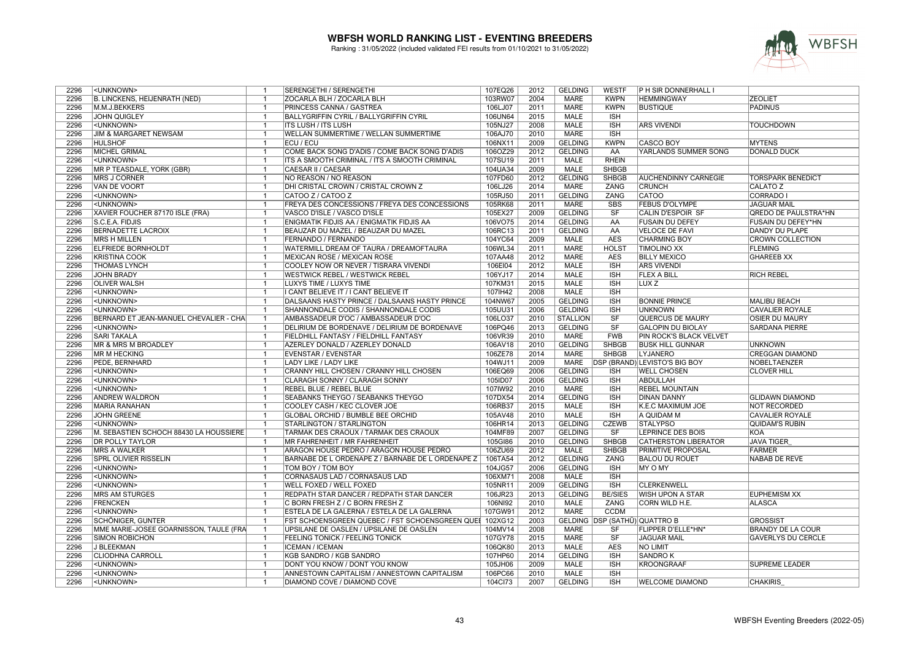# WBFSH WORLD RANKING LIST - EVENTING BREEDERS

Ranking : 31/05/2022 (included validated FEI results from 01/10/2021 to 31/05/2022)

| | | | | | | | | | |
|---|---|---|---|---|---|---|---|---|---|
| 2296 | <UNKNOWN> | 1 | SERENGETHI / SERENGETHI | 107EQ26 | 2012 | GELDING | WESTF | P H SIR DONNERHALL I | |
| 2296 | B. LINCKENS, HEIJENRATH (NED) | 1 | ZOCARLA BLH / ZOCARLA BLH | 103RW07 | 2004 | MARE | KWPN | HEMMINGWAY | ZEOLIET |
| 2296 | M.M.J.BEKKERS | 1 | PRINCESS CANNA / GASTREA | 106LJ07 | 2011 | MARE | KWPN | BUSTIQUE | PADINUS |
| 2296 | JOHN QUIGLEY | 1 | BALLYGRIFFIN CYRIL / BALLYGRIFFIN CYRIL | 106UN64 | 2015 | MALE | ISH | | |
| 2296 | <UNKNOWN> | 1 | ITS LUSH / ITS LUSH | 105NJ27 | 2008 | MALE | ISH | ARS VIVENDI | TOUCHDOWN |
| 2296 | JIM & MARGARET NEWSAM | 1 | WELLAN SUMMERTIME / WELLAN SUMMERTIME | 106AJ70 | 2010 | MARE | ISH | | |
| 2296 | HULSHOF | 1 | ECU / ECU | 106NX11 | 2009 | GELDING | KWPN | CASCO BOY | MYTENS |
| 2296 | MICHEL GRIMAL | 1 | COME BACK SONG D'ADIS / COME BACK SONG D'ADIS | 106OZ29 | 2012 | GELDING | AA | YARLANDS SUMMER SONG | DONALD DUCK |
| 2296 | <UNKNOWN> | 1 | ITS A SMOOTH CRIMINAL / ITS A SMOOTH CRIMINAL | 107SU19 | 2011 | MALE | RHEIN | | |
| 2296 | MR P TEASDALE, YORK (GBR) | 1 | CAESAR II / CAESAR | 104UA34 | 2009 | MALE | SHBGB | | |
| 2296 | MRS J CORNER | 1 | NO REASON / NO REASON | 107FD60 | 2012 | GELDING | SHBGB | AUCHENDINNY CARNEGIE | TORSPARK BENEDICT |
| 2296 | VAN DE VOORT | 1 | DHI CRISTAL CROWN / CRISTAL CROWN Z | 106LJ26 | 2014 | MARE | ZANG | CRUNCH | CALATO Z |
| 2296 | <UNKNOWN> | 1 | CATOO Z / CATOO Z | 105RJ50 | 2011 | GELDING | ZANG | CATOO | CORRADO I |
| 2296 | <UNKNOWN> | 1 | FREYA DES CONCESSIONS / FREYA DES CONCESSIONS | 105RK68 | 2011 | MARE | SBS | FEBUS D'OLYMPE | JAGUAR MAIL |
| 2296 | XAVIER FOUCHER 87170 ISLE (FRA) | 1 | VASCO D'ISLE / VASCO D'ISLE | 105EX27 | 2009 | GELDING | SF | CALIN D'ESPOIR SF | QREDO DE PAULSTRA*HN |
| 2296 | S.C.E.A. FIDJIS | 1 | ENIGMATIK FIDJIS AA / ENIGMATIK FIDJIS AA | 106VO75 | 2014 | GELDING | AA | FUSAIN DU DEFEY | FUSAIN DU DEFEY*HN |
| 2296 | BERNADETTE LACROIX | 1 | BEAUZAR DU MAZEL / BEAUZAR DU MAZEL | 106RC13 | 2011 | GELDING | AA | VELOCE DE FAVI | DANDY DU PLAPE |
| 2296 | MRS H MILLEN | 1 | FERNANDO / FERNANDO | 104YC64 | 2009 | MALE | AES | CHARMING BOY | CROWN COLLECTION |
| 2296 | ELFRIEDE BORNHOLDT | 1 | WATERMILL DREAM OF TAURA / DREAMOFTAURA | 106WL34 | 2011 | MARE | HOLST | TIMOLINO XX | FLEMING |
| 2296 | KRISTINA COOK | 1 | MEXICAN ROSE / MEXICAN ROSE | 107AA48 | 2012 | MARE | AES | BILLY MEXICO | GHAREEB XX |
| 2296 | THOMAS LYNCH | 1 | COOLEY NOW OR NEVER / TISRARA VIVENDI | 106EI04 | 2012 | MALE | ISH | ARS VIVENDI | |
| 2296 | JOHN BRADY | 1 | WESTWICK REBEL / WESTWICK REBEL | 106YJ17 | 2014 | MALE | ISH | FLEX A BILL | RICH REBEL |
| 2296 | OLIVER WALSH | 1 | LUXYS TIME / LUXYS TIME | 107KM31 | 2015 | MALE | ISH | LUX Z | |
| 2296 | <UNKNOWN> | 1 | I CANT BELIEVE IT / I CANT BELIEVE IT | 107IH42 | 2008 | MALE | ISH | | |
| 2296 | <UNKNOWN> | 1 | DALSAANS HASTY PRINCE / DALSAANS HASTY PRINCE | 104NW67 | 2005 | GELDING | ISH | BONNIE PRINCE | MALIBU BEACH |
| 2296 | <UNKNOWN> | 1 | SHANNONDALE CODIS / SHANNONDALE CODIS | 105UU31 | 2006 | GELDING | ISH | UNKNOWN | CAVALIER ROYALE |
| 2296 | BERNARD ET JEAN-MANUEL CHEVALIER - CHA | 1 | AMBASSADEUR D'OC / AMBASSADEUR D'OC | 106LO37 | 2010 | STALLION | SF | QUERCUS DE MAURY | OSIER DU MAURY |
| 2296 | <UNKNOWN> | 1 | DELIRIUM DE BORDENAVE / DELIRIUM DE BORDENAVE | 106PQ46 | 2013 | GELDING | SF | GALOPIN DU BIOLAY | SARDANA PIERRE |
| 2296 | SARI TAKALA | 1 | FIELDHILL FANTASY / FIELDHILL FANTASY | 106VR39 | 2010 | MARE | FWB | PIN ROCK'S BLACK VELVET | |
| 2296 | MR & MRS M BROADLEY | 1 | AZERLEY DONALD / AZERLEY DONALD | 106AV18 | 2010 | GELDING | SHBGB | BUSK HILL GUNNAR | UNKNOWN |
| 2296 | MR M HECKING | 1 | EVENSTAR / EVENSTAR | 106ZE78 | 2014 | MARE | SHBGB | LYJANERO | CREGGAN DIAMOND |
| 2296 | PEDE, BERNHARD | 1 | LADY LIKE / LADY LIKE | 104WJ11 | 2009 | MARE | DSP (BRAND) | LEVISTO'S BIG BOY | NOBELTAENZER |
| 2296 | <UNKNOWN> | 1 | CRANNY HILL CHOSEN / CRANNY HILL CHOSEN | 106EQ69 | 2006 | GELDING | ISH | WELL CHOSEN | CLOVER HILL |
| 2296 | <UNKNOWN> | 1 | CLARAGH SONNY / CLARAGH SONNY | 105ID07 | 2006 | GELDING | ISH | ABDULLAH | |
| 2296 | <UNKNOWN> | 1 | REBEL BLUE / REBEL BLUE | 107IW92 | 2010 | MARE | ISH | REBEL MOUNTAIN | |
| 2296 | ANDREW WALDRON | 1 | SEABANKS THEYGO / SEABANKS THEYGO | 107DX54 | 2014 | GELDING | ISH | DINAN DANNY | GLIDAWN DIAMOND |
| 2296 | MARIA RANAHAN | 1 | COOLEY CASH / KEC CLOVER JOE | 106RB37 | 2015 | MALE | ISH | K.E.C MAXIMUM JOE | NOT RECORDED |
| 2296 | JOHN GREENE | 1 | GLOBAL ORCHID / BUMBLE BEE ORCHID | 105AV48 | 2010 | MALE | ISH | A QUIDAM M | CAVALIER ROYALE |
| 2296 | <UNKNOWN> | 1 | STARLINGTON / STARLINGTON | 106HR14 | 2013 | GELDING | CZEWB | STALYPSO | QUIDAM'S RUBIN |
| 2296 | M. SEBASTIEN SCHOCH 88430 LA HOUSSIERE | 1 | TARMAK DES CRAOUX / TARMAK DES CRAOUX | 104MF89 | 2007 | GELDING | SF | LEPRINCE DES BOIS | KOA |
| 2296 | DR POLLY TAYLOR | 1 | MR FAHRENHEIT / MR FAHRENHEIT | 105GI86 | 2010 | GELDING | SHBGB | CATHERSTON LIBERATOR | JAVA TIGER_ |
| 2296 | MRS A WALKER | 1 | ARAGON HOUSE PEDRO / ARAGON HOUSE PEDRO | 106ZU69 | 2012 | MALE | SHBGB | PRIMITIVE PROPOSAL | FARMER |
| 2296 | SPRL OLIVIER RISSELIN | 1 | BARNABE DE L ORDENAPE Z / BARNABE DE L ORDENAPE Z | 106TA54 | 2012 | GELDING | ZANG | BALOU DU ROUET | NABAB DE REVE |
| 2296 | <UNKNOWN> | 1 | TOM BOY / TOM BOY | 104JG57 | 2006 | GELDING | ISH | MY O MY | |
| 2296 | <UNKNOWN> | 1 | CORNASAUS LAD / CORNASAUS LAD | 106XM71 | 2008 | MALE | ISH | | |
| 2296 | <UNKNOWN> | 1 | WELL FOXED / WELL FOXED | 105NR11 | 2009 | GELDING | ISH | CLERKENWELL | |
| 2296 | MRS AM STURGES | 1 | REDPATH STAR DANCER / REDPATH STAR DANCER | 106JR23 | 2013 | GELDING | BE/SIES | WISH UPON A STAR | EUPHEMISM XX |
| 2296 | FRENCKEN | 1 | C BORN FRESH Z / C BORN FRESH Z | 106NI92 | 2010 | MALE | ZANG | CORN WILD H.E. | ALASCA |
| 2296 | <UNKNOWN> | 1 | ESTELA DE LA GALERNA / ESTELA DE LA GALERNA | 107GW91 | 2012 | MARE | CCDM | | |
| 2296 | SCHÖNIGER, GUNTER | 1 | FST SCHOENSGREEN QUEBEC / FST SCHOENSGREEN QUEE | 102XG12 | 2003 | GELDING | DSP (SATHÜ) | QUATTRO B | GROSSIST |
| 2296 | MME MARIE-JOSEE GOARNISSON, TAULE (FRA | 1 | UPSILANE DE OASLEN / UPSILANE DE OASLEN | 104MV14 | 2008 | MARE | SF | FLIPPER D'ELLE*HN* | BRANDY DE LA COUR |
| 2296 | SIMON ROBICHON | 1 | FEELING TONICK / FEELING TONICK | 107GY78 | 2015 | MARE | SF | JAGUAR MAIL | GAVERLYS DU CERCLE |
| 2296 | J BLEEKMAN | 1 | ICEMAN / ICEMAN | 106QK80 | 2013 | MALE | AES | NO LIMIT | |
| 2296 | CLIODHNA CARROLL | 1 | KGB SANDRO / KGB SANDRO | 107HP60 | 2014 | GELDING | ISH | SANDRO K | |
| 2296 | <UNKNOWN> | 1 | DONT YOU KNOW / DONT YOU KNOW | 105JH06 | 2009 | MALE | ISH | KROONGRAAF | SUPREME LEADER |
| 2296 | <UNKNOWN> | 1 | ANNESTOWN CAPITALISM / ANNESTOWN CAPITALISM | 106PC66 | 2010 | MALE | ISH | | |
| 2296 | <UNKNOWN> | 1 | DIAMOND COVE / DIAMOND COVE | 104CI73 | 2007 | GELDING | ISH | WELCOME DIAMOND | CHAKIRIS_ |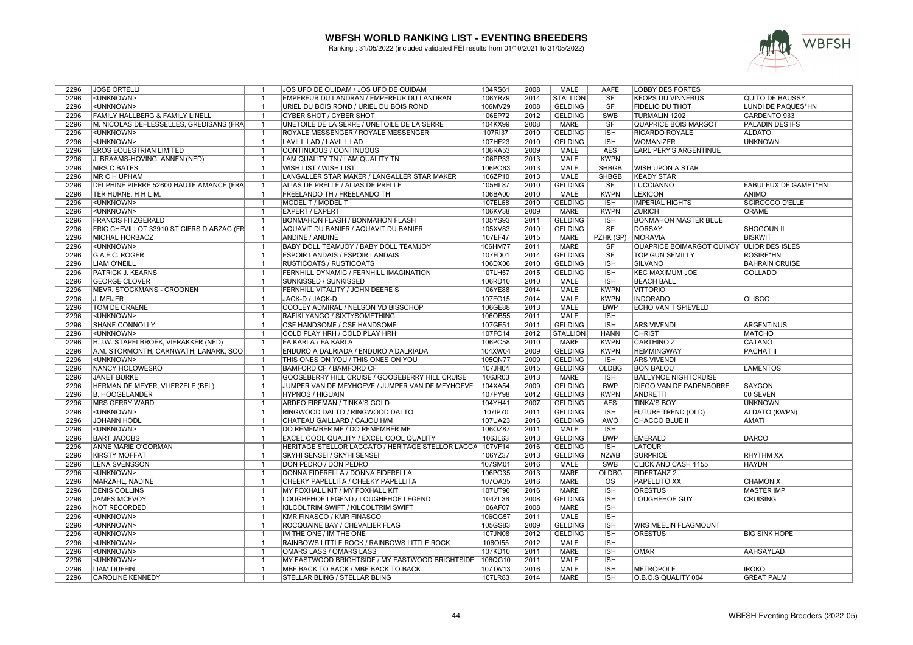# WBFSH WORLD RANKING LIST - EVENTING BREEDERS

Ranking : 31/05/2022 (included validated FEI results from 01/10/2021 to 31/05/2022)

| | | | | | | | | | | |
|---|---|---|---|---|---|---|---|---|---|---|
| 2296 | JOSE ORTELLI | 1 | JOS UFO DE QUIDAM / JOS UFO DE QUIDAM | 104RS61 | 2008 | MALE | AAFE | LOBBY DES FORTES | |
| 2296 | <UNKNOWN> | 1 | EMPEREUR DU LANDRAN / EMPEREUR DU LANDRAN | 106YR79 | 2014 | STALLION | SF | KEOPS DU VINNEBUS | QUITO DE BAUSSY |
| 2296 | <UNKNOWN> | 1 | URIEL DU BOIS ROND / URIEL DU BOIS ROND | 106MV29 | 2008 | GELDING | SF | FIDELIO DU THOT | LUNDI DE PAQUES*HN |
| 2296 | FAMILY HALLBERG & FAMILY LINELL | 1 | CYBER SHOT / CYBER SHOT | 106EP72 | 2012 | GELDING | SWB | TURMALIN 1202 | CARDENTO 933 |
| 2296 | M. NICOLAS DEFLESSELLES, GREDISANS (FRA | 1 | UNETOILE DE LA SERRE / UNETOILE DE LA SERRE | 104KX99 | 2008 | MARE | SF | QUAPRICE BOIS MARGOT | PALADIN DES IFS |
| 2296 | <UNKNOWN> | 1 | ROYALE MESSENGER / ROYALE MESSENGER | 107RI37 | 2010 | GELDING | ISH | RICARDO ROYALE | ALDATO |
| 2296 | <UNKNOWN> | 1 | LAVILL LAD / LAVILL LAD | 107HF23 | 2010 | GELDING | ISH | WOMANIZER | UNKNOWN |
| 2296 | EROS EQUESTRIAN LIMITED | 1 | CONTINUOUS / CONTINUOUS | 106RA53 | 2009 | MALE | AES | EARL PERY'S ARGENTINUE | |
| 2296 | J. BRAAMS-HOVING, ANNEN (NED) | 1 | I AM QUALITY TN / I AM QUALITY TN | 106PP33 | 2013 | MALE | KWPN | | |
| 2296 | MRS C BATES | 1 | WISH LIST / WISH LIST | 106PO63 | 2013 | MALE | SHBGB | WISH UPON A STAR | |
| 2296 | MR C H UPHAM | 1 | LANGALLER STAR MAKER / LANGALLER STAR MAKER | 106ZP10 | 2013 | MALE | SHBGB | KEADY STAR | |
| 2296 | DELPHINE PIERRE 52600 HAUTE AMANCE (FRA | 1 | ALIAS DE PRELLE / ALIAS DE PRELLE | 105HL87 | 2010 | GELDING | SF | LUCCIANNO | FABULEUX DE GAMET*HN |
| 2296 | TER HURNE, H H L M. | 1 | FREELANDO TH / FREELANDO TH | 106BA00 | 2010 | MALE | KWPN | LEXICON | ANIMO |
| 2296 | <UNKNOWN> | 1 | MODEL T / MODEL T | 107EL68 | 2010 | GELDING | ISH | IMPERIAL HIGHTS | SCIROCCO D'ELLE |
| 2296 | <UNKNOWN> | 1 | EXPERT / EXPERT | 106KV38 | 2009 | MARE | KWPN | ZURICH | ORAME |
| 2296 | FRANCIS FITZGERALD | 1 | BONMAHON FLASH / BONMAHON FLASH | 105YS93 | 2011 | GELDING | ISH | BONMAHON MASTER BLUE | |
| 2296 | ERIC CHEVILLOT 33910 ST CIERS D ABZAC (FR | 1 | AQUAVIT DU BANIER / AQUAVIT DU BANIER | 105XV83 | 2010 | GELDING | SF | DORSAY | SHOGOUN II |
| 2296 | MICHAL HORBACZ | 1 | ANDINE / ANDINE | 107EF47 | 2015 | MARE | PZHK (SP) | MORAVIA | BISKWIT |
| 2296 | <UNKNOWN> | 1 | BABY DOLL TEAMJOY / BABY DOLL TEAMJOY | 106HM77 | 2011 | MARE | SF | QUAPRICE BOIMARGOT QUINCY | ULIOR DES ISLES |
| 2296 | G.A.E.C. ROGER | 1 | ESPOIR LANDAIS / ESPOIR LANDAIS | 107FD01 | 2014 | GELDING | SF | TOP GUN SEMILLY | ROSIRE*HN |
| 2296 | LIAM O'NEILL | 1 | RUSTICOATS / RUSTICOATS | 106DX06 | 2010 | GELDING | ISH | SILVANO | BAHRAIN CRUISE |
| 2296 | PATRICK J. KEARNS | 1 | FERNHILL DYNAMIC / FERNHILL IMAGINATION | 107LH57 | 2015 | GELDING | ISH | KEC MAXIMUM JOE | COLLADO |
| 2296 | GEORGE CLOVER | 1 | SUNKISSED / SUNKISSED | 106RD10 | 2010 | MALE | ISH | BEACH BALL | |
| 2296 | MEVR. STOCKMANS - CROONEN | 1 | FERNHILL VITALITY / JOHN DEERE S | 106YE88 | 2014 | MALE | KWPN | VITTORIO | |
| 2296 | J. MEIJER | 1 | JACK-D / JACK-D | 107EG15 | 2014 | MALE | KWPN | INDORADO | OLISCO |
| 2296 | TOM DE CRAENE | 1 | COOLEY ADMIRAL / NELSON VD BISSCHOP | 106GE88 | 2013 | MALE | BWP | ECHO VAN T SPIEVELD | |
| 2296 | <UNKNOWN> | 1 | RAFIKI YANGO / SIXTYSOMETHING | 106OB55 | 2011 | MALE | ISH | | |
| 2296 | SHANE CONNOLLY | 1 | CSF HANDSOME / CSF HANDSOME | 107GE51 | 2011 | GELDING | ISH | ARS VIVENDI | ARGENTINUS |
| 2296 | <UNKNOWN> | 1 | COLD PLAY HRH / COLD PLAY HRH | 107FC14 | 2012 | STALLION | HANN | CHRIST | MATCHO |
| 2296 | H.J.W. STAPELBROEK, VIERAKKER (NED) | 1 | FA KARLA / FA KARLA | 106PC58 | 2010 | MARE | KWPN | CARTHINO Z | CATANO |
| 2296 | A.M. STORMONTH, CARNWATH, LANARK, SCO | 1 | ENDURO A DALRIADA / ENDURO A'DALRIADA | 104XW04 | 2009 | GELDING | KWPN | HEMMINGWAY | PACHAT II |
| 2296 | <UNKNOWN> | 1 | THIS ONES ON YOU / THIS ONES ON YOU | 105QN77 | 2009 | GELDING | ISH | ARS VIVENDI | |
| 2296 | NANCY HOLOWESKO | 1 | BAMFORD CF / BAMFORD CF | 107JH04 | 2015 | GELDING | OLDBG | BON BALOU | LAMENTOS |
| 2296 | JANET BURKE | 1 | GOOSEBERRY HILL CRUISE / GOOSEBERRY HILL CRUISE | 106JR03 | 2013 | MARE | ISH | BALLYNOE NIGHTCRUISE | |
| 2296 | HERMAN DE MEYER, VLIERZELE (BEL) | 1 | JUMPER VAN DE MEYHOEVE / JUMPER VAN DE MEYHOEVE | 104XA54 | 2009 | GELDING | BWP | DIEGO VAN DE PADENBORRE | SAYGON |
| 2296 | B. HOOGELANDER | 1 | HYPNOS / HIGUAIN | 107PY98 | 2012 | GELDING | KWPN | ANDRETTI | 00 SEVEN |
| 2296 | MRS GERRY WARD | 1 | ARDEO FIREMAN / TINKA'S GOLD | 104YH41 | 2007 | GELDING | AES | TINKA'S BOY | UNKNOWN |
| 2296 | <UNKNOWN> | 1 | RINGWOOD DALTO / RINGWOOD DALTO | 107IP70 | 2011 | GELDING | ISH | FUTURE TREND (OLD) | ALDATO (KWPN) |
| 2296 | JOHANN HODL | 1 | CHATEAU GAILLARD / CAJOU H/M | 107UA23 | 2016 | GELDING | AWO | CHACCO BLUE II | AMATI |
| 2296 | <UNKNOWN> | 1 | DO REMEMBER ME / DO REMEMBER ME | 106OZ87 | 2011 | MALE | ISH | | |
| 2296 | BART JACOBS | 1 | EXCEL COOL QUALITY / EXCEL COOL QUALITY | 106JL63 | 2013 | GELDING | BWP | EMERALD | DARCO |
| 2296 | ANNE MARIE O'GORMAN | 1 | HERITAGE STELLOR LACCATO / HERITAGE STELLOR LACCA | 107VF14 | 2016 | GELDING | ISH | LATOUR | |
| 2296 | KIRSTY MOFFAT | 1 | SKYHI SENSEI / SKYHI SENSEI | 106YZ37 | 2013 | GELDING | NZWB | SURPRICE | RHYTHM XX |
| 2296 | LENA SVENSSON | 1 | DON PEDRO / DON PEDRO | 107SM01 | 2016 | MALE | SWB | CLICK AND CASH 1155 | HAYDN |
| 2296 | <UNKNOWN> | 1 | DONNA FIDERELLA / DONNA FIDERELLA | 106PO35 | 2013 | MARE | OLDBG | FIDERTANZ 2 | |
| 2296 | MARZAHL, NADINE | 1 | CHEEKY PAPELLITA / CHEEKY PAPELLITA | 107OA35 | 2016 | MARE | OS | PAPELLITO XX | CHAMONIX |
| 2296 | DENIS COLLINS | 1 | MY FOXHALL KIT / MY FOXHALL KIT | 107UT96 | 2016 | MARE | ISH | ORESTUS | MASTER IMP |
| 2296 | JAMES MCEVOY | 1 | LOUGHEHOE LEGEND / LOUGHEHOE LEGEND | 104ZL36 | 2008 | GELDING | ISH | LOUGHEHOE GUY | CRUISING |
| 2296 | NOT RECORDED | 1 | KILCOLTRIM SWIFT / KILCOLTRIM SWIFT | 106AF07 | 2008 | MARE | ISH | | |
| 2296 | <UNKNOWN> | 1 | KMR FINASCO / KMR FINASCO | 106QG57 | 2011 | MALE | ISH | | |
| 2296 | <UNKNOWN> | 1 | ROCQUAINE BAY / CHEVALIER FLAG | 105GS83 | 2009 | GELDING | ISH | WRS MEELIN FLAGMOUNT | |
| 2296 | <UNKNOWN> | 1 | IM THE ONE / IM THE ONE | 107JN08 | 2012 | GELDING | ISH | ORESTUS | BIG SINK HOPE |
| 2296 | <UNKNOWN> | 1 | RAINBOWS LITTLE ROCK / RAINBOWS LITTLE ROCK | 106OI55 | 2012 | MALE | ISH | | |
| 2296 | <UNKNOWN> | 1 | OMARS LASS / OMARS LASS | 107KD10 | 2011 | MARE | ISH | OMAR | AAHSAYLAD |
| 2296 | <UNKNOWN> | 1 | MY EASTWOOD BRIGHTSIDE / MY EASTWOOD BRIGHTSIDE | 106QG10 | 2011 | MALE | ISH | | |
| 2296 | LIAM DUFFIN | 1 | MBF BACK TO BACK / MBF BACK TO BACK | 107TW13 | 2016 | MALE | ISH | METROPOLE | IROKO |
| 2296 | CAROLINE KENNEDY | 1 | STELLAR BLING / STELLAR BLING | 107LR83 | 2014 | MARE | ISH | O.B.O.S QUALITY 004 | GREAT PALM |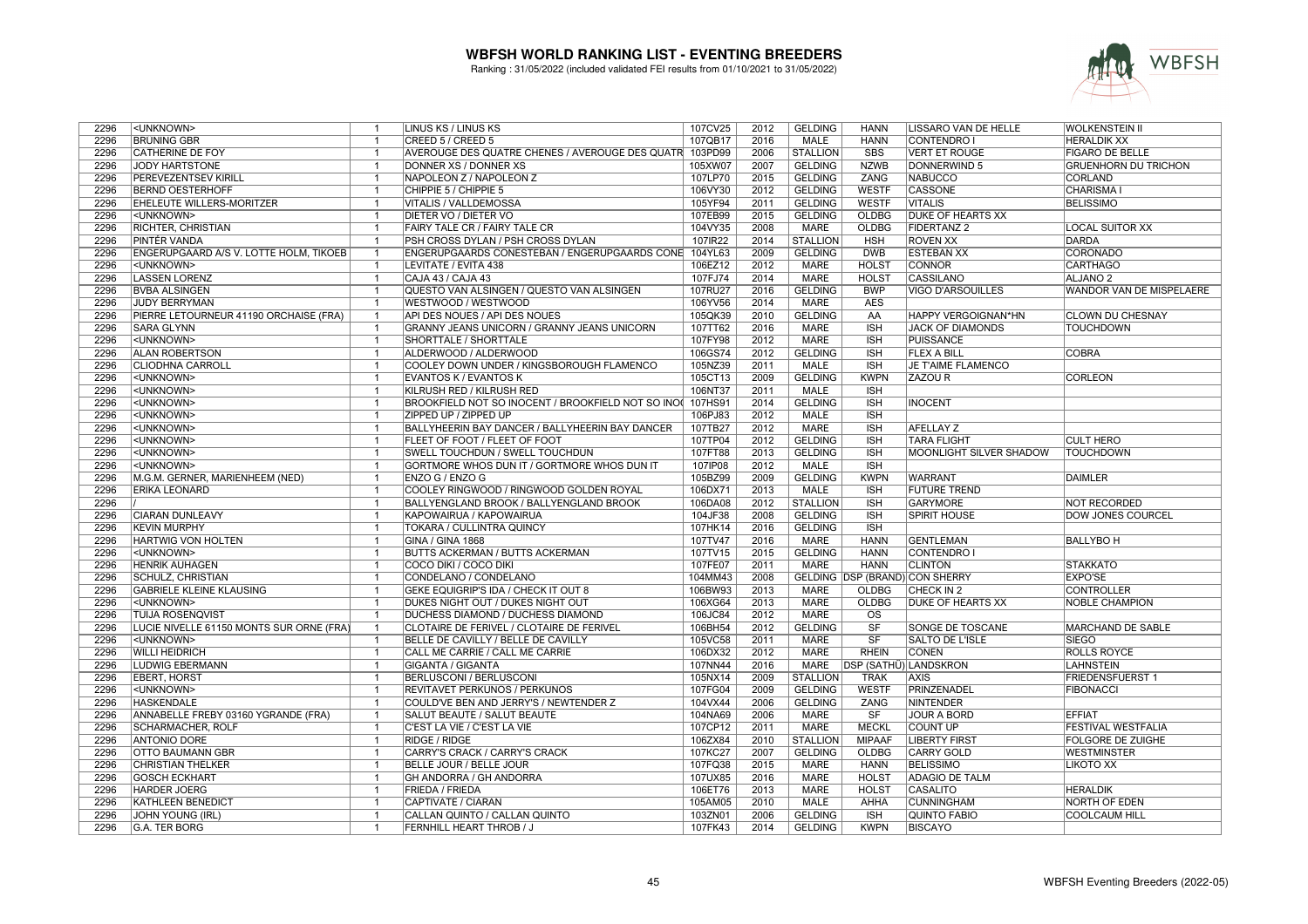# WBFSH WORLD RANKING LIST - EVENTING BREEDERS

Ranking : 31/05/2022 (included validated FEI results from 01/10/2021 to 31/05/2022)

| | | | | | | | | | | |
|---|---|---|---|---|---|---|---|---|---|---|
| 2296 | <UNKNOWN> | 1 | LINUS KS / LINUS KS | 107CV25 | 2012 | GELDING | HANN | LISSARO VAN DE HELLE | WOLKENSTEIN II |
| 2296 | BRUNING GBR | 1 | CREED 5 / CREED 5 | 107QB17 | 2016 | MALE | HANN | CONTENDRO I | HERALDIK XX |
| 2296 | CATHERINE DE FOY | 1 | AVEROUGE DES QUATRE CHENES / AVEROUGE DES QUATR | 103PD99 | 2006 | STALLION | SBS | VERT ET ROUGE | FIGARO DE BELLE |
| 2296 | JODY HARTSTONE | 1 | DONNER XS / DONNER XS | 105XW07 | 2007 | GELDING | NZWB | DONNERWIND 5 | GRUENHORN DU TRICHON |
| 2296 | PEREVEZENTSEV KIRILL | 1 | NAPOLEON Z / NAPOLEON Z | 107LP70 | 2015 | GELDING | ZANG | NABUCCO | CORLAND |
| 2296 | BERND OESTERHOFF | 1 | CHIPPIE 5 / CHIPPIE 5 | 106VY30 | 2012 | GELDING | WESTF | CASSONE | CHARISMA I |
| 2296 | EHELEUTE WILLERS-MORITZER | 1 | VITALIS / VALLDEMOSSA | 105YF94 | 2011 | GELDING | WESTF | VITALIS | BELISSIMO |
| 2296 | <UNKNOWN> | 1 | DIETER VO / DIETER VO | 107EB99 | 2015 | GELDING | OLDBG | DUKE OF HEARTS XX | |
| 2296 | RICHTER, CHRISTIAN | 1 | FAIRY TALE CR / FAIRY TALE CR | 104VY35 | 2008 | MARE | OLDBG | FIDERTANZ 2 | LOCAL SUITOR XX |
| 2296 | PINTÉR VANDA | 1 | PSH CROSS DYLAN / PSH CROSS DYLAN | 107IR22 | 2014 | STALLION | HSH | ROVEN XX | DARDA |
| 2296 | ENGERUPGAARD A/S V. LOTTE HOLM, TIKOEB | 1 | ENGERUPGAARDS CONESTEBAN / ENGERUPGAARDS CONE | 104YL63 | 2009 | GELDING | DWB | ESTEBAN XX | CORONADO |
| 2296 | <UNKNOWN> | 1 | LEVITATE / EVITA 438 | 106EZ12 | 2012 | MARE | HOLST | CONNOR | CARTHAGO |
| 2296 | LASSEN LORENZ | 1 | CAJA 43 / CAJA 43 | 107FJ74 | 2014 | MARE | HOLST | CASSILANO | ALJANO 2 |
| 2296 | BVBA ALSINGEN | 1 | QUESTO VAN ALSINGEN / QUESTO VAN ALSINGEN | 107RU27 | 2016 | GELDING | BWP | VIGO D'ARSOUILLES | WANDOR VAN DE MISPELAERE |
| 2296 | JUDY BERRYMAN | 1 | WESTWOOD / WESTWOOD | 106YV56 | 2014 | MARE | AES | | |
| 2296 | PIERRE LETOURNEUR 41190 ORCHAISE (FRA) | 1 | API DES NOUES / API DES NOUES | 105QK39 | 2010 | GELDING | AA | HAPPY VERGOIGNAN*HN | CLOWN DU CHESNAY |
| 2296 | SARA GLYNN | 1 | GRANNY JEANS UNICORN / GRANNY JEANS UNICORN | 107TT62 | 2016 | MARE | ISH | JACK OF DIAMONDS | TOUCHDOWN |
| 2296 | <UNKNOWN> | 1 | SHORTTALE / SHORTTALE | 107FY98 | 2012 | MARE | ISH | PUISSANCE | |
| 2296 | ALAN ROBERTSON | 1 | ALDERWOOD / ALDERWOOD | 106GS74 | 2012 | GELDING | ISH | FLEX A BILL | COBRA |
| 2296 | CLIODHNA CARROLL | 1 | COOLEY DOWN UNDER / KINGSBOROUGH FLAMENCO | 105NZ39 | 2011 | MALE | ISH | JE T'AIME FLAMENCO | |
| 2296 | <UNKNOWN> | 1 | EVANTOS K / EVANTOS K | 105CT13 | 2009 | GELDING | KWPN | ZAZOU R | CORLEON |
| 2296 | <UNKNOWN> | 1 | KILRUSH RED / KILRUSH RED | 106NT37 | 2011 | MALE | ISH | | |
| 2296 | <UNKNOWN> | 1 | BROOKFIELD NOT SO INOCENT / BROOKFIELD NOT SO INO | 107HS91 | 2014 | GELDING | ISH | INOCENT | |
| 2296 | <UNKNOWN> | 1 | ZIPPED UP / ZIPPED UP | 106PJ83 | 2012 | MALE | ISH | | |
| 2296 | <UNKNOWN> | 1 | BALLYHEERIN BAY DANCER / BALLYHEERIN BAY DANCER | 107TB27 | 2012 | MARE | ISH | AFELLAY Z | |
| 2296 | <UNKNOWN> | 1 | FLEET OF FOOT / FLEET OF FOOT | 107TP04 | 2012 | GELDING | ISH | TARA FLIGHT | CULT HERO |
| 2296 | <UNKNOWN> | 1 | SWELL TOUCHDUN / SWELL TOUCHDUN | 107FT88 | 2013 | GELDING | ISH | MOONLIGHT SILVER SHADOW | TOUCHDOWN |
| 2296 | <UNKNOWN> | 1 | GORTMORE WHOS DUN IT / GORTMORE WHOS DUN IT | 107IP08 | 2012 | MALE | ISH | | |
| 2296 | M.G.M. GERNER, MARIENHEEM (NED) | 1 | ENZO G / ENZO G | 105BZ99 | 2009 | GELDING | KWPN | WARRANT | DAIMLER |
| 2296 | ERIKA LEONARD | 1 | COOLEY RINGWOOD / RINGWOOD GOLDEN ROYAL | 106DX71 | 2013 | MALE | ISH | FUTURE TREND | |
| 2296 | / | 1 | BALLYENGLAND BROOK / BALLYENGLAND BROOK | 106DA08 | 2012 | STALLION | ISH | GARYMORE | NOT RECORDED |
| 2296 | CIARAN DUNLEAVY | 1 | KAPOWAIRUA / KAPOWAIRUA | 104JF38 | 2008 | GELDING | ISH | SPIRIT HOUSE | DOW JONES COURCEL |
| 2296 | KEVIN MURPHY | 1 | TOKARA / CULLINTRA QUINCY | 107HK14 | 2016 | GELDING | ISH | | |
| 2296 | HARTWIG VON HOLTEN | 1 | GINA / GINA 1868 | 107TV47 | 2016 | MARE | HANN | GENTLEMAN | BALLYBO H |
| 2296 | <UNKNOWN> | 1 | BUTTS ACKERMAN / BUTTS ACKERMAN | 107TV15 | 2015 | GELDING | HANN | CONTENDRO I | |
| 2296 | HENRIK AUHAGEN | 1 | COCO DIKI / COCO DIKI | 107FE07 | 2011 | MARE | HANN | CLINTON | STAKKATO |
| 2296 | SCHULZ, CHRISTIAN | 1 | CONDELANO / CONDELANO | 104MM43 | 2008 | GELDING | DSP (BRAND) | CON SHERRY | EXPO'SE |
| 2296 | GABRIELE KLEINE KLAUSING | 1 | GEKE EQUIGRIP'S IDA / CHECK IT OUT 8 | 106BW93 | 2013 | MARE | OLDBG | CHECK IN 2 | CONTROLLER |
| 2296 | <UNKNOWN> | 1 | DUKES NIGHT OUT / DUKES NIGHT OUT | 106XG64 | 2013 | MARE | OLDBG | DUKE OF HEARTS XX | NOBLE CHAMPION |
| 2296 | TUIJA ROSENQVIST | 1 | DUCHESS DIAMOND / DUCHESS DIAMOND | 106JC84 | 2012 | MARE | OS | | |
| 2296 | LUCIE NIVELLE 61150 MONTS SUR ORNE (FRA) | 1 | CLOTAIRE DE FERIVEL / CLOTAIRE DE FERIVEL | 106BH54 | 2012 | GELDING | SF | SONGE DE TOSCANE | MARCHAND DE SABLE |
| 2296 | <UNKNOWN> | 1 | BELLE DE CAVILLY / BELLE DE CAVILLY | 105VC58 | 2011 | MARE | SF | SALTO DE L'ISLE | SIEGO |
| 2296 | WILLI HEIDRICH | 1 | CALL ME CARRIE / CALL ME CARRIE | 106DX32 | 2012 | MARE | RHEIN | CONEN | ROLLS ROYCE |
| 2296 | LUDWIG EBERMANN | 1 | GIGANTA / GIGANTA | 107NN44 | 2016 | MARE | DSP (SATHÜ) | LANDSKRON | LAHNSTEIN |
| 2296 | EBERT, HORST | 1 | BERLUSCONI / BERLUSCONI | 105NX14 | 2009 | STALLION | TRAK | AXIS | FRIEDENSFUERST 1 |
| 2296 | <UNKNOWN> | 1 | REVITAVET PERKUNOS / PERKUNOS | 107FG04 | 2009 | GELDING | WESTF | PRINZENADEL | FIBONACCI |
| 2296 | HASKENDALE | 1 | COULD'VE BEN AND JERRY'S / NEWTENDER Z | 104VX44 | 2006 | GELDING | ZANG | NINTENDER | |
| 2296 | ANNABELLE FREBY 03160 YGRANDE (FRA) | 1 | SALUT BEAUTE / SALUT BEAUTE | 104NA69 | 2006 | MARE | SF | JOUR A BORD | EFFIAT |
| 2296 | SCHARMACHER, ROLF | 1 | C'EST LA VIE / C'EST LA VIE | 107CP12 | 2011 | MARE | MECKL | COUNT UP | FESTIVAL WESTFALIA |
| 2296 | ANTONIO DORE | 1 | RIDGE / RIDGE | 106ZX84 | 2010 | STALLION | MIPAAF | LIBERTY FIRST | FOLGORE DE ZUIGHE |
| 2296 | OTTO BAUMANN GBR | 1 | CARRY'S CRACK / CARRY'S CRACK | 107KC27 | 2007 | GELDING | OLDBG | CARRY GOLD | WESTMINSTER |
| 2296 | CHRISTIAN THELKER | 1 | BELLE JOUR / BELLE JOUR | 107FQ38 | 2015 | MARE | HANN | BELISSIMO | LIKOTO XX |
| 2296 | GOSCH ECKHART | 1 | GH ANDORRA / GH ANDORRA | 107UX85 | 2016 | MARE | HOLST | ADAGIO DE TALM | |
| 2296 | HARDER JOERG | 1 | FRIEDA / FRIEDA | 106ET76 | 2013 | MARE | HOLST | CASALITO | HERALDIK |
| 2296 | KATHLEEN BENEDICT | 1 | CAPTIVATE / CIARAN | 105AM05 | 2010 | MALE | AHHA | CUNNINGHAM | NORTH OF EDEN |
| 2296 | JOHN YOUNG (IRL) | 1 | CALLAN QUINTO / CALLAN QUINTO | 103ZN01 | 2006 | GELDING | ISH | QUINTO FABIO | COOLCAUM HILL |
| 2296 | G.A. TER BORG | 1 | FERNHILL HEART THROB / J | 107FK43 | 2014 | GELDING | KWPN | BISCAYO | |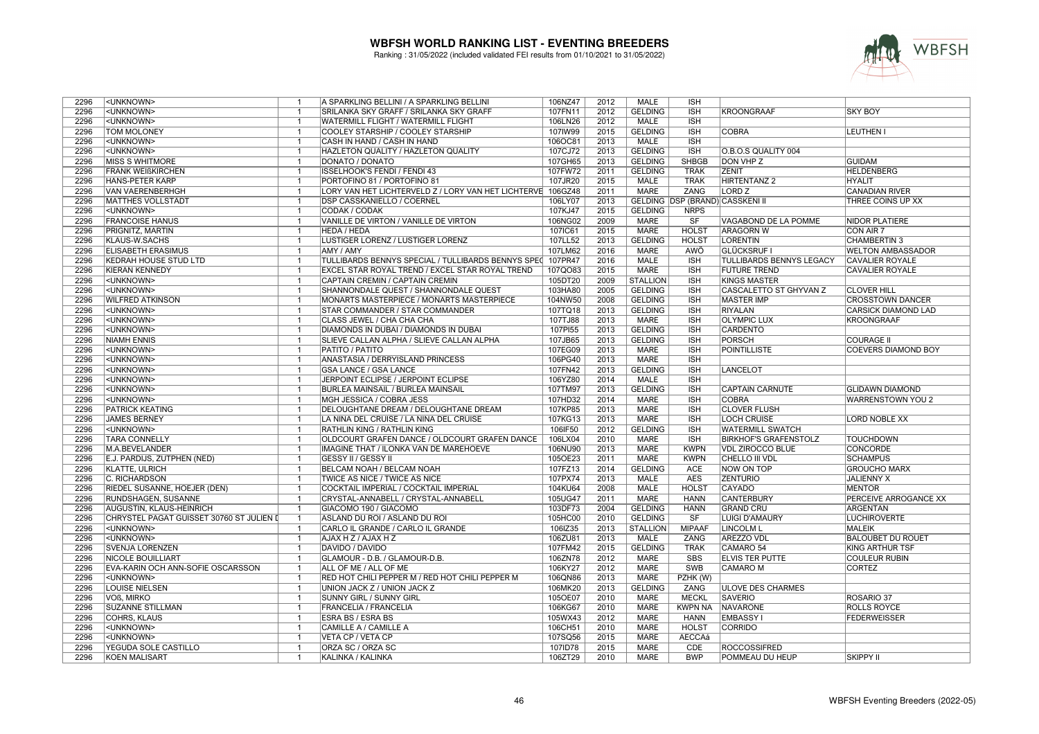# WBFSH WORLD RANKING LIST - EVENTING BREEDERS

Ranking : 31/05/2022 (included validated FEI results from 01/10/2021 to 31/05/2022)

| | | | | | | | | | | |
|---|---|---|---|---|---|---|---|---|---|---|
| 2296 | <UNKNOWN> | 1 | A SPARKLING BELLINI / A SPARKLING BELLINI | 106NZ47 | 2012 | MALE | ISH | | |
| 2296 | <UNKNOWN> | 1 | SRILANKA SKY GRAFF / SRILANKA SKY GRAFF | 107FN11 | 2012 | GELDING | ISH | KROONGRAAF | SKY BOY |
| 2296 | <UNKNOWN> | 1 | WATERMILL FLIGHT / WATERMILL FLIGHT | 106LN26 | 2012 | MALE | ISH | | |
| 2296 | TOM MOLONEY | 1 | COOLEY STARSHIP / COOLEY STARSHIP | 107IW99 | 2015 | GELDING | ISH | COBRA | LEUTHEN I |
| 2296 | <UNKNOWN> | 1 | CASH IN HAND / CASH IN HAND | 106OC81 | 2013 | MALE | ISH | | |
| 2296 | <UNKNOWN> | 1 | HAZLETON QUALITY / HAZLETON QUALITY | 107CJ72 | 2013 | GELDING | ISH | O.B.O.S QUALITY 004 | |
| 2296 | MISS S WHITMORE | 1 | DONATO / DONATO | 107GH65 | 2013 | GELDING | SHBGB | DON VHP Z | GUIDAM |
| 2296 | FRANK WEIßKIRCHEN | 1 | ISSELHOOK'S FENDI / FENDI 43 | 107FW72 | 2011 | GELDING | TRAK | ZENIT | HELDENBERG |
| 2296 | HANS-PETER KARP | 1 | PORTOFINO 81 / PORTOFINO 81 | 107JR20 | 2015 | MALE | TRAK | HIRTENTANZ 2 | HYALIT |
| 2296 | VAN VAERENBERHGH | 1 | LORY VAN HET LICHTERVELD Z / LORY VAN HET LICHTERVE | 106GZ48 | 2011 | MARE | ZANG | LORD Z | CANADIAN RIVER |
| 2296 | MATTHES VOLLSTADT | 1 | DSP CASSKANIELLO / COERNEL | 106LY07 | 2013 | GELDING | DSP (BRAND) | CASSKENI II | THREE COINS UP XX |
| 2296 | <UNKNOWN> | 1 | CODAK / CODAK | 107KJ47 | 2015 | GELDING | NRPS | | |
| 2296 | FRANCOISE HANUS | 1 | VANILLE DE VIRTON / VANILLE DE VIRTON | 106NG02 | 2009 | MARE | SF | VAGABOND DE LA POMME | NIDOR PLATIERE |
| 2296 | PRIGNITZ, MARTIN | 1 | HEDA / HEDA | 107IC61 | 2015 | MARE | HOLST | ARAGORN W | CON AIR 7 |
| 2296 | KLAUS-W.SACHS | 1 | LUSTIGER LORENZ / LUSTIGER LORENZ | 107LL52 | 2013 | GELDING | HOLST | LORENTIN | CHAMBERTIN 3 |
| 2296 | ELISABETH ERASIMUS | 1 | AMY / AMY | 107LM62 | 2016 | MARE | AWÖ | GLÜCKSRUF I | WELTON AMBASSADOR |
| 2296 | KEDRAH HOUSE STUD LTD | 1 | TULLIBARDS BENNYS SPECIAL / TULLIBARDS BENNYS SPEC | 107PR47 | 2016 | MALE | ISH | TULLIBARDS BENNYS LEGACY | CAVALIER ROYALE |
| 2296 | KIERAN KENNEDY | 1 | EXCEL STAR ROYAL TREND / EXCEL STAR ROYAL TREND | 107QO83 | 2015 | MARE | ISH | FUTURE TREND | CAVALIER ROYALE |
| 2296 | <UNKNOWN> | 1 | CAPTAIN CREMIN / CAPTAIN CREMIN | 105DT20 | 2009 | STALLION | ISH | KINGS MASTER | |
| 2296 | <UNKNOWN> | 1 | SHANNONDALE QUEST / SHANNONDALE QUEST | 103HA80 | 2005 | GELDING | ISH | CASCALETTO ST GHYVAN Z | CLOVER HILL |
| 2296 | WILFRED ATKINSON | 1 | MONARTS MASTERPIECE / MONARTS MASTERPIECE | 104NW50 | 2008 | GELDING | ISH | MASTER IMP | CROSSTOWN DANCER |
| 2296 | <UNKNOWN> | 1 | STAR COMMANDER / STAR COMMANDER | 107TQ18 | 2013 | GELDING | ISH | RIYALAN | CARSICK DIAMOND LAD |
| 2296 | <UNKNOWN> | 1 | CLASS JEWEL / CHA CHA CHA | 107TJ88 | 2013 | MARE | ISH | OLYMPIC LUX | KROONGRAAF |
| 2296 | <UNKNOWN> | 1 | DIAMONDS IN DUBAI / DIAMONDS IN DUBAI | 107PI55 | 2013 | GELDING | ISH | CARDENTO | |
| 2296 | NIAMH ENNIS | 1 | SLIEVE CALLAN ALPHA / SLIEVE CALLAN ALPHA | 107JB65 | 2013 | GELDING | ISH | PORSCH | COURAGE II |
| 2296 | <UNKNOWN> | 1 | PATITO / PATITO | 107EG09 | 2013 | MARE | ISH | POINTILLISTE | COEVERS DIAMOND BOY |
| 2296 | <UNKNOWN> | 1 | ANASTASIA / DERRYISLAND PRINCESS | 106PG40 | 2013 | MARE | ISH | | |
| 2296 | <UNKNOWN> | 1 | GSA LANCE / GSA LANCE | 107FN42 | 2013 | GELDING | ISH | LANCELOT | |
| 2296 | <UNKNOWN> | 1 | JERPOINT ECLIPSE / JERPOINT ECLIPSE | 106YZ80 | 2014 | MALE | ISH | | |
| 2296 | <UNKNOWN> | 1 | BURLEA MAINSAIL / BURLEA MAINSAIL | 107TM97 | 2013 | GELDING | ISH | CAPTAIN CARNUTE | GLIDAWN DIAMOND |
| 2296 | <UNKNOWN> | 1 | MGH JESSICA / COBRA JESS | 107HD32 | 2014 | MARE | ISH | COBRA | WARRENSTOWN YOU 2 |
| 2296 | PATRICK KEATING | 1 | DELOUGHTANE DREAM / DELOUGHTANE DREAM | 107KP85 | 2013 | MARE | ISH | CLOVER FLUSH | |
| 2296 | JAMES BERNEY | 1 | LA NINA DEL CRUISE / LA NINA DEL CRUISE | 107KG13 | 2013 | MARE | ISH | LOCH CRUISE | LORD NOBLE XX |
| 2296 | <UNKNOWN> | 1 | RATHLIN KING / RATHLIN KING | 106IF50 | 2012 | GELDING | ISH | WATERMILL SWATCH | |
| 2296 | TARA CONNELLY | 1 | OLDCOURT GRAFEN DANCE / OLDCOURT GRAFEN DANCE | 106LX04 | 2010 | MARE | ISH | BIRKHOF'S GRAFENSTOLZ | TOUCHDOWN |
| 2296 | M.A.BEVELANDER | 1 | IMAGINE THAT / ILONKA VAN DE MAREHOEVE | 106NU90 | 2013 | MARE | KWPN | VDL ZIROCCO BLUE | CONCORDE |
| 2296 | E.J. PARDIJS, ZUTPHEN (NED) | 1 | GESSY II / GESSY II | 105OE23 | 2011 | MARE | KWPN | CHELLO III VDL | SCHAMPUS |
| 2296 | KLATTE, ULRICH | 1 | BELCAM NOAH / BELCAM NOAH | 107FZ13 | 2014 | GELDING | ACE | NOW ON TOP | GROUCHO MARX |
| 2296 | C. RICHARDSON | 1 | TWICE AS NICE / TWICE AS NICE | 107PX74 | 2013 | MALE | AES | ZENTURIO | JALIENNY X |
| 2296 | RIEDEL SUSANNE, HOEJER (DEN) | 1 | COCKTAIL IMPERIAL / COCKTAIL IMPERIAL | 104KU64 | 2008 | MALE | HOLST | CAYADO | MENTOR |
| 2296 | RUNDSHAGEN, SUSANNE | 1 | CRYSTAL-ANNABELL / CRYSTAL-ANNABELL | 105UG47 | 2011 | MARE | HANN | CANTERBURY | PERCEIVE ARROGANCE XX |
| 2296 | AUGUSTIN, KLAUS-HEINRICH | 1 | GIACOMO 190 / GIACOMO | 103DF73 | 2004 | GELDING | HANN | GRAND CRU | ARGENTAN |
| 2296 | CHRYSTEL PAGAT GUISSET 30760 ST JULIEN D | 1 | ASLAND DU ROI / ASLAND DU ROI | 105HC00 | 2010 | GELDING | SF | LUIGI D'AMAURY | LUCHIROVERTE |
| 2296 | <UNKNOWN> | 1 | CARLO IL GRANDE / CARLO IL GRANDE | 106IZ35 | 2013 | STALLION | MIPAAF | LINCOLM L | MALEIK |
| 2296 | <UNKNOWN> | 1 | AJAX H Z / AJAX H Z | 106ZU81 | 2013 | MALE | ZANG | AREZZO VDL | BALOUBET DU ROUET |
| 2296 | SVENJA LORENZEN | 1 | DAVIDO / DAVIDO | 107FM42 | 2015 | GELDING | TRAK | CAMARO 54 | KING ARTHUR TSF |
| 2296 | NICOLE BOUILLIART | 1 | GLAMOUR - D.B. / GLAMOUR-D.B. | 106ZN78 | 2012 | MARE | SBS | ELVIS TER PUTTE | COULEUR RUBIN |
| 2296 | EVA-KARIN OCH ANN-SOFIE OSCARSSON | 1 | ALL OF ME / ALL OF ME | 106KY27 | 2012 | MARE | SWB | CAMARO M | CORTEZ |
| 2296 | <UNKNOWN> | 1 | RED HOT CHILI PEPPER M / RED HOT CHILI PEPPER M | 106QN86 | 2013 | MARE | PZHK (W) | | |
| 2296 | LOUISE NIELSEN | 1 | UNION JACK Z / UNION JACK Z | 106MK20 | 2013 | GELDING | ZANG | ULOVE DES CHARMES | |
| 2296 | VOß, MIRKO | 1 | SUNNY GIRL / SUNNY GIRL | 105OE07 | 2010 | MARE | MECKL | SAVERIO | ROSARIO 37 |
| 2296 | SUZANNE STILLMAN | 1 | FRANCELIA / FRANCELIA | 106KG67 | 2010 | MARE | KWPN NA | NAVARONE | ROLLS ROYCE |
| 2296 | COHRS, KLAUS | 1 | ESRA BS / ESRA BS | 105WX43 | 2012 | MARE | HANN | EMBASSY I | FEDERWEISSER |
| 2296 | <UNKNOWN> | 1 | CAMILLE A / CAMILLE A | 106CH51 | 2010 | MARE | HOLST | CORRIDO | |
| 2296 | <UNKNOWN> | 1 | VETA CP / VETA CP | 107SQ56 | 2015 | MARE | AECCAá | | |
| 2296 | YEGUDA SOLE CASTILLO | 1 | ORZA SC / ORZA SC | 107ID78 | 2015 | MARE | CDE | ROCCOSSIFRED | |
| 2296 | KOEN MALISART | 1 | KALINKA / KALINKA | 106ZT29 | 2010 | MARE | BWP | POMMEAU DU HEUP | SKIPPY II |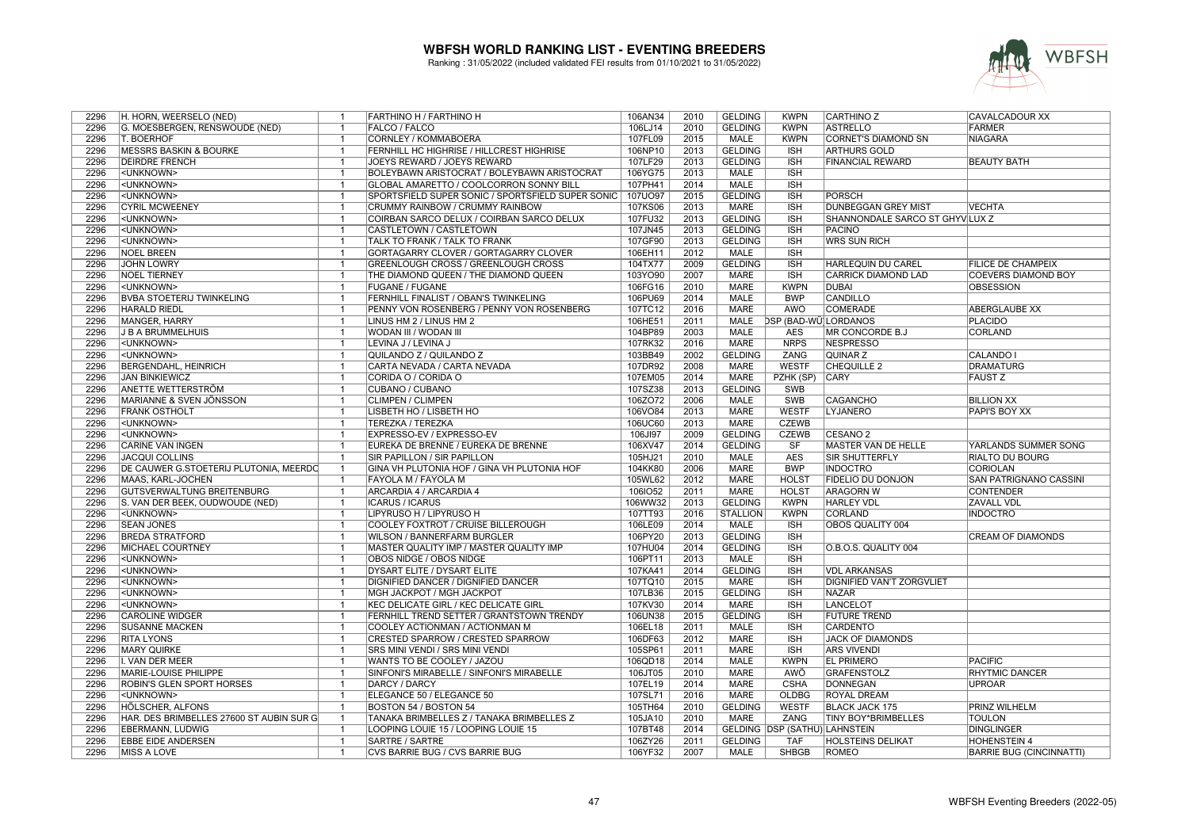# WBFSH WORLD RANKING LIST - EVENTING BREEDERS

Ranking : 31/05/2022 (included validated FEI results from 01/10/2021 to 31/05/2022)

| | | | | | | | | | | |
|---|---|---|---|---|---|---|---|---|---|---|
| 2296 | H. HORN, WEERSELO (NED) | 1 | FARTHINO H / FARTHINO H | 106AN34 | 2010 | GELDING | KWPN | CARTHINO Z | CAVALCADOUR XX |
| 2296 | G. MOESBERGEN, RENSWOUDE (NED) | 1 | FALCO / FALCO | 106LJ14 | 2010 | GELDING | KWPN | ASTRELLO | FARMER |
| 2296 | T. BOERHOF | 1 | CORNLEY / KOMMABOERA | 107FL09 | 2015 | MALE | KWPN | CORNET'S DIAMOND SN | NIAGARA |
| 2296 | MESSRS BASKIN & BOURKE | 1 | FERNHILL HC HIGHRISE / HILLCREST HIGHRISE | 106NP10 | 2013 | GELDING | ISH | ARTHURS GOLD | |
| 2296 | DEIRDRE FRENCH | 1 | JOEYS REWARD / JOEYS REWARD | 107LF29 | 2013 | GELDING | ISH | FINANCIAL REWARD | BEAUTY BATH |
| 2296 | <UNKNOWN> | 1 | BOLEYBAWN ARISTOCRAT / BOLEYBAWN ARISTOCRAT | 106YG75 | 2013 | MALE | ISH | | |
| 2296 | <UNKNOWN> | 1 | GLOBAL AMARETTO / COOLCORRON SONNY BILL | 107PH41 | 2014 | MALE | ISH | | |
| 2296 | <UNKNOWN> | 1 | SPORTSFIELD SUPER SONIC / SPORTSFIELD SUPER SONIC | 107UO97 | 2015 | GELDING | ISH | PORSCH | |
| 2296 | CYRIL MCWEENEY | 1 | CRUMMY RAINBOW / CRUMMY RAINBOW | 107KS06 | 2013 | MARE | ISH | DUNBEGGAN GREY MIST | VECHTA |
| 2296 | <UNKNOWN> | 1 | COIRBAN SARCO DELUX / COIRBAN SARCO DELUX | 107FU32 | 2013 | GELDING | ISH | SHANNONDALE SARCO ST GHYVLUX Z | |
| 2296 | <UNKNOWN> | 1 | CASTLETOWN / CASTLETOWN | 107JN45 | 2013 | GELDING | ISH | PACINO | |
| 2296 | <UNKNOWN> | 1 | TALK TO FRANK / TALK TO FRANK | 107GF90 | 2013 | GELDING | ISH | WRS SUN RICH | |
| 2296 | NOEL BREEN | 1 | GORTAGARRY CLOVER / GORTAGARRY CLOVER | 106EH11 | 2012 | MALE | ISH | | |
| 2296 | JOHN LOWRY | 1 | GREENLOUGH CROSS / GREENLOUGH CROSS | 104TX77 | 2009 | GELDING | ISH | HARLEQUIN DU CAREL | FILICE DE CHAMPEIX |
| 2296 | NOEL TIERNEY | 1 | THE DIAMOND QUEEN / THE DIAMOND QUEEN | 103YO90 | 2007 | MARE | ISH | CARRICK DIAMOND LAD | COEVERS DIAMOND BOY |
| 2296 | <UNKNOWN> | 1 | FUGANE / FUGANE | 106FG16 | 2010 | MARE | KWPN | DUBAI | OBSESSION |
| 2296 | BVBA STOETERIJ TWINKELING | 1 | FERNHILL FINALIST / OBAN'S TWINKELING | 106PU69 | 2014 | MALE | BWP | CANDILLO | |
| 2296 | HARALD RIEDL | 1 | PENNY VON ROSENBERG / PENNY VON ROSENBERG | 107TC12 | 2016 | MARE | AWO | COMERADE | ABERGLAUBE XX |
| 2296 | MANGER, HARRY | 1 | LINUS HM 2 / LINUS HM 2 | 106HE51 | 2011 | MALE | DSP (BAD-WÜ | LORDANOS | PLACIDO |
| 2296 | J B A BRUMMELHUIS | 1 | WODAN III / WODAN III | 104BP89 | 2003 | MALE | AES | MR CONCORDE B.J | CORLAND |
| 2296 | <UNKNOWN> | 1 | LEVINA J / LEVINA J | 107RK32 | 2016 | MARE | NRPS | NESPRESSO | |
| 2296 | <UNKNOWN> | 1 | QUILANDO Z / QUILANDO Z | 103BB49 | 2002 | GELDING | ZANG | QUINAR Z | CALANDO I |
| 2296 | BERGENDAHL, HEINRICH | 1 | CARTA NEVADA / CARTA NEVADA | 107DR92 | 2008 | MARE | WESTF | CHEQUILLE 2 | DRAMATURG |
| 2296 | JAN BINKIEWICZ | 1 | CORIDA O / CORIDA O | 107EM05 | 2014 | MARE | PZHK (SP) | CARY | FAUST Z |
| 2296 | ANETTE WETTERSTRÖM | 1 | CUBANO / CUBANO | 107SZ38 | 2013 | GELDING | SWB | | |
| 2296 | MARIANNE & SVEN JÖNSSON | 1 | CLIMPEN / CLIMPEN | 106ZO72 | 2006 | MALE | SWB | CAGANCHO | BILLION XX |
| 2296 | FRANK OSTHOLT | 1 | LISBETH HO / LISBETH HO | 106VO84 | 2013 | MARE | WESTF | LYJANERO | PAPI'S BOY XX |
| 2296 | <UNKNOWN> | 1 | TEREZKA / TEREZKA | 106UC60 | 2013 | MARE | CZEWB | | |
| 2296 | <UNKNOWN> | 1 | EXPRESSO-EV / EXPRESSO-EV | 106JI97 | 2009 | GELDING | CZEWB | CESANO 2 | |
| 2296 | CARINE VAN INGEN | 1 | EUREKA DE BRENNE / EUREKA DE BRENNE | 106XV47 | 2014 | GELDING | SF | MASTER VAN DE HELLE | YARLANDS SUMMER SONG |
| 2296 | JACQUI COLLINS | 1 | SIR PAPILLON / SIR PAPILLON | 105HJ21 | 2010 | MALE | AES | SIR SHUTTERFLY | RIALTO DU BOURG |
| 2296 | DE CAUWER G.STOETERIJ PLUTONIA, MEERDC | 1 | GINA VH PLUTONIA HOF / GINA VH PLUTONIA HOF | 104KK80 | 2006 | MARE | BWP | INDOCTRO | CORIOLAN |
| 2296 | MAAS, KARL-JOCHEN | 1 | FAYOLA M / FAYOLA M | 105WL62 | 2012 | MARE | HOLST | FIDELIO DU DONJON | SAN PATRIGNANO CASSINI |
| 2296 | GUTSVERWALTUNG BREITENBURG | 1 | ARCARDIA 4 / ARCARDIA 4 | 106IO52 | 2011 | MARE | HOLST | ARAGORN W | CONTENDER |
| 2296 | S. VAN DER BEEK, OUDWOUDE (NED) | 1 | ICARUS / ICARUS | 106WW32 | 2013 | GELDING | KWPN | HARLEY VDL | ZAVALL VDL |
| 2296 | <UNKNOWN> | 1 | LIPYRUSO H / LIPYRUSO H | 107TT93 | 2016 | STALLION | KWPN | CORLAND | INDOCTRO |
| 2296 | SEAN JONES | 1 | COOLEY FOXTROT / CRUISE BILLEROUGH | 106LE09 | 2014 | MALE | ISH | OBOS QUALITY 004 | |
| 2296 | BREDA STRATFORD | 1 | WILSON / BANNERFARM BURGLER | 106PY20 | 2013 | GELDING | ISH | | CREAM OF DIAMONDS |
| 2296 | MICHAEL COURTNEY | 1 | MASTER QUALITY IMP / MASTER QUALITY IMP | 107HU04 | 2014 | GELDING | ISH | O.B.O.S. QUALITY 004 | |
| 2296 | <UNKNOWN> | 1 | OBOS NIDGE / OBOS NIDGE | 106PT11 | 2013 | MALE | ISH | | |
| 2296 | <UNKNOWN> | 1 | DYSART ELITE / DYSART ELITE | 107KA41 | 2014 | GELDING | ISH | VDL ARKANSAS | |
| 2296 | <UNKNOWN> | 1 | DIGNIFIED DANCER / DIGNIFIED DANCER | 107TQ10 | 2015 | MARE | ISH | DIGNIFIED VAN'T ZORGVLIET | |
| 2296 | <UNKNOWN> | 1 | MGH JACKPOT / MGH JACKPOT | 107LB36 | 2015 | GELDING | ISH | NAZAR | |
| 2296 | <UNKNOWN> | 1 | KEC DELICATE GIRL / KEC DELICATE GIRL | 107KV30 | 2014 | MARE | ISH | LANCELOT | |
| 2296 | CAROLINE WIDGER | 1 | FERNHILL TREND SETTER / GRANTSTOWN TRENDY | 106UN38 | 2015 | GELDING | ISH | FUTURE TREND | |
| 2296 | SUSANNE MACKEN | 1 | COOLEY ACTIONMAN / ACTIONMAN M | 106EL18 | 2011 | MALE | ISH | CARDENTO | |
| 2296 | RITA LYONS | 1 | CRESTED SPARROW / CRESTED SPARROW | 106DF63 | 2012 | MARE | ISH | JACK OF DIAMONDS | |
| 2296 | MARY QUIRKE | 1 | SRS MINI VENDI / SRS MINI VENDI | 105SP61 | 2011 | MARE | ISH | ARS VIVENDI | |
| 2296 | I. VAN DER MEER | 1 | WANTS TO BE COOLEY / JAZOU | 106QD18 | 2014 | MALE | KWPN | EL PRIMERO | PACIFIC |
| 2296 | MARIE-LOUISE PHILIPPE | 1 | SINFONI'S MIRABELLE / SINFONI'S MIRABELLE | 106JT05 | 2010 | MARE | AWÖ | GRAFENSTOLZ | RHYTMIC DANCER |
| 2296 | ROBIN'S GLEN SPORT HORSES | 1 | DARCY / DARCY | 107EL19 | 2014 | MARE | CSHA | DONNEGAN | UPROAR |
| 2296 | <UNKNOWN> | 1 | ELEGANCE 50 / ELEGANCE 50 | 107SL71 | 2016 | MARE | OLDBG | ROYAL DREAM | |
| 2296 | HÖLSCHER, ALFONS | 1 | BOSTON 54 / BOSTON 54 | 105TH64 | 2010 | GELDING | WESTF | BLACK JACK 175 | PRINZ WILHELM |
| 2296 | HAR. DES BRIMBELLES 27600 ST AUBIN SUR G | 1 | TANAKA BRIMBELLES Z / TANAKA BRIMBELLES Z | 105JA10 | 2010 | MARE | ZANG | TINY BOY*BRIMBELLES | TOULON |
| 2296 | EBERMANN, LUDWIG | 1 | LOOPING LOUIE 15 / LOOPING LOUIE 15 | 107BT48 | 2014 | GELDING | DSP (SATHU) | LAHNSTEIN | DINGLINGER |
| 2296 | EBBE EIDE ANDERSEN | 1 | SARTRE / SARTRE | 106ZY26 | 2011 | GELDING | TAF | HOLSTEINS DELIKAT | HOHENSTEIN 4 |
| 2296 | MISS A LOVE | 1 | CVS BARRIE BUG / CVS BARRIE BUG | 106YF32 | 2007 | MALE | SHBGB | ROMEO | BARRIE BUG (CINCINNATTI) |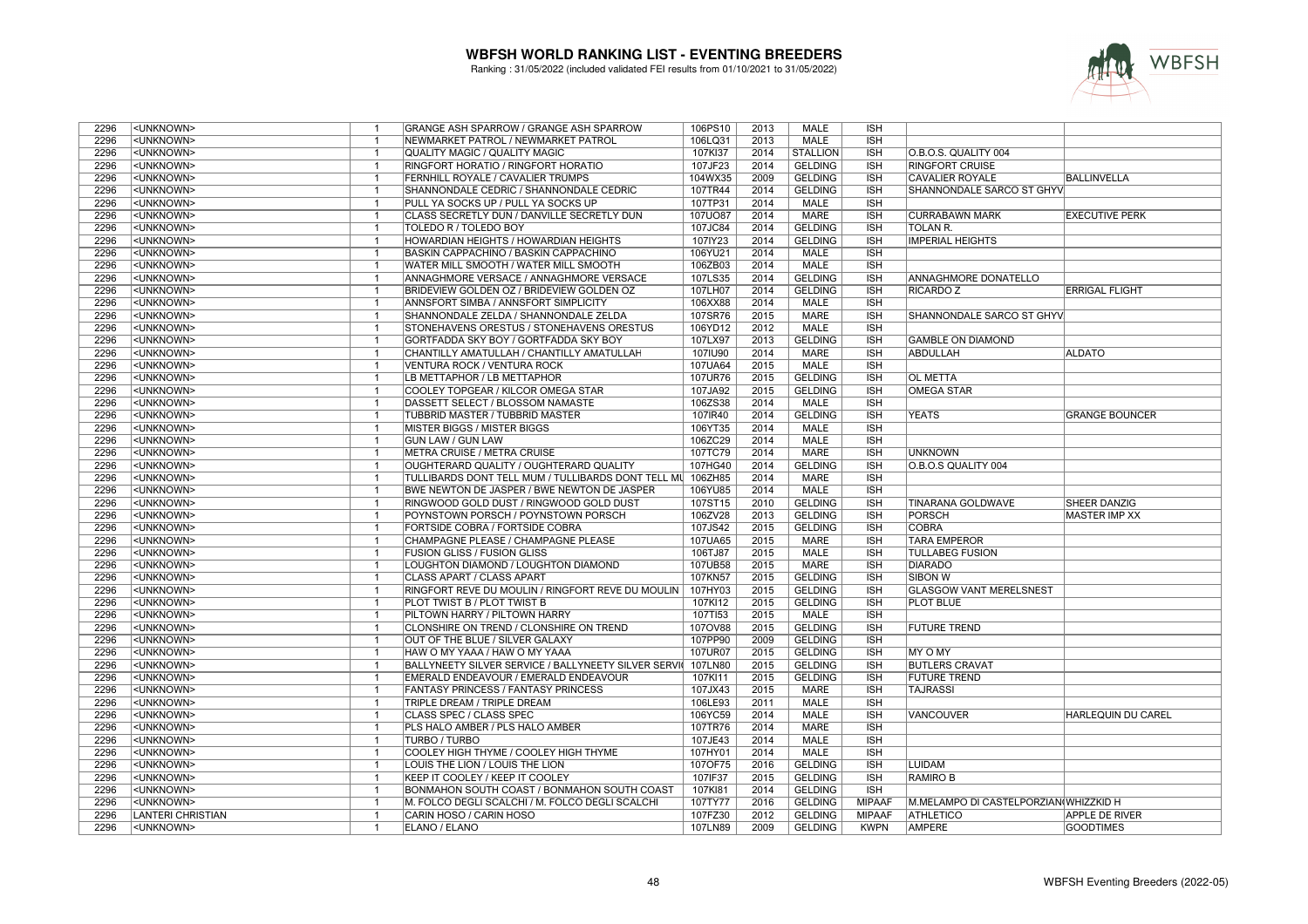# WBFSH WORLD RANKING LIST - EVENTING BREEDERS

Ranking : 31/05/2022 (included validated FEI results from 01/10/2021 to 31/05/2022)

| | | | | | | | | | | |
|---|---|---|---|---|---|---|---|---|---|---|
| 2296 | <UNKNOWN> | 1 | GRANGE ASH SPARROW / GRANGE ASH SPARROW | 106PS10 | 2013 | MALE | ISH | | |
| 2296 | <UNKNOWN> | 1 | NEWMARKET PATROL / NEWMARKET PATROL | 106LQ31 | 2013 | MALE | ISH | | |
| 2296 | <UNKNOWN> | 1 | QUALITY MAGIC / QUALITY MAGIC | 107KI37 | 2014 | STALLION | ISH | O.B.O.S. QUALITY 004 | |
| 2296 | <UNKNOWN> | 1 | RINGFORT HORATIO / RINGFORT HORATIO | 107JF23 | 2014 | GELDING | ISH | RINGFORT CRUISE | |
| 2296 | <UNKNOWN> | 1 | FERNHILL ROYALE / CAVALIER TRUMPS | 104WX35 | 2009 | GELDING | ISH | CAVALIER ROYALE | BALLINVELLA |
| 2296 | <UNKNOWN> | 1 | SHANNONDALE CEDRIC / SHANNONDALE CEDRIC | 107TR44 | 2014 | GELDING | ISH | SHANNONDALE SARCO ST GHYV | |
| 2296 | <UNKNOWN> | 1 | PULL YA SOCKS UP / PULL YA SOCKS UP | 107TP31 | 2014 | MALE | ISH | | |
| 2296 | <UNKNOWN> | 1 | CLASS SECRETLY DUN / DANVILLE SECRETLY DUN | 107UO87 | 2014 | MARE | ISH | CURRABAWN MARK | EXECUTIVE PERK |
| 2296 | <UNKNOWN> | 1 | TOLEDO R / TOLEDO BOY | 107JC84 | 2014 | GELDING | ISH | TOLAN R. | |
| 2296 | <UNKNOWN> | 1 | HOWARDIAN HEIGHTS / HOWARDIAN HEIGHTS | 107IY23 | 2014 | GELDING | ISH | IMPERIAL HEIGHTS | |
| 2296 | <UNKNOWN> | 1 | BASKIN CAPPACHINO / BASKIN CAPPACHINO | 106YU21 | 2014 | MALE | ISH | | |
| 2296 | <UNKNOWN> | 1 | WATER MILL SMOOTH / WATER MILL SMOOTH | 106ZB03 | 2014 | MALE | ISH | | |
| 2296 | <UNKNOWN> | 1 | ANNAGHMORE VERSACE / ANNAGHMORE VERSACE | 107LS35 | 2014 | GELDING | ISH | ANNAGHMORE DONATELLO | |
| 2296 | <UNKNOWN> | 1 | BRIDEVIEW GOLDEN OZ / BRIDEVIEW GOLDEN OZ | 107LH07 | 2014 | GELDING | ISH | RICARDO Z | ERRIGAL FLIGHT |
| 2296 | <UNKNOWN> | 1 | ANNSFORT SIMBA / ANNSFORT SIMPLICITY | 106XX88 | 2014 | MALE | ISH | | |
| 2296 | <UNKNOWN> | 1 | SHANNONDALE ZELDA / SHANNONDALE ZELDA | 107SR76 | 2015 | MARE | ISH | SHANNONDALE SARCO ST GHYV | |
| 2296 | <UNKNOWN> | 1 | STONEHAVENS ORESTUS / STONEHAVENS ORESTUS | 106YD12 | 2012 | MALE | ISH | | |
| 2296 | <UNKNOWN> | 1 | GORTFADDA SKY BOY / GORTFADDA SKY BOY | 107LX97 | 2013 | GELDING | ISH | GAMBLE ON DIAMOND | |
| 2296 | <UNKNOWN> | 1 | CHANTILLY AMATULLAH / CHANTILLY AMATULLAH | 107IU90 | 2014 | MARE | ISH | ABDULLAH | ALDATO |
| 2296 | <UNKNOWN> | 1 | VENTURA ROCK / VENTURA ROCK | 107UA64 | 2015 | MALE | ISH | | |
| 2296 | <UNKNOWN> | 1 | LB METTAPHOR / LB METTAPHOR | 107UR76 | 2015 | GELDING | ISH | OL METTA | |
| 2296 | <UNKNOWN> | 1 | COOLEY TOPGEAR / KILCOR OMEGA STAR | 107JA92 | 2015 | GELDING | ISH | OMEGA STAR | |
| 2296 | <UNKNOWN> | 1 | DASSETT SELECT / BLOSSOM NAMASTE | 106ZS38 | 2014 | MALE | ISH | | |
| 2296 | <UNKNOWN> | 1 | TUBBRID MASTER / TUBBRID MASTER | 107IR40 | 2014 | GELDING | ISH | YEATS | GRANGE BOUNCER |
| 2296 | <UNKNOWN> | 1 | MISTER BIGGS / MISTER BIGGS | 106YT35 | 2014 | MALE | ISH | | |
| 2296 | <UNKNOWN> | 1 | GUN LAW / GUN LAW | 106ZC29 | 2014 | MALE | ISH | | |
| 2296 | <UNKNOWN> | 1 | METRA CRUISE / METRA CRUISE | 107TC79 | 2014 | MARE | ISH | UNKNOWN | |
| 2296 | <UNKNOWN> | 1 | OUGHTERARD QUALITY / OUGHTERARD QUALITY | 107HG40 | 2014 | GELDING | ISH | O.B.O.S QUALITY 004 | |
| 2296 | <UNKNOWN> | 1 | TULLIBARDS DONT TELL MUM / TULLIBARDS DONT TELL MU | 106ZH85 | 2014 | MARE | ISH | | |
| 2296 | <UNKNOWN> | 1 | BWE NEWTON DE JASPER / BWE NEWTON DE JASPER | 106YU85 | 2014 | MALE | ISH | | |
| 2296 | <UNKNOWN> | 1 | RINGWOOD GOLD DUST / RINGWOOD GOLD DUST | 107ST15 | 2010 | GELDING | ISH | TINARANA GOLDWAVE | SHEER DANZIG |
| 2296 | <UNKNOWN> | 1 | POYNSTOWN PORSCH / POYNSTOWN PORSCH | 106ZV28 | 2013 | GELDING | ISH | PORSCH | MASTER IMP XX |
| 2296 | <UNKNOWN> | 1 | FORTSIDE COBRA / FORTSIDE COBRA | 107JS42 | 2015 | GELDING | ISH | COBRA | |
| 2296 | <UNKNOWN> | 1 | CHAMPAGNE PLEASE / CHAMPAGNE PLEASE | 107UA65 | 2015 | MARE | ISH | TARA EMPEROR | |
| 2296 | <UNKNOWN> | 1 | FUSION GLISS / FUSION GLISS | 106TJ87 | 2015 | MALE | ISH | TULLABEG FUSION | |
| 2296 | <UNKNOWN> | 1 | LOUGHTON DIAMOND / LOUGHTON DIAMOND | 107UB58 | 2015 | MARE | ISH | DIARADO | |
| 2296 | <UNKNOWN> | 1 | CLASS APART / CLASS APART | 107KN57 | 2015 | GELDING | ISH | SIBON W | |
| 2296 | <UNKNOWN> | 1 | RINGFORT REVE DU MOULIN / RINGFORT REVE DU MOULIN | 107HY03 | 2015 | GELDING | ISH | GLASGOW VANT MERELSNEST | |
| 2296 | <UNKNOWN> | 1 | PLOT TWIST B / PLOT TWIST B | 107KI12 | 2015 | GELDING | ISH | PLOT BLUE | |
| 2296 | <UNKNOWN> | 1 | PILTOWN HARRY / PILTOWN HARRY | 107TI53 | 2015 | MALE | ISH | | |
| 2296 | <UNKNOWN> | 1 | CLONSHIRE ON TREND / CLONSHIRE ON TREND | 107OV88 | 2015 | GELDING | ISH | FUTURE TREND | |
| 2296 | <UNKNOWN> | 1 | OUT OF THE BLUE / SILVER GALAXY | 107PP90 | 2009 | GELDING | ISH | | |
| 2296 | <UNKNOWN> | 1 | HAW O MY YAAA / HAW O MY YAAA | 107UR07 | 2015 | GELDING | ISH | MY O MY | |
| 2296 | <UNKNOWN> | 1 | BALLYNEETY SILVER SERVICE / BALLYNEETY SILVER SERVI | 107LN80 | 2015 | GELDING | ISH | BUTLERS CRAVAT | |
| 2296 | <UNKNOWN> | 1 | EMERALD ENDEAVOUR / EMERALD ENDEAVOUR | 107KI11 | 2015 | GELDING | ISH | FUTURE TREND | |
| 2296 | <UNKNOWN> | 1 | FANTASY PRINCESS / FANTASY PRINCESS | 107JX43 | 2015 | MARE | ISH | TAJRASSI | |
| 2296 | <UNKNOWN> | 1 | TRIPLE DREAM / TRIPLE DREAM | 106LE93 | 2011 | MALE | ISH | | |
| 2296 | <UNKNOWN> | 1 | CLASS SPEC / CLASS SPEC | 106YC59 | 2014 | MALE | ISH | VANCOUVER | HARLEQUIN DU CAREL |
| 2296 | <UNKNOWN> | 1 | PLS HALO AMBER / PLS HALO AMBER | 107TR76 | 2014 | MARE | ISH | | |
| 2296 | <UNKNOWN> | 1 | TURBO / TURBO | 107JE43 | 2014 | MALE | ISH | | |
| 2296 | <UNKNOWN> | 1 | COOLEY HIGH THYME / COOLEY HIGH THYME | 107HY01 | 2014 | MALE | ISH | | |
| 2296 | <UNKNOWN> | 1 | LOUIS THE LION / LOUIS THE LION | 107OF75 | 2016 | GELDING | ISH | LUIDAM | |
| 2296 | <UNKNOWN> | 1 | KEEP IT COOLEY / KEEP IT COOLEY | 107IF37 | 2015 | GELDING | ISH | RAMIRO B | |
| 2296 | <UNKNOWN> | 1 | BONMAHON SOUTH COAST / BONMAHON SOUTH COAST | 107KI81 | 2014 | GELDING | ISH | | |
| 2296 | <UNKNOWN> | 1 | M. FOLCO DEGLI SCALCHI / M. FOLCO DEGLI SCALCHI | 107TY77 | 2016 | GELDING | MIPAAF | M.MELAMPO DI CASTELPORZIAN | WHIZZKID H |
| 2296 | LANTERI CHRISTIAN | 1 | CARIN HOSO / CARIN HOSO | 107FZ30 | 2012 | GELDING | MIPAAF | ATHLETICO | APPLE DE RIVER |
| 2296 | <UNKNOWN> | 1 | ELANO / ELANO | 107LN89 | 2009 | GELDING | KWPN | AMPERE | GOODTIMES |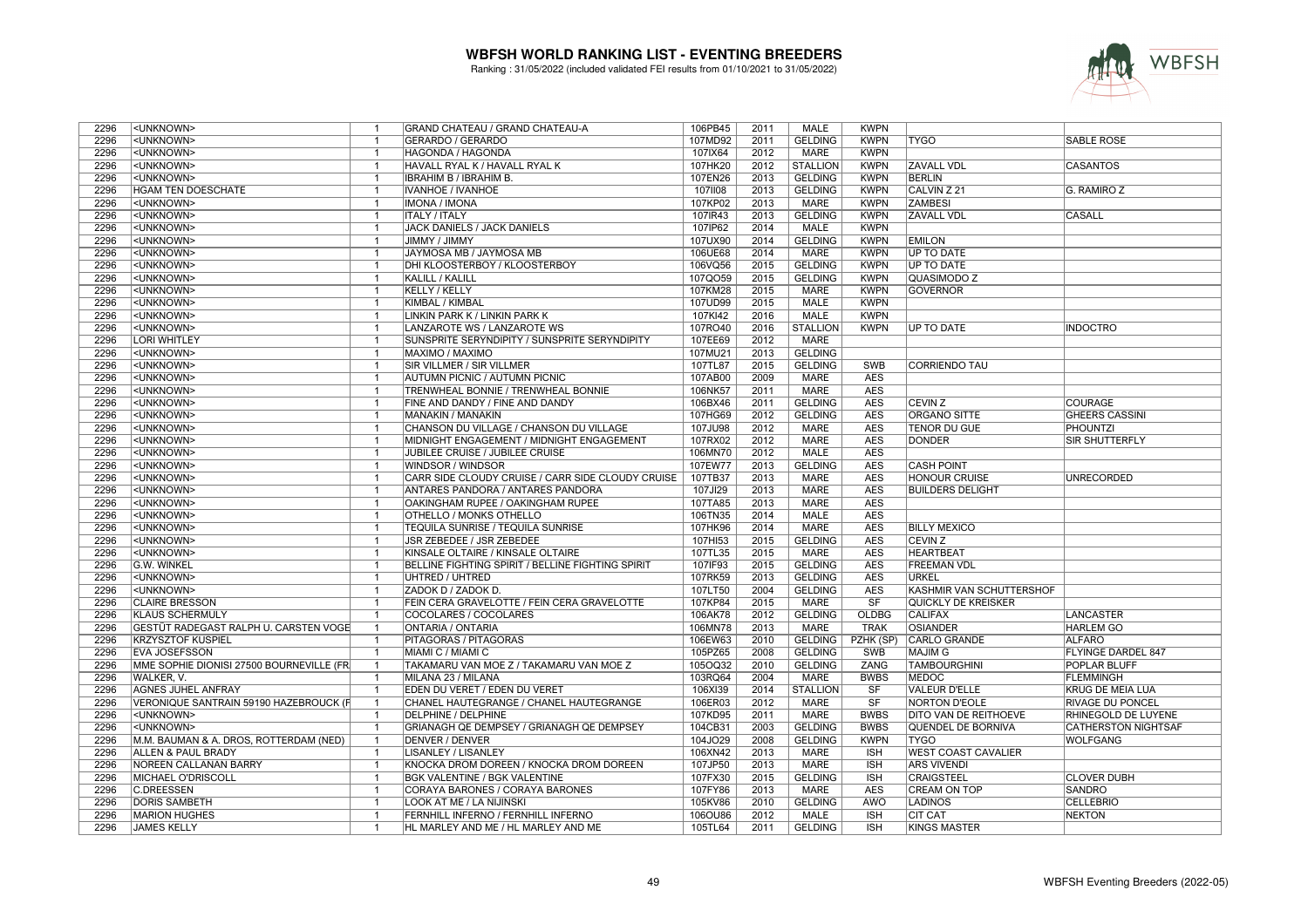# WBFSH WORLD RANKING LIST - EVENTING BREEDERS

Ranking : 31/05/2022 (included validated FEI results from 01/10/2021 to 31/05/2022)

| | | | | | | | | | |
|---|---|---|---|---|---|---|---|---|---|
| 2296 | <UNKNOWN> | 1 | GRAND CHATEAU / GRAND CHATEAU-A | 106PB45 | 2011 | MALE | KWPN | | |
| 2296 | <UNKNOWN> | 1 | GERARDO / GERARDO | 107MD92 | 2011 | GELDING | KWPN | TYGO | SABLE ROSE |
| 2296 | <UNKNOWN> | 1 | HAGONDA / HAGONDA | 107IX64 | 2012 | MARE | KWPN | | |
| 2296 | <UNKNOWN> | 1 | HAVALL RYAL K / HAVALL RYAL K | 107HK20 | 2012 | STALLION | KWPN | ZAVALL VDL | CASANTOS |
| 2296 | <UNKNOWN> | 1 | IBRAHIM B / IBRAHIM B. | 107EN26 | 2013 | GELDING | KWPN | BERLIN | |
| 2296 | HGAM TEN DOESCHATE | 1 | IVANHOE / IVANHOE | 107II08 | 2013 | GELDING | KWPN | CALVIN Z 21 | G. RAMIRO Z |
| 2296 | <UNKNOWN> | 1 | IMONA / IMONA | 107KP02 | 2013 | MARE | KWPN | ZAMBESI | |
| 2296 | <UNKNOWN> | 1 | ITALY / ITALY | 107IR43 | 2013 | GELDING | KWPN | ZAVALL VDL | CASALL |
| 2296 | <UNKNOWN> | 1 | JACK DANIELS / JACK DANIELS | 107IP62 | 2014 | MALE | KWPN | | |
| 2296 | <UNKNOWN> | 1 | JIMMY / JIMMY | 107UX90 | 2014 | GELDING | KWPN | EMILON | |
| 2296 | <UNKNOWN> | 1 | JAYMOSA MB / JAYMOSA MB | 106UE68 | 2014 | MARE | KWPN | UP TO DATE | |
| 2296 | <UNKNOWN> | 1 | DHI KLOOSTERBOY / KLOOSTERBOY | 106VQ56 | 2015 | GELDING | KWPN | UP TO DATE | |
| 2296 | <UNKNOWN> | 1 | KALILL / KALILL | 107QO59 | 2015 | GELDING | KWPN | QUASIMODO Z | |
| 2296 | <UNKNOWN> | 1 | KELLY / KELLY | 107KM28 | 2015 | MARE | KWPN | GOVERNOR | |
| 2296 | <UNKNOWN> | 1 | KIMBAL / KIMBAL | 107UD99 | 2015 | MALE | KWPN | | |
| 2296 | <UNKNOWN> | 1 | LINKIN PARK K / LINKIN PARK K | 107KI42 | 2016 | MALE | KWPN | | |
| 2296 | <UNKNOWN> | 1 | LANZAROTE WS / LANZAROTE WS | 107RO40 | 2016 | STALLION | KWPN | UP TO DATE | INDOCTRO |
| 2296 | LORI WHITLEY | 1 | SUNSPRITE SERYNDIPITY / SUNSPRITE SERYNDIPITY | 107EE69 | 2012 | MARE | | | |
| 2296 | <UNKNOWN> | 1 | MAXIMO / MAXIMO | 107MU21 | 2013 | GELDING | | | |
| 2296 | <UNKNOWN> | 1 | SIR VILLMER / SIR VILLMER | 107TL87 | 2015 | GELDING | SWB | CORRIENDO TAU | |
| 2296 | <UNKNOWN> | 1 | AUTUMN PICNIC / AUTUMN PICNIC | 107AB00 | 2009 | MARE | AES | | |
| 2296 | <UNKNOWN> | 1 | TRENWHEAL BONNIE / TRENWHEAL BONNIE | 106NK57 | 2011 | MARE | AES | | |
| 2296 | <UNKNOWN> | 1 | FINE AND DANDY / FINE AND DANDY | 106BX46 | 2011 | GELDING | AES | CEVIN Z | COURAGE |
| 2296 | <UNKNOWN> | 1 | MANAKIN / MANAKIN | 107HG69 | 2012 | GELDING | AES | ORGANO SITTE | GHEERS CASSINI |
| 2296 | <UNKNOWN> | 1 | CHANSON DU VILLAGE / CHANSON DU VILLAGE | 107JU98 | 2012 | MARE | AES | TENOR DU GUE | PHOUNTZI |
| 2296 | <UNKNOWN> | 1 | MIDNIGHT ENGAGEMENT / MIDNIGHT ENGAGEMENT | 107RX02 | 2012 | MARE | AES | DONDER | SIR SHUTTERFLY |
| 2296 | <UNKNOWN> | 1 | JUBILEE CRUISE / JUBILEE CRUISE | 106MN70 | 2012 | MALE | AES | | |
| 2296 | <UNKNOWN> | 1 | WINDSOR / WINDSOR | 107EW77 | 2013 | GELDING | AES | CASH POINT | |
| 2296 | <UNKNOWN> | 1 | CARR SIDE CLOUDY CRUISE / CARR SIDE CLOUDY CRUISE | 107TB37 | 2013 | MARE | AES | HONOUR CRUISE | UNRECORDED |
| 2296 | <UNKNOWN> | 1 | ANTARES PANDORA / ANTARES PANDORA | 107JI29 | 2013 | MARE | AES | BUILDERS DELIGHT | |
| 2296 | <UNKNOWN> | 1 | OAKINGHAM RUPEE / OAKINGHAM RUPEE | 107TA85 | 2013 | MARE | AES | | |
| 2296 | <UNKNOWN> | 1 | OTHELLO / MONKS OTHELLO | 106TN35 | 2014 | MALE | AES | | |
| 2296 | <UNKNOWN> | 1 | TEQUILA SUNRISE / TEQUILA SUNRISE | 107HK96 | 2014 | MARE | AES | BILLY MEXICO | |
| 2296 | <UNKNOWN> | 1 | JSR ZEBEDEE / JSR ZEBEDEE | 107HI53 | 2015 | GELDING | AES | CEVIN Z | |
| 2296 | <UNKNOWN> | 1 | KINSALE OLTAIRE / KINSALE OLTAIRE | 107TL35 | 2015 | MARE | AES | HEARTBEAT | |
| 2296 | G.W. WINKEL | 1 | BELLINE FIGHTING SPIRIT / BELLINE FIGHTING SPIRIT | 107IF93 | 2015 | GELDING | AES | FREEMAN VDL | |
| 2296 | <UNKNOWN> | 1 | UHTRED / UHTRED | 107RK59 | 2013 | GELDING | AES | URKEL | |
| 2296 | <UNKNOWN> | 1 | ZADOK D / ZADOK D. | 107LT50 | 2004 | GELDING | AES | KASHMIR VAN SCHUTTERSHOF | |
| 2296 | CLAIRE BRESSON | 1 | FEIN CERA GRAVELOTTE / FEIN CERA GRAVELOTTE | 107KP84 | 2015 | MARE | SF | QUICKLY DE KREISKER | |
| 2296 | KLAUS SCHERMULY | 1 | COCOLARES / COCOLARES | 106AK78 | 2012 | GELDING | OLDBG | CALIFAX | LANCASTER |
| 2296 | GESTÜT RADEGAST RALPH U. CARSTEN VOGE | 1 | ONTARIA / ONTARIA | 106MN78 | 2013 | MARE | TRAK | OSIANDER | HARLEM GO |
| 2296 | KRZYSZTOF KUSPIEL | 1 | PITAGORAS / PITAGORAS | 106EW63 | 2010 | GELDING | PZHK (SP) | CARLO GRANDE | ALFARO |
| 2296 | EVA JOSEFSSON | 1 | MIAMI C / MIAMI C | 105PZ65 | 2008 | GELDING | SWB | MAJIM G | FLYINGE DARDEL 847 |
| 2296 | MME SOPHIE DIONISI 27500 BOURNEVILLE (FR | 1 | TAKAMARU VAN MOE Z / TAKAMARU VAN MOE Z | 105OQ32 | 2010 | GELDING | ZANG | TAMBOURGHINI | POPLAR BLUFF |
| 2296 | WALKER, V. | 1 | MILANA 23 / MILANA | 103RQ64 | 2004 | MARE | BWBS | MEDOC | FLEMMINGH |
| 2296 | AGNES JUHEL ANFRAY | 1 | EDEN DU VERET / EDEN DU VERET | 106XI39 | 2014 | STALLION | SF | VALEUR D'ELLE | KRUG DE MEIA LUA |
| 2296 | VERONIQUE SANTRAIN 59190 HAZEBROUCK (F | 1 | CHANEL HAUTEGRANGE / CHANEL HAUTEGRANGE | 106ER03 | 2012 | MARE | SF | NORTON D'EOLE | RIVAGE DU PONCEL |
| 2296 | <UNKNOWN> | 1 | DELPHINE / DELPHINE | 107KD95 | 2011 | MARE | BWBS | DITO VAN DE REITHOEVE | RHINEGOLD DE LUYENE |
| 2296 | <UNKNOWN> | 1 | GRIANAGH QE DEMPSEY / GRIANAGH QE DEMPSEY | 104CB31 | 2003 | GELDING | BWBS | QUENDEL DE BORNIVA | CATHERSTON NIGHTSAF |
| 2296 | M.M. BAUMAN & A. DROS, ROTTERDAM (NED) | 1 | DENVER / DENVER | 104JO29 | 2008 | GELDING | KWPN | TYGO | WOLFGANG |
| 2296 | ALLEN & PAUL BRADY | 1 | LISANLEY / LISANLEY | 106XN42 | 2013 | MARE | ISH | WEST COAST CAVALIER | |
| 2296 | NOREEN CALLANAN BARRY | 1 | KNOCKA DROM DOREEN / KNOCKA DROM DOREEN | 107JP50 | 2013 | MARE | ISH | ARS VIVENDI | |
| 2296 | MICHAEL O'DRISCOLL | 1 | BGK VALENTINE / BGK VALENTINE | 107FX30 | 2015 | GELDING | ISH | CRAIGSTEEL | CLOVER DUBH |
| 2296 | C.DREESSEN | 1 | CORAYA BARONES / CORAYA BARONES | 107FY86 | 2013 | MARE | AES | CREAM ON TOP | SANDRO |
| 2296 | DORIS SAMBETH | 1 | LOOK AT ME / LA NIJINSKI | 105KV86 | 2010 | GELDING | AWO | LADINOS | CELLEBRIO |
| 2296 | MARION HUGHES | 1 | FERNHILL INFERNO / FERNHILL INFERNO | 106OU86 | 2012 | MALE | ISH | CIT CAT | NEKTON |
| 2296 | JAMES KELLY | 1 | HL MARLEY AND ME / HL MARLEY AND ME | 105TL64 | 2011 | GELDING | ISH | KINGS MASTER | |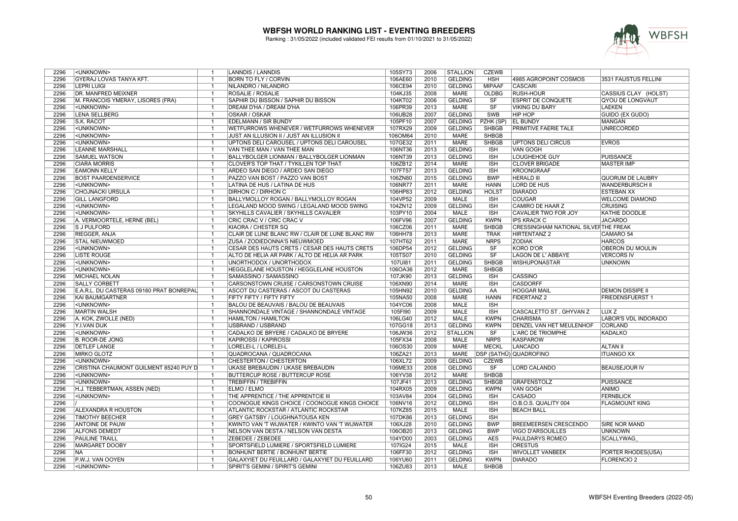# WBFSH WORLD RANKING LIST - EVENTING BREEDERS

Ranking : 31/05/2022 (included validated FEI results from 01/10/2021 to 31/05/2022)

| | | | | | | | | | | |
|---|---|---|---|---|---|---|---|---|---|---|
| 2296 | <UNKNOWN> | 1 | LANNDIS / LANNDIS | 105SY73 | 2006 | STALLION | CZEWB | | | |
| 2296 | GYERAJ LOVAS TANYA KFT. | 1 | BORN TO FLY / CORVIN | 106AE60 | 2010 | GELDING | HSH | 4985 AGROPOINT COSMOS | 3531 FAUSTUS FELLINI |
| 2296 | LEPRI LUIGI | 1 | NILANDRO / NILANDRO | 106CE94 | 2010 | GELDING | MIPAAF | CASCARI | |
| 2296 | DR. MANFRED MEIXNER | 1 | ROSALIE / ROSALIE | 104KJ35 | 2008 | MARE | OLDBG | RUSH-HOUR | CASSIUS CLAY (HOLST) |
| 2296 | M. FRANCOIS YMERAY, LISORES (FRA) | 1 | SAPHIR DU BISSON / SAPHIR DU BISSON | 104KT02 | 2006 | GELDING | SF | ESPRIT DE CONQUETE | QYOU DE LONGVAUT |
| 2296 | <UNKNOWN> | 1 | DREAM D'HA / DREAM D'HA | 106PR39 | 2013 | MARE | SF | VIKING DU BARY | LAEKEN |
| 2296 | LENA SELLBERG | 1 | OSKAR / OSKAR | 106UB28 | 2007 | GELDING | SWB | HIP HOP | GUIDO (EX GUDO) |
| 2296 | S.K. RACOT | 1 | EDELMANN / SIR BUNDY | 105PF10 | 2007 | GELDING | PZHK (SP) | EL BUNDY | MANGAN |
| 2296 | <UNKNOWN> | 1 | WETFURROWS WHENEVER / WETFURROWS WHENEVER | 107RX29 | 2009 | GELDING | SHBGB | PRIMITIVE FAERIE TALE | UNRECORDED |
| 2296 | <UNKNOWN> | 1 | JUST AN ILLUSION II / JUST AN ILLUSION II | 106OM64 | 2010 | MARE | SHBGB | | |
| 2296 | <UNKNOWN> | 1 | UPTONS DELI CAROUSEL / UPTONS DELI CAROUSEL | 107GE32 | 2011 | MARE | SHBGB | UPTONS DELI CIRCUS | EVROS |
| 2296 | LEANNE MARSHALL | 1 | VAN THEE MAN / VAN THEE MAN | 106NT36 | 2013 | GELDING | ISH | VAN GOGH | |
| 2296 | SAMUEL WATSON | 1 | BALLYBOLGER LIONMAN / BALLYBOLGER LIONMAN | 106NT39 | 2013 | GELDING | ISH | LOUGHEHOE GUY | PUISSANCE |
| 2296 | CIARA MORRIS | 1 | CLOVER'S TOP THAT / TYKILLEN TOP THAT | 106ZB12 | 2014 | MARE | ISH | CLOVER BRIGADE | MASTER IMP |
| 2296 | EAMONN KELLY | 1 | ARDEO SAN DIEGO / ARDEO SAN DIEGO | 107FT57 | 2013 | GELDING | ISH | KROONGRAAF | |
| 2296 | BOST PAARDENSERVICE | 1 | PAZZO VAN BOST / PAZZO VAN BOST | 106ZN80 | 2015 | GELDING | BWP | HERALD III | QUORUM DE LAUBRY |
| 2296 | <UNKNOWN> | 1 | LATINA DE HUS / LATINA DE HUS | 106NR77 | 2011 | MARE | HANN | LORD DE HUS | WANDERBURSCH II |
| 2296 | CHOJNACKI URSULA | 1 | DIRHON C / DIRHON C | 106HP83 | 2012 | GELDING | HOLST | DIARADO | ESTEBAN XX |
| 2296 | GILL LANGFORD | 1 | BALLYMOLLOY ROGAN / BALLYMOLLOY ROGAN | 104VP52 | 2009 | MALE | ISH | COUGAR | WELCOME DIAMOND |
| 2296 | <UNKNOWN> | 1 | LEGALAND MOOD SWING / LEGALAND MOOD SWING | 104ZN12 | 2009 | GELDING | ISH | CAMIRO DE HAAR Z | CRUISING |
| 2296 | <UNKNOWN> | 1 | SKYHILLS CAVALIER / SKYHILLS CAVALIER | 103PY10 | 2004 | MALE | ISH | CAVALIER TWO FOR JOY | KATHIE DOODLIE |
| 2296 | A. VERMOORTELE, HERNE (BEL) | 1 | CRIC CRAC V / CRIC CRAC V | 106FV96 | 2007 | GELDING | KWPN | IPS KRACK C | JACARDO |
| 2296 | S J PULFORD | 1 | KIAORA / CHESTER SQ | 106CZ06 | 2011 | MARE | SHBGB | CRESSINGHAM NATIONAL SILVER | THE FREAK |
| 2296 | RIEGGER, ANJA | 1 | CLAIR DE LUNE BLANC RW / CLAIR DE LUNE BLANC RW | 106HH78 | 2013 | MARE | TRAK | HIRTENTANZ 2 | CAMARO 54 |
| 2296 | STAL NIEUWMOED | 1 | ZUSA / ZODIEDONNA'S NIEUWMOED | 107HT62 | 2011 | MARE | NRPS | ZODIAK | HARCOS |
| 2296 | <UNKNOWN> | 1 | CESAR DES HAUTS CRETS / CESAR DES HAUTS CRETS | 106DP54 | 2012 | GELDING | SF | KORO D'OR | OBERON DU MOULIN |
| 2296 | LISTE ROUGE | 1 | ALTO DE HELIA AR PARK / ALTO DE HELIA AR PARK | 105TS07 | 2010 | GELDING | SF | LAGON DE L' ABBAYE | VERCORS IV |
| 2296 | <UNKNOWN> | 1 | UNORTHODOX / UNORTHODOX | 107UI81 | 2011 | GELDING | SHBGB | WISHUPONASTAR | UNKNOWN |
| 2296 | <UNKNOWN> | 1 | HEGGLELANE HOUSTON / HEGGLELANE HOUSTON | 106OA36 | 2012 | MARE | SHBGB | | |
| 2296 | MICHAEL NOLAN | 1 | SAMASSINO / SAMASSINO | 107JK90 | 2013 | GELDING | ISH | CASSINO | |
| 2296 | SALLY CORBETT | 1 | CARSONSTOWN CRUISE / CARSONSTOWN CRUISE | 106XN90 | 2014 | MARE | ISH | CASDORFF | |
| 2296 | E.A.R.L. DU CASTERAS 09160 PRAT BONREPAU | 1 | ASCOT DU CASTERAS / ASCOT DU CASTERAS | 105HN92 | 2010 | GELDING | AA | HOGGAR MAIL | DEMON DISSIPE II |
| 2296 | KAI BAUMGARTNER | 1 | FIFTY FIFTY / FIFTY FIFTY | 105NA50 | 2008 | MARE | HANN | FIDERTANZ 2 | FRIEDENSFUERST 1 |
| 2296 | <UNKNOWN> | 1 | BALOU DE BEAUVAIS / BALOU DE BEAUVAIS | 104YC06 | 2008 | MALE | ISH | | |
| 2296 | MARTIN WALSH | 1 | SHANNONDALE VINTAGE / SHANNONDALE VINTAGE | 105FI90 | 2009 | MALE | ISH | CASCALETTO ST . GHYVAN Z | LUX Z |
| 2296 | A. KOK, ZWOLLE (NED) | 1 | HAMILTON / HAMILTON | 106LG40 | 2012 | MALE | KWPN | CHARISMA | LABOR'S VDL INDORADO |
| 2296 | Y.I.VAN DIJK | 1 | IJSBRAND / IJSBRAND | 107GG18 | 2013 | GELDING | KWPN | DENZEL VAN HET MEULENHOF | CORLAND |
| 2296 | <UNKNOWN> | 1 | CADALKO DE BRYERE / CADALKO DE BRYERE | 106JW36 | 2012 | STALLION | SF | L'ARC DE TRIOMPHE | KADALKO |
| 2296 | B. ROOR-DE JONG | 1 | KAPIROSSI / KAPIROSSI | 105FX34 | 2008 | MALE | NRPS | KASPAROW | |
| 2296 | DETLEF LANGE | 1 | LORELEI-L / LORELEI-L | 106OS30 | 2009 | MARE | MECKL | LANCADO | ALTAN II |
| 2296 | MIRKO GLOTZ | 1 | QUADROCANA / QUADROCANA | 106ZA21 | 2013 | MARE | DSP (SATHÜ) | QUADROFINO | ITUANGO XX |
| 2296 | <UNKNOWN> | 1 | CHESTERTON / CHESTERTON | 106XL72 | 2009 | GELDING | CZEWB | | |
| 2296 | CRISTINA CHAUMONT GUILMENT 85240 PUY D | 1 | UKASE BREBAUDIN / UKASE BREBAUDIN | 106ME33 | 2008 | GELDING | SF | LORD CALANDO | BEAUSEJOUR IV |
| 2296 | <UNKNOWN> | 1 | BUTTERCUP ROSE / BUTTERCUP ROSE | 106YV38 | 2012 | MARE | SHBGB | | |
| 2296 | <UNKNOWN> | 1 | TREBIFFIN / TREBIFFIN | 107JF41 | 2013 | GELDING | SHBGB | GRAFENSTOLZ | PUISSANCE |
| 2296 | H.J. TEBBERTMAN, ASSEN (NED) | 1 | ELMO / ELMO | 104RX05 | 2009 | GELDING | KWPN | VAN GOGH | ANIMO |
| 2296 | <UNKNOWN> | 1 | THE APPRENTICE / THE APPRENTCIE III | 103AV84 | 2004 | GELDING | ISH | CASADO | FERNBLICK |
| 2296 | / | 1 | COONOGUE KINGS CHOICE / COONOGUE KINGS CHOICE | 106NV16 | 2012 | GELDING | ISH | O.B.O.S. QUALITY 004 | FLAGMOUNT KING |
| 2296 | ALEXANDRA R HOUSTON | 1 | ATLANTIC ROCKSTAR / ATLANTIC ROCKSTAR | 107KZ85 | 2015 | MALE | ISH | BEACH BALL | |
| 2296 | TIMOTHY BEECHER | 1 | GREY GATSBY / LOUGHNATOUSA KEN | 107DK86 | 2013 | GELDING | ISH | | |
| 2296 | ANTOINE DE PAUW | 1 | KWINTO VAN 'T WIJWATER / KWINTO VAN 'T WIJWATER | 106XJ28 | 2010 | GELDING | BWP | BREEMEERSEN CRESCENDO | SIRE NOR MAND |
| 2296 | ALFONS DEMEDT | 1 | NELSON VAN DESTA / NELSON VAN DESTA | 106OB20 | 2013 | GELDING | BWP | VIGO D'ARSOUILLES | UNKNOWN |
| 2296 | PAULINE TRAILL | 1 | ZEBEDEE / ZEBEDEE | 104YD00 | 2003 | GELDING | AES | PAULDARYS ROMEO | SCALLYWAG_ |
| 2296 | MARGARET DOOBY | 1 | SPORTSFIELD LUMIERE / SPORTSFIELD LUMIERE | 107IG24 | 2015 | MALE | ISH | ORESTUS | |
| 2296 | NA | 1 | BONHUNT BERTIE / BONHUNT BERTIE | 106FF30 | 2012 | GELDING | ISH | WIVOLLET VANBEEK | PORTER RHODES(USA) |
| 2296 | P.W.J. VAN OOYEN | 1 | GALAXYIET DU FEUILLARD / GALAXYIET DU FEUILLARD | 106YU60 | 2011 | GELDING | KWPN | DIARADO | FLORENCIO 2 |
| 2296 | <UNKNOWN> | 1 | SPIRIT'S GEMINI / SPIRIT'S GEMINI | 106ZU83 | 2013 | MALE | SHBGB | | |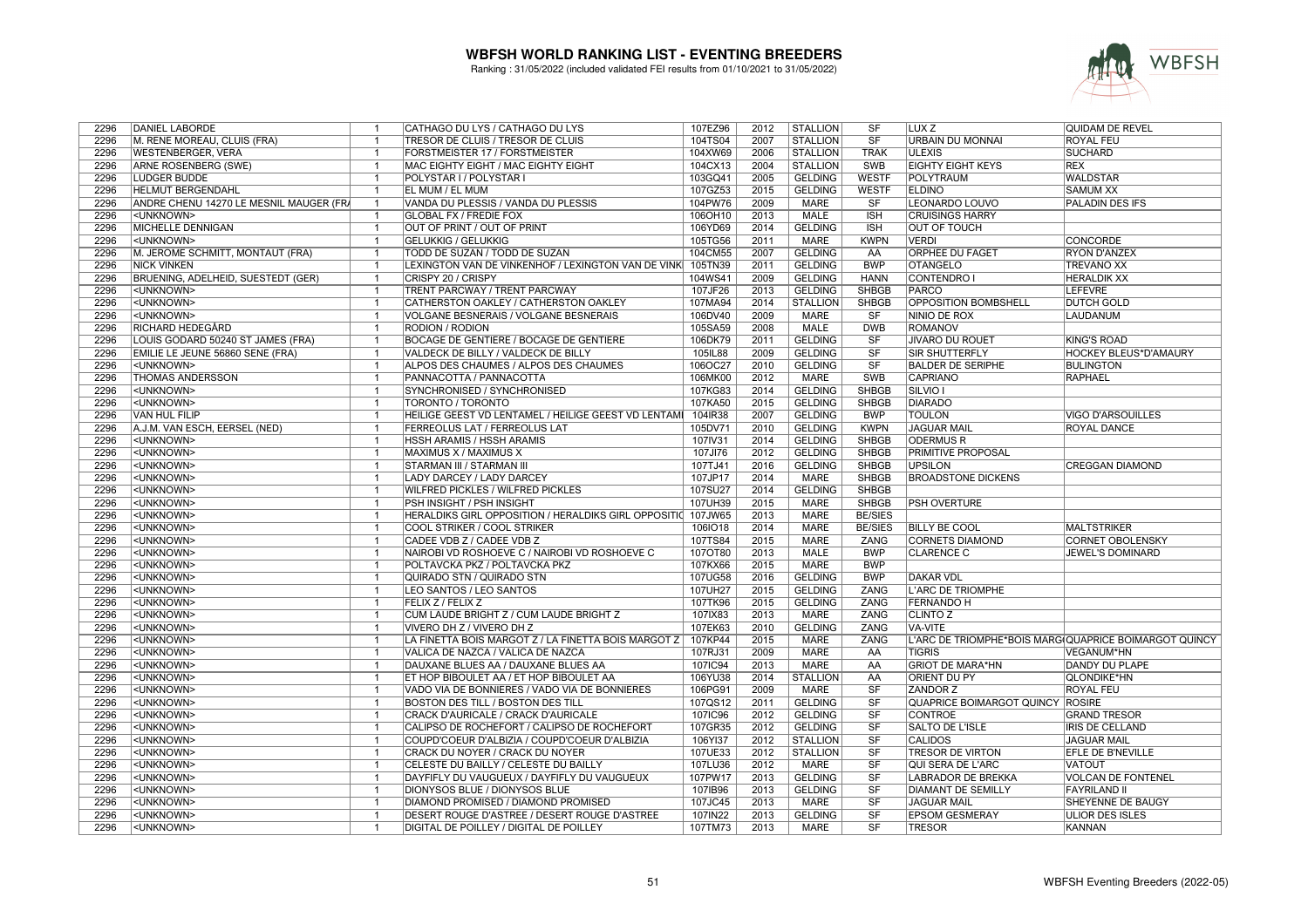# WBFSH WORLD RANKING LIST - EVENTING BREEDERS

Ranking : 31/05/2022 (included validated FEI results from 01/10/2021 to 31/05/2022)

| | | | | | | | | | | |
|---|---|---|---|---|---|---|---|---|---|---|
| 2296 | DANIEL LABORDE | 1 | CATHAGO DU LYS / CATHAGO DU LYS | 107EZ96 | 2012 | STALLION | SF | LUX Z | QUIDAM DE REVEL |
| 2296 | M. RENE MOREAU, CLUIS (FRA) | 1 | TRESOR DE CLUIS / TRESOR DE CLUIS | 104TS04 | 2007 | STALLION | SF | URBAIN DU MONNAI | ROYAL FEU |
| 2296 | WESTENBERGER, VERA | 1 | FORSTMEISTER 17 / FORSTMEISTER | 104XW69 | 2006 | STALLION | TRAK | ULEXIS | SUCHARD |
| 2296 | ARNE ROSENBERG (SWE) | 1 | MAC EIGHTY EIGHT / MAC EIGHTY EIGHT | 104CX13 | 2004 | STALLION | SWB | EIGHTY EIGHT KEYS | REX |
| 2296 | LUDGER BUDDE | 1 | POLYSTAR I / POLYSTAR I | 103GQ41 | 2005 | GELDING | WESTF | POLYTRAUM | WALDSTAR |
| 2296 | HELMUT BERGENDAHL | 1 | EL MUM / EL MUM | 107GZ53 | 2015 | GELDING | WESTF | ELDINO | SAMUM XX |
| 2296 | ANDRE CHENU 14270 LE MESNIL MAUGER (FRA | 1 | VANDA DU PLESSIS / VANDA DU PLESSIS | 104PW76 | 2009 | MARE | SF | LEONARDO LOUVO | PALADIN DES IFS |
| 2296 | <UNKNOWN> | 1 | GLOBAL FX / FREDIE FOX | 106OH10 | 2013 | MALE | ISH | CRUISINGS HARRY | |
| 2296 | MICHELLE DENNIGAN | 1 | OUT OF PRINT / OUT OF PRINT | 106YD69 | 2014 | GELDING | ISH | OUT OF TOUCH | |
| 2296 | <UNKNOWN> | 1 | GELUKKIG / GELUKKIG | 105TG56 | 2011 | MARE | KWPN | VERDI | CONCORDE |
| 2296 | M. JEROME SCHMITT, MONTAUT (FRA) | 1 | TODD DE SUZAN / TODD DE SUZAN | 104CM55 | 2007 | GELDING | AA | ORPHEE DU FAGET | RYON D'ANZEX |
| 2296 | NICK VINKEN | 1 | LEXINGTON VAN DE VINKENHOF / LEXINGTON VAN DE VINK | 105TN39 | 2011 | GELDING | BWP | OTANGELO | TREVANO XX |
| 2296 | BRUENING, ADELHEID, SUESTEDT (GER) | 1 | CRISPY 20 / CRISPY | 104WS41 | 2009 | GELDING | HANN | CONTENDRO I | HERALDIK XX |
| 2296 | <UNKNOWN> | 1 | TRENT PARCWAY / TRENT PARCWAY | 107JF26 | 2013 | GELDING | SHBGB | PARCO | LEFEVRE |
| 2296 | <UNKNOWN> | 1 | CATHERSTON OAKLEY / CATHERSTON OAKLEY | 107MA94 | 2014 | STALLION | SHBGB | OPPOSITION BOMBSHELL | DUTCH GOLD |
| 2296 | <UNKNOWN> | 1 | VOLGANE BESNERAIS / VOLGANE BESNERAIS | 106DV40 | 2009 | MARE | SF | NINIO DE ROX | LAUDANUM |
| 2296 | RICHARD HEDEGÅRD | 1 | RODION / RODION | 105SA59 | 2008 | MALE | DWB | ROMANOV | |
| 2296 | LOUIS GODARD 50240 ST JAMES (FRA) | 1 | BOCAGE DE GENTIERE / BOCAGE DE GENTIERE | 106DK79 | 2011 | GELDING | SF | JIVARO DU ROUET | KING'S ROAD |
| 2296 | EMILIE LE JEUNE 56860 SENE (FRA) | 1 | VALDECK DE BILLY / VALDECK DE BILLY | 105IL88 | 2009 | GELDING | SF | SIR SHUTTERFLY | HOCKEY BLEUS*D'AMAURY |
| 2296 | <UNKNOWN> | 1 | ALPOS DES CHAUMES / ALPOS DES CHAUMES | 106OC27 | 2010 | GELDING | SF | BALDER DE SERIPHE | BULINGTON |
| 2296 | THOMAS ANDERSSON | 1 | PANNACOTTA / PANNACOTTA | 106MK00 | 2012 | MARE | SWB | CAPRIANO | RAPHAEL |
| 2296 | <UNKNOWN> | 1 | SYNCHRONISED / SYNCHRONISED | 107KG83 | 2014 | GELDING | SHBGB | SILVIO I | |
| 2296 | <UNKNOWN> | 1 | TORONTO / TORONTO | 107KA50 | 2015 | GELDING | SHBGB | DIARADO | |
| 2296 | VAN HUL FILIP | 1 | HEILIGE GEEST VD LENTAMEL / HEILIGE GEEST VD LENTAMI | 104IR38 | 2007 | GELDING | BWP | TOULON | VIGO D'ARSOUILLES |
| 2296 | A.J.M. VAN ESCH, EERSEL (NED) | 1 | FERREOLUS LAT / FERREOLUS LAT | 105DV71 | 2010 | GELDING | KWPN | JAGUAR MAIL | ROYAL DANCE |
| 2296 | <UNKNOWN> | 1 | HSSH ARAMIS / HSSH ARAMIS | 107IV31 | 2014 | GELDING | SHBGB | ODERMUS R | |
| 2296 | <UNKNOWN> | 1 | MAXIMUS X / MAXIMUS X | 107JI76 | 2012 | GELDING | SHBGB | PRIMITIVE PROPOSAL | |
| 2296 | <UNKNOWN> | 1 | STARMAN III / STARMAN III | 107TJ41 | 2016 | GELDING | SHBGB | UPSILON | CREGGAN DIAMOND |
| 2296 | <UNKNOWN> | 1 | LADY DARCEY / LADY DARCEY | 107JP17 | 2014 | MARE | SHBGB | BROADSTONE DICKENS | |
| 2296 | <UNKNOWN> | 1 | WILFRED PICKLES / WILFRED PICKLES | 107SU27 | 2014 | GELDING | SHBGB | | |
| 2296 | <UNKNOWN> | 1 | PSH INSIGHT / PSH INSIGHT | 107UH39 | 2015 | MARE | SHBGB | PSH OVERTURE | |
| 2296 | <UNKNOWN> | 1 | HERALDIKS GIRL OPPOSITION / HERALDIKS GIRL OPPOSITIC | 107JW65 | 2013 | MARE | BE/SIES | | |
| 2296 | <UNKNOWN> | 1 | COOL STRIKER / COOL STRIKER | 106IO18 | 2014 | MARE | BE/SIES | BILLY BE COOL | MALTSTRIKER |
| 2296 | <UNKNOWN> | 1 | CADEE VDB Z / CADEE VDB Z | 107TS84 | 2015 | MARE | ZANG | CORNETS DIAMOND | CORNET OBOLENSKY |
| 2296 | <UNKNOWN> | 1 | NAIROBI VD ROSHOEVE C / NAIROBI VD ROSHOEVE C | 107OT80 | 2013 | MALE | BWP | CLARENCE C | JEWEL'S DOMINARD |
| 2296 | <UNKNOWN> | 1 | POLTAVCKA PKZ / POLTAVCKA PKZ | 107KX66 | 2015 | MARE | BWP | | |
| 2296 | <UNKNOWN> | 1 | QUIRADO STN / QUIRADO STN | 107UG58 | 2016 | GELDING | BWP | DAKAR VDL | |
| 2296 | <UNKNOWN> | 1 | LEO SANTOS / LEO SANTOS | 107UH27 | 2015 | GELDING | ZANG | L'ARC DE TRIOMPHE | |
| 2296 | <UNKNOWN> | 1 | FELIX Z / FELIX Z | 107TK96 | 2015 | GELDING | ZANG | FERNANDO H | |
| 2296 | <UNKNOWN> | 1 | CUM LAUDE BRIGHT Z / CUM LAUDE BRIGHT Z | 107IX83 | 2013 | MARE | ZANG | CLINTO Z | |
| 2296 | <UNKNOWN> | 1 | VIVERO DH Z / VIVERO DH Z | 107EK63 | 2010 | GELDING | ZANG | VA-VITE | |
| 2296 | <UNKNOWN> | 1 | LA FINETTA BOIS MARGOT Z / LA FINETTA BOIS MARGOT Z | 107KP44 | 2015 | MARE | ZANG | L'ARC DE TRIOMPHE*BOIS MARG | QUAPRICE BOIMARGOT QUINCY |
| 2296 | <UNKNOWN> | 1 | VALICA DE NAZCA / VALICA DE NAZCA | 107RJ31 | 2009 | MARE | AA | TIGRIS | VEGANUM*HN |
| 2296 | <UNKNOWN> | 1 | DAUXANE BLUES AA / DAUXANE BLUES AA | 107IC94 | 2013 | MARE | AA | GRIOT DE MARA*HN | DANDY DU PLAPE |
| 2296 | <UNKNOWN> | 1 | ET HOP BIBOULET AA / ET HOP BIBOULET AA | 106YU38 | 2014 | STALLION | AA | ORIENT DU PY | QLONDIKE*HN |
| 2296 | <UNKNOWN> | 1 | VADO VIA DE BONNIERES / VADO VIA DE BONNIERES | 106PG91 | 2009 | MARE | SF | ZANDOR Z | ROYAL FEU |
| 2296 | <UNKNOWN> | 1 | BOSTON DES TILL / BOSTON DES TILL | 107QS12 | 2011 | GELDING | SF | QUAPRICE BOIMARGOT QUINCY | ROSIRE |
| 2296 | <UNKNOWN> | 1 | CRACK D'AURICALE / CRACK D'AURICALE | 107IC96 | 2012 | GELDING | SF | CONTROE | GRAND TRESOR |
| 2296 | <UNKNOWN> | 1 | CALIPSO DE ROCHEFORT / CALIPSO DE ROCHEFORT | 107GR35 | 2012 | GELDING | SF | SALTO DE L'ISLE | IRIS DE CELLAND |
| 2296 | <UNKNOWN> | 1 | COUPD'COEUR D'ALBIZIA / COUPD'COEUR D'ALBIZIA | 106YI37 | 2012 | STALLION | SF | CALIDOS | JAGUAR MAIL |
| 2296 | <UNKNOWN> | 1 | CRACK DU NOYER / CRACK DU NOYER | 107UE33 | 2012 | STALLION | SF | TRESOR DE VIRTON | EFLE DE B'NEVILLE |
| 2296 | <UNKNOWN> | 1 | CELESTE DU BAILLY / CELESTE DU BAILLY | 107LU36 | 2012 | MARE | SF | QUI SERA DE L'ARC | VATOUT |
| 2296 | <UNKNOWN> | 1 | DAYFIFLY DU VAUGUEUX / DAYFIFLY DU VAUGUEUX | 107PW17 | 2013 | GELDING | SF | LABRADOR DE BREKKA | VOLCAN DE FONTENEL |
| 2296 | <UNKNOWN> | 1 | DIONYSOS BLUE / DIONYSOS BLUE | 107IB96 | 2013 | GELDING | SF | DIAMANT DE SEMILLY | FAYRILAND II |
| 2296 | <UNKNOWN> | 1 | DIAMOND PROMISED / DIAMOND PROMISED | 107JC45 | 2013 | MARE | SF | JAGUAR MAIL | SHEYENNE DE BAUGY |
| 2296 | <UNKNOWN> | 1 | DESERT ROUGE D'ASTREE / DESERT ROUGE D'ASTREE | 107IN22 | 2013 | GELDING | SF | EPSOM GESMERAY | ULIOR DES ISLES |
| 2296 | <UNKNOWN> | 1 | DIGITAL DE POILLEY / DIGITAL DE POILLEY | 107TM73 | 2013 | MARE | SF | TRESOR | KANNAN |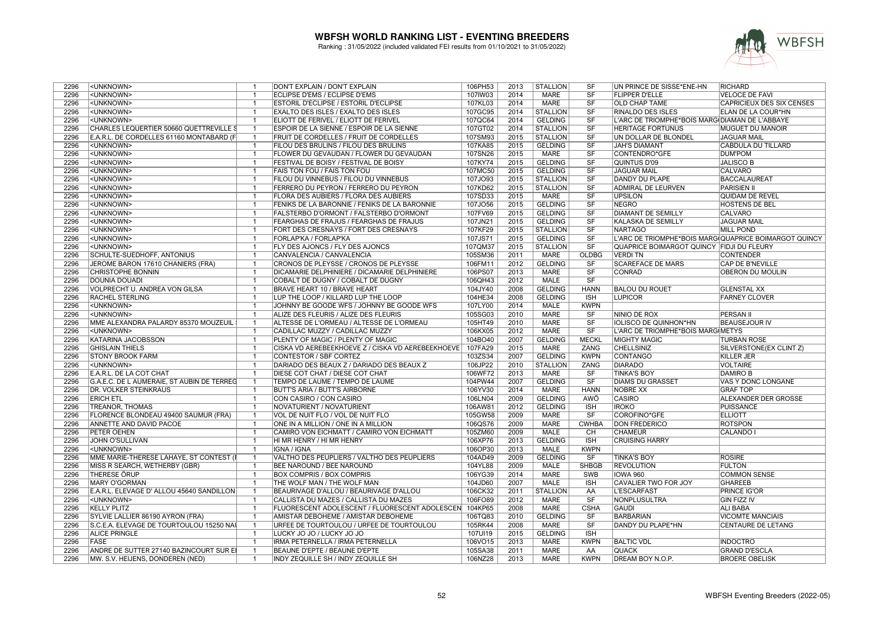# WBFSH WORLD RANKING LIST - EVENTING BREEDERS

Ranking : 31/05/2022 (included validated FEI results from 01/10/2021 to 31/05/2022)

| | | | | | | | | | | |
|---|---|---|---|---|---|---|---|---|---|---|
| 2296 | <UNKNOWN> | 1 | DON'T EXPLAIN / DON'T EXPLAIN | 106PH53 | 2013 | STALLION | SF | UN PRINCE DE SISSE*ENE-HN | RICHARD |
| 2296 | <UNKNOWN> | 1 | ECLIPSE D'EMS / ECLIPSE D'EMS | 107IW03 | 2014 | MARE | SF | FLIPPER D'ELLE | VELOCE DE FAVI |
| 2296 | <UNKNOWN> | 1 | ESTORIL D'ECLIPSE / ESTORIL D'ECLIPSE | 107KL03 | 2014 | MARE | SF | OLD CHAP TAME | CAPRICIEUX DES SIX CENSES |
| 2296 | <UNKNOWN> | 1 | EXALTO DES ISLES / EXALTO DES ISLES | 107GC95 | 2014 | STALLION | SF | RINALDO DES ISLES | ELAN DE LA COUR*HN |
| 2296 | <UNKNOWN> | 1 | ELIOTT DE FERIVEL / ELIOTT DE FERIVEL | 107QC64 | 2014 | GELDING | SF | L'ARC DE TRIOMPHE*BOIS MARG | DIAMAN DE L'ABBAYE |
| 2296 | CHARLES LEQUERTIER 50660 QUETTREVILLE S | 1 | ESPOIR DE LA SIENNE / ESPOIR DE LA SIENNE | 107GT02 | 2014 | STALLION | SF | HERITAGE FORTUNUS | MUGUET DU MANOIR |
| 2296 | E.A.R.L. DE CORDELLES 61160 MONTABARD (F | 1 | FRUIT DE CORDELLES / FRUIT DE CORDELLES | 107SM93 | 2015 | STALLION | SF | UN DOLLAR DE BLONDEL | JAGUAR MAIL |
| 2296 | <UNKNOWN> | 1 | FILOU DES BRULINS / FILOU DES BRULINS | 107KA85 | 2015 | GELDING | SF | JAH'S DIAMANT | CABDULA DU TILLARD |
| 2296 | <UNKNOWN> | 1 | FLOWER DU GEVAUDAN / FLOWER DU GEVAUDAN | 107SN26 | 2015 | MARE | SF | CONTENDRO*GFE | DUM'POM |
| 2296 | <UNKNOWN> | 1 | FESTIVAL DE BOISY / FESTIVAL DE BOISY | 107KY74 | 2015 | GELDING | SF | QUINTUS D'09 | JALISCO B |
| 2296 | <UNKNOWN> | 1 | FAIS TON FOU / FAIS TON FOU | 107MC50 | 2015 | GELDING | SF | JAGUAR MAIL | CALVARO |
| 2296 | <UNKNOWN> | 1 | FILOU DU VINNEBUS / FILOU DU VINNEBUS | 107JO93 | 2015 | STALLION | SF | DANDY DU PLAPE | BACCALAUREAT |
| 2296 | <UNKNOWN> | 1 | FERRERO DU PEYRON / FERRERO DU PEYRON | 107KD62 | 2015 | STALLION | SF | ADMIRAL DE LEURVEN | PARISIEN II |
| 2296 | <UNKNOWN> | 1 | FLORA DES AUBIERS / FLORA DES AUBIERS | 107SD33 | 2015 | MARE | SF | UPSILON | QUIDAM DE REVEL |
| 2296 | <UNKNOWN> | 1 | FENIKS DE LA BARONNIE / FENIKS DE LA BARONNIE | 107JO56 | 2015 | GELDING | SF | NEGRO | HOSTENS DE BEL |
| 2296 | <UNKNOWN> | 1 | FALSTERBO D'ORMONT / FALSTERBO D'ORMONT | 107FV69 | 2015 | GELDING | SF | DIAMANT DE SEMILLY | CALVARO |
| 2296 | <UNKNOWN> | 1 | FEARGHAS DE FRAJUS / FEARGHAS DE FRAJUS | 107JN21 | 2015 | GELDING | SF | KALASKA DE SEMILLY | JAGUAR MAIL |
| 2296 | <UNKNOWN> | 1 | FORT DES CRESNAYS / FORT DES CRESNAYS | 107KF29 | 2015 | STALLION | SF | NARTAGO | MILL POND |
| 2296 | <UNKNOWN> | 1 | FORLAP'KA / FORLAP'KA | 107JS71 | 2015 | GELDING | SF | L'ARC DE TRIOMPHE*BOIS MARG | QUAPRICE BOIMARGOT QUINCY |
| 2296 | <UNKNOWN> | 1 | FLY DES AJONCS / FLY DES AJONCS | 107QM37 | 2015 | STALLION | SF | QUAPRICE BOIMARGOT QUINCY | FIDJI DU FLEURY |
| 2296 | SCHULTE-SUEDHOFF, ANTONIUS | 1 | CANVALENCIA / CANVALENCIA | 105SM36 | 2011 | MARE | OLDBG | VERDI TN | CONTENDER |
| 2296 | JEROME BARON 17610 CHANIERS (FRA) | 1 | CRONOS DE PLEYSSE / CRONOS DE PLEYSSE | 106FM11 | 2012 | GELDING | SF | SCAREFACE DE MARS | CAP DE B'NEVILLE |
| 2296 | CHRISTOPHE BONNIN | 1 | DICAMARIE DELPHINIERE / DICAMARIE DELPHINIERE | 106PS07 | 2013 | MARE | SF | CONRAD | OBERON DU MOULIN |
| 2296 | DOUNIA DOUADI | 1 | COBALT DE DUGNY / COBALT DE DUGNY | 106QH43 | 2012 | MALE | SF | | |
| 2296 | VOLPRECHT U. ANDREA VON GILSA | 1 | BRAVE HEART 10 / BRAVE HEART | 104JY40 | 2008 | GELDING | HANN | BALOU DU ROUET | GLENSTAL XX |
| 2296 | RACHEL STERLING | 1 | LUP THE LOOP / KILLARD LUP THE LOOP | 104HE34 | 2008 | GELDING | ISH | LUPICOR | FARNEY CLOVER |
| 2296 | <UNKNOWN> | 1 | JOHNNY BE GOODE WFS / JOHNNY BE GOODE WFS | 107LY00 | 2014 | MALE | KWPN | | |
| 2296 | <UNKNOWN> | 1 | ALIZE DES FLEURIS / ALIZE DES FLEURIS | 105SG03 | 2010 | MARE | SF | NINIO DE ROX | PERSAN II |
| 2296 | MME ALEXANDRA PALARDY 85370 MOUZEUIL | 1 | ALTESSE DE L'ORMEAU / ALTESSE DE L'ORMEAU | 105HT49 | 2010 | MARE | SF | IOLISCO DE QUINHON*HN | BEAUSEJOUR IV |
| 2296 | <UNKNOWN> | 1 | CADILLAC MUZZY / CADILLAC MUZZY | 106KX05 | 2012 | MARE | SF | L'ARC DE TRIOMPHE*BOIS MARG | METYS |
| 2296 | KATARINA JACOBSSON | 1 | PLENTY OF MAGIC / PLENTY OF MAGIC | 104BO40 | 2007 | GELDING | MECKL | MIGHTY MAGIC | TURBAN ROSE |
| 2296 | GHISLAIN THIELS | 1 | CISKA VD AEREBEEKHOEVE Z / CISKA VD AEREBEEKHOEVE | 107FA29 | 2015 | MARE | ZANG | CHELLSINIZ | SILVERSTONE(EX CLINT Z) |
| 2296 | STONY BROOK FARM | 1 | CONTESTOR / SBF CORTEZ | 103ZS34 | 2007 | GELDING | KWPN | CONTANGO | KILLER JER |
| 2296 | <UNKNOWN> | 1 | DARIADO DES BEAUX Z / DARIADO DES BEAUX Z | 106JP22 | 2010 | STALLION | ZANG | DIARADO | VOLTAIRE |
| 2296 | E.A.R.L. DE LA COT CHAT | 1 | DIESE COT CHAT / DIESE COT CHAT | 106WF72 | 2013 | MARE | SF | TINKA'S BOY | DAMIRO B |
| 2296 | G.A.E.C. DE L AUMERAIE, ST AUBIN DE TERREG | 1 | TEMPO DE LAUME / TEMPO DE LAUME | 104PW44 | 2007 | GELDING | SF | DIAMS DU GRASSET | VAS Y DONC LONGANE |
| 2296 | DR. VOLKER STEINKRAUS | 1 | BUTT'S ARIA / BUTT'S AIRBORNE | 106YV30 | 2014 | MARE | HANN | NOBRE XX | GRAF TOP |
| 2296 | ERICH ETL | 1 | CON CASIRO / CON CASIRO | 106LN04 | 2009 | GELDING | AWÖ | CASIRO | ALEXANDER DER GROSSE |
| 2296 | TREANOR, THOMAS | 1 | NOVATURIENT / NOVATURIENT | 106AW81 | 2012 | GELDING | ISH | IROKO | PUISSANCE |
| 2296 | FLORENCE BLONDEAU 49400 SAUMUR (FRA) | 1 | VOL DE NUIT FLO / VOL DE NUIT FLO | 105GW58 | 2009 | MARE | SF | COROFINO*GFE | ELLIOTT |
| 2296 | ANNETTE AND DAVID PACOE | 1 | ONE IN A MILLION / ONE IN A MILLION | 106QS76 | 2009 | MARE | CWHBA | DON FREDERICO | ROTSPON |
| 2296 | PETER OEHEN | 1 | CAMIRO VON EICHMATT / CAMIRO VON EICHMATT | 105ZM60 | 2009 | MALE | CH | CHAMEUR | CALANDO I |
| 2296 | JOHN O'SULLIVAN | 1 | HI MR HENRY / HI MR HENRY | 106XP76 | 2013 | GELDING | ISH | CRUISING HARRY | |
| 2296 | <UNKNOWN> | 1 | IGNA / IGNA | 106OP30 | 2013 | MALE | KWPN | | |
| 2296 | MME MARIE-THERESE LAHAYE, ST CONTEST (F | 1 | VALTHO DES PEUPLIERS / VALTHO DES PEUPLIERS | 104AD49 | 2009 | GELDING | SF | TINKA'S BOY | ROSIRE |
| 2296 | MISS R SEARCH, WETHERBY (GBR) | 1 | BEE NAROUND / BEE NAROUND | 104YL88 | 2009 | MALE | SHBGB | REVOLUTION | FULTON |
| 2296 | THERESE ÖRUP | 1 | BOX COMPRIS / BOX COMPRIS | 106YG39 | 2014 | MARE | SWB | IOWA 960 | COMMON SENSE |
| 2296 | MARY O'GORMAN | 1 | THE WOLF MAN / THE WOLF MAN | 104JD60 | 2007 | MALE | ISH | CAVALIER TWO FOR JOY | GHAREEB |
| 2296 | E.A.R.L. ELEVAGE D' ALLOU 45640 SANDILLON | 1 | BEAURIVAGE D'ALLOU / BEAURIVAGE D'ALLOU | 106CK32 | 2011 | STALLION | AA | L'ESCARFAST | PRINCE IG'OR |
| 2296 | <UNKNOWN> | 1 | CALLISTA DU MAZES / CALLISTA DU MAZES | 106FO89 | 2012 | MARE | SF | NONPLUSULTRA | GIN FIZZ IV |
| 2296 | KELLY PLITZ | 1 | FLUORESCENT ADOLESCENT / FLUORESCENT ADOLESCEN | 104KP65 | 2008 | MARE | CSHA | GAUDI | ALI BABA |
| 2296 | SYLVIE LALLIER 86190 AYRON (FRA) | 1 | AMISTAR DEBOHEME / AMISTAR DEBOHEME | 106TQ83 | 2010 | GELDING | SF | BARBARIAN | VICOMTE MANCIAIS |
| 2296 | S.C.E.A. ELEVAGE DE TOURTOULOU 15250 NAU | 1 | URFEE DE TOURTOULOU / URFEE DE TOURTOULOU | 105RK44 | 2008 | MARE | SF | DANDY DU PLAPE*HN | CENTAURE DE LETANG |
| 2296 | ALICE PRINGLE | 1 | LUCKY JO JO / LUCKY JO JO | 107UI19 | 2015 | GELDING | ISH | | |
| 2296 | FASE | 1 | IRMA PETERNELLA / IRMA PETERNELLA | 106VO15 | 2013 | MARE | KWPN | BALTIC VDL | INDOCTRO |
| 2296 | ANDRE DE SUTTER 27140 BAZINCOURT SUR EI | 1 | BEAUNE D'EPTE / BEAUNE D'EPTE | 105SA38 | 2011 | MARE | AA | QUACK | GRAND D'ESCLA |
| 2296 | MW. S.V. HEIJENS, DONDEREN (NED) | 1 | INDY ZEQUILLE SH / INDY ZEQUILLE SH | 106NZ28 | 2013 | MARE | KWPN | DREAM BOY N.O.P. | BROERE OBELISK |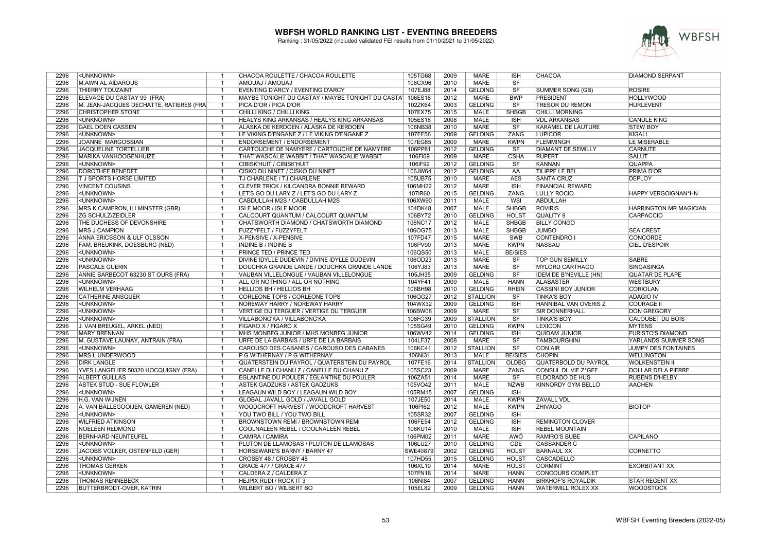# WBFSH WORLD RANKING LIST - EVENTING BREEDERS

Ranking : 31/05/2022 (included validated FEI results from 01/10/2021 to 31/05/2022)

| | | | | | | | | | | |
|---|---|---|---|---|---|---|---|---|---|---|
| 2296 | <UNKNOWN> | 1 | CHACOA ROULETTE / CHACOA ROULETTE | 105TG68 | 2009 | MARE | ISH | CHACOA | DIAMOND SERPANT |
| 2296 | M.AWN AL AIDAROUS | 1 | AMOUAJ / AMOUAJ | 106CX96 | 2010 | MARE | SF | | |
| 2296 | THIERRY TOUZAINT | 1 | EVENTING D'ARCY / EVENTING D'ARCY | 107EJ88 | 2014 | GELDING | SF | SUMMER SONG (GB) | ROSIRE |
| 2296 | ELEVAGE DU CASTAY 99 (FRA) | 1 | MAYBE TONIGHT DU CASTAY / MAYBE TONIGHT DU CASTA | 106ES18 | 2012 | MARE | BWP | PRESIDENT | HOLLYWOOD |
| 2296 | M. JEAN-JACQUES DECHATTE, RATIERES (FRA | 1 | PICA D'OR / PICA D'OR | 102ZK64 | 2003 | GELDING | SF | TRESOR DU REMON | HURLEVENT |
| 2296 | CHRISTOPHER STONE | 1 | CHILLI KING / CHILLI KING | 107EX75 | 2015 | MALE | SHBGB | CHILLI MORNING | |
| 2296 | <UNKNOWN> | 1 | HEALYS KING ARKANSAS / HEALYS KING ARKANSAS | 105ES18 | 2008 | MALE | ISH | VDL ARKANSAS | CANDLE KING |
| 2296 | GAEL DOEN CASSEN | 1 | ALASKA DE KERDOEN / ALASKA DE KERDOEN | 106NB38 | 2010 | MARE | SF | KARAMEL DE LAUTURE | STEW BOY |
| 2296 | <UNKNOWN> | 1 | LE VIKING D'ENGANE Z / LE VIKING D'ENGANE Z | 107EE56 | 2009 | GELDING | ZANG | LUPICOR | KIGALI |
| 2296 | JOANNE MARGOSSIAN | 1 | ENDORSEMENT / ENDORSEMENT | 107EG85 | 2009 | MARE | KWPN | FLEMMINGH | LE MISERABLE |
| 2296 | JACQUELINE TORTELLIER | 1 | CARTOUCHE DE NAMYERE / CARTOUCHE DE NAMYERE | 106PP81 | 2012 | GELDING | SF | DIAMANT DE SEMILLY | CARNUTE |
| 2296 | MARIKA VANHOOGENHUIZE | 1 | THAT WASCALIE WABBIT / THAT WASCALIE WABBIT | 106FI69 | 2009 | MARE | CSHA | RUPERT | SALUT |
| 2296 | <UNKNOWN> | 1 | CIBISK'HUIT / CIBISK'HUIT | 106IF92 | 2012 | GELDING | SF | KANNAN | QUAPPA |
| 2296 | DOROTHEE BENEDET | 1 | CISKO DU NINET / CISKO DU NINET | 106JW64 | 2012 | GELDING | AA | TILIPPE LE BEL | PRIMA D'OR |
| 2296 | T J SPORTS HORSE LIMITED | 1 | TJ CHARLENE / TJ CHARLENE | 105UB75 | 2010 | MARE | AES | SANTA CRUZ | DEPLOY |
| 2296 | VINCENT COUSINS | 1 | CLEVER TRICK / KILCANDRA BONNIE REWARD | 106MH22 | 2012 | MARE | ISH | FINANCIAL REWARD | |
| 2296 | <UNKNOWN> | 1 | LET'S GO DU LARY Z / LET'S GO DU LARY Z | 107IR60 | 2015 | GELDING | ZANG | LULLY ROCIO | HAPPY VERGOIGNAN*HN |
| 2296 | <UNKNOWN> | 1 | CABDULLAH M2S / CABDULLAH M2S | 106XW90 | 2011 | MALE | WSI | ABDULLAH | |
| 2296 | MRS K CAMERON, ILLMINSTER (GBR) | 1 | ISLE MOOR / ISLE MOOR | 104DK48 | 2007 | MALE | SHBGB | ROVIRIS | HARRINGTON MR MAGICIAN |
| 2296 | ZG SCHULZ/ZEIDLER | 1 | CALCOURT QUANTUM / CALCOURT QUANTUM | 106BY72 | 2010 | GELDING | HOLST | QUALITY 9 | CARPACCIO |
| 2296 | THE DUCHESS OF DEVONSHIRE | 1 | CHATSWORTH DIAMOND / CHATSWORTH DIAMOND | 106NC17 | 2012 | MALE | SHBGB | BILLY CONGO | |
| 2296 | MRS J CAMPION | 1 | FUZZYFELT / FUZZYFELT | 106OG75 | 2013 | MALE | SHBGB | JUMBO | SEA CREST |
| 2296 | ANNA ERICSSON & ULF OLSSON | 1 | X-PENSIVE / X-PENSIVE | 107FD47 | 2015 | MARE | SWB | CONTENDRO I | CONCORDE |
| 2296 | FAM. BREUKINK, DOESBURG (NED) | 1 | INDINE B / INDINE B | 106PV90 | 2013 | MARE | KWPN | NASSAU | CIEL D'ESPOIR |
| 2296 | <UNKNOWN> | 1 | PRINCE TED / PRINCE TED | 106QS50 | 2013 | MALE | BE/SIES | | |
| 2296 | <UNKNOWN> | 1 | DIVINE IDYLLE DUDEVIN / DIVINE IDYLLE DUDEVIN | 106OD23 | 2013 | MARE | SF | TOP GUN SEMILLY | SABRE |
| 2296 | PASCALE GUERIN | 1 | DOUCHKA GRANDE LANDE / DOUCHKA GRANDE LANDE | 106YJ83 | 2013 | MARE | SF | MYLORD CARTHAGO | SINGASINGA |
| 2296 | ANNIE BARBECOT 63230 ST OURS (FRA) | 1 | VAUBAN VILLELONGUE / VAUBAN VILLELONGUE | 105JH35 | 2009 | GELDING | SF | IDEM DE B'NEVILLE (HN) | QUATAR DE PLAPE |
| 2296 | <UNKNOWN> | 1 | ALL OR NOTHING / ALL OR NOTHING | 104YF41 | 2009 | MALE | HANN | ALABASTER | WESTBURY |
| 2296 | WILHELM VERHAAG | 1 | HELLIOS BH / HELLIOS BH | 106BH98 | 2010 | GELDING | RHEIN | CASSINI BOY JUNIOR | CORIOLAN |
| 2296 | CATHERINE ANSQUER | 1 | CORLEONE TOPS / CORLEONE TOPS | 106QG27 | 2012 | STALLION | SF | TINKA'S BOY | ADAGIO IV |
| 2296 | <UNKNOWN> | 1 | NOREWAY HARRY / NOREWAY HARRY | 104WX32 | 2009 | GELDING | ISH | HANNIBAL VAN OVERIS Z | COURAGE II |
| 2296 | <UNKNOWN> | 1 | VERTIGE DU TERGUER / VERTIGE DU TERGUER | 106BW08 | 2009 | MARE | SF | SIR DONNERHALL | DON GREGORY |
| 2296 | <UNKNOWN> | 1 | VILLABONG'KA / VILLABONG'KA | 106FG39 | 2009 | STALLION | SF | TINKA'S BOY | CALOUBET DU BOIS |
| 2296 | J. VAN BREUGEL, ARKEL (NED) | 1 | FIGARO X / FIGARO X | 105SG49 | 2010 | GELDING | KWPN | LEXICON | MYTENS |
| 2296 | MARY BRENNAN | 1 | MHS MONBEG JUNIOR / MHS MONBEG JUNIOR | 106WV42 | 2014 | GELDING | ISH | QUIDAM JUNIOR | FURISTO'S DIAMOND |
| 2296 | M. GUSTAVE LAUNAY, ANTRAIN (FRA) | 1 | URFE DE LA BARBAIS / URFE DE LA BARBAIS | 104LF37 | 2008 | MARE | SF | TAMBOURGHINI | YARLANDS SUMMER SONG |
| 2296 | <UNKNOWN> | 1 | CAROUSO DES CABANES / CAROUSO DES CABANES | 106KC41 | 2012 | STALLION | SF | CON AIR | JUMPY DES FONTAINES |
| 2296 | MRS L UNDERWOOD | 1 | P G WITHERNAY / P G WITHERNAY | 106NI31 | 2013 | MALE | BE/SIES | CHOPIN | WELLINGTON |
| 2296 | DIRK LANGLE | 1 | QUATERSTEIN DU PAYROL / QUATERSTEIN DU PAYROL | 107FE16 | 2014 | STALLION | OLDBG | QUATERBOLD DU PAYROL | WOLKENSTEIN II |
| 2296 | YVES LANGELIER 50320 HOCQUIGNY (FRA) | 1 | CANELLE DU CHANU Z / CANELLE DU CHANU Z | 105SC23 | 2009 | MARE | ZANG | CONSUL DL VIE Z*GFE | DOLLAR DELA PIERRE |
| 2296 | ALBERT GUILLAS | 1 | EGLANTINE DU POULER / EGLANTINE DU POULER | 106ZA51 | 2014 | MARE | SF | ELDORADO DE HUS | RUBENS D'HELBY |
| 2296 | ASTEK STUD - SUE FLOWLER | 1 | ASTEK GADZUKS / ASTEK GADZUKS | 105VO42 | 2011 | MALE | NZWB | KINNORDY GYM BELLO | AACHEN |
| 2296 | <UNKNOWN> | 1 | LEAGAUN WILD BOY / LEAGAUN WILD BOY | 105RM15 | 2007 | GELDING | ISH | | |
| 2296 | H.G. VAN WIJNEN | 1 | GLOBAL JAVALL GOLD / JAVALL GOLD | 107JE50 | 2014 | MALE | KWPN | ZAVALL VDL | |
| 2296 | A. VAN BALLEGOOIJEN, GAMEREN (NED) | 1 | WOODCROFT HARVEST / WOODCROFT HARVEST | 106PI62 | 2012 | MALE | KWPN | ZHIVAGO | BIOTOP |
| 2296 | <UNKNOWN> | 1 | YOU TWO BILL / YOU TWO BILL | 105SR32 | 2007 | GELDING | ISH | | |
| 2296 | WILFRIED ATKINSON | 1 | BROWNSTOWN REMI / BROWNSTOWN REMI | 106FE54 | 2012 | GELDING | ISH | REMINGTON CLOVER | |
| 2296 | NOELEEN REDMOND | 1 | COOLNALEEN REBEL / COOLNALEEN REBEL | 106KU14 | 2010 | MALE | ISH | REBEL MOUNTAIN | |
| 2296 | BERNHARD NEUNTEUFEL | 1 | CAMIRA / CAMIRA | 106PM02 | 2011 | MARE | AWÖ | RAMIRO'S BUBE | CAPILANO |
| 2296 | <UNKNOWN> | 1 | PLUTON DE LLAMOSAS / PLUTON DE LLAMOSAS | 106LU27 | 2010 | GELDING | CDE | CASSANDER C | |
| 2296 | JACOBS VOLKER, OSTENFELD (GER) | 1 | HORSEWARE'S BARNY / BARNY 47 | SWE40879 | 2002 | GELDING | HOLST | BARNAUL XX | CORNETTO |
| 2296 | <UNKNOWN> | 1 | CROSBY 48 / CROSBY 48 | 107HD55 | 2015 | GELDING | HOLST | CASCADELLO | |
| 2296 | THOMAS GERKEN | 1 | GRACE 477 / GRACE 477 | 106XL10 | 2014 | MARE | HOLST | CORMINT | EXORBITANT XX |
| 2296 | <UNKNOWN> | 1 | CALDERA Z / CALDERA Z | 107FN18 | 2014 | MARE | HANN | CONCOURS COMPLET | |
| 2296 | THOMAS RENNEBECK | 1 | HEJPIX RUDI / ROCK IT 3 | 106NI84 | 2007 | GELDING | HANN | BIRKHOF'S ROYALDIK | STAR REGENT XX |
| 2296 | BUTTERBRODT-OVER, KATRIN | 1 | WILBERT BO / WILBERT BO | 105EL82 | 2009 | GELDING | HANN | WATERMILL ROLEX XX | WOODSTOCK |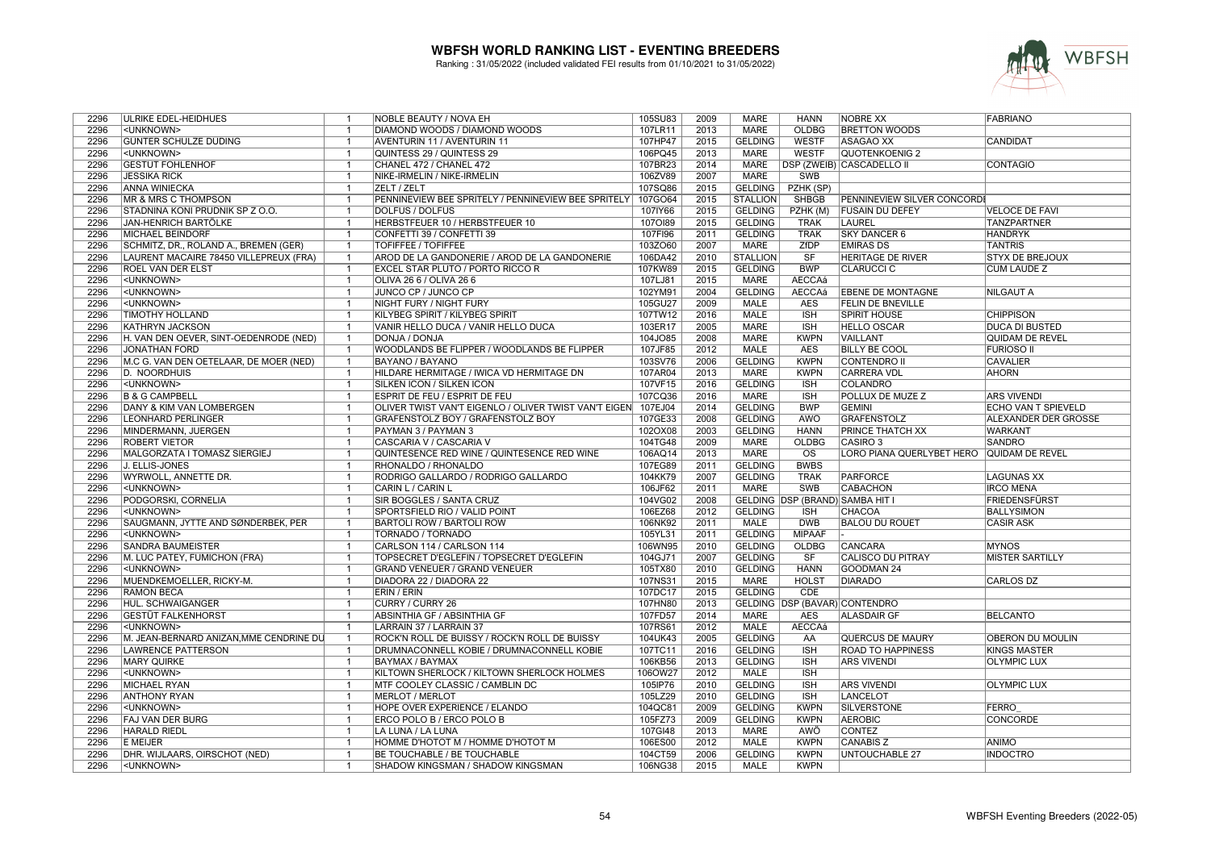# WBFSH WORLD RANKING LIST - EVENTING BREEDERS

Ranking : 31/05/2022 (included validated FEI results from 01/10/2021 to 31/05/2022)

| | | | | | | | | | | |
|---|---|---|---|---|---|---|---|---|---|---|
| 2296 | ULRIKE EDEL-HEIDHUES | 1 | NOBLE BEAUTY / NOVA EH | 105SU83 | 2009 | MARE | HANN | NOBRE XX | FABRIANO |
| 2296 | <UNKNOWN> | 1 | DIAMOND WOODS / DIAMOND WOODS | 107LR11 | 2013 | MARE | OLDBG | BRETTON WOODS | |
| 2296 | GUNTER SCHULZE DUDING | 1 | AVENTURIN 11 / AVENTURIN 11 | 107HP47 | 2015 | GELDING | WESTF | ASAGAO XX | CANDIDAT |
| 2296 | <UNKNOWN> | 1 | QUINTESS 29 / QUINTESS 29 | 106PQ45 | 2013 | MARE | WESTF | QUOTENKOENIG 2 | |
| 2296 | GESTUT FOHLENHOF | 1 | CHANEL 472 / CHANEL 472 | 107BR23 | 2014 | MARE | DSP (ZWEIB) | CASCADELLO II | CONTAGIO |
| 2296 | JESSIKA RICK | 1 | NIKE-IRMELIN / NIKE-IRMELIN | 106ZV89 | 2007 | MARE | SWB | | |
| 2296 | ANNA WINIECKA | 1 | ZELT / ZELT | 107SQ86 | 2015 | GELDING | PZHK (SP) | | |
| 2296 | MR & MRS C THOMPSON | 1 | PENNINEVIEW BEE SPRITELY / PENNINEVIEW BEE SPRITELY | 107GO64 | 2015 | STALLION | SHBGB | PENNINEVIEW SILVER CONCORDE | |
| 2296 | STADNINA KONI PRUDNIK SP Z O.O. | 1 | DOLFUS / DOLFUS | 107IY66 | 2015 | GELDING | PZHK (M) | FUSAIN DU DEFEY | VELOCE DE FAVI |
| 2296 | JAN-HENRICH BARTÖLKE | 1 | HERBSTFEUER 10 / HERBSTFEUER 10 | 107OI89 | 2015 | GELDING | TRAK | LAUREL | TANZPARTNER |
| 2296 | MICHAEL BEINDORF | 1 | CONFETTI 39 / CONFETTI 39 | 107FI96 | 2011 | GELDING | TRAK | SKY DANCER 6 | HANDRYK |
| 2296 | SCHMITZ, DR., ROLAND A., BREMEN (GER) | 1 | TOFIFFEE / TOFIFFEE | 103ZO60 | 2007 | MARE | ZfDP | EMIRAS DS | TANTRIS |
| 2296 | LAURENT MACAIRE 78450 VILLEPREUX (FRA) | 1 | AROD DE LA GANDONERIE / AROD DE LA GANDONERIE | 106DA42 | 2010 | STALLION | SF | HERITAGE DE RIVER | STYX DE BREJOUX |
| 2296 | ROEL VAN DER ELST | 1 | EXCEL STAR PLUTO / PORTO RICCO R | 107KW89 | 2015 | GELDING | BWP | CLARUCCI C | CUM LAUDE Z |
| 2296 | <UNKNOWN> | 1 | OLIVA 26 6 / OLIVA 26 6 | 107LJ81 | 2015 | MARE | AECCAá | | |
| 2296 | <UNKNOWN> | 1 | JUNCO CP / JUNCO CP | 102YM91 | 2004 | GELDING | AECCAá | EBENE DE MONTAGNE | NILGAUT A |
| 2296 | <UNKNOWN> | 1 | NIGHT FURY / NIGHT FURY | 105GU27 | 2009 | MALE | AES | FELIN DE BNEVILLE | |
| 2296 | TIMOTHY HOLLAND | 1 | KILYBEG SPIRIT / KILYBEG SPIRIT | 107TW12 | 2016 | MALE | ISH | SPIRIT HOUSE | CHIPPISON |
| 2296 | KATHRYN JACKSON | 1 | VANIR HELLO DUCA / VANIR HELLO DUCA | 103ER17 | 2005 | MARE | ISH | HELLO OSCAR | DUCA DI BUSTED |
| 2296 | H. VAN DEN OEVER, SINT-OEDENRODE (NED) | 1 | DONJA / DONJA | 104JO85 | 2008 | MARE | KWPN | VAILLANT | QUIDAM DE REVEL |
| 2296 | JONATHAN FORD | 1 | WOODLANDS BE FLIPPER / WOODLANDS BE FLIPPER | 107JF85 | 2012 | MALE | AES | BILLY BE COOL | FURIOSO II |
| 2296 | M.C G. VAN DEN OETELAAR, DE MOER (NED) | 1 | BAYANO / BAYANO | 103SV76 | 2006 | GELDING | KWPN | CONTENDRO II | CAVALIER |
| 2296 | D. NOORDHUIS | 1 | HILDARE HERMITAGE / IWICA VD HERMITAGE DN | 107AR04 | 2013 | MARE | KWPN | CARRERA VDL | AHORN |
| 2296 | <UNKNOWN> | 1 | SILKEN ICON / SILKEN ICON | 107VF15 | 2016 | GELDING | ISH | COLANDRO | |
| 2296 | B & G CAMPBELL | 1 | ESPRIT DE FEU / ESPRIT DE FEU | 107CQ36 | 2016 | MARE | ISH | POLLUX DE MUZE Z | ARS VIVENDI |
| 2296 | DANY & KIM VAN LOMBERGEN | 1 | OLIVER TWIST VAN'T EIGENLO / OLIVER TWIST VAN'T EIGEN | 107EJ04 | 2014 | GELDING | BWP | GEMINI | ECHO VAN T SPIEVELD |
| 2296 | LEONHARD PERLINGER | 1 | GRAFENSTOLZ BOY / GRAFENSTOLZ BOY | 107GE33 | 2008 | GELDING | AWO | GRAFENSTOLZ | ALEXANDER DER GROSSE |
| 2296 | MINDERMANN, JUERGEN | 1 | PAYMAN 3 / PAYMAN 3 | 102OX08 | 2003 | GELDING | HANN | PRINCE THATCH XX | WARKANT |
| 2296 | ROBERT VIETOR | 1 | CASCARIA V / CASCARIA V | 104TG48 | 2009 | MARE | OLDBG | CASIRO 3 | SANDRO |
| 2296 | MALGORZATA I TOMASZ SIERGIEJ | 1 | QUINTESENCE RED WINE / QUINTESENCE RED WINE | 106AQ14 | 2013 | MARE | OS | LORO PIANA QUERLYBET HERO | QUIDAM DE REVEL |
| 2296 | J. ELLIS-JONES | 1 | RHONALDO / RHONALDO | 107EG89 | 2011 | GELDING | BWBS | | |
| 2296 | WYRWOLL, ANNETTE DR. | 1 | RODRIGO GALLARDO / RODRIGO GALLARDO | 104KK79 | 2007 | GELDING | TRAK | PARFORCE | LAGUNAS XX |
| 2296 | <UNKNOWN> | 1 | CARIN L / CARIN L | 106JF62 | 2011 | MARE | SWB | CABACHON | IRCO MENA |
| 2296 | PODGORSKI, CORNELIA | 1 | SIR BOGGLES / SANTA CRUZ | 104VG02 | 2008 | GELDING | DSP (BRAND) | SAMBA HIT I | FRIEDENSFÜRST |
| 2296 | <UNKNOWN> | 1 | SPORTSFIELD RIO / VALID POINT | 106EZ68 | 2012 | GELDING | ISH | CHACOA | BALLYSIMON |
| 2296 | SAUGMANN, JYTTE AND SØNDERBEK, PER | 1 | BARTOLI ROW / BARTOLI ROW | 106NK92 | 2011 | MALE | DWB | BALOU DU ROUET | CASIR ASK |
| 2296 | <UNKNOWN> | 1 | TORNADO / TORNADO | 105YL31 | 2011 | GELDING | MIPAAF | - | |
| 2296 | SANDRA BAUMEISTER | 1 | CARLSON 114 / CARLSON 114 | 106WN95 | 2010 | GELDING | OLDBG | CANCARA | MYNOS |
| 2296 | M. LUC PATEY, FUMICHON (FRA) | 1 | TOPSECRET D'EGLEFIN / TOPSECRET D'EGLEFIN | 104GJ71 | 2007 | GELDING | SF | CALISCO DU PITRAY | MISTER SARTILLY |
| 2296 | <UNKNOWN> | 1 | GRAND VENEUER / GRAND VENEUER | 105TX80 | 2010 | GELDING | HANN | GOODMAN 24 | |
| 2296 | MUENDKEMOELLER, RICKY-M. | 1 | DIADORA 22 / DIADORA 22 | 107NS31 | 2015 | MARE | HOLST | DIARADO | CARLOS DZ |
| 2296 | RAMON BECA | 1 | ERIN / ERIN | 107DC17 | 2015 | GELDING | CDE | | |
| 2296 | HUL. SCHWAIGANGER | 1 | CURRY / CURRY 26 | 107HN80 | 2013 | GELDING | DSP (BAVAR) | CONTENDRO | |
| 2296 | GESTÜT FALKENHORST | 1 | ABSINTHIA GF / ABSINTHIA GF | 107FD57 | 2014 | MARE | AES | ALASDAIR GF | BELCANTO |
| 2296 | <UNKNOWN> | 1 | LARRAIN 37 / LARRAIN 37 | 107RS61 | 2012 | MALE | AECCAá | | |
| 2296 | M. JEAN-BERNARD ANIZAN,MME CENDRINE DU | 1 | ROCK'N ROLL DE BUISSY / ROCK'N ROLL DE BUISSY | 104UK43 | 2005 | GELDING | AA | QUERCUS DE MAURY | OBERON DU MOULIN |
| 2296 | LAWRENCE PATTERSON | 1 | DRUMNACONNELL KOBIE / DRUMNACONNELL KOBIE | 107TC11 | 2016 | GELDING | ISH | ROAD TO HAPPINESS | KINGS MASTER |
| 2296 | MARY QUIRKE | 1 | BAYMAX / BAYMAX | 106KB56 | 2013 | GELDING | ISH | ARS VIVENDI | OLYMPIC LUX |
| 2296 | <UNKNOWN> | 1 | KILTOWN SHERLOCK / KILTOWN SHERLOCK HOLMES | 106OW27 | 2012 | MALE | ISH | | |
| 2296 | MICHAEL RYAN | 1 | MTF COOLEY CLASSIC / CAMBLIN DC | 105IP76 | 2010 | GELDING | ISH | ARS VIVENDI | OLYMPIC LUX |
| 2296 | ANTHONY RYAN | 1 | MERLOT / MERLOT | 105LZ29 | 2010 | GELDING | ISH | LANCELOT | |
| 2296 | <UNKNOWN> | 1 | HOPE OVER EXPERIENCE / ELANDO | 104QC81 | 2009 | GELDING | KWPN | SILVERSTONE | FERRO_ |
| 2296 | FAJ VAN DER BURG | 1 | ERCO POLO B / ERCO POLO B | 105FZ73 | 2009 | GELDING | KWPN | AEROBIC | CONCORDE |
| 2296 | HARALD RIEDL | 1 | LA LUNA / LA LUNA | 107GI48 | 2013 | MARE | AWÖ | CONTEZ | |
| 2296 | E MEIJER | 1 | HOMME D'HOTOT M / HOMME D'HOTOT M | 106ES00 | 2012 | MALE | KWPN | CANABIS Z | ANIMO |
| 2296 | DHR. WIJLAARS, OIRSCHOT (NED) | 1 | BE TOUCHABLE / BE TOUCHABLE | 104CT59 | 2006 | GELDING | KWPN | UNTOUCHABLE 27 | INDOCTRO |
| 2296 | <UNKNOWN> | 1 | SHADOW KINGSMAN / SHADOW KINGSMAN | 106NG38 | 2015 | MALE | KWPN | | |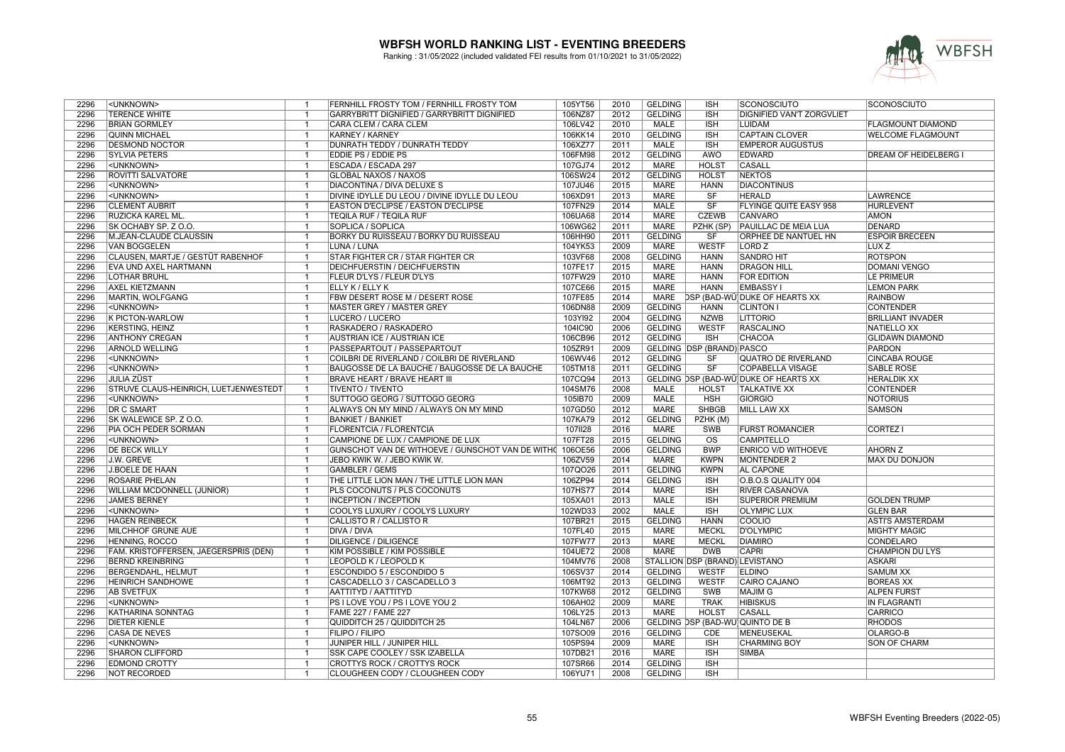# WBFSH WORLD RANKING LIST - EVENTING BREEDERS

Ranking : 31/05/2022 (included validated FEI results from 01/10/2021 to 31/05/2022)

| | | | | | | | | | | |
|---|---|---|---|---|---|---|---|---|---|---|
| 2296 | <UNKNOWN> | 1 | FERNHILL FROSTY TOM / FERNHILL FROSTY TOM | 105YT56 | 2010 | GELDING | ISH | SCONOSCIUTO | SCONOSCIUTO |
| 2296 | TERENCE WHITE | 1 | GARRYBRITT DIGNIFIED / GARRYBRITT DIGNIFIED | 106NZ87 | 2012 | GELDING | ISH | DIGNIFIED VAN'T ZORGVLIET | |
| 2296 | BRIAN GORMLEY | 1 | CARA CLEM / CARA CLEM | 106LV42 | 2010 | MALE | ISH | LUIDAM | FLAGMOUNT DIAMOND |
| 2296 | QUINN MICHAEL | 1 | KARNEY / KARNEY | 106KK14 | 2010 | GELDING | ISH | CAPTAIN CLOVER | WELCOME FLAGMOUNT |
| 2296 | DESMOND NOCTOR | 1 | DUNRATH TEDDY / DUNRATH TEDDY | 106XZ77 | 2011 | MALE | ISH | EMPEROR AUGUSTUS | |
| 2296 | SYLVIA PETERS | 1 | EDDIE PS / EDDIE PS | 106FM98 | 2012 | GELDING | AWO | EDWARD | DREAM OF HEIDELBERG I |
| 2296 | <UNKNOWN> | 1 | ESCADA / ESCADA 297 | 107GJ74 | 2012 | MARE | HOLST | CASALL | |
| 2296 | ROVITTI SALVATORE | 1 | GLOBAL NAXOS / NAXOS | 106SW24 | 2012 | GELDING | HOLST | NEKTOS | |
| 2296 | <UNKNOWN> | 1 | DIACONTINA / DIVA DELUXE S | 107JU46 | 2015 | MARE | HANN | DIACONTINUS | |
| 2296 | <UNKNOWN> | 1 | DIVINE IDYLLE DU LEOU / DIVINE IDYLLE DU LEOU | 106XD91 | 2013 | MARE | SF | HERALD | LAWRENCE |
| 2296 | CLEMENT AUBRIT | 1 | EASTON D'ECLIPSE / EASTON D'ECLIPSE | 107FN29 | 2014 | MALE | SF | FLYINGE QUITE EASY 958 | HURLEVENT |
| 2296 | RUZICKA KAREL ML. | 1 | TEQILA RUF / TEQILA RUF | 106UA68 | 2014 | MARE | CZEWB | CANVARO | AMON |
| 2296 | SK OCHABY SP. Z O.O. | 1 | SOPLICA / SOPLICA | 106WG62 | 2011 | MARE | PZHK (SP) | PAUILLAC DE MEIA LUA | DENARD |
| 2296 | M.JEAN-CLAUDE CLAUSSIN | 1 | BORKY DU RUISSEAU / BORKY DU RUISSEAU | 106HH90 | 2011 | GELDING | SF | ORPHEE DE NANTUEL HN | ESPOIR BRECEEN |
| 2296 | VAN BOGGELEN | 1 | LUNA / LUNA | 104YK53 | 2009 | MARE | WESTF | LORD Z | LUX Z |
| 2296 | CLAUSEN, MARTJE / GESTÜT RABENHOF | 1 | STAR FIGHTER CR / STAR FIGHTER CR | 103VF68 | 2008 | GELDING | HANN | SANDRO HIT | ROTSPON |
| 2296 | EVA UND AXEL HARTMANN | 1 | DEICHFUERSTIN / DEICHFUERSTIN | 107FE17 | 2015 | MARE | HANN | DRAGON HILL | DOMANI VENGO |
| 2296 | LOTHAR BRUHL | 1 | FLEUR D'LYS / FLEUR D'LYS | 107FW29 | 2010 | MARE | HANN | FOR EDITION | LE PRIMEUR |
| 2296 | AXEL KIETZMANN | 1 | ELLY K / ELLY K | 107CE66 | 2015 | MARE | HANN | EMBASSY I | LEMON PARK |
| 2296 | MARTIN, WOLFGANG | 1 | FBW DESERT ROSE M / DESERT ROSE | 107FE85 | 2014 | MARE | DSP (BAD-WÜ | DUKE OF HEARTS XX | RAINBOW |
| 2296 | <UNKNOWN> | 1 | MASTER GREY / MASTER GREY | 106DN88 | 2009 | GELDING | HANN | CLINTON I | CONTENDER |
| 2296 | K PICTON-WARLOW | 1 | LUCERO / LUCERO | 103YI92 | 2004 | GELDING | NZWB | LITTORIO | BRILLIANT INVADER |
| 2296 | KERSTING, HEINZ | 1 | RASKADERO / RASKADERO | 104IC90 | 2006 | GELDING | WESTF | RASCALINO | NATIELLO XX |
| 2296 | ANTHONY CREGAN | 1 | AUSTRIAN ICE / AUSTRIAN ICE | 106CB96 | 2012 | GELDING | ISH | CHACOA | GLIDAWN DIAMOND |
| 2296 | ARNOLD WELLING | 1 | PASSEPARTOUT / PASSEPARTOUT | 105ZR91 | 2009 | GELDING | DSP (BRAND) | PASCO | PARDON |
| 2296 | <UNKNOWN> | 1 | COILBRI DE RIVERLAND / COILBRI DE RIVERLAND | 106WV46 | 2012 | GELDING | SF | QUATRO DE RIVERLAND | CINCABA ROUGE |
| 2296 | <UNKNOWN> | 1 | BAUGOSSE DE LA BAUCHE / BAUGOSSE DE LA BAUCHE | 105TM18 | 2011 | GELDING | SF | COPABELLA VISAGE | SABLE ROSE |
| 2296 | JULIA ZÜST | 1 | BRAVE HEART / BRAVE HEART III | 107CQ94 | 2013 | GELDING | DSP (BAD-WÜ | DUKE OF HEARTS XX | HERALDIK XX |
| 2296 | STRUVE CLAUS-HEINRICH, LUETJENWESTEDT | 1 | TIVENTO / TIVENTO | 104SM76 | 2008 | MALE | HOLST | TALKATIVE XX | CONTENDER |
| 2296 | <UNKNOWN> | 1 | SUTTOGO GEORG / SUTTOGO GEORG | 105IB70 | 2009 | MALE | HSH | GIORGIO | NOTORIUS |
| 2296 | DR C SMART | 1 | ALWAYS ON MY MIND / ALWAYS ON MY MIND | 107GD50 | 2012 | MARE | SHBGB | MILL LAW XX | SAMSON |
| 2296 | SK WALEWICE SP. Z O.O. | 1 | BANKIET / BANKIET | 107KA79 | 2012 | GELDING | PZHK (M) | | |
| 2296 | PIA OCH PEDER SORMAN | 1 | FLORENTCIA / FLORENTCIA | 107II28 | 2016 | MARE | SWB | FURST ROMANCIER | CORTEZ I |
| 2296 | <UNKNOWN> | 1 | CAMPIONE DE LUX / CAMPIONE DE LUX | 107FT28 | 2015 | GELDING | OS | CAMPITELLO | |
| 2296 | DE BECK WILLY | 1 | GUNSCHOT VAN DE WITHOEVE / GUNSCHOT VAN DE WITHO | 106OE56 | 2006 | GELDING | BWP | ENRICO V/D WITHOEVE | AHORN Z |
| 2296 | J.W. GREVE | 1 | JEBO KWIK W. / JEBO KWIK W. | 106ZV59 | 2014 | MARE | KWPN | MONTENDER 2 | MAX DU DONJON |
| 2296 | J.BOELE DE HAAN | 1 | GAMBLER / GEMS | 107QO26 | 2011 | GELDING | KWPN | AL CAPONE | |
| 2296 | ROSARIE PHELAN | 1 | THE LITTLE LION MAN / THE LITTLE LION MAN | 106ZP94 | 2014 | GELDING | ISH | O.B.O.S QUALITY 004 | |
| 2296 | WILLIAM MCDONNELL (JUNIOR) | 1 | PLS COCONUTS / PLS COCONUTS | 107HS77 | 2014 | MARE | ISH | RIVER CASANOVA | |
| 2296 | JAMES BERNEY | 1 | INCEPTION / INCEPTION | 105XA01 | 2013 | MALE | ISH | SUPERIOR PREMIUM | GOLDEN TRUMP |
| 2296 | <UNKNOWN> | 1 | COOLYS LUXURY / COOLYS LUXURY | 102WD33 | 2002 | MALE | ISH | OLYMPIC LUX | GLEN BAR |
| 2296 | HAGEN REINBECK | 1 | CALLISTO R / CALLISTO R | 107BR21 | 2015 | GELDING | HANN | COOLIO | ASTI'S AMSTERDAM |
| 2296 | MILCHHOF GRUNE AUE | 1 | DIVA / DIVA | 107FL40 | 2015 | MARE | MECKL | D'OLYMPIC | MIGHTY MAGIC |
| 2296 | HENNING, ROCCO | 1 | DILIGENCE / DILIGENCE | 107FW77 | 2013 | MARE | MECKL | DIAMIRO | CONDELARO |
| 2296 | FAM. KRISTOFFERSEN, JAEGERSPRIS (DEN) | 1 | KIM POSSIBLE / KIM POSSIBLE | 104UE72 | 2008 | MARE | DWB | CAPRI | CHAMPION DU LYS |
| 2296 | BERND KREINBRING | 1 | LEOPOLD K / LEOPOLD K | 104MV76 | 2008 | STALLION | DSP (BRAND) | LEVISTANO | ASKARI |
| 2296 | BERGENDAHL, HELMUT | 1 | ESCONDIDO 5 / ESCONDIDO 5 | 106SV37 | 2014 | GELDING | WESTF | ELDINO | SAMUM XX |
| 2296 | HEINRICH SANDHOWE | 1 | CASCADELLO 3 / CASCADELLO 3 | 106MT92 | 2013 | GELDING | WESTF | CAIRO CAJANO | BOREAS XX |
| 2296 | AB SVETFUX | 1 | AATTITYD / AATTITYD | 107KW68 | 2012 | GELDING | SWB | MAJIM G | ALPEN FURST |
| 2296 | <UNKNOWN> | 1 | PS I LOVE YOU / PS I LOVE YOU 2 | 106AH02 | 2009 | MARE | TRAK | HIBISKUS | IN FLAGRANTI |
| 2296 | KATHARINA SONNTAG | 1 | FAME 227 / FAME 227 | 106LY25 | 2013 | MARE | HOLST | CASALL | CARRICO |
| 2296 | DIETER KIENLE | 1 | QUIDDITCH 25 / QUIDDITCH 25 | 104LN67 | 2006 | GELDING | DSP (BAD-WÜ | QUINTO DE B | RHODOS |
| 2296 | CASA DE NEVES | 1 | FILIPO / FILIPO | 107SO09 | 2016 | GELDING | CDE | MENEUSEKAL | OLARGO-B |
| 2296 | <UNKNOWN> | 1 | JUNIPER HILL / JUNIPER HILL | 105PS94 | 2009 | MARE | ISH | CHARMING BOY | SON OF CHARM |
| 2296 | SHARON CLIFFORD | 1 | SSK CAPE COOLEY / SSK IZABELLA | 107DB21 | 2016 | MARE | ISH | SIMBA | |
| 2296 | EDMOND CROTTY | 1 | CROTTYS ROCK / CROTTYS ROCK | 107SR66 | 2014 | GELDING | ISH | | |
| 2296 | NOT RECORDED | 1 | CLOUGHEEN CODY / CLOUGHEEN CODY | 106YU71 | 2008 | GELDING | ISH | | |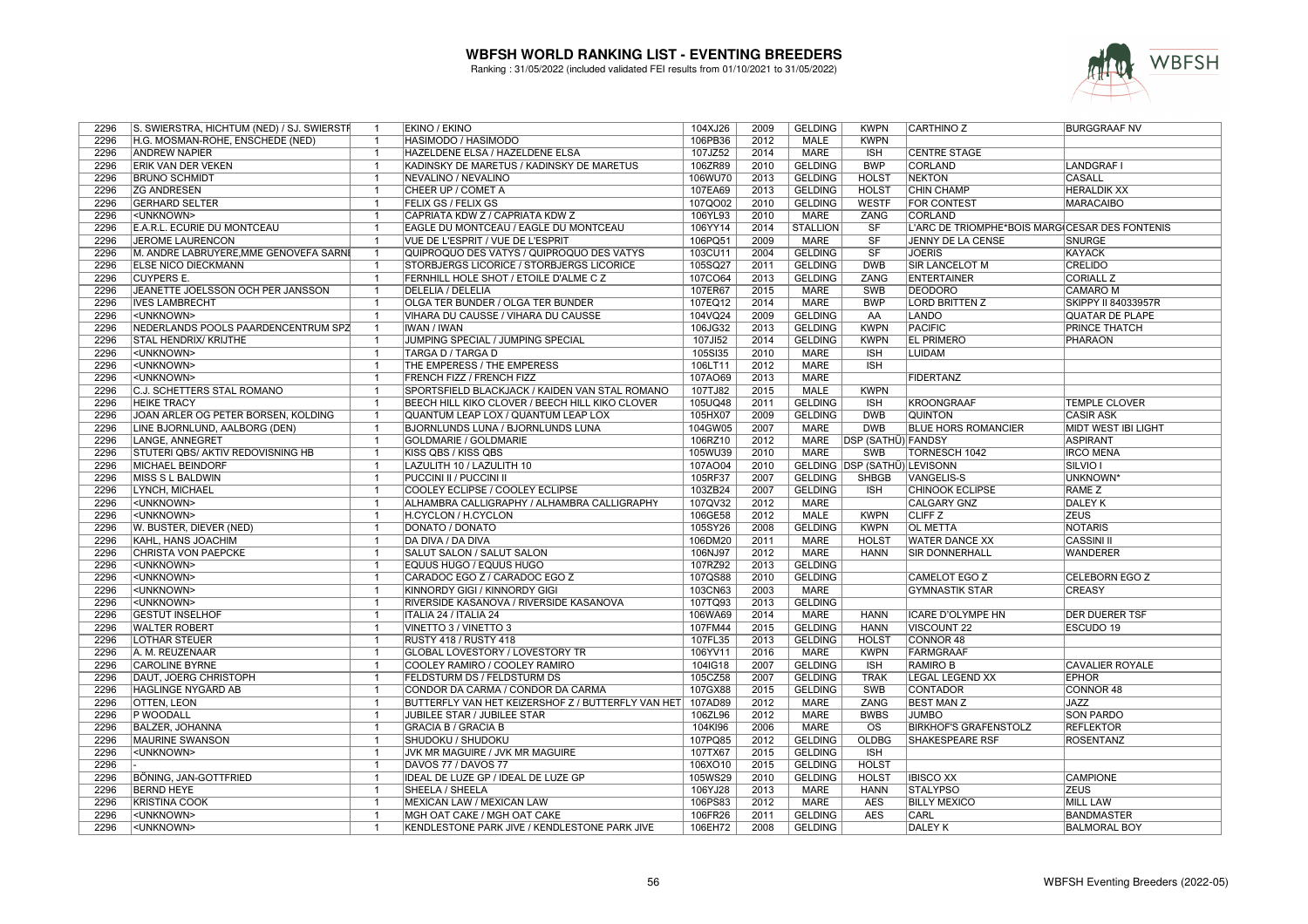# WBFSH WORLD RANKING LIST - EVENTING BREEDERS

Ranking : 31/05/2022 (included validated FEI results from 01/10/2021 to 31/05/2022)

| | | | | | | | | | | |
|---|---|---|---|---|---|---|---|---|---|---|
| 2296 | S. SWIERSTRA, HICHTUM (NED) / SJ. SWIERSTR | 1 | EKINO / EKINO | 104XJ26 | 2009 | GELDING | KWPN | CARTHINO Z | BURGGRAAF NV |
| 2296 | H.G. MOSMAN-ROHE, ENSCHEDE (NED) | 1 | HASIMODO / HASIMODO | 106PB36 | 2012 | MALE | KWPN | | |
| 2296 | ANDREW NAPIER | 1 | HAZELDENE ELSA / HAZELDENE ELSA | 107JZ52 | 2014 | MARE | ISH | CENTRE STAGE | |
| 2296 | ERIK VAN DER VEKEN | 1 | KADINSKY DE MARETUS / KADINSKY DE MARETUS | 106ZR89 | 2010 | GELDING | BWP | CORLAND | LANDGRAF I |
| 2296 | BRUNO SCHMIDT | 1 | NEVALINO / NEVALINO | 106WU70 | 2013 | GELDING | HOLST | NEKTON | CASALL |
| 2296 | ZG ANDRESEN | 1 | CHEER UP / COMET A | 107EA69 | 2013 | GELDING | HOLST | CHIN CHAMP | HERALDIK XX |
| 2296 | GERHARD SELTER | 1 | FELIX GS / FELIX GS | 107QO02 | 2010 | GELDING | WESTF | FOR CONTEST | MARACAIBO |
| 2296 | <UNKNOWN> | 1 | CAPRIATA KDW Z / CAPRIATA KDW Z | 106YL93 | 2010 | MARE | ZANG | CORLAND | |
| 2296 | E.A.R.L. ECURIE DU MONTCEAU | 1 | EAGLE DU MONTCEAU / EAGLE DU MONTCEAU | 106YY14 | 2014 | STALLION | SF | L'ARC DE TRIOMPHE*BOIS MARG | CESAR DES FONTENIS |
| 2296 | JEROME LAURENCON | 1 | VUE DE L'ESPRIT / VUE DE L'ESPRIT | 106PQ51 | 2009 | MARE | SF | JENNY DE LA CENSE | SNURGE |
| 2296 | M. ANDRE LABRUYERE,MME GENOVEFA SARNI | 1 | QUIPROQUO DES VATYS / QUIPROQUO DES VATYS | 103CU11 | 2004 | GELDING | SF | JOERIS | KAYACK |
| 2296 | ELSE NICO DIECKMANN | 1 | STORBJERGS LICORICE / STORBJERGS LICORICE | 105SQ27 | 2011 | GELDING | DWB | SIR LANCELOT M | CRELIDO |
| 2296 | CUYPERS E. | 1 | FERNHILL HOLE SHOT / ETOILE D'ALME C Z | 107CO64 | 2013 | GELDING | ZANG | ENTERTAINER | CORIALL Z |
| 2296 | JEANETTE JOELSSON OCH PER JANSSON | 1 | DELELIA / DELELIA | 107ER67 | 2015 | MARE | SWB | DEODORO | CAMARO M |
| 2296 | IVES LAMBRECHT | 1 | OLGA TER BUNDER / OLGA TER BUNDER | 107EQ12 | 2014 | MARE | BWP | LORD BRITTEN Z | SKIPPY II 84033957R |
| 2296 | <UNKNOWN> | 1 | VIHARA DU CAUSSE / VIHARA DU CAUSSE | 104VQ24 | 2009 | GELDING | AA | LANDO | QUATAR DE PLAPE |
| 2296 | NEDERLANDS POOLS PAARDENCENTRUM SPZ | 1 | IWAN / IWAN | 106JG32 | 2013 | GELDING | KWPN | PACIFIC | PRINCE THATCH |
| 2296 | STAL HENDRIX/ KRIJTHE | 1 | JUMPING SPECIAL / JUMPING SPECIAL | 107JI52 | 2014 | GELDING | KWPN | EL PRIMERO | PHARAON |
| 2296 | <UNKNOWN> | 1 | TARGA D / TARGA D | 105SI35 | 2010 | MARE | ISH | LUIDAM | |
| 2296 | <UNKNOWN> | 1 | THE EMPERESS / THE EMPERESS | 106LT11 | 2012 | MARE | ISH | | |
| 2296 | <UNKNOWN> | 1 | FRENCH FIZZ / FRENCH FIZZ | 107AO69 | 2013 | MARE | | FIDERTANZ | |
| 2296 | C.J. SCHETTERS STAL ROMANO | 1 | SPORTSFIELD BLACKJACK / KAIDEN VAN STAL ROMANO | 107TJ82 | 2015 | MALE | KWPN | | |
| 2296 | HEIKE TRACY | 1 | BEECH HILL KIKO CLOVER / BEECH HILL KIKO CLOVER | 105UQ48 | 2011 | GELDING | ISH | KROONGRAAF | TEMPLE CLOVER |
| 2296 | JOAN ARLER OG PETER BORSEN, KOLDING | 1 | QUANTUM LEAP LOX / QUANTUM LEAP LOX | 105HX07 | 2009 | GELDING | DWB | QUINTON | CASIR ASK |
| 2296 | LINE BJORNLUND, AALBORG (DEN) | 1 | BJORNLUNDS LUNA / BJORNLUNDS LUNA | 104GW05 | 2007 | MARE | DWB | BLUE HORS ROMANCIER | MIDT WEST IBI LIGHT |
| 2296 | LANGE, ANNEGRET | 1 | GOLDMARIE / GOLDMARIE | 106RZ10 | 2012 | MARE | DSP (SATHÜ) | FANDSY | ASPIRANT |
| 2296 | STUTERI QBS/ AKTIV REDOVISNING HB | 1 | KISS QBS / KISS QBS | 105WU39 | 2010 | MARE | SWB | TORNESCH 1042 | IRCO MENA |
| 2296 | MICHAEL BEINDORF | 1 | LAZULITH 10 / LAZULITH 10 | 107AO04 | 2010 | GELDING | DSP (SATHÜ) | LEVISONN | SILVIO I |
| 2296 | MISS S L BALDWIN | 1 | PUCCINI II / PUCCINI II | 105RF37 | 2007 | GELDING | SHBGB | VANGELIS-S | UNKNOWN* |
| 2296 | LYNCH, MICHAEL | 1 | COOLEY ECLIPSE / COOLEY ECLIPSE | 103ZB24 | 2007 | GELDING | ISH | CHINOOK ECLIPSE | RAME Z |
| 2296 | <UNKNOWN> | 1 | ALHAMBRA CALLIGRAPHY / ALHAMBRA CALLIGRAPHY | 107QV32 | 2012 | MARE | | CALGARY GNZ | DALEY K |
| 2296 | <UNKNOWN> | 1 | H.CYCLON / H.CYCLON | 106GE58 | 2012 | MALE | KWPN | CLIFF Z | ZEUS |
| 2296 | W. BUSTER, DIEVER (NED) | 1 | DONATO / DONATO | 105SY26 | 2008 | GELDING | KWPN | OL METTA | NOTARIS |
| 2296 | KAHL, HANS JOACHIM | 1 | DA DIVA / DA DIVA | 106DM20 | 2011 | MARE | HOLST | WATER DANCE XX | CASSINI II |
| 2296 | CHRISTA VON PAEPCKE | 1 | SALUT SALON / SALUT SALON | 106NJ97 | 2012 | MARE | HANN | SIR DONNERHALL | WANDERER |
| 2296 | <UNKNOWN> | 1 | EQUUS HUGO / EQUUS HUGO | 107RZ92 | 2013 | GELDING | | | |
| 2296 | <UNKNOWN> | 1 | CARADOC EGO Z / CARADOC EGO Z | 107QS88 | 2010 | GELDING | | CAMELOT EGO Z | CELEBORN EGO Z |
| 2296 | <UNKNOWN> | 1 | KINNORDY GIGI / KINNORDY GIGI | 103CN63 | 2003 | MARE | | GYMNASTIK STAR | CREASY |
| 2296 | <UNKNOWN> | 1 | RIVERSIDE KASANOVA / RIVERSIDE KASANOVA | 107TQ93 | 2013 | GELDING | | | |
| 2296 | GESTUT INSELHOF | 1 | ITALIA 24 / ITALIA 24 | 106WA69 | 2014 | MARE | HANN | ICARE D'OLYMPE HN | DER DUERER TSF |
| 2296 | WALTER ROBERT | 1 | VINETTO 3 / VINETTO 3 | 107FM44 | 2015 | GELDING | HANN | VISCOUNT 22 | ESCUDO 19 |
| 2296 | LOTHAR STEUER | 1 | RUSTY 418 / RUSTY 418 | 107FL35 | 2013 | GELDING | HOLST | CONNOR 48 | |
| 2296 | A. M. REUZENAAR | 1 | GLOBAL LOVESTORY / LOVESTORY TR | 106YV11 | 2016 | MARE | KWPN | FARMGRAAF | |
| 2296 | CAROLINE BYRNE | 1 | COOLEY RAMIRO / COOLEY RAMIRO | 104IG18 | 2007 | GELDING | ISH | RAMIRO B | CAVALIER ROYALE |
| 2296 | DAUT, JOERG CHRISTOPH | 1 | FELDSTURM DS / FELDSTURM DS | 105CZ58 | 2007 | GELDING | TRAK | LEGAL LEGEND XX | EPHOR |
| 2296 | HAGLINGE NYGÅRD AB | 1 | CONDOR DA CARMA / CONDOR DA CARMA | 107GX88 | 2015 | GELDING | SWB | CONTADOR | CONNOR 48 |
| 2296 | OTTEN, LEON | 1 | BUTTERFLY VAN HET KEIZERSHOF Z / BUTTERFLY VAN HET | 107AD89 | 2012 | MARE | ZANG | BEST MAN Z | JAZZ |
| 2296 | P WOODALL | 1 | JUBILEE STAR / JUBILEE STAR | 106ZL96 | 2012 | MARE | BWBS | JUMBO | SON PARDO |
| 2296 | BALZER, JOHANNA | 1 | GRACIA B / GRACIA B | 104KI96 | 2006 | MARE | OS | BIRKHOF'S GRAFENSTOLZ | REFLEKTOR |
| 2296 | MAURINE SWANSON | 1 | SHUDOKU / SHUDOKU | 107PQ85 | 2012 | GELDING | OLDBG | SHAKESPEARE RSF | ROSENTANZ |
| 2296 | <UNKNOWN> | 1 | JVK MR MAGUIRE / JVK MR MAGUIRE | 107TX67 | 2015 | GELDING | ISH | | |
| 2296 | - | 1 | DAVOS 77 / DAVOS 77 | 106XO10 | 2015 | GELDING | HOLST | | |
| 2296 | BÖNING, JAN-GOTTFRIED | 1 | IDEAL DE LUZE GP / IDEAL DE LUZE GP | 105WS29 | 2010 | GELDING | HOLST | IBISCO XX | CAMPIONE |
| 2296 | BERND HEYE | 1 | SHEELA / SHEELA | 106YJ28 | 2013 | MARE | HANN | STALYPSO | ZEUS |
| 2296 | KRISTINA COOK | 1 | MEXICAN LAW / MEXICAN LAW | 106PS83 | 2012 | MARE | AES | BILLY MEXICO | MILL LAW |
| 2296 | <UNKNOWN> | 1 | MGH OAT CAKE / MGH OAT CAKE | 106FR26 | 2011 | GELDING | AES | CARL | BANDMASTER |
| 2296 | <UNKNOWN> | 1 | KENDLESTONE PARK JIVE / KENDLESTONE PARK JIVE | 106EH72 | 2008 | GELDING | | DALEY K | BALMORAL BOY |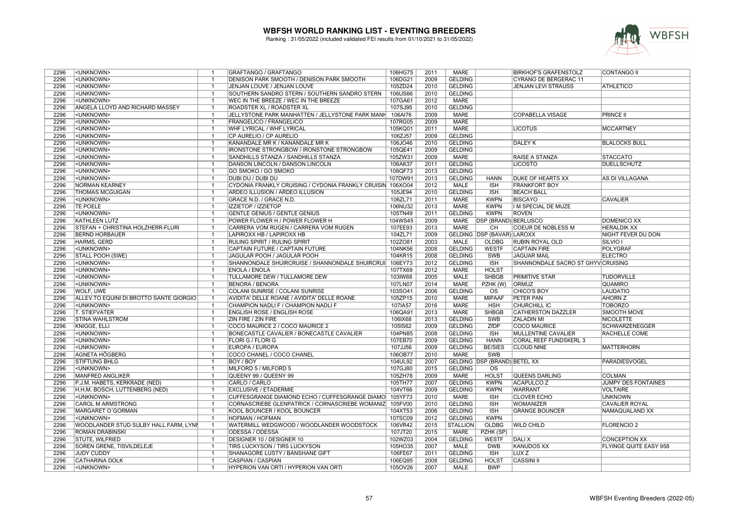# WBFSH WORLD RANKING LIST - EVENTING BREEDERS

Ranking : 31/05/2022 (included validated FEI results from 01/10/2021 to 31/05/2022)

| | | | | | | | | | | |
|---|---|---|---|---|---|---|---|---|---|---|
| 2296 | <UNKNOWN> | 1 | GRAFTANGO / GRAFTANGO | 106HG75 | 2011 | MARE | | BIRKHOF'S GRAFENSTOLZ | CONTANGO II |
| 2296 | <UNKNOWN> | 1 | DENISON PARK SMOOTH / DENISON PARK SMOOTH | 106DG21 | 2009 | GELDING | | CYRANO DE BERGERAC 11 | |
| 2296 | <UNKNOWN> | 1 | JENJAN LOUVE / JENJAN LOUVE | 105ZD24 | 2010 | GELDING | | JENJAN LEVI STRAUSS | ATHLETICO |
| 2296 | <UNKNOWN> | 1 | SOUTHERN SANDRO STERN / SOUTHERN SANDRO STERN | 106US66 | 2010 | GELDING | | | |
| 2296 | <UNKNOWN> | 1 | WEC IN THE BREEZE / WEC IN THE BREEZE | 107GA61 | 2012 | MARE | | | |
| 2296 | ANGELA LLOYD AND RICHARD MASSEY | 1 | ROADSTER XL / ROADSTER XL | 107SJ95 | 2010 | GELDING | | | |
| 2296 | <UNKNOWN> | 1 | JELLYSTONE PARK MANHATTEN / JELLYSTONE PARK MANH | 106AI76 | 2009 | MARE | | COPABELLA VISAGE | PRINCE II |
| 2296 | <UNKNOWN> | 1 | FRANGELICO / FRANGELICO | 107RG05 | 2009 | MARE | | | |
| 2296 | <UNKNOWN> | 1 | WHF LYRICAL / WHF LYRICAL | 105KQ01 | 2011 | MARE | | LICOTUS | MCCARTNEY |
| 2296 | <UNKNOWN> | 1 | CP AURELIO / CP AURELIO | 106ZJ57 | 2009 | GELDING | | | |
| 2296 | <UNKNOWN> | 1 | KANANDALE MR K / KANANDALE MR K | 106JO46 | 2010 | GELDING | | DALEY K | BLALOCKS BULL |
| 2296 | <UNKNOWN> | 1 | IRONSTONE STRONGBOW / IRONSTONE STRONGBOW | 105QE41 | 2009 | GELDING | | | |
| 2296 | <UNKNOWN> | 1 | SANDHILLS STANZA / SANDHILLS STANZA | 105ZW31 | 2009 | MARE | | RAISE A STANZA | STACCATO |
| 2296 | <UNKNOWN> | 1 | DANSON LINCOLN / DANSON LINCOLN | 106AK37 | 2011 | GELDING | | LICOSTO | DUELLSCHUTZ |
| 2296 | <UNKNOWN> | 1 | GO SMOKO / GO SMOKO | 106QF73 | 2013 | GELDING | | | |
| 2296 | <UNKNOWN> | 1 | DUBI DU / DUBI DU | 107DW91 | 2013 | GELDING | HANN | DUKE OF HEARTS XX | AS DI VILLAGANA |
| 2296 | NORMAN KEARNEY | 1 | CYDONIA FRANKLY CRUISING / CYDONIA FRANKLY CRUISIN | 106XO04 | 2012 | MALE | ISH | FRANKFORT BOY | |
| 2296 | THOMAS MCGUIGAN | 1 | ARDEO ILLUSION / ARDEO ILLUSION | 105JE94 | 2010 | GELDING | ISH | BEACH BALL | |
| 2296 | <UNKNOWN> | 1 | GRACE N.D. / GRACE N.D. | 106ZL71 | 2011 | MARE | KWPN | BISCAYO | CAVALIER |
| 2296 | TE POELE | 1 | IZZIETOP / IZZIETOP | 106NU32 | 2013 | MARE | KWPN | I M SPECIAL DE MUZE | |
| 2296 | <UNKNOWN> | 1 | GENTLE GENIUS / GENTLE GENIUS | 105TN49 | 2011 | GELDING | KWPN | ROVEN | |
| 2296 | KATHLEEN LUTZ | 1 | POWER FLOWER H / POWER FLOWER H | 104WS45 | 2009 | MARE | DSP (BRAND) | BERLUSCO | DOMENICO XX |
| 2296 | STEFAN + CHRISTINA HOLZHERR-FLURI | 1 | CARRERA VOM RUGEN / CARRERA VOM RUGEN | 107EE93 | 2013 | MARE | CH | COEUR DE NOBLESS M | HERALDIK XX |
| 2296 | BERND HORBAUER | 1 | LAPIROXX HB / LAPIROXX HB | 104ZL71 | 2009 | GELDING | DSP (BAVAR) | LAROXX | NIGHT FEVER DU DON |
| 2296 | HARMS, GERD | 1 | RULING SPIRIT / RULING SPIRIT | 102ZO81 | 2003 | MALE | OLDBG | RUBIN ROYAL OLD | SILVIO I |
| 2296 | <UNKNOWN> | 1 | CAPTAIN FUTURE / CAPTAIN FUTURE | 104NK56 | 2008 | GELDING | WESTF | CAPTAIN FIRE | POLYGRAF |
| 2296 | STALL POOH (SWE) | 1 | JAGULAR POOH / JAGULAR POOH | 104KR15 | 2008 | GELDING | SWB | JAGUAR MAIL | ELECTRO |
| 2296 | <UNKNOWN> | 1 | SHANNONDALE SHUIRCRUISE / SHANNONDALE SHUIRCRUI | 106EY73 | 2012 | GELDING | ISH | SHANNONDALE SACRO ST GHYV | CRUISING |
| 2296 | <UNKNOWN> | 1 | ENOLA / ENOLA | 107TX69 | 2012 | MARE | HOLST | | |
| 2296 | <UNKNOWN> | 1 | TULLAMORE DEW / TULLAMORE DEW | 103IW88 | 2005 | MALE | SHBGB | PRIMITIVE STAR | TUDORVILLE |
| 2296 | <UNKNOWN> | 1 | BENORA / BENORA | 107LN07 | 2014 | MARE | PZHK (W) | ORMUZ | QUAMIRO |
| 2296 | WOLF, UWE | 1 | COLANI SUNRISE / COLANI SUNRISE | 103SO41 | 2006 | GELDING | OS | CHICO'S BOY | LAUDATIO |
| 2296 | ALLEV.TO EQUINI DI BROTTO SANTE GIORGIO | 1 | AVIDITA' DELLE ROANE / AVIDITA' DELLE ROANE | 105ZP15 | 2010 | MARE | MIPAAF | PETER PAN | AHORN Z |
| 2296 | <UNKNOWN> | 1 | CHAMPION NADLI F / CHAMPION NADLI F | 107IA57 | 2016 | MARE | HSH | CHURCHILL IC | TOBORZO |
| 2296 | T. STIEFVATER | 1 | ENGLISH ROSE / ENGLISH ROSE | 106QA91 | 2013 | MARE | SHBGB | CATHERSTON DAZZLER | SMOOTH MOVE |
| 2296 | STINA WAHLSTRÖM | 1 | ZIN FIRE / ZIN FIRE | 106IX68 | 2013 | GELDING | SWB | ZALADIN MI | NICOLETTE |
| 2296 | KNIGGE, ELLI | 1 | COCO MAURICE 2 / COCO MAURICE 2 | 105IS62 | 2009 | GELDING | ZfDP | COCO MAURICE | SCHWARZENEGGER |
| 2296 | <UNKNOWN> | 1 | BONECASTLE CAVALIER / BONECASTLE CAVALIER | 104PN85 | 2008 | GELDING | ISH | MULLENTINE CAVALIER | RACHELLE COME |
| 2296 | <UNKNOWN> | 1 | FLORI G / FLORI G | 107EB70 | 2009 | GELDING | HANN | CORAL REEF FUNDSKERL 3 | |
| 2296 | <UNKNOWN> | 1 | EUROPA / EUROPA | 107JJ56 | 2009 | GELDING | BE/SIES | CLOUD NINE | MATTERHORN |
| 2296 | AGNETA HÖGBERG | 1 | COCO CHANEL / COCO CHANEL | 106OB77 | 2010 | MARE | SWB | | |
| 2296 | STIFTUNG BHLG | 1 | BOY / BOY | 104UL92 | 2007 | GELDING | DSP (BRAND) | BETEL XX | PARADIESVOGEL |
| 2296 | <UNKNOWN> | 1 | MILFORD 5 / MILFORD 5 | 107GJ80 | 2015 | GELDING | OS | | |
| 2296 | MANFRED ANGLIKER | 1 | QUEENY 99 / QUEENY 99 | 105ZH78 | 2009 | MARE | HOLST | QUEENS DARLING | COLMAN |
| 2296 | P.J.M. HABETS, KERKRADE (NED) | 1 | CARLO / CARLO | 105TH77 | 2007 | GELDING | KWPN | ACAPULCO Z | JUMPY DES FONTAINES |
| 2296 | H.H.M. BOSCH, LUTTENBERG (NED) | 1 | EXCLUSIVE / ETADERMIE | 104VT66 | 2009 | GELDING | KWPN | WARRANT | VOLTAIRE |
| 2296 | <UNKNOWN> | 1 | CUFFESGRANGE DIAMOND ECHO / CUFFESGRANGE DIAMO | 105YF73 | 2010 | MARE | ISH | CLOVER ECHO | UNKNOWN |
| 2296 | CAROL M ARMSTRONG | 1 | CORNASCRIEBE GLENPATRICK / CORNASCRIEBE WOMANIZ | 105FV00 | 2010 | GELDING | ISH | WOMANIZER | CAVALIER ROYAL |
| 2296 | MARGARET O´GORMAN | 1 | KOOL BOUNCER / KOOL BOUNCER | 104XT53 | 2006 | GELDING | ISH | GRANGE BOUNCER | NAMAQUALAND XX |
| 2296 | <UNKNOWN> | 1 | HOFMAN / HOFMAN | 107SC09 | 2012 | GELDING | KWPN | | |
| 2296 | WOODLANDER STUD SULBY HALL FARM, LYNN | 1 | WATERMILL WEDGWOOD / WOODLANDER WOODSTOCK | 106VR42 | 2015 | STALLION | OLDBG | WILD CHILD | FLORENCIO 2 |
| 2296 | ROMAN DRABINSKI | 1 | ODESSA / ODESSA | 107JT20 | 2015 | MARE | PZHK (SP) | | |
| 2296 | STUTE, WILFRIED | 1 | DESIGNER 10 / DESIGNER 10 | 102WZ03 | 2004 | GELDING | WESTF | DALI X | CONCEPTION XX |
| 2296 | SOREN GRENE, TISVILDELEJE | 1 | TIRS LUCKYSON / TIRS LUCKYSON | 105HO35 | 2007 | MALE | DWB | KANUDOS XX | FLYINGE QUITE EASY 958 |
| 2296 | JUDY CUDDY | 1 | SHANAGORE LUSTY / BANSHANE GIFT | 106FE67 | 2011 | GELDING | ISH | LUX Z | |
| 2296 | CATHARINA DOLK | 1 | CASPIAN / CASPIAN | 106EQ95 | 2008 | GELDING | HOLST | CASSINI II | |
| 2296 | <UNKNOWN> | 1 | HYPERION VAN ORTI / HYPERION VAN ORTI | 105OV26 | 2007 | MALE | BWP | | |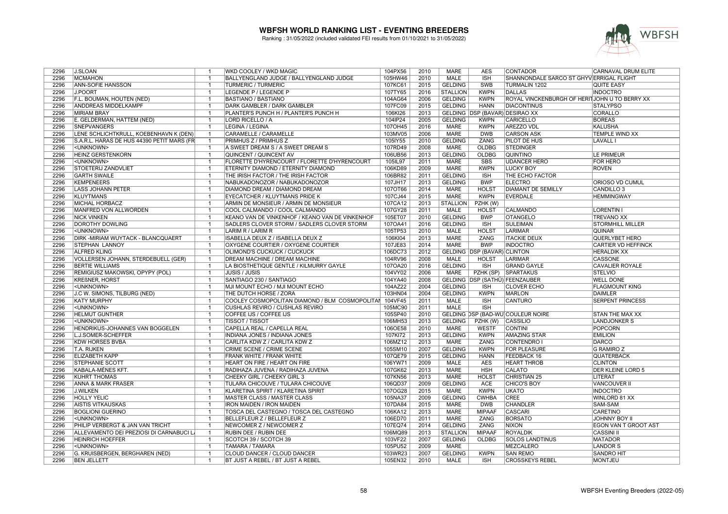# WBFSH WORLD RANKING LIST - EVENTING BREEDERS

Ranking : 31/05/2022 (included validated FEI results from 01/10/2021 to 31/05/2022)

| | | | | | | | | | | |
|---|---|---|---|---|---|---|---|---|---|---|
| 2296 | J.SLOAN | 1 | WKD COOLEY / WKD MAGIC | 104PX56 | 2010 | MARE | AES | CONTADOR | CARNAVAL DRUM ELITE |
| 2296 | MCMAHON | 1 | BALLYENGLAND JUDGE / BALLYENGLAND JUDGE | 105HW46 | 2010 | MALE | ISH | SHANNONDALE SARCO ST GHYV | ERRIGAL FLIGHT |
| 2296 | ANN-SOFIE HANSSON | 1 | TURMERIC / TURMERIC | 107KC61 | 2015 | GELDING | SWB | TURMALIN 1202 | QUITE EASY |
| 2296 | J.POORT | 1 | LEGENDE P / LEGENDE P | 107TY65 | 2016 | STALLION | KWPN | DALLAS | INDOCTRO |
| 2296 | F.L. BOUMAN, HOUTEN (NED) | 1 | BASTIANO / BASTIANO | 104AG64 | 2006 | GELDING | KWPN | ROYAL VINCKENBURGH OF HERIT | JOHN U TO BERRY XX |
| 2296 | ANDDREAS MIDDELKAMPF | 1 | DARK GAMBLER / DARK GAMBLER | 107FC09 | 2015 | GELDING | HANN | DIACONTINUS | STALYPSO |
| 2296 | MIRIAM BRAY | 1 | PLANTER'S PUNCH H / PLANTER'S PUNCH H | 106KI26 | 2013 | GELDING | DSP (BAVAR) | DESIRAO XX | CORALLO |
| 2296 | E. GELDERMAN, HATTEM (NED) | 1 | LORD RICELLO / A | 104IP24 | 2005 | GELDING | KWPN | CARICELLO | BOREAS |
| 2296 | SNEPVANGERS | 1 | LEGINA / LEGINA | 107OH45 | 2016 | MARE | KWPN | AREZZO VDL | KALUSHA |
| 2296 | LENE SCHLICHTKRULL, KOEBENHAVN K (DEN) | 1 | CARAMELLE / CARAMELLE | 103MV05 | 2006 | MARE | DWB | CARSON ASK | TEMPLE WIND XX |
| 2296 | S.A.R.L. HARAS DE HUS 44390 PETIT MARS (FR | 1 | PRIMHUS Z / PRIMHUS Z | 105IY55 | 2010 | GELDING | ZANG | PILOT DE HUS | LAVALL I |
| 2296 | <UNKNOWN> | 1 | A SWEET DREAM S / A SWEET DREAM S | 107RD49 | 2008 | MARE | OLDBG | STEDINGER | |
| 2296 | HEINZ GERSTENKORN | 1 | QUINCENT / QUINCENT AV | 106UB56 | 2013 | GELDING | OLDBG | QUINTINO | LE PRIMEUR |
| 2296 | <UNKNOWN> | 1 | FLORETTE D'HYRENCOURT / FLORETTE D'HYRENCOURT | 105IL97 | 2011 | MARE | SBS | UDANCER HERO | FOR HERO |
| 2296 | STOETERIJ ZANDVLIET | 1 | ETERNITY DIAMOND / ETERNITY DIAMOND | 106KD89 | 2009 | MARE | KWPN | LUCKY BOY | ROVEN |
| 2296 | GARTH SWAILE | 1 | THE IRISH FACTOR / THE IRISH FACTOR | 106BR82 | 2011 | GELDING | ISH | THE ECHO FACTOR | |
| 2296 | KEMPENEERS | 1 | NABUKADONOZOR / NABUKADONOZOR | 107JH17 | 2013 | GELDING | BWP | ELECTRO | ORIOSO VD CUMUL |
| 2296 | LASS JOHANN PETER | 1 | DIAMOND DREAM / DIAMOND DREAM | 107OT66 | 2014 | MARE | HOLST | DIAMANT DE SEMILLY | CANDILLO 3 |
| 2296 | KLUYTMANS | 1 | EYECATCHER / KLUYTMANS PRIDE K | 107CJ44 | 2015 | MARE | KWPN | EVERDALE | HEMMINGWAY |
| 2296 | MICHAL HORBACZ | 1 | ARMIN DE MONSIEUR / ARMIN DE MONSIEUR | 107CA12 | 2013 | STALLION | PZHK (W) | | |
| 2296 | MANFRED VON ALLWÖRDEN | 1 | COOL CALMANDO / COOL CALMANDO | 107GY28 | 2011 | MALE | HOLST | CALMANDO | LORENTIN I |
| 2296 | NICK VINKEN | 1 | KEANO VAN DE VINKENHOF / KEANO VAN DE VINKENHOF | 105ET07 | 2010 | GELDING | BWP | OTANGELO | TREVANO XX |
| 2296 | DOROTHY DOWLING | 1 | SADLERS CLOVER STORM / SADLERS CLOVER STORM | 107OA41 | 2016 | GELDING | ISH | SULEIMAN | STORMHILL MILLER |
| 2296 | <UNKNOWN> | 1 | LARIM R / LARIM R | 105TP53 | 2010 | MALE | HOLST | LARIMAR | QUINAR |
| 2296 | DIRK -MIRIAM WUYTACK - BLANCQUAERT | 1 | ISABELLA DEUX Z / ISABELLA DEUX Z | 106KI04 | 2013 | MARE | ZANG | ITACKIE DEUX | QUERLYBET HERO |
| 2296 | STEPHAN LANNOY | 1 | OXYGENE COURTIER / OXYGENE COURTIER | 107JE83 | 2014 | MARE | BWP | INDOCTRO | CARTIER VD HEFFINCK |
| 2296 | ALFRED KLING | 1 | OLIMOND'S CUCKUCK / CUCKUCK | 106DC73 | 2012 | GELDING | DSP (BAVAR) | CLINTON | HERALDIK XX |
| 2296 | VOLLERSEN JOHANN, STERDEBUELL (GER) | 1 | DREAM MACHINE / DREAM MACHINE | 104RV96 | 2008 | MALE | HOLST | LARIMAR | CASSONE |
| 2296 | BERTIE WILLIAMS | 1 | LA BIOSTHETIQUE GENTLE / KILMURRY GAYLE | 107OA20 | 2016 | GELDING | ISH | GRAND GAYLE | CAVALIER ROYALE |
| 2296 | REMIGIUSZ MAKOWSKI, OPYPY (POL) | 1 | JUSIS / JUSIS | 104VY02 | 2006 | MARE | PZHK (SP) | SPARTAKUS | STELVIO |
| 2296 | KREßNER, HORST | 1 | SANTIAGO 230 / SANTIAGO | 104YA40 | 2008 | GELDING | DSP (SATHÜ) | FEENZAUBER | WELL DONE |
| 2296 | <UNKNOWN> | 1 | MJI MOUNT ECHO / MJI MOUNT ECHO | 104AZ22 | 2004 | GELDING | ISH | CLOVER ECHO | FLAGMOUNT KING |
| 2296 | J.C W. SIMONS, TILBURG (NED) | 1 | THE DUTCH HORSE / ZORA | 103HN04 | 2004 | GELDING | KWPN | MARLON | DAIMLER |
| 2296 | KATY MURPHY | 1 | COOLEY COSMOPOLITAN DIAMOND / BLM COSMOPOLITAN | 104VF45 | 2011 | MALE | ISH | CANTURO | SERPENT PRINCESS |
| 2296 | <UNKNOWN> | 1 | CUSHLAS REVIRO / CUSHLAS REVIRO | 105MC90 | 2011 | MALE | ISH | | |
| 2296 | HELMUT GUNTHER | 1 | COFFEE IJS / COFFEE IJS | 105SP40 | 2010 | GELDING | DSP (BAD-WU) | COULEUR NOIRE | STAN THE MAX XX |
| 2296 | <UNKNOWN> | 1 | TISSOT / TISSOT | 106MH53 | 2013 | GELDING | PZHK (W) | CASSILIO | LANDJONKER S |
| 2296 | HENDRIKUS-JOHANNES VAN BOGGELEN | 1 | CAPELLA REAL / CAPELLA REAL | 106OE58 | 2010 | MARE | WESTF | CONTINI | POPCORN |
| 2296 | L.J.SOMER-SCHEFFER | 1 | INDIANA JONES / INDIANA JONES | 107KI72 | 2013 | GELDING | KWPN | AMAZING STAR | EMILION |
| 2296 | KDW HORSES BVBA | 1 | CARLITA KDW Z / CARLITA KDW Z | 106MZ12 | 2013 | MARE | ZANG | CONTENDRO I | DARCO |
| 2296 | T.A. RIJKEN | 1 | CRIME SCENE / CRIME SCENE | 105SM10 | 2007 | GELDING | KWPN | FOR PLEASURE | G RAMIRO Z |
| 2296 | ELIZABETH KAPP | 1 | FRANK WHITE / FRANK WHITE | 107QE79 | 2015 | GELDING | HANN | FEEDBACK 16 | QUATERBACK |
| 2296 | STEPHANIE SCOTT | 1 | HEART ON FIRE / HEART ON FIRE | 106YW71 | 2009 | MALE | AES | HEART THROB | CLINTON |
| 2296 | KABALA-MÉNES KFT. | 1 | RADIHAZA JUVENA / RADIHAZA JUVENA | 107GK62 | 2013 | MARE | HSH | CALATO | DER KLEINE LORD 5 |
| 2296 | KUHRT THOMAS | 1 | CHEEKY GIRL / CHEEKY GIRL 3 | 107KN56 | 2013 | MARE | HOLST | CHRISTIAN 25 | LITERAT |
| 2296 | ANNA & MARK FRASER | 1 | TULARA CHICOUVE / TULARA CHICOUVE | 106QD37 | 2009 | GELDING | ACE | CHICO'S BOY | VANCOUVER II |
| 2296 | J.WILKEN | 1 | KLARETINA SPIRIT / KLARETINA SPIRIT | 107OG28 | 2015 | MARE | KWPN | UKATO | INDOCTRO |
| 2296 | HOLLY YELIC | 1 | MASTER CLASS / MASTER CLASS | 105NA37 | 2009 | GELDING | CWHBA | CREE | WINLORD 81 XX |
| 2296 | AISTIS VITKAUSKAS | 1 | IRON MAIDEN / IRON MAIDEN | 107DA84 | 2015 | MARE | DWB | CHANDLER | SAM-SAM |
| 2296 | BOGLIONI GUERINO | 1 | TOSCA DEL CASTEGNO / TOSCA DEL CASTEGNO | 106KA12 | 2013 | MARE | MIPAAF | CASCARI | CARETINO |
| 2296 | <UNKNOWN> | 1 | BELLEFLEUR Z / BELLEFLEUR Z | 106ED70 | 2011 | MARE | ZANG | BORSATO | JOHNNY BOY II |
| 2296 | PHILIP VERBERGT & JAN VAN TRICHT | 1 | NEWCOMER Z / NEWCOMER Z | 107EQ74 | 2014 | GELDING | ZANG | NIXON | EGON VAN T GROOT AST |
| 2296 | ALLEVAMENTO DEI PREZIOSI DI CARNABUCI L | 1 | RUBIN DEE / RUBIN DEE | 106MQ89 | 2013 | STALLION | MIPAAF | ROYALDIK | CASSINI II |
| 2296 | HEINRICH HOEFFER | 1 | SCOTCH 39 / SCOTCH 39 | 103VF22 | 2007 | GELDING | OLDBG | SOLOS LANDTINUS | MATADOR |
| 2296 | <UNKNOWN> | 1 | TAMARA / TAMARA | 105PU52 | 2009 | MARE | | MEZCALERO | LANDOR S |
| 2296 | G. KRUISBERGEN, BERGHAREN (NED) | 1 | CLOUD DANCER / CLOUD DANCER | 103WR23 | 2007 | GELDING | KWPN | SAN REMO | SANDRO HIT |
| 2296 | BEN JELLETT | 1 | BT JUST A REBEL / BT JUST A REBEL | 105EN32 | 2010 | MALE | ISH | CROSSKEYS REBEL | MONTJEU |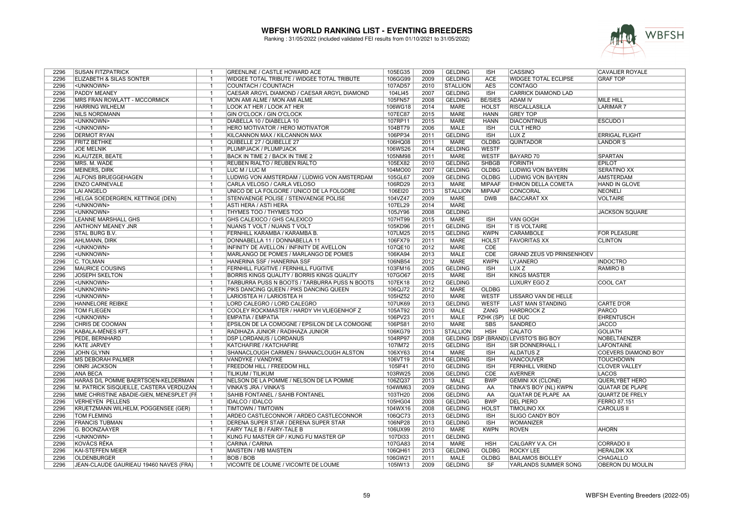# WBFSH WORLD RANKING LIST - EVENTING BREEDERS

Ranking : 31/05/2022 (included validated FEI results from 01/10/2021 to 31/05/2022)

| | | | | | | | | | | |
|---|---|---|---|---|---|---|---|---|---|---|
| 2296 | SUSAN FITZPATRICK | 1 | GREENLINE / CASTLE HOWARD ACE | 105EG35 | 2009 | GELDING | ISH | CASSINO | CAVALIER ROYALE |
| 2296 | ELIZABETH & SILAS SONTER | 1 | WIDGEE TOTAL TRIBUTE / WIDGEE TOTAL TRIBUTE | 106GG99 | 2009 | GELDING | ACE | WIDGEE TOTAL ECLIPSE | GRAF TOP |
| 2296 | <UNKNOWN> | 1 | COUNTACH / COUNTACH | 107AD57 | 2010 | STALLION | AES | CONTAGO | |
| 2296 | PADDY MEANEY | 1 | CAESAR ARGYL DIAMOND / CAESAR ARGYL DIAMOND | 104LI45 | 2007 | GELDING | ISH | CARRICK DIAMOND LAD | |
| 2296 | MRS FRAN ROWLATT - MCCORMICK | 1 | MON AMI ALME / MON AMI ALME | 105FN57 | 2008 | GELDING | BE/SIES | ADAM IV | MILE HILL |
| 2296 | HARRING WILHELM | 1 | LOOK AT HER / LOOK AT HER | 106WG18 | 2014 | MARE | HOLST | RISCALLASILLA | LARIMAR 7 |
| 2296 | NILS NORDMANN | 1 | GIN O'CLOCK / GIN O'CLOCK | 107EC87 | 2015 | MARE | HANN | GREY TOP | |
| 2296 | <UNKNOWN> | 1 | DIABELLA 10 / DIABELLA 10 | 107RP11 | 2015 | MARE | HANN | DIACONTINUS | ESCUDO I |
| 2296 | <UNKNOWN> | 1 | HERO MOTIVATOR / HERO MOTIVATOR | 104BT79 | 2006 | MALE | ISH | CULT HERO | |
| 2296 | DERMOT RYAN | 1 | KILCANNON MAX / KILCANNON MAX | 106PP34 | 2011 | GELDING | ISH | LUX Z | ERRIGAL FLIGHT |
| 2296 | FRITZ BETHKE | 1 | QUIBELLE 27 / QUIBELLE 27 | 106HQ08 | 2011 | MARE | OLDBG | QUINTADOR | LANDOR S |
| 2296 | JOE MELNIK | 1 | PLUMPJACK / PLUMPJACK | 106WS26 | 2014 | GELDING | WESTF | | |
| 2296 | KLAUTZER, BEATE | 1 | BACK IN TIME 2 / BACK IN TIME 2 | 105NM98 | 2011 | MARE | WESTF | BAYARD 70 | SPARTAN |
| 2296 | MRS. M. WADE | 1 | REUBEN RIALTO / REUBEN RIALTO | 105EX82 | 2010 | GELDING | SHBGB | FORINTH | EPILOT |
| 2296 | MEINERS, DIRK | 1 | LUC M / LUC M | 104MO00 | 2007 | GELDING | OLDBG | LUDWIG VON BAYERN | SERATINO XX |
| 2296 | ALFONS BRUEGGEHAGEN | 1 | LUDWIG VON AMSTERDAM / LUDWIG VON AMSTERDAM | 105GL67 | 2009 | GELDING | OLDBG | LUDWIG VON BAYERN | AMSTERDAM |
| 2296 | ENZO CARNEVALE | 1 | CARLA VELOSO / CARLA VELOSO | 106RD29 | 2013 | MARE | MIPAAF | EHMON DELLA COMETA | HAND IN GLOVE |
| 2296 | LAI ANGELO | 1 | UNICO DE LA FOLGORE / UNICO DE LA FOLGORE | 106EI20 | 2013 | STALLION | MIPAAF | CONCORAL | NEONELI |
| 2296 | HELGA SOEDERGREN, KETTINGE (DEN) | 1 | STENVAENGE POLISE / STENVAENGE POLISE | 104VZ47 | 2009 | MARE | DWB | BACCARAT XX | VOLTAIRE |
| 2296 | <UNKNOWN> | 1 | ASTI HERA / ASTI HERA | 107EL29 | 2014 | MARE | | | |
| 2296 | <UNKNOWN> | 1 | THYMES TOO / THYMES TOO | 105JY96 | 2008 | GELDING | | | JACKSON SQUARE |
| 2296 | LEANNE MARSHALL GHS | 1 | GHS CALEXICO / GHS CALEXICO | 107HT99 | 2015 | MARE | ISH | VAN GOGH | |
| 2296 | ANTHONY MEANEY JNR | 1 | NUANS T VOLT / NUANS T VOLT | 105KD96 | 2011 | GELDING | ISH | T IS VOLTAIRE | |
| 2296 | STAL BURG B.V. | 1 | FERNHILL KARAMBA / KARAMBA B. | 107LM25 | 2015 | GELDING | KWPN | CARAMBOLE | FOR PLEASURE |
| 2296 | AHLMANN, DIRK | 1 | DONNABELLA 11 / DONNABELLA 11 | 106FX79 | 2011 | MARE | HOLST | FAVORITAS XX | CLINTON |
| 2296 | <UNKNOWN> | 1 | INFINITY DE AVELLON / INFINITY DE AVELLON | 107QE10 | 2012 | MARE | CDE | | |
| 2296 | <UNKNOWN> | 1 | MARLANGO DE POMES / MARLANGO DE POMES | 106KA94 | 2013 | MALE | CDE | GRAND ZEUS VD PRINSENHOEV | |
| 2296 | C. TOLMAN | 1 | HANERINA SSF / HANERINA SSF | 106NB54 | 2012 | MARE | KWPN | LYJANERO | INDOCTRO |
| 2296 | MAURICE COUSINS | 1 | FERNHILL FUGITIVE / FERNHILL FUGITIVE | 103FM16 | 2005 | GELDING | ISH | LUX Z | RAMIRO B |
| 2296 | JOSEPH SKELTON | 1 | BORRIS KINGS QUALITY / BORRIS KINGS QUALITY | 107GO67 | 2015 | MARE | ISH | KINGS MASTER | |
| 2296 | <UNKNOWN> | 1 | TARBURRA PUSS N BOOTS / TARBURRA PUSS N BOOTS | 107EK18 | 2012 | GELDING | | LUXURY EGO Z | COOL CAT |
| 2296 | <UNKNOWN> | 1 | PIKS DANCING QUEEN / PIKS DANCING QUEEN | 106QJ72 | 2012 | MARE | OLDBG | | |
| 2296 | <UNKNOWN> | 1 | LARIOSTEA H / LARIOSTEA H | 105HZ52 | 2010 | MARE | WESTF | LISSARO VAN DE HELLE | |
| 2296 | HANNELORE REIBKE | 1 | LORD CALEGRO / LORD CALEGRO | 107UK69 | 2013 | GELDING | WESTF | LAST MAN STANDING | CARTE D'OR |
| 2296 | TOM FLIEGEN | 1 | COOLEY ROCKMASTER / HARDY VH VLIEGENHOF Z | 105AT92 | 2010 | MALE | ZANG | HARDROCK Z | PARCO |
| 2296 | <UNKNOWN> | 1 | EMPATIA / EMPATIA | 106PV23 | 2011 | MALE | PZHK (SP) | LE DUC | EHRENTUSCH |
| 2296 | CHRIS DE COOMAN | 1 | EPSILON DE LA COMOGNE / EPSILON DE LA COMOGNE | 106PS81 | 2010 | MARE | SBS | SANDREO | JACCO |
| 2296 | KABALA-MÉNES KFT. | 1 | RADIHAZA JUNIOR / RADIHAZA JUNIOR | 106KG79 | 2013 | STALLION | HSH | CALATO | GOLIATH |
| 2296 | PEDE, BERNHARD | 1 | DSP LORDANUS / LORDANUS | 104RP97 | 2008 | GELDING | DSP (BRAND) | LEVISTO'S BIG BOY | NOBELTAENZER |
| 2296 | KATE JARVEY | 1 | KATCHAFIRE / KATCHAFIRE | 107IM72 | 2015 | GELDING | ISH | SIR DONNERHALL I | LAFONTAINE |
| 2296 | JOHN GLYNN | 1 | SHANACLOUGH CARMEN / SHANACLOUGH ALSTON | 106XY63 | 2014 | MARE | ISH | ALDATUS Z | COEVERS DIAMOND BOY |
| 2296 | MS DEBORAH PALMER | 1 | VANDYKE / VANDYKE | 106VT19 | 2014 | GELDING | ISH | VANCOUVER | TOUCHDOWN |
| 2296 | OINRI JACKSON | 1 | FREEDOM HILL / FREEDOM HILL | 105IF41 | 2010 | GELDING | ISH | FERNHILL VRIEND | CLOVER VALLEY |
| 2296 | ANA BECA | 1 | TILIKUM / TILIKUM | 103RW25 | 2006 | GELDING | CDE | AVERNER | LACOS |
| 2296 | HARAS D/L POMME BAERTSOEN-KELDERMAN | 1 | NELSON DE LA POMME / NELSON DE LA POMME | 106ZQ37 | 2013 | MALE | BWP | GEMINI XX (CLONE) | QUERLYBET HERO |
| 2296 | M. PATRICK SISQUEILLE, CASTERA VERDUZAN | 1 | VINKA'S JRA / VINKA'S | 104WM63 | 2009 | GELDING | AA | TINKA'S BOY (NL) KWPN | QUATAR DE PLAPE |
| 2296 | MME CHRISTINE ABADIE-GIEN, MENESPLET (FF | 1 | SAHIB FONTANEL / SAHIB FONTANEL | 103TH20 | 2006 | GELDING | AA | QUATAR DE PLAPE AA | QUARTZ DE FRELY |
| 2296 | VERHEYEN PELLENS | 1 | IDALCO / IDALCO | 105HG04 | 2008 | GELDING | BWP | DEL PIERO | FERRO 87.151 |
| 2296 | KRUETZMANN WILHELM, POGGENSEE (GER) | 1 | TIMTOWN / TIMTOWN | 104WX16 | 2008 | GELDING | HOLST | TIMOLINO XX | CAROLUS II |
| 2296 | TOM FLEMING | 1 | ARDEO CASTLECONNOR / ARDEO CASTLECONNOR | 106QC73 | 2013 | GELDING | ISH | SLIGO CANDY BOY | |
| 2296 | FRANCIS TUBMAN | 1 | DERENA SUPER STAR / DERENA SUPER STAR | 106NP28 | 2013 | GELDING | ISH | WOMANIZER | |
| 2296 | G. BOONZAAYER | 1 | FAIRY TALE B / FAIRY-TALE B | 106UX99 | 2010 | MARE | KWPN | ROVEN | AHORN |
| 2296 | <UNKNOWN> | 1 | KUNG FU MASTER GP / KUNG FU MASTER GP | 107DI33 | 2011 | GELDING | | | |
| 2296 | KOVÁCS RÉKA | 1 | CARINA / CARINA | 107GA83 | 2014 | MARE | HSH | CALGARY V.A. CH | CORRADO II |
| 2296 | KAI-STEFFEN MEIER | 1 | MAISTEIN / MB MAISTEIN | 106QH61 | 2013 | GELDING | OLDBG | ROCKY LEE | HERALDIK XX |
| 2296 | OLDENBURGER | 1 | BOB / BOB | 106GW21 | 2011 | MALE | OLDBG | BAILAMOS BIOLLEY | CHAGALLO |
| 2296 | JEAN-CLAUDE GAURIEAU 19460 NAVES (FRA) | 1 | VICOMTE DE LOUME / VICOMTE DE LOUME | 105IW13 | 2009 | GELDING | SF | YARLANDS SUMMER SONG | OBERON DU MOULIN |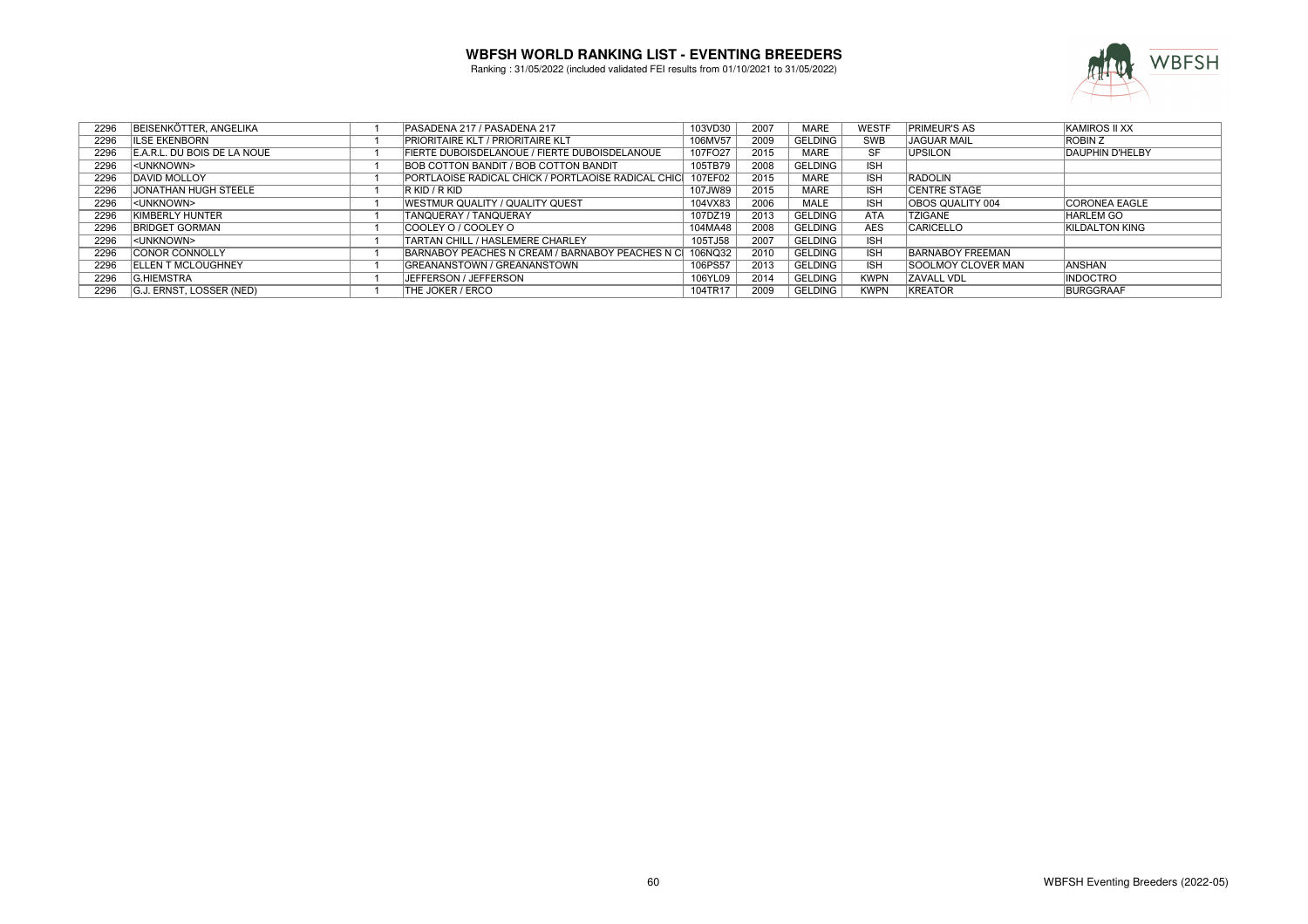# WBFSH WORLD RANKING LIST - EVENTING BREEDERS

Ranking : 31/05/2022 (included validated FEI results from 01/10/2021 to 31/05/2022)

| | | | | | | | | | | |
|---|---|---|---|---|---|---|---|---|---|---|
| 2296 | BEISENKÖTTER, ANGELIKA | 1 | PASADENA 217 / PASADENA 217 | 103VD30 | 2007 | MARE | WESTF | PRIMEUR'S AS | KAMIROS II XX |
| 2296 | ILSE EKENBORN | 1 | PRIORITAIRE KLT / PRIORITAIRE KLT | 106MV57 | 2009 | GELDING | SWB | JAGUAR MAIL | ROBIN Z |
| 2296 | E.A.R.L. DU BOIS DE LA NOUE | 1 | FIERTE DUBOISDELANOUE / FIERTE DUBOISDELANOUE | 107FO27 | 2015 | MARE | SF | UPSILON | DAUPHIN D'HELBY |
| 2296 | <UNKNOWN> | 1 | BOB COTTON BANDIT / BOB COTTON BANDIT | 105TB79 | 2008 | GELDING | ISH | | |
| 2296 | DAVID MOLLOY | 1 | PORTLAOISE RADICAL CHICK / PORTLAOISE RADICAL CHICI | 107EF02 | 2015 | MARE | ISH | RADOLIN | |
| 2296 | JONATHAN HUGH STEELE | 1 | R KID / R KID | 107JW89 | 2015 | MARE | ISH | CENTRE STAGE | |
| 2296 | <UNKNOWN> | 1 | WESTMUR QUALITY / QUALITY QUEST | 104VX83 | 2006 | MALE | ISH | OBOS QUALITY 004 | CORONEA EAGLE |
| 2296 | KIMBERLY HUNTER | 1 | TANQUERAY / TANQUERAY | 107DZ19 | 2013 | GELDING | ATA | TZIGANE | HARLEM GO |
| 2296 | BRIDGET GORMAN | 1 | COOLEY O / COOLEY O | 104MA48 | 2008 | GELDING | AES | CARICELLO | KILDALTON KING |
| 2296 | <UNKNOWN> | 1 | TARTAN CHILL / HASLEMERE CHARLEY | 105TJ58 | 2007 | GELDING | ISH | | |
| 2296 | CONOR CONNOLLY | 1 | BARNABOY PEACHES N CREAM / BARNABOY PEACHES N CI | 106NQ32 | 2010 | GELDING | ISH | BARNABOY FREEMAN | |
| 2296 | ELLEN T MCLOUGHNEY | 1 | GREANANSTOWN / GREANANSTOWN | 106PS57 | 2013 | GELDING | ISH | SOOLMOY CLOVER MAN | ANSHAN |
| 2296 | G.HIEMSTRA | 1 | JEFFERSON / JEFFERSON | 106YL09 | 2014 | GELDING | KWPN | ZAVALL VDL | INDOCTRO |
| 2296 | G.J. ERNST, LOSSER (NED) | 1 | THE JOKER / ERCO | 104TR17 | 2009 | GELDING | KWPN | KREATOR | BURGGRAAF |